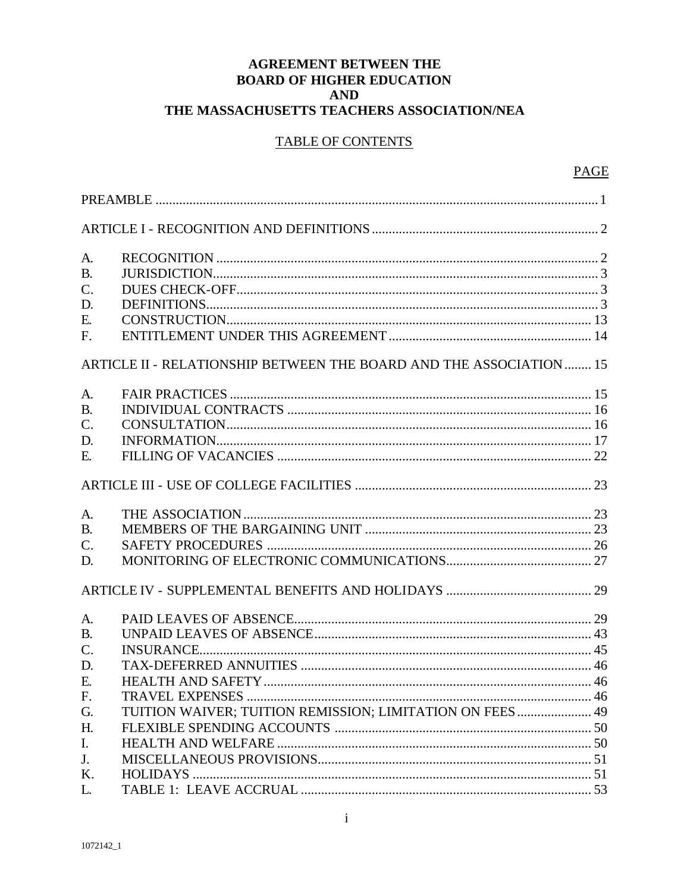# AGREEMENT BETWEEN THE BOARD OF HIGHER EDUCATION AND THE MASSACHUSETTS TEACHERS ASSOCIATION/NEA

## TABLE OF CONTENTS

| | | PAGE |
|---|---|---|
| PREAMBLE | | 1 |
| ARTICLE I - RECOGNITION AND DEFINITIONS | | 2 |
| A. | RECOGNITION | 2 |
| B. | JURISDICTION | 3 |
| C. | DUES CHECK-OFF | 3 |
| D. | DEFINITIONS | 3 |
| E. | CONSTRUCTION | 13 |
| F. | ENTITLEMENT UNDER THIS AGREEMENT | 14 |
| ARTICLE II - RELATIONSHIP BETWEEN THE BOARD AND THE ASSOCIATION | | 15 |
| A. | FAIR PRACTICES | 15 |
| B. | INDIVIDUAL CONTRACTS | 16 |
| C. | CONSULTATION | 16 |
| D. | INFORMATION | 17 |
| E. | FILLING OF VACANCIES | 22 |
| ARTICLE III - USE OF COLLEGE FACILITIES | | 23 |
| A. | THE ASSOCIATION | 23 |
| B. | MEMBERS OF THE BARGAINING UNIT | 23 |
| C. | SAFETY PROCEDURES | 26 |
| D. | MONITORING OF ELECTRONIC COMMUNICATIONS | 27 |
| ARTICLE IV - SUPPLEMENTAL BENEFITS AND HOLIDAYS | | 29 |
| A. | PAID LEAVES OF ABSENCE | 29 |
| B. | UNPAID LEAVES OF ABSENCE | 43 |
| C. | INSURANCE | 45 |
| D. | TAX-DEFERRED ANNUITIES | 46 |
| E. | HEALTH AND SAFETY | 46 |
| F. | TRAVEL EXPENSES | 46 |
| G. | TUITION WAIVER; TUITION REMISSION; LIMITATION ON FEES | 49 |
| H. | FLEXIBLE SPENDING ACCOUNTS | 50 |
| I. | HEALTH AND WELFARE | 50 |
| J. | MISCELLANEOUS PROVISIONS | 51 |
| K. | HOLIDAYS | 51 |
| L. | TABLE 1: LEAVE ACCRUAL | 53 |

1072142_1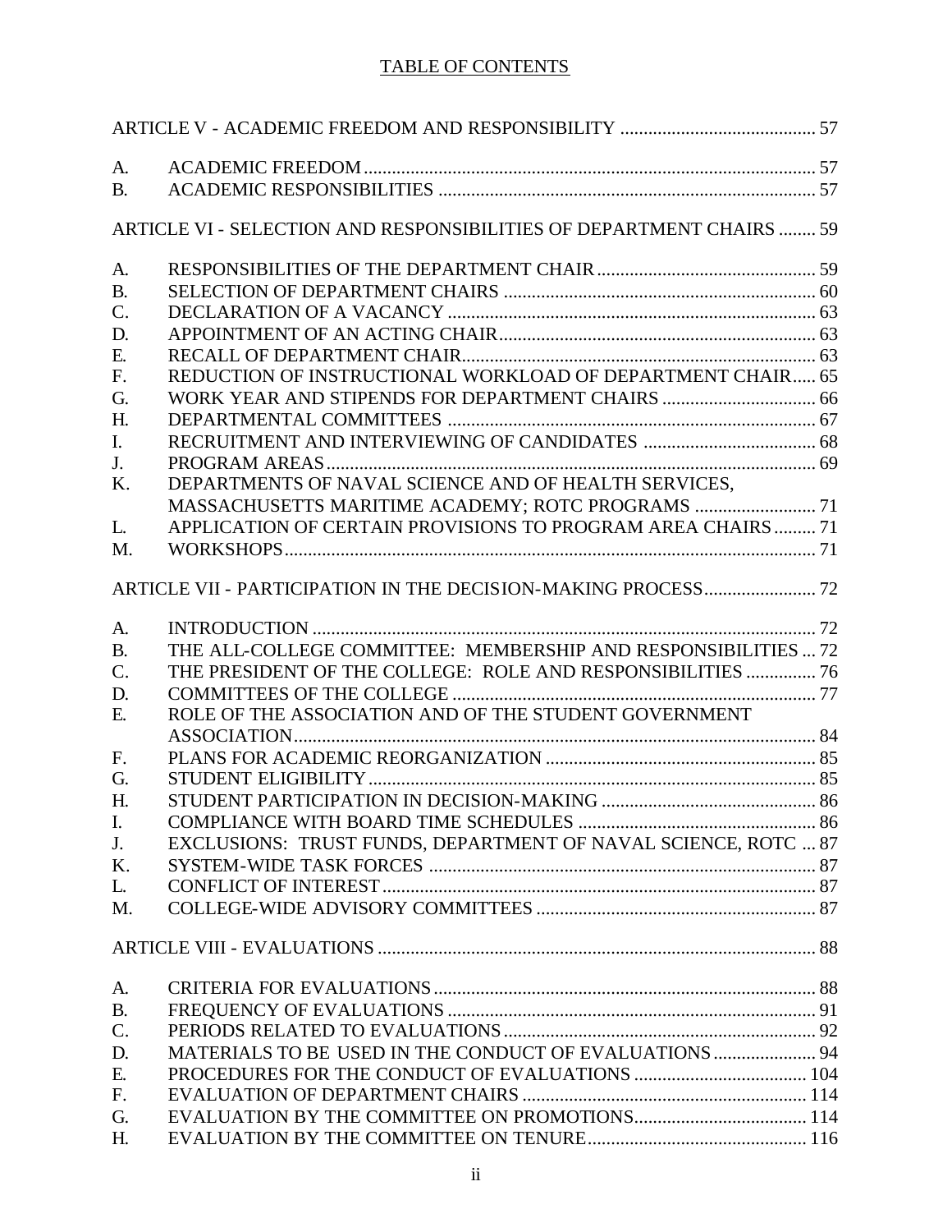## TABLE OF CONTENTS

ARTICLE V - ACADEMIC FREEDOM AND RESPONSIBILITY ............................................ 57

A. ACADEMIC FREEDOM ................................................................................................. 57
B. ACADEMIC RESPONSIBILITIES ................................................................................. 57

ARTICLE VI - SELECTION AND RESPONSIBILITIES OF DEPARTMENT CHAIRS ........ 59

A. RESPONSIBILITIES OF THE DEPARTMENT CHAIR ............................................... 59
B. SELECTION OF DEPARTMENT CHAIRS ................................................................... 60
C. DECLARATION OF A VACANCY ............................................................................... 63
D. APPOINTMENT OF AN ACTING CHAIR .................................................................... 63
E. RECALL OF DEPARTMENT CHAIR ............................................................................ 63
F. REDUCTION OF INSTRUCTIONAL WORKLOAD OF DEPARTMENT CHAIR ..... 65
G. WORK YEAR AND STIPENDS FOR DEPARTMENT CHAIRS ................................. 66
H. DEPARTMENTAL COMMITTEES ............................................................................... 67
I. RECRUITMENT AND INTERVIEWING OF CANDIDATES ..................................... 68
J. PROGRAM AREAS ......................................................................................................... 69
K. DEPARTMENTS OF NAVAL SCIENCE AND OF HEALTH SERVICES, MASSACHUSETTS MARITIME ACADEMY; ROTC PROGRAMS .......................... 71
L. APPLICATION OF CERTAIN PROVISIONS TO PROGRAM AREA CHAIRS ......... 71
M. WORKSHOPS ................................................................................................................. 71

ARTICLE VII - PARTICIPATION IN THE DECISION-MAKING PROCESS ........................ 72

A. INTRODUCTION ............................................................................................................ 72
B. THE ALL-COLLEGE COMMITTEE: MEMBERSHIP AND RESPONSIBILITIES ... 72
C. THE PRESIDENT OF THE COLLEGE: ROLE AND RESPONSIBILITIES ............... 76
D. COMMITTEES OF THE COLLEGE .............................................................................. 77
E. ROLE OF THE ASSOCIATION AND OF THE STUDENT GOVERNMENT ASSOCIATION ................................................................................................................ 84
F. PLANS FOR ACADEMIC REORGANIZATION .......................................................... 85
G. STUDENT ELIGIBILITY ................................................................................................ 85
H. STUDENT PARTICIPATION IN DECISION-MAKING .............................................. 86
I. COMPLIANCE WITH BOARD TIME SCHEDULES ................................................... 86
J. EXCLUSIONS: TRUST FUNDS, DEPARTMENT OF NAVAL SCIENCE, ROTC ... 87
K. SYSTEM-WIDE TASK FORCES ................................................................................... 87
L. CONFLICT OF INTEREST ............................................................................................. 87
M. COLLEGE-WIDE ADVISORY COMMITTEES ............................................................ 87

ARTICLE VIII - EVALUATIONS .............................................................................................. 88

A. CRITERIA FOR EVALUATIONS .................................................................................. 88
B. FREQUENCY OF EVALUATIONS ............................................................................... 91
C. PERIODS RELATED TO EVALUATIONS ................................................................... 92
D. MATERIALS TO BE USED IN THE CONDUCT OF EVALUATIONS ...................... 94
E. PROCEDURES FOR THE CONDUCT OF EVALUATIONS ..................................... 104
F. EVALUATION OF DEPARTMENT CHAIRS ............................................................. 114
G. EVALUATION BY THE COMMITTEE ON PROMOTIONS ..................................... 114
H. EVALUATION BY THE COMMITTEE ON TENURE ............................................... 116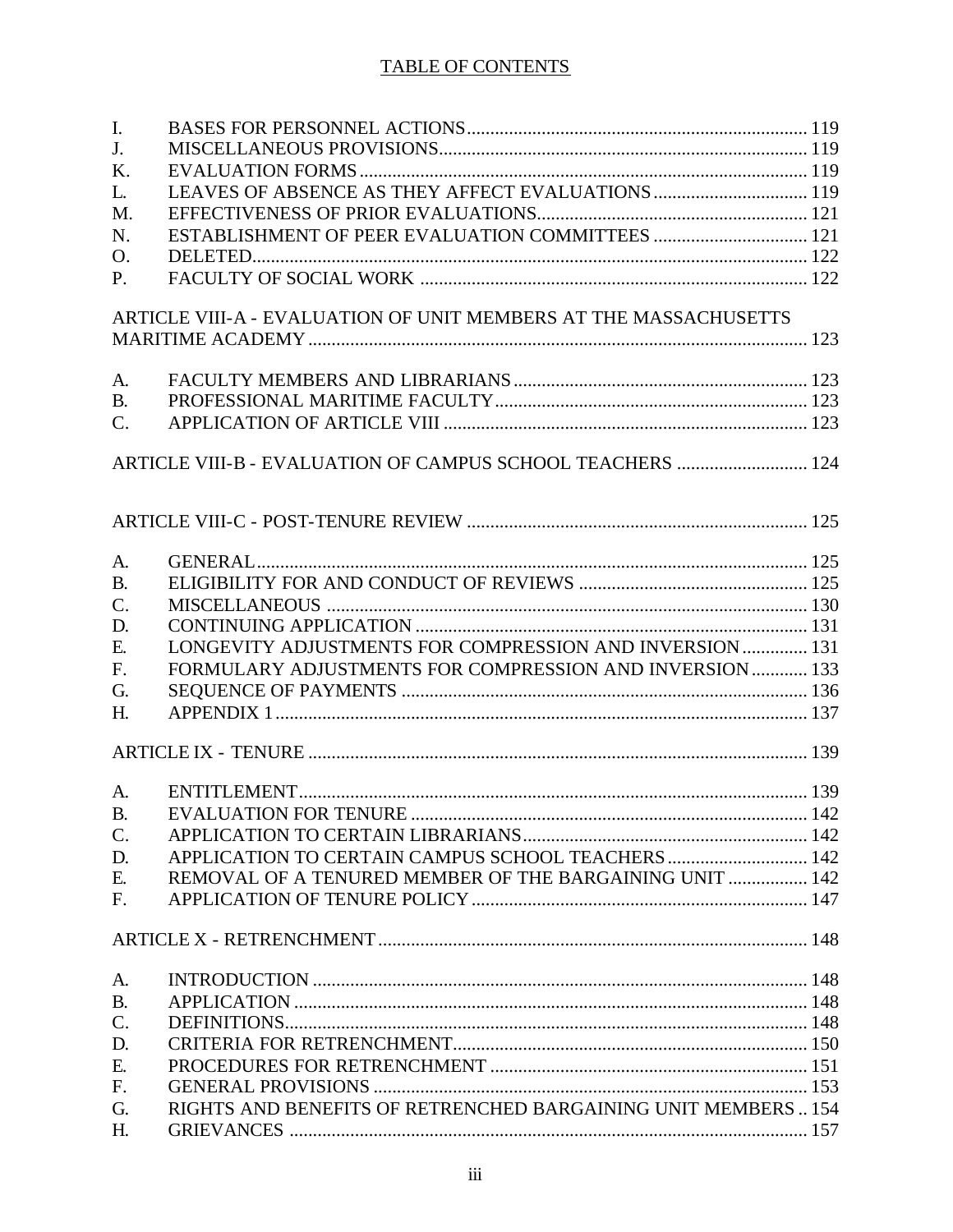TABLE OF CONTENTS

| | | |
|---|---|---|
| I. | BASES FOR PERSONNEL ACTIONS | 119 |
| J. | MISCELLANEOUS PROVISIONS | 119 |
| K. | EVALUATION FORMS | 119 |
| L. | LEAVES OF ABSENCE AS THEY AFFECT EVALUATIONS | 119 |
| M. | EFFECTIVENESS OF PRIOR EVALUATIONS | 121 |
| N. | ESTABLISHMENT OF PEER EVALUATION COMMITTEES | 121 |
| O. | DELETED | 122 |
| P. | FACULTY OF SOCIAL WORK | 122 |

ARTICLE VIII-A - EVALUATION OF UNIT MEMBERS AT THE MASSACHUSETTS MARITIME ACADEMY ..... 123

| | | |
|---|---|---|
| A. | FACULTY MEMBERS AND LIBRARIANS | 123 |
| B. | PROFESSIONAL MARITIME FACULTY | 123 |
| C. | APPLICATION OF ARTICLE VIII | 123 |

ARTICLE VIII-B - EVALUATION OF CAMPUS SCHOOL TEACHERS ..... 124

ARTICLE VIII-C - POST-TENURE REVIEW ..... 125

| | | |
|---|---|---|
| A. | GENERAL | 125 |
| B. | ELIGIBILITY FOR AND CONDUCT OF REVIEWS | 125 |
| C. | MISCELLANEOUS | 130 |
| D. | CONTINUING APPLICATION | 131 |
| E. | LONGEVITY ADJUSTMENTS FOR COMPRESSION AND INVERSION | 131 |
| F. | FORMULARY ADJUSTMENTS FOR COMPRESSION AND INVERSION | 133 |
| G. | SEQUENCE OF PAYMENTS | 136 |
| H. | APPENDIX 1 | 137 |

ARTICLE IX - TENURE ..... 139

| | | |
|---|---|---|
| A. | ENTITLEMENT | 139 |
| B. | EVALUATION FOR TENURE | 142 |
| C. | APPLICATION TO CERTAIN LIBRARIANS | 142 |
| D. | APPLICATION TO CERTAIN CAMPUS SCHOOL TEACHERS | 142 |
| E. | REMOVAL OF A TENURED MEMBER OF THE BARGAINING UNIT | 142 |
| F. | APPLICATION OF TENURE POLICY | 147 |

ARTICLE X - RETRENCHMENT ..... 148

| | | |
|---|---|---|
| A. | INTRODUCTION | 148 |
| B. | APPLICATION | 148 |
| C. | DEFINITIONS | 148 |
| D. | CRITERIA FOR RETRENCHMENT | 150 |
| E. | PROCEDURES FOR RETRENCHMENT | 151 |
| F. | GENERAL PROVISIONS | 153 |
| G. | RIGHTS AND BENEFITS OF RETRENCHED BARGAINING UNIT MEMBERS | 154 |
| H. | GRIEVANCES | 157 |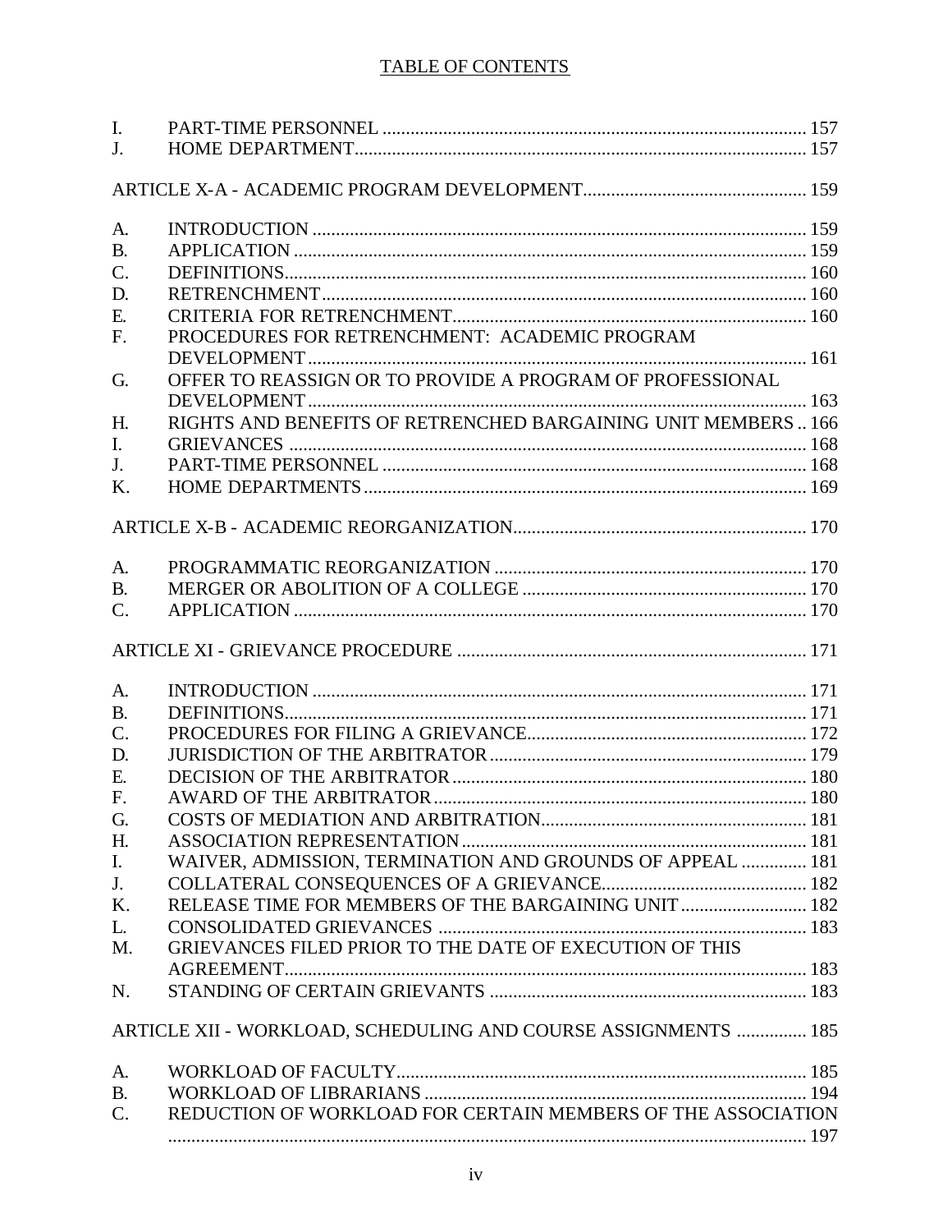## TABLE OF CONTENTS

| | | |
|---|---|---|
| I. | PART-TIME PERSONNEL | 157 |
| J. | HOME DEPARTMENT | 157 |
| | **ARTICLE X-A - ACADEMIC PROGRAM DEVELOPMENT** | 159 |
| A. | INTRODUCTION | 159 |
| B. | APPLICATION | 159 |
| C. | DEFINITIONS | 160 |
| D. | RETRENCHMENT | 160 |
| E. | CRITERIA FOR RETRENCHMENT | 160 |
| F. | PROCEDURES FOR RETRENCHMENT: ACADEMIC PROGRAM DEVELOPMENT | 161 |
| G. | OFFER TO REASSIGN OR TO PROVIDE A PROGRAM OF PROFESSIONAL DEVELOPMENT | 163 |
| H. | RIGHTS AND BENEFITS OF RETRENCHED BARGAINING UNIT MEMBERS | 166 |
| I. | GRIEVANCES | 168 |
| J. | PART-TIME PERSONNEL | 168 |
| K. | HOME DEPARTMENTS | 169 |
| | **ARTICLE X-B - ACADEMIC REORGANIZATION** | 170 |
| A. | PROGRAMMATIC REORGANIZATION | 170 |
| B. | MERGER OR ABOLITION OF A COLLEGE | 170 |
| C. | APPLICATION | 170 |
| | **ARTICLE XI - GRIEVANCE PROCEDURE** | 171 |
| A. | INTRODUCTION | 171 |
| B. | DEFINITIONS | 171 |
| C. | PROCEDURES FOR FILING A GRIEVANCE | 172 |
| D. | JURISDICTION OF THE ARBITRATOR | 179 |
| E. | DECISION OF THE ARBITRATOR | 180 |
| F. | AWARD OF THE ARBITRATOR | 180 |
| G. | COSTS OF MEDIATION AND ARBITRATION | 181 |
| H. | ASSOCIATION REPRESENTATION | 181 |
| I. | WAIVER, ADMISSION, TERMINATION AND GROUNDS OF APPEAL | 181 |
| J. | COLLATERAL CONSEQUENCES OF A GRIEVANCE | 182 |
| K. | RELEASE TIME FOR MEMBERS OF THE BARGAINING UNIT | 182 |
| L. | CONSOLIDATED GRIEVANCES | 183 |
| M. | GRIEVANCES FILED PRIOR TO THE DATE OF EXECUTION OF THIS AGREEMENT | 183 |
| N. | STANDING OF CERTAIN GRIEVANTS | 183 |
| | **ARTICLE XII - WORKLOAD, SCHEDULING AND COURSE ASSIGNMENTS** | 185 |
| A. | WORKLOAD OF FACULTY | 185 |
| B. | WORKLOAD OF LIBRARIANS | 194 |
| C. | REDUCTION OF WORKLOAD FOR CERTAIN MEMBERS OF THE ASSOCIATION | 197 |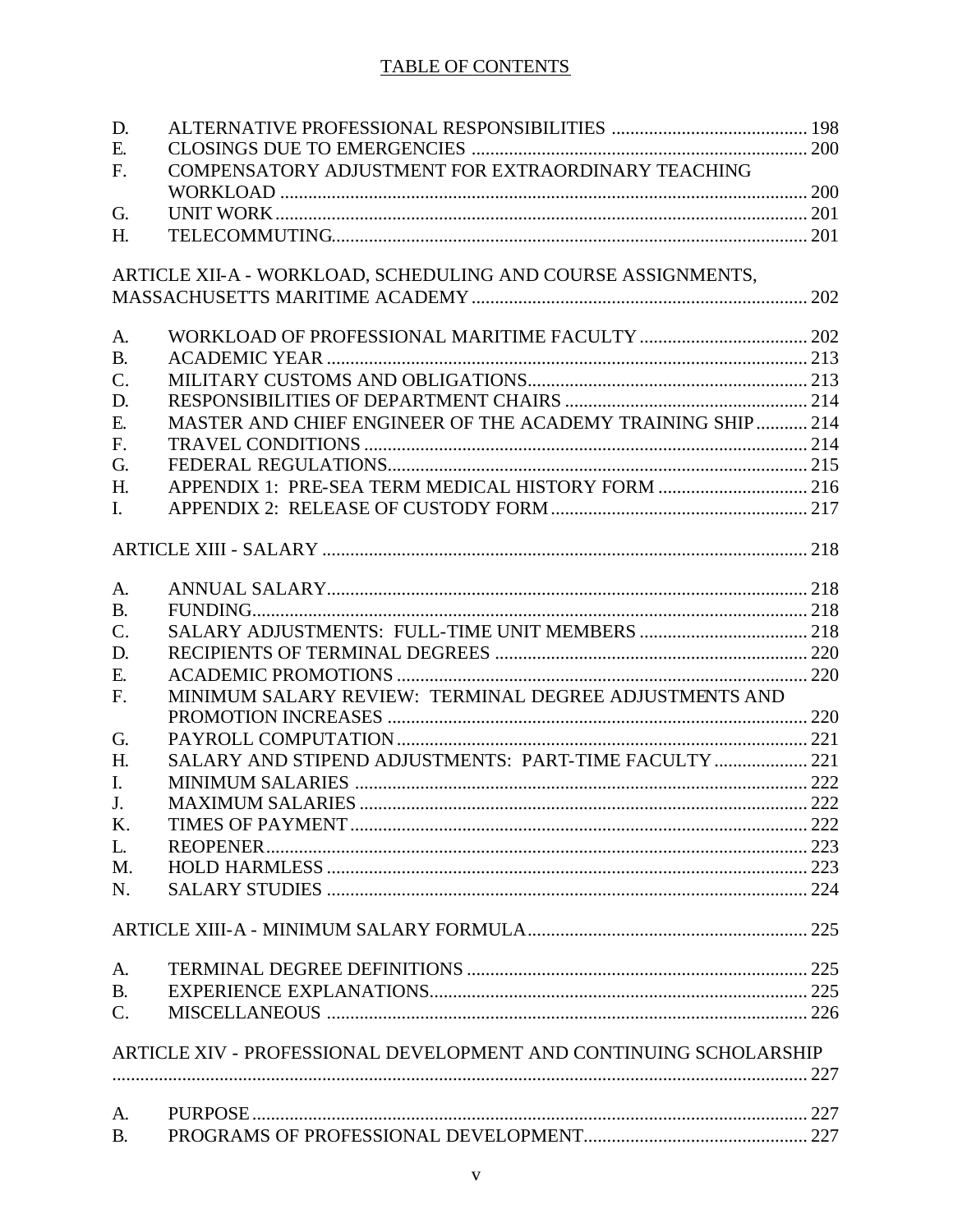TABLE OF CONTENTS

| | | |
|---|---|---|
| D. | ALTERNATIVE PROFESSIONAL RESPONSIBILITIES | 198 |
| E. | CLOSINGS DUE TO EMERGENCIES | 200 |
| F. | COMPENSATORY ADJUSTMENT FOR EXTRAORDINARY TEACHING WORKLOAD | 200 |
| G. | UNIT WORK | 201 |
| H. | TELECOMMUTING | 201 |

ARTICLE XII-A - WORKLOAD, SCHEDULING AND COURSE ASSIGNMENTS, MASSACHUSETTS MARITIME ACADEMY .......... 202

| | | |
|---|---|---|
| A. | WORKLOAD OF PROFESSIONAL MARITIME FACULTY | 202 |
| B. | ACADEMIC YEAR | 213 |
| C. | MILITARY CUSTOMS AND OBLIGATIONS | 213 |
| D. | RESPONSIBILITIES OF DEPARTMENT CHAIRS | 214 |
| E. | MASTER AND CHIEF ENGINEER OF THE ACADEMY TRAINING SHIP | 214 |
| F. | TRAVEL CONDITIONS | 214 |
| G. | FEDERAL REGULATIONS | 215 |
| H. | APPENDIX 1: PRE-SEA TERM MEDICAL HISTORY FORM | 216 |
| I. | APPENDIX 2: RELEASE OF CUSTODY FORM | 217 |

ARTICLE XIII - SALARY .......... 218

| | | |
|---|---|---|
| A. | ANNUAL SALARY | 218 |
| B. | FUNDING | 218 |
| C. | SALARY ADJUSTMENTS: FULL-TIME UNIT MEMBERS | 218 |
| D. | RECIPIENTS OF TERMINAL DEGREES | 220 |
| E. | ACADEMIC PROMOTIONS | 220 |
| F. | MINIMUM SALARY REVIEW: TERMINAL DEGREE ADJUSTMENTS AND PROMOTION INCREASES | 220 |
| G. | PAYROLL COMPUTATION | 221 |
| H. | SALARY AND STIPEND ADJUSTMENTS: PART-TIME FACULTY | 221 |
| I. | MINIMUM SALARIES | 222 |
| J. | MAXIMUM SALARIES | 222 |
| K. | TIMES OF PAYMENT | 222 |
| L. | REOPENER | 223 |
| M. | HOLD HARMLESS | 223 |
| N. | SALARY STUDIES | 224 |

ARTICLE XIII-A - MINIMUM SALARY FORMULA .......... 225

| | | |
|---|---|---|
| A. | TERMINAL DEGREE DEFINITIONS | 225 |
| B. | EXPERIENCE EXPLANATIONS | 225 |
| C. | MISCELLANEOUS | 226 |

ARTICLE XIV - PROFESSIONAL DEVELOPMENT AND CONTINUING SCHOLARSHIP .......... 227

| | | |
|---|---|---|
| A. | PURPOSE | 227 |
| B. | PROGRAMS OF PROFESSIONAL DEVELOPMENT | 227 |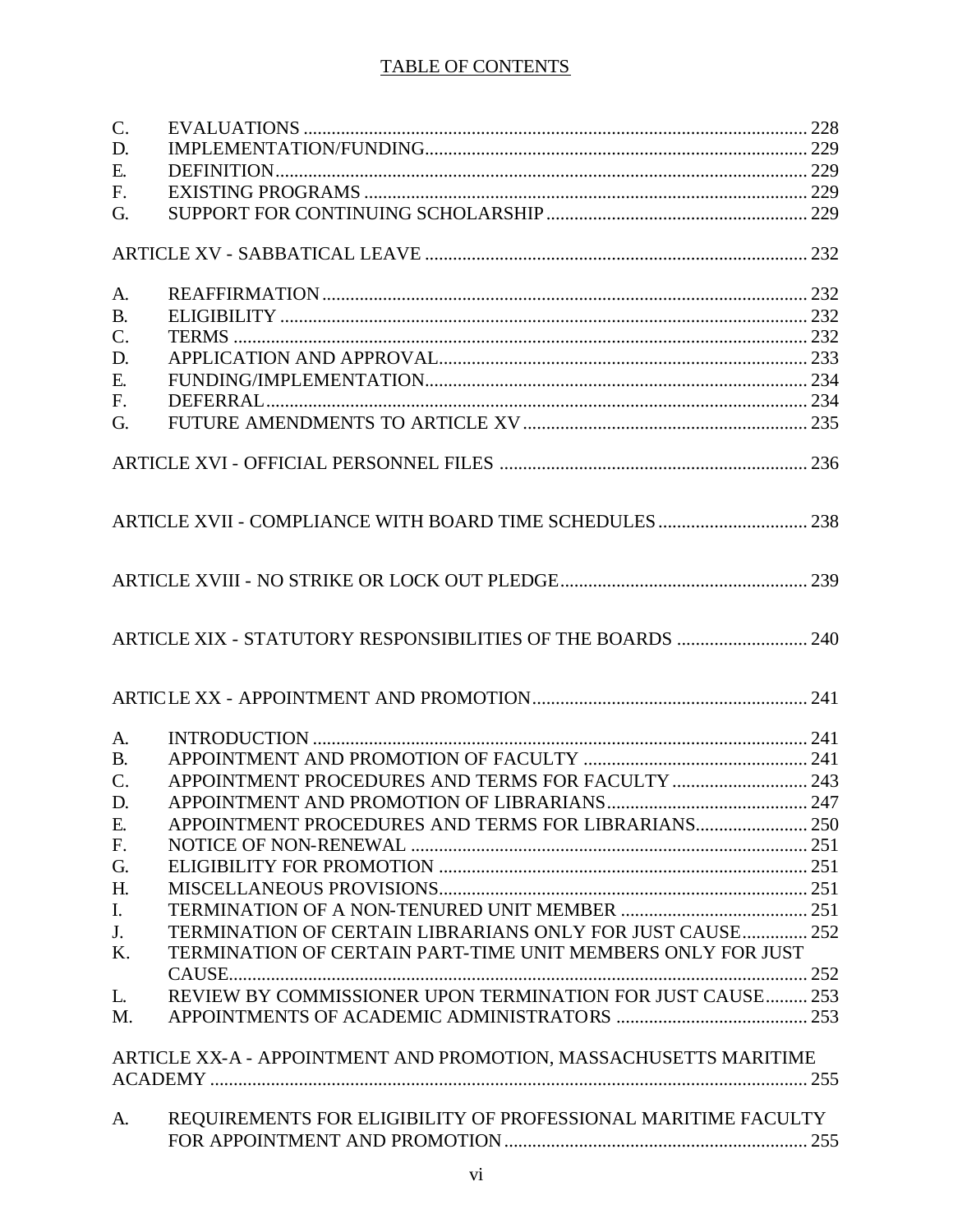TABLE OF CONTENTS

C. EVALUATIONS ........................................................................................................ 228
D. IMPLEMENTATION/FUNDING................................................................................ 229
E. DEFINITION.................................................................................................................. 229
F. EXISTING PROGRAMS .............................................................................................. 229
G. SUPPORT FOR CONTINUING SCHOLARSHIP ........................................................ 229

ARTICLE XV - SABBATICAL LEAVE ................................................................................. 232

A. REAFFIRMATION ........................................................................................................ 232
B. ELIGIBILITY ................................................................................................................. 232
C. TERMS ........................................................................................................................... 232
D. APPLICATION AND APPROVAL.............................................................................. 233
E. FUNDING/IMPLEMENTATION.................................................................................. 234
F. DEFERRAL.................................................................................................................... 234
G. FUTURE AMENDMENTS TO ARTICLE XV ............................................................ 235

ARTICLE XVI - OFFICIAL PERSONNEL FILES ................................................................. 236

ARTICLE XVII - COMPLIANCE WITH BOARD TIME SCHEDULES ................................ 238

ARTICLE XVIII - NO STRIKE OR LOCK OUT PLEDGE..................................................... 239

ARTICLE XIX - STATUTORY RESPONSIBILITIES OF THE BOARDS ............................ 240

ARTICLE XX - APPOINTMENT AND PROMOTION........................................................... 241

A. INTRODUCTION .......................................................................................................... 241
B. APPOINTMENT AND PROMOTION OF FACULTY ................................................ 241
C. APPOINTMENT PROCEDURES AND TERMS FOR FACULTY ............................. 243
D. APPOINTMENT AND PROMOTION OF LIBRARIANS........................................... 247
E. APPOINTMENT PROCEDURES AND TERMS FOR LIBRARIANS........................ 250
F. NOTICE OF NON-RENEWAL ..................................................................................... 251
G. ELIGIBILITY FOR PROMOTION ............................................................................... 251
H. MISCELLANEOUS PROVISIONS............................................................................... 251
I. TERMINATION OF A NON-TENURED UNIT MEMBER ........................................ 251
J. TERMINATION OF CERTAIN LIBRARIANS ONLY FOR JUST CAUSE.............. 252
K. TERMINATION OF CERTAIN PART-TIME UNIT MEMBERS ONLY FOR JUST CAUSE........................................................................................................................ 252
L. REVIEW BY COMMISSIONER UPON TERMINATION FOR JUST CAUSE......... 253
M. APPOINTMENTS OF ACADEMIC ADMINISTRATORS ......................................... 253

ARTICLE XX-A - APPOINTMENT AND PROMOTION, MASSACHUSETTS MARITIME ACADEMY ............................................................................................................................ 255

A. REQUIREMENTS FOR ELIGIBILITY OF PROFESSIONAL MARITIME FACULTY FOR APPOINTMENT AND PROMOTION ................................................................. 255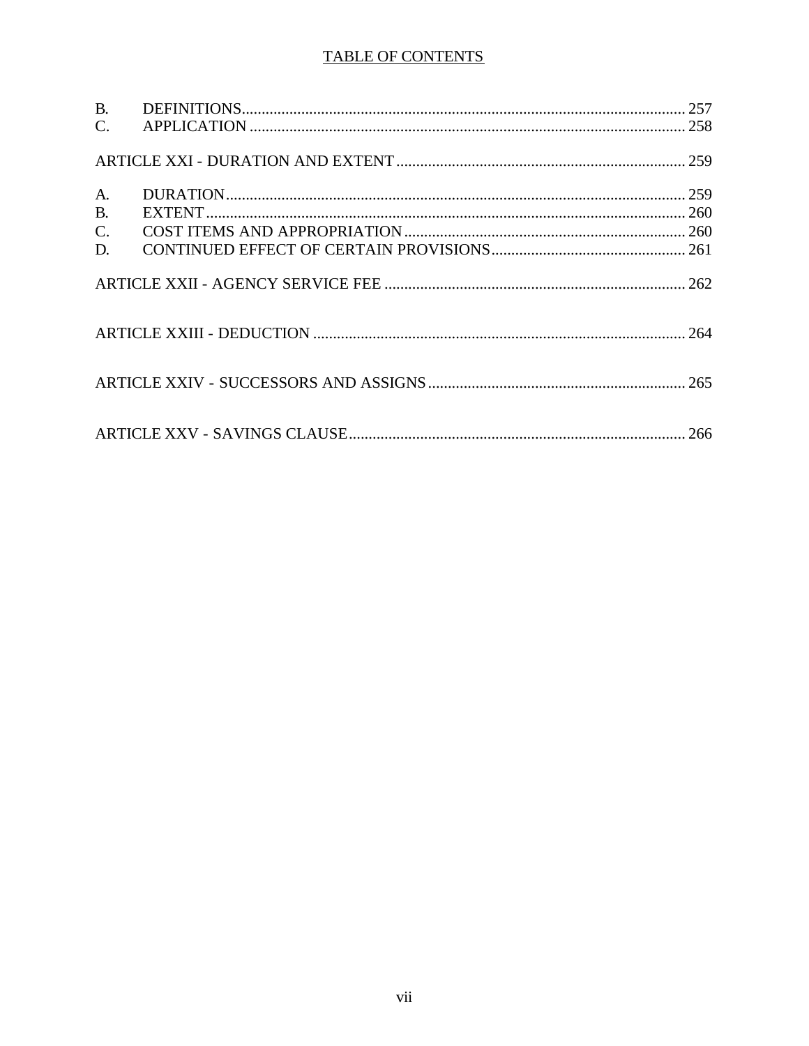# TABLE OF CONTENTS

| | | |
|---|---|---|
| B. | DEFINITIONS | 257 |
| C. | APPLICATION | 258 |

ARTICLE XXI - DURATION AND EXTENT ..... 259

| | | |
|---|---|---|
| A. | DURATION | 259 |
| B. | EXTENT | 260 |
| C. | COST ITEMS AND APPROPRIATION | 260 |
| D. | CONTINUED EFFECT OF CERTAIN PROVISIONS | 261 |

ARTICLE XXII - AGENCY SERVICE FEE ..... 262

ARTICLE XXIII - DEDUCTION ..... 264

ARTICLE XXIV - SUCCESSORS AND ASSIGNS ..... 265

ARTICLE XXV - SAVINGS CLAUSE ..... 266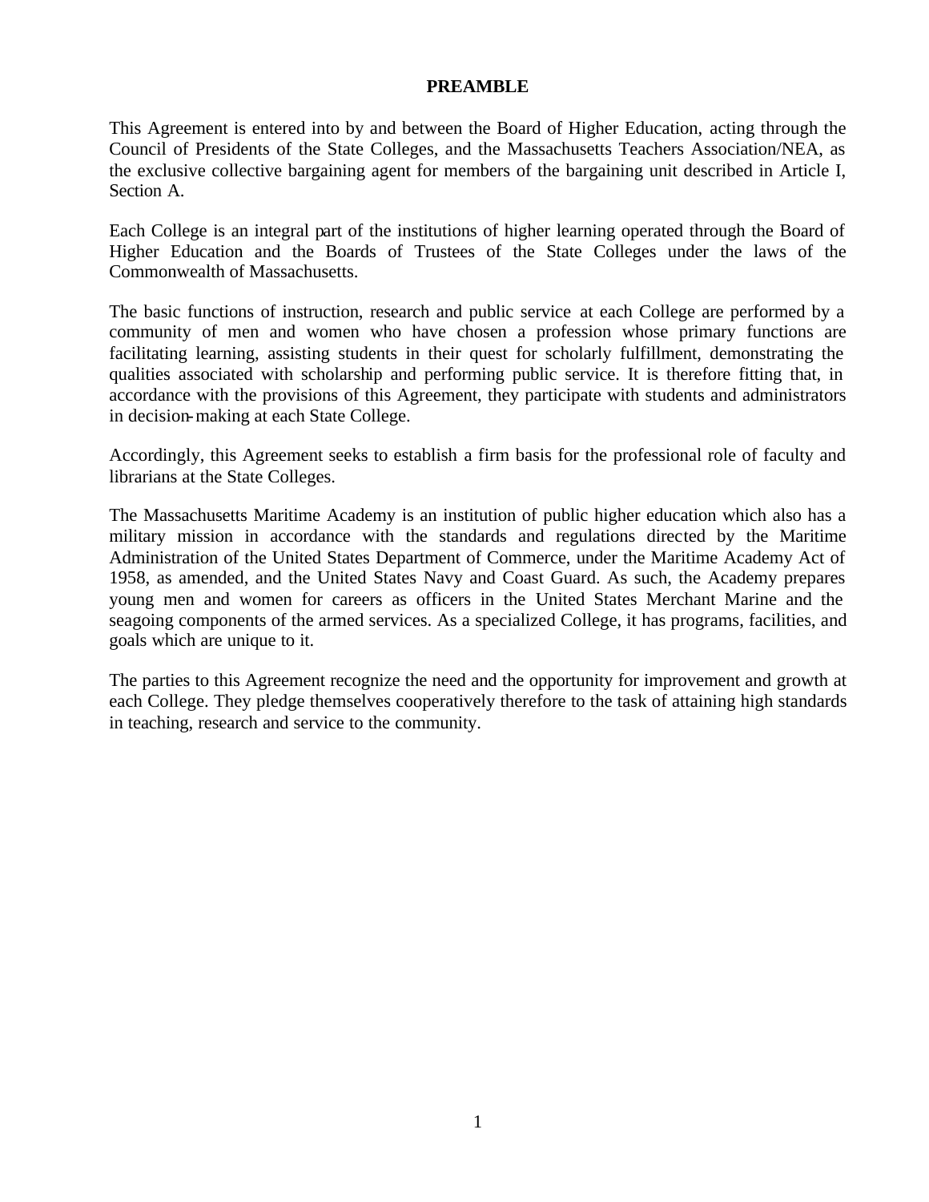# PREAMBLE

This Agreement is entered into by and between the Board of Higher Education, acting through the Council of Presidents of the State Colleges, and the Massachusetts Teachers Association/NEA, as the exclusive collective bargaining agent for members of the bargaining unit described in Article I, Section A.

Each College is an integral part of the institutions of higher learning operated through the Board of Higher Education and the Boards of Trustees of the State Colleges under the laws of the Commonwealth of Massachusetts.

The basic functions of instruction, research and public service at each College are performed by a community of men and women who have chosen a profession whose primary functions are facilitating learning, assisting students in their quest for scholarly fulfillment, demonstrating the qualities associated with scholarship and performing public service. It is therefore fitting that, in accordance with the provisions of this Agreement, they participate with students and administrators in decision-making at each State College.

Accordingly, this Agreement seeks to establish a firm basis for the professional role of faculty and librarians at the State Colleges.

The Massachusetts Maritime Academy is an institution of public higher education which also has a military mission in accordance with the standards and regulations directed by the Maritime Administration of the United States Department of Commerce, under the Maritime Academy Act of 1958, as amended, and the United States Navy and Coast Guard. As such, the Academy prepares young men and women for careers as officers in the United States Merchant Marine and the seagoing components of the armed services. As a specialized College, it has programs, facilities, and goals which are unique to it.

The parties to this Agreement recognize the need and the opportunity for improvement and growth at each College. They pledge themselves cooperatively therefore to the task of attaining high standards in teaching, research and service to the community.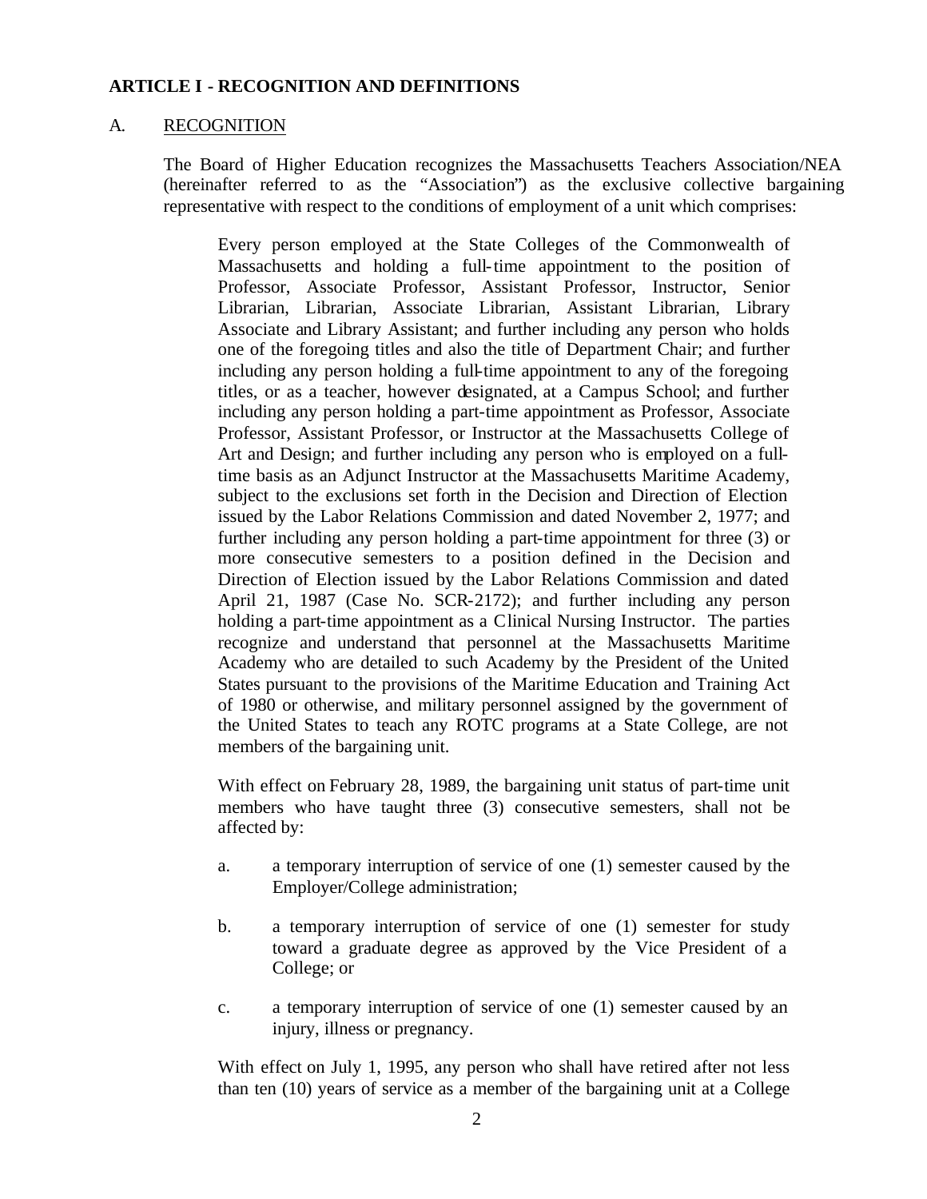## ARTICLE I - RECOGNITION AND DEFINITIONS

### A. RECOGNITION

The Board of Higher Education recognizes the Massachusetts Teachers Association/NEA (hereinafter referred to as the "Association") as the exclusive collective bargaining representative with respect to the conditions of employment of a unit which comprises:

> Every person employed at the State Colleges of the Commonwealth of Massachusetts and holding a full-time appointment to the position of Professor, Associate Professor, Assistant Professor, Instructor, Senior Librarian, Librarian, Associate Librarian, Assistant Librarian, Library Associate and Library Assistant; and further including any person who holds one of the foregoing titles and also the title of Department Chair; and further including any person holding a full-time appointment to any of the foregoing titles, or as a teacher, however designated, at a Campus School; and further including any person holding a part-time appointment as Professor, Associate Professor, Assistant Professor, or Instructor at the Massachusetts College of Art and Design; and further including any person who is employed on a full-time basis as an Adjunct Instructor at the Massachusetts Maritime Academy, subject to the exclusions set forth in the Decision and Direction of Election issued by the Labor Relations Commission and dated November 2, 1977; and further including any person holding a part-time appointment for three (3) or more consecutive semesters to a position defined in the Decision and Direction of Election issued by the Labor Relations Commission and dated April 21, 1987 (Case No. SCR-2172); and further including any person holding a part-time appointment as a Clinical Nursing Instructor. The parties recognize and understand that personnel at the Massachusetts Maritime Academy who are detailed to such Academy by the President of the United States pursuant to the provisions of the Maritime Education and Training Act of 1980 or otherwise, and military personnel assigned by the government of the United States to teach any ROTC programs at a State College, are not members of the bargaining unit.
>
> With effect on February 28, 1989, the bargaining unit status of part-time unit members who have taught three (3) consecutive semesters, shall not be affected by:
>
> a. a temporary interruption of service of one (1) semester caused by the Employer/College administration;
>
> b. a temporary interruption of service of one (1) semester for study toward a graduate degree as approved by the Vice President of a College; or
>
> c. a temporary interruption of service of one (1) semester caused by an injury, illness or pregnancy.
>
> With effect on July 1, 1995, any person who shall have retired after not less than ten (10) years of service as a member of the bargaining unit at a College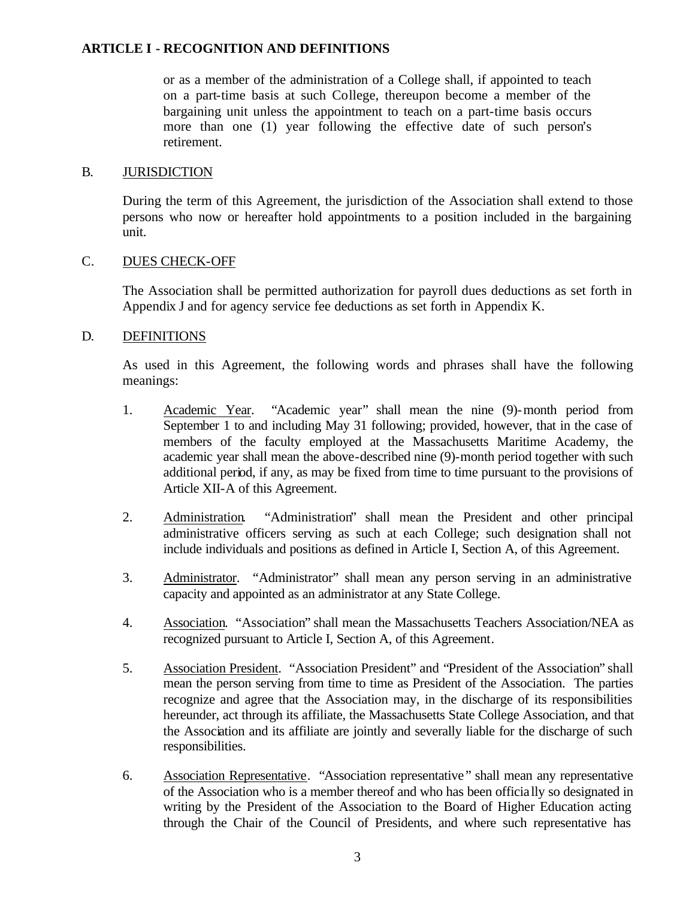## ARTICLE I - RECOGNITION AND DEFINITIONS

or as a member of the administration of a College shall, if appointed to teach on a part-time basis at such College, thereupon become a member of the bargaining unit unless the appointment to teach on a part-time basis occurs more than one (1) year following the effective date of such person's retirement.

B. JURISDICTION

During the term of this Agreement, the jurisdiction of the Association shall extend to those persons who now or hereafter hold appointments to a position included in the bargaining unit.

C. DUES CHECK-OFF

The Association shall be permitted authorization for payroll dues deductions as set forth in Appendix J and for agency service fee deductions as set forth in Appendix K.

D. DEFINITIONS

As used in this Agreement, the following words and phrases shall have the following meanings:

1. Academic Year. "Academic year" shall mean the nine (9)-month period from September 1 to and including May 31 following; provided, however, that in the case of members of the faculty employed at the Massachusetts Maritime Academy, the academic year shall mean the above-described nine (9)-month period together with such additional period, if any, as may be fixed from time to time pursuant to the provisions of Article XII-A of this Agreement.

2. Administration. "Administration" shall mean the President and other principal administrative officers serving as such at each College; such designation shall not include individuals and positions as defined in Article I, Section A, of this Agreement.

3. Administrator. "Administrator" shall mean any person serving in an administrative capacity and appointed as an administrator at any State College.

4. Association. "Association" shall mean the Massachusetts Teachers Association/NEA as recognized pursuant to Article I, Section A, of this Agreement.

5. Association President. "Association President" and "President of the Association" shall mean the person serving from time to time as President of the Association. The parties recognize and agree that the Association may, in the discharge of its responsibilities hereunder, act through its affiliate, the Massachusetts State College Association, and that the Association and its affiliate are jointly and severally liable for the discharge of such responsibilities.

6. Association Representative. "Association representative" shall mean any representative of the Association who is a member thereof and who has been officially so designated in writing by the President of the Association to the Board of Higher Education acting through the Chair of the Council of Presidents, and where such representative has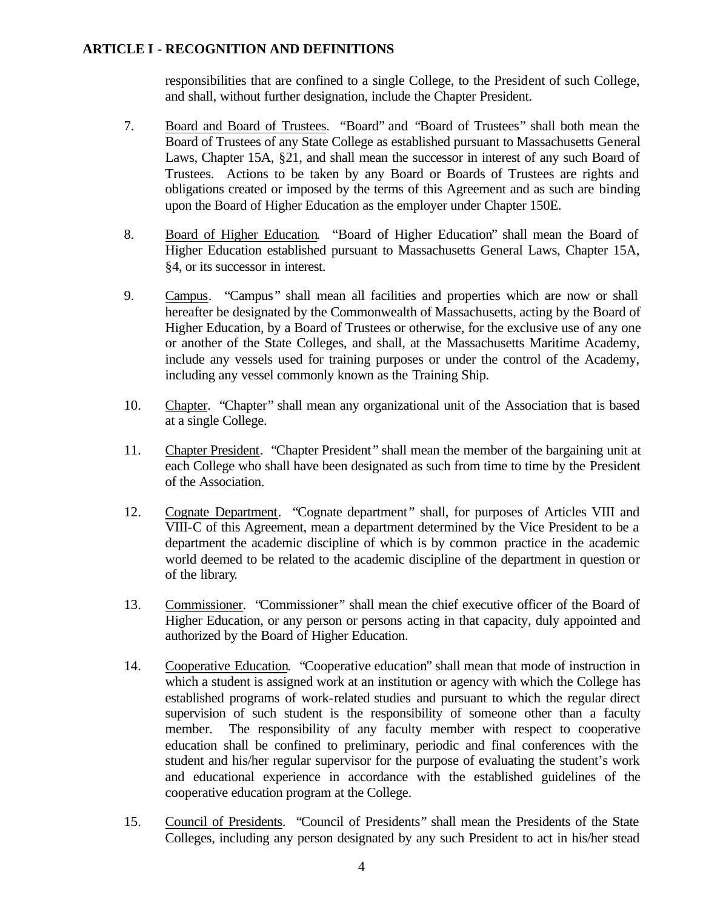## ARTICLE I - RECOGNITION AND DEFINITIONS

responsibilities that are confined to a single College, to the President of such College, and shall, without further designation, include the Chapter President.

7. Board and Board of Trustees. "Board" and "Board of Trustees" shall both mean the Board of Trustees of any State College as established pursuant to Massachusetts General Laws, Chapter 15A, §21, and shall mean the successor in interest of any such Board of Trustees. Actions to be taken by any Board or Boards of Trustees are rights and obligations created or imposed by the terms of this Agreement and as such are binding upon the Board of Higher Education as the employer under Chapter 150E.

8. Board of Higher Education. "Board of Higher Education" shall mean the Board of Higher Education established pursuant to Massachusetts General Laws, Chapter 15A, §4, or its successor in interest.

9. Campus. "Campus" shall mean all facilities and properties which are now or shall hereafter be designated by the Commonwealth of Massachusetts, acting by the Board of Higher Education, by a Board of Trustees or otherwise, for the exclusive use of any one or another of the State Colleges, and shall, at the Massachusetts Maritime Academy, include any vessels used for training purposes or under the control of the Academy, including any vessel commonly known as the Training Ship.

10. Chapter. "Chapter" shall mean any organizational unit of the Association that is based at a single College.

11. Chapter President. "Chapter President" shall mean the member of the bargaining unit at each College who shall have been designated as such from time to time by the President of the Association.

12. Cognate Department. "Cognate department" shall, for purposes of Articles VIII and VIII-C of this Agreement, mean a department determined by the Vice President to be a department the academic discipline of which is by common practice in the academic world deemed to be related to the academic discipline of the department in question or of the library.

13. Commissioner. "Commissioner" shall mean the chief executive officer of the Board of Higher Education, or any person or persons acting in that capacity, duly appointed and authorized by the Board of Higher Education.

14. Cooperative Education. "Cooperative education" shall mean that mode of instruction in which a student is assigned work at an institution or agency with which the College has established programs of work-related studies and pursuant to which the regular direct supervision of such student is the responsibility of someone other than a faculty member. The responsibility of any faculty member with respect to cooperative education shall be confined to preliminary, periodic and final conferences with the student and his/her regular supervisor for the purpose of evaluating the student's work and educational experience in accordance with the established guidelines of the cooperative education program at the College.

15. Council of Presidents. "Council of Presidents" shall mean the Presidents of the State Colleges, including any person designated by any such President to act in his/her stead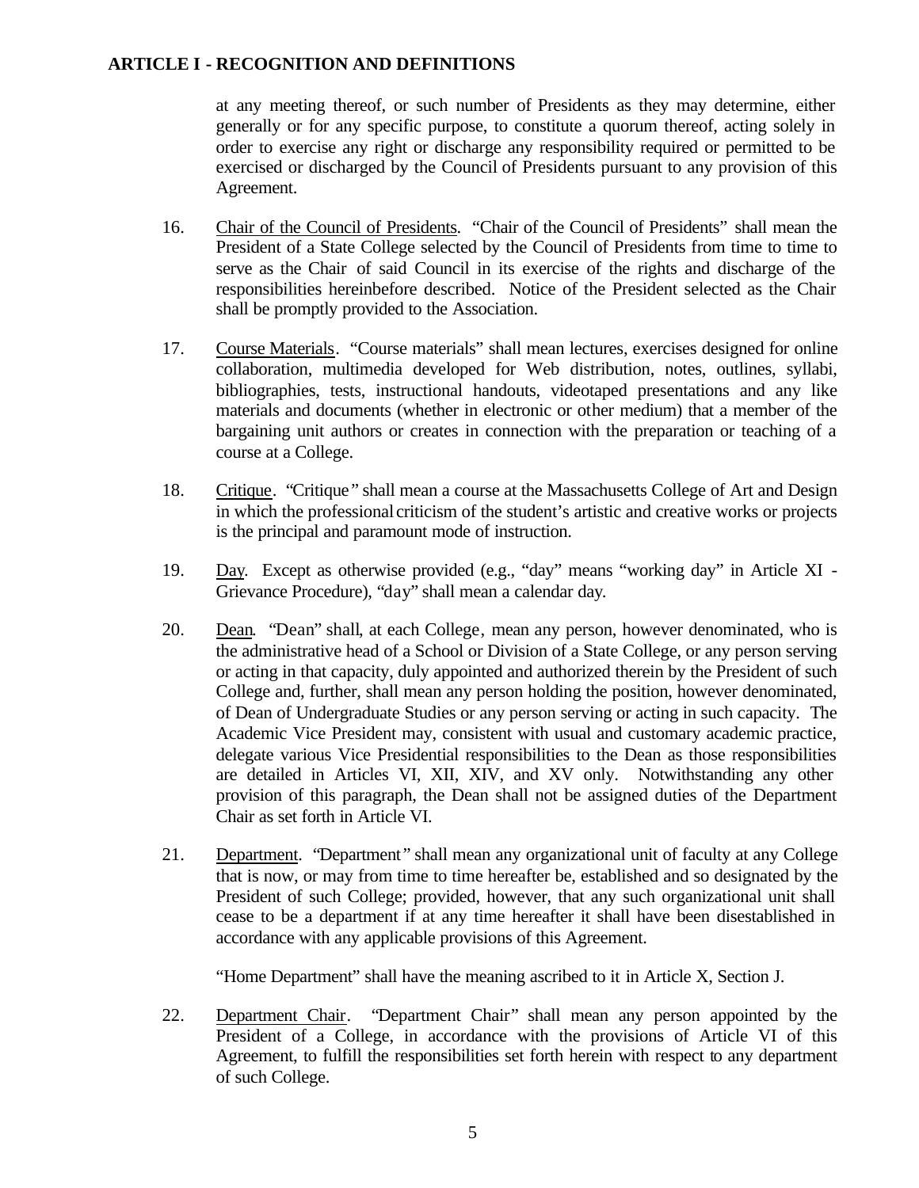## ARTICLE I - RECOGNITION AND DEFINITIONS

at any meeting thereof, or such number of Presidents as they may determine, either generally or for any specific purpose, to constitute a quorum thereof, acting solely in order to exercise any right or discharge any responsibility required or permitted to be exercised or discharged by the Council of Presidents pursuant to any provision of this Agreement.

16. Chair of the Council of Presidents. "Chair of the Council of Presidents" shall mean the President of a State College selected by the Council of Presidents from time to time to serve as the Chair of said Council in its exercise of the rights and discharge of the responsibilities hereinbefore described. Notice of the President selected as the Chair shall be promptly provided to the Association.

17. Course Materials. "Course materials" shall mean lectures, exercises designed for online collaboration, multimedia developed for Web distribution, notes, outlines, syllabi, bibliographies, tests, instructional handouts, videotaped presentations and any like materials and documents (whether in electronic or other medium) that a member of the bargaining unit authors or creates in connection with the preparation or teaching of a course at a College.

18. Critique. "Critique" shall mean a course at the Massachusetts College of Art and Design in which the professional criticism of the student's artistic and creative works or projects is the principal and paramount mode of instruction.

19. Day. Except as otherwise provided (e.g., "day" means "working day" in Article XI - Grievance Procedure), "day" shall mean a calendar day.

20. Dean. "Dean" shall, at each College, mean any person, however denominated, who is the administrative head of a School or Division of a State College, or any person serving or acting in that capacity, duly appointed and authorized therein by the President of such College and, further, shall mean any person holding the position, however denominated, of Dean of Undergraduate Studies or any person serving or acting in such capacity. The Academic Vice President may, consistent with usual and customary academic practice, delegate various Vice Presidential responsibilities to the Dean as those responsibilities are detailed in Articles VI, XII, XIV, and XV only. Notwithstanding any other provision of this paragraph, the Dean shall not be assigned duties of the Department Chair as set forth in Article VI.

21. Department. "Department" shall mean any organizational unit of faculty at any College that is now, or may from time to time hereafter be, established and so designated by the President of such College; provided, however, that any such organizational unit shall cease to be a department if at any time hereafter it shall have been disestablished in accordance with any applicable provisions of this Agreement.

    "Home Department" shall have the meaning ascribed to it in Article X, Section J.

22. Department Chair. "Department Chair" shall mean any person appointed by the President of a College, in accordance with the provisions of Article VI of this Agreement, to fulfill the responsibilities set forth herein with respect to any department of such College.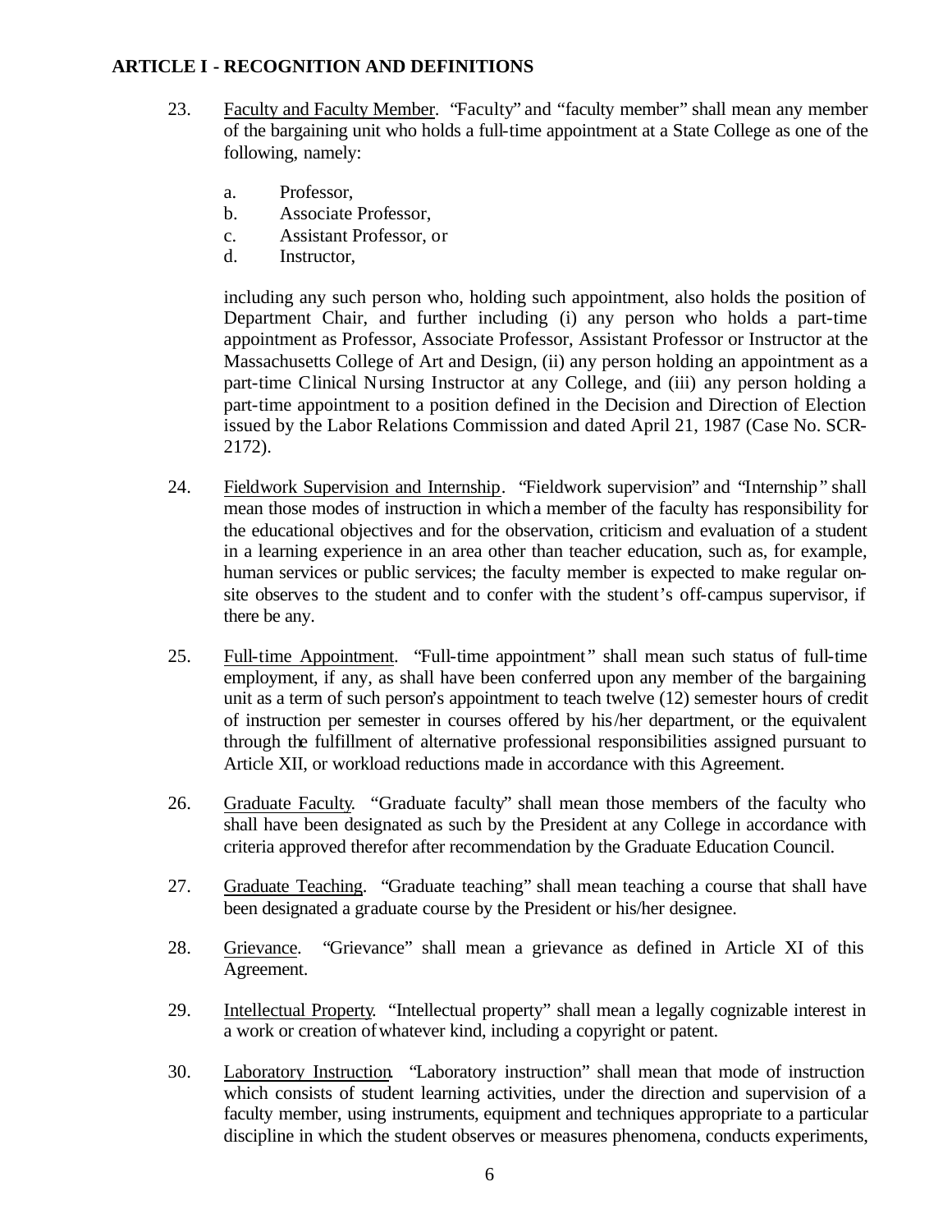## ARTICLE I - RECOGNITION AND DEFINITIONS

23. Faculty and Faculty Member. "Faculty" and "faculty member" shall mean any member of the bargaining unit who holds a full-time appointment at a State College as one of the following, namely:

    a. Professor,
    b. Associate Professor,
    c. Assistant Professor, or
    d. Instructor,

    including any such person who, holding such appointment, also holds the position of Department Chair, and further including (i) any person who holds a part-time appointment as Professor, Associate Professor, Assistant Professor or Instructor at the Massachusetts College of Art and Design, (ii) any person holding an appointment as a part-time Clinical Nursing Instructor at any College, and (iii) any person holding a part-time appointment to a position defined in the Decision and Direction of Election issued by the Labor Relations Commission and dated April 21, 1987 (Case No. SCR-2172).

24. Fieldwork Supervision and Internship. "Fieldwork supervision" and "Internship" shall mean those modes of instruction in which a member of the faculty has responsibility for the educational objectives and for the observation, criticism and evaluation of a student in a learning experience in an area other than teacher education, such as, for example, human services or public services; the faculty member is expected to make regular on-site observes to the student and to confer with the student's off-campus supervisor, if there be any.

25. Full-time Appointment. "Full-time appointment" shall mean such status of full-time employment, if any, as shall have been conferred upon any member of the bargaining unit as a term of such person's appointment to teach twelve (12) semester hours of credit of instruction per semester in courses offered by his/her department, or the equivalent through the fulfillment of alternative professional responsibilities assigned pursuant to Article XII, or workload reductions made in accordance with this Agreement.

26. Graduate Faculty. "Graduate faculty" shall mean those members of the faculty who shall have been designated as such by the President at any College in accordance with criteria approved therefor after recommendation by the Graduate Education Council.

27. Graduate Teaching. "Graduate teaching" shall mean teaching a course that shall have been designated a graduate course by the President or his/her designee.

28. Grievance. "Grievance" shall mean a grievance as defined in Article XI of this Agreement.

29. Intellectual Property. "Intellectual property" shall mean a legally cognizable interest in a work or creation of whatever kind, including a copyright or patent.

30. Laboratory Instruction. "Laboratory instruction" shall mean that mode of instruction which consists of student learning activities, under the direction and supervision of a faculty member, using instruments, equipment and techniques appropriate to a particular discipline in which the student observes or measures phenomena, conducts experiments,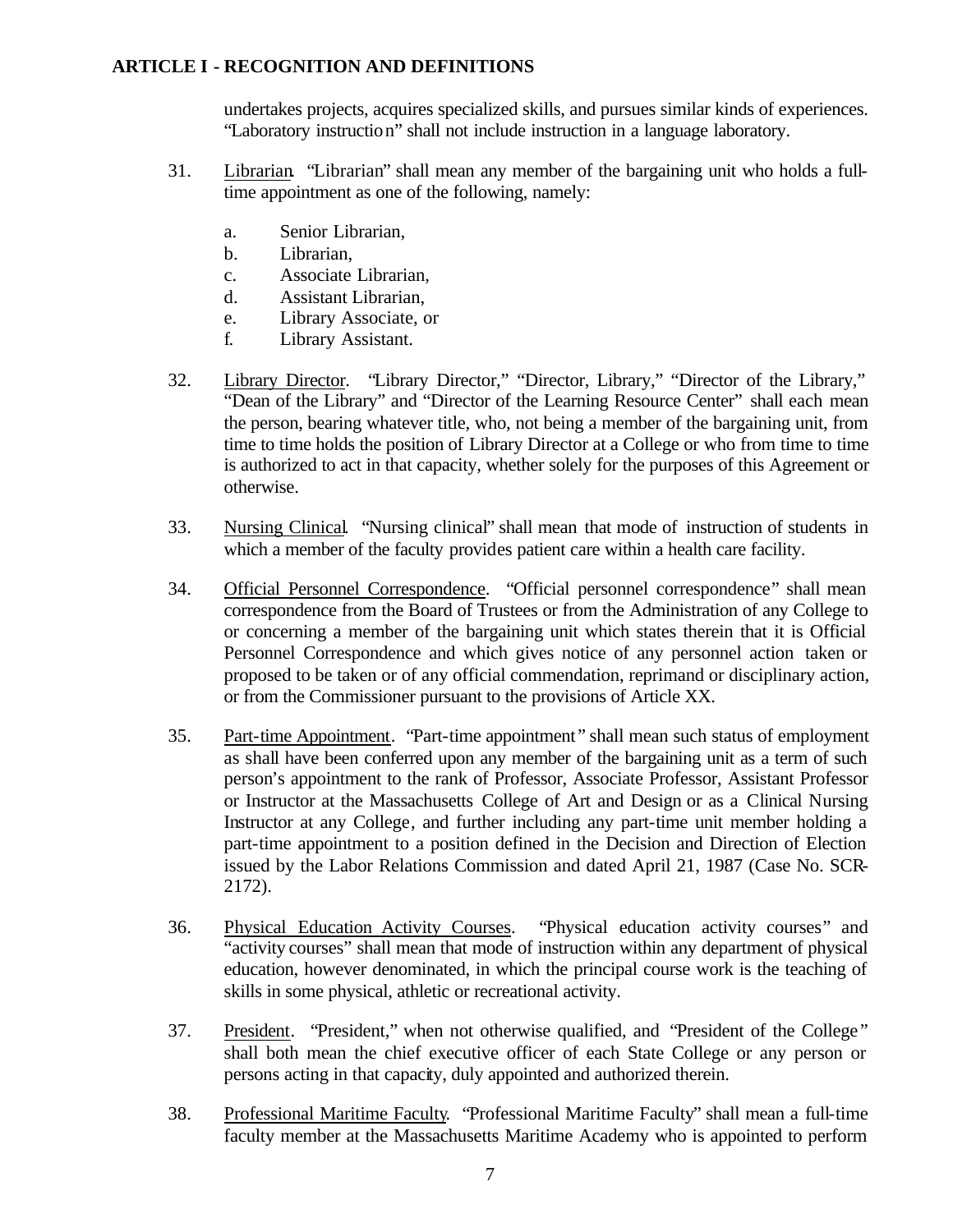undertakes projects, acquires specialized skills, and pursues similar kinds of experiences. "Laboratory instruction" shall not include instruction in a language laboratory.

31. Librarian. "Librarian" shall mean any member of the bargaining unit who holds a full-time appointment as one of the following, namely:

    a. Senior Librarian,
    b. Librarian,
    c. Associate Librarian,
    d. Assistant Librarian,
    e. Library Associate, or
    f. Library Assistant.

32. Library Director. "Library Director," "Director, Library," "Director of the Library," "Dean of the Library" and "Director of the Learning Resource Center" shall each mean the person, bearing whatever title, who, not being a member of the bargaining unit, from time to time holds the position of Library Director at a College or who from time to time is authorized to act in that capacity, whether solely for the purposes of this Agreement or otherwise.

33. Nursing Clinical. "Nursing clinical" shall mean that mode of instruction of students in which a member of the faculty provides patient care within a health care facility.

34. Official Personnel Correspondence. "Official personnel correspondence" shall mean correspondence from the Board of Trustees or from the Administration of any College to or concerning a member of the bargaining unit which states therein that it is Official Personnel Correspondence and which gives notice of any personnel action taken or proposed to be taken or of any official commendation, reprimand or disciplinary action, or from the Commissioner pursuant to the provisions of Article XX.

35. Part-time Appointment. "Part-time appointment" shall mean such status of employment as shall have been conferred upon any member of the bargaining unit as a term of such person's appointment to the rank of Professor, Associate Professor, Assistant Professor or Instructor at the Massachusetts College of Art and Design or as a Clinical Nursing Instructor at any College, and further including any part-time unit member holding a part-time appointment to a position defined in the Decision and Direction of Election issued by the Labor Relations Commission and dated April 21, 1987 (Case No. SCR-2172).

36. Physical Education Activity Courses. "Physical education activity courses" and "activity courses" shall mean that mode of instruction within any department of physical education, however denominated, in which the principal course work is the teaching of skills in some physical, athletic or recreational activity.

37. President. "President," when not otherwise qualified, and "President of the College" shall both mean the chief executive officer of each State College or any person or persons acting in that capacity, duly appointed and authorized therein.

38. Professional Maritime Faculty. "Professional Maritime Faculty" shall mean a full-time faculty member at the Massachusetts Maritime Academy who is appointed to perform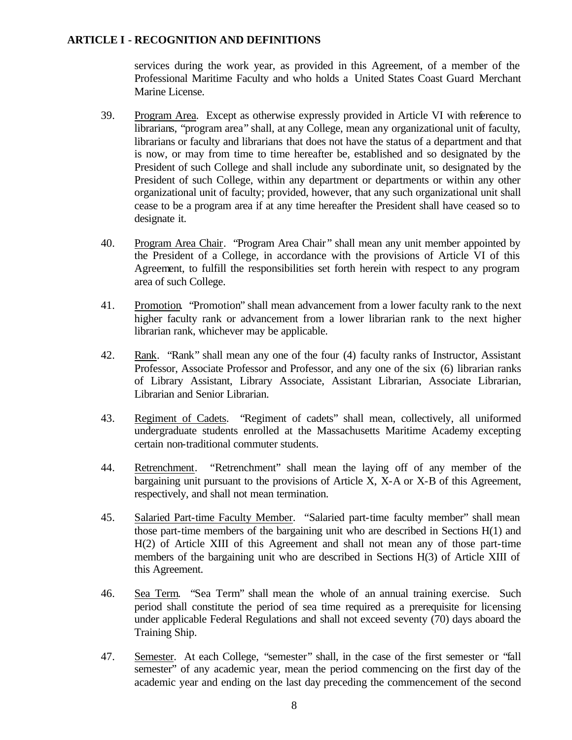services during the work year, as provided in this Agreement, of a member of the Professional Maritime Faculty and who holds a United States Coast Guard Merchant Marine License.

39. Program Area. Except as otherwise expressly provided in Article VI with reference to librarians, "program area" shall, at any College, mean any organizational unit of faculty, librarians or faculty and librarians that does not have the status of a department and that is now, or may from time to time hereafter be, established and so designated by the President of such College and shall include any subordinate unit, so designated by the President of such College, within any department or departments or within any other organizational unit of faculty; provided, however, that any such organizational unit shall cease to be a program area if at any time hereafter the President shall have ceased so to designate it.

40. Program Area Chair. "Program Area Chair" shall mean any unit member appointed by the President of a College, in accordance with the provisions of Article VI of this Agreement, to fulfill the responsibilities set forth herein with respect to any program area of such College.

41. Promotion. "Promotion" shall mean advancement from a lower faculty rank to the next higher faculty rank or advancement from a lower librarian rank to the next higher librarian rank, whichever may be applicable.

42. Rank. "Rank" shall mean any one of the four (4) faculty ranks of Instructor, Assistant Professor, Associate Professor and Professor, and any one of the six (6) librarian ranks of Library Assistant, Library Associate, Assistant Librarian, Associate Librarian, Librarian and Senior Librarian.

43. Regiment of Cadets. "Regiment of cadets" shall mean, collectively, all uniformed undergraduate students enrolled at the Massachusetts Maritime Academy excepting certain non-traditional commuter students.

44. Retrenchment. "Retrenchment" shall mean the laying off of any member of the bargaining unit pursuant to the provisions of Article X, X-A or X-B of this Agreement, respectively, and shall not mean termination.

45. Salaried Part-time Faculty Member. "Salaried part-time faculty member" shall mean those part-time members of the bargaining unit who are described in Sections H(1) and H(2) of Article XIII of this Agreement and shall not mean any of those part-time members of the bargaining unit who are described in Sections H(3) of Article XIII of this Agreement.

46. Sea Term. "Sea Term" shall mean the whole of an annual training exercise. Such period shall constitute the period of sea time required as a prerequisite for licensing under applicable Federal Regulations and shall not exceed seventy (70) days aboard the Training Ship.

47. Semester. At each College, "semester" shall, in the case of the first semester or "fall semester" of any academic year, mean the period commencing on the first day of the academic year and ending on the last day preceding the commencement of the second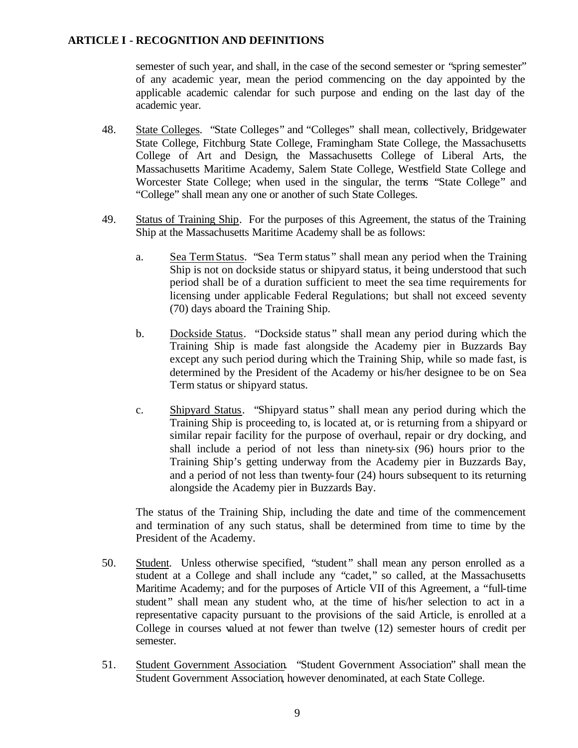semester of such year, and shall, in the case of the second semester or "spring semester" of any academic year, mean the period commencing on the day appointed by the applicable academic calendar for such purpose and ending on the last day of the academic year.

48. State Colleges. "State Colleges" and "Colleges" shall mean, collectively, Bridgewater State College, Fitchburg State College, Framingham State College, the Massachusetts College of Art and Design, the Massachusetts College of Liberal Arts, the Massachusetts Maritime Academy, Salem State College, Westfield State College and Worcester State College; when used in the singular, the terms "State College" and "College" shall mean any one or another of such State Colleges.

49. Status of Training Ship. For the purposes of this Agreement, the status of the Training Ship at the Massachusetts Maritime Academy shall be as follows:

   a. Sea Term Status. "Sea Term status" shall mean any period when the Training Ship is not on dockside status or shipyard status, it being understood that such period shall be of a duration sufficient to meet the sea time requirements for licensing under applicable Federal Regulations; but shall not exceed seventy (70) days aboard the Training Ship.

   b. Dockside Status. "Dockside status" shall mean any period during which the Training Ship is made fast alongside the Academy pier in Buzzards Bay except any such period during which the Training Ship, while so made fast, is determined by the President of the Academy or his/her designee to be on Sea Term status or shipyard status.

   c. Shipyard Status. "Shipyard status" shall mean any period during which the Training Ship is proceeding to, is located at, or is returning from a shipyard or similar repair facility for the purpose of overhaul, repair or dry docking, and shall include a period of not less than ninety-six (96) hours prior to the Training Ship's getting underway from the Academy pier in Buzzards Bay, and a period of not less than twenty-four (24) hours subsequent to its returning alongside the Academy pier in Buzzards Bay.

   The status of the Training Ship, including the date and time of the commencement and termination of any such status, shall be determined from time to time by the President of the Academy.

50. Student. Unless otherwise specified, "student" shall mean any person enrolled as a student at a College and shall include any "cadet," so called, at the Massachusetts Maritime Academy; and for the purposes of Article VII of this Agreement, a "full-time student" shall mean any student who, at the time of his/her selection to act in a representative capacity pursuant to the provisions of the said Article, is enrolled at a College in courses valued at not fewer than twelve (12) semester hours of credit per semester.

51. Student Government Association. "Student Government Association" shall mean the Student Government Association, however denominated, at each State College.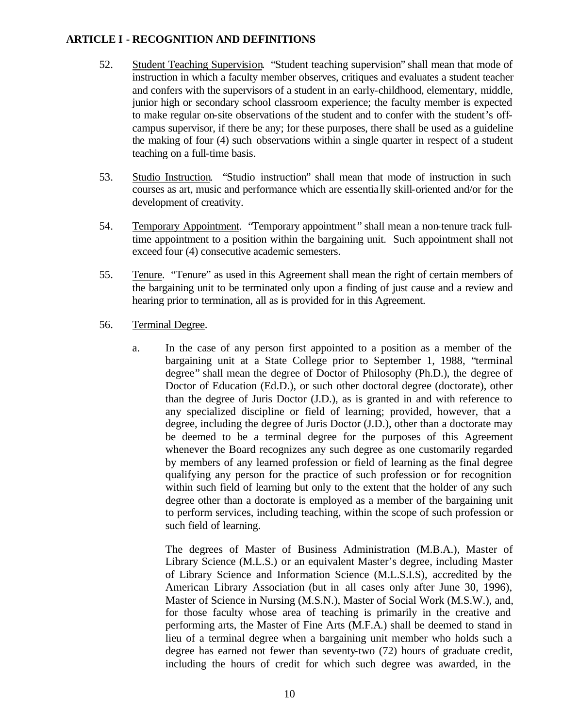**ARTICLE I - RECOGNITION AND DEFINITIONS**

52. Student Teaching Supervision. "Student teaching supervision" shall mean that mode of instruction in which a faculty member observes, critiques and evaluates a student teacher and confers with the supervisors of a student in an early-childhood, elementary, middle, junior high or secondary school classroom experience; the faculty member is expected to make regular on-site observations of the student and to confer with the student's off-campus supervisor, if there be any; for these purposes, there shall be used as a guideline the making of four (4) such observations within a single quarter in respect of a student teaching on a full-time basis.

53. Studio Instruction. "Studio instruction" shall mean that mode of instruction in such courses as art, music and performance which are essentially skill-oriented and/or for the development of creativity.

54. Temporary Appointment. "Temporary appointment" shall mean a non-tenure track full-time appointment to a position within the bargaining unit. Such appointment shall not exceed four (4) consecutive academic semesters.

55. Tenure. "Tenure" as used in this Agreement shall mean the right of certain members of the bargaining unit to be terminated only upon a finding of just cause and a review and hearing prior to termination, all as is provided for in this Agreement.

56. Terminal Degree.

    a. In the case of any person first appointed to a position as a member of the bargaining unit at a State College prior to September 1, 1988, "terminal degree" shall mean the degree of Doctor of Philosophy (Ph.D.), the degree of Doctor of Education (Ed.D.), or such other doctoral degree (doctorate), other than the degree of Juris Doctor (J.D.), as is granted in and with reference to any specialized discipline or field of learning; provided, however, that a degree, including the degree of Juris Doctor (J.D.), other than a doctorate may be deemed to be a terminal degree for the purposes of this Agreement whenever the Board recognizes any such degree as one customarily regarded by members of any learned profession or field of learning as the final degree qualifying any person for the practice of such profession or for recognition within such field of learning but only to the extent that the holder of any such degree other than a doctorate is employed as a member of the bargaining unit to perform services, including teaching, within the scope of such profession or such field of learning.

       The degrees of Master of Business Administration (M.B.A.), Master of Library Science (M.L.S.) or an equivalent Master's degree, including Master of Library Science and Information Science (M.L.S.I.S), accredited by the American Library Association (but in all cases only after June 30, 1996), Master of Science in Nursing (M.S.N.), Master of Social Work (M.S.W.), and, for those faculty whose area of teaching is primarily in the creative and performing arts, the Master of Fine Arts (M.F.A.) shall be deemed to stand in lieu of a terminal degree when a bargaining unit member who holds such a degree has earned not fewer than seventy-two (72) hours of graduate credit, including the hours of credit for which such degree was awarded, in the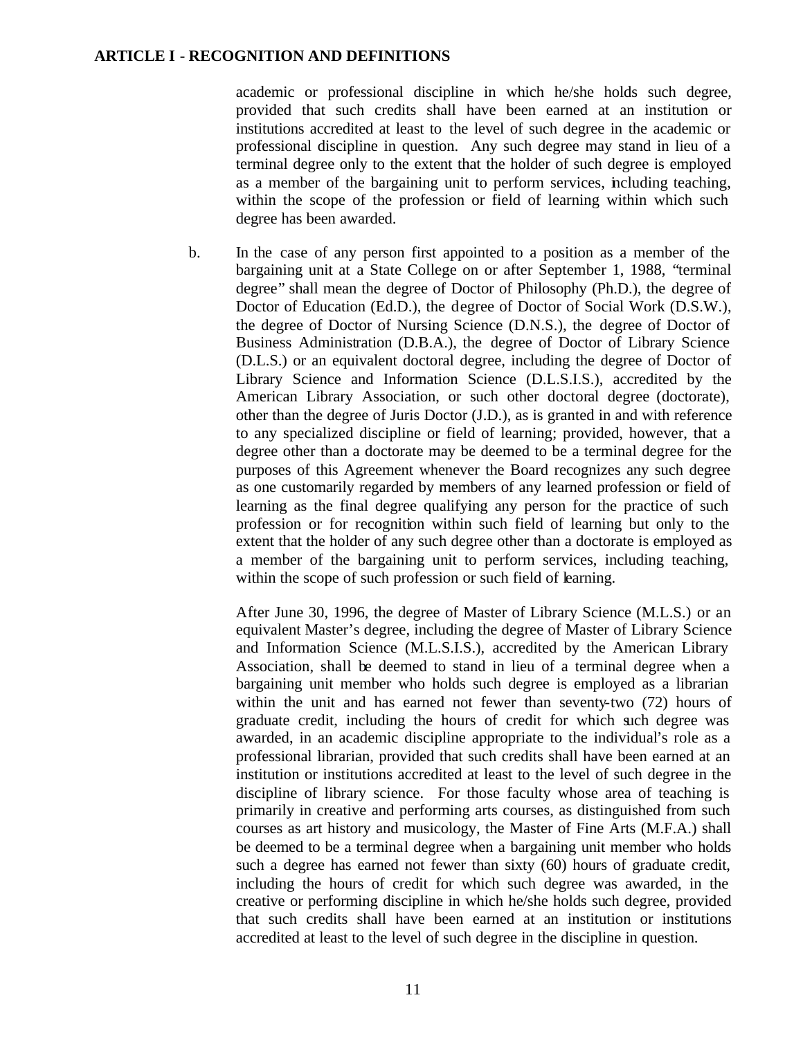academic or professional discipline in which he/she holds such degree, provided that such credits shall have been earned at an institution or institutions accredited at least to the level of such degree in the academic or professional discipline in question. Any such degree may stand in lieu of a terminal degree only to the extent that the holder of such degree is employed as a member of the bargaining unit to perform services, including teaching, within the scope of the profession or field of learning within which such degree has been awarded.

b. In the case of any person first appointed to a position as a member of the bargaining unit at a State College on or after September 1, 1988, "terminal degree" shall mean the degree of Doctor of Philosophy (Ph.D.), the degree of Doctor of Education (Ed.D.), the degree of Doctor of Social Work (D.S.W.), the degree of Doctor of Nursing Science (D.N.S.), the degree of Doctor of Business Administration (D.B.A.), the degree of Doctor of Library Science (D.L.S.) or an equivalent doctoral degree, including the degree of Doctor of Library Science and Information Science (D.L.S.I.S.), accredited by the American Library Association, or such other doctoral degree (doctorate), other than the degree of Juris Doctor (J.D.), as is granted in and with reference to any specialized discipline or field of learning; provided, however, that a degree other than a doctorate may be deemed to be a terminal degree for the purposes of this Agreement whenever the Board recognizes any such degree as one customarily regarded by members of any learned profession or field of learning as the final degree qualifying any person for the practice of such profession or for recognition within such field of learning but only to the extent that the holder of any such degree other than a doctorate is employed as a member of the bargaining unit to perform services, including teaching, within the scope of such profession or such field of learning.

After June 30, 1996, the degree of Master of Library Science (M.L.S.) or an equivalent Master's degree, including the degree of Master of Library Science and Information Science (M.L.S.I.S.), accredited by the American Library Association, shall be deemed to stand in lieu of a terminal degree when a bargaining unit member who holds such degree is employed as a librarian within the unit and has earned not fewer than seventy-two (72) hours of graduate credit, including the hours of credit for which such degree was awarded, in an academic discipline appropriate to the individual's role as a professional librarian, provided that such credits shall have been earned at an institution or institutions accredited at least to the level of such degree in the discipline of library science. For those faculty whose area of teaching is primarily in creative and performing arts courses, as distinguished from such courses as art history and musicology, the Master of Fine Arts (M.F.A.) shall be deemed to be a terminal degree when a bargaining unit member who holds such a degree has earned not fewer than sixty (60) hours of graduate credit, including the hours of credit for which such degree was awarded, in the creative or performing discipline in which he/she holds such degree, provided that such credits shall have been earned at an institution or institutions accredited at least to the level of such degree in the discipline in question.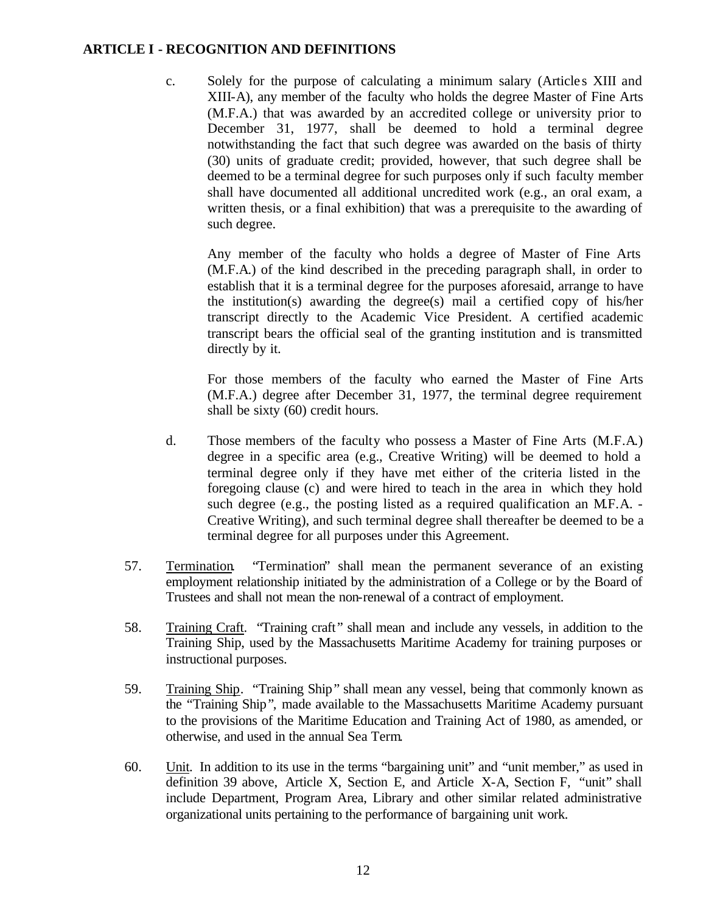**ARTICLE I - RECOGNITION AND DEFINITIONS**

c. Solely for the purpose of calculating a minimum salary (Articles XIII and XIII-A), any member of the faculty who holds the degree Master of Fine Arts (M.F.A.) that was awarded by an accredited college or university prior to December 31, 1977, shall be deemed to hold a terminal degree notwithstanding the fact that such degree was awarded on the basis of thirty (30) units of graduate credit; provided, however, that such degree shall be deemed to be a terminal degree for such purposes only if such faculty member shall have documented all additional uncredited work (e.g., an oral exam, a written thesis, or a final exhibition) that was a prerequisite to the awarding of such degree.

Any member of the faculty who holds a degree of Master of Fine Arts (M.F.A.) of the kind described in the preceding paragraph shall, in order to establish that it is a terminal degree for the purposes aforesaid, arrange to have the institution(s) awarding the degree(s) mail a certified copy of his/her transcript directly to the Academic Vice President. A certified academic transcript bears the official seal of the granting institution and is transmitted directly by it.

For those members of the faculty who earned the Master of Fine Arts (M.F.A.) degree after December 31, 1977, the terminal degree requirement shall be sixty (60) credit hours.

d. Those members of the faculty who possess a Master of Fine Arts (M.F.A.) degree in a specific area (e.g., Creative Writing) will be deemed to hold a terminal degree only if they have met either of the criteria listed in the foregoing clause (c) and were hired to teach in the area in which they hold such degree (e.g., the posting listed as a required qualification an M.F.A. - Creative Writing), and such terminal degree shall thereafter be deemed to be a terminal degree for all purposes under this Agreement.

57. Termination. "Termination" shall mean the permanent severance of an existing employment relationship initiated by the administration of a College or by the Board of Trustees and shall not mean the non-renewal of a contract of employment.

58. Training Craft. "Training craft" shall mean and include any vessels, in addition to the Training Ship, used by the Massachusetts Maritime Academy for training purposes or instructional purposes.

59. Training Ship. "Training Ship" shall mean any vessel, being that commonly known as the "Training Ship", made available to the Massachusetts Maritime Academy pursuant to the provisions of the Maritime Education and Training Act of 1980, as amended, or otherwise, and used in the annual Sea Term.

60. Unit. In addition to its use in the terms "bargaining unit" and "unit member," as used in definition 39 above, Article X, Section E, and Article X-A, Section F, "unit" shall include Department, Program Area, Library and other similar related administrative organizational units pertaining to the performance of bargaining unit work.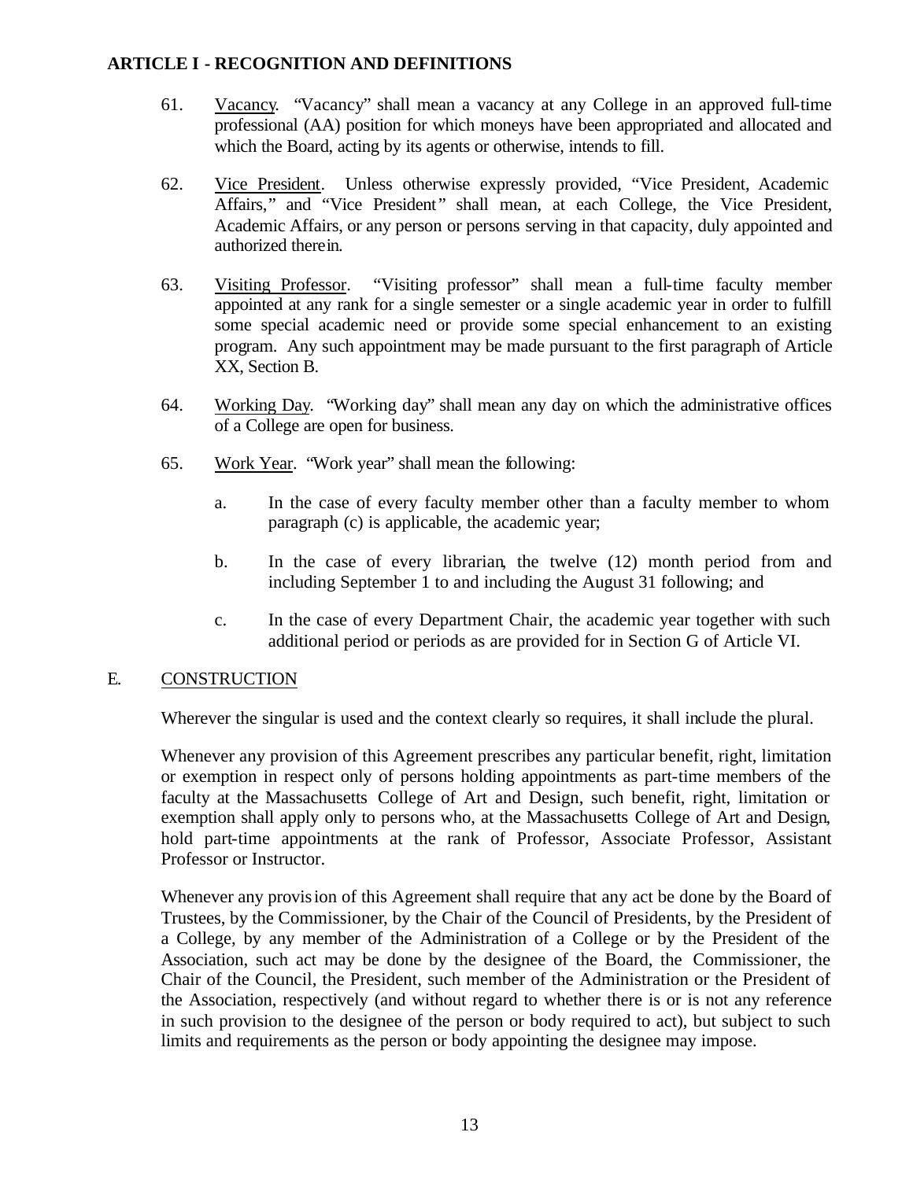## ARTICLE I - RECOGNITION AND DEFINITIONS

61. Vacancy. "Vacancy" shall mean a vacancy at any College in an approved full-time professional (AA) position for which moneys have been appropriated and allocated and which the Board, acting by its agents or otherwise, intends to fill.

62. Vice President. Unless otherwise expressly provided, "Vice President, Academic Affairs," and "Vice President" shall mean, at each College, the Vice President, Academic Affairs, or any person or persons serving in that capacity, duly appointed and authorized therein.

63. Visiting Professor. "Visiting professor" shall mean a full-time faculty member appointed at any rank for a single semester or a single academic year in order to fulfill some special academic need or provide some special enhancement to an existing program. Any such appointment may be made pursuant to the first paragraph of Article XX, Section B.

64. Working Day. "Working day" shall mean any day on which the administrative offices of a College are open for business.

65. Work Year. "Work year" shall mean the following:

    a. In the case of every faculty member other than a faculty member to whom paragraph (c) is applicable, the academic year;

    b. In the case of every librarian, the twelve (12) month period from and including September 1 to and including the August 31 following; and

    c. In the case of every Department Chair, the academic year together with such additional period or periods as are provided for in Section G of Article VI.

### E. CONSTRUCTION

Wherever the singular is used and the context clearly so requires, it shall include the plural.

Whenever any provision of this Agreement prescribes any particular benefit, right, limitation or exemption in respect only of persons holding appointments as part-time members of the faculty at the Massachusetts College of Art and Design, such benefit, right, limitation or exemption shall apply only to persons who, at the Massachusetts College of Art and Design, hold part-time appointments at the rank of Professor, Associate Professor, Assistant Professor or Instructor.

Whenever any provision of this Agreement shall require that any act be done by the Board of Trustees, by the Commissioner, by the Chair of the Council of Presidents, by the President of a College, by any member of the Administration of a College or by the President of the Association, such act may be done by the designee of the Board, the Commissioner, the Chair of the Council, the President, such member of the Administration or the President of the Association, respectively (and without regard to whether there is or is not any reference in such provision to the designee of the person or body required to act), but subject to such limits and requirements as the person or body appointing the designee may impose.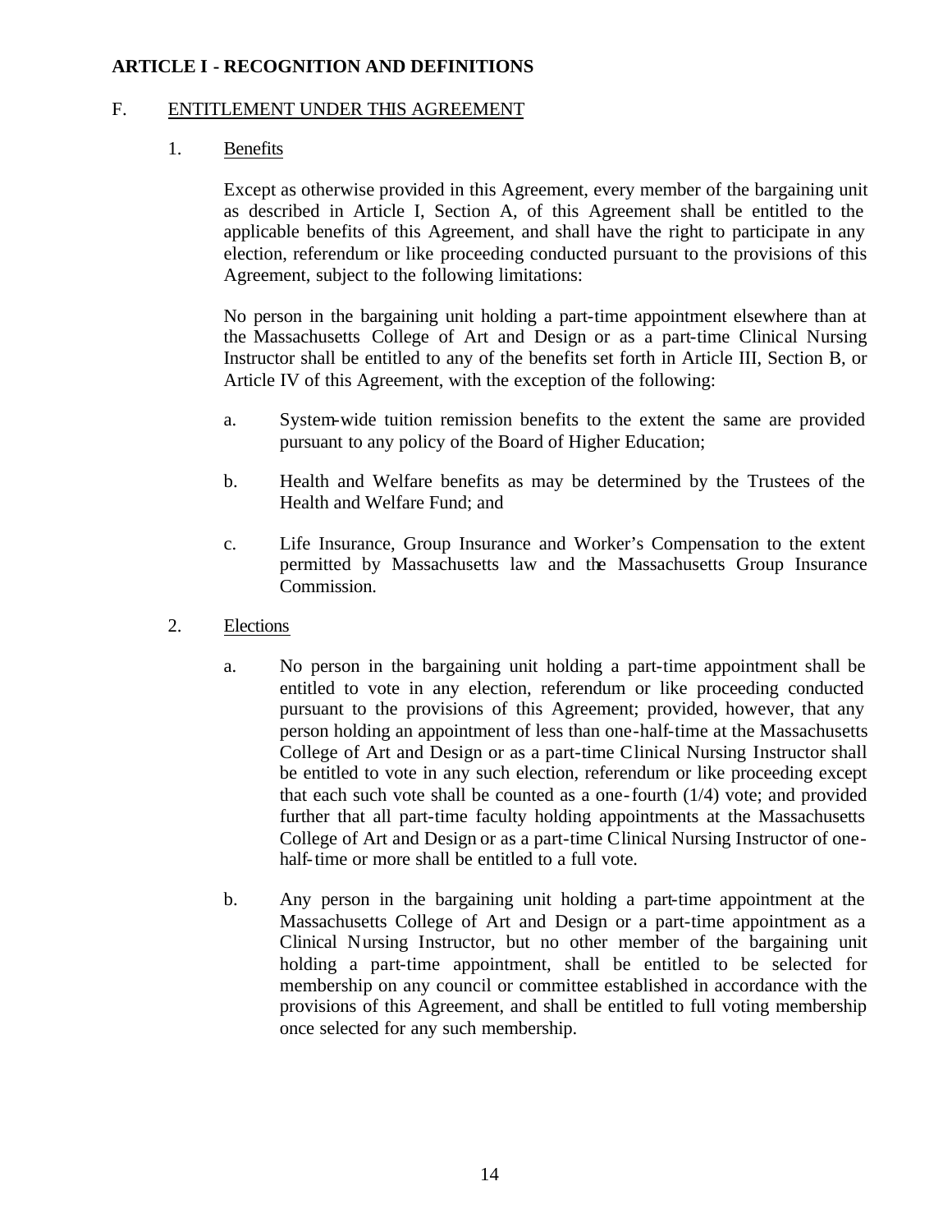## ARTICLE I - RECOGNITION AND DEFINITIONS

### F. ENTITLEMENT UNDER THIS AGREEMENT

1. Benefits

   Except as otherwise provided in this Agreement, every member of the bargaining unit as described in Article I, Section A, of this Agreement shall be entitled to the applicable benefits of this Agreement, and shall have the right to participate in any election, referendum or like proceeding conducted pursuant to the provisions of this Agreement, subject to the following limitations:

   No person in the bargaining unit holding a part-time appointment elsewhere than at the Massachusetts College of Art and Design or as a part-time Clinical Nursing Instructor shall be entitled to any of the benefits set forth in Article III, Section B, or Article IV of this Agreement, with the exception of the following:

   a. System-wide tuition remission benefits to the extent the same are provided pursuant to any policy of the Board of Higher Education;

   b. Health and Welfare benefits as may be determined by the Trustees of the Health and Welfare Fund; and

   c. Life Insurance, Group Insurance and Worker's Compensation to the extent permitted by Massachusetts law and the Massachusetts Group Insurance Commission.

2. Elections

   a. No person in the bargaining unit holding a part-time appointment shall be entitled to vote in any election, referendum or like proceeding conducted pursuant to the provisions of this Agreement; provided, however, that any person holding an appointment of less than one-half-time at the Massachusetts College of Art and Design or as a part-time Clinical Nursing Instructor shall be entitled to vote in any such election, referendum or like proceeding except that each such vote shall be counted as a one-fourth (1/4) vote; and provided further that all part-time faculty holding appointments at the Massachusetts College of Art and Design or as a part-time Clinical Nursing Instructor of one-half-time or more shall be entitled to a full vote.

   b. Any person in the bargaining unit holding a part-time appointment at the Massachusetts College of Art and Design or a part-time appointment as a Clinical Nursing Instructor, but no other member of the bargaining unit holding a part-time appointment, shall be entitled to be selected for membership on any council or committee established in accordance with the provisions of this Agreement, and shall be entitled to full voting membership once selected for any such membership.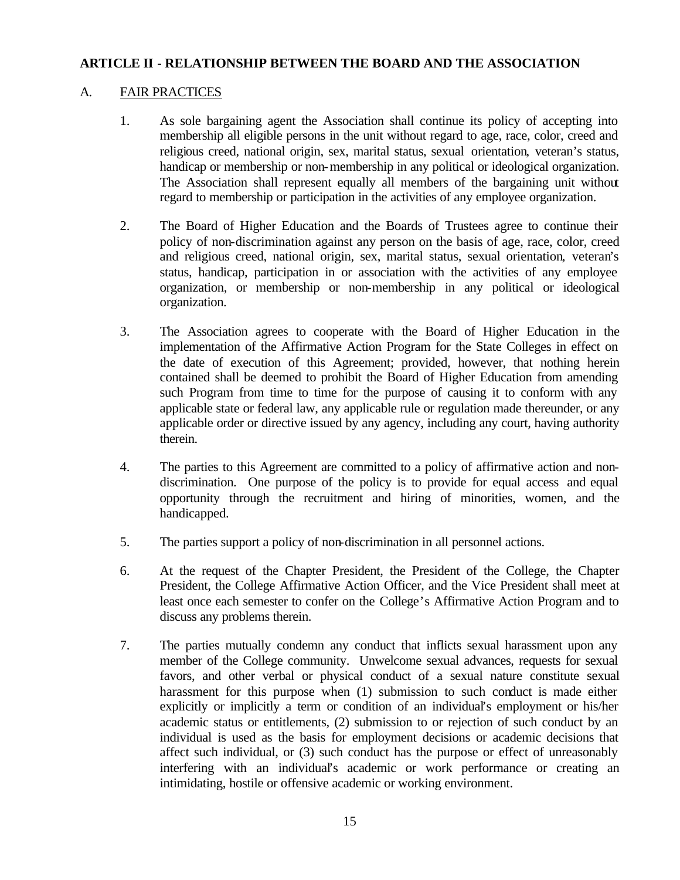## ARTICLE II - RELATIONSHIP BETWEEN THE BOARD AND THE ASSOCIATION

### A. FAIR PRACTICES

1. As sole bargaining agent the Association shall continue its policy of accepting into membership all eligible persons in the unit without regard to age, race, color, creed and religious creed, national origin, sex, marital status, sexual orientation, veteran's status, handicap or membership or non-membership in any political or ideological organization. The Association shall represent equally all members of the bargaining unit without regard to membership or participation in the activities of any employee organization.

2. The Board of Higher Education and the Boards of Trustees agree to continue their policy of non-discrimination against any person on the basis of age, race, color, creed and religious creed, national origin, sex, marital status, sexual orientation, veteran's status, handicap, participation in or association with the activities of any employee organization, or membership or non-membership in any political or ideological organization.

3. The Association agrees to cooperate with the Board of Higher Education in the implementation of the Affirmative Action Program for the State Colleges in effect on the date of execution of this Agreement; provided, however, that nothing herein contained shall be deemed to prohibit the Board of Higher Education from amending such Program from time to time for the purpose of causing it to conform with any applicable state or federal law, any applicable rule or regulation made thereunder, or any applicable order or directive issued by any agency, including any court, having authority therein.

4. The parties to this Agreement are committed to a policy of affirmative action and non-discrimination. One purpose of the policy is to provide for equal access and equal opportunity through the recruitment and hiring of minorities, women, and the handicapped.

5. The parties support a policy of non-discrimination in all personnel actions.

6. At the request of the Chapter President, the President of the College, the Chapter President, the College Affirmative Action Officer, and the Vice President shall meet at least once each semester to confer on the College's Affirmative Action Program and to discuss any problems therein.

7. The parties mutually condemn any conduct that inflicts sexual harassment upon any member of the College community. Unwelcome sexual advances, requests for sexual favors, and other verbal or physical conduct of a sexual nature constitute sexual harassment for this purpose when (1) submission to such conduct is made either explicitly or implicitly a term or condition of an individual's employment or his/her academic status or entitlements, (2) submission to or rejection of such conduct by an individual is used as the basis for employment decisions or academic decisions that affect such individual, or (3) such conduct has the purpose or effect of unreasonably interfering with an individual's academic or work performance or creating an intimidating, hostile or offensive academic or working environment.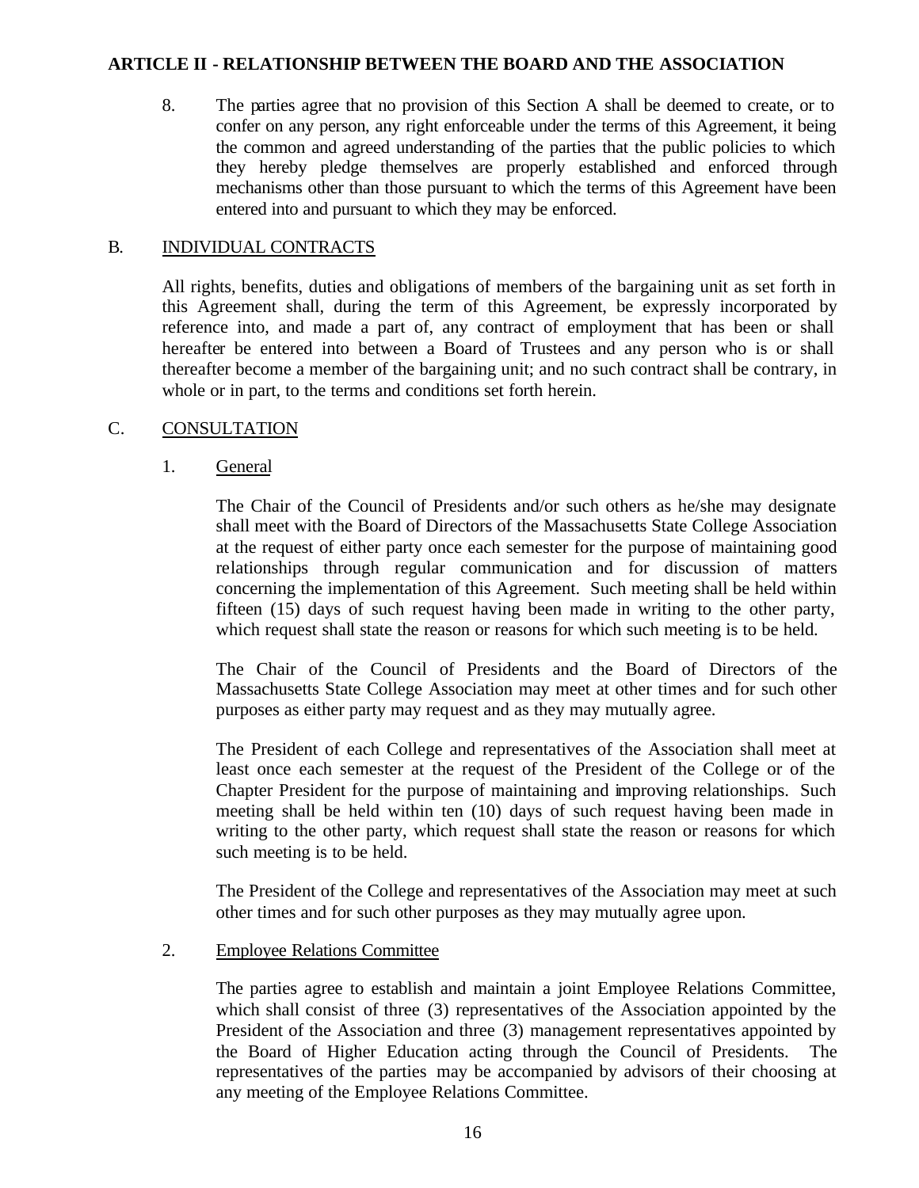## ARTICLE II - RELATIONSHIP BETWEEN THE BOARD AND THE ASSOCIATION

8. The parties agree that no provision of this Section A shall be deemed to create, or to confer on any person, any right enforceable under the terms of this Agreement, it being the common and agreed understanding of the parties that the public policies to which they hereby pledge themselves are properly established and enforced through mechanisms other than those pursuant to which the terms of this Agreement have been entered into and pursuant to which they may be enforced.

### B. INDIVIDUAL CONTRACTS

All rights, benefits, duties and obligations of members of the bargaining unit as set forth in this Agreement shall, during the term of this Agreement, be expressly incorporated by reference into, and made a part of, any contract of employment that has been or shall hereafter be entered into between a Board of Trustees and any person who is or shall thereafter become a member of the bargaining unit; and no such contract shall be contrary, in whole or in part, to the terms and conditions set forth herein.

### C. CONSULTATION

#### 1. General

The Chair of the Council of Presidents and/or such others as he/she may designate shall meet with the Board of Directors of the Massachusetts State College Association at the request of either party once each semester for the purpose of maintaining good relationships through regular communication and for discussion of matters concerning the implementation of this Agreement. Such meeting shall be held within fifteen (15) days of such request having been made in writing to the other party, which request shall state the reason or reasons for which such meeting is to be held.

The Chair of the Council of Presidents and the Board of Directors of the Massachusetts State College Association may meet at other times and for such other purposes as either party may request and as they may mutually agree.

The President of each College and representatives of the Association shall meet at least once each semester at the request of the President of the College or of the Chapter President for the purpose of maintaining and improving relationships. Such meeting shall be held within ten (10) days of such request having been made in writing to the other party, which request shall state the reason or reasons for which such meeting is to be held.

The President of the College and representatives of the Association may meet at such other times and for such other purposes as they may mutually agree upon.

#### 2. Employee Relations Committee

The parties agree to establish and maintain a joint Employee Relations Committee, which shall consist of three (3) representatives of the Association appointed by the President of the Association and three (3) management representatives appointed by the Board of Higher Education acting through the Council of Presidents. The representatives of the parties may be accompanied by advisors of their choosing at any meeting of the Employee Relations Committee.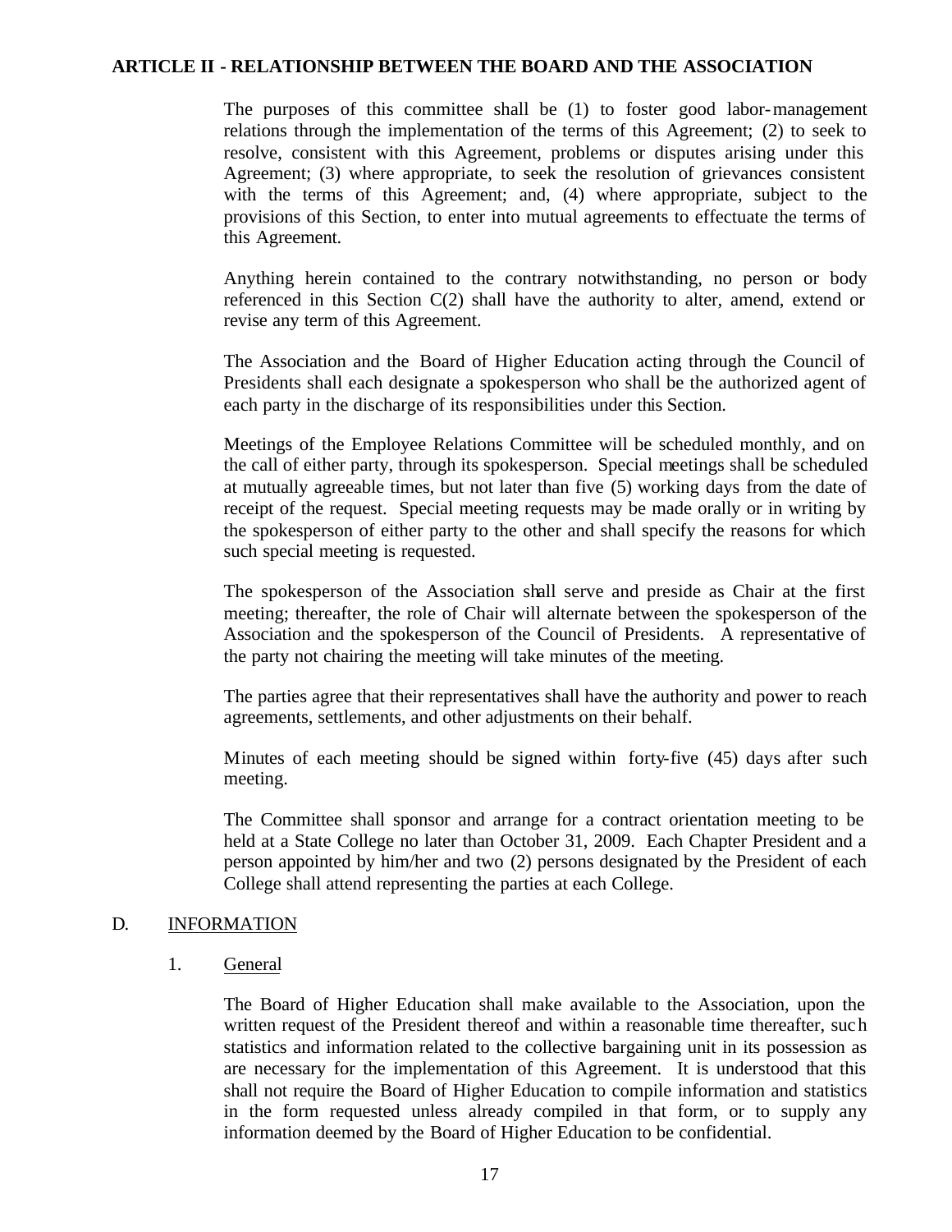The purposes of this committee shall be (1) to foster good labor-management relations through the implementation of the terms of this Agreement; (2) to seek to resolve, consistent with this Agreement, problems or disputes arising under this Agreement; (3) where appropriate, to seek the resolution of grievances consistent with the terms of this Agreement; and, (4) where appropriate, subject to the provisions of this Section, to enter into mutual agreements to effectuate the terms of this Agreement.

Anything herein contained to the contrary notwithstanding, no person or body referenced in this Section C(2) shall have the authority to alter, amend, extend or revise any term of this Agreement.

The Association and the Board of Higher Education acting through the Council of Presidents shall each designate a spokesperson who shall be the authorized agent of each party in the discharge of its responsibilities under this Section.

Meetings of the Employee Relations Committee will be scheduled monthly, and on the call of either party, through its spokesperson. Special meetings shall be scheduled at mutually agreeable times, but not later than five (5) working days from the date of receipt of the request. Special meeting requests may be made orally or in writing by the spokesperson of either party to the other and shall specify the reasons for which such special meeting is requested.

The spokesperson of the Association shall serve and preside as Chair at the first meeting; thereafter, the role of Chair will alternate between the spokesperson of the Association and the spokesperson of the Council of Presidents. A representative of the party not chairing the meeting will take minutes of the meeting.

The parties agree that their representatives shall have the authority and power to reach agreements, settlements, and other adjustments on their behalf.

Minutes of each meeting should be signed within forty-five (45) days after such meeting.

The Committee shall sponsor and arrange for a contract orientation meeting to be held at a State College no later than October 31, 2009. Each Chapter President and a person appointed by him/her and two (2) persons designated by the President of each College shall attend representing the parties at each College.

## D. INFORMATION

### 1. General

The Board of Higher Education shall make available to the Association, upon the written request of the President thereof and within a reasonable time thereafter, such statistics and information related to the collective bargaining unit in its possession as are necessary for the implementation of this Agreement. It is understood that this shall not require the Board of Higher Education to compile information and statistics in the form requested unless already compiled in that form, or to supply any information deemed by the Board of Higher Education to be confidential.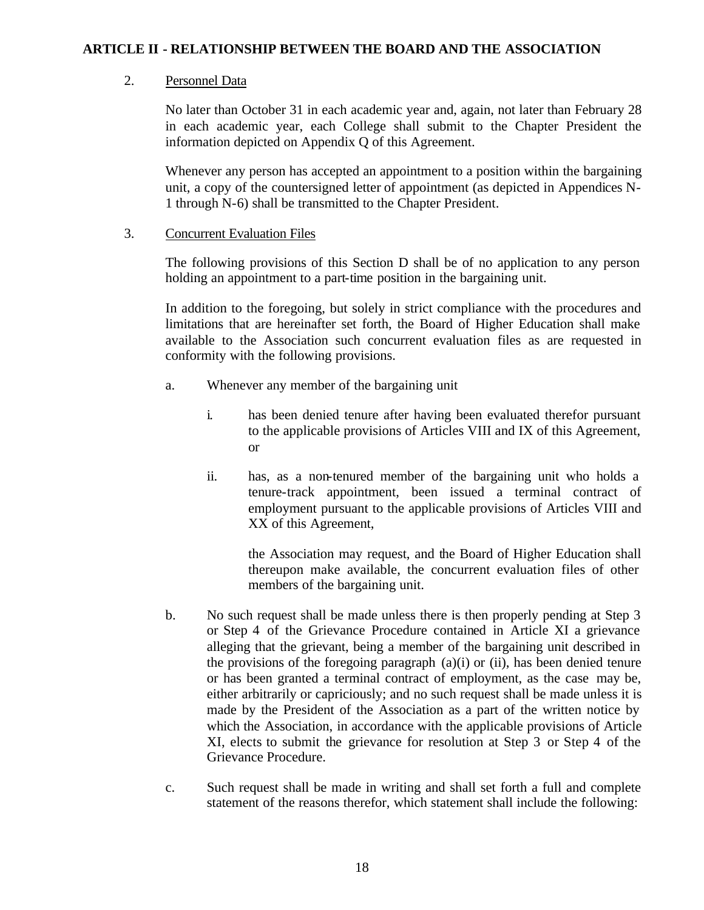## ARTICLE II - RELATIONSHIP BETWEEN THE BOARD AND THE ASSOCIATION

2. Personnel Data

   No later than October 31 in each academic year and, again, not later than February 28 in each academic year, each College shall submit to the Chapter President the information depicted on Appendix Q of this Agreement.

   Whenever any person has accepted an appointment to a position within the bargaining unit, a copy of the countersigned letter of appointment (as depicted in Appendices N-1 through N-6) shall be transmitted to the Chapter President.

3. Concurrent Evaluation Files

   The following provisions of this Section D shall be of no application to any person holding an appointment to a part-time position in the bargaining unit.

   In addition to the foregoing, but solely in strict compliance with the procedures and limitations that are hereinafter set forth, the Board of Higher Education shall make available to the Association such concurrent evaluation files as are requested in conformity with the following provisions.

   a. Whenever any member of the bargaining unit

      i. has been denied tenure after having been evaluated therefor pursuant to the applicable provisions of Articles VIII and IX of this Agreement, or

      ii. has, as a non-tenured member of the bargaining unit who holds a tenure-track appointment, been issued a terminal contract of employment pursuant to the applicable provisions of Articles VIII and XX of this Agreement,

      the Association may request, and the Board of Higher Education shall thereupon make available, the concurrent evaluation files of other members of the bargaining unit.

   b. No such request shall be made unless there is then properly pending at Step 3 or Step 4 of the Grievance Procedure contained in Article XI a grievance alleging that the grievant, being a member of the bargaining unit described in the provisions of the foregoing paragraph (a)(i) or (ii), has been denied tenure or has been granted a terminal contract of employment, as the case may be, either arbitrarily or capriciously; and no such request shall be made unless it is made by the President of the Association as a part of the written notice by which the Association, in accordance with the applicable provisions of Article XI, elects to submit the grievance for resolution at Step 3 or Step 4 of the Grievance Procedure.

   c. Such request shall be made in writing and shall set forth a full and complete statement of the reasons therefor, which statement shall include the following: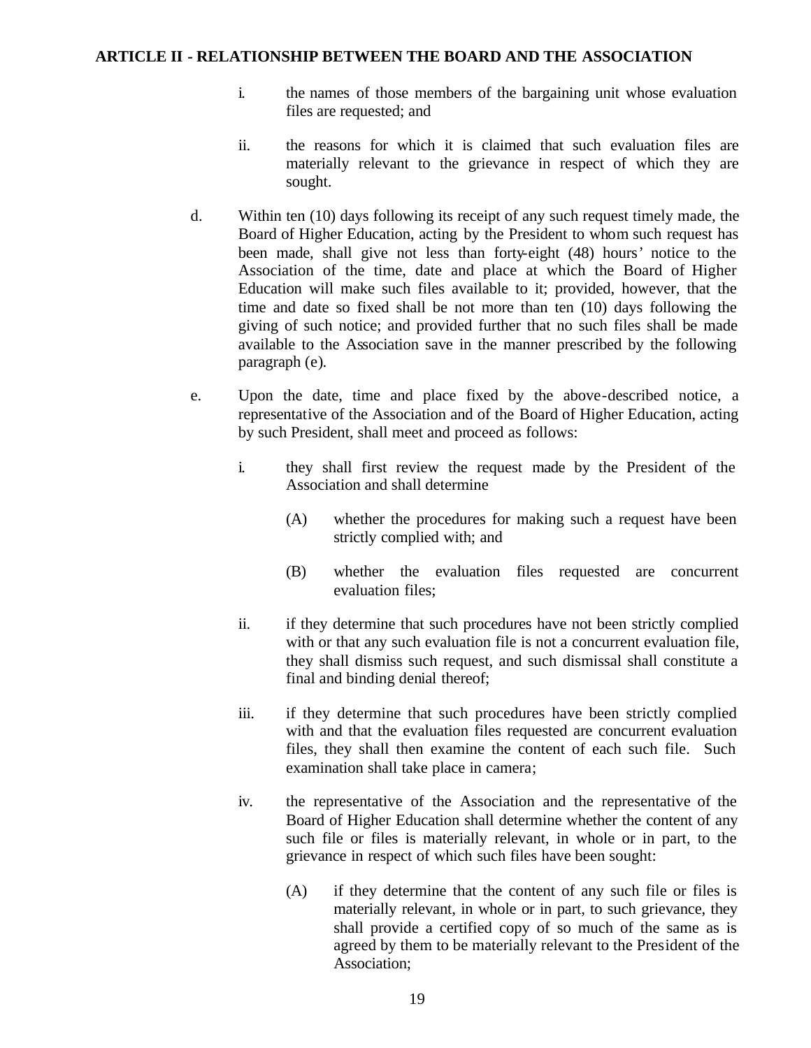i. the names of those members of the bargaining unit whose evaluation files are requested; and

ii. the reasons for which it is claimed that such evaluation files are materially relevant to the grievance in respect of which they are sought.

d. Within ten (10) days following its receipt of any such request timely made, the Board of Higher Education, acting by the President to whom such request has been made, shall give not less than forty-eight (48) hours' notice to the Association of the time, date and place at which the Board of Higher Education will make such files available to it; provided, however, that the time and date so fixed shall be not more than ten (10) days following the giving of such notice; and provided further that no such files shall be made available to the Association save in the manner prescribed by the following paragraph (e).

e. Upon the date, time and place fixed by the above-described notice, a representative of the Association and of the Board of Higher Education, acting by such President, shall meet and proceed as follows:

   i. they shall first review the request made by the President of the Association and shall determine

      (A) whether the procedures for making such a request have been strictly complied with; and

      (B) whether the evaluation files requested are concurrent evaluation files;

   ii. if they determine that such procedures have not been strictly complied with or that any such evaluation file is not a concurrent evaluation file, they shall dismiss such request, and such dismissal shall constitute a final and binding denial thereof;

   iii. if they determine that such procedures have been strictly complied with and that the evaluation files requested are concurrent evaluation files, they shall then examine the content of each such file. Such examination shall take place in camera;

   iv. the representative of the Association and the representative of the Board of Higher Education shall determine whether the content of any such file or files is materially relevant, in whole or in part, to the grievance in respect of which such files have been sought:

      (A) if they determine that the content of any such file or files is materially relevant, in whole or in part, to such grievance, they shall provide a certified copy of so much of the same as is agreed by them to be materially relevant to the President of the Association;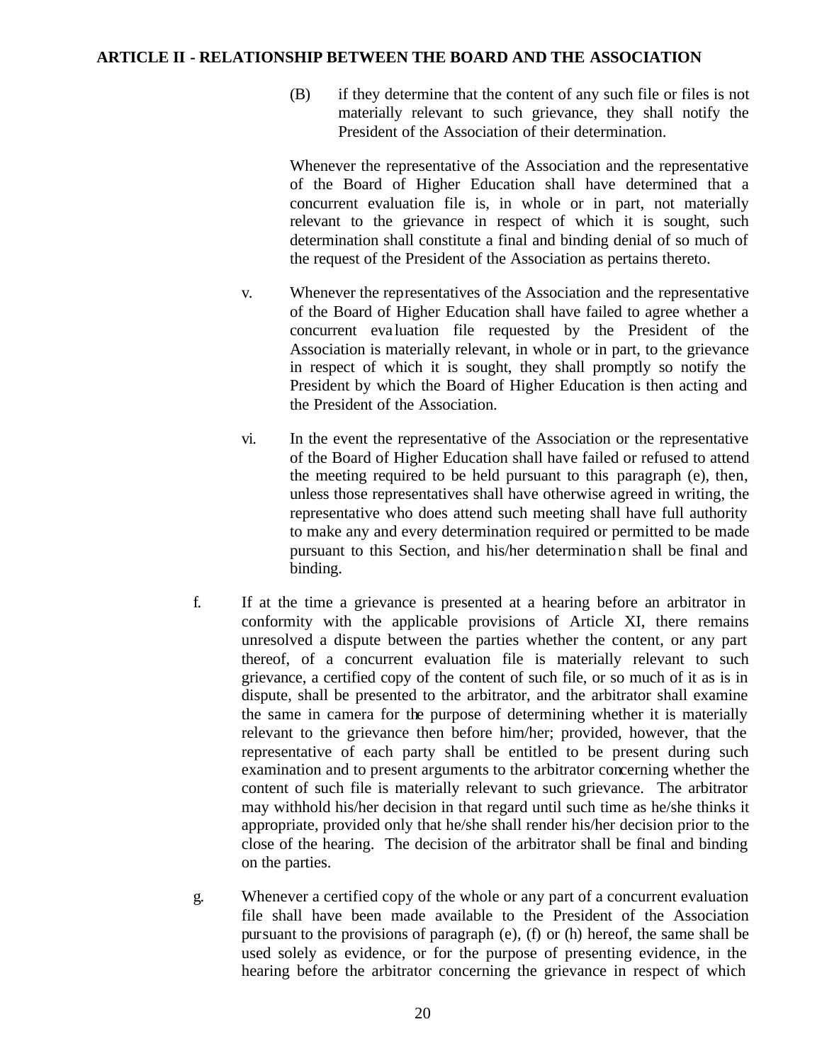(B) if they determine that the content of any such file or files is not materially relevant to such grievance, they shall notify the President of the Association of their determination.

Whenever the representative of the Association and the representative of the Board of Higher Education shall have determined that a concurrent evaluation file is, in whole or in part, not materially relevant to the grievance in respect of which it is sought, such determination shall constitute a final and binding denial of so much of the request of the President of the Association as pertains thereto.

v. Whenever the representatives of the Association and the representative of the Board of Higher Education shall have failed to agree whether a concurrent evaluation file requested by the President of the Association is materially relevant, in whole or in part, to the grievance in respect of which it is sought, they shall promptly so notify the President by which the Board of Higher Education is then acting and the President of the Association.

vi. In the event the representative of the Association or the representative of the Board of Higher Education shall have failed or refused to attend the meeting required to be held pursuant to this paragraph (e), then, unless those representatives shall have otherwise agreed in writing, the representative who does attend such meeting shall have full authority to make any and every determination required or permitted to be made pursuant to this Section, and his/her determination shall be final and binding.

f. If at the time a grievance is presented at a hearing before an arbitrator in conformity with the applicable provisions of Article XI, there remains unresolved a dispute between the parties whether the content, or any part thereof, of a concurrent evaluation file is materially relevant to such grievance, a certified copy of the content of such file, or so much of it as is in dispute, shall be presented to the arbitrator, and the arbitrator shall examine the same in camera for the purpose of determining whether it is materially relevant to the grievance then before him/her; provided, however, that the representative of each party shall be entitled to be present during such examination and to present arguments to the arbitrator concerning whether the content of such file is materially relevant to such grievance. The arbitrator may withhold his/her decision in that regard until such time as he/she thinks it appropriate, provided only that he/she shall render his/her decision prior to the close of the hearing. The decision of the arbitrator shall be final and binding on the parties.

g. Whenever a certified copy of the whole or any part of a concurrent evaluation file shall have been made available to the President of the Association pursuant to the provisions of paragraph (e), (f) or (h) hereof, the same shall be used solely as evidence, or for the purpose of presenting evidence, in the hearing before the arbitrator concerning the grievance in respect of which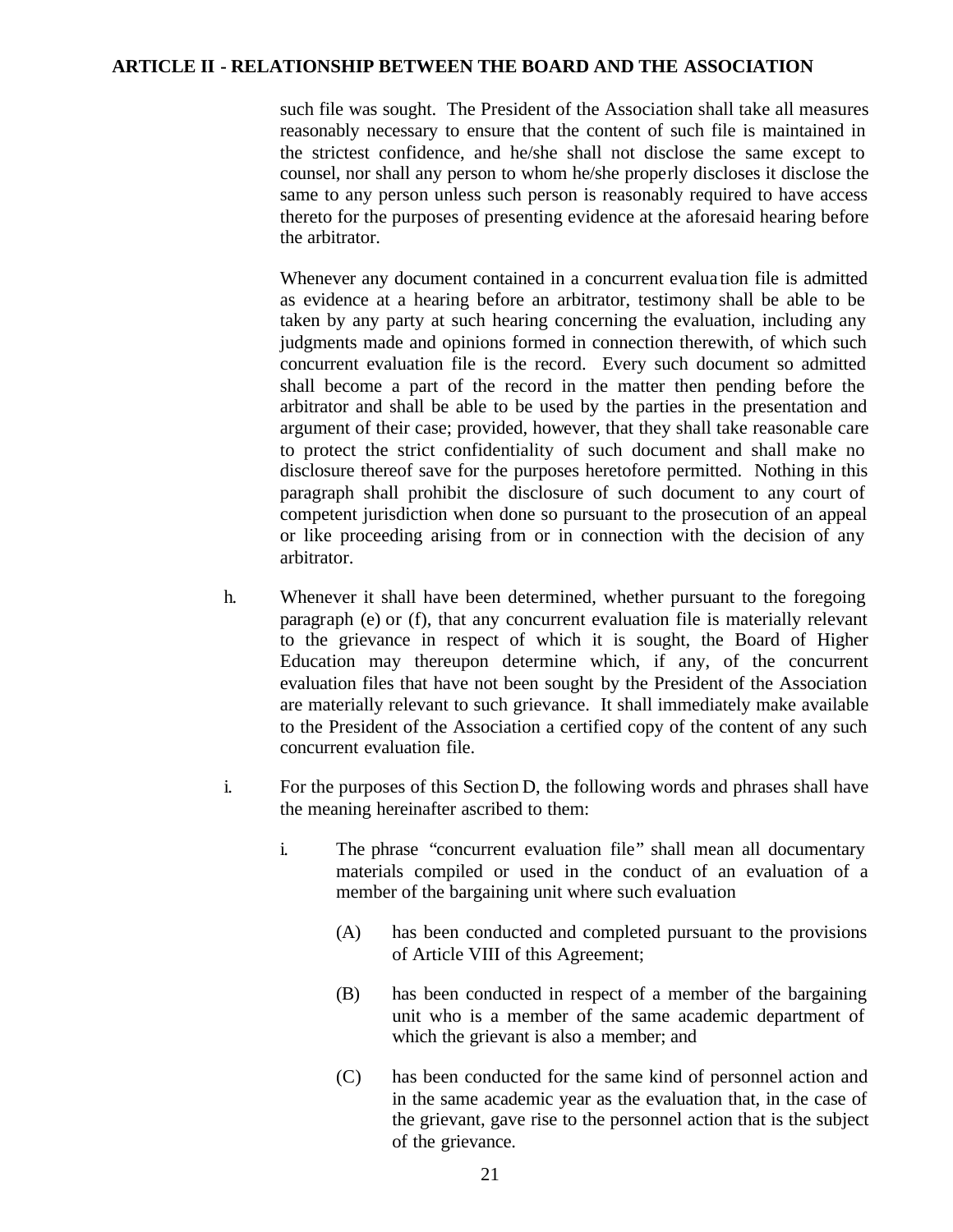such file was sought. The President of the Association shall take all measures reasonably necessary to ensure that the content of such file is maintained in the strictest confidence, and he/she shall not disclose the same except to counsel, nor shall any person to whom he/she properly discloses it disclose the same to any person unless such person is reasonably required to have access thereto for the purposes of presenting evidence at the aforesaid hearing before the arbitrator.

Whenever any document contained in a concurrent evaluation file is admitted as evidence at a hearing before an arbitrator, testimony shall be able to be taken by any party at such hearing concerning the evaluation, including any judgments made and opinions formed in connection therewith, of which such concurrent evaluation file is the record. Every such document so admitted shall become a part of the record in the matter then pending before the arbitrator and shall be able to be used by the parties in the presentation and argument of their case; provided, however, that they shall take reasonable care to protect the strict confidentiality of such document and shall make no disclosure thereof save for the purposes heretofore permitted. Nothing in this paragraph shall prohibit the disclosure of such document to any court of competent jurisdiction when done so pursuant to the prosecution of an appeal or like proceeding arising from or in connection with the decision of any arbitrator.

h. Whenever it shall have been determined, whether pursuant to the foregoing paragraph (e) or (f), that any concurrent evaluation file is materially relevant to the grievance in respect of which it is sought, the Board of Higher Education may thereupon determine which, if any, of the concurrent evaluation files that have not been sought by the President of the Association are materially relevant to such grievance. It shall immediately make available to the President of the Association a certified copy of the content of any such concurrent evaluation file.

i. For the purposes of this Section D, the following words and phrases shall have the meaning hereinafter ascribed to them:

  i. The phrase "concurrent evaluation file" shall mean all documentary materials compiled or used in the conduct of an evaluation of a member of the bargaining unit where such evaluation

    (A) has been conducted and completed pursuant to the provisions of Article VIII of this Agreement;

    (B) has been conducted in respect of a member of the bargaining unit who is a member of the same academic department of which the grievant is also a member; and

    (C) has been conducted for the same kind of personnel action and in the same academic year as the evaluation that, in the case of the grievant, gave rise to the personnel action that is the subject of the grievance.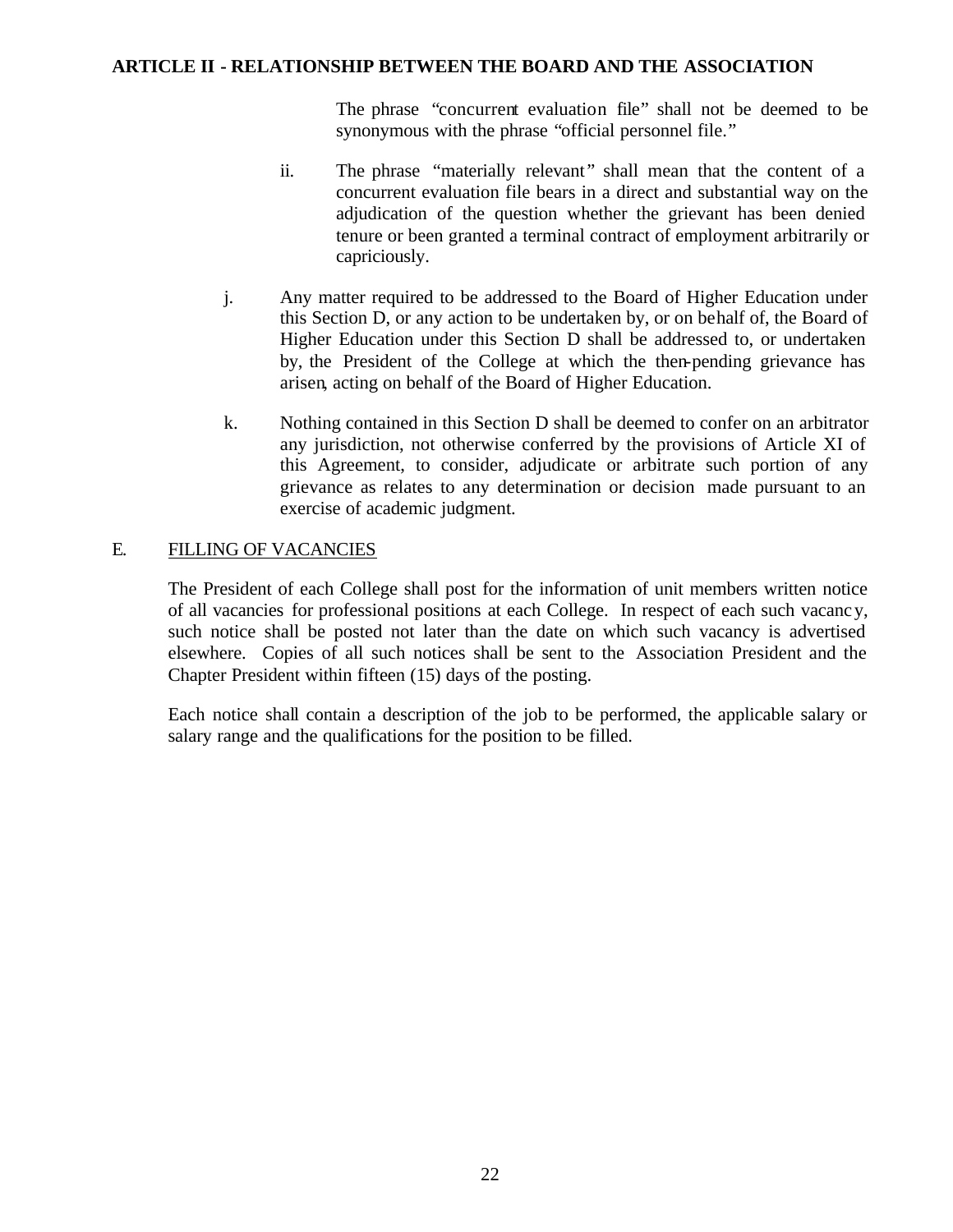The phrase "concurrent evaluation file" shall not be deemed to be synonymous with the phrase "official personnel file."

ii. The phrase "materially relevant" shall mean that the content of a concurrent evaluation file bears in a direct and substantial way on the adjudication of the question whether the grievant has been denied tenure or been granted a terminal contract of employment arbitrarily or capriciously.

j. Any matter required to be addressed to the Board of Higher Education under this Section D, or any action to be undertaken by, or on behalf of, the Board of Higher Education under this Section D shall be addressed to, or undertaken by, the President of the College at which the then-pending grievance has arisen, acting on behalf of the Board of Higher Education.

k. Nothing contained in this Section D shall be deemed to confer on an arbitrator any jurisdiction, not otherwise conferred by the provisions of Article XI of this Agreement, to consider, adjudicate or arbitrate such portion of any grievance as relates to any determination or decision made pursuant to an exercise of academic judgment.

## E. FILLING OF VACANCIES

The President of each College shall post for the information of unit members written notice of all vacancies for professional positions at each College. In respect of each such vacancy, such notice shall be posted not later than the date on which such vacancy is advertised elsewhere. Copies of all such notices shall be sent to the Association President and the Chapter President within fifteen (15) days of the posting.

Each notice shall contain a description of the job to be performed, the applicable salary or salary range and the qualifications for the position to be filled.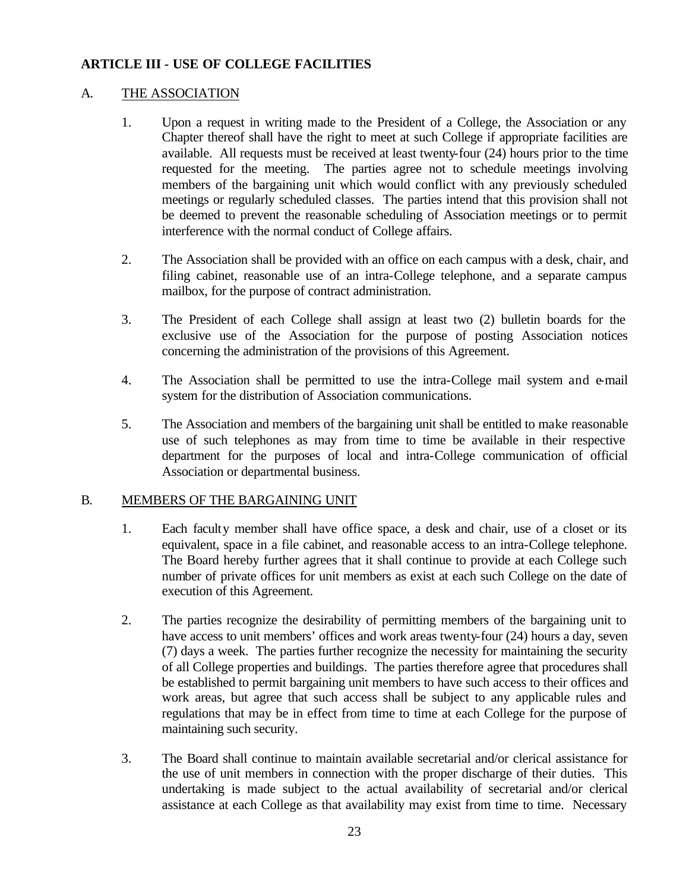## ARTICLE III - USE OF COLLEGE FACILITIES

### A. THE ASSOCIATION

1. Upon a request in writing made to the President of a College, the Association or any Chapter thereof shall have the right to meet at such College if appropriate facilities are available. All requests must be received at least twenty-four (24) hours prior to the time requested for the meeting. The parties agree not to schedule meetings involving members of the bargaining unit which would conflict with any previously scheduled meetings or regularly scheduled classes. The parties intend that this provision shall not be deemed to prevent the reasonable scheduling of Association meetings or to permit interference with the normal conduct of College affairs.

2. The Association shall be provided with an office on each campus with a desk, chair, and filing cabinet, reasonable use of an intra-College telephone, and a separate campus mailbox, for the purpose of contract administration.

3. The President of each College shall assign at least two (2) bulletin boards for the exclusive use of the Association for the purpose of posting Association notices concerning the administration of the provisions of this Agreement.

4. The Association shall be permitted to use the intra-College mail system and e-mail system for the distribution of Association communications.

5. The Association and members of the bargaining unit shall be entitled to make reasonable use of such telephones as may from time to time be available in their respective department for the purposes of local and intra-College communication of official Association or departmental business.

### B. MEMBERS OF THE BARGAINING UNIT

1. Each faculty member shall have office space, a desk and chair, use of a closet or its equivalent, space in a file cabinet, and reasonable access to an intra-College telephone. The Board hereby further agrees that it shall continue to provide at each College such number of private offices for unit members as exist at each such College on the date of execution of this Agreement.

2. The parties recognize the desirability of permitting members of the bargaining unit to have access to unit members' offices and work areas twenty-four (24) hours a day, seven (7) days a week. The parties further recognize the necessity for maintaining the security of all College properties and buildings. The parties therefore agree that procedures shall be established to permit bargaining unit members to have such access to their offices and work areas, but agree that such access shall be subject to any applicable rules and regulations that may be in effect from time to time at each College for the purpose of maintaining such security.

3. The Board shall continue to maintain available secretarial and/or clerical assistance for the use of unit members in connection with the proper discharge of their duties. This undertaking is made subject to the actual availability of secretarial and/or clerical assistance at each College as that availability may exist from time to time. Necessary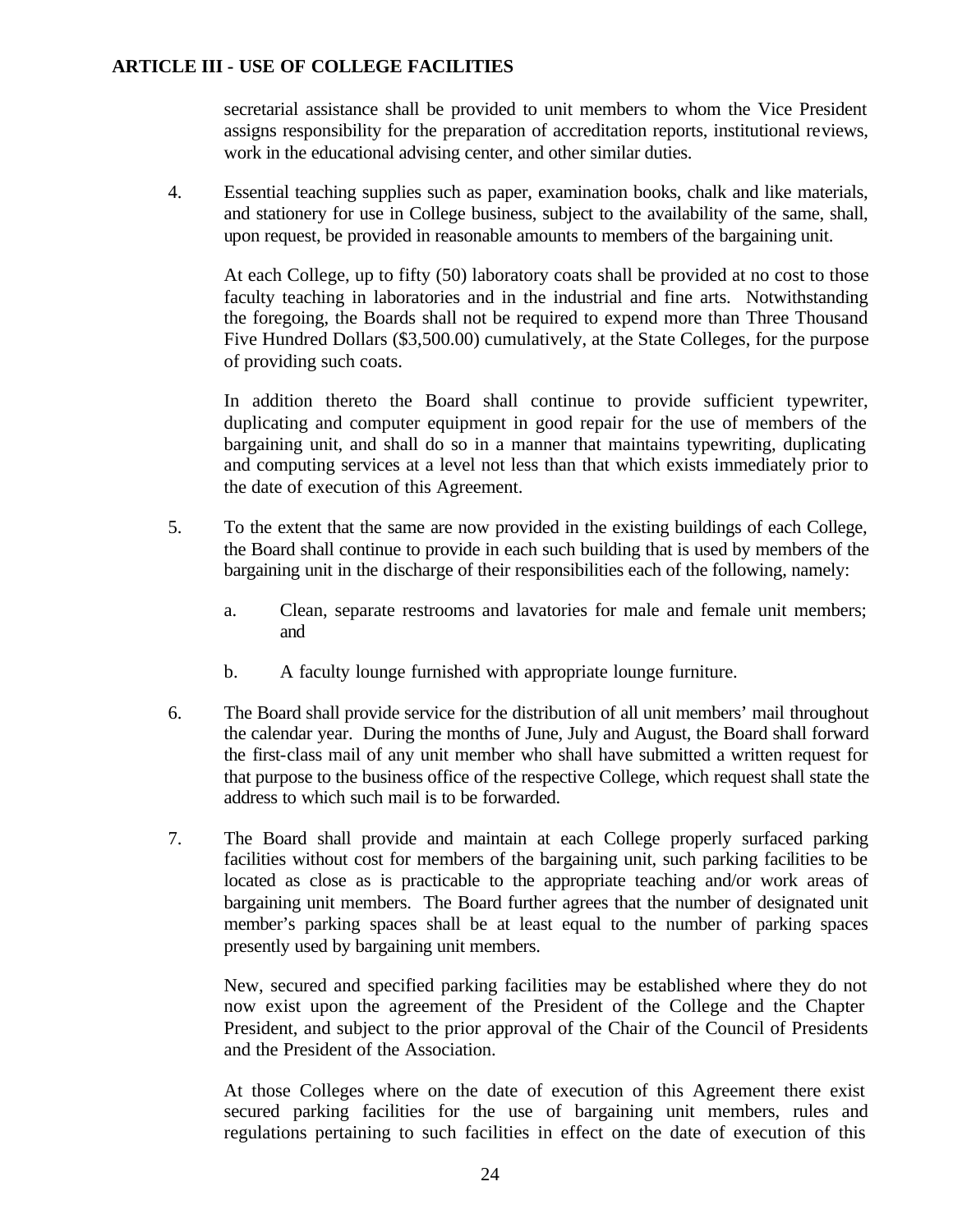## ARTICLE III - USE OF COLLEGE FACILITIES

secretarial assistance shall be provided to unit members to whom the Vice President assigns responsibility for the preparation of accreditation reports, institutional reviews, work in the educational advising center, and other similar duties.

4. Essential teaching supplies such as paper, examination books, chalk and like materials, and stationery for use in College business, subject to the availability of the same, shall, upon request, be provided in reasonable amounts to members of the bargaining unit.

   At each College, up to fifty (50) laboratory coats shall be provided at no cost to those faculty teaching in laboratories and in the industrial and fine arts. Notwithstanding the foregoing, the Boards shall not be required to expend more than Three Thousand Five Hundred Dollars ($3,500.00) cumulatively, at the State Colleges, for the purpose of providing such coats.

   In addition thereto the Board shall continue to provide sufficient typewriter, duplicating and computer equipment in good repair for the use of members of the bargaining unit, and shall do so in a manner that maintains typewriting, duplicating and computing services at a level not less than that which exists immediately prior to the date of execution of this Agreement.

5. To the extent that the same are now provided in the existing buildings of each College, the Board shall continue to provide in each such building that is used by members of the bargaining unit in the discharge of their responsibilities each of the following, namely:

   a. Clean, separate restrooms and lavatories for male and female unit members; and

   b. A faculty lounge furnished with appropriate lounge furniture.

6. The Board shall provide service for the distribution of all unit members' mail throughout the calendar year. During the months of June, July and August, the Board shall forward the first-class mail of any unit member who shall have submitted a written request for that purpose to the business office of the respective College, which request shall state the address to which such mail is to be forwarded.

7. The Board shall provide and maintain at each College properly surfaced parking facilities without cost for members of the bargaining unit, such parking facilities to be located as close as is practicable to the appropriate teaching and/or work areas of bargaining unit members. The Board further agrees that the number of designated unit member's parking spaces shall be at least equal to the number of parking spaces presently used by bargaining unit members.

   New, secured and specified parking facilities may be established where they do not now exist upon the agreement of the President of the College and the Chapter President, and subject to the prior approval of the Chair of the Council of Presidents and the President of the Association.

   At those Colleges where on the date of execution of this Agreement there exist secured parking facilities for the use of bargaining unit members, rules and regulations pertaining to such facilities in effect on the date of execution of this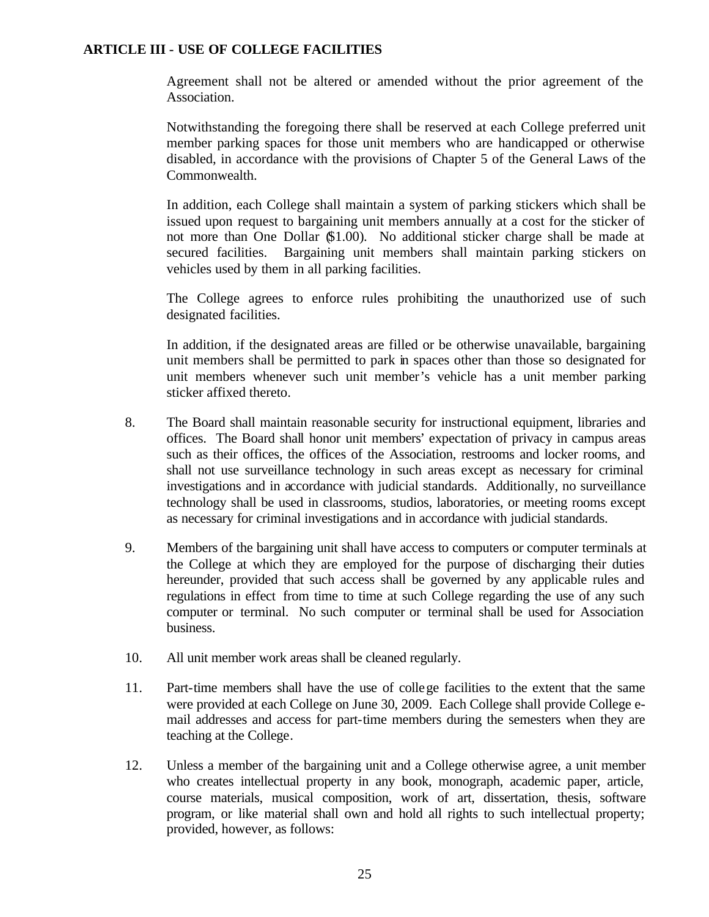## ARTICLE III - USE OF COLLEGE FACILITIES

Agreement shall not be altered or amended without the prior agreement of the Association.

Notwithstanding the foregoing there shall be reserved at each College preferred unit member parking spaces for those unit members who are handicapped or otherwise disabled, in accordance with the provisions of Chapter 5 of the General Laws of the Commonwealth.

In addition, each College shall maintain a system of parking stickers which shall be issued upon request to bargaining unit members annually at a cost for the sticker of not more than One Dollar ($1.00). No additional sticker charge shall be made at secured facilities. Bargaining unit members shall maintain parking stickers on vehicles used by them in all parking facilities.

The College agrees to enforce rules prohibiting the unauthorized use of such designated facilities.

In addition, if the designated areas are filled or be otherwise unavailable, bargaining unit members shall be permitted to park in spaces other than those so designated for unit members whenever such unit member's vehicle has a unit member parking sticker affixed thereto.

8. The Board shall maintain reasonable security for instructional equipment, libraries and offices. The Board shall honor unit members' expectation of privacy in campus areas such as their offices, the offices of the Association, restrooms and locker rooms, and shall not use surveillance technology in such areas except as necessary for criminal investigations and in accordance with judicial standards. Additionally, no surveillance technology shall be used in classrooms, studios, laboratories, or meeting rooms except as necessary for criminal investigations and in accordance with judicial standards.

9. Members of the bargaining unit shall have access to computers or computer terminals at the College at which they are employed for the purpose of discharging their duties hereunder, provided that such access shall be governed by any applicable rules and regulations in effect from time to time at such College regarding the use of any such computer or terminal. No such computer or terminal shall be used for Association business.

10. All unit member work areas shall be cleaned regularly.

11. Part-time members shall have the use of college facilities to the extent that the same were provided at each College on June 30, 2009. Each College shall provide College e-mail addresses and access for part-time members during the semesters when they are teaching at the College.

12. Unless a member of the bargaining unit and a College otherwise agree, a unit member who creates intellectual property in any book, monograph, academic paper, article, course materials, musical composition, work of art, dissertation, thesis, software program, or like material shall own and hold all rights to such intellectual property; provided, however, as follows: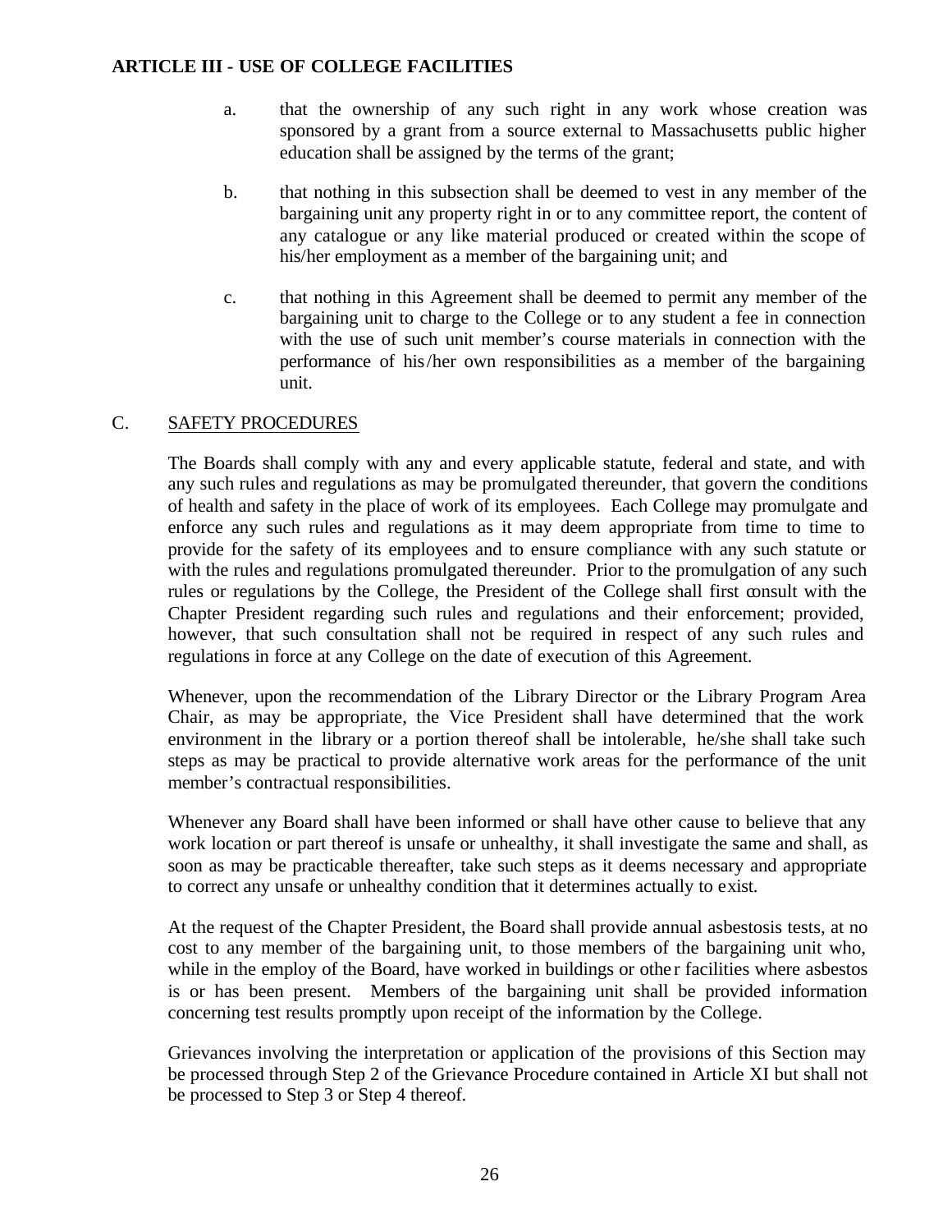a. that the ownership of any such right in any work whose creation was sponsored by a grant from a source external to Massachusetts public higher education shall be assigned by the terms of the grant;

b. that nothing in this subsection shall be deemed to vest in any member of the bargaining unit any property right in or to any committee report, the content of any catalogue or any like material produced or created within the scope of his/her employment as a member of the bargaining unit; and

c. that nothing in this Agreement shall be deemed to permit any member of the bargaining unit to charge to the College or to any student a fee in connection with the use of such unit member's course materials in connection with the performance of his/her own responsibilities as a member of the bargaining unit.

## C. SAFETY PROCEDURES

The Boards shall comply with any and every applicable statute, federal and state, and with any such rules and regulations as may be promulgated thereunder, that govern the conditions of health and safety in the place of work of its employees. Each College may promulgate and enforce any such rules and regulations as it may deem appropriate from time to time to provide for the safety of its employees and to ensure compliance with any such statute or with the rules and regulations promulgated thereunder. Prior to the promulgation of any such rules or regulations by the College, the President of the College shall first consult with the Chapter President regarding such rules and regulations and their enforcement; provided, however, that such consultation shall not be required in respect of any such rules and regulations in force at any College on the date of execution of this Agreement.

Whenever, upon the recommendation of the Library Director or the Library Program Area Chair, as may be appropriate, the Vice President shall have determined that the work environment in the library or a portion thereof shall be intolerable, he/she shall take such steps as may be practical to provide alternative work areas for the performance of the unit member's contractual responsibilities.

Whenever any Board shall have been informed or shall have other cause to believe that any work location or part thereof is unsafe or unhealthy, it shall investigate the same and shall, as soon as may be practicable thereafter, take such steps as it deems necessary and appropriate to correct any unsafe or unhealthy condition that it determines actually to exist.

At the request of the Chapter President, the Board shall provide annual asbestosis tests, at no cost to any member of the bargaining unit, to those members of the bargaining unit who, while in the employ of the Board, have worked in buildings or other facilities where asbestos is or has been present. Members of the bargaining unit shall be provided information concerning test results promptly upon receipt of the information by the College.

Grievances involving the interpretation or application of the provisions of this Section may be processed through Step 2 of the Grievance Procedure contained in Article XI but shall not be processed to Step 3 or Step 4 thereof.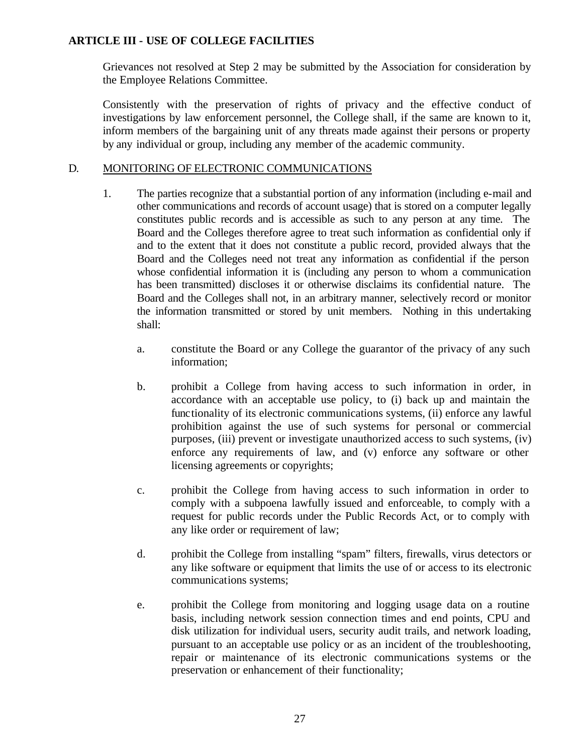## ARTICLE III - USE OF COLLEGE FACILITIES

Grievances not resolved at Step 2 may be submitted by the Association for consideration by the Employee Relations Committee.

Consistently with the preservation of rights of privacy and the effective conduct of investigations by law enforcement personnel, the College shall, if the same are known to it, inform members of the bargaining unit of any threats made against their persons or property by any individual or group, including any member of the academic community.

D. MONITORING OF ELECTRONIC COMMUNICATIONS

1. The parties recognize that a substantial portion of any information (including e-mail and other communications and records of account usage) that is stored on a computer legally constitutes public records and is accessible as such to any person at any time. The Board and the Colleges therefore agree to treat such information as confidential only if and to the extent that it does not constitute a public record, provided always that the Board and the Colleges need not treat any information as confidential if the person whose confidential information it is (including any person to whom a communication has been transmitted) discloses it or otherwise disclaims its confidential nature. The Board and the Colleges shall not, in an arbitrary manner, selectively record or monitor the information transmitted or stored by unit members. Nothing in this undertaking shall:

   a. constitute the Board or any College the guarantor of the privacy of any such information;

   b. prohibit a College from having access to such information in order, in accordance with an acceptable use policy, to (i) back up and maintain the functionality of its electronic communications systems, (ii) enforce any lawful prohibition against the use of such systems for personal or commercial purposes, (iii) prevent or investigate unauthorized access to such systems, (iv) enforce any requirements of law, and (v) enforce any software or other licensing agreements or copyrights;

   c. prohibit the College from having access to such information in order to comply with a subpoena lawfully issued and enforceable, to comply with a request for public records under the Public Records Act, or to comply with any like order or requirement of law;

   d. prohibit the College from installing "spam" filters, firewalls, virus detectors or any like software or equipment that limits the use of or access to its electronic communications systems;

   e. prohibit the College from monitoring and logging usage data on a routine basis, including network session connection times and end points, CPU and disk utilization for individual users, security audit trails, and network loading, pursuant to an acceptable use policy or as an incident of the troubleshooting, repair or maintenance of its electronic communications systems or the preservation or enhancement of their functionality;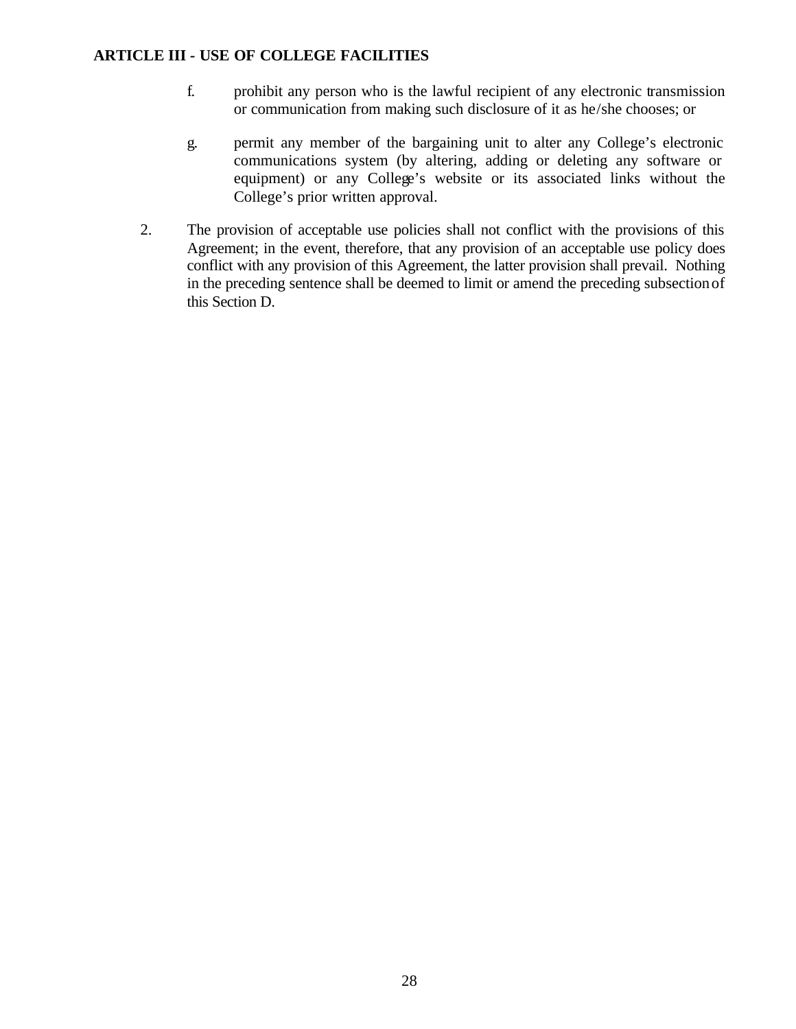f. prohibit any person who is the lawful recipient of any electronic transmission or communication from making such disclosure of it as he/she chooses; or

g. permit any member of the bargaining unit to alter any College's electronic communications system (by altering, adding or deleting any software or equipment) or any College's website or its associated links without the College's prior written approval.

2. The provision of acceptable use policies shall not conflict with the provisions of this Agreement; in the event, therefore, that any provision of an acceptable use policy does conflict with any provision of this Agreement, the latter provision shall prevail. Nothing in the preceding sentence shall be deemed to limit or amend the preceding subsection of this Section D.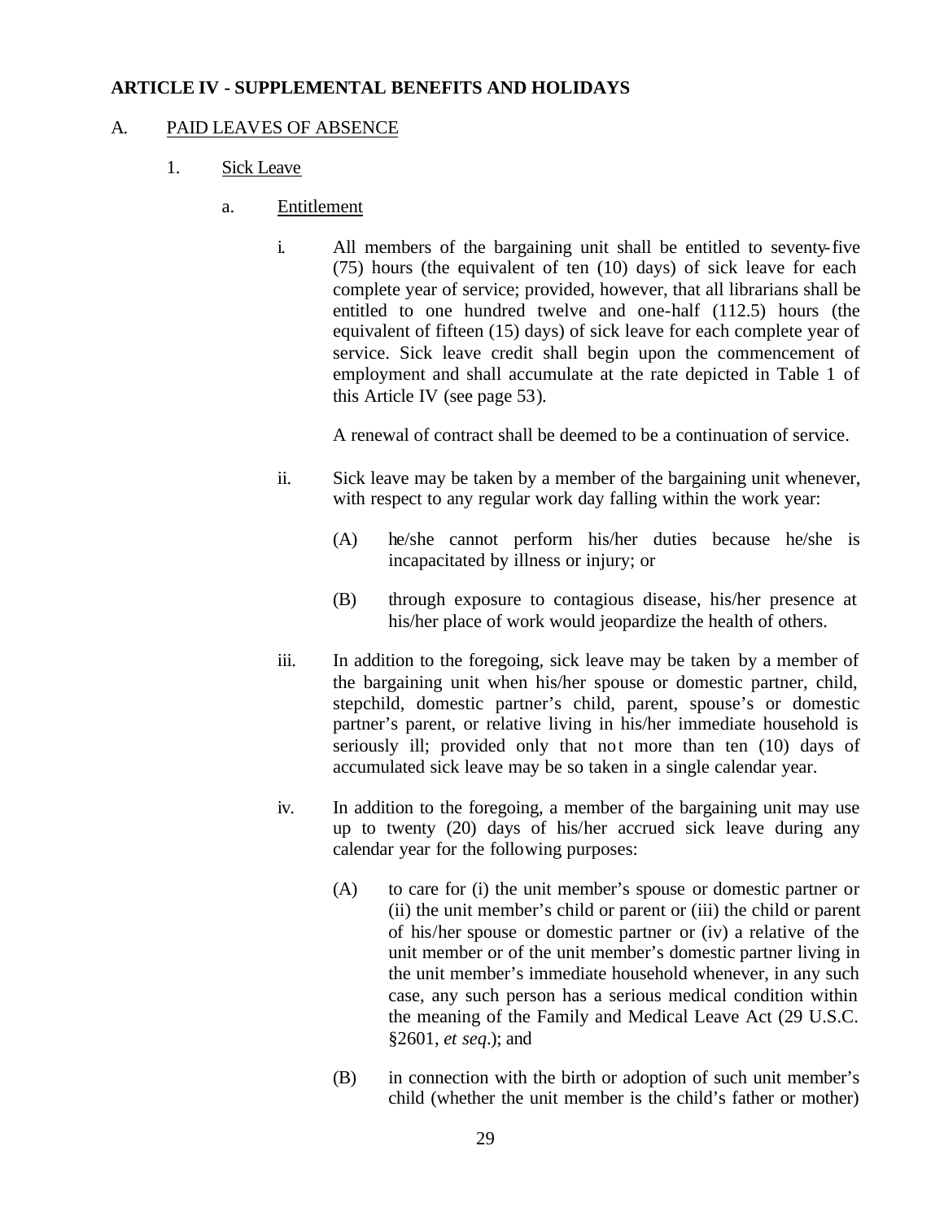**ARTICLE IV - SUPPLEMENTAL BENEFITS AND HOLIDAYS**

A. PAID LEAVES OF ABSENCE

1. Sick Leave

a. Entitlement

i. All members of the bargaining unit shall be entitled to seventy-five (75) hours (the equivalent of ten (10) days) of sick leave for each complete year of service; provided, however, that all librarians shall be entitled to one hundred twelve and one-half (112.5) hours (the equivalent of fifteen (15) days) of sick leave for each complete year of service. Sick leave credit shall begin upon the commencement of employment and shall accumulate at the rate depicted in Table 1 of this Article IV (see page 53).

A renewal of contract shall be deemed to be a continuation of service.

ii. Sick leave may be taken by a member of the bargaining unit whenever, with respect to any regular work day falling within the work year:

(A) he/she cannot perform his/her duties because he/she is incapacitated by illness or injury; or

(B) through exposure to contagious disease, his/her presence at his/her place of work would jeopardize the health of others.

iii. In addition to the foregoing, sick leave may be taken by a member of the bargaining unit when his/her spouse or domestic partner, child, stepchild, domestic partner's child, parent, spouse's or domestic partner's parent, or relative living in his/her immediate household is seriously ill; provided only that not more than ten (10) days of accumulated sick leave may be so taken in a single calendar year.

iv. In addition to the foregoing, a member of the bargaining unit may use up to twenty (20) days of his/her accrued sick leave during any calendar year for the following purposes:

(A) to care for (i) the unit member's spouse or domestic partner or (ii) the unit member's child or parent or (iii) the child or parent of his/her spouse or domestic partner or (iv) a relative of the unit member or of the unit member's domestic partner living in the unit member's immediate household whenever, in any such case, any such person has a serious medical condition within the meaning of the Family and Medical Leave Act (29 U.S.C. §2601, *et seq*.); and

(B) in connection with the birth or adoption of such unit member's child (whether the unit member is the child's father or mother)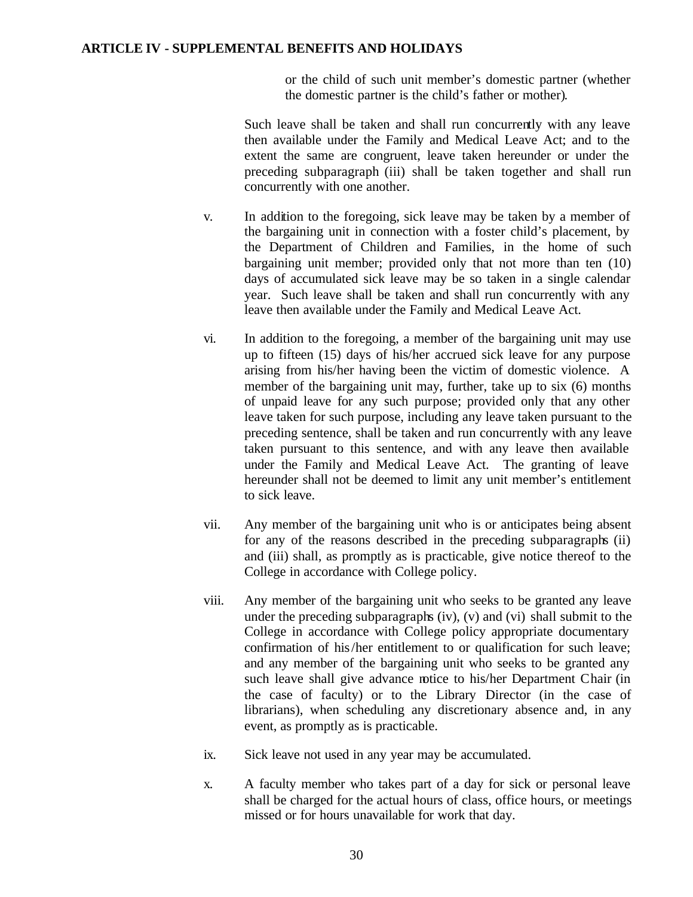or the child of such unit member's domestic partner (whether the domestic partner is the child's father or mother).

Such leave shall be taken and shall run concurrently with any leave then available under the Family and Medical Leave Act; and to the extent the same are congruent, leave taken hereunder or under the preceding subparagraph (iii) shall be taken together and shall run concurrently with one another.

v. In addition to the foregoing, sick leave may be taken by a member of the bargaining unit in connection with a foster child's placement, by the Department of Children and Families, in the home of such bargaining unit member; provided only that not more than ten (10) days of accumulated sick leave may be so taken in a single calendar year. Such leave shall be taken and shall run concurrently with any leave then available under the Family and Medical Leave Act.

vi. In addition to the foregoing, a member of the bargaining unit may use up to fifteen (15) days of his/her accrued sick leave for any purpose arising from his/her having been the victim of domestic violence. A member of the bargaining unit may, further, take up to six (6) months of unpaid leave for any such purpose; provided only that any other leave taken for such purpose, including any leave taken pursuant to the preceding sentence, shall be taken and run concurrently with any leave taken pursuant to this sentence, and with any leave then available under the Family and Medical Leave Act. The granting of leave hereunder shall not be deemed to limit any unit member's entitlement to sick leave.

vii. Any member of the bargaining unit who is or anticipates being absent for any of the reasons described in the preceding subparagraphs (ii) and (iii) shall, as promptly as is practicable, give notice thereof to the College in accordance with College policy.

viii. Any member of the bargaining unit who seeks to be granted any leave under the preceding subparagraphs (iv), (v) and (vi) shall submit to the College in accordance with College policy appropriate documentary confirmation of his/her entitlement to or qualification for such leave; and any member of the bargaining unit who seeks to be granted any such leave shall give advance notice to his/her Department Chair (in the case of faculty) or to the Library Director (in the case of librarians), when scheduling any discretionary absence and, in any event, as promptly as is practicable.

ix. Sick leave not used in any year may be accumulated.

x. A faculty member who takes part of a day for sick or personal leave shall be charged for the actual hours of class, office hours, or meetings missed or for hours unavailable for work that day.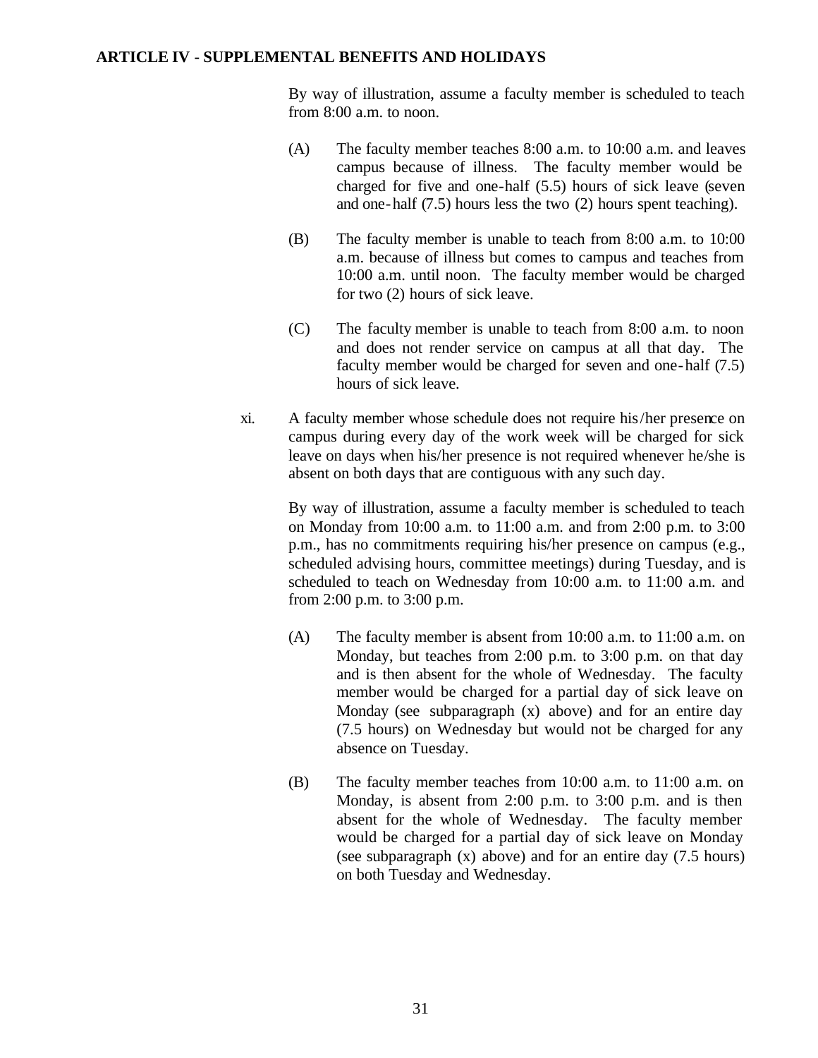By way of illustration, assume a faculty member is scheduled to teach from 8:00 a.m. to noon.

(A) The faculty member teaches 8:00 a.m. to 10:00 a.m. and leaves campus because of illness. The faculty member would be charged for five and one-half (5.5) hours of sick leave (seven and one-half (7.5) hours less the two (2) hours spent teaching).

(B) The faculty member is unable to teach from 8:00 a.m. to 10:00 a.m. because of illness but comes to campus and teaches from 10:00 a.m. until noon. The faculty member would be charged for two (2) hours of sick leave.

(C) The faculty member is unable to teach from 8:00 a.m. to noon and does not render service on campus at all that day. The faculty member would be charged for seven and one-half (7.5) hours of sick leave.

xi. A faculty member whose schedule does not require his/her presence on campus during every day of the work week will be charged for sick leave on days when his/her presence is not required whenever he/she is absent on both days that are contiguous with any such day.

By way of illustration, assume a faculty member is scheduled to teach on Monday from 10:00 a.m. to 11:00 a.m. and from 2:00 p.m. to 3:00 p.m., has no commitments requiring his/her presence on campus (e.g., scheduled advising hours, committee meetings) during Tuesday, and is scheduled to teach on Wednesday from 10:00 a.m. to 11:00 a.m. and from 2:00 p.m. to 3:00 p.m.

(A) The faculty member is absent from 10:00 a.m. to 11:00 a.m. on Monday, but teaches from 2:00 p.m. to 3:00 p.m. on that day and is then absent for the whole of Wednesday. The faculty member would be charged for a partial day of sick leave on Monday (see subparagraph (x) above) and for an entire day (7.5 hours) on Wednesday but would not be charged for any absence on Tuesday.

(B) The faculty member teaches from 10:00 a.m. to 11:00 a.m. on Monday, is absent from 2:00 p.m. to 3:00 p.m. and is then absent for the whole of Wednesday. The faculty member would be charged for a partial day of sick leave on Monday (see subparagraph (x) above) and for an entire day (7.5 hours) on both Tuesday and Wednesday.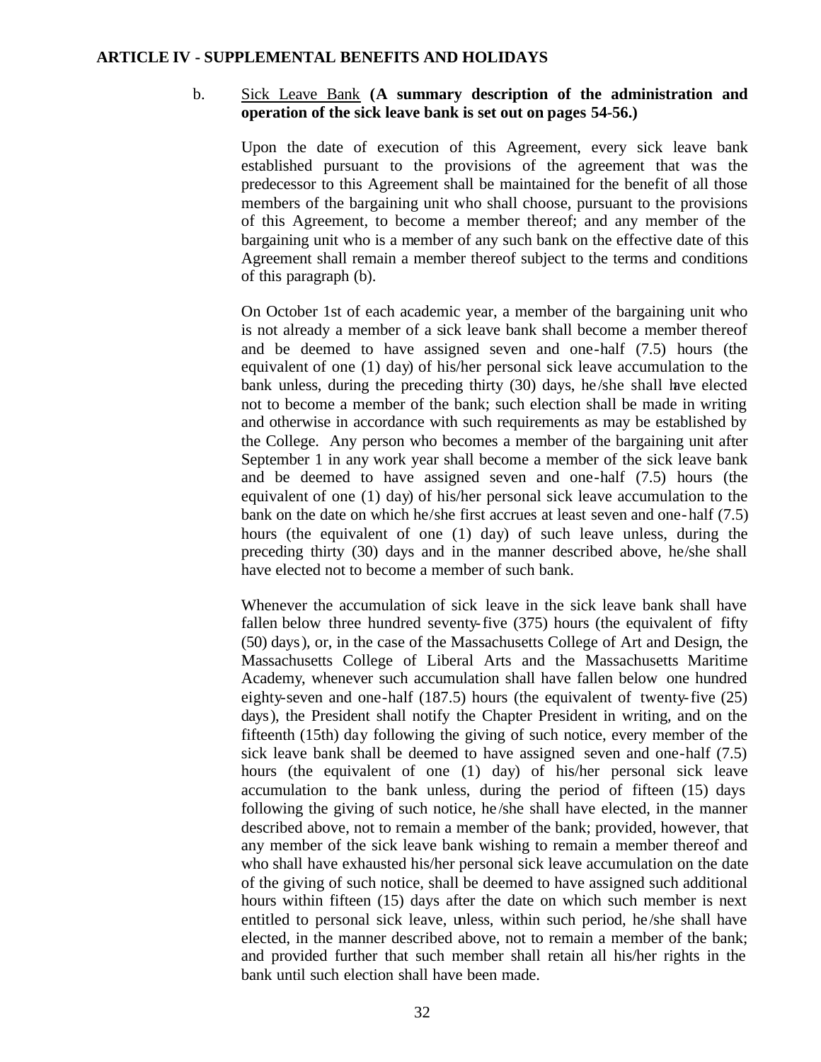**ARTICLE IV - SUPPLEMENTAL BENEFITS AND HOLIDAYS**

b. Sick Leave Bank **(A summary description of the administration and operation of the sick leave bank is set out on pages 54-56.)**

Upon the date of execution of this Agreement, every sick leave bank established pursuant to the provisions of the agreement that was the predecessor to this Agreement shall be maintained for the benefit of all those members of the bargaining unit who shall choose, pursuant to the provisions of this Agreement, to become a member thereof; and any member of the bargaining unit who is a member of any such bank on the effective date of this Agreement shall remain a member thereof subject to the terms and conditions of this paragraph (b).

On October 1st of each academic year, a member of the bargaining unit who is not already a member of a sick leave bank shall become a member thereof and be deemed to have assigned seven and one-half (7.5) hours (the equivalent of one (1) day) of his/her personal sick leave accumulation to the bank unless, during the preceding thirty (30) days, he/she shall have elected not to become a member of the bank; such election shall be made in writing and otherwise in accordance with such requirements as may be established by the College. Any person who becomes a member of the bargaining unit after September 1 in any work year shall become a member of the sick leave bank and be deemed to have assigned seven and one-half (7.5) hours (the equivalent of one (1) day) of his/her personal sick leave accumulation to the bank on the date on which he/she first accrues at least seven and one-half (7.5) hours (the equivalent of one (1) day) of such leave unless, during the preceding thirty (30) days and in the manner described above, he/she shall have elected not to become a member of such bank.

Whenever the accumulation of sick leave in the sick leave bank shall have fallen below three hundred seventy-five (375) hours (the equivalent of fifty (50) days), or, in the case of the Massachusetts College of Art and Design, the Massachusetts College of Liberal Arts and the Massachusetts Maritime Academy, whenever such accumulation shall have fallen below one hundred eighty-seven and one-half (187.5) hours (the equivalent of twenty-five (25) days), the President shall notify the Chapter President in writing, and on the fifteenth (15th) day following the giving of such notice, every member of the sick leave bank shall be deemed to have assigned seven and one-half (7.5) hours (the equivalent of one (1) day) of his/her personal sick leave accumulation to the bank unless, during the period of fifteen (15) days following the giving of such notice, he/she shall have elected, in the manner described above, not to remain a member of the bank; provided, however, that any member of the sick leave bank wishing to remain a member thereof and who shall have exhausted his/her personal sick leave accumulation on the date of the giving of such notice, shall be deemed to have assigned such additional hours within fifteen (15) days after the date on which such member is next entitled to personal sick leave, unless, within such period, he/she shall have elected, in the manner described above, not to remain a member of the bank; and provided further that such member shall retain all his/her rights in the bank until such election shall have been made.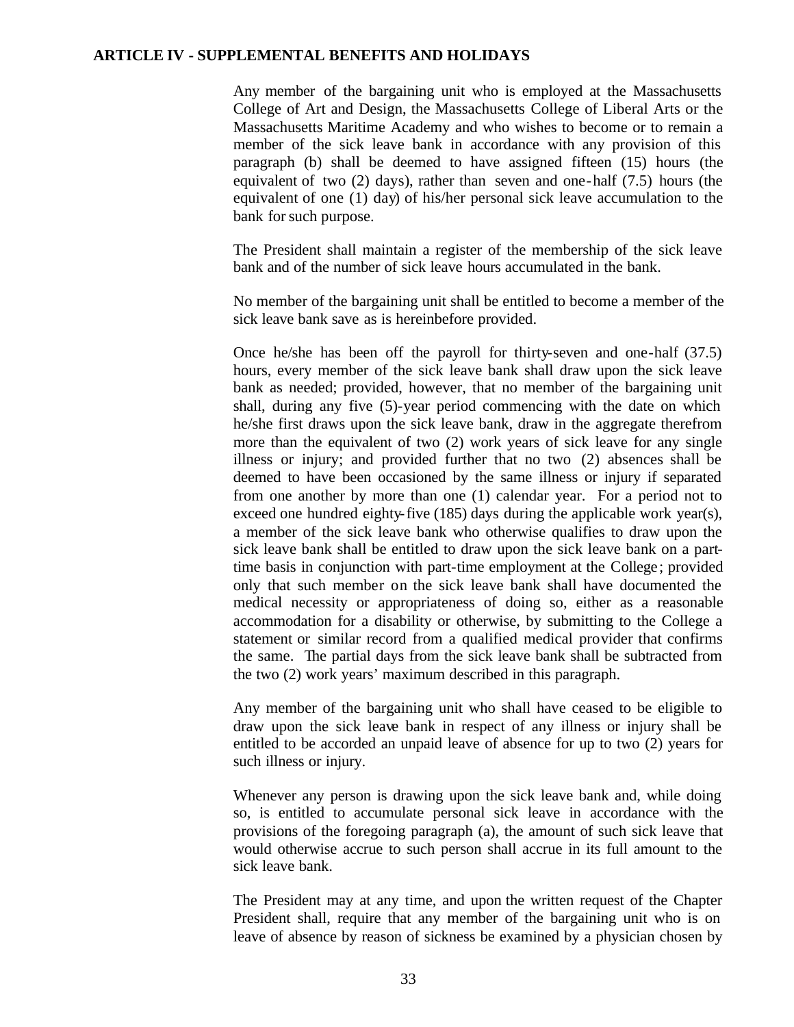**ARTICLE IV - SUPPLEMENTAL BENEFITS AND HOLIDAYS**

Any member of the bargaining unit who is employed at the Massachusetts College of Art and Design, the Massachusetts College of Liberal Arts or the Massachusetts Maritime Academy and who wishes to become or to remain a member of the sick leave bank in accordance with any provision of this paragraph (b) shall be deemed to have assigned fifteen (15) hours (the equivalent of two (2) days), rather than seven and one-half (7.5) hours (the equivalent of one (1) day) of his/her personal sick leave accumulation to the bank for such purpose.

The President shall maintain a register of the membership of the sick leave bank and of the number of sick leave hours accumulated in the bank.

No member of the bargaining unit shall be entitled to become a member of the sick leave bank save as is hereinbefore provided.

Once he/she has been off the payroll for thirty-seven and one-half (37.5) hours, every member of the sick leave bank shall draw upon the sick leave bank as needed; provided, however, that no member of the bargaining unit shall, during any five (5)-year period commencing with the date on which he/she first draws upon the sick leave bank, draw in the aggregate therefrom more than the equivalent of two (2) work years of sick leave for any single illness or injury; and provided further that no two (2) absences shall be deemed to have been occasioned by the same illness or injury if separated from one another by more than one (1) calendar year. For a period not to exceed one hundred eighty-five (185) days during the applicable work year(s), a member of the sick leave bank who otherwise qualifies to draw upon the sick leave bank shall be entitled to draw upon the sick leave bank on a part-time basis in conjunction with part-time employment at the College; provided only that such member on the sick leave bank shall have documented the medical necessity or appropriateness of doing so, either as a reasonable accommodation for a disability or otherwise, by submitting to the College a statement or similar record from a qualified medical provider that confirms the same. The partial days from the sick leave bank shall be subtracted from the two (2) work years' maximum described in this paragraph.

Any member of the bargaining unit who shall have ceased to be eligible to draw upon the sick leave bank in respect of any illness or injury shall be entitled to be accorded an unpaid leave of absence for up to two (2) years for such illness or injury.

Whenever any person is drawing upon the sick leave bank and, while doing so, is entitled to accumulate personal sick leave in accordance with the provisions of the foregoing paragraph (a), the amount of such sick leave that would otherwise accrue to such person shall accrue in its full amount to the sick leave bank.

The President may at any time, and upon the written request of the Chapter President shall, require that any member of the bargaining unit who is on leave of absence by reason of sickness be examined by a physician chosen by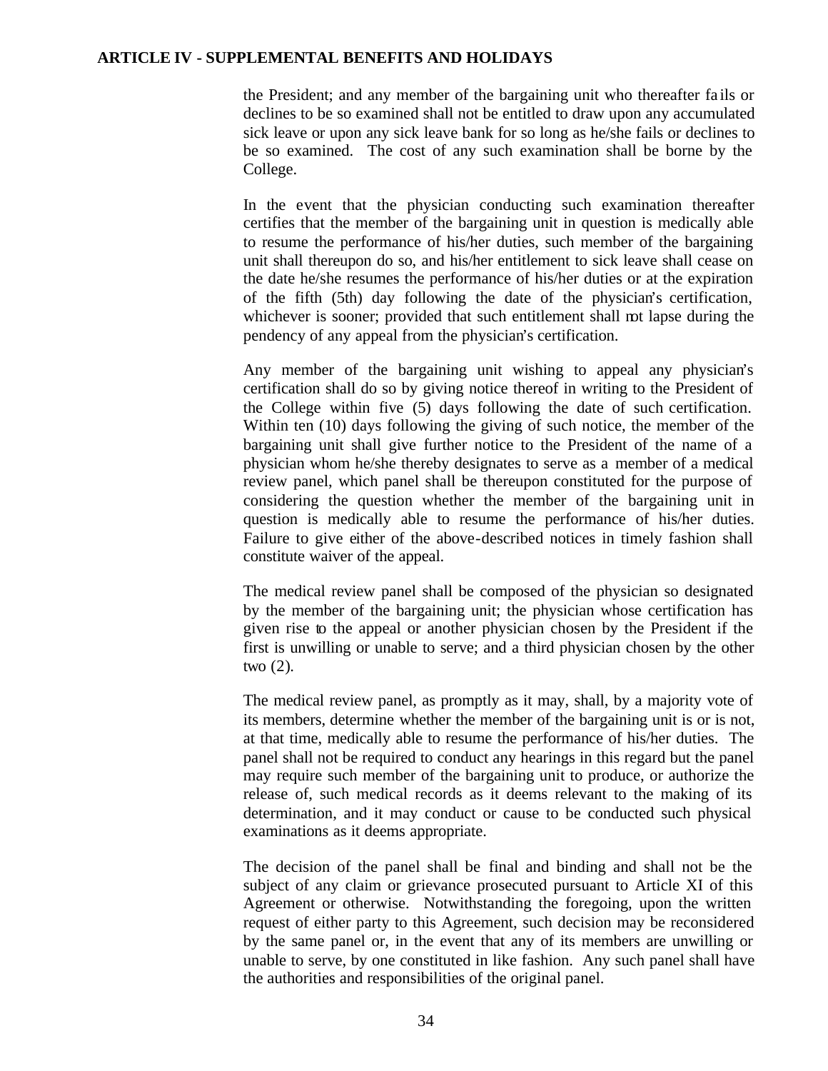the President; and any member of the bargaining unit who thereafter fails or declines to be so examined shall not be entitled to draw upon any accumulated sick leave or upon any sick leave bank for so long as he/she fails or declines to be so examined. The cost of any such examination shall be borne by the College.

In the event that the physician conducting such examination thereafter certifies that the member of the bargaining unit in question is medically able to resume the performance of his/her duties, such member of the bargaining unit shall thereupon do so, and his/her entitlement to sick leave shall cease on the date he/she resumes the performance of his/her duties or at the expiration of the fifth (5th) day following the date of the physician's certification, whichever is sooner; provided that such entitlement shall not lapse during the pendency of any appeal from the physician's certification.

Any member of the bargaining unit wishing to appeal any physician's certification shall do so by giving notice thereof in writing to the President of the College within five (5) days following the date of such certification. Within ten (10) days following the giving of such notice, the member of the bargaining unit shall give further notice to the President of the name of a physician whom he/she thereby designates to serve as a member of a medical review panel, which panel shall be thereupon constituted for the purpose of considering the question whether the member of the bargaining unit in question is medically able to resume the performance of his/her duties. Failure to give either of the above-described notices in timely fashion shall constitute waiver of the appeal.

The medical review panel shall be composed of the physician so designated by the member of the bargaining unit; the physician whose certification has given rise to the appeal or another physician chosen by the President if the first is unwilling or unable to serve; and a third physician chosen by the other two (2).

The medical review panel, as promptly as it may, shall, by a majority vote of its members, determine whether the member of the bargaining unit is or is not, at that time, medically able to resume the performance of his/her duties. The panel shall not be required to conduct any hearings in this regard but the panel may require such member of the bargaining unit to produce, or authorize the release of, such medical records as it deems relevant to the making of its determination, and it may conduct or cause to be conducted such physical examinations as it deems appropriate.

The decision of the panel shall be final and binding and shall not be the subject of any claim or grievance prosecuted pursuant to Article XI of this Agreement or otherwise. Notwithstanding the foregoing, upon the written request of either party to this Agreement, such decision may be reconsidered by the same panel or, in the event that any of its members are unwilling or unable to serve, by one constituted in like fashion. Any such panel shall have the authorities and responsibilities of the original panel.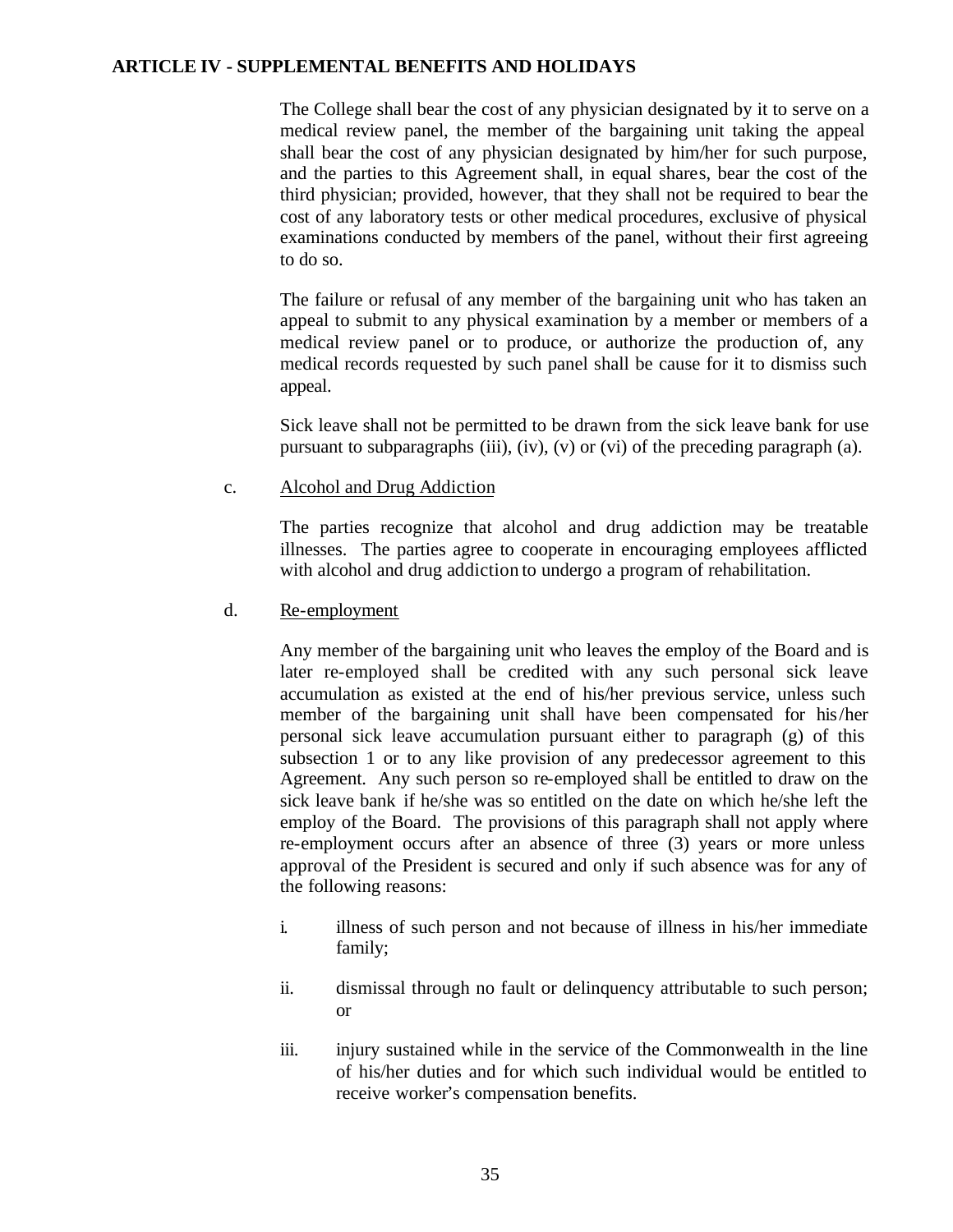## ARTICLE IV - SUPPLEMENTAL BENEFITS AND HOLIDAYS

The College shall bear the cost of any physician designated by it to serve on a medical review panel, the member of the bargaining unit taking the appeal shall bear the cost of any physician designated by him/her for such purpose, and the parties to this Agreement shall, in equal shares, bear the cost of the third physician; provided, however, that they shall not be required to bear the cost of any laboratory tests or other medical procedures, exclusive of physical examinations conducted by members of the panel, without their first agreeing to do so.

The failure or refusal of any member of the bargaining unit who has taken an appeal to submit to any physical examination by a member or members of a medical review panel or to produce, or authorize the production of, any medical records requested by such panel shall be cause for it to dismiss such appeal.

Sick leave shall not be permitted to be drawn from the sick leave bank for use pursuant to subparagraphs (iii), (iv), (v) or (vi) of the preceding paragraph (a).

c. Alcohol and Drug Addiction

The parties recognize that alcohol and drug addiction may be treatable illnesses. The parties agree to cooperate in encouraging employees afflicted with alcohol and drug addiction to undergo a program of rehabilitation.

d. Re-employment

Any member of the bargaining unit who leaves the employ of the Board and is later re-employed shall be credited with any such personal sick leave accumulation as existed at the end of his/her previous service, unless such member of the bargaining unit shall have been compensated for his/her personal sick leave accumulation pursuant either to paragraph (g) of this subsection 1 or to any like provision of any predecessor agreement to this Agreement. Any such person so re-employed shall be entitled to draw on the sick leave bank if he/she was so entitled on the date on which he/she left the employ of the Board. The provisions of this paragraph shall not apply where re-employment occurs after an absence of three (3) years or more unless approval of the President is secured and only if such absence was for any of the following reasons:

i. illness of such person and not because of illness in his/her immediate family;

ii. dismissal through no fault or delinquency attributable to such person; or

iii. injury sustained while in the service of the Commonwealth in the line of his/her duties and for which such individual would be entitled to receive worker's compensation benefits.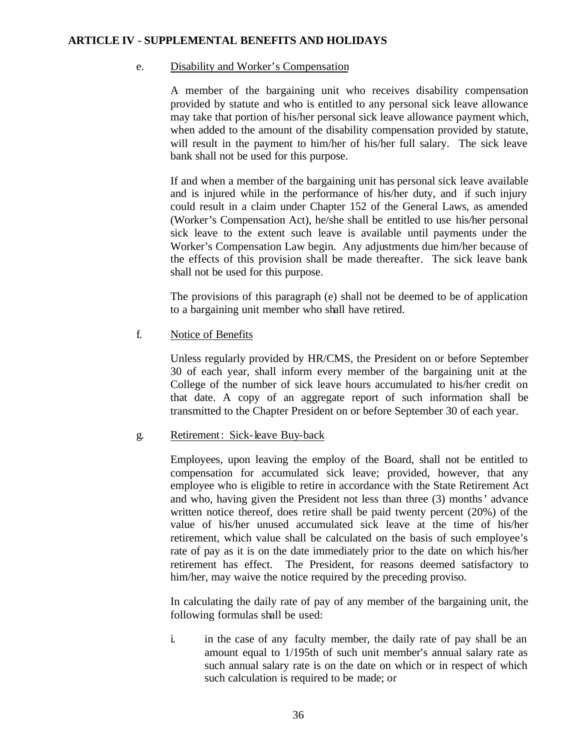## ARTICLE IV - SUPPLEMENTAL BENEFITS AND HOLIDAYS

e. Disability and Worker's Compensation

A member of the bargaining unit who receives disability compensation provided by statute and who is entitled to any personal sick leave allowance may take that portion of his/her personal sick leave allowance payment which, when added to the amount of the disability compensation provided by statute, will result in the payment to him/her of his/her full salary. The sick leave bank shall not be used for this purpose.

If and when a member of the bargaining unit has personal sick leave available and is injured while in the performance of his/her duty, and if such injury could result in a claim under Chapter 152 of the General Laws, as amended (Worker's Compensation Act), he/she shall be entitled to use his/her personal sick leave to the extent such leave is available until payments under the Worker's Compensation Law begin. Any adjustments due him/her because of the effects of this provision shall be made thereafter. The sick leave bank shall not be used for this purpose.

The provisions of this paragraph (e) shall not be deemed to be of application to a bargaining unit member who shall have retired.

f. Notice of Benefits

Unless regularly provided by HR/CMS, the President on or before September 30 of each year, shall inform every member of the bargaining unit at the College of the number of sick leave hours accumulated to his/her credit on that date. A copy of an aggregate report of such information shall be transmitted to the Chapter President on or before September 30 of each year.

g. Retirement: Sick-leave Buy-back

Employees, upon leaving the employ of the Board, shall not be entitled to compensation for accumulated sick leave; provided, however, that any employee who is eligible to retire in accordance with the State Retirement Act and who, having given the President not less than three (3) months' advance written notice thereof, does retire shall be paid twenty percent (20%) of the value of his/her unused accumulated sick leave at the time of his/her retirement, which value shall be calculated on the basis of such employee's rate of pay as it is on the date immediately prior to the date on which his/her retirement has effect. The President, for reasons deemed satisfactory to him/her, may waive the notice required by the preceding proviso.

In calculating the daily rate of pay of any member of the bargaining unit, the following formulas shall be used:

i. in the case of any faculty member, the daily rate of pay shall be an amount equal to 1/195th of such unit member's annual salary rate as such annual salary rate is on the date on which or in respect of which such calculation is required to be made; or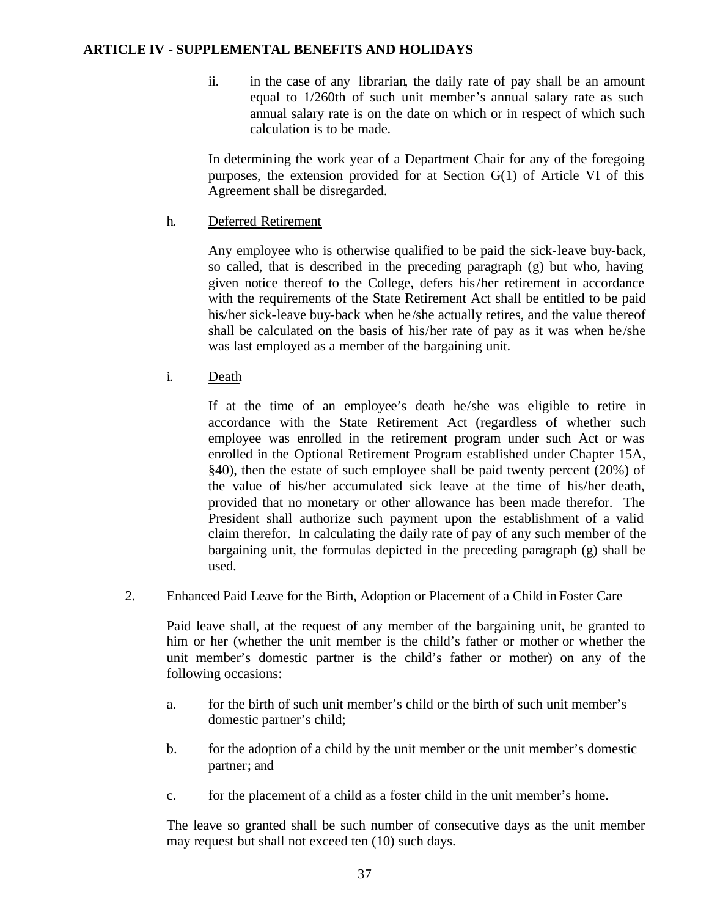## ARTICLE IV - SUPPLEMENTAL BENEFITS AND HOLIDAYS

ii. in the case of any librarian, the daily rate of pay shall be an amount equal to 1/260th of such unit member's annual salary rate as such annual salary rate is on the date on which or in respect of which such calculation is to be made.

In determining the work year of a Department Chair for any of the foregoing purposes, the extension provided for at Section G(1) of Article VI of this Agreement shall be disregarded.

h. Deferred Retirement

Any employee who is otherwise qualified to be paid the sick-leave buy-back, so called, that is described in the preceding paragraph (g) but who, having given notice thereof to the College, defers his/her retirement in accordance with the requirements of the State Retirement Act shall be entitled to be paid his/her sick-leave buy-back when he/she actually retires, and the value thereof shall be calculated on the basis of his/her rate of pay as it was when he/she was last employed as a member of the bargaining unit.

i. Death

If at the time of an employee's death he/she was eligible to retire in accordance with the State Retirement Act (regardless of whether such employee was enrolled in the retirement program under such Act or was enrolled in the Optional Retirement Program established under Chapter 15A, §40), then the estate of such employee shall be paid twenty percent (20%) of the value of his/her accumulated sick leave at the time of his/her death, provided that no monetary or other allowance has been made therefor. The President shall authorize such payment upon the establishment of a valid claim therefor. In calculating the daily rate of pay of any such member of the bargaining unit, the formulas depicted in the preceding paragraph (g) shall be used.

2. Enhanced Paid Leave for the Birth, Adoption or Placement of a Child in Foster Care

Paid leave shall, at the request of any member of the bargaining unit, be granted to him or her (whether the unit member is the child's father or mother or whether the unit member's domestic partner is the child's father or mother) on any of the following occasions:

a. for the birth of such unit member's child or the birth of such unit member's domestic partner's child;

b. for the adoption of a child by the unit member or the unit member's domestic partner; and

c. for the placement of a child as a foster child in the unit member's home.

The leave so granted shall be such number of consecutive days as the unit member may request but shall not exceed ten (10) such days.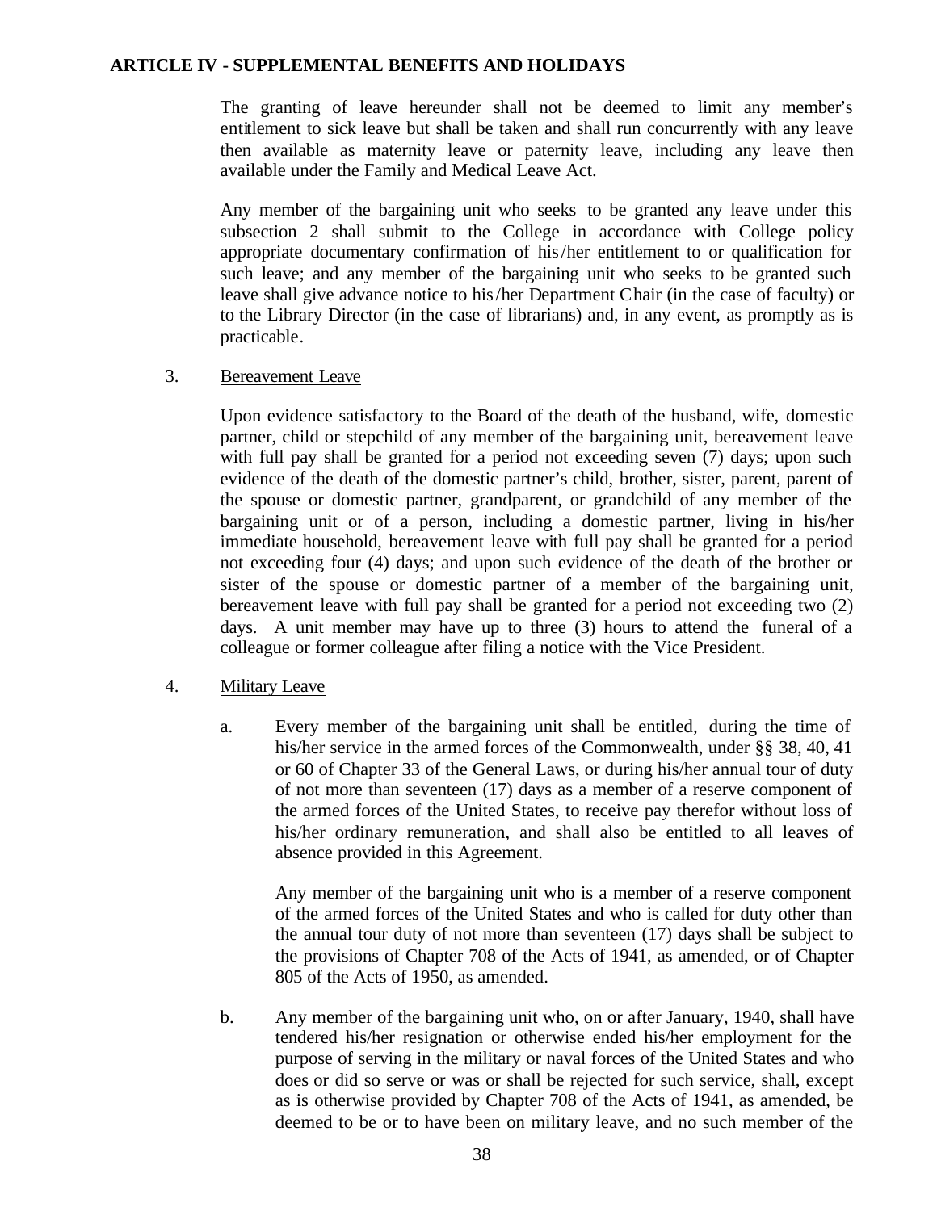## ARTICLE IV - SUPPLEMENTAL BENEFITS AND HOLIDAYS

The granting of leave hereunder shall not be deemed to limit any member's entitlement to sick leave but shall be taken and shall run concurrently with any leave then available as maternity leave or paternity leave, including any leave then available under the Family and Medical Leave Act.

Any member of the bargaining unit who seeks to be granted any leave under this subsection 2 shall submit to the College in accordance with College policy appropriate documentary confirmation of his/her entitlement to or qualification for such leave; and any member of the bargaining unit who seeks to be granted such leave shall give advance notice to his/her Department Chair (in the case of faculty) or to the Library Director (in the case of librarians) and, in any event, as promptly as is practicable.

3. Bereavement Leave

Upon evidence satisfactory to the Board of the death of the husband, wife, domestic partner, child or stepchild of any member of the bargaining unit, bereavement leave with full pay shall be granted for a period not exceeding seven (7) days; upon such evidence of the death of the domestic partner's child, brother, sister, parent, parent of the spouse or domestic partner, grandparent, or grandchild of any member of the bargaining unit or of a person, including a domestic partner, living in his/her immediate household, bereavement leave with full pay shall be granted for a period not exceeding four (4) days; and upon such evidence of the death of the brother or sister of the spouse or domestic partner of a member of the bargaining unit, bereavement leave with full pay shall be granted for a period not exceeding two (2) days. A unit member may have up to three (3) hours to attend the funeral of a colleague or former colleague after filing a notice with the Vice President.

4. Military Leave

a. Every member of the bargaining unit shall be entitled, during the time of his/her service in the armed forces of the Commonwealth, under §§ 38, 40, 41 or 60 of Chapter 33 of the General Laws, or during his/her annual tour of duty of not more than seventeen (17) days as a member of a reserve component of the armed forces of the United States, to receive pay therefor without loss of his/her ordinary remuneration, and shall also be entitled to all leaves of absence provided in this Agreement.

   Any member of the bargaining unit who is a member of a reserve component of the armed forces of the United States and who is called for duty other than the annual tour duty of not more than seventeen (17) days shall be subject to the provisions of Chapter 708 of the Acts of 1941, as amended, or of Chapter 805 of the Acts of 1950, as amended.

b. Any member of the bargaining unit who, on or after January, 1940, shall have tendered his/her resignation or otherwise ended his/her employment for the purpose of serving in the military or naval forces of the United States and who does or did so serve or was or shall be rejected for such service, shall, except as is otherwise provided by Chapter 708 of the Acts of 1941, as amended, be deemed to be or to have been on military leave, and no such member of the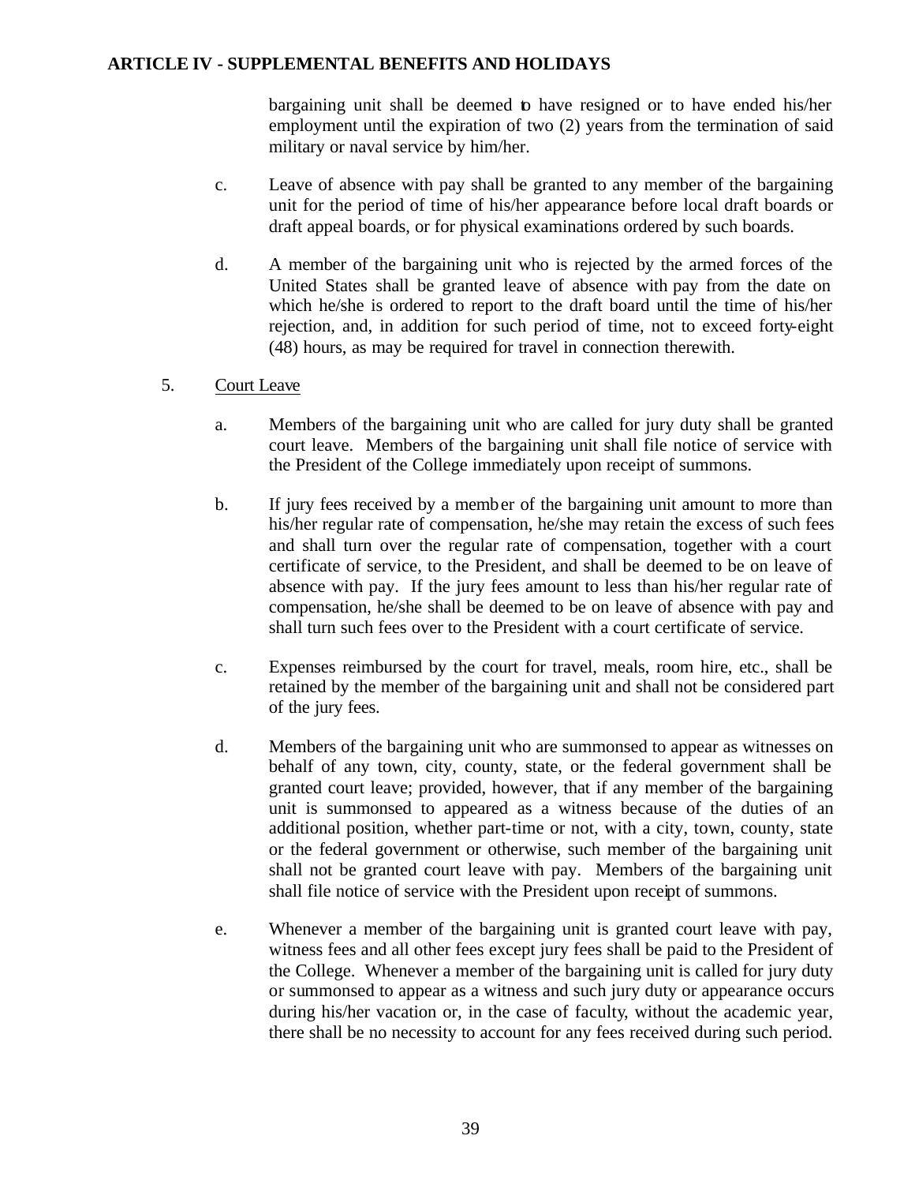bargaining unit shall be deemed to have resigned or to have ended his/her employment until the expiration of two (2) years from the termination of said military or naval service by him/her.

c. Leave of absence with pay shall be granted to any member of the bargaining unit for the period of time of his/her appearance before local draft boards or draft appeal boards, or for physical examinations ordered by such boards.

d. A member of the bargaining unit who is rejected by the armed forces of the United States shall be granted leave of absence with pay from the date on which he/she is ordered to report to the draft board until the time of his/her rejection, and, in addition for such period of time, not to exceed forty-eight (48) hours, as may be required for travel in connection therewith.

5. Court Leave

a. Members of the bargaining unit who are called for jury duty shall be granted court leave. Members of the bargaining unit shall file notice of service with the President of the College immediately upon receipt of summons.

b. If jury fees received by a member of the bargaining unit amount to more than his/her regular rate of compensation, he/she may retain the excess of such fees and shall turn over the regular rate of compensation, together with a court certificate of service, to the President, and shall be deemed to be on leave of absence with pay. If the jury fees amount to less than his/her regular rate of compensation, he/she shall be deemed to be on leave of absence with pay and shall turn such fees over to the President with a court certificate of service.

c. Expenses reimbursed by the court for travel, meals, room hire, etc., shall be retained by the member of the bargaining unit and shall not be considered part of the jury fees.

d. Members of the bargaining unit who are summonsed to appear as witnesses on behalf of any town, city, county, state, or the federal government shall be granted court leave; provided, however, that if any member of the bargaining unit is summonsed to appeared as a witness because of the duties of an additional position, whether part-time or not, with a city, town, county, state or the federal government or otherwise, such member of the bargaining unit shall not be granted court leave with pay. Members of the bargaining unit shall file notice of service with the President upon receipt of summons.

e. Whenever a member of the bargaining unit is granted court leave with pay, witness fees and all other fees except jury fees shall be paid to the President of the College. Whenever a member of the bargaining unit is called for jury duty or summonsed to appear as a witness and such jury duty or appearance occurs during his/her vacation or, in the case of faculty, without the academic year, there shall be no necessity to account for any fees received during such period.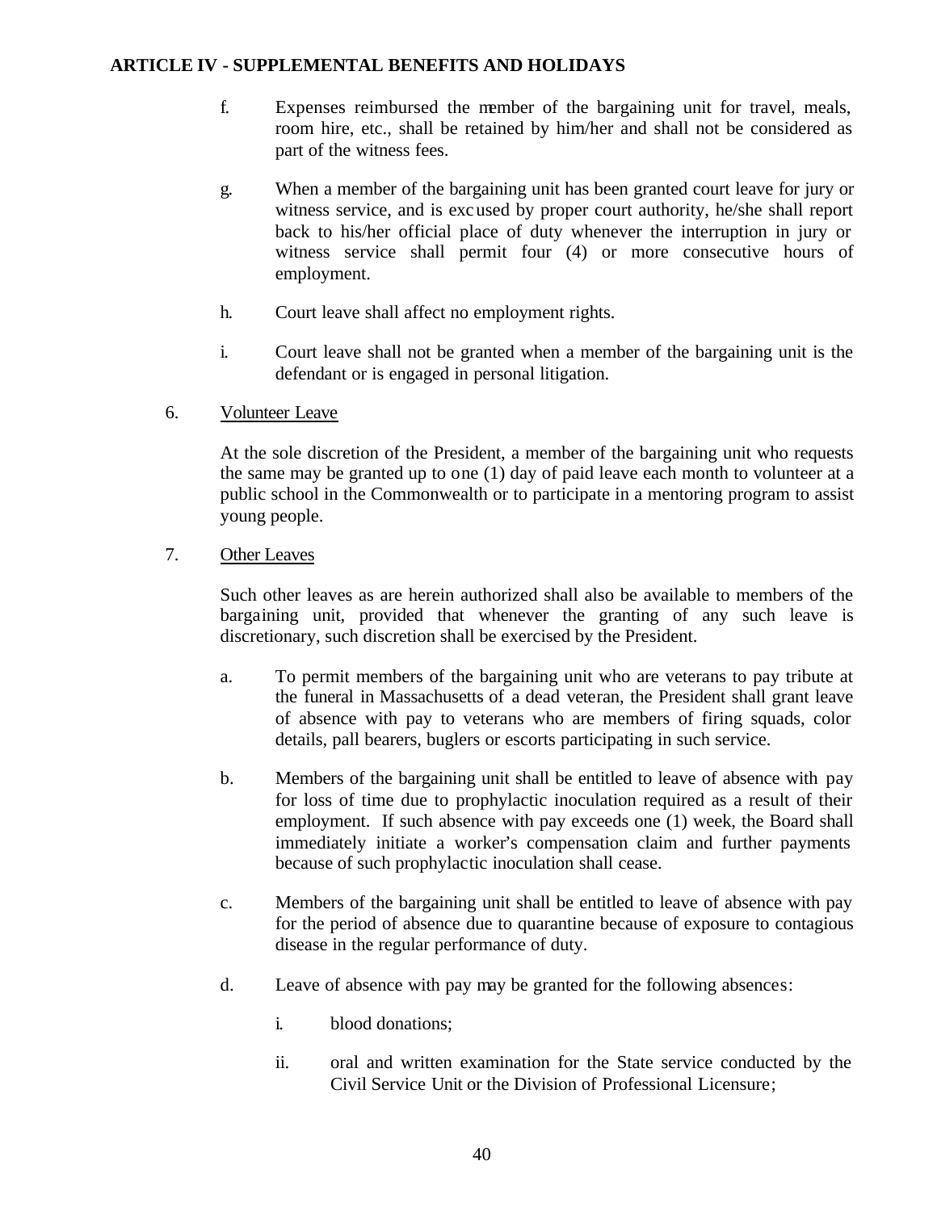f. Expenses reimbursed the member of the bargaining unit for travel, meals, room hire, etc., shall be retained by him/her and shall not be considered as part of the witness fees.

g. When a member of the bargaining unit has been granted court leave for jury or witness service, and is excused by proper court authority, he/she shall report back to his/her official place of duty whenever the interruption in jury or witness service shall permit four (4) or more consecutive hours of employment.

h. Court leave shall affect no employment rights.

i. Court leave shall not be granted when a member of the bargaining unit is the defendant or is engaged in personal litigation.

6. Volunteer Leave

At the sole discretion of the President, a member of the bargaining unit who requests the same may be granted up to one (1) day of paid leave each month to volunteer at a public school in the Commonwealth or to participate in a mentoring program to assist young people.

7. Other Leaves

Such other leaves as are herein authorized shall also be available to members of the bargaining unit, provided that whenever the granting of any such leave is discretionary, such discretion shall be exercised by the President.

a. To permit members of the bargaining unit who are veterans to pay tribute at the funeral in Massachusetts of a dead veteran, the President shall grant leave of absence with pay to veterans who are members of firing squads, color details, pall bearers, buglers or escorts participating in such service.

b. Members of the bargaining unit shall be entitled to leave of absence with pay for loss of time due to prophylactic inoculation required as a result of their employment. If such absence with pay exceeds one (1) week, the Board shall immediately initiate a worker's compensation claim and further payments because of such prophylactic inoculation shall cease.

c. Members of the bargaining unit shall be entitled to leave of absence with pay for the period of absence due to quarantine because of exposure to contagious disease in the regular performance of duty.

d. Leave of absence with pay may be granted for the following absences:

i. blood donations;

ii. oral and written examination for the State service conducted by the Civil Service Unit or the Division of Professional Licensure;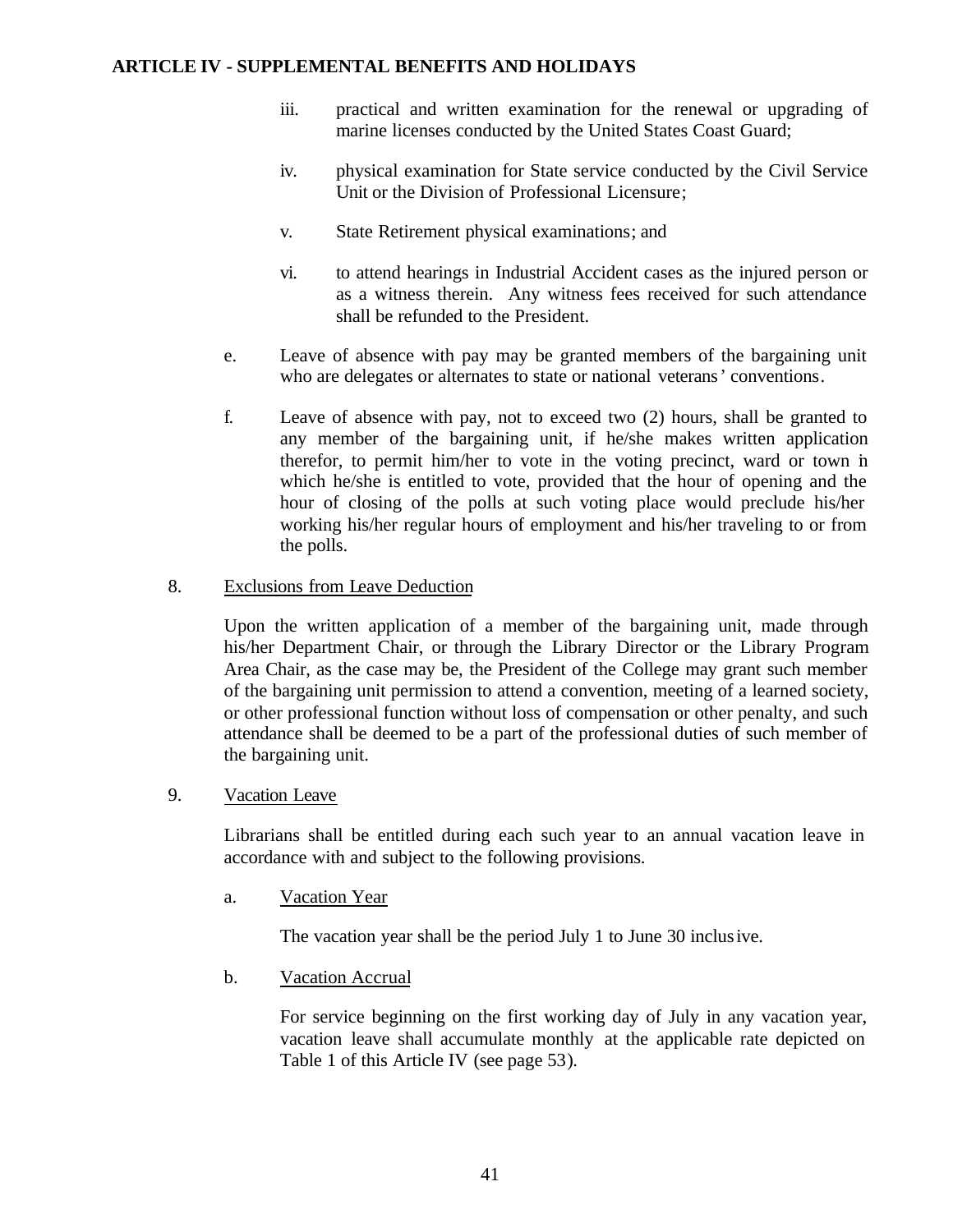iii. practical and written examination for the renewal or upgrading of marine licenses conducted by the United States Coast Guard;

iv. physical examination for State service conducted by the Civil Service Unit or the Division of Professional Licensure;

v. State Retirement physical examinations; and

vi. to attend hearings in Industrial Accident cases as the injured person or as a witness therein. Any witness fees received for such attendance shall be refunded to the President.

e. Leave of absence with pay may be granted members of the bargaining unit who are delegates or alternates to state or national veterans' conventions.

f. Leave of absence with pay, not to exceed two (2) hours, shall be granted to any member of the bargaining unit, if he/she makes written application therefor, to permit him/her to vote in the voting precinct, ward or town in which he/she is entitled to vote, provided that the hour of opening and the hour of closing of the polls at such voting place would preclude his/her working his/her regular hours of employment and his/her traveling to or from the polls.

8. Exclusions from Leave Deduction

Upon the written application of a member of the bargaining unit, made through his/her Department Chair, or through the Library Director or the Library Program Area Chair, as the case may be, the President of the College may grant such member of the bargaining unit permission to attend a convention, meeting of a learned society, or other professional function without loss of compensation or other penalty, and such attendance shall be deemed to be a part of the professional duties of such member of the bargaining unit.

9. Vacation Leave

Librarians shall be entitled during each such year to an annual vacation leave in accordance with and subject to the following provisions.

a. Vacation Year

The vacation year shall be the period July 1 to June 30 inclusive.

b. Vacation Accrual

For service beginning on the first working day of July in any vacation year, vacation leave shall accumulate monthly at the applicable rate depicted on Table 1 of this Article IV (see page 53).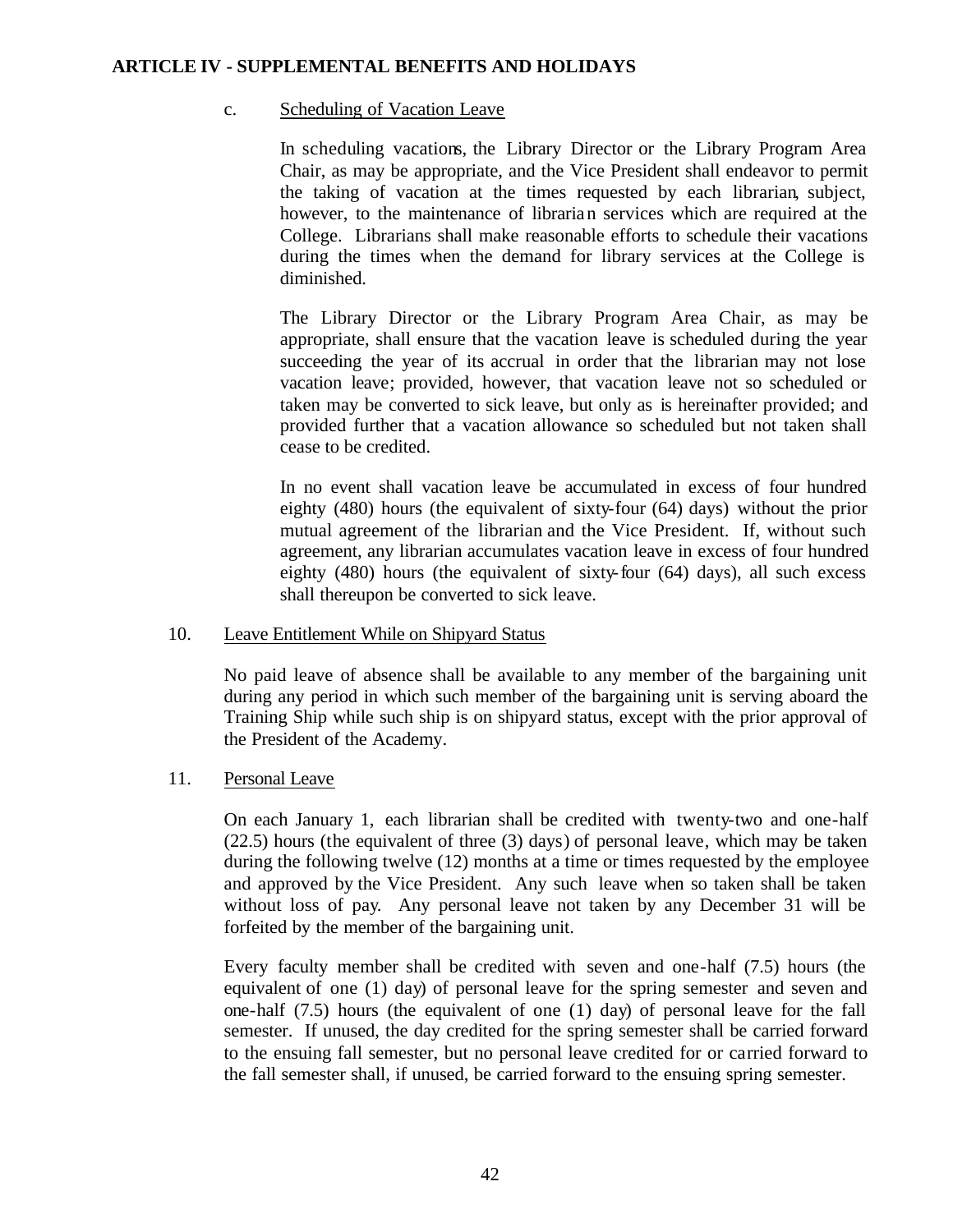## ARTICLE IV - SUPPLEMENTAL BENEFITS AND HOLIDAYS

c. Scheduling of Vacation Leave

In scheduling vacations, the Library Director or the Library Program Area Chair, as may be appropriate, and the Vice President shall endeavor to permit the taking of vacation at the times requested by each librarian, subject, however, to the maintenance of librarian services which are required at the College. Librarians shall make reasonable efforts to schedule their vacations during the times when the demand for library services at the College is diminished.

The Library Director or the Library Program Area Chair, as may be appropriate, shall ensure that the vacation leave is scheduled during the year succeeding the year of its accrual in order that the librarian may not lose vacation leave; provided, however, that vacation leave not so scheduled or taken may be converted to sick leave, but only as is hereinafter provided; and provided further that a vacation allowance so scheduled but not taken shall cease to be credited.

In no event shall vacation leave be accumulated in excess of four hundred eighty (480) hours (the equivalent of sixty-four (64) days) without the prior mutual agreement of the librarian and the Vice President. If, without such agreement, any librarian accumulates vacation leave in excess of four hundred eighty (480) hours (the equivalent of sixty-four (64) days), all such excess shall thereupon be converted to sick leave.

10. Leave Entitlement While on Shipyard Status

No paid leave of absence shall be available to any member of the bargaining unit during any period in which such member of the bargaining unit is serving aboard the Training Ship while such ship is on shipyard status, except with the prior approval of the President of the Academy.

11. Personal Leave

On each January 1, each librarian shall be credited with twenty-two and one-half (22.5) hours (the equivalent of three (3) days) of personal leave, which may be taken during the following twelve (12) months at a time or times requested by the employee and approved by the Vice President. Any such leave when so taken shall be taken without loss of pay. Any personal leave not taken by any December 31 will be forfeited by the member of the bargaining unit.

Every faculty member shall be credited with seven and one-half (7.5) hours (the equivalent of one (1) day) of personal leave for the spring semester and seven and one-half (7.5) hours (the equivalent of one (1) day) of personal leave for the fall semester. If unused, the day credited for the spring semester shall be carried forward to the ensuing fall semester, but no personal leave credited for or carried forward to the fall semester shall, if unused, be carried forward to the ensuing spring semester.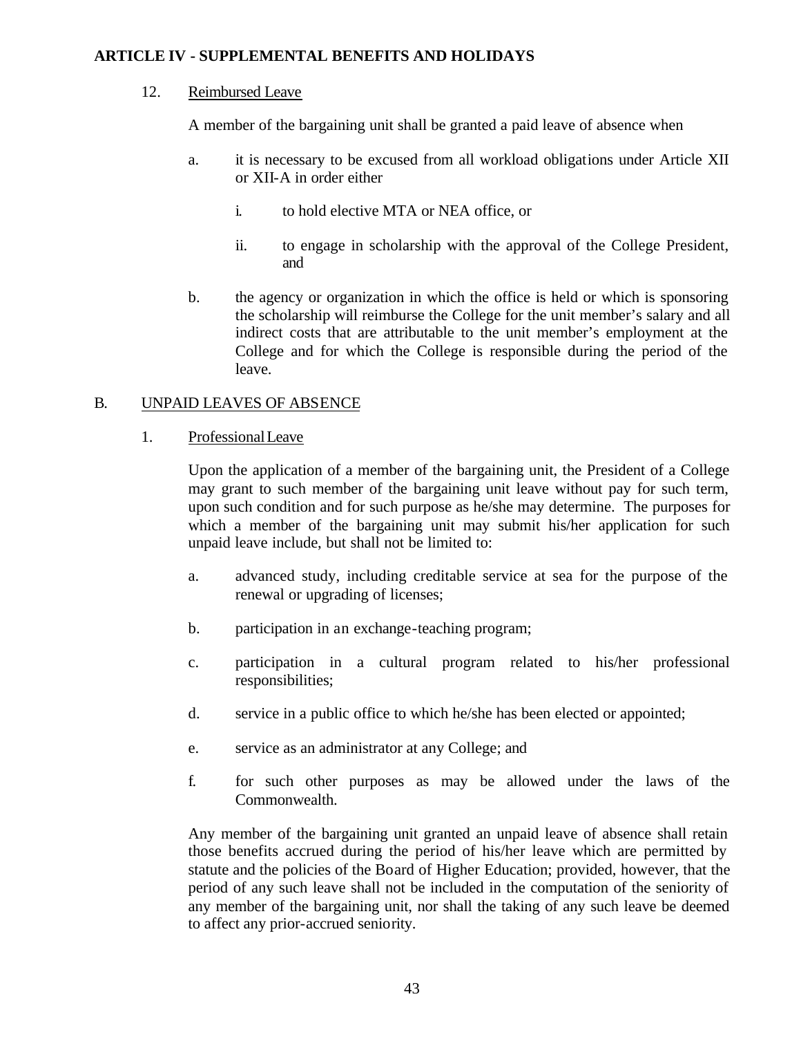## ARTICLE IV - SUPPLEMENTAL BENEFITS AND HOLIDAYS

12. Reimbursed Leave

A member of the bargaining unit shall be granted a paid leave of absence when

a. it is necessary to be excused from all workload obligations under Article XII or XII-A in order either

   i. to hold elective MTA or NEA office, or

   ii. to engage in scholarship with the approval of the College President, and

b. the agency or organization in which the office is held or which is sponsoring the scholarship will reimburse the College for the unit member's salary and all indirect costs that are attributable to the unit member's employment at the College and for which the College is responsible during the period of the leave.

### B. UNPAID LEAVES OF ABSENCE

1. Professional Leave

Upon the application of a member of the bargaining unit, the President of a College may grant to such member of the bargaining unit leave without pay for such term, upon such condition and for such purpose as he/she may determine. The purposes for which a member of the bargaining unit may submit his/her application for such unpaid leave include, but shall not be limited to:

a. advanced study, including creditable service at sea for the purpose of the renewal or upgrading of licenses;

b. participation in an exchange-teaching program;

c. participation in a cultural program related to his/her professional responsibilities;

d. service in a public office to which he/she has been elected or appointed;

e. service as an administrator at any College; and

f. for such other purposes as may be allowed under the laws of the Commonwealth.

Any member of the bargaining unit granted an unpaid leave of absence shall retain those benefits accrued during the period of his/her leave which are permitted by statute and the policies of the Board of Higher Education; provided, however, that the period of any such leave shall not be included in the computation of the seniority of any member of the bargaining unit, nor shall the taking of any such leave be deemed to affect any prior-accrued seniority.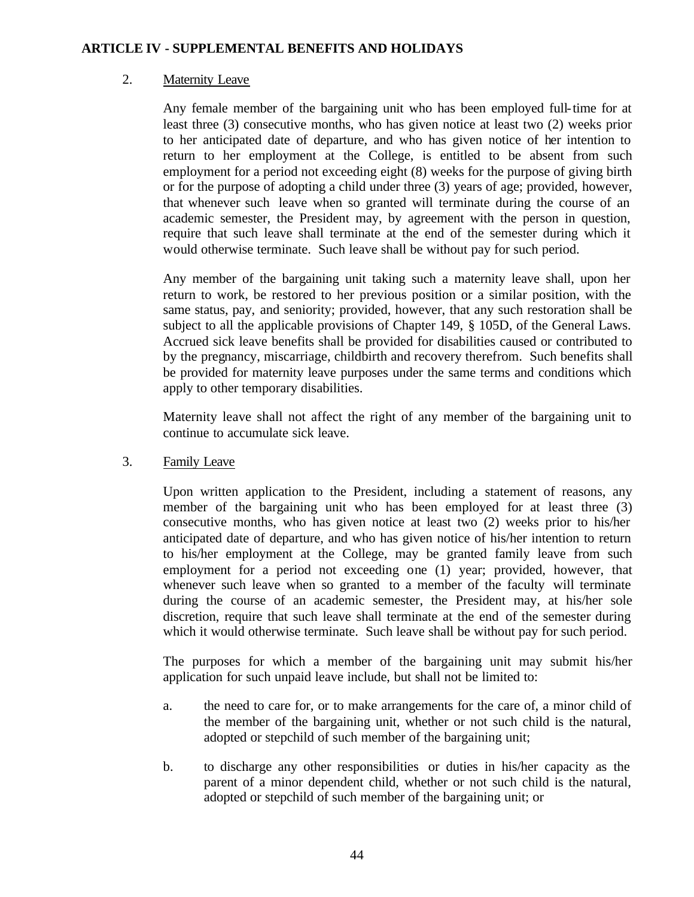## ARTICLE IV - SUPPLEMENTAL BENEFITS AND HOLIDAYS

2. Maternity Leave

   Any female member of the bargaining unit who has been employed full-time for at least three (3) consecutive months, who has given notice at least two (2) weeks prior to her anticipated date of departure, and who has given notice of her intention to return to her employment at the College, is entitled to be absent from such employment for a period not exceeding eight (8) weeks for the purpose of giving birth or for the purpose of adopting a child under three (3) years of age; provided, however, that whenever such leave when so granted will terminate during the course of an academic semester, the President may, by agreement with the person in question, require that such leave shall terminate at the end of the semester during which it would otherwise terminate. Such leave shall be without pay for such period.

   Any member of the bargaining unit taking such a maternity leave shall, upon her return to work, be restored to her previous position or a similar position, with the same status, pay, and seniority; provided, however, that any such restoration shall be subject to all the applicable provisions of Chapter 149, § 105D, of the General Laws. Accrued sick leave benefits shall be provided for disabilities caused or contributed to by the pregnancy, miscarriage, childbirth and recovery therefrom. Such benefits shall be provided for maternity leave purposes under the same terms and conditions which apply to other temporary disabilities.

   Maternity leave shall not affect the right of any member of the bargaining unit to continue to accumulate sick leave.

3. Family Leave

   Upon written application to the President, including a statement of reasons, any member of the bargaining unit who has been employed for at least three (3) consecutive months, who has given notice at least two (2) weeks prior to his/her anticipated date of departure, and who has given notice of his/her intention to return to his/her employment at the College, may be granted family leave from such employment for a period not exceeding one (1) year; provided, however, that whenever such leave when so granted to a member of the faculty will terminate during the course of an academic semester, the President may, at his/her sole discretion, require that such leave shall terminate at the end of the semester during which it would otherwise terminate. Such leave shall be without pay for such period.

   The purposes for which a member of the bargaining unit may submit his/her application for such unpaid leave include, but shall not be limited to:

   a. the need to care for, or to make arrangements for the care of, a minor child of the member of the bargaining unit, whether or not such child is the natural, adopted or stepchild of such member of the bargaining unit;

   b. to discharge any other responsibilities or duties in his/her capacity as the parent of a minor dependent child, whether or not such child is the natural, adopted or stepchild of such member of the bargaining unit; or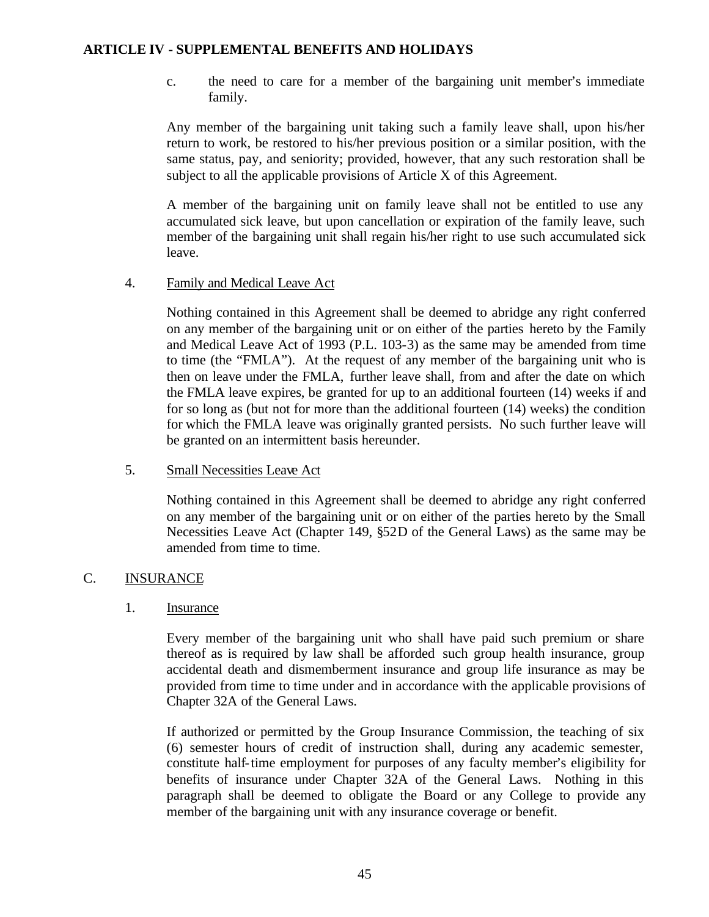c. the need to care for a member of the bargaining unit member's immediate family.

Any member of the bargaining unit taking such a family leave shall, upon his/her return to work, be restored to his/her previous position or a similar position, with the same status, pay, and seniority; provided, however, that any such restoration shall be subject to all the applicable provisions of Article X of this Agreement.

A member of the bargaining unit on family leave shall not be entitled to use any accumulated sick leave, but upon cancellation or expiration of the family leave, such member of the bargaining unit shall regain his/her right to use such accumulated sick leave.

4. Family and Medical Leave Act

Nothing contained in this Agreement shall be deemed to abridge any right conferred on any member of the bargaining unit or on either of the parties hereto by the Family and Medical Leave Act of 1993 (P.L. 103-3) as the same may be amended from time to time (the "FMLA"). At the request of any member of the bargaining unit who is then on leave under the FMLA, further leave shall, from and after the date on which the FMLA leave expires, be granted for up to an additional fourteen (14) weeks if and for so long as (but not for more than the additional fourteen (14) weeks) the condition for which the FMLA leave was originally granted persists. No such further leave will be granted on an intermittent basis hereunder.

5. Small Necessities Leave Act

Nothing contained in this Agreement shall be deemed to abridge any right conferred on any member of the bargaining unit or on either of the parties hereto by the Small Necessities Leave Act (Chapter 149, §52D of the General Laws) as the same may be amended from time to time.

## C. INSURANCE

1. Insurance

Every member of the bargaining unit who shall have paid such premium or share thereof as is required by law shall be afforded such group health insurance, group accidental death and dismemberment insurance and group life insurance as may be provided from time to time under and in accordance with the applicable provisions of Chapter 32A of the General Laws.

If authorized or permitted by the Group Insurance Commission, the teaching of six (6) semester hours of credit of instruction shall, during any academic semester, constitute half-time employment for purposes of any faculty member's eligibility for benefits of insurance under Chapter 32A of the General Laws. Nothing in this paragraph shall be deemed to obligate the Board or any College to provide any member of the bargaining unit with any insurance coverage or benefit.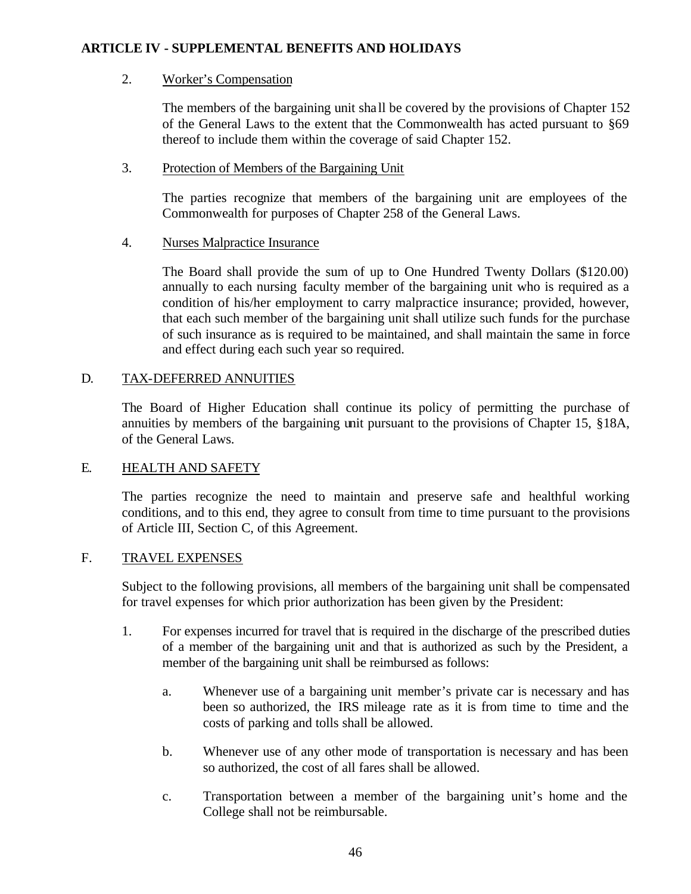**ARTICLE IV - SUPPLEMENTAL BENEFITS AND HOLIDAYS**

2. Worker's Compensation

   The members of the bargaining unit shall be covered by the provisions of Chapter 152 of the General Laws to the extent that the Commonwealth has acted pursuant to §69 thereof to include them within the coverage of said Chapter 152.

3. Protection of Members of the Bargaining Unit

   The parties recognize that members of the bargaining unit are employees of the Commonwealth for purposes of Chapter 258 of the General Laws.

4. Nurses Malpractice Insurance

   The Board shall provide the sum of up to One Hundred Twenty Dollars ($120.00) annually to each nursing faculty member of the bargaining unit who is required as a condition of his/her employment to carry malpractice insurance; provided, however, that each such member of the bargaining unit shall utilize such funds for the purchase of such insurance as is required to be maintained, and shall maintain the same in force and effect during each such year so required.

D. TAX-DEFERRED ANNUITIES

The Board of Higher Education shall continue its policy of permitting the purchase of annuities by members of the bargaining unit pursuant to the provisions of Chapter 15, §18A, of the General Laws.

E. HEALTH AND SAFETY

The parties recognize the need to maintain and preserve safe and healthful working conditions, and to this end, they agree to consult from time to time pursuant to the provisions of Article III, Section C, of this Agreement.

F. TRAVEL EXPENSES

Subject to the following provisions, all members of the bargaining unit shall be compensated for travel expenses for which prior authorization has been given by the President:

1. For expenses incurred for travel that is required in the discharge of the prescribed duties of a member of the bargaining unit and that is authorized as such by the President, a member of the bargaining unit shall be reimbursed as follows:

   a. Whenever use of a bargaining unit member's private car is necessary and has been so authorized, the IRS mileage rate as it is from time to time and the costs of parking and tolls shall be allowed.

   b. Whenever use of any other mode of transportation is necessary and has been so authorized, the cost of all fares shall be allowed.

   c. Transportation between a member of the bargaining unit's home and the College shall not be reimbursable.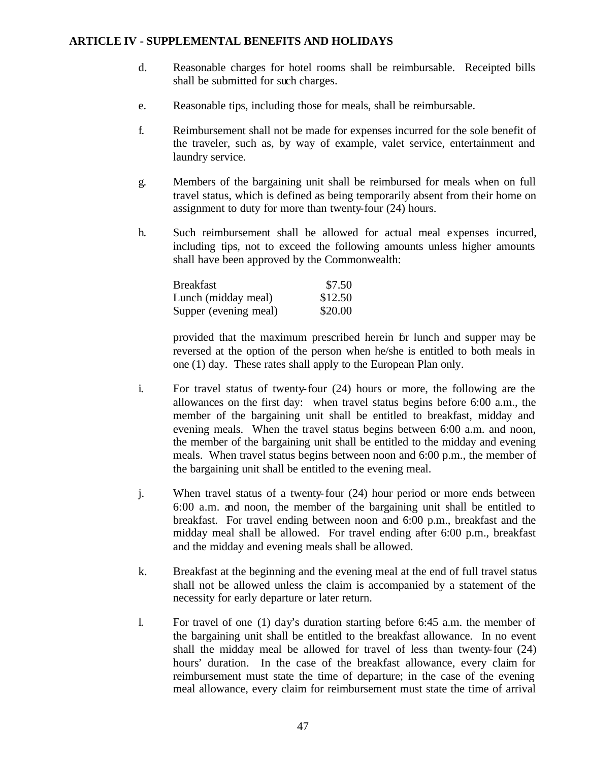**ARTICLE IV - SUPPLEMENTAL BENEFITS AND HOLIDAYS**

d. Reasonable charges for hotel rooms shall be reimbursable. Receipted bills shall be submitted for such charges.

e. Reasonable tips, including those for meals, shall be reimbursable.

f. Reimbursement shall not be made for expenses incurred for the sole benefit of the traveler, such as, by way of example, valet service, entertainment and laundry service.

g. Members of the bargaining unit shall be reimbursed for meals when on full travel status, which is defined as being temporarily absent from their home on assignment to duty for more than twenty-four (24) hours.

h. Such reimbursement shall be allowed for actual meal expenses incurred, including tips, not to exceed the following amounts unless higher amounts shall have been approved by the Commonwealth:

| | |
|---|---|
| Breakfast | $7.50 |
| Lunch (midday meal) | $12.50 |
| Supper (evening meal) | $20.00 |

provided that the maximum prescribed herein for lunch and supper may be reversed at the option of the person when he/she is entitled to both meals in one (1) day. These rates shall apply to the European Plan only.

i. For travel status of twenty-four (24) hours or more, the following are the allowances on the first day: when travel status begins before 6:00 a.m., the member of the bargaining unit shall be entitled to breakfast, midday and evening meals. When the travel status begins between 6:00 a.m. and noon, the member of the bargaining unit shall be entitled to the midday and evening meals. When travel status begins between noon and 6:00 p.m., the member of the bargaining unit shall be entitled to the evening meal.

j. When travel status of a twenty-four (24) hour period or more ends between 6:00 a.m. and noon, the member of the bargaining unit shall be entitled to breakfast. For travel ending between noon and 6:00 p.m., breakfast and the midday meal shall be allowed. For travel ending after 6:00 p.m., breakfast and the midday and evening meals shall be allowed.

k. Breakfast at the beginning and the evening meal at the end of full travel status shall not be allowed unless the claim is accompanied by a statement of the necessity for early departure or later return.

l. For travel of one (1) day's duration starting before 6:45 a.m. the member of the bargaining unit shall be entitled to the breakfast allowance. In no event shall the midday meal be allowed for travel of less than twenty-four (24) hours' duration. In the case of the breakfast allowance, every claim for reimbursement must state the time of departure; in the case of the evening meal allowance, every claim for reimbursement must state the time of arrival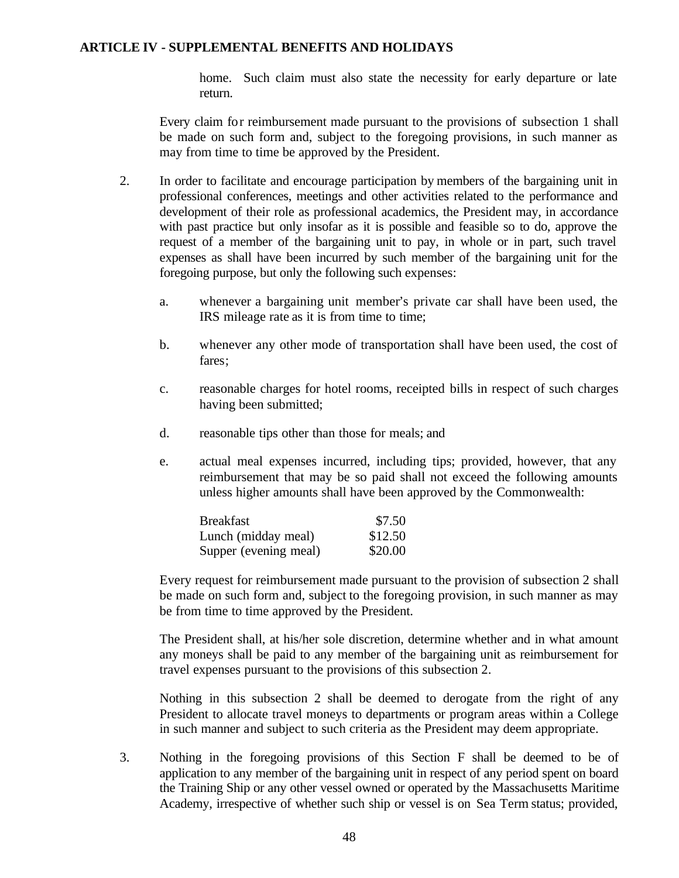home. Such claim must also state the necessity for early departure or late return.

Every claim for reimbursement made pursuant to the provisions of subsection 1 shall be made on such form and, subject to the foregoing provisions, in such manner as may from time to time be approved by the President.

2. In order to facilitate and encourage participation by members of the bargaining unit in professional conferences, meetings and other activities related to the performance and development of their role as professional academics, the President may, in accordance with past practice but only insofar as it is possible and feasible so to do, approve the request of a member of the bargaining unit to pay, in whole or in part, such travel expenses as shall have been incurred by such member of the bargaining unit for the foregoing purpose, but only the following such expenses:

   a. whenever a bargaining unit member's private car shall have been used, the IRS mileage rate as it is from time to time;

   b. whenever any other mode of transportation shall have been used, the cost of fares;

   c. reasonable charges for hotel rooms, receipted bills in respect of such charges having been submitted;

   d. reasonable tips other than those for meals; and

   e. actual meal expenses incurred, including tips; provided, however, that any reimbursement that may be so paid shall not exceed the following amounts unless higher amounts shall have been approved by the Commonwealth:

| | |
|---|---|
| Breakfast | $7.50 |
| Lunch (midday meal) | $12.50 |
| Supper (evening meal) | $20.00 |

Every request for reimbursement made pursuant to the provision of subsection 2 shall be made on such form and, subject to the foregoing provision, in such manner as may be from time to time approved by the President.

The President shall, at his/her sole discretion, determine whether and in what amount any moneys shall be paid to any member of the bargaining unit as reimbursement for travel expenses pursuant to the provisions of this subsection 2.

Nothing in this subsection 2 shall be deemed to derogate from the right of any President to allocate travel moneys to departments or program areas within a College in such manner and subject to such criteria as the President may deem appropriate.

3. Nothing in the foregoing provisions of this Section F shall be deemed to be of application to any member of the bargaining unit in respect of any period spent on board the Training Ship or any other vessel owned or operated by the Massachusetts Maritime Academy, irrespective of whether such ship or vessel is on Sea Term status; provided,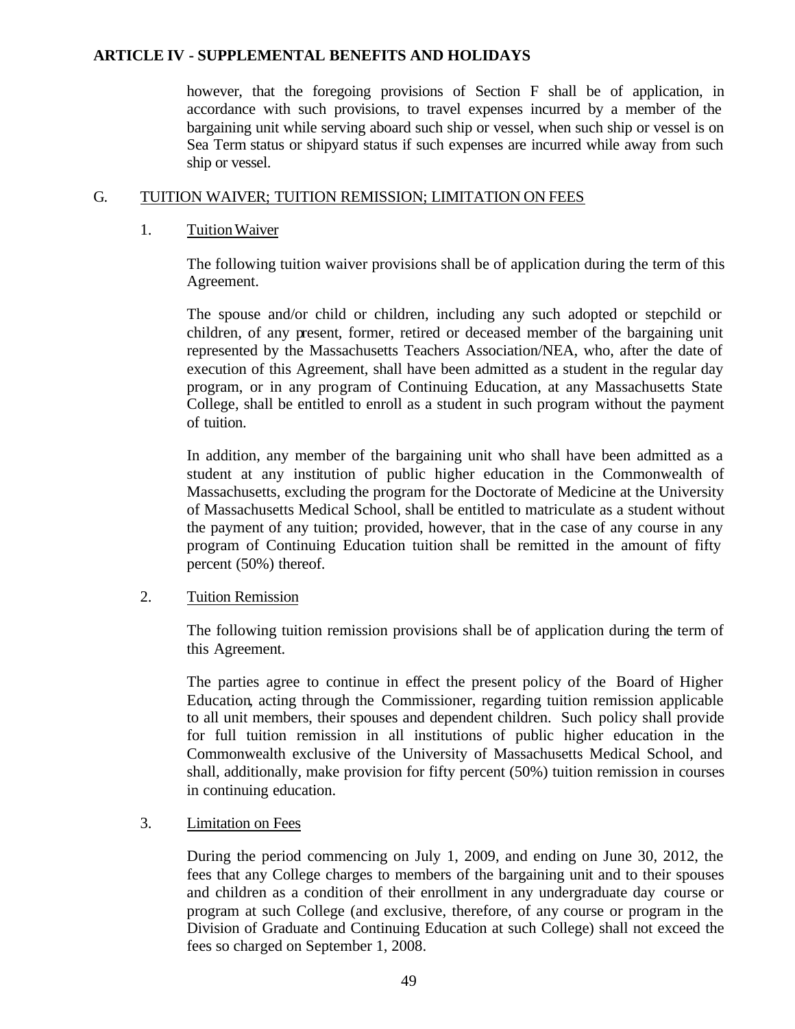however, that the foregoing provisions of Section F shall be of application, in accordance with such provisions, to travel expenses incurred by a member of the bargaining unit while serving aboard such ship or vessel, when such ship or vessel is on Sea Term status or shipyard status if such expenses are incurred while away from such ship or vessel.

## G. TUITION WAIVER; TUITION REMISSION; LIMITATION ON FEES

### 1. Tuition Waiver

The following tuition waiver provisions shall be of application during the term of this Agreement.

The spouse and/or child or children, including any such adopted or stepchild or children, of any present, former, retired or deceased member of the bargaining unit represented by the Massachusetts Teachers Association/NEA, who, after the date of execution of this Agreement, shall have been admitted as a student in the regular day program, or in any program of Continuing Education, at any Massachusetts State College, shall be entitled to enroll as a student in such program without the payment of tuition.

In addition, any member of the bargaining unit who shall have been admitted as a student at any institution of public higher education in the Commonwealth of Massachusetts, excluding the program for the Doctorate of Medicine at the University of Massachusetts Medical School, shall be entitled to matriculate as a student without the payment of any tuition; provided, however, that in the case of any course in any program of Continuing Education tuition shall be remitted in the amount of fifty percent (50%) thereof.

### 2. Tuition Remission

The following tuition remission provisions shall be of application during the term of this Agreement.

The parties agree to continue in effect the present policy of the Board of Higher Education, acting through the Commissioner, regarding tuition remission applicable to all unit members, their spouses and dependent children. Such policy shall provide for full tuition remission in all institutions of public higher education in the Commonwealth exclusive of the University of Massachusetts Medical School, and shall, additionally, make provision for fifty percent (50%) tuition remission in courses in continuing education.

### 3. Limitation on Fees

During the period commencing on July 1, 2009, and ending on June 30, 2012, the fees that any College charges to members of the bargaining unit and to their spouses and children as a condition of their enrollment in any undergraduate day course or program at such College (and exclusive, therefore, of any course or program in the Division of Graduate and Continuing Education at such College) shall not exceed the fees so charged on September 1, 2008.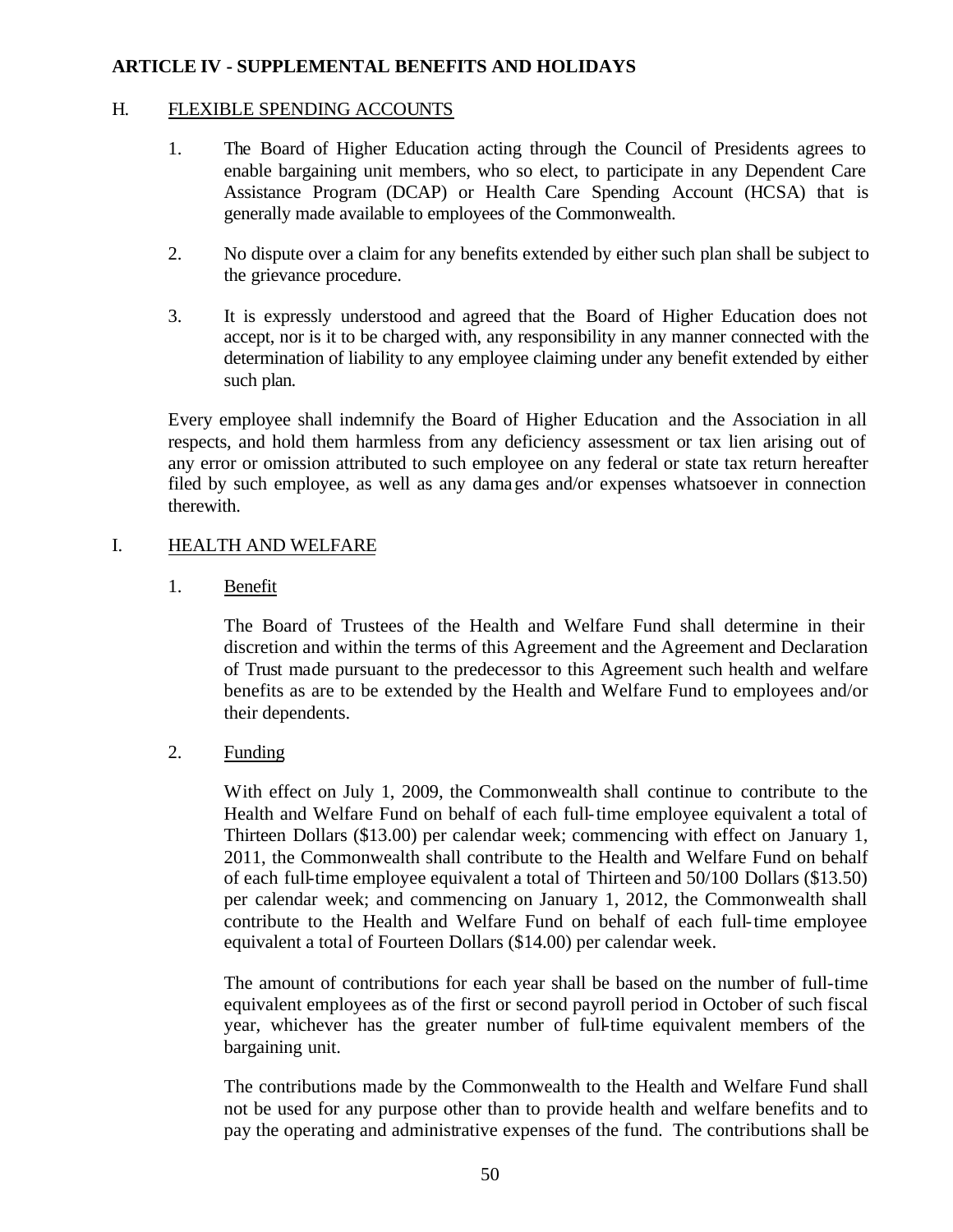## ARTICLE IV - SUPPLEMENTAL BENEFITS AND HOLIDAYS

### H. FLEXIBLE SPENDING ACCOUNTS

1. The Board of Higher Education acting through the Council of Presidents agrees to enable bargaining unit members, who so elect, to participate in any Dependent Care Assistance Program (DCAP) or Health Care Spending Account (HCSA) that is generally made available to employees of the Commonwealth.

2. No dispute over a claim for any benefits extended by either such plan shall be subject to the grievance procedure.

3. It is expressly understood and agreed that the Board of Higher Education does not accept, nor is it to be charged with, any responsibility in any manner connected with the determination of liability to any employee claiming under any benefit extended by either such plan.

Every employee shall indemnify the Board of Higher Education and the Association in all respects, and hold them harmless from any deficiency assessment or tax lien arising out of any error or omission attributed to such employee on any federal or state tax return hereafter filed by such employee, as well as any damages and/or expenses whatsoever in connection therewith.

### I. HEALTH AND WELFARE

1. Benefit

   The Board of Trustees of the Health and Welfare Fund shall determine in their discretion and within the terms of this Agreement and the Agreement and Declaration of Trust made pursuant to the predecessor to this Agreement such health and welfare benefits as are to be extended by the Health and Welfare Fund to employees and/or their dependents.

2. Funding

   With effect on July 1, 2009, the Commonwealth shall continue to contribute to the Health and Welfare Fund on behalf of each full-time employee equivalent a total of Thirteen Dollars ($13.00) per calendar week; commencing with effect on January 1, 2011, the Commonwealth shall contribute to the Health and Welfare Fund on behalf of each full-time employee equivalent a total of Thirteen and 50/100 Dollars ($13.50) per calendar week; and commencing on January 1, 2012, the Commonwealth shall contribute to the Health and Welfare Fund on behalf of each full-time employee equivalent a total of Fourteen Dollars ($14.00) per calendar week.

   The amount of contributions for each year shall be based on the number of full-time equivalent employees as of the first or second payroll period in October of such fiscal year, whichever has the greater number of full-time equivalent members of the bargaining unit.

   The contributions made by the Commonwealth to the Health and Welfare Fund shall not be used for any purpose other than to provide health and welfare benefits and to pay the operating and administrative expenses of the fund. The contributions shall be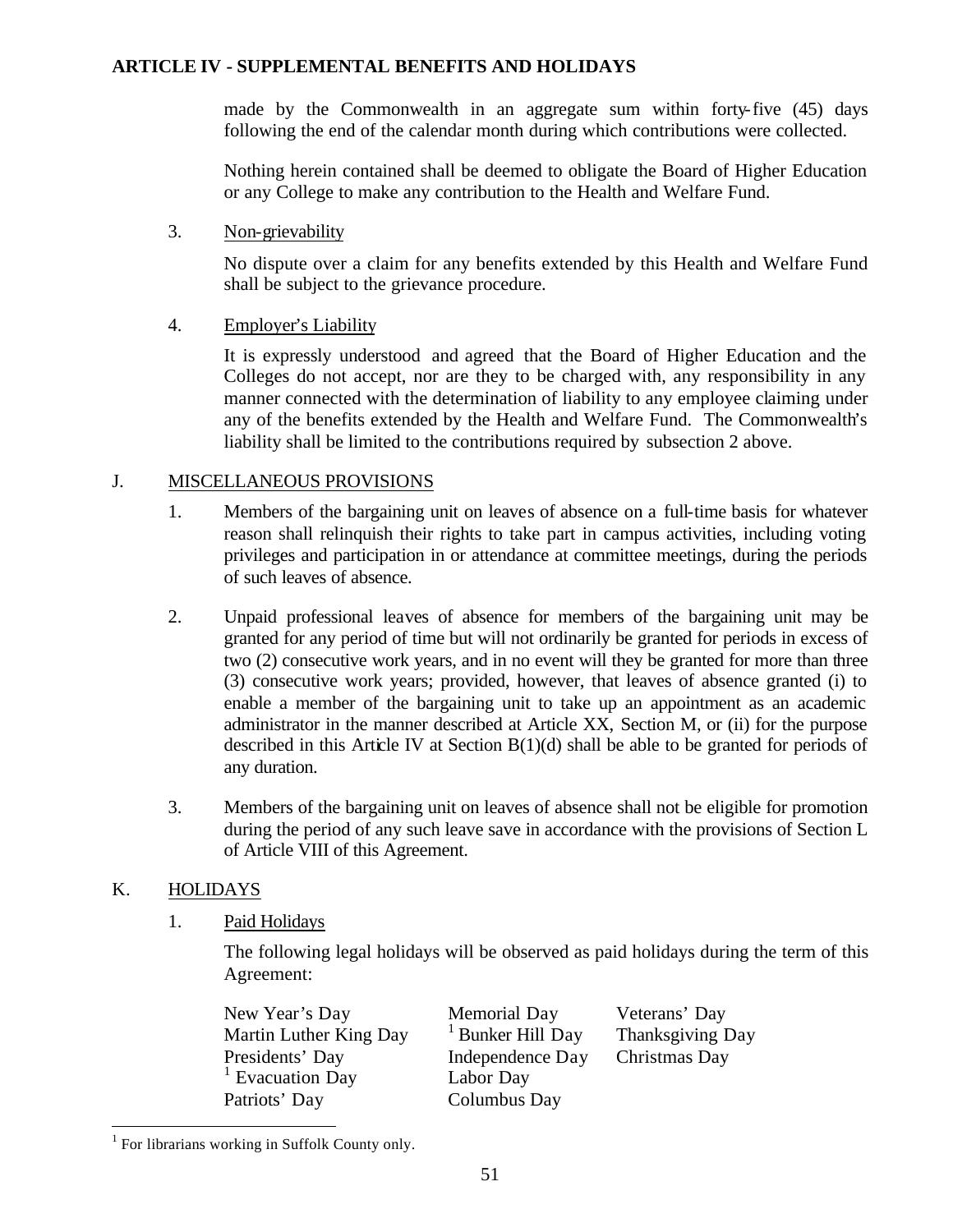made by the Commonwealth in an aggregate sum within forty-five (45) days following the end of the calendar month during which contributions were collected.

Nothing herein contained shall be deemed to obligate the Board of Higher Education or any College to make any contribution to the Health and Welfare Fund.

3. Non-grievability

No dispute over a claim for any benefits extended by this Health and Welfare Fund shall be subject to the grievance procedure.

4. Employer's Liability

It is expressly understood and agreed that the Board of Higher Education and the Colleges do not accept, nor are they to be charged with, any responsibility in any manner connected with the determination of liability to any employee claiming under any of the benefits extended by the Health and Welfare Fund. The Commonwealth's liability shall be limited to the contributions required by subsection 2 above.

## J. MISCELLANEOUS PROVISIONS

1. Members of the bargaining unit on leaves of absence on a full-time basis for whatever reason shall relinquish their rights to take part in campus activities, including voting privileges and participation in or attendance at committee meetings, during the periods of such leaves of absence.

2. Unpaid professional leaves of absence for members of the bargaining unit may be granted for any period of time but will not ordinarily be granted for periods in excess of two (2) consecutive work years, and in no event will they be granted for more than three (3) consecutive work years; provided, however, that leaves of absence granted (i) to enable a member of the bargaining unit to take up an appointment as an academic administrator in the manner described at Article XX, Section M, or (ii) for the purpose described in this Article IV at Section B(1)(d) shall be able to be granted for periods of any duration.

3. Members of the bargaining unit on leaves of absence shall not be eligible for promotion during the period of any such leave save in accordance with the provisions of Section L of Article VIII of this Agreement.

## K. HOLIDAYS

1. Paid Holidays

The following legal holidays will be observed as paid holidays during the term of this Agreement:

| | | |
|---|---|---|
| New Year's Day | Memorial Day | Veterans' Day |
| Martin Luther King Day | [1] Bunker Hill Day | Thanksgiving Day |
| Presidents' Day | Independence Day | Christmas Day |
| [1] Evacuation Day | Labor Day | |
| Patriots' Day | Columbus Day | |

[1] For librarians working in Suffolk County only.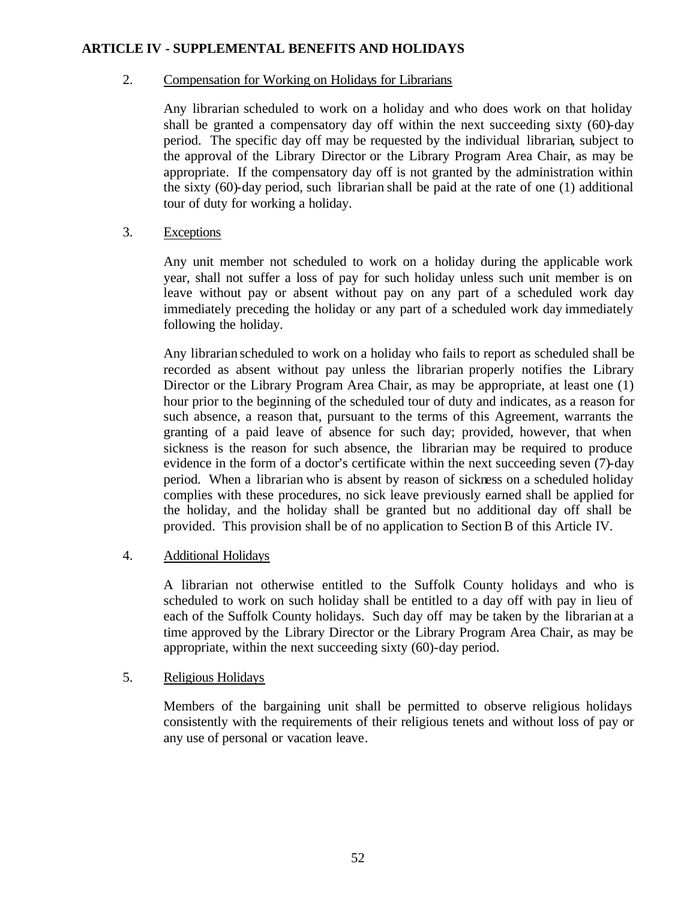## ARTICLE IV - SUPPLEMENTAL BENEFITS AND HOLIDAYS

2. Compensation for Working on Holidays for Librarians

   Any librarian scheduled to work on a holiday and who does work on that holiday shall be granted a compensatory day off within the next succeeding sixty (60)-day period. The specific day off may be requested by the individual librarian, subject to the approval of the Library Director or the Library Program Area Chair, as may be appropriate. If the compensatory day off is not granted by the administration within the sixty (60)-day period, such librarian shall be paid at the rate of one (1) additional tour of duty for working a holiday.

3. Exceptions

   Any unit member not scheduled to work on a holiday during the applicable work year, shall not suffer a loss of pay for such holiday unless such unit member is on leave without pay or absent without pay on any part of a scheduled work day immediately preceding the holiday or any part of a scheduled work day immediately following the holiday.

   Any librarian scheduled to work on a holiday who fails to report as scheduled shall be recorded as absent without pay unless the librarian properly notifies the Library Director or the Library Program Area Chair, as may be appropriate, at least one (1) hour prior to the beginning of the scheduled tour of duty and indicates, as a reason for such absence, a reason that, pursuant to the terms of this Agreement, warrants the granting of a paid leave of absence for such day; provided, however, that when sickness is the reason for such absence, the librarian may be required to produce evidence in the form of a doctor's certificate within the next succeeding seven (7)-day period. When a librarian who is absent by reason of sickness on a scheduled holiday complies with these procedures, no sick leave previously earned shall be applied for the holiday, and the holiday shall be granted but no additional day off shall be provided. This provision shall be of no application to Section B of this Article IV.

4. Additional Holidays

   A librarian not otherwise entitled to the Suffolk County holidays and who is scheduled to work on such holiday shall be entitled to a day off with pay in lieu of each of the Suffolk County holidays. Such day off may be taken by the librarian at a time approved by the Library Director or the Library Program Area Chair, as may be appropriate, within the next succeeding sixty (60)-day period.

5. Religious Holidays

   Members of the bargaining unit shall be permitted to observe religious holidays consistently with the requirements of their religious tenets and without loss of pay or any use of personal or vacation leave.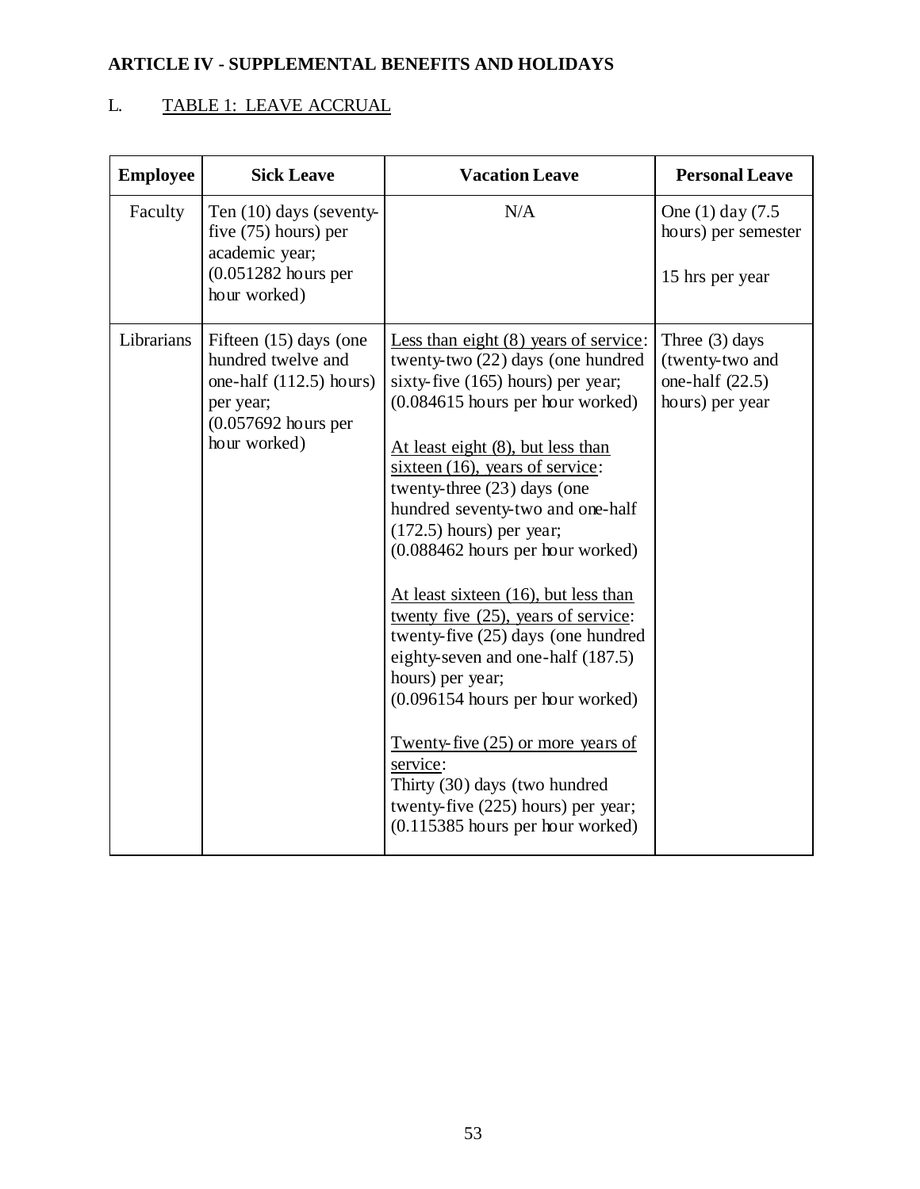**ARTICLE IV - SUPPLEMENTAL BENEFITS AND HOLIDAYS**

L. <u>TABLE 1: LEAVE ACCRUAL</u>

| Employee | Sick Leave | Vacation Leave | Personal Leave |
|---|---|---|---|
| Faculty | Ten (10) days (seventy-five (75) hours) per academic year; (0.051282 hours per hour worked) | N/A | One (1) day (7.5 hours) per semester<br><br>15 hrs per year |
| Librarians | Fifteen (15) days (one hundred twelve and one-half (112.5) hours) per year; (0.057692 hours per hour worked) | <u>Less than eight (8) years of service</u>: twenty-two (22) days (one hundred sixty-five (165) hours) per year; (0.084615 hours per hour worked)<br><br><u>At least eight (8), but less than sixteen (16), years of service</u>: twenty-three (23) days (one hundred seventy-two and one-half (172.5) hours) per year; (0.088462 hours per hour worked)<br><br><u>At least sixteen (16), but less than twenty five (25), years of service</u>: twenty-five (25) days (one hundred eighty-seven and one-half (187.5) hours) per year; (0.096154 hours per hour worked)<br><br><u>Twenty-five (25) or more years of service</u>: Thirty (30) days (two hundred twenty-five (225) hours) per year; (0.115385 hours per hour worked) | Three (3) days (twenty-two and one-half (22.5) hours) per year |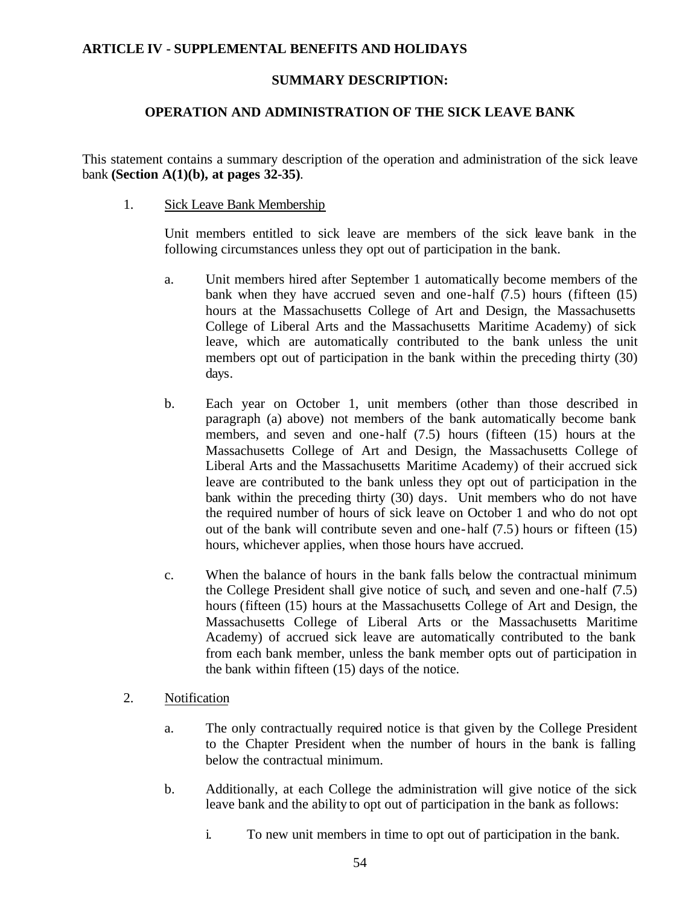## ARTICLE IV - SUPPLEMENTAL BENEFITS AND HOLIDAYS

### SUMMARY DESCRIPTION:

### OPERATION AND ADMINISTRATION OF THE SICK LEAVE BANK

This statement contains a summary description of the operation and administration of the sick leave bank **(Section A(1)(b), at pages 32-35)**.

1. Sick Leave Bank Membership

   Unit members entitled to sick leave are members of the sick leave bank in the following circumstances unless they opt out of participation in the bank.

   a. Unit members hired after September 1 automatically become members of the bank when they have accrued seven and one-half (7.5) hours (fifteen (15) hours at the Massachusetts College of Art and Design, the Massachusetts College of Liberal Arts and the Massachusetts Maritime Academy) of sick leave, which are automatically contributed to the bank unless the unit members opt out of participation in the bank within the preceding thirty (30) days.

   b. Each year on October 1, unit members (other than those described in paragraph (a) above) not members of the bank automatically become bank members, and seven and one-half (7.5) hours (fifteen (15) hours at the Massachusetts College of Art and Design, the Massachusetts College of Liberal Arts and the Massachusetts Maritime Academy) of their accrued sick leave are contributed to the bank unless they opt out of participation in the bank within the preceding thirty (30) days. Unit members who do not have the required number of hours of sick leave on October 1 and who do not opt out of the bank will contribute seven and one-half (7.5) hours or fifteen (15) hours, whichever applies, when those hours have accrued.

   c. When the balance of hours in the bank falls below the contractual minimum the College President shall give notice of such, and seven and one-half (7.5) hours (fifteen (15) hours at the Massachusetts College of Art and Design, the Massachusetts College of Liberal Arts or the Massachusetts Maritime Academy) of accrued sick leave are automatically contributed to the bank from each bank member, unless the bank member opts out of participation in the bank within fifteen (15) days of the notice.

2. Notification

   a. The only contractually required notice is that given by the College President to the Chapter President when the number of hours in the bank is falling below the contractual minimum.

   b. Additionally, at each College the administration will give notice of the sick leave bank and the ability to opt out of participation in the bank as follows:

      i. To new unit members in time to opt out of participation in the bank.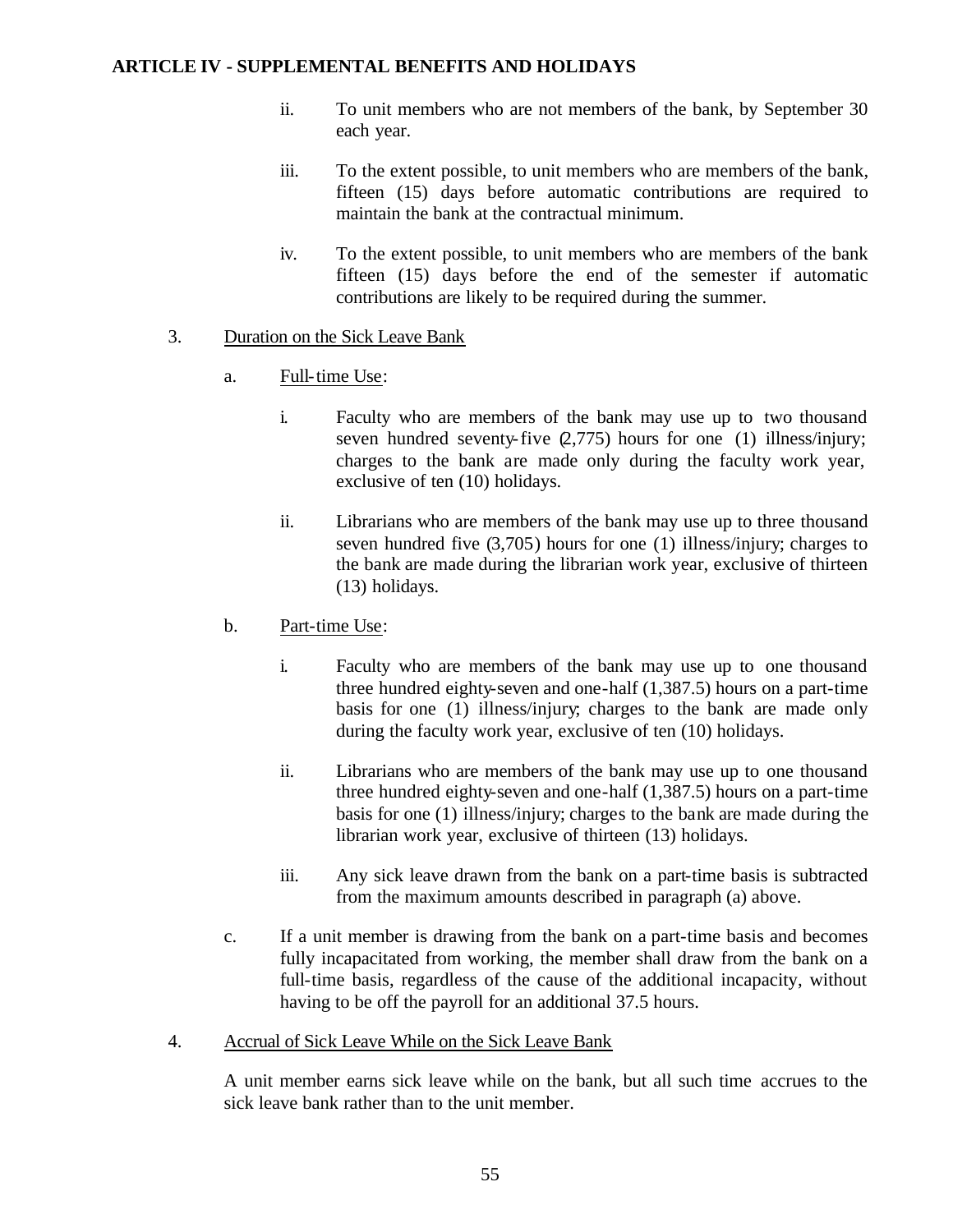ii. To unit members who are not members of the bank, by September 30 each year.

iii. To the extent possible, to unit members who are members of the bank, fifteen (15) days before automatic contributions are required to maintain the bank at the contractual minimum.

iv. To the extent possible, to unit members who are members of the bank fifteen (15) days before the end of the semester if automatic contributions are likely to be required during the summer.

3. Duration on the Sick Leave Bank

   a. Full-time Use:

      i. Faculty who are members of the bank may use up to two thousand seven hundred seventy-five (2,775) hours for one (1) illness/injury; charges to the bank are made only during the faculty work year, exclusive of ten (10) holidays.

      ii. Librarians who are members of the bank may use up to three thousand seven hundred five (3,705) hours for one (1) illness/injury; charges to the bank are made during the librarian work year, exclusive of thirteen (13) holidays.

   b. Part-time Use:

      i. Faculty who are members of the bank may use up to one thousand three hundred eighty-seven and one-half (1,387.5) hours on a part-time basis for one (1) illness/injury; charges to the bank are made only during the faculty work year, exclusive of ten (10) holidays.

      ii. Librarians who are members of the bank may use up to one thousand three hundred eighty-seven and one-half (1,387.5) hours on a part-time basis for one (1) illness/injury; charges to the bank are made during the librarian work year, exclusive of thirteen (13) holidays.

      iii. Any sick leave drawn from the bank on a part-time basis is subtracted from the maximum amounts described in paragraph (a) above.

   c. If a unit member is drawing from the bank on a part-time basis and becomes fully incapacitated from working, the member shall draw from the bank on a full-time basis, regardless of the cause of the additional incapacity, without having to be off the payroll for an additional 37.5 hours.

4. Accrual of Sick Leave While on the Sick Leave Bank

   A unit member earns sick leave while on the bank, but all such time accrues to the sick leave bank rather than to the unit member.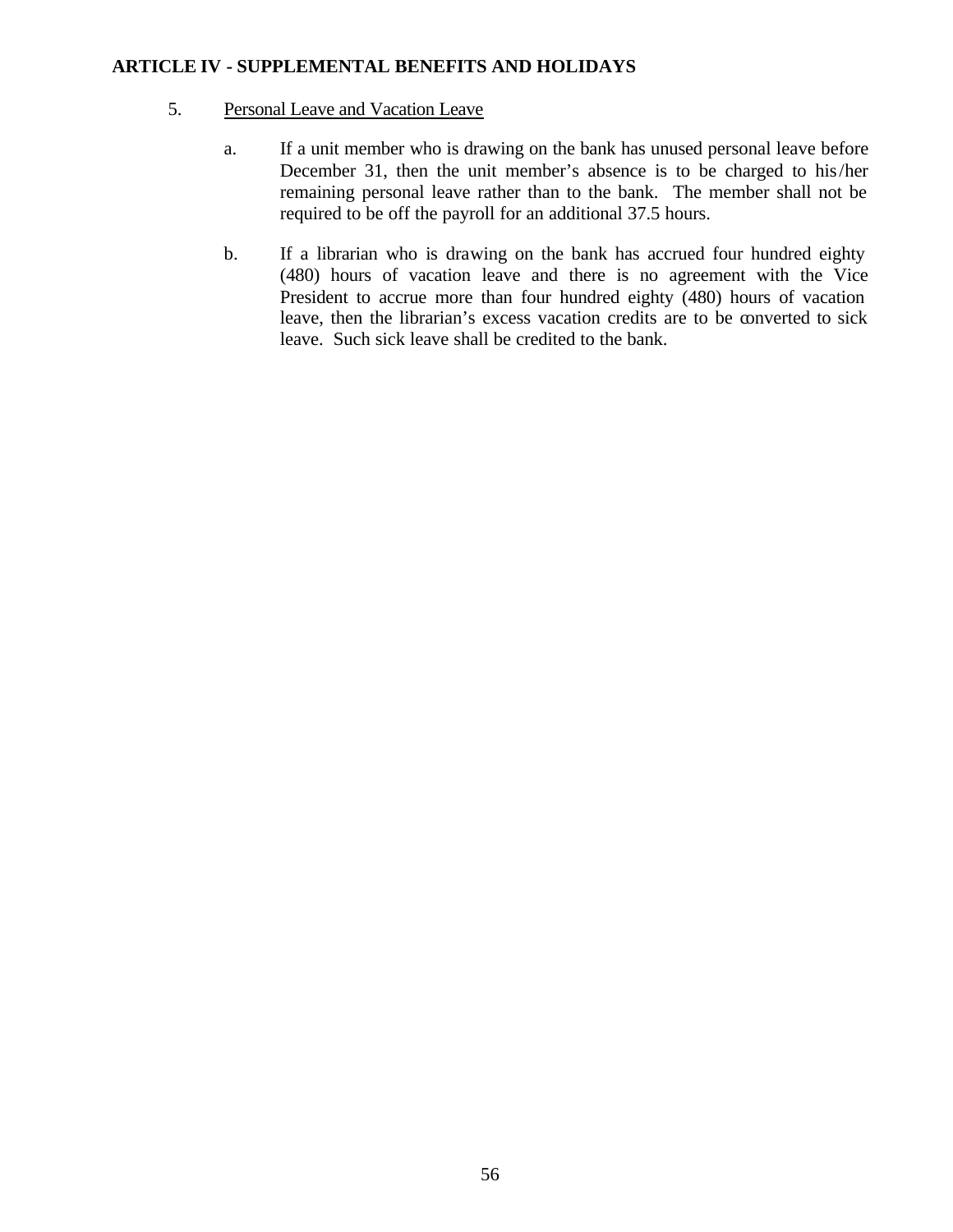**ARTICLE IV - SUPPLEMENTAL BENEFITS AND HOLIDAYS**

5. Personal Leave and Vacation Leave

   a. If a unit member who is drawing on the bank has unused personal leave before December 31, then the unit member's absence is to be charged to his/her remaining personal leave rather than to the bank. The member shall not be required to be off the payroll for an additional 37.5 hours.

   b. If a librarian who is drawing on the bank has accrued four hundred eighty (480) hours of vacation leave and there is no agreement with the Vice President to accrue more than four hundred eighty (480) hours of vacation leave, then the librarian's excess vacation credits are to be converted to sick leave. Such sick leave shall be credited to the bank.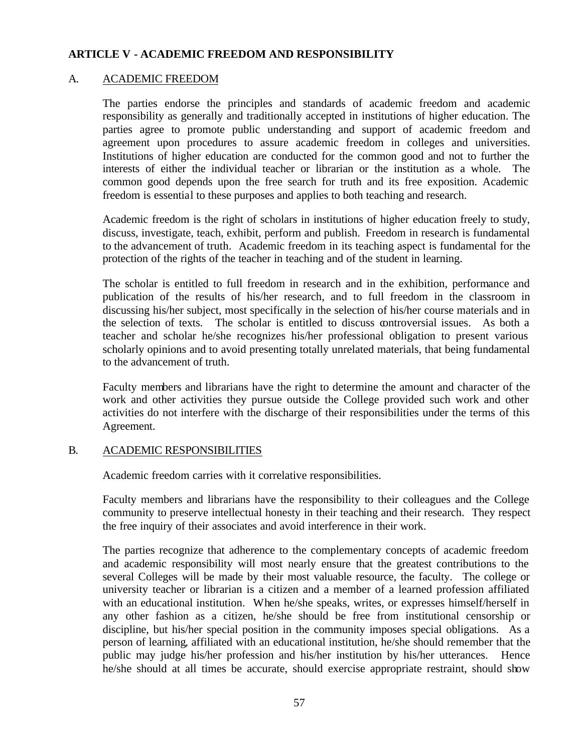## ARTICLE V - ACADEMIC FREEDOM AND RESPONSIBILITY

### A. ACADEMIC FREEDOM

The parties endorse the principles and standards of academic freedom and academic responsibility as generally and traditionally accepted in institutions of higher education. The parties agree to promote public understanding and support of academic freedom and agreement upon procedures to assure academic freedom in colleges and universities. Institutions of higher education are conducted for the common good and not to further the interests of either the individual teacher or librarian or the institution as a whole. The common good depends upon the free search for truth and its free exposition. Academic freedom is essential to these purposes and applies to both teaching and research.

Academic freedom is the right of scholars in institutions of higher education freely to study, discuss, investigate, teach, exhibit, perform and publish. Freedom in research is fundamental to the advancement of truth. Academic freedom in its teaching aspect is fundamental for the protection of the rights of the teacher in teaching and of the student in learning.

The scholar is entitled to full freedom in research and in the exhibition, performance and publication of the results of his/her research, and to full freedom in the classroom in discussing his/her subject, most specifically in the selection of his/her course materials and in the selection of texts. The scholar is entitled to discuss controversial issues. As both a teacher and scholar he/she recognizes his/her professional obligation to present various scholarly opinions and to avoid presenting totally unrelated materials, that being fundamental to the advancement of truth.

Faculty members and librarians have the right to determine the amount and character of the work and other activities they pursue outside the College provided such work and other activities do not interfere with the discharge of their responsibilities under the terms of this Agreement.

### B. ACADEMIC RESPONSIBILITIES

Academic freedom carries with it correlative responsibilities.

Faculty members and librarians have the responsibility to their colleagues and the College community to preserve intellectual honesty in their teaching and their research. They respect the free inquiry of their associates and avoid interference in their work.

The parties recognize that adherence to the complementary concepts of academic freedom and academic responsibility will most nearly ensure that the greatest contributions to the several Colleges will be made by their most valuable resource, the faculty. The college or university teacher or librarian is a citizen and a member of a learned profession affiliated with an educational institution. When he/she speaks, writes, or expresses himself/herself in any other fashion as a citizen, he/she should be free from institutional censorship or discipline, but his/her special position in the community imposes special obligations. As a person of learning, affiliated with an educational institution, he/she should remember that the public may judge his/her profession and his/her institution by his/her utterances. Hence he/she should at all times be accurate, should exercise appropriate restraint, should show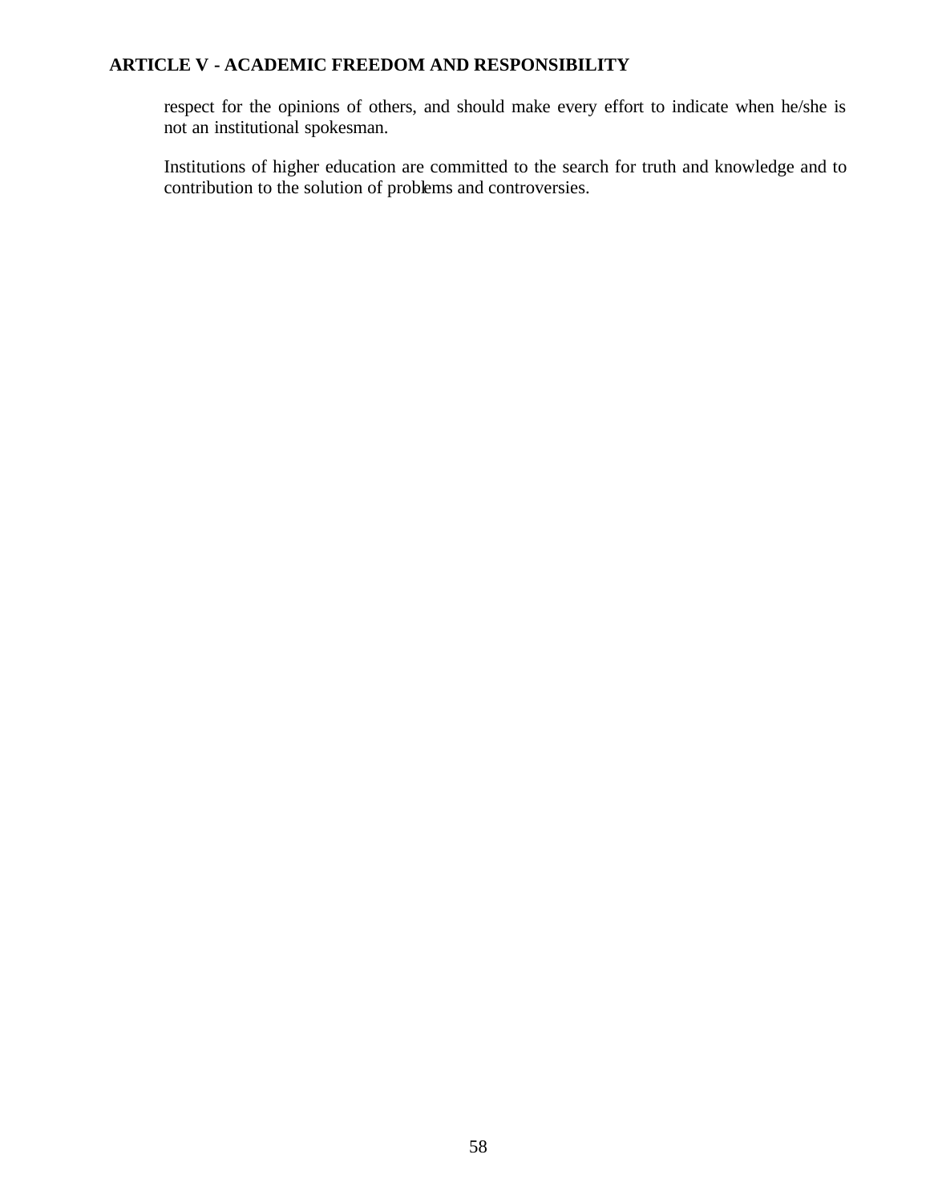respect for the opinions of others, and should make every effort to indicate when he/she is not an institutional spokesman.

Institutions of higher education are committed to the search for truth and knowledge and to contribution to the solution of problems and controversies.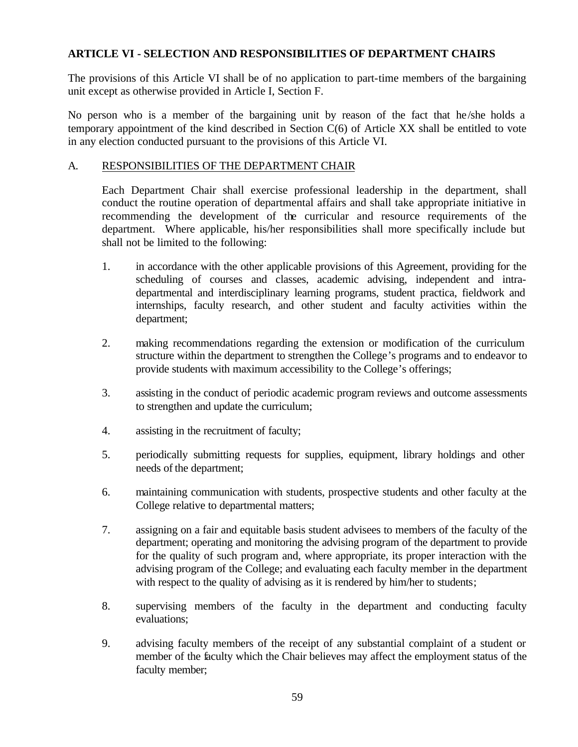## ARTICLE VI - SELECTION AND RESPONSIBILITIES OF DEPARTMENT CHAIRS

The provisions of this Article VI shall be of no application to part-time members of the bargaining unit except as otherwise provided in Article I, Section F.

No person who is a member of the bargaining unit by reason of the fact that he/she holds a temporary appointment of the kind described in Section C(6) of Article XX shall be entitled to vote in any election conducted pursuant to the provisions of this Article VI.

### A. RESPONSIBILITIES OF THE DEPARTMENT CHAIR

Each Department Chair shall exercise professional leadership in the department, shall conduct the routine operation of departmental affairs and shall take appropriate initiative in recommending the development of the curricular and resource requirements of the department. Where applicable, his/her responsibilities shall more specifically include but shall not be limited to the following:

1. in accordance with the other applicable provisions of this Agreement, providing for the scheduling of courses and classes, academic advising, independent and intra-departmental and interdisciplinary learning programs, student practica, fieldwork and internships, faculty research, and other student and faculty activities within the department;

2. making recommendations regarding the extension or modification of the curriculum structure within the department to strengthen the College's programs and to endeavor to provide students with maximum accessibility to the College's offerings;

3. assisting in the conduct of periodic academic program reviews and outcome assessments to strengthen and update the curriculum;

4. assisting in the recruitment of faculty;

5. periodically submitting requests for supplies, equipment, library holdings and other needs of the department;

6. maintaining communication with students, prospective students and other faculty at the College relative to departmental matters;

7. assigning on a fair and equitable basis student advisees to members of the faculty of the department; operating and monitoring the advising program of the department to provide for the quality of such program and, where appropriate, its proper interaction with the advising program of the College; and evaluating each faculty member in the department with respect to the quality of advising as it is rendered by him/her to students;

8. supervising members of the faculty in the department and conducting faculty evaluations;

9. advising faculty members of the receipt of any substantial complaint of a student or member of the faculty which the Chair believes may affect the employment status of the faculty member;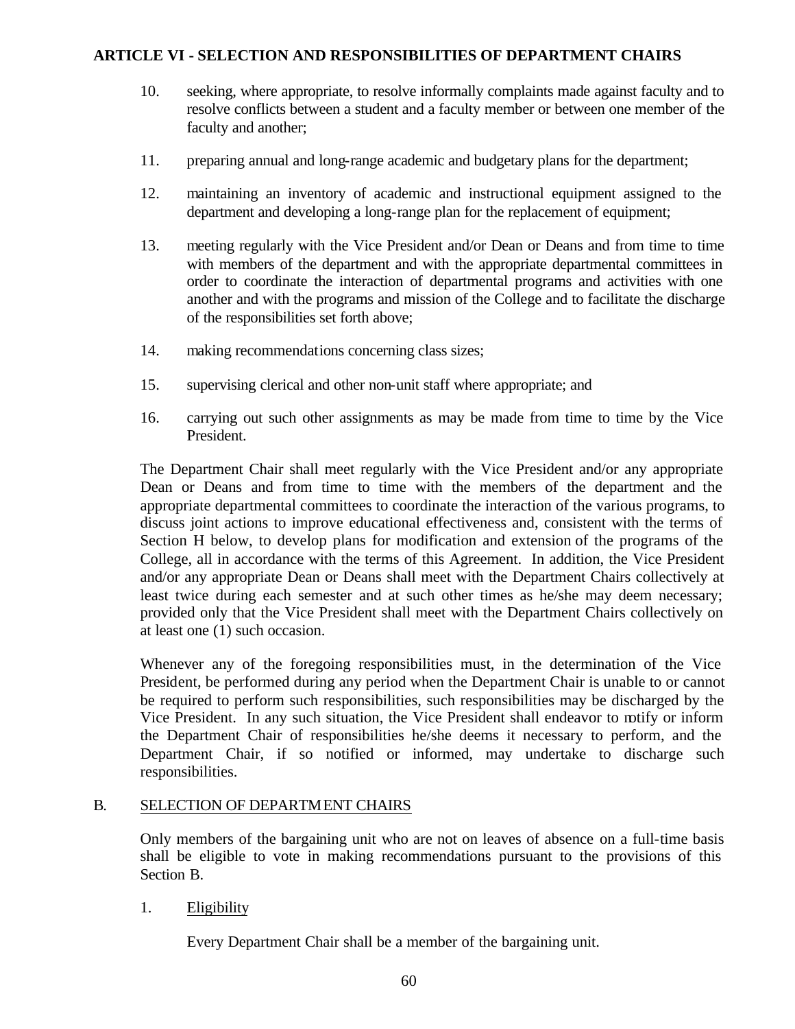10. seeking, where appropriate, to resolve informally complaints made against faculty and to resolve conflicts between a student and a faculty member or between one member of the faculty and another;

11. preparing annual and long-range academic and budgetary plans for the department;

12. maintaining an inventory of academic and instructional equipment assigned to the department and developing a long-range plan for the replacement of equipment;

13. meeting regularly with the Vice President and/or Dean or Deans and from time to time with members of the department and with the appropriate departmental committees in order to coordinate the interaction of departmental programs and activities with one another and with the programs and mission of the College and to facilitate the discharge of the responsibilities set forth above;

14. making recommendations concerning class sizes;

15. supervising clerical and other non-unit staff where appropriate; and

16. carrying out such other assignments as may be made from time to time by the Vice President.

The Department Chair shall meet regularly with the Vice President and/or any appropriate Dean or Deans and from time to time with the members of the department and the appropriate departmental committees to coordinate the interaction of the various programs, to discuss joint actions to improve educational effectiveness and, consistent with the terms of Section H below, to develop plans for modification and extension of the programs of the College, all in accordance with the terms of this Agreement. In addition, the Vice President and/or any appropriate Dean or Deans shall meet with the Department Chairs collectively at least twice during each semester and at such other times as he/she may deem necessary; provided only that the Vice President shall meet with the Department Chairs collectively on at least one (1) such occasion.

Whenever any of the foregoing responsibilities must, in the determination of the Vice President, be performed during any period when the Department Chair is unable to or cannot be required to perform such responsibilities, such responsibilities may be discharged by the Vice President. In any such situation, the Vice President shall endeavor to notify or inform the Department Chair of responsibilities he/she deems it necessary to perform, and the Department Chair, if so notified or informed, may undertake to discharge such responsibilities.

B. <u>SELECTION OF DEPARTMENT CHAIRS</u>

Only members of the bargaining unit who are not on leaves of absence on a full-time basis shall be eligible to vote in making recommendations pursuant to the provisions of this Section B.

1. <u>Eligibility</u>

Every Department Chair shall be a member of the bargaining unit.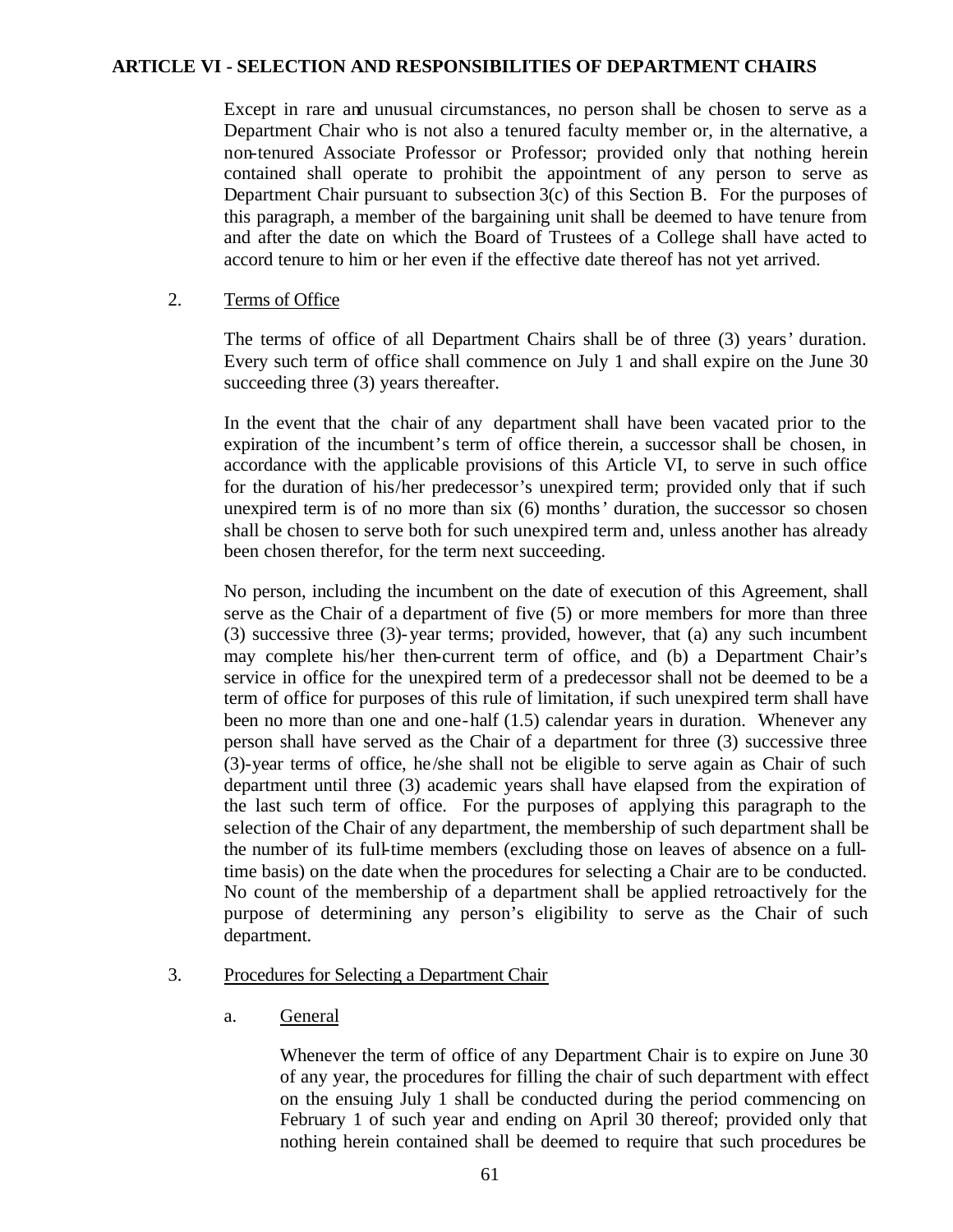**ARTICLE VI - SELECTION AND RESPONSIBILITIES OF DEPARTMENT CHAIRS**

Except in rare and unusual circumstances, no person shall be chosen to serve as a Department Chair who is not also a tenured faculty member or, in the alternative, a non-tenured Associate Professor or Professor; provided only that nothing herein contained shall operate to prohibit the appointment of any person to serve as Department Chair pursuant to subsection 3(c) of this Section B. For the purposes of this paragraph, a member of the bargaining unit shall be deemed to have tenure from and after the date on which the Board of Trustees of a College shall have acted to accord tenure to him or her even if the effective date thereof has not yet arrived.

2. Terms of Office

The terms of office of all Department Chairs shall be of three (3) years' duration. Every such term of office shall commence on July 1 and shall expire on the June 30 succeeding three (3) years thereafter.

In the event that the chair of any department shall have been vacated prior to the expiration of the incumbent's term of office therein, a successor shall be chosen, in accordance with the applicable provisions of this Article VI, to serve in such office for the duration of his/her predecessor's unexpired term; provided only that if such unexpired term is of no more than six (6) months' duration, the successor so chosen shall be chosen to serve both for such unexpired term and, unless another has already been chosen therefor, for the term next succeeding.

No person, including the incumbent on the date of execution of this Agreement, shall serve as the Chair of a department of five (5) or more members for more than three (3) successive three (3)-year terms; provided, however, that (a) any such incumbent may complete his/her then-current term of office, and (b) a Department Chair's service in office for the unexpired term of a predecessor shall not be deemed to be a term of office for purposes of this rule of limitation, if such unexpired term shall have been no more than one and one-half (1.5) calendar years in duration. Whenever any person shall have served as the Chair of a department for three (3) successive three (3)-year terms of office, he/she shall not be eligible to serve again as Chair of such department until three (3) academic years shall have elapsed from the expiration of the last such term of office. For the purposes of applying this paragraph to the selection of the Chair of any department, the membership of such department shall be the number of its full-time members (excluding those on leaves of absence on a full-time basis) on the date when the procedures for selecting a Chair are to be conducted. No count of the membership of a department shall be applied retroactively for the purpose of determining any person's eligibility to serve as the Chair of such department.

3. Procedures for Selecting a Department Chair

a. General

Whenever the term of office of any Department Chair is to expire on June 30 of any year, the procedures for filling the chair of such department with effect on the ensuing July 1 shall be conducted during the period commencing on February 1 of such year and ending on April 30 thereof; provided only that nothing herein contained shall be deemed to require that such procedures be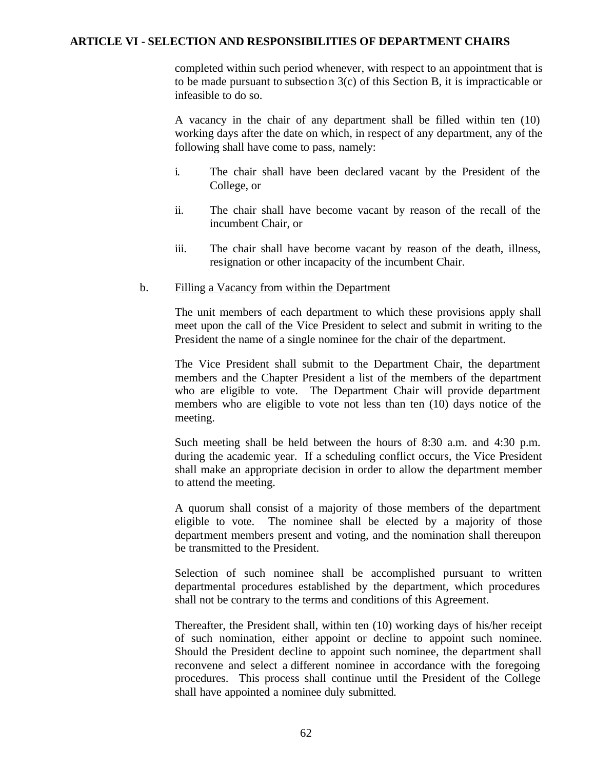completed within such period whenever, with respect to an appointment that is to be made pursuant to subsection 3(c) of this Section B, it is impracticable or infeasible to do so.

A vacancy in the chair of any department shall be filled within ten (10) working days after the date on which, in respect of any department, any of the following shall have come to pass, namely:

i. The chair shall have been declared vacant by the President of the College, or

ii. The chair shall have become vacant by reason of the recall of the incumbent Chair, or

iii. The chair shall have become vacant by reason of the death, illness, resignation or other incapacity of the incumbent Chair.

b. Filling a Vacancy from within the Department

The unit members of each department to which these provisions apply shall meet upon the call of the Vice President to select and submit in writing to the President the name of a single nominee for the chair of the department.

The Vice President shall submit to the Department Chair, the department members and the Chapter President a list of the members of the department who are eligible to vote. The Department Chair will provide department members who are eligible to vote not less than ten (10) days notice of the meeting.

Such meeting shall be held between the hours of 8:30 a.m. and 4:30 p.m. during the academic year. If a scheduling conflict occurs, the Vice President shall make an appropriate decision in order to allow the department member to attend the meeting.

A quorum shall consist of a majority of those members of the department eligible to vote. The nominee shall be elected by a majority of those department members present and voting, and the nomination shall thereupon be transmitted to the President.

Selection of such nominee shall be accomplished pursuant to written departmental procedures established by the department, which procedures shall not be contrary to the terms and conditions of this Agreement.

Thereafter, the President shall, within ten (10) working days of his/her receipt of such nomination, either appoint or decline to appoint such nominee. Should the President decline to appoint such nominee, the department shall reconvene and select a different nominee in accordance with the foregoing procedures. This process shall continue until the President of the College shall have appointed a nominee duly submitted.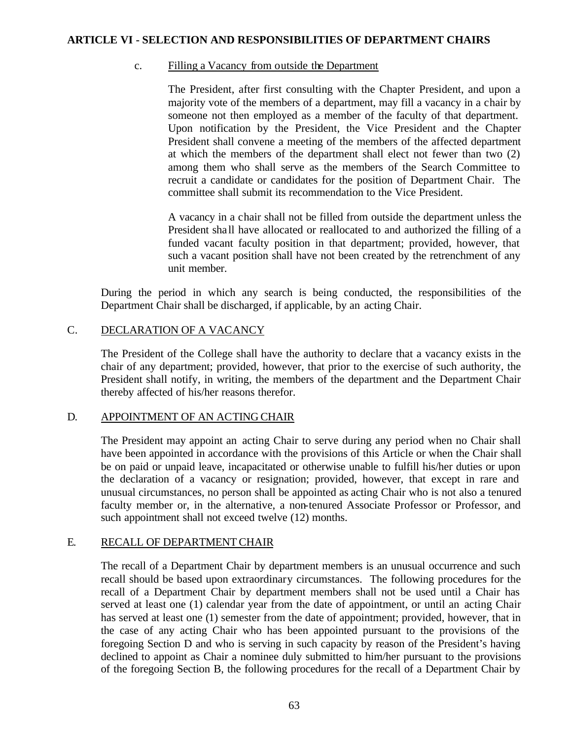## ARTICLE VI - SELECTION AND RESPONSIBILITIES OF DEPARTMENT CHAIRS

c. Filling a Vacancy from outside the Department

The President, after first consulting with the Chapter President, and upon a majority vote of the members of a department, may fill a vacancy in a chair by someone not then employed as a member of the faculty of that department. Upon notification by the President, the Vice President and the Chapter President shall convene a meeting of the members of the affected department at which the members of the department shall elect not fewer than two (2) among them who shall serve as the members of the Search Committee to recruit a candidate or candidates for the position of Department Chair. The committee shall submit its recommendation to the Vice President.

A vacancy in a chair shall not be filled from outside the department unless the President shall have allocated or reallocated to and authorized the filling of a funded vacant faculty position in that department; provided, however, that such a vacant position shall have not been created by the retrenchment of any unit member.

During the period in which any search is being conducted, the responsibilities of the Department Chair shall be discharged, if applicable, by an acting Chair.

### C. DECLARATION OF A VACANCY

The President of the College shall have the authority to declare that a vacancy exists in the chair of any department; provided, however, that prior to the exercise of such authority, the President shall notify, in writing, the members of the department and the Department Chair thereby affected of his/her reasons therefor.

### D. APPOINTMENT OF AN ACTING CHAIR

The President may appoint an acting Chair to serve during any period when no Chair shall have been appointed in accordance with the provisions of this Article or when the Chair shall be on paid or unpaid leave, incapacitated or otherwise unable to fulfill his/her duties or upon the declaration of a vacancy or resignation; provided, however, that except in rare and unusual circumstances, no person shall be appointed as acting Chair who is not also a tenured faculty member or, in the alternative, a non-tenured Associate Professor or Professor, and such appointment shall not exceed twelve (12) months.

### E. RECALL OF DEPARTMENT CHAIR

The recall of a Department Chair by department members is an unusual occurrence and such recall should be based upon extraordinary circumstances. The following procedures for the recall of a Department Chair by department members shall not be used until a Chair has served at least one (1) calendar year from the date of appointment, or until an acting Chair has served at least one (1) semester from the date of appointment; provided, however, that in the case of any acting Chair who has been appointed pursuant to the provisions of the foregoing Section D and who is serving in such capacity by reason of the President's having declined to appoint as Chair a nominee duly submitted to him/her pursuant to the provisions of the foregoing Section B, the following procedures for the recall of a Department Chair by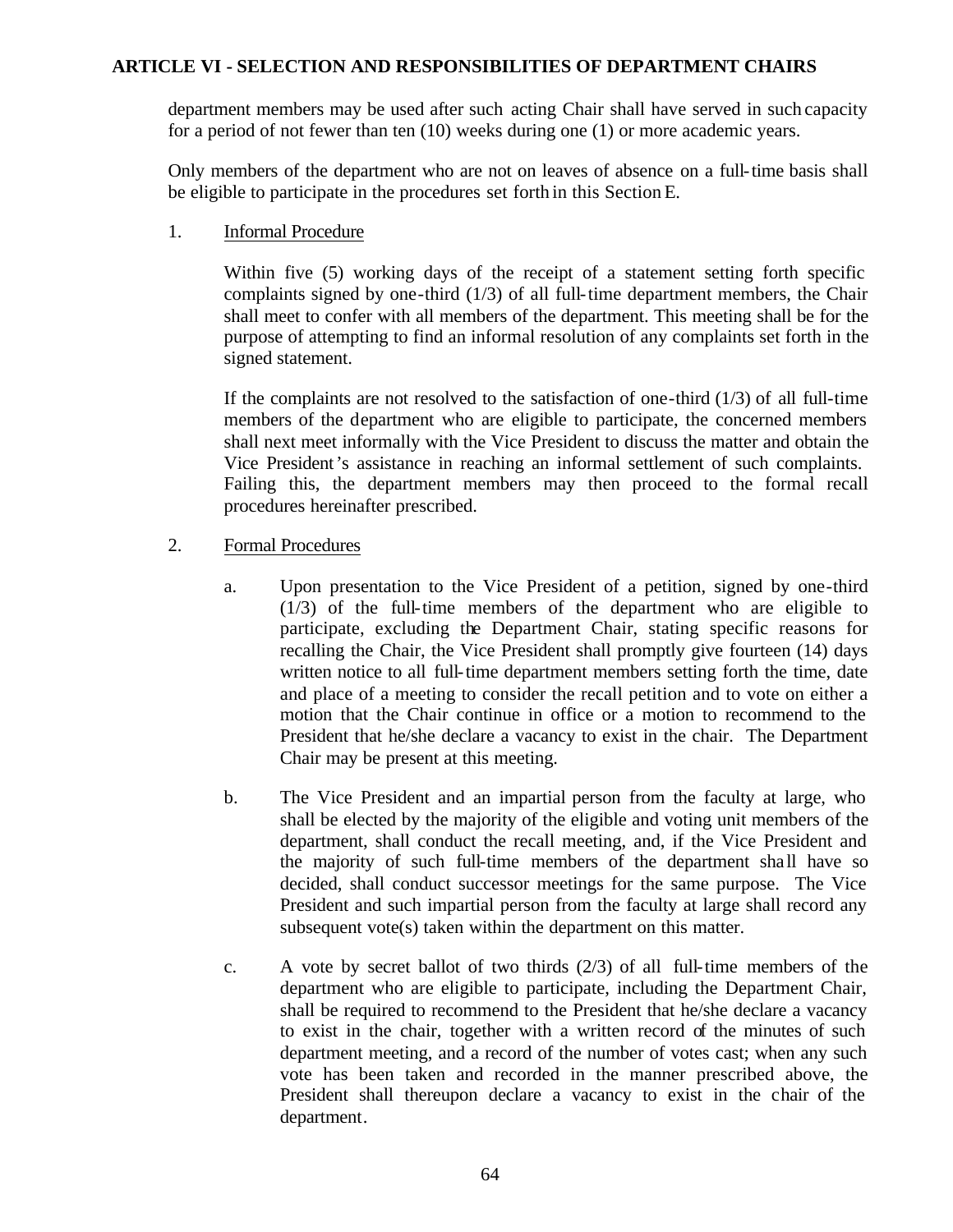department members may be used after such acting Chair shall have served in such capacity for a period of not fewer than ten (10) weeks during one (1) or more academic years.

Only members of the department who are not on leaves of absence on a full-time basis shall be eligible to participate in the procedures set forth in this Section E.

1. Informal Procedure

   Within five (5) working days of the receipt of a statement setting forth specific complaints signed by one-third (1/3) of all full-time department members, the Chair shall meet to confer with all members of the department. This meeting shall be for the purpose of attempting to find an informal resolution of any complaints set forth in the signed statement.

   If the complaints are not resolved to the satisfaction of one-third (1/3) of all full-time members of the department who are eligible to participate, the concerned members shall next meet informally with the Vice President to discuss the matter and obtain the Vice President's assistance in reaching an informal settlement of such complaints. Failing this, the department members may then proceed to the formal recall procedures hereinafter prescribed.

2. Formal Procedures

   a. Upon presentation to the Vice President of a petition, signed by one-third (1/3) of the full-time members of the department who are eligible to participate, excluding the Department Chair, stating specific reasons for recalling the Chair, the Vice President shall promptly give fourteen (14) days written notice to all full-time department members setting forth the time, date and place of a meeting to consider the recall petition and to vote on either a motion that the Chair continue in office or a motion to recommend to the President that he/she declare a vacancy to exist in the chair. The Department Chair may be present at this meeting.

   b. The Vice President and an impartial person from the faculty at large, who shall be elected by the majority of the eligible and voting unit members of the department, shall conduct the recall meeting, and, if the Vice President and the majority of such full-time members of the department shall have so decided, shall conduct successor meetings for the same purpose. The Vice President and such impartial person from the faculty at large shall record any subsequent vote(s) taken within the department on this matter.

   c. A vote by secret ballot of two thirds (2/3) of all full-time members of the department who are eligible to participate, including the Department Chair, shall be required to recommend to the President that he/she declare a vacancy to exist in the chair, together with a written record of the minutes of such department meeting, and a record of the number of votes cast; when any such vote has been taken and recorded in the manner prescribed above, the President shall thereupon declare a vacancy to exist in the chair of the department.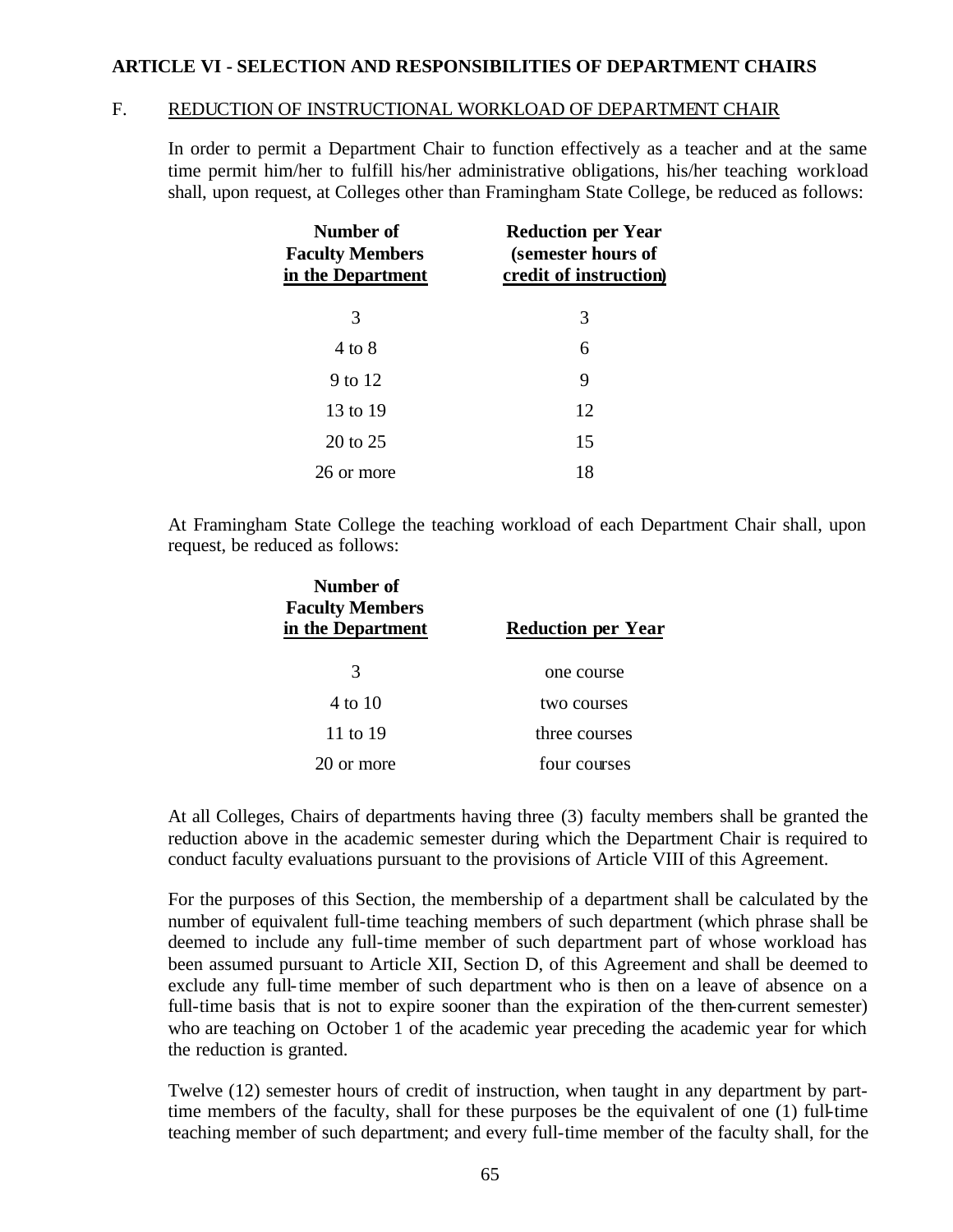## ARTICLE VI - SELECTION AND RESPONSIBILITIES OF DEPARTMENT CHAIRS

### F. REDUCTION OF INSTRUCTIONAL WORKLOAD OF DEPARTMENT CHAIR

In order to permit a Department Chair to function effectively as a teacher and at the same time permit him/her to fulfill his/her administrative obligations, his/her teaching workload shall, upon request, at Colleges other than Framingham State College, be reduced as follows:

| Number of Faculty Members in the Department | Reduction per Year (semester hours of credit of instruction) |
|---|---|
| 3 | 3 |
| 4 to 8 | 6 |
| 9 to 12 | 9 |
| 13 to 19 | 12 |
| 20 to 25 | 15 |
| 26 or more | 18 |

At Framingham State College the teaching workload of each Department Chair shall, upon request, be reduced as follows:

| Number of Faculty Members in the Department | Reduction per Year |
|---|---|
| 3 | one course |
| 4 to 10 | two courses |
| 11 to 19 | three courses |
| 20 or more | four courses |

At all Colleges, Chairs of departments having three (3) faculty members shall be granted the reduction above in the academic semester during which the Department Chair is required to conduct faculty evaluations pursuant to the provisions of Article VIII of this Agreement.

For the purposes of this Section, the membership of a department shall be calculated by the number of equivalent full-time teaching members of such department (which phrase shall be deemed to include any full-time member of such department part of whose workload has been assumed pursuant to Article XII, Section D, of this Agreement and shall be deemed to exclude any full-time member of such department who is then on a leave of absence on a full-time basis that is not to expire sooner than the expiration of the then-current semester) who are teaching on October 1 of the academic year preceding the academic year for which the reduction is granted.

Twelve (12) semester hours of credit of instruction, when taught in any department by part-time members of the faculty, shall for these purposes be the equivalent of one (1) full-time teaching member of such department; and every full-time member of the faculty shall, for the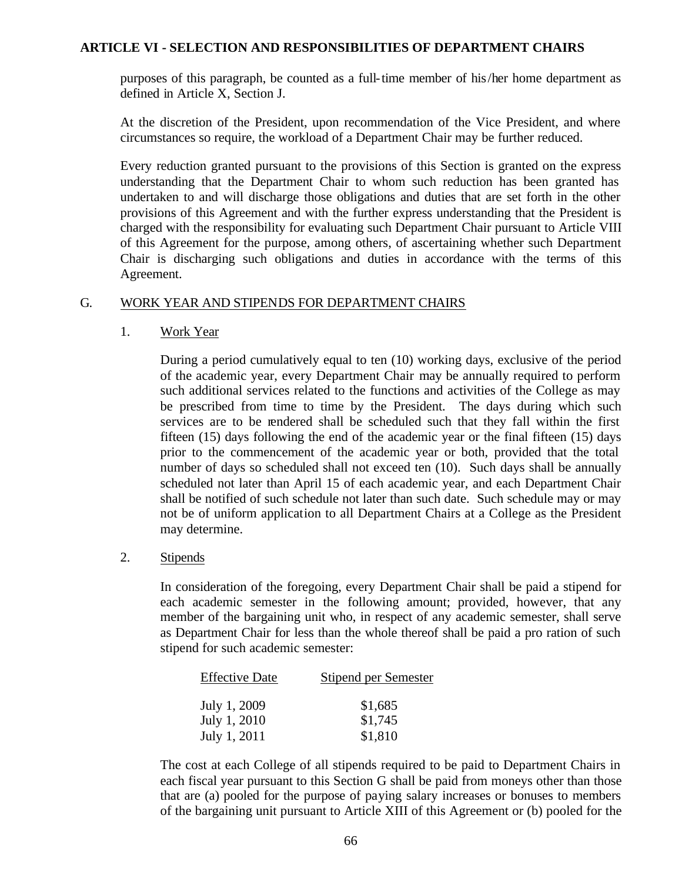purposes of this paragraph, be counted as a full-time member of his/her home department as defined in Article X, Section J.

At the discretion of the President, upon recommendation of the Vice President, and where circumstances so require, the workload of a Department Chair may be further reduced.

Every reduction granted pursuant to the provisions of this Section is granted on the express understanding that the Department Chair to whom such reduction has been granted has undertaken to and will discharge those obligations and duties that are set forth in the other provisions of this Agreement and with the further express understanding that the President is charged with the responsibility for evaluating such Department Chair pursuant to Article VIII of this Agreement for the purpose, among others, of ascertaining whether such Department Chair is discharging such obligations and duties in accordance with the terms of this Agreement.

## G. WORK YEAR AND STIPENDS FOR DEPARTMENT CHAIRS

### 1. Work Year

During a period cumulatively equal to ten (10) working days, exclusive of the period of the academic year, every Department Chair may be annually required to perform such additional services related to the functions and activities of the College as may be prescribed from time to time by the President. The days during which such services are to be rendered shall be scheduled such that they fall within the first fifteen (15) days following the end of the academic year or the final fifteen (15) days prior to the commencement of the academic year or both, provided that the total number of days so scheduled shall not exceed ten (10). Such days shall be annually scheduled not later than April 15 of each academic year, and each Department Chair shall be notified of such schedule not later than such date. Such schedule may or may not be of uniform application to all Department Chairs at a College as the President may determine.

### 2. Stipends

In consideration of the foregoing, every Department Chair shall be paid a stipend for each academic semester in the following amount; provided, however, that any member of the bargaining unit who, in respect of any academic semester, shall serve as Department Chair for less than the whole thereof shall be paid a pro ration of such stipend for such academic semester:

| Effective Date | Stipend per Semester |
|---|---|
| July 1, 2009 | $1,685 |
| July 1, 2010 | $1,745 |
| July 1, 2011 | $1,810 |

The cost at each College of all stipends required to be paid to Department Chairs in each fiscal year pursuant to this Section G shall be paid from moneys other than those that are (a) pooled for the purpose of paying salary increases or bonuses to members of the bargaining unit pursuant to Article XIII of this Agreement or (b) pooled for the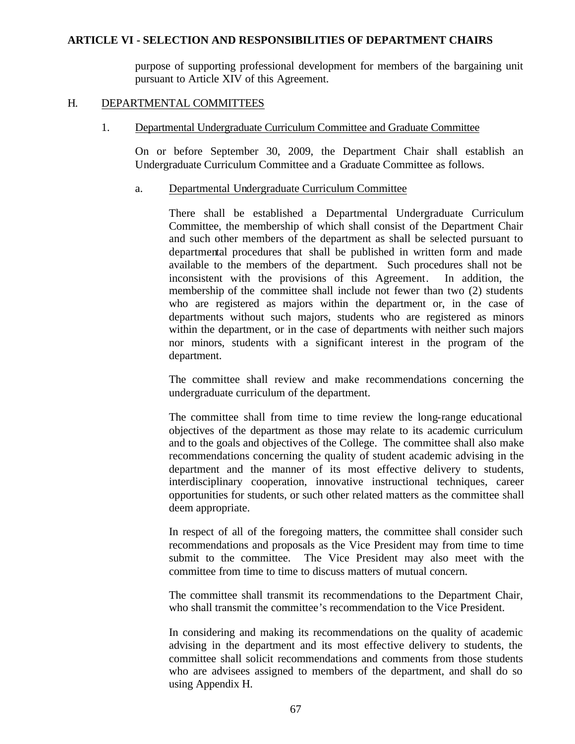purpose of supporting professional development for members of the bargaining unit pursuant to Article XIV of this Agreement.

## H. DEPARTMENTAL COMMITTEES

### 1. Departmental Undergraduate Curriculum Committee and Graduate Committee

On or before September 30, 2009, the Department Chair shall establish an Undergraduate Curriculum Committee and a Graduate Committee as follows.

#### a. Departmental Undergraduate Curriculum Committee

There shall be established a Departmental Undergraduate Curriculum Committee, the membership of which shall consist of the Department Chair and such other members of the department as shall be selected pursuant to departmental procedures that shall be published in written form and made available to the members of the department. Such procedures shall not be inconsistent with the provisions of this Agreement. In addition, the membership of the committee shall include not fewer than two (2) students who are registered as majors within the department or, in the case of departments without such majors, students who are registered as minors within the department, or in the case of departments with neither such majors nor minors, students with a significant interest in the program of the department.

The committee shall review and make recommendations concerning the undergraduate curriculum of the department.

The committee shall from time to time review the long-range educational objectives of the department as those may relate to its academic curriculum and to the goals and objectives of the College. The committee shall also make recommendations concerning the quality of student academic advising in the department and the manner of its most effective delivery to students, interdisciplinary cooperation, innovative instructional techniques, career opportunities for students, or such other related matters as the committee shall deem appropriate.

In respect of all of the foregoing matters, the committee shall consider such recommendations and proposals as the Vice President may from time to time submit to the committee. The Vice President may also meet with the committee from time to time to discuss matters of mutual concern.

The committee shall transmit its recommendations to the Department Chair, who shall transmit the committee's recommendation to the Vice President.

In considering and making its recommendations on the quality of academic advising in the department and its most effective delivery to students, the committee shall solicit recommendations and comments from those students who are advisees assigned to members of the department, and shall do so using Appendix H.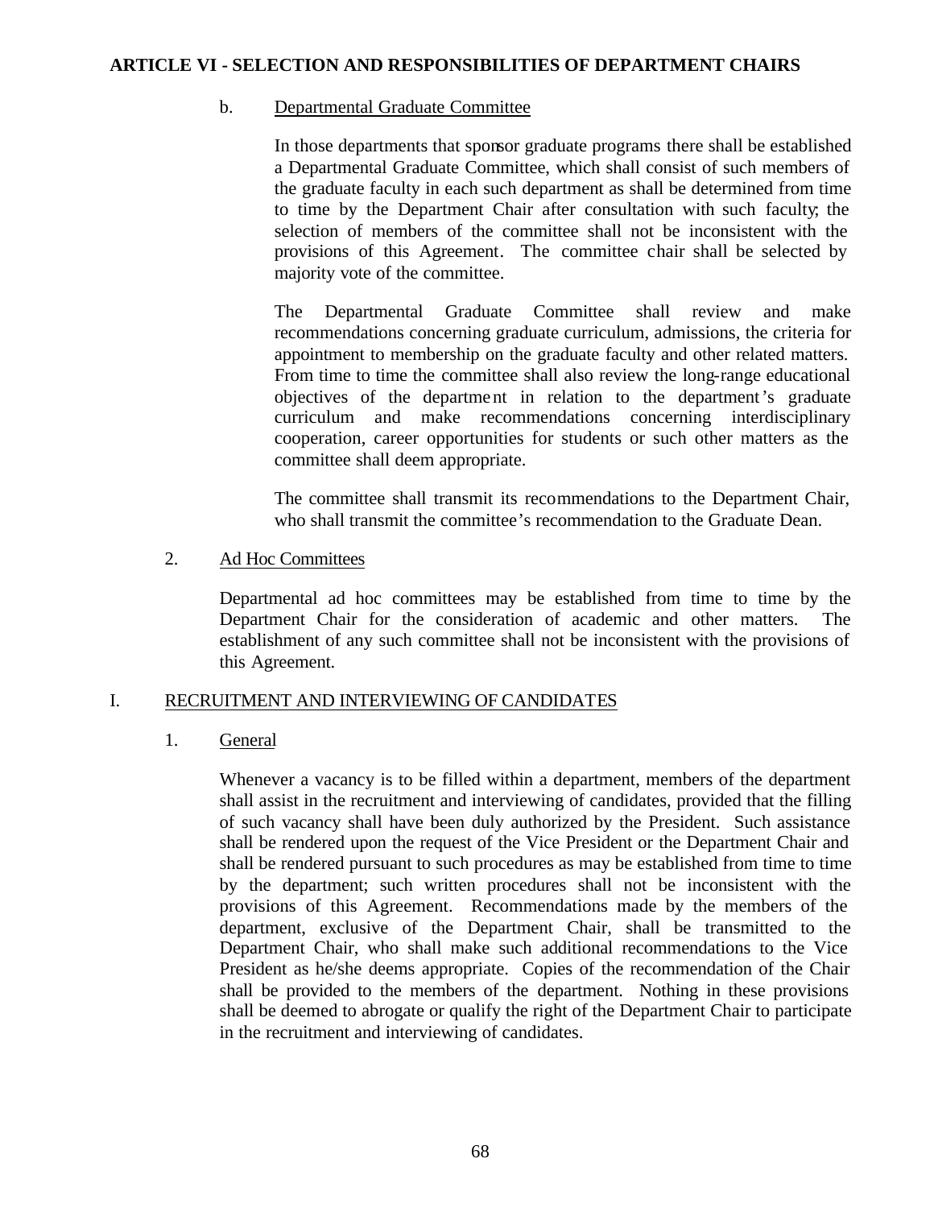b. Departmental Graduate Committee

In those departments that sponsor graduate programs there shall be established a Departmental Graduate Committee, which shall consist of such members of the graduate faculty in each such department as shall be determined from time to time by the Department Chair after consultation with such faculty; the selection of members of the committee shall not be inconsistent with the provisions of this Agreement. The committee chair shall be selected by majority vote of the committee.

The Departmental Graduate Committee shall review and make recommendations concerning graduate curriculum, admissions, the criteria for appointment to membership on the graduate faculty and other related matters. From time to time the committee shall also review the long-range educational objectives of the department in relation to the department's graduate curriculum and make recommendations concerning interdisciplinary cooperation, career opportunities for students or such other matters as the committee shall deem appropriate.

The committee shall transmit its recommendations to the Department Chair, who shall transmit the committee's recommendation to the Graduate Dean.

2. Ad Hoc Committees

Departmental ad hoc committees may be established from time to time by the Department Chair for the consideration of academic and other matters. The establishment of any such committee shall not be inconsistent with the provisions of this Agreement.

## I. RECRUITMENT AND INTERVIEWING OF CANDIDATES

1. General

Whenever a vacancy is to be filled within a department, members of the department shall assist in the recruitment and interviewing of candidates, provided that the filling of such vacancy shall have been duly authorized by the President. Such assistance shall be rendered upon the request of the Vice President or the Department Chair and shall be rendered pursuant to such procedures as may be established from time to time by the department; such written procedures shall not be inconsistent with the provisions of this Agreement. Recommendations made by the members of the department, exclusive of the Department Chair, shall be transmitted to the Department Chair, who shall make such additional recommendations to the Vice President as he/she deems appropriate. Copies of the recommendation of the Chair shall be provided to the members of the department. Nothing in these provisions shall be deemed to abrogate or qualify the right of the Department Chair to participate in the recruitment and interviewing of candidates.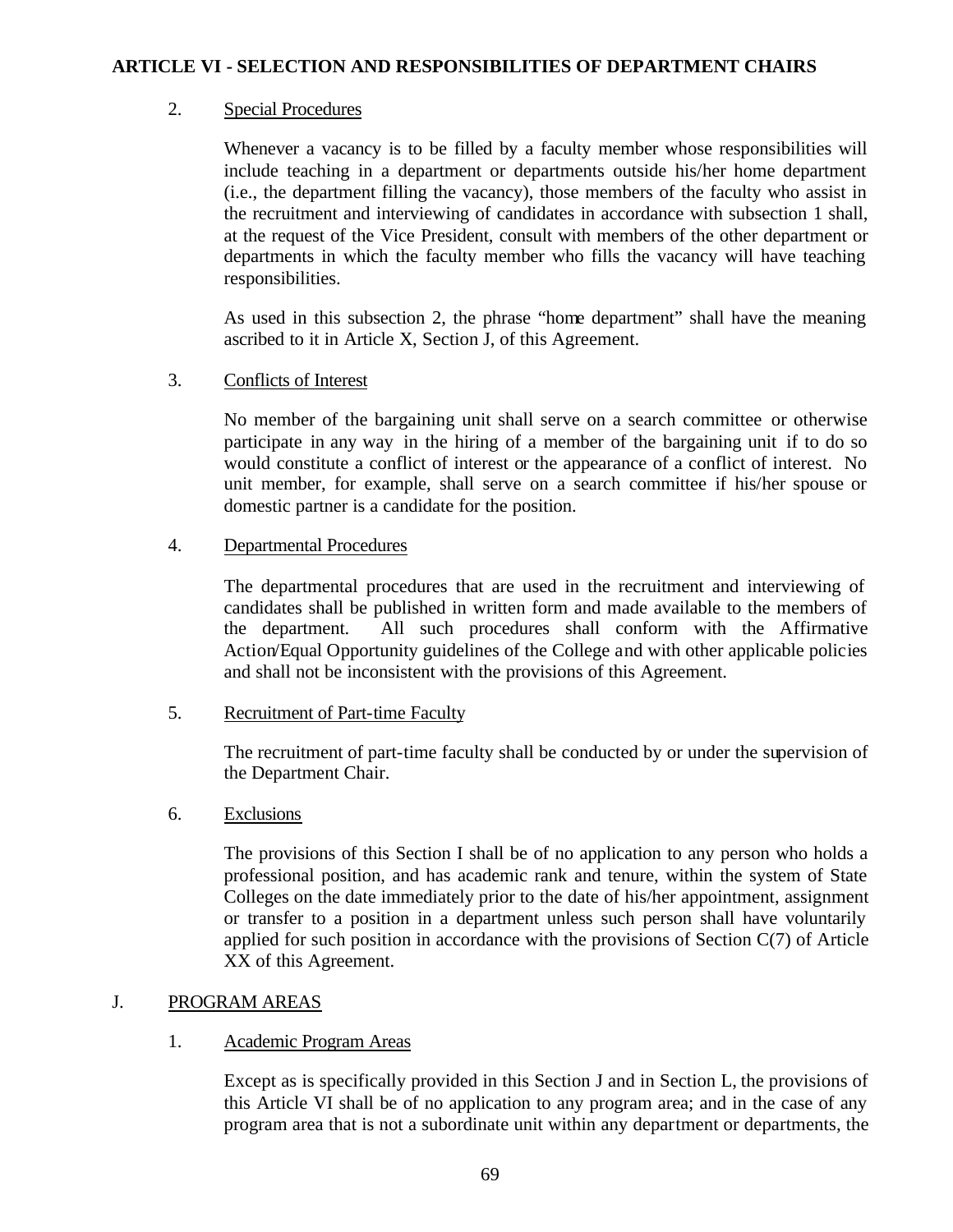**ARTICLE VI - SELECTION AND RESPONSIBILITIES OF DEPARTMENT CHAIRS**

2. Special Procedures

   Whenever a vacancy is to be filled by a faculty member whose responsibilities will include teaching in a department or departments outside his/her home department (i.e., the department filling the vacancy), those members of the faculty who assist in the recruitment and interviewing of candidates in accordance with subsection 1 shall, at the request of the Vice President, consult with members of the other department or departments in which the faculty member who fills the vacancy will have teaching responsibilities.

   As used in this subsection 2, the phrase "home department" shall have the meaning ascribed to it in Article X, Section J, of this Agreement.

3. Conflicts of Interest

   No member of the bargaining unit shall serve on a search committee or otherwise participate in any way in the hiring of a member of the bargaining unit if to do so would constitute a conflict of interest or the appearance of a conflict of interest. No unit member, for example, shall serve on a search committee if his/her spouse or domestic partner is a candidate for the position.

4. Departmental Procedures

   The departmental procedures that are used in the recruitment and interviewing of candidates shall be published in written form and made available to the members of the department. All such procedures shall conform with the Affirmative Action/Equal Opportunity guidelines of the College and with other applicable policies and shall not be inconsistent with the provisions of this Agreement.

5. Recruitment of Part-time Faculty

   The recruitment of part-time faculty shall be conducted by or under the supervision of the Department Chair.

6. Exclusions

   The provisions of this Section I shall be of no application to any person who holds a professional position, and has academic rank and tenure, within the system of State Colleges on the date immediately prior to the date of his/her appointment, assignment or transfer to a position in a department unless such person shall have voluntarily applied for such position in accordance with the provisions of Section C(7) of Article XX of this Agreement.

J. PROGRAM AREAS

1. Academic Program Areas

   Except as is specifically provided in this Section J and in Section L, the provisions of this Article VI shall be of no application to any program area; and in the case of any program area that is not a subordinate unit within any department or departments, the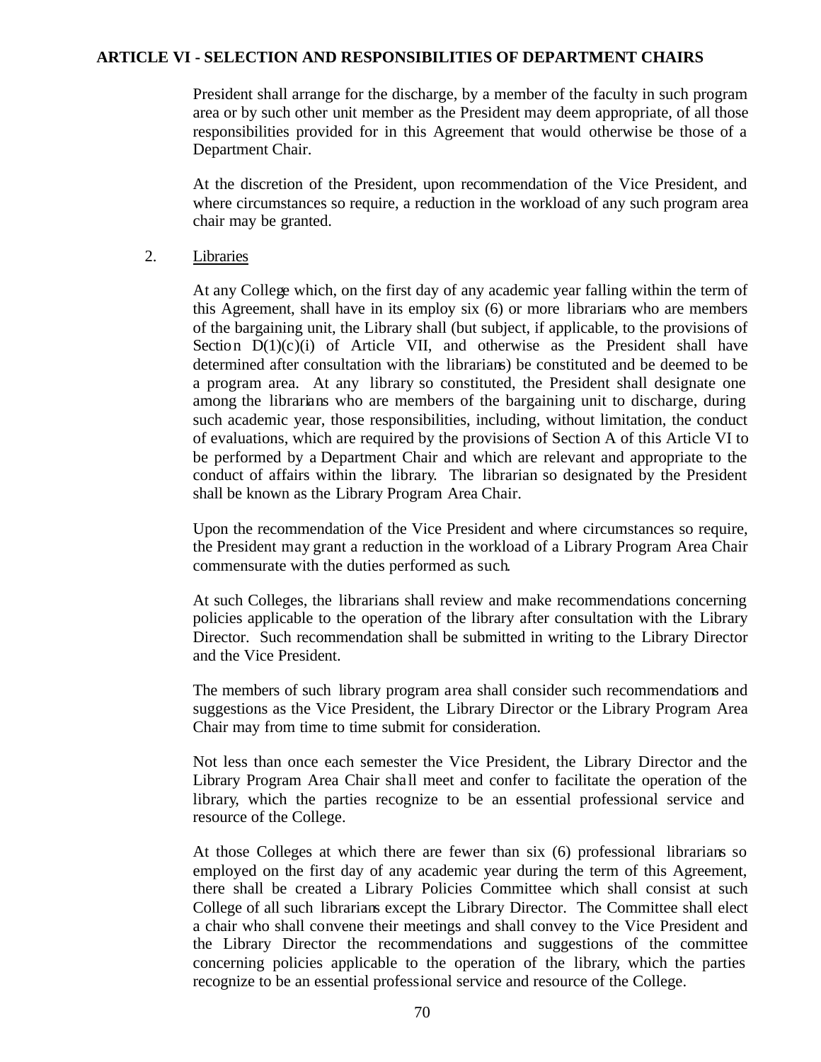President shall arrange for the discharge, by a member of the faculty in such program area or by such other unit member as the President may deem appropriate, of all those responsibilities provided for in this Agreement that would otherwise be those of a Department Chair.

At the discretion of the President, upon recommendation of the Vice President, and where circumstances so require, a reduction in the workload of any such program area chair may be granted.

2. Libraries

At any College which, on the first day of any academic year falling within the term of this Agreement, shall have in its employ six (6) or more librarians who are members of the bargaining unit, the Library shall (but subject, if applicable, to the provisions of Section D(1)(c)(i) of Article VII, and otherwise as the President shall have determined after consultation with the librarians) be constituted and be deemed to be a program area. At any library so constituted, the President shall designate one among the librarians who are members of the bargaining unit to discharge, during such academic year, those responsibilities, including, without limitation, the conduct of evaluations, which are required by the provisions of Section A of this Article VI to be performed by a Department Chair and which are relevant and appropriate to the conduct of affairs within the library. The librarian so designated by the President shall be known as the Library Program Area Chair.

Upon the recommendation of the Vice President and where circumstances so require, the President may grant a reduction in the workload of a Library Program Area Chair commensurate with the duties performed as such.

At such Colleges, the librarians shall review and make recommendations concerning policies applicable to the operation of the library after consultation with the Library Director. Such recommendation shall be submitted in writing to the Library Director and the Vice President.

The members of such library program area shall consider such recommendations and suggestions as the Vice President, the Library Director or the Library Program Area Chair may from time to time submit for consideration.

Not less than once each semester the Vice President, the Library Director and the Library Program Area Chair shall meet and confer to facilitate the operation of the library, which the parties recognize to be an essential professional service and resource of the College.

At those Colleges at which there are fewer than six (6) professional librarians so employed on the first day of any academic year during the term of this Agreement, there shall be created a Library Policies Committee which shall consist at such College of all such librarians except the Library Director. The Committee shall elect a chair who shall convene their meetings and shall convey to the Vice President and the Library Director the recommendations and suggestions of the committee concerning policies applicable to the operation of the library, which the parties recognize to be an essential professional service and resource of the College.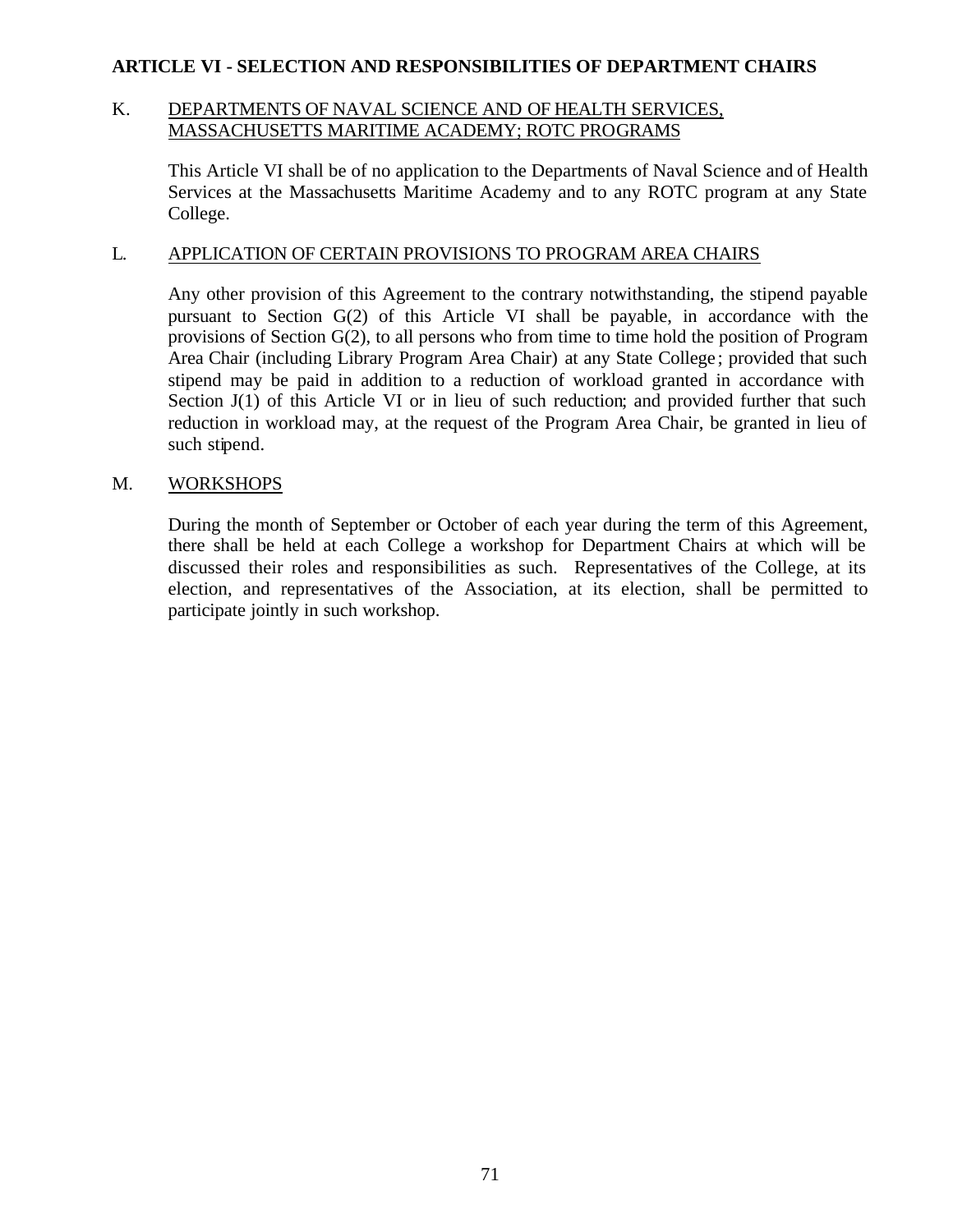## ARTICLE VI - SELECTION AND RESPONSIBILITIES OF DEPARTMENT CHAIRS

K. DEPARTMENTS OF NAVAL SCIENCE AND OF HEALTH SERVICES, MASSACHUSETTS MARITIME ACADEMY; ROTC PROGRAMS

This Article VI shall be of no application to the Departments of Naval Science and of Health Services at the Massachusetts Maritime Academy and to any ROTC program at any State College.

L. APPLICATION OF CERTAIN PROVISIONS TO PROGRAM AREA CHAIRS

Any other provision of this Agreement to the contrary notwithstanding, the stipend payable pursuant to Section G(2) of this Article VI shall be payable, in accordance with the provisions of Section G(2), to all persons who from time to time hold the position of Program Area Chair (including Library Program Area Chair) at any State College; provided that such stipend may be paid in addition to a reduction of workload granted in accordance with Section J(1) of this Article VI or in lieu of such reduction; and provided further that such reduction in workload may, at the request of the Program Area Chair, be granted in lieu of such stipend.

M. WORKSHOPS

During the month of September or October of each year during the term of this Agreement, there shall be held at each College a workshop for Department Chairs at which will be discussed their roles and responsibilities as such. Representatives of the College, at its election, and representatives of the Association, at its election, shall be permitted to participate jointly in such workshop.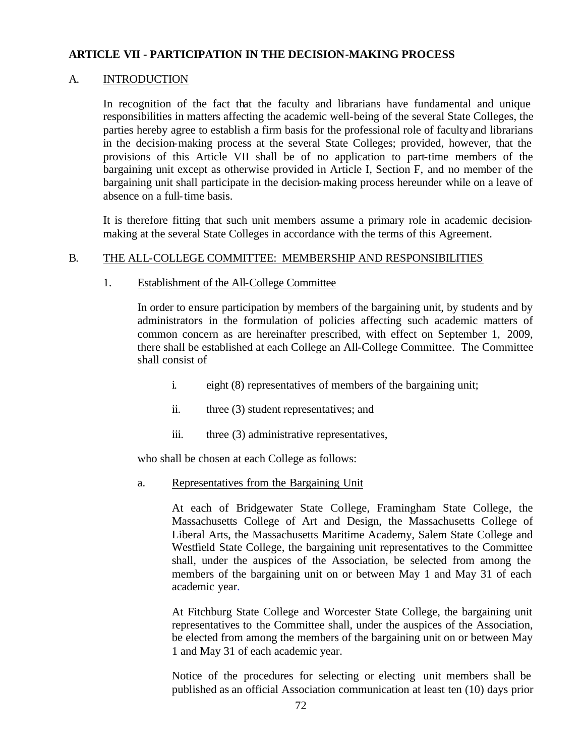**ARTICLE VII - PARTICIPATION IN THE DECISION-MAKING PROCESS**

A. INTRODUCTION

In recognition of the fact that the faculty and librarians have fundamental and unique responsibilities in matters affecting the academic well-being of the several State Colleges, the parties hereby agree to establish a firm basis for the professional role of faculty and librarians in the decision-making process at the several State Colleges; provided, however, that the provisions of this Article VII shall be of no application to part-time members of the bargaining unit except as otherwise provided in Article I, Section F, and no member of the bargaining unit shall participate in the decision-making process hereunder while on a leave of absence on a full-time basis.

It is therefore fitting that such unit members assume a primary role in academic decision-making at the several State Colleges in accordance with the terms of this Agreement.

B. THE ALL-COLLEGE COMMITTEE: MEMBERSHIP AND RESPONSIBILITIES

1. Establishment of the All-College Committee

In order to ensure participation by members of the bargaining unit, by students and by administrators in the formulation of policies affecting such academic matters of common concern as are hereinafter prescribed, with effect on September 1, 2009, there shall be established at each College an All-College Committee. The Committee shall consist of

i. eight (8) representatives of members of the bargaining unit;

ii. three (3) student representatives; and

iii. three (3) administrative representatives,

who shall be chosen at each College as follows:

a. Representatives from the Bargaining Unit

At each of Bridgewater State College, Framingham State College, the Massachusetts College of Art and Design, the Massachusetts College of Liberal Arts, the Massachusetts Maritime Academy, Salem State College and Westfield State College, the bargaining unit representatives to the Committee shall, under the auspices of the Association, be selected from among the members of the bargaining unit on or between May 1 and May 31 of each academic year.

At Fitchburg State College and Worcester State College, the bargaining unit representatives to the Committee shall, under the auspices of the Association, be elected from among the members of the bargaining unit on or between May 1 and May 31 of each academic year.

Notice of the procedures for selecting or electing unit members shall be published as an official Association communication at least ten (10) days prior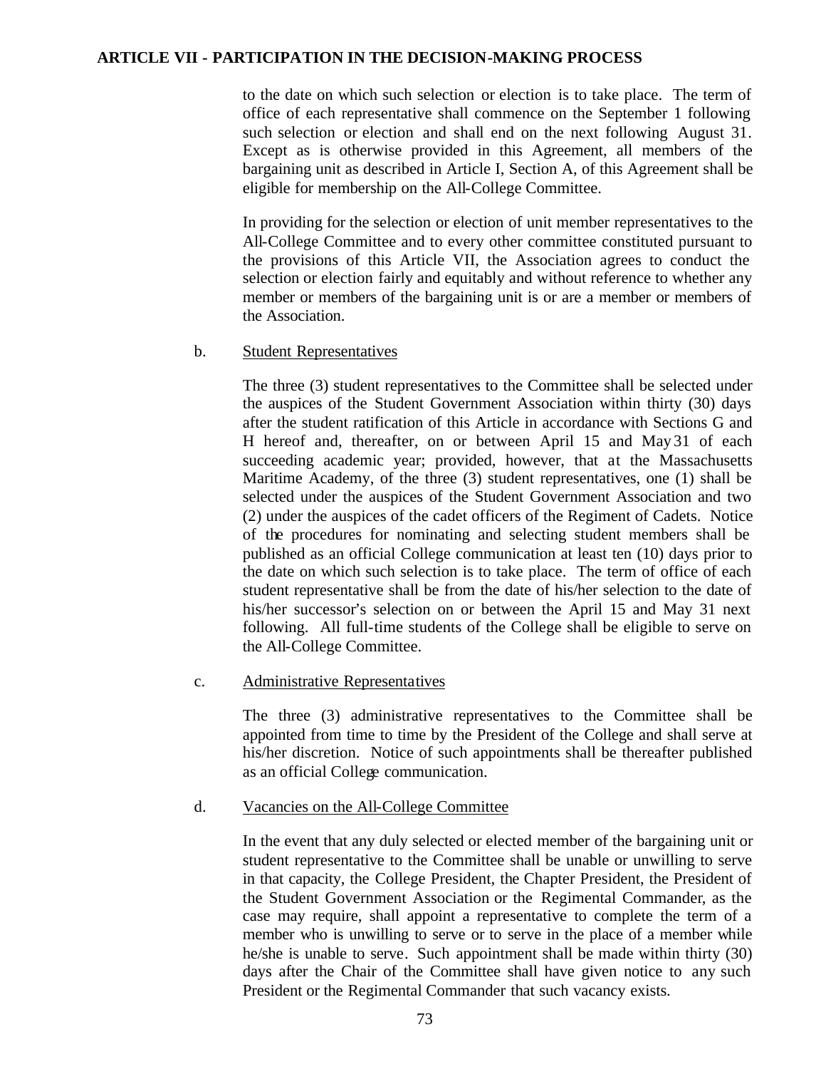to the date on which such selection or election is to take place. The term of office of each representative shall commence on the September 1 following such selection or election and shall end on the next following August 31. Except as is otherwise provided in this Agreement, all members of the bargaining unit as described in Article I, Section A, of this Agreement shall be eligible for membership on the All-College Committee.

In providing for the selection or election of unit member representatives to the All-College Committee and to every other committee constituted pursuant to the provisions of this Article VII, the Association agrees to conduct the selection or election fairly and equitably and without reference to whether any member or members of the bargaining unit is or are a member or members of the Association.

b. Student Representatives

The three (3) student representatives to the Committee shall be selected under the auspices of the Student Government Association within thirty (30) days after the student ratification of this Article in accordance with Sections G and H hereof and, thereafter, on or between April 15 and May 31 of each succeeding academic year; provided, however, that at the Massachusetts Maritime Academy, of the three (3) student representatives, one (1) shall be selected under the auspices of the Student Government Association and two (2) under the auspices of the cadet officers of the Regiment of Cadets. Notice of the procedures for nominating and selecting student members shall be published as an official College communication at least ten (10) days prior to the date on which such selection is to take place. The term of office of each student representative shall be from the date of his/her selection to the date of his/her successor's selection on or between the April 15 and May 31 next following. All full-time students of the College shall be eligible to serve on the All-College Committee.

c. Administrative Representatives

The three (3) administrative representatives to the Committee shall be appointed from time to time by the President of the College and shall serve at his/her discretion. Notice of such appointments shall be thereafter published as an official College communication.

d. Vacancies on the All-College Committee

In the event that any duly selected or elected member of the bargaining unit or student representative to the Committee shall be unable or unwilling to serve in that capacity, the College President, the Chapter President, the President of the Student Government Association or the Regimental Commander, as the case may require, shall appoint a representative to complete the term of a member who is unwilling to serve or to serve in the place of a member while he/she is unable to serve. Such appointment shall be made within thirty (30) days after the Chair of the Committee shall have given notice to any such President or the Regimental Commander that such vacancy exists.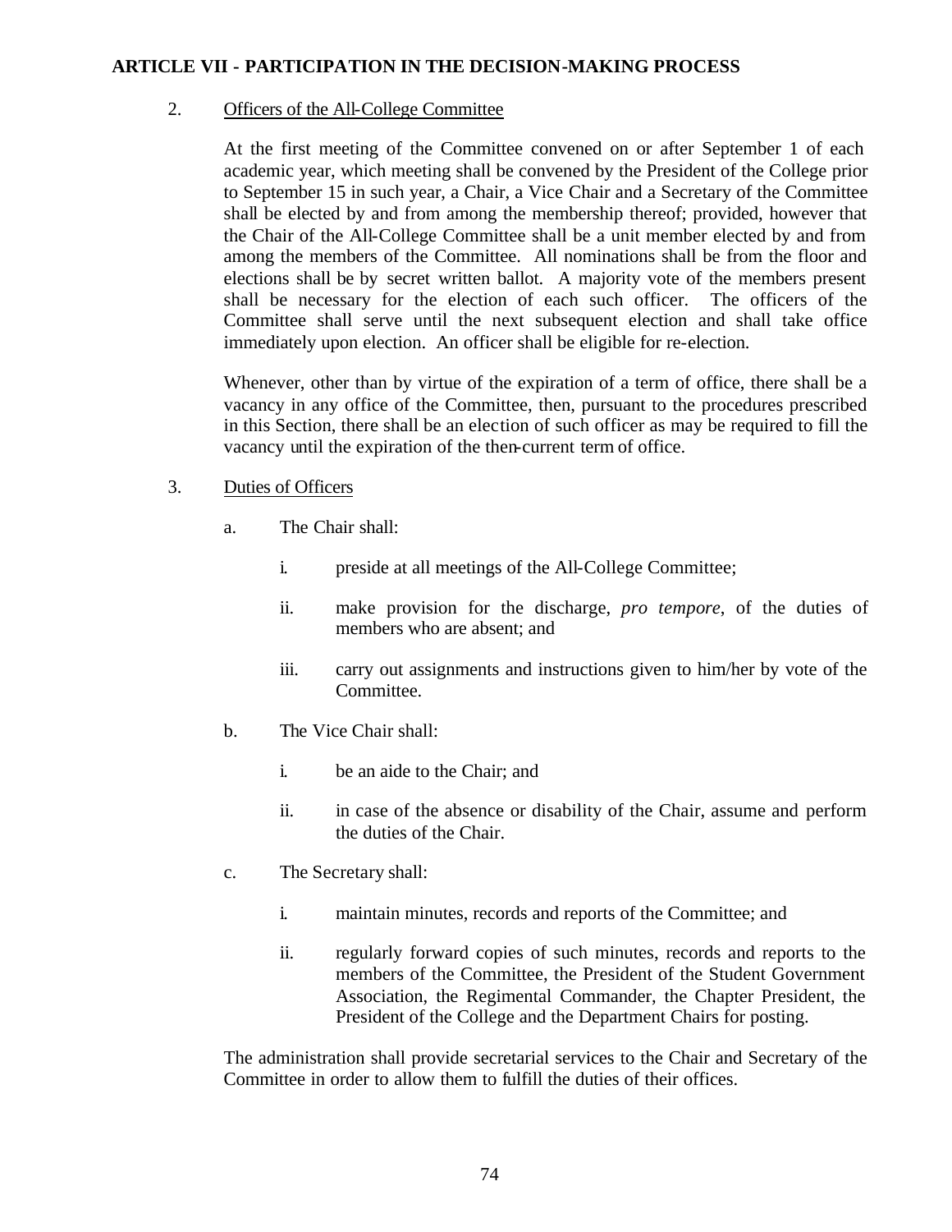## ARTICLE VII - PARTICIPATION IN THE DECISION-MAKING PROCESS

2. Officers of the All-College Committee

   At the first meeting of the Committee convened on or after September 1 of each academic year, which meeting shall be convened by the President of the College prior to September 15 in such year, a Chair, a Vice Chair and a Secretary of the Committee shall be elected by and from among the membership thereof; provided, however that the Chair of the All-College Committee shall be a unit member elected by and from among the members of the Committee. All nominations shall be from the floor and elections shall be by secret written ballot. A majority vote of the members present shall be necessary for the election of each such officer. The officers of the Committee shall serve until the next subsequent election and shall take office immediately upon election. An officer shall be eligible for re-election.

   Whenever, other than by virtue of the expiration of a term of office, there shall be a vacancy in any office of the Committee, then, pursuant to the procedures prescribed in this Section, there shall be an election of such officer as may be required to fill the vacancy until the expiration of the then-current term of office.

3. Duties of Officers

   a. The Chair shall:

      i. preside at all meetings of the All-College Committee;

      ii. make provision for the discharge, *pro tempore*, of the duties of members who are absent; and

      iii. carry out assignments and instructions given to him/her by vote of the Committee.

   b. The Vice Chair shall:

      i. be an aide to the Chair; and

      ii. in case of the absence or disability of the Chair, assume and perform the duties of the Chair.

   c. The Secretary shall:

      i. maintain minutes, records and reports of the Committee; and

      ii. regularly forward copies of such minutes, records and reports to the members of the Committee, the President of the Student Government Association, the Regimental Commander, the Chapter President, the President of the College and the Department Chairs for posting.

   The administration shall provide secretarial services to the Chair and Secretary of the Committee in order to allow them to fulfill the duties of their offices.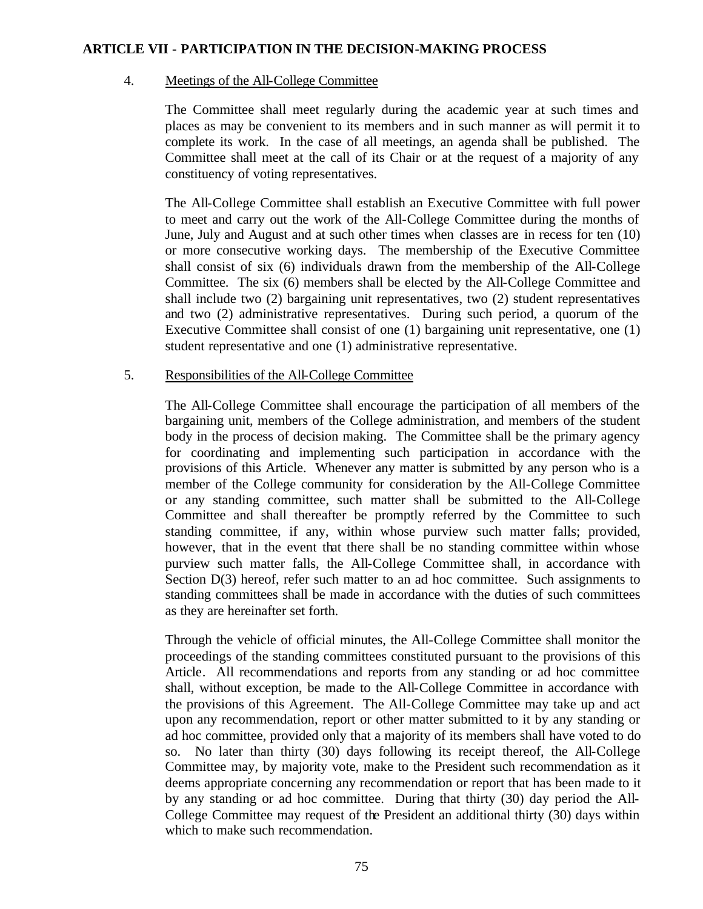**ARTICLE VII - PARTICIPATION IN THE DECISION-MAKING PROCESS**

4. Meetings of the All-College Committee

   The Committee shall meet regularly during the academic year at such times and places as may be convenient to its members and in such manner as will permit it to complete its work. In the case of all meetings, an agenda shall be published. The Committee shall meet at the call of its Chair or at the request of a majority of any constituency of voting representatives.

   The All-College Committee shall establish an Executive Committee with full power to meet and carry out the work of the All-College Committee during the months of June, July and August and at such other times when classes are in recess for ten (10) or more consecutive working days. The membership of the Executive Committee shall consist of six (6) individuals drawn from the membership of the All-College Committee. The six (6) members shall be elected by the All-College Committee and shall include two (2) bargaining unit representatives, two (2) student representatives and two (2) administrative representatives. During such period, a quorum of the Executive Committee shall consist of one (1) bargaining unit representative, one (1) student representative and one (1) administrative representative.

5. Responsibilities of the All-College Committee

   The All-College Committee shall encourage the participation of all members of the bargaining unit, members of the College administration, and members of the student body in the process of decision making. The Committee shall be the primary agency for coordinating and implementing such participation in accordance with the provisions of this Article. Whenever any matter is submitted by any person who is a member of the College community for consideration by the All-College Committee or any standing committee, such matter shall be submitted to the All-College Committee and shall thereafter be promptly referred by the Committee to such standing committee, if any, within whose purview such matter falls; provided, however, that in the event that there shall be no standing committee within whose purview such matter falls, the All-College Committee shall, in accordance with Section D(3) hereof, refer such matter to an ad hoc committee. Such assignments to standing committees shall be made in accordance with the duties of such committees as they are hereinafter set forth.

   Through the vehicle of official minutes, the All-College Committee shall monitor the proceedings of the standing committees constituted pursuant to the provisions of this Article. All recommendations and reports from any standing or ad hoc committee shall, without exception, be made to the All-College Committee in accordance with the provisions of this Agreement. The All-College Committee may take up and act upon any recommendation, report or other matter submitted to it by any standing or ad hoc committee, provided only that a majority of its members shall have voted to do so. No later than thirty (30) days following its receipt thereof, the All-College Committee may, by majority vote, make to the President such recommendation as it deems appropriate concerning any recommendation or report that has been made to it by any standing or ad hoc committee. During that thirty (30) day period the All-College Committee may request of the President an additional thirty (30) days within which to make such recommendation.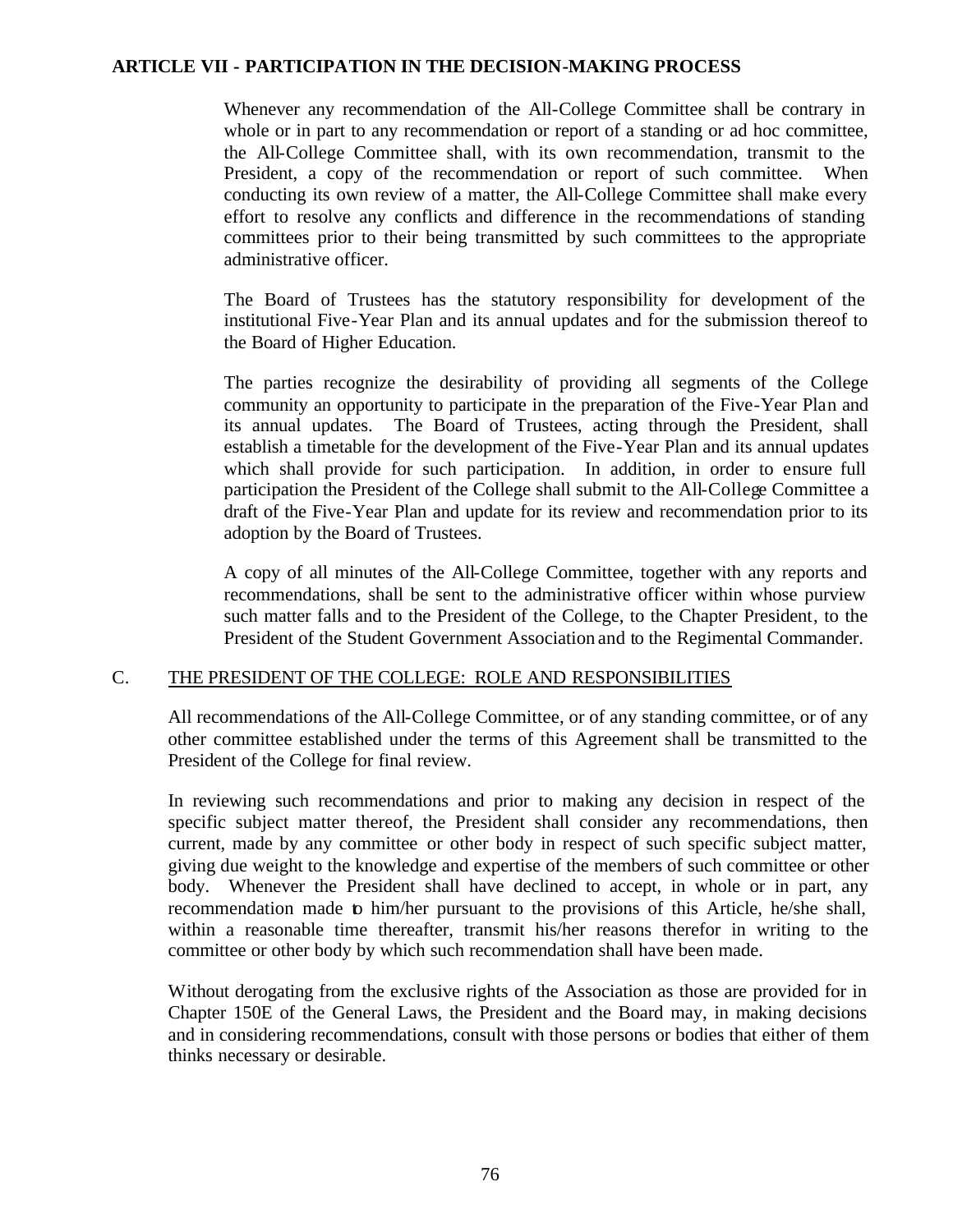**ARTICLE VII - PARTICIPATION IN THE DECISION-MAKING PROCESS**

Whenever any recommendation of the All-College Committee shall be contrary in whole or in part to any recommendation or report of a standing or ad hoc committee, the All-College Committee shall, with its own recommendation, transmit to the President, a copy of the recommendation or report of such committee. When conducting its own review of a matter, the All-College Committee shall make every effort to resolve any conflicts and difference in the recommendations of standing committees prior to their being transmitted by such committees to the appropriate administrative officer.

The Board of Trustees has the statutory responsibility for development of the institutional Five-Year Plan and its annual updates and for the submission thereof to the Board of Higher Education.

The parties recognize the desirability of providing all segments of the College community an opportunity to participate in the preparation of the Five-Year Plan and its annual updates. The Board of Trustees, acting through the President, shall establish a timetable for the development of the Five-Year Plan and its annual updates which shall provide for such participation. In addition, in order to ensure full participation the President of the College shall submit to the All-College Committee a draft of the Five-Year Plan and update for its review and recommendation prior to its adoption by the Board of Trustees.

A copy of all minutes of the All-College Committee, together with any reports and recommendations, shall be sent to the administrative officer within whose purview such matter falls and to the President of the College, to the Chapter President, to the President of the Student Government Association and to the Regimental Commander.

## C. THE PRESIDENT OF THE COLLEGE: ROLE AND RESPONSIBILITIES

All recommendations of the All-College Committee, or of any standing committee, or of any other committee established under the terms of this Agreement shall be transmitted to the President of the College for final review.

In reviewing such recommendations and prior to making any decision in respect of the specific subject matter thereof, the President shall consider any recommendations, then current, made by any committee or other body in respect of such specific subject matter, giving due weight to the knowledge and expertise of the members of such committee or other body. Whenever the President shall have declined to accept, in whole or in part, any recommendation made to him/her pursuant to the provisions of this Article, he/she shall, within a reasonable time thereafter, transmit his/her reasons therefor in writing to the committee or other body by which such recommendation shall have been made.

Without derogating from the exclusive rights of the Association as those are provided for in Chapter 150E of the General Laws, the President and the Board may, in making decisions and in considering recommendations, consult with those persons or bodies that either of them thinks necessary or desirable.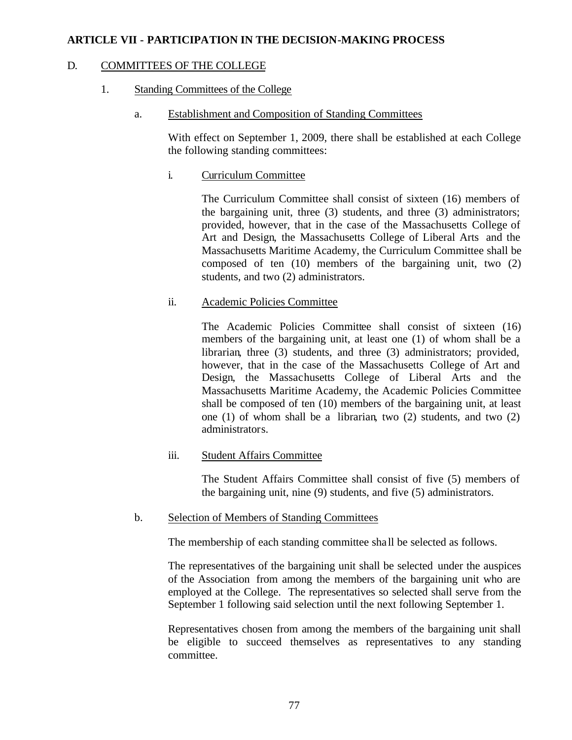## ARTICLE VII - PARTICIPATION IN THE DECISION-MAKING PROCESS

D. COMMITTEES OF THE COLLEGE

1. Standing Committees of the College

a. Establishment and Composition of Standing Committees

With effect on September 1, 2009, there shall be established at each College the following standing committees:

i. Curriculum Committee

The Curriculum Committee shall consist of sixteen (16) members of the bargaining unit, three (3) students, and three (3) administrators; provided, however, that in the case of the Massachusetts College of Art and Design, the Massachusetts College of Liberal Arts and the Massachusetts Maritime Academy, the Curriculum Committee shall be composed of ten (10) members of the bargaining unit, two (2) students, and two (2) administrators.

ii. Academic Policies Committee

The Academic Policies Committee shall consist of sixteen (16) members of the bargaining unit, at least one (1) of whom shall be a librarian, three (3) students, and three (3) administrators; provided, however, that in the case of the Massachusetts College of Art and Design, the Massachusetts College of Liberal Arts and the Massachusetts Maritime Academy, the Academic Policies Committee shall be composed of ten (10) members of the bargaining unit, at least one (1) of whom shall be a librarian, two (2) students, and two (2) administrators.

iii. Student Affairs Committee

The Student Affairs Committee shall consist of five (5) members of the bargaining unit, nine (9) students, and five (5) administrators.

b. Selection of Members of Standing Committees

The membership of each standing committee shall be selected as follows.

The representatives of the bargaining unit shall be selected under the auspices of the Association from among the members of the bargaining unit who are employed at the College. The representatives so selected shall serve from the September 1 following said selection until the next following September 1.

Representatives chosen from among the members of the bargaining unit shall be eligible to succeed themselves as representatives to any standing committee.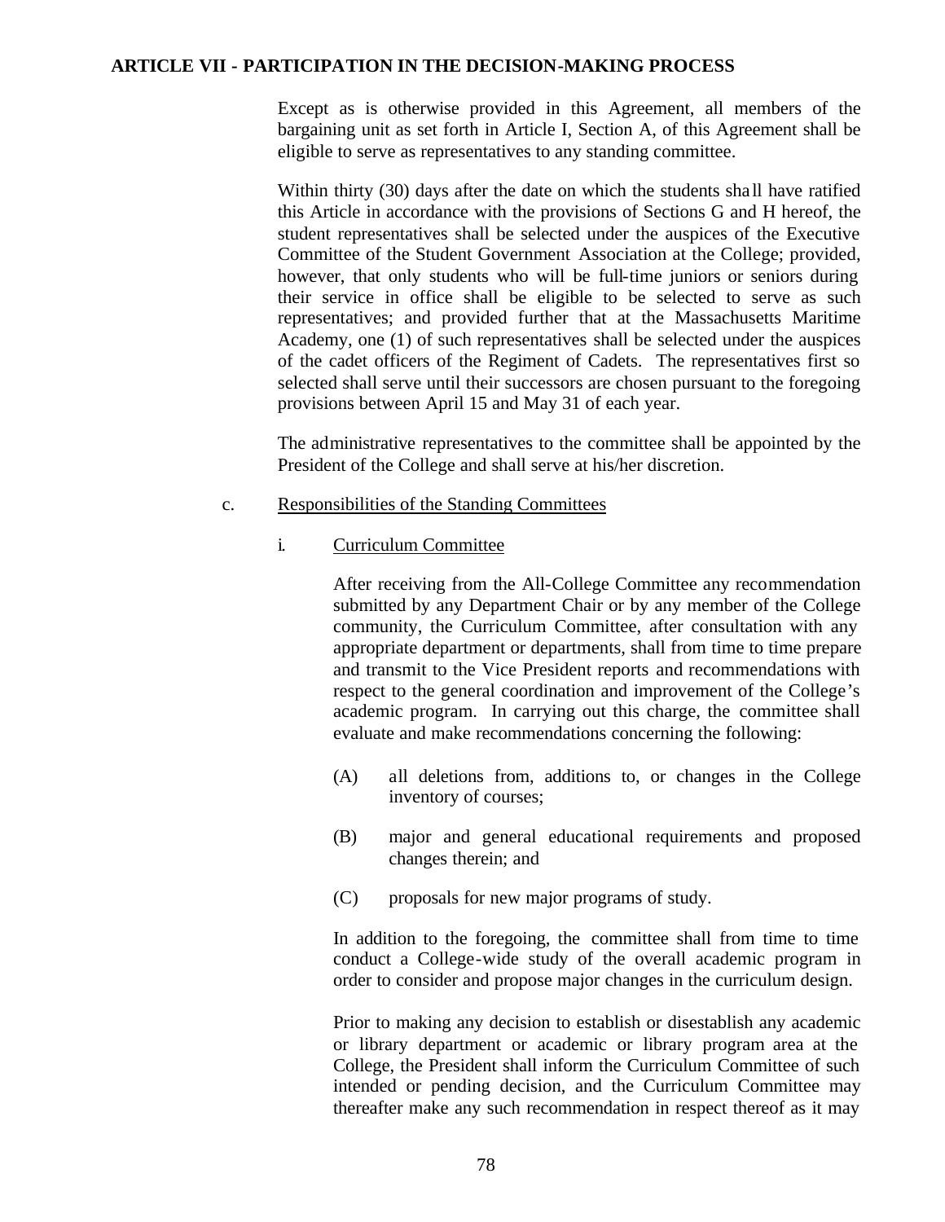**ARTICLE VII - PARTICIPATION IN THE DECISION-MAKING PROCESS**

Except as is otherwise provided in this Agreement, all members of the bargaining unit as set forth in Article I, Section A, of this Agreement shall be eligible to serve as representatives to any standing committee.

Within thirty (30) days after the date on which the students shall have ratified this Article in accordance with the provisions of Sections G and H hereof, the student representatives shall be selected under the auspices of the Executive Committee of the Student Government Association at the College; provided, however, that only students who will be full-time juniors or seniors during their service in office shall be eligible to be selected to serve as such representatives; and provided further that at the Massachusetts Maritime Academy, one (1) of such representatives shall be selected under the auspices of the cadet officers of the Regiment of Cadets. The representatives first so selected shall serve until their successors are chosen pursuant to the foregoing provisions between April 15 and May 31 of each year.

The administrative representatives to the committee shall be appointed by the President of the College and shall serve at his/her discretion.

c. Responsibilities of the Standing Committees

i. Curriculum Committee

After receiving from the All-College Committee any recommendation submitted by any Department Chair or by any member of the College community, the Curriculum Committee, after consultation with any appropriate department or departments, shall from time to time prepare and transmit to the Vice President reports and recommendations with respect to the general coordination and improvement of the College's academic program. In carrying out this charge, the committee shall evaluate and make recommendations concerning the following:

(A) all deletions from, additions to, or changes in the College inventory of courses;

(B) major and general educational requirements and proposed changes therein; and

(C) proposals for new major programs of study.

In addition to the foregoing, the committee shall from time to time conduct a College-wide study of the overall academic program in order to consider and propose major changes in the curriculum design.

Prior to making any decision to establish or disestablish any academic or library department or academic or library program area at the College, the President shall inform the Curriculum Committee of such intended or pending decision, and the Curriculum Committee may thereafter make any such recommendation in respect thereof as it may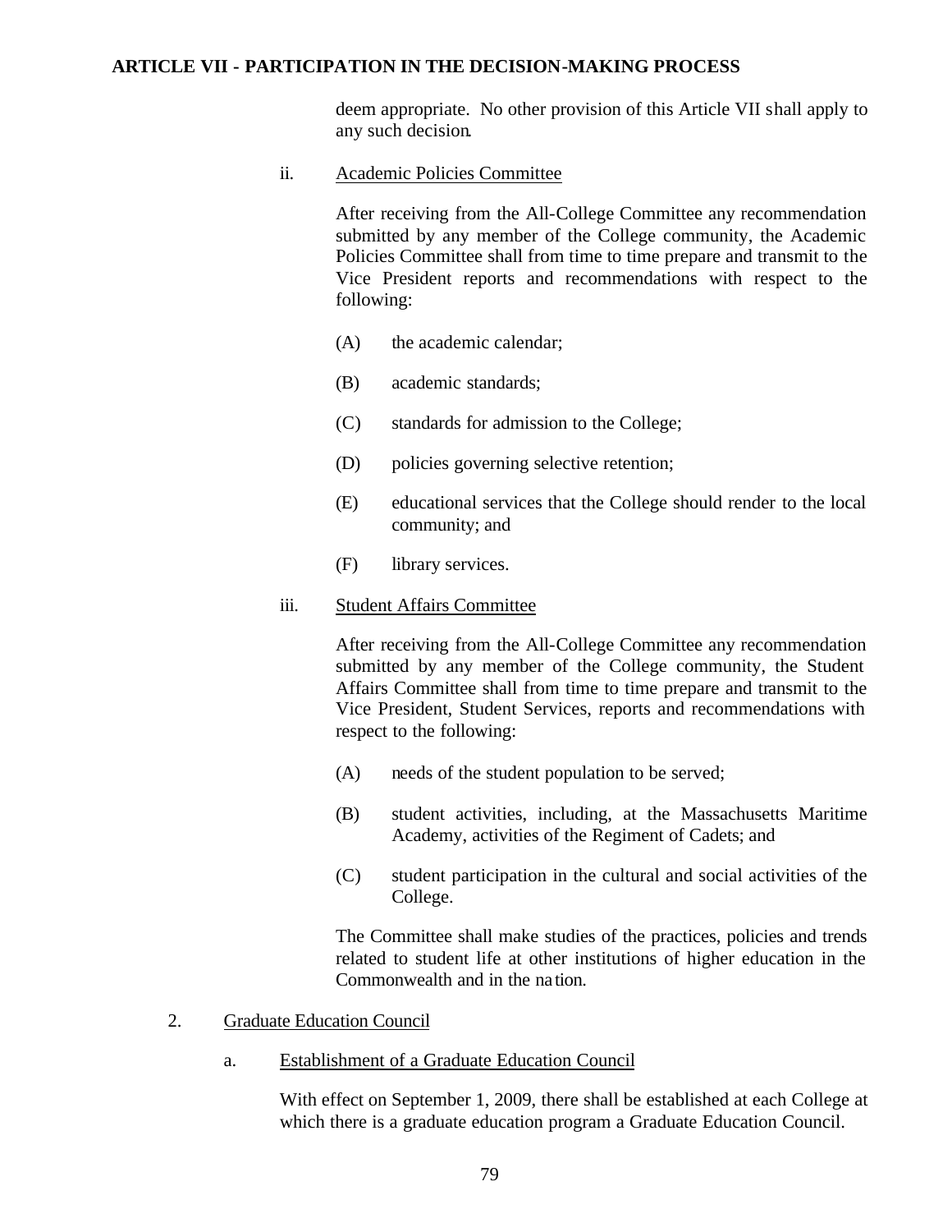deem appropriate. No other provision of this Article VII shall apply to any such decision.

ii. Academic Policies Committee

After receiving from the All-College Committee any recommendation submitted by any member of the College community, the Academic Policies Committee shall from time to time prepare and transmit to the Vice President reports and recommendations with respect to the following:

(A) the academic calendar;

(B) academic standards;

(C) standards for admission to the College;

(D) policies governing selective retention;

(E) educational services that the College should render to the local community; and

(F) library services.

iii. Student Affairs Committee

After receiving from the All-College Committee any recommendation submitted by any member of the College community, the Student Affairs Committee shall from time to time prepare and transmit to the Vice President, Student Services, reports and recommendations with respect to the following:

(A) needs of the student population to be served;

(B) student activities, including, at the Massachusetts Maritime Academy, activities of the Regiment of Cadets; and

(C) student participation in the cultural and social activities of the College.

The Committee shall make studies of the practices, policies and trends related to student life at other institutions of higher education in the Commonwealth and in the nation.

2. Graduate Education Council

a. Establishment of a Graduate Education Council

With effect on September 1, 2009, there shall be established at each College at which there is a graduate education program a Graduate Education Council.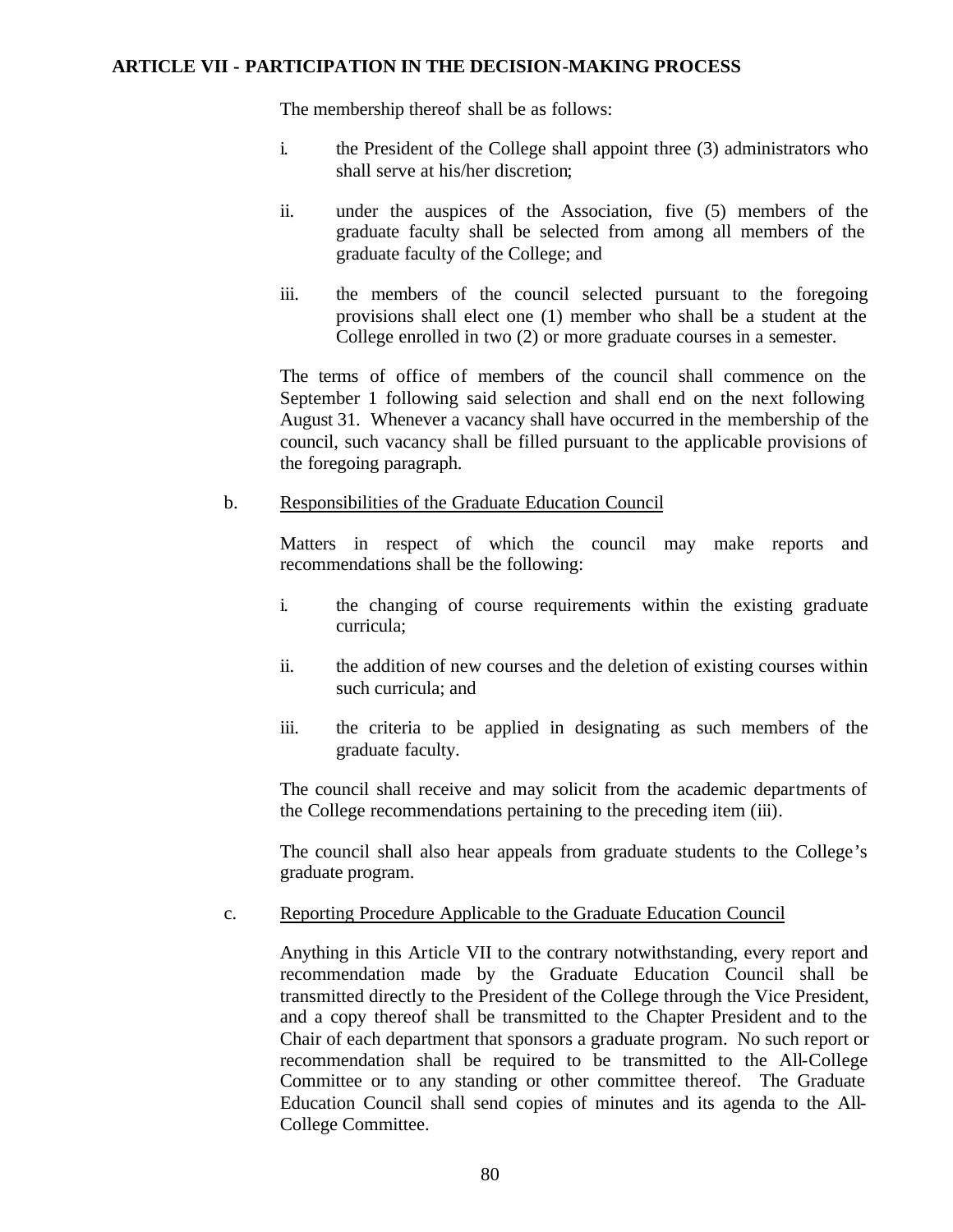The membership thereof shall be as follows:

i. the President of the College shall appoint three (3) administrators who shall serve at his/her discretion;

ii. under the auspices of the Association, five (5) members of the graduate faculty shall be selected from among all members of the graduate faculty of the College; and

iii. the members of the council selected pursuant to the foregoing provisions shall elect one (1) member who shall be a student at the College enrolled in two (2) or more graduate courses in a semester.

The terms of office of members of the council shall commence on the September 1 following said selection and shall end on the next following August 31. Whenever a vacancy shall have occurred in the membership of the council, such vacancy shall be filled pursuant to the applicable provisions of the foregoing paragraph.

b. Responsibilities of the Graduate Education Council

Matters in respect of which the council may make reports and recommendations shall be the following:

i. the changing of course requirements within the existing graduate curricula;

ii. the addition of new courses and the deletion of existing courses within such curricula; and

iii. the criteria to be applied in designating as such members of the graduate faculty.

The council shall receive and may solicit from the academic departments of the College recommendations pertaining to the preceding item (iii).

The council shall also hear appeals from graduate students to the College's graduate program.

c. Reporting Procedure Applicable to the Graduate Education Council

Anything in this Article VII to the contrary notwithstanding, every report and recommendation made by the Graduate Education Council shall be transmitted directly to the President of the College through the Vice President, and a copy thereof shall be transmitted to the Chapter President and to the Chair of each department that sponsors a graduate program. No such report or recommendation shall be required to be transmitted to the All-College Committee or to any standing or other committee thereof. The Graduate Education Council shall send copies of minutes and its agenda to the All-College Committee.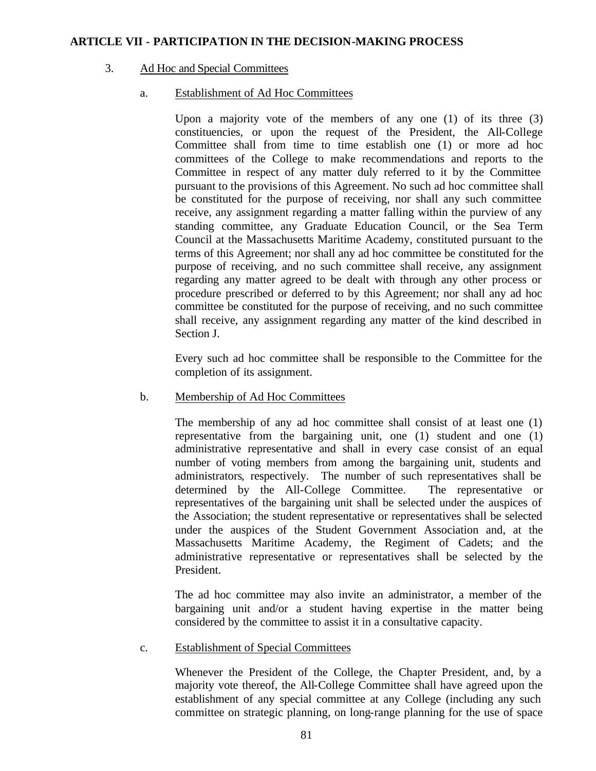## ARTICLE VII - PARTICIPATION IN THE DECISION-MAKING PROCESS

3. Ad Hoc and Special Committees

   a. Establishment of Ad Hoc Committees

      Upon a majority vote of the members of any one (1) of its three (3) constituencies, or upon the request of the President, the All-College Committee shall from time to time establish one (1) or more ad hoc committees of the College to make recommendations and reports to the Committee in respect of any matter duly referred to it by the Committee pursuant to the provisions of this Agreement. No such ad hoc committee shall be constituted for the purpose of receiving, nor shall any such committee receive, any assignment regarding a matter falling within the purview of any standing committee, any Graduate Education Council, or the Sea Term Council at the Massachusetts Maritime Academy, constituted pursuant to the terms of this Agreement; nor shall any ad hoc committee be constituted for the purpose of receiving, and no such committee shall receive, any assignment regarding any matter agreed to be dealt with through any other process or procedure prescribed or deferred to by this Agreement; nor shall any ad hoc committee be constituted for the purpose of receiving, and no such committee shall receive, any assignment regarding any matter of the kind described in Section J.

      Every such ad hoc committee shall be responsible to the Committee for the completion of its assignment.

   b. Membership of Ad Hoc Committees

      The membership of any ad hoc committee shall consist of at least one (1) representative from the bargaining unit, one (1) student and one (1) administrative representative and shall in every case consist of an equal number of voting members from among the bargaining unit, students and administrators, respectively. The number of such representatives shall be determined by the All-College Committee. The representative or representatives of the bargaining unit shall be selected under the auspices of the Association; the student representative or representatives shall be selected under the auspices of the Student Government Association and, at the Massachusetts Maritime Academy, the Regiment of Cadets; and the administrative representative or representatives shall be selected by the President.

      The ad hoc committee may also invite an administrator, a member of the bargaining unit and/or a student having expertise in the matter being considered by the committee to assist it in a consultative capacity.

   c. Establishment of Special Committees

      Whenever the President of the College, the Chapter President, and, by a majority vote thereof, the All-College Committee shall have agreed upon the establishment of any special committee at any College (including any such committee on strategic planning, on long-range planning for the use of space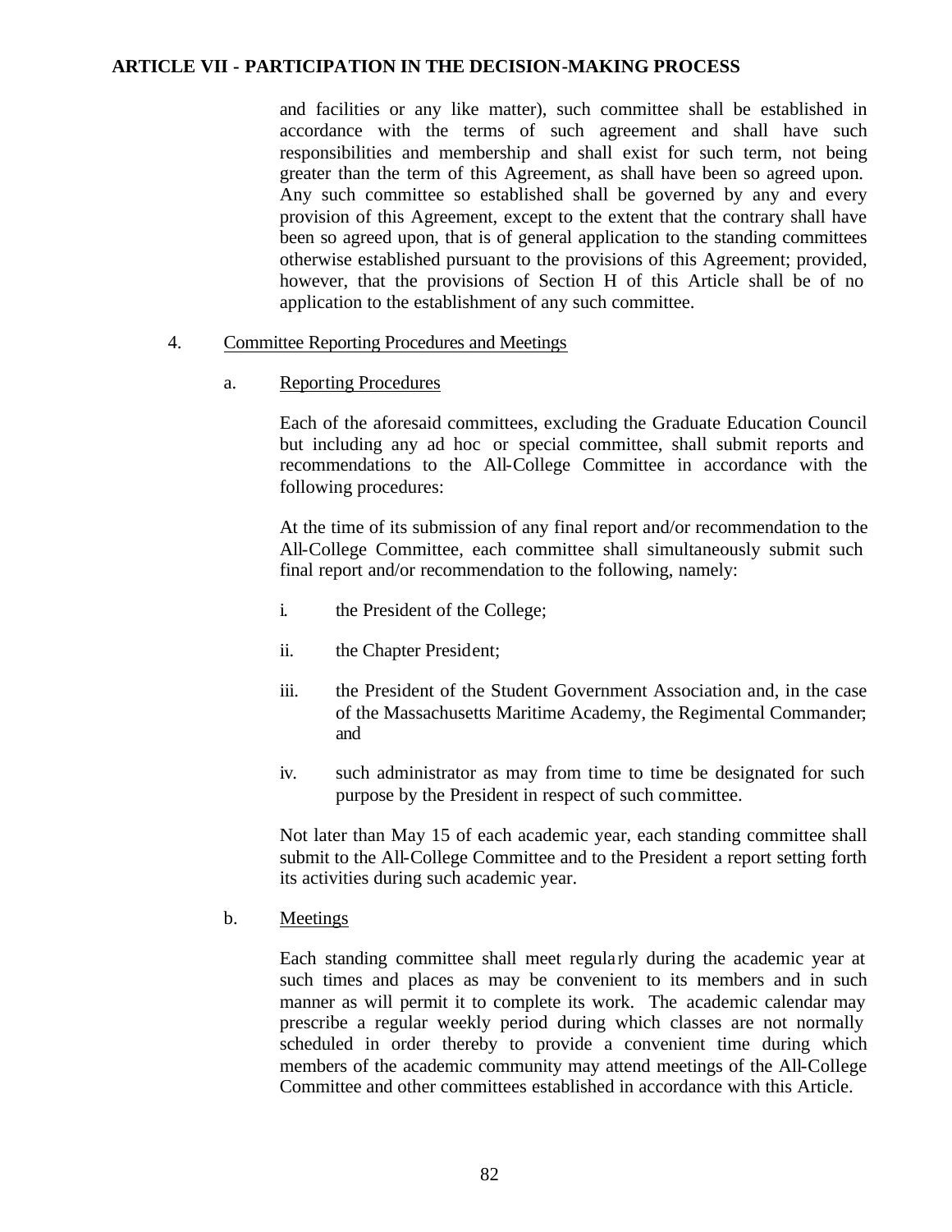and facilities or any like matter), such committee shall be established in accordance with the terms of such agreement and shall have such responsibilities and membership and shall exist for such term, not being greater than the term of this Agreement, as shall have been so agreed upon. Any such committee so established shall be governed by any and every provision of this Agreement, except to the extent that the contrary shall have been so agreed upon, that is of general application to the standing committees otherwise established pursuant to the provisions of this Agreement; provided, however, that the provisions of Section H of this Article shall be of no application to the establishment of any such committee.

4. Committee Reporting Procedures and Meetings

a. Reporting Procedures

Each of the aforesaid committees, excluding the Graduate Education Council but including any ad hoc or special committee, shall submit reports and recommendations to the All-College Committee in accordance with the following procedures:

At the time of its submission of any final report and/or recommendation to the All-College Committee, each committee shall simultaneously submit such final report and/or recommendation to the following, namely:

i. the President of the College;

ii. the Chapter President;

iii. the President of the Student Government Association and, in the case of the Massachusetts Maritime Academy, the Regimental Commander; and

iv. such administrator as may from time to time be designated for such purpose by the President in respect of such committee.

Not later than May 15 of each academic year, each standing committee shall submit to the All-College Committee and to the President a report setting forth its activities during such academic year.

b. Meetings

Each standing committee shall meet regularly during the academic year at such times and places as may be convenient to its members and in such manner as will permit it to complete its work. The academic calendar may prescribe a regular weekly period during which classes are not normally scheduled in order thereby to provide a convenient time during which members of the academic community may attend meetings of the All-College Committee and other committees established in accordance with this Article.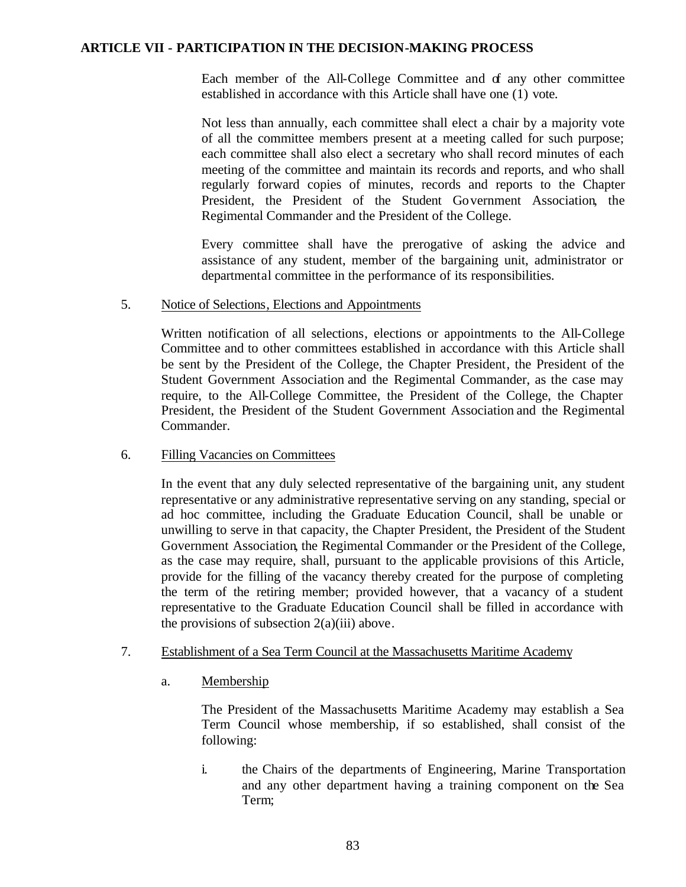## ARTICLE VII - PARTICIPATION IN THE DECISION-MAKING PROCESS

Each member of the All-College Committee and of any other committee established in accordance with this Article shall have one (1) vote.

Not less than annually, each committee shall elect a chair by a majority vote of all the committee members present at a meeting called for such purpose; each committee shall also elect a secretary who shall record minutes of each meeting of the committee and maintain its records and reports, and who shall regularly forward copies of minutes, records and reports to the Chapter President, the President of the Student Government Association, the Regimental Commander and the President of the College.

Every committee shall have the prerogative of asking the advice and assistance of any student, member of the bargaining unit, administrator or departmental committee in the performance of its responsibilities.

5. Notice of Selections, Elections and Appointments

Written notification of all selections, elections or appointments to the All-College Committee and to other committees established in accordance with this Article shall be sent by the President of the College, the Chapter President, the President of the Student Government Association and the Regimental Commander, as the case may require, to the All-College Committee, the President of the College, the Chapter President, the President of the Student Government Association and the Regimental Commander.

6. Filling Vacancies on Committees

In the event that any duly selected representative of the bargaining unit, any student representative or any administrative representative serving on any standing, special or ad hoc committee, including the Graduate Education Council, shall be unable or unwilling to serve in that capacity, the Chapter President, the President of the Student Government Association, the Regimental Commander or the President of the College, as the case may require, shall, pursuant to the applicable provisions of this Article, provide for the filling of the vacancy thereby created for the purpose of completing the term of the retiring member; provided however, that a vacancy of a student representative to the Graduate Education Council shall be filled in accordance with the provisions of subsection 2(a)(iii) above.

7. Establishment of a Sea Term Council at the Massachusetts Maritime Academy

a. Membership

The President of the Massachusetts Maritime Academy may establish a Sea Term Council whose membership, if so established, shall consist of the following:

i. the Chairs of the departments of Engineering, Marine Transportation and any other department having a training component on the Sea Term;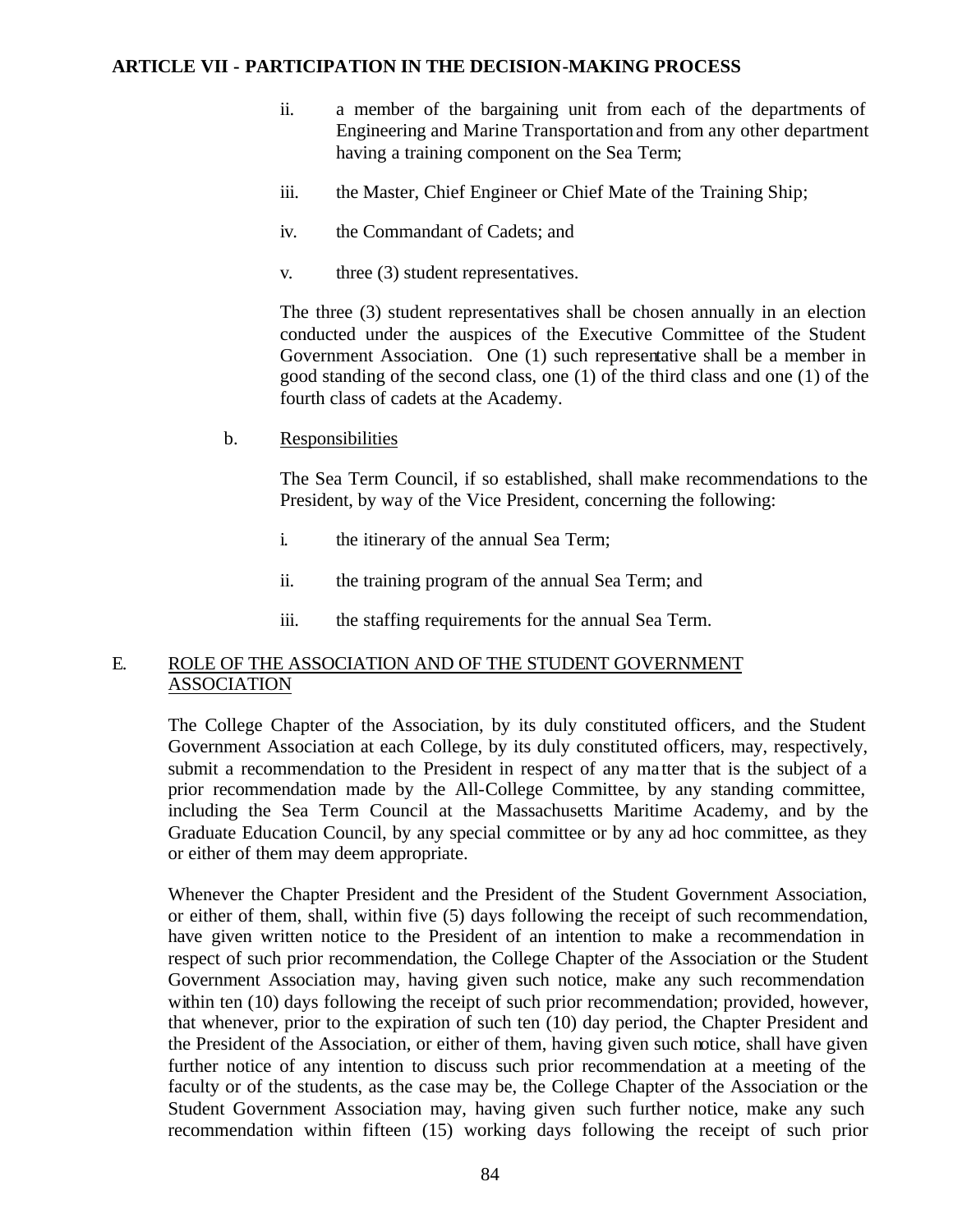ii. a member of the bargaining unit from each of the departments of Engineering and Marine Transportation and from any other department having a training component on the Sea Term;

iii. the Master, Chief Engineer or Chief Mate of the Training Ship;

iv. the Commandant of Cadets; and

v. three (3) student representatives.

The three (3) student representatives shall be chosen annually in an election conducted under the auspices of the Executive Committee of the Student Government Association. One (1) such representative shall be a member in good standing of the second class, one (1) of the third class and one (1) of the fourth class of cadets at the Academy.

b. Responsibilities

The Sea Term Council, if so established, shall make recommendations to the President, by way of the Vice President, concerning the following:

i. the itinerary of the annual Sea Term;

ii. the training program of the annual Sea Term; and

iii. the staffing requirements for the annual Sea Term.

E. ROLE OF THE ASSOCIATION AND OF THE STUDENT GOVERNMENT ASSOCIATION

The College Chapter of the Association, by its duly constituted officers, and the Student Government Association at each College, by its duly constituted officers, may, respectively, submit a recommendation to the President in respect of any matter that is the subject of a prior recommendation made by the All-College Committee, by any standing committee, including the Sea Term Council at the Massachusetts Maritime Academy, and by the Graduate Education Council, by any special committee or by any ad hoc committee, as they or either of them may deem appropriate.

Whenever the Chapter President and the President of the Student Government Association, or either of them, shall, within five (5) days following the receipt of such recommendation, have given written notice to the President of an intention to make a recommendation in respect of such prior recommendation, the College Chapter of the Association or the Student Government Association may, having given such notice, make any such recommendation within ten (10) days following the receipt of such prior recommendation; provided, however, that whenever, prior to the expiration of such ten (10) day period, the Chapter President and the President of the Association, or either of them, having given such notice, shall have given further notice of any intention to discuss such prior recommendation at a meeting of the faculty or of the students, as the case may be, the College Chapter of the Association or the Student Government Association may, having given such further notice, make any such recommendation within fifteen (15) working days following the receipt of such prior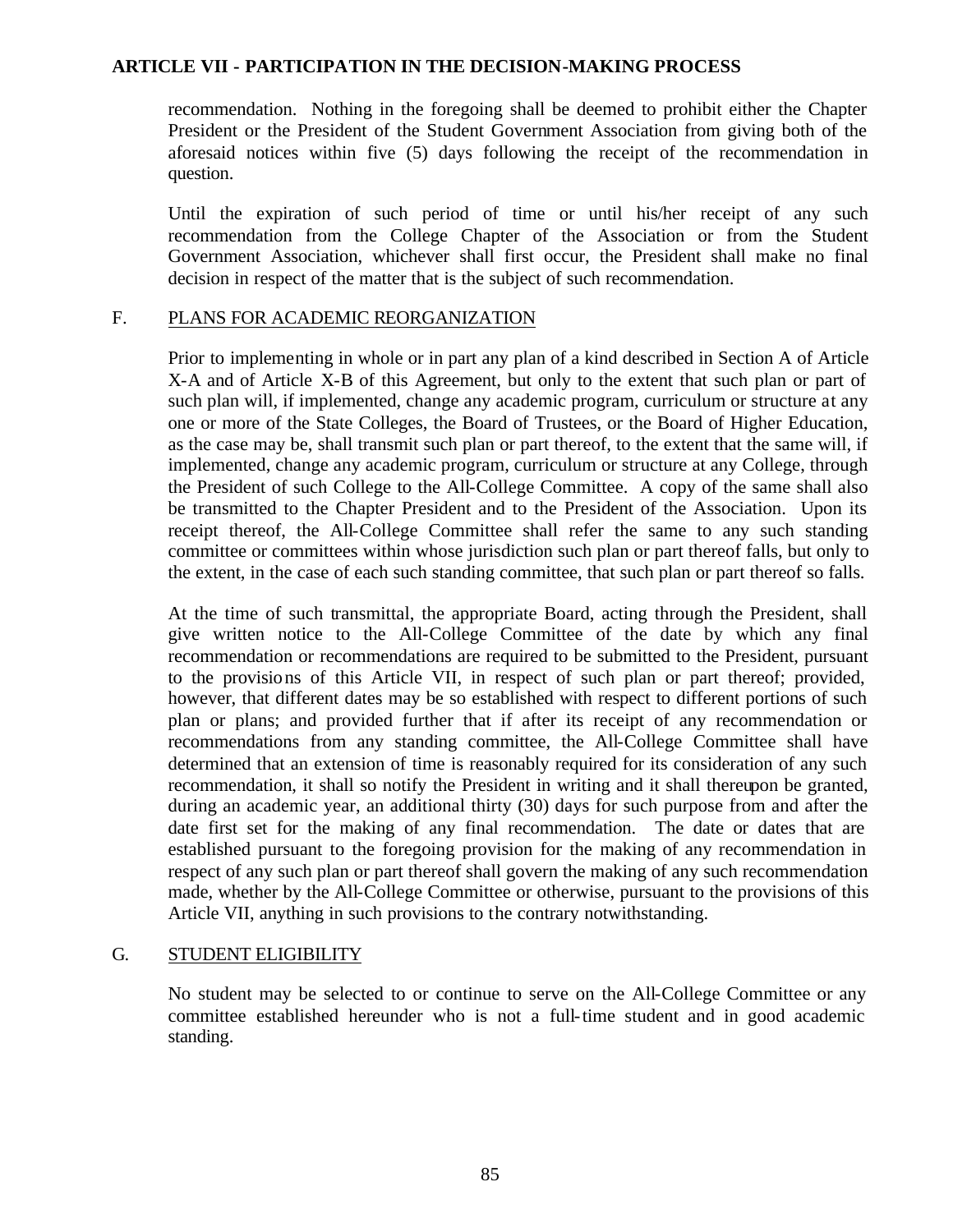recommendation. Nothing in the foregoing shall be deemed to prohibit either the Chapter President or the President of the Student Government Association from giving both of the aforesaid notices within five (5) days following the receipt of the recommendation in question.

Until the expiration of such period of time or until his/her receipt of any such recommendation from the College Chapter of the Association or from the Student Government Association, whichever shall first occur, the President shall make no final decision in respect of the matter that is the subject of such recommendation.

## F. PLANS FOR ACADEMIC REORGANIZATION

Prior to implementing in whole or in part any plan of a kind described in Section A of Article X-A and of Article X-B of this Agreement, but only to the extent that such plan or part of such plan will, if implemented, change any academic program, curriculum or structure at any one or more of the State Colleges, the Board of Trustees, or the Board of Higher Education, as the case may be, shall transmit such plan or part thereof, to the extent that the same will, if implemented, change any academic program, curriculum or structure at any College, through the President of such College to the All-College Committee. A copy of the same shall also be transmitted to the Chapter President and to the President of the Association. Upon its receipt thereof, the All-College Committee shall refer the same to any such standing committee or committees within whose jurisdiction such plan or part thereof falls, but only to the extent, in the case of each such standing committee, that such plan or part thereof so falls.

At the time of such transmittal, the appropriate Board, acting through the President, shall give written notice to the All-College Committee of the date by which any final recommendation or recommendations are required to be submitted to the President, pursuant to the provisions of this Article VII, in respect of such plan or part thereof; provided, however, that different dates may be so established with respect to different portions of such plan or plans; and provided further that if after its receipt of any recommendation or recommendations from any standing committee, the All-College Committee shall have determined that an extension of time is reasonably required for its consideration of any such recommendation, it shall so notify the President in writing and it shall thereupon be granted, during an academic year, an additional thirty (30) days for such purpose from and after the date first set for the making of any final recommendation. The date or dates that are established pursuant to the foregoing provision for the making of any recommendation in respect of any such plan or part thereof shall govern the making of any such recommendation made, whether by the All-College Committee or otherwise, pursuant to the provisions of this Article VII, anything in such provisions to the contrary notwithstanding.

## G. STUDENT ELIGIBILITY

No student may be selected to or continue to serve on the All-College Committee or any committee established hereunder who is not a full-time student and in good academic standing.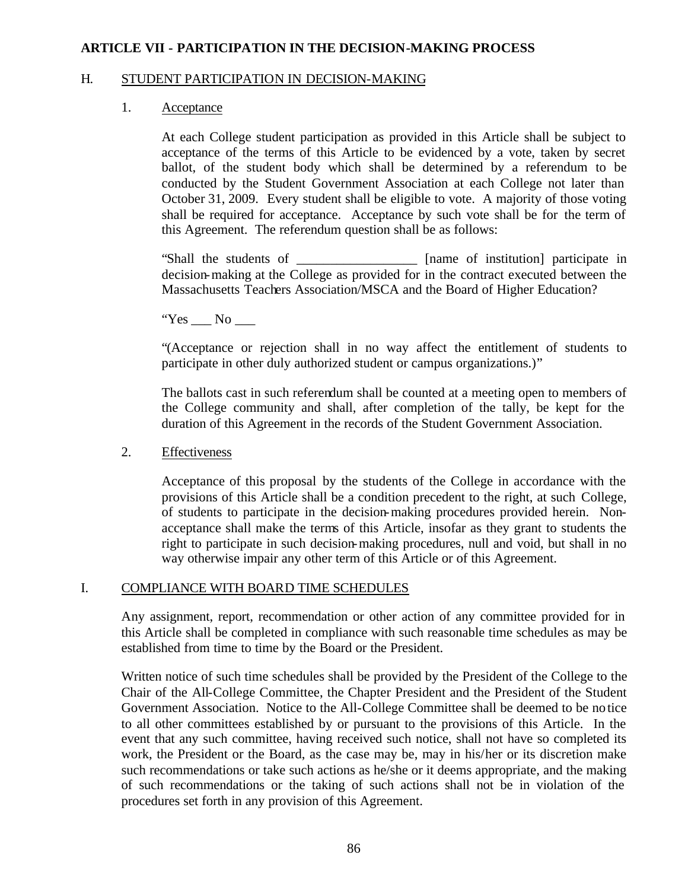# ARTICLE VII - PARTICIPATION IN THE DECISION-MAKING PROCESS

## H. STUDENT PARTICIPATION IN DECISION-MAKING

### 1. Acceptance

At each College student participation as provided in this Article shall be subject to acceptance of the terms of this Article to be evidenced by a vote, taken by secret ballot, of the student body which shall be determined by a referendum to be conducted by the Student Government Association at each College not later than October 31, 2009. Every student shall be eligible to vote. A majority of those voting shall be required for acceptance. Acceptance by such vote shall be for the term of this Agreement. The referendum question shall be as follows:

"Shall the students of __________________ [name of institution] participate in decision-making at the College as provided for in the contract executed between the Massachusetts Teachers Association/MSCA and the Board of Higher Education?

"Yes ___ No ___

"(Acceptance or rejection shall in no way affect the entitlement of students to participate in other duly authorized student or campus organizations.)"

The ballots cast in such referendum shall be counted at a meeting open to members of the College community and shall, after completion of the tally, be kept for the duration of this Agreement in the records of the Student Government Association.

### 2. Effectiveness

Acceptance of this proposal by the students of the College in accordance with the provisions of this Article shall be a condition precedent to the right, at such College, of students to participate in the decision-making procedures provided herein. Non-acceptance shall make the terms of this Article, insofar as they grant to students the right to participate in such decision-making procedures, null and void, but shall in no way otherwise impair any other term of this Article or of this Agreement.

## I. COMPLIANCE WITH BOARD TIME SCHEDULES

Any assignment, report, recommendation or other action of any committee provided for in this Article shall be completed in compliance with such reasonable time schedules as may be established from time to time by the Board or the President.

Written notice of such time schedules shall be provided by the President of the College to the Chair of the All-College Committee, the Chapter President and the President of the Student Government Association. Notice to the All-College Committee shall be deemed to be notice to all other committees established by or pursuant to the provisions of this Article. In the event that any such committee, having received such notice, shall not have so completed its work, the President or the Board, as the case may be, may in his/her or its discretion make such recommendations or take such actions as he/she or it deems appropriate, and the making of such recommendations or the taking of such actions shall not be in violation of the procedures set forth in any provision of this Agreement.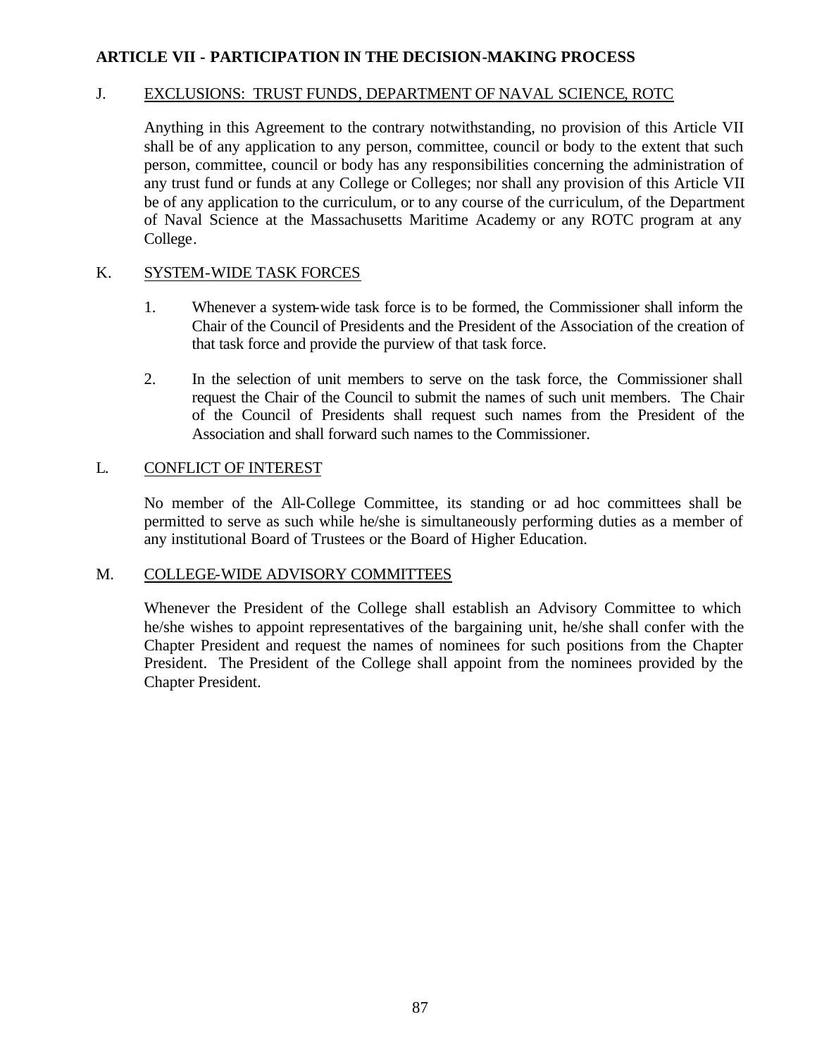**ARTICLE VII - PARTICIPATION IN THE DECISION-MAKING PROCESS**

J. EXCLUSIONS: TRUST FUNDS, DEPARTMENT OF NAVAL SCIENCE, ROTC

Anything in this Agreement to the contrary notwithstanding, no provision of this Article VII shall be of any application to any person, committee, council or body to the extent that such person, committee, council or body has any responsibilities concerning the administration of any trust fund or funds at any College or Colleges; nor shall any provision of this Article VII be of any application to the curriculum, or to any course of the curriculum, of the Department of Naval Science at the Massachusetts Maritime Academy or any ROTC program at any College.

K. SYSTEM-WIDE TASK FORCES

1. Whenever a system-wide task force is to be formed, the Commissioner shall inform the Chair of the Council of Presidents and the President of the Association of the creation of that task force and provide the purview of that task force.

2. In the selection of unit members to serve on the task force, the Commissioner shall request the Chair of the Council to submit the names of such unit members. The Chair of the Council of Presidents shall request such names from the President of the Association and shall forward such names to the Commissioner.

L. CONFLICT OF INTEREST

No member of the All-College Committee, its standing or ad hoc committees shall be permitted to serve as such while he/she is simultaneously performing duties as a member of any institutional Board of Trustees or the Board of Higher Education.

M. COLLEGE-WIDE ADVISORY COMMITTEES

Whenever the President of the College shall establish an Advisory Committee to which he/she wishes to appoint representatives of the bargaining unit, he/she shall confer with the Chapter President and request the names of nominees for such positions from the Chapter President. The President of the College shall appoint from the nominees provided by the Chapter President.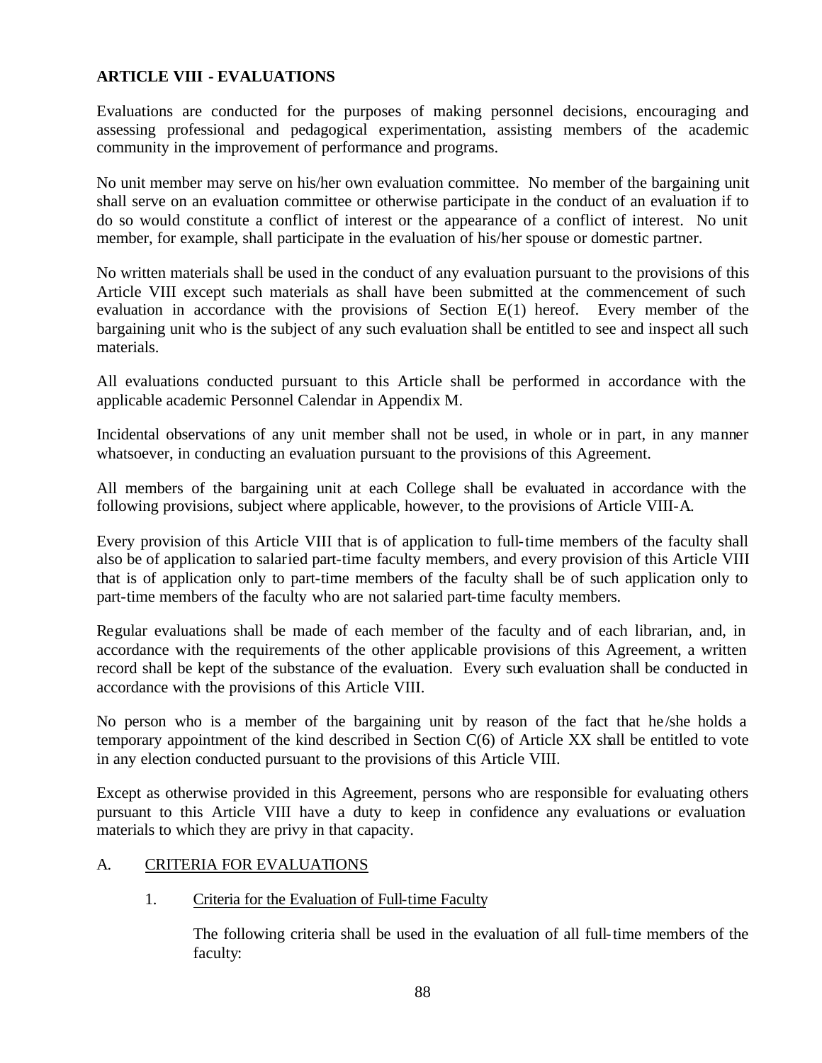## ARTICLE VIII - EVALUATIONS

Evaluations are conducted for the purposes of making personnel decisions, encouraging and assessing professional and pedagogical experimentation, assisting members of the academic community in the improvement of performance and programs.

No unit member may serve on his/her own evaluation committee. No member of the bargaining unit shall serve on an evaluation committee or otherwise participate in the conduct of an evaluation if to do so would constitute a conflict of interest or the appearance of a conflict of interest. No unit member, for example, shall participate in the evaluation of his/her spouse or domestic partner.

No written materials shall be used in the conduct of any evaluation pursuant to the provisions of this Article VIII except such materials as shall have been submitted at the commencement of such evaluation in accordance with the provisions of Section E(1) hereof. Every member of the bargaining unit who is the subject of any such evaluation shall be entitled to see and inspect all such materials.

All evaluations conducted pursuant to this Article shall be performed in accordance with the applicable academic Personnel Calendar in Appendix M.

Incidental observations of any unit member shall not be used, in whole or in part, in any manner whatsoever, in conducting an evaluation pursuant to the provisions of this Agreement.

All members of the bargaining unit at each College shall be evaluated in accordance with the following provisions, subject where applicable, however, to the provisions of Article VIII-A.

Every provision of this Article VIII that is of application to full-time members of the faculty shall also be of application to salaried part-time faculty members, and every provision of this Article VIII that is of application only to part-time members of the faculty shall be of such application only to part-time members of the faculty who are not salaried part-time faculty members.

Regular evaluations shall be made of each member of the faculty and of each librarian, and, in accordance with the requirements of the other applicable provisions of this Agreement, a written record shall be kept of the substance of the evaluation. Every such evaluation shall be conducted in accordance with the provisions of this Article VIII.

No person who is a member of the bargaining unit by reason of the fact that he/she holds a temporary appointment of the kind described in Section C(6) of Article XX shall be entitled to vote in any election conducted pursuant to the provisions of this Article VIII.

Except as otherwise provided in this Agreement, persons who are responsible for evaluating others pursuant to this Article VIII have a duty to keep in confidence any evaluations or evaluation materials to which they are privy in that capacity.

### A. CRITERIA FOR EVALUATIONS

1. Criteria for the Evaluation of Full-time Faculty

   The following criteria shall be used in the evaluation of all full-time members of the faculty: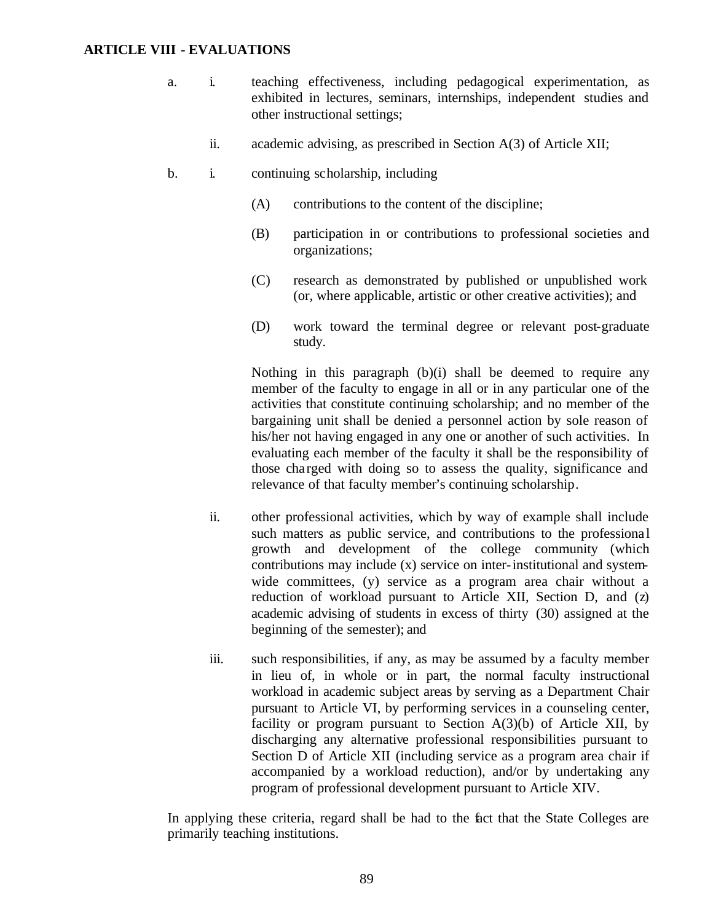**ARTICLE VIII - EVALUATIONS**

a. i. teaching effectiveness, including pedagogical experimentation, as exhibited in lectures, seminars, internships, independent studies and other instructional settings;

ii. academic advising, as prescribed in Section A(3) of Article XII;

b. i. continuing scholarship, including

(A) contributions to the content of the discipline;

(B) participation in or contributions to professional societies and organizations;

(C) research as demonstrated by published or unpublished work (or, where applicable, artistic or other creative activities); and

(D) work toward the terminal degree or relevant post-graduate study.

Nothing in this paragraph (b)(i) shall be deemed to require any member of the faculty to engage in all or in any particular one of the activities that constitute continuing scholarship; and no member of the bargaining unit shall be denied a personnel action by sole reason of his/her not having engaged in any one or another of such activities. In evaluating each member of the faculty it shall be the responsibility of those charged with doing so to assess the quality, significance and relevance of that faculty member's continuing scholarship.

ii. other professional activities, which by way of example shall include such matters as public service, and contributions to the professional growth and development of the college community (which contributions may include (x) service on inter-institutional and system-wide committees, (y) service as a program area chair without a reduction of workload pursuant to Article XII, Section D, and (z) academic advising of students in excess of thirty (30) assigned at the beginning of the semester); and

iii. such responsibilities, if any, as may be assumed by a faculty member in lieu of, in whole or in part, the normal faculty instructional workload in academic subject areas by serving as a Department Chair pursuant to Article VI, by performing services in a counseling center, facility or program pursuant to Section A(3)(b) of Article XII, by discharging any alternative professional responsibilities pursuant to Section D of Article XII (including service as a program area chair if accompanied by a workload reduction), and/or by undertaking any program of professional development pursuant to Article XIV.

In applying these criteria, regard shall be had to the fact that the State Colleges are primarily teaching institutions.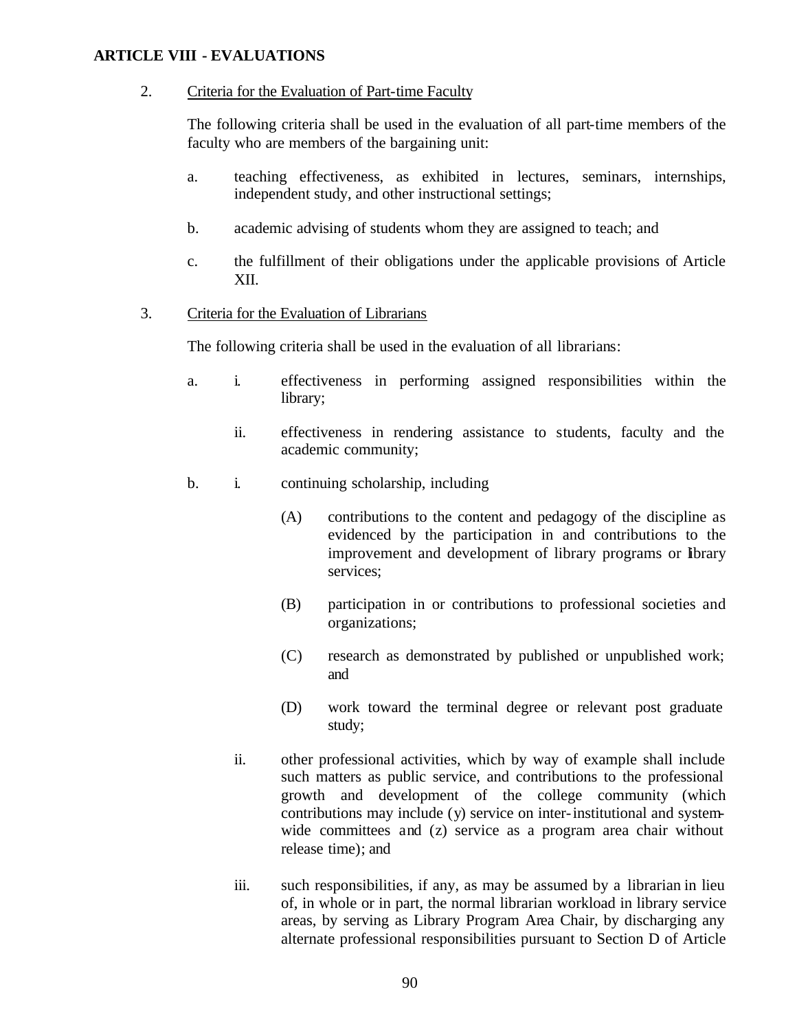**ARTICLE VIII - EVALUATIONS**

2. Criteria for the Evaluation of Part-time Faculty

   The following criteria shall be used in the evaluation of all part-time members of the faculty who are members of the bargaining unit:

   a. teaching effectiveness, as exhibited in lectures, seminars, internships, independent study, and other instructional settings;

   b. academic advising of students whom they are assigned to teach; and

   c. the fulfillment of their obligations under the applicable provisions of Article XII.

3. Criteria for the Evaluation of Librarians

   The following criteria shall be used in the evaluation of all librarians:

   a. i. effectiveness in performing assigned responsibilities within the library;

      ii. effectiveness in rendering assistance to students, faculty and the academic community;

   b. i. continuing scholarship, including

         (A) contributions to the content and pedagogy of the discipline as evidenced by the participation in and contributions to the improvement and development of library programs or library services;

         (B) participation in or contributions to professional societies and organizations;

         (C) research as demonstrated by published or unpublished work; and

         (D) work toward the terminal degree or relevant post graduate study;

      ii. other professional activities, which by way of example shall include such matters as public service, and contributions to the professional growth and development of the college community (which contributions may include (y) service on inter-institutional and system-wide committees and (z) service as a program area chair without release time); and

      iii. such responsibilities, if any, as may be assumed by a librarian in lieu of, in whole or in part, the normal librarian workload in library service areas, by serving as Library Program Area Chair, by discharging any alternate professional responsibilities pursuant to Section D of Article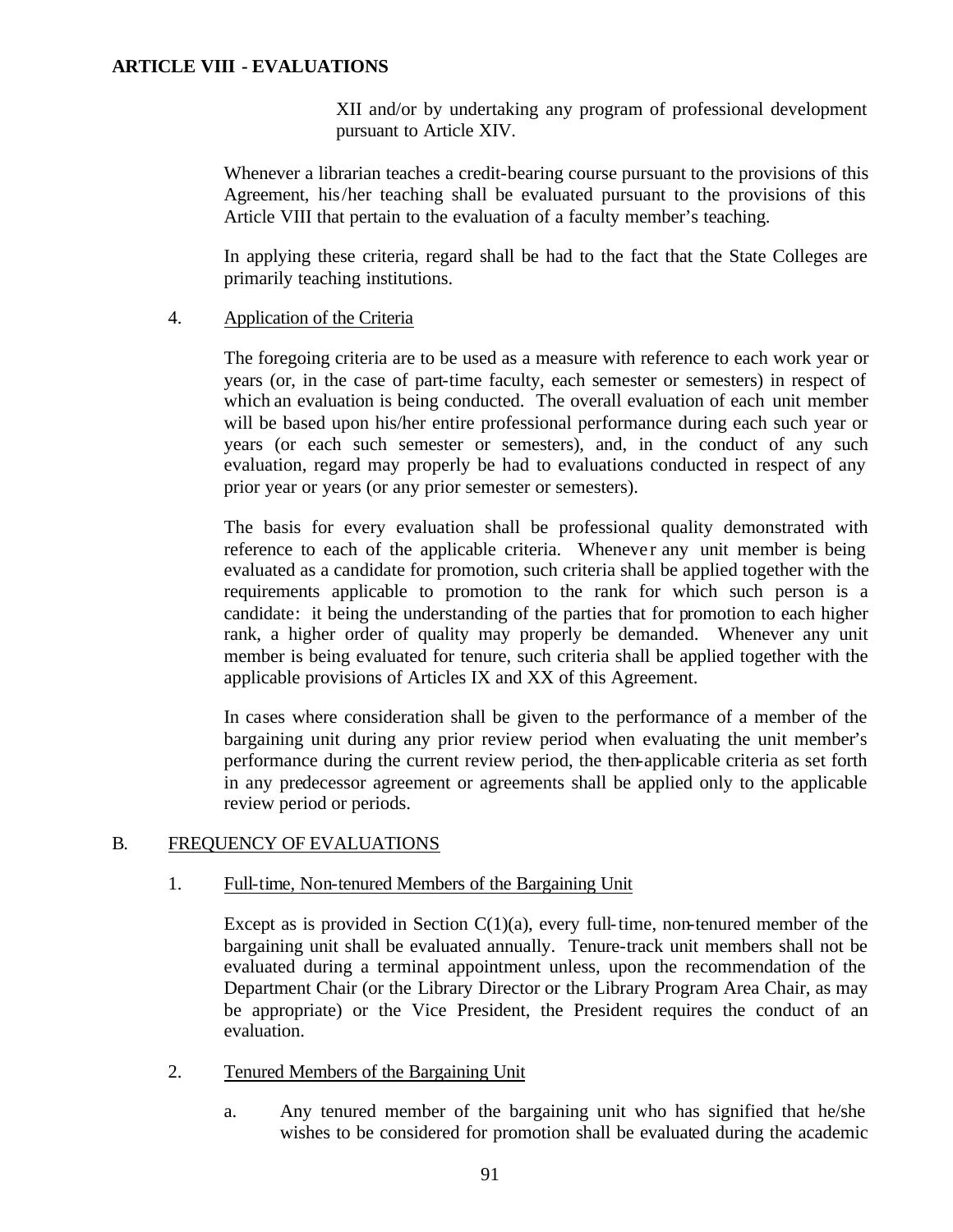XII and/or by undertaking any program of professional development pursuant to Article XIV.

Whenever a librarian teaches a credit-bearing course pursuant to the provisions of this Agreement, his/her teaching shall be evaluated pursuant to the provisions of this Article VIII that pertain to the evaluation of a faculty member's teaching.

In applying these criteria, regard shall be had to the fact that the State Colleges are primarily teaching institutions.

4. Application of the Criteria

The foregoing criteria are to be used as a measure with reference to each work year or years (or, in the case of part-time faculty, each semester or semesters) in respect of which an evaluation is being conducted. The overall evaluation of each unit member will be based upon his/her entire professional performance during each such year or years (or each such semester or semesters), and, in the conduct of any such evaluation, regard may properly be had to evaluations conducted in respect of any prior year or years (or any prior semester or semesters).

The basis for every evaluation shall be professional quality demonstrated with reference to each of the applicable criteria. Whenever any unit member is being evaluated as a candidate for promotion, such criteria shall be applied together with the requirements applicable to promotion to the rank for which such person is a candidate: it being the understanding of the parties that for promotion to each higher rank, a higher order of quality may properly be demanded. Whenever any unit member is being evaluated for tenure, such criteria shall be applied together with the applicable provisions of Articles IX and XX of this Agreement.

In cases where consideration shall be given to the performance of a member of the bargaining unit during any prior review period when evaluating the unit member's performance during the current review period, the then-applicable criteria as set forth in any predecessor agreement or agreements shall be applied only to the applicable review period or periods.

## B. FREQUENCY OF EVALUATIONS

1. Full-time, Non-tenured Members of the Bargaining Unit

Except as is provided in Section C(1)(a), every full-time, non-tenured member of the bargaining unit shall be evaluated annually. Tenure-track unit members shall not be evaluated during a terminal appointment unless, upon the recommendation of the Department Chair (or the Library Director or the Library Program Area Chair, as may be appropriate) or the Vice President, the President requires the conduct of an evaluation.

2. Tenured Members of the Bargaining Unit

a. Any tenured member of the bargaining unit who has signified that he/she wishes to be considered for promotion shall be evaluated during the academic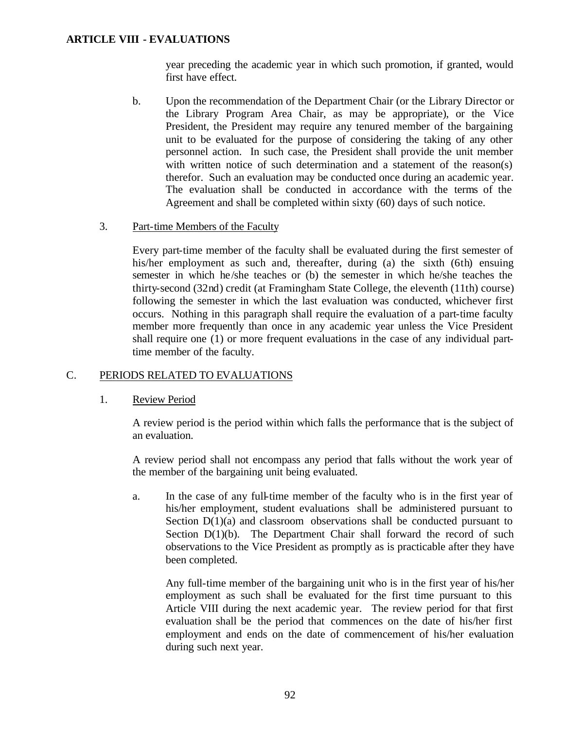year preceding the academic year in which such promotion, if granted, would first have effect.

b. Upon the recommendation of the Department Chair (or the Library Director or the Library Program Area Chair, as may be appropriate), or the Vice President, the President may require any tenured member of the bargaining unit to be evaluated for the purpose of considering the taking of any other personnel action. In such case, the President shall provide the unit member with written notice of such determination and a statement of the reason(s) therefor. Such an evaluation may be conducted once during an academic year. The evaluation shall be conducted in accordance with the terms of the Agreement and shall be completed within sixty (60) days of such notice.

3. Part-time Members of the Faculty

Every part-time member of the faculty shall be evaluated during the first semester of his/her employment as such and, thereafter, during (a) the sixth (6th) ensuing semester in which he/she teaches or (b) the semester in which he/she teaches the thirty-second (32nd) credit (at Framingham State College, the eleventh (11th) course) following the semester in which the last evaluation was conducted, whichever first occurs. Nothing in this paragraph shall require the evaluation of a part-time faculty member more frequently than once in any academic year unless the Vice President shall require one (1) or more frequent evaluations in the case of any individual part-time member of the faculty.

## C. PERIODS RELATED TO EVALUATIONS

1. Review Period

A review period is the period within which falls the performance that is the subject of an evaluation.

A review period shall not encompass any period that falls without the work year of the member of the bargaining unit being evaluated.

a. In the case of any full-time member of the faculty who is in the first year of his/her employment, student evaluations shall be administered pursuant to Section D(1)(a) and classroom observations shall be conducted pursuant to Section D(1)(b). The Department Chair shall forward the record of such observations to the Vice President as promptly as is practicable after they have been completed.

Any full-time member of the bargaining unit who is in the first year of his/her employment as such shall be evaluated for the first time pursuant to this Article VIII during the next academic year. The review period for that first evaluation shall be the period that commences on the date of his/her first employment and ends on the date of commencement of his/her evaluation during such next year.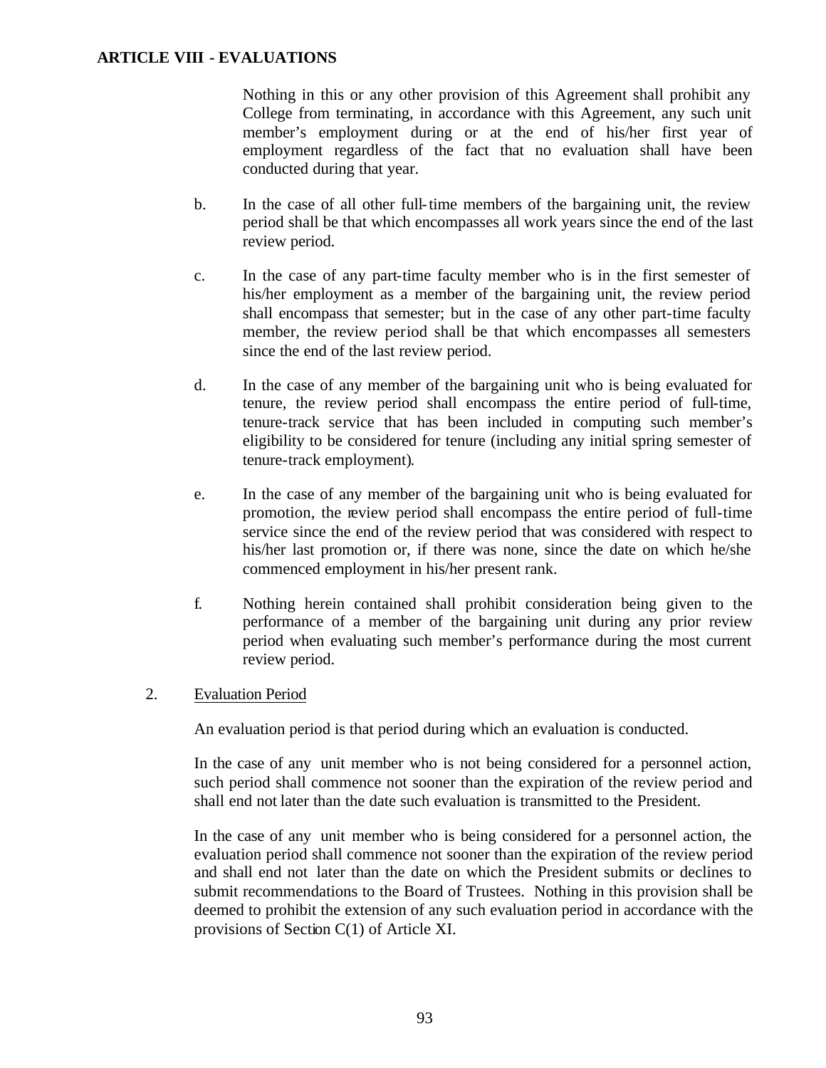Nothing in this or any other provision of this Agreement shall prohibit any College from terminating, in accordance with this Agreement, any such unit member's employment during or at the end of his/her first year of employment regardless of the fact that no evaluation shall have been conducted during that year.

b. In the case of all other full-time members of the bargaining unit, the review period shall be that which encompasses all work years since the end of the last review period.

c. In the case of any part-time faculty member who is in the first semester of his/her employment as a member of the bargaining unit, the review period shall encompass that semester; but in the case of any other part-time faculty member, the review period shall be that which encompasses all semesters since the end of the last review period.

d. In the case of any member of the bargaining unit who is being evaluated for tenure, the review period shall encompass the entire period of full-time, tenure-track service that has been included in computing such member's eligibility to be considered for tenure (including any initial spring semester of tenure-track employment).

e. In the case of any member of the bargaining unit who is being evaluated for promotion, the review period shall encompass the entire period of full-time service since the end of the review period that was considered with respect to his/her last promotion or, if there was none, since the date on which he/she commenced employment in his/her present rank.

f. Nothing herein contained shall prohibit consideration being given to the performance of a member of the bargaining unit during any prior review period when evaluating such member's performance during the most current review period.

2. Evaluation Period

An evaluation period is that period during which an evaluation is conducted.

In the case of any unit member who is not being considered for a personnel action, such period shall commence not sooner than the expiration of the review period and shall end not later than the date such evaluation is transmitted to the President.

In the case of any unit member who is being considered for a personnel action, the evaluation period shall commence not sooner than the expiration of the review period and shall end not later than the date on which the President submits or declines to submit recommendations to the Board of Trustees. Nothing in this provision shall be deemed to prohibit the extension of any such evaluation period in accordance with the provisions of Section C(1) of Article XI.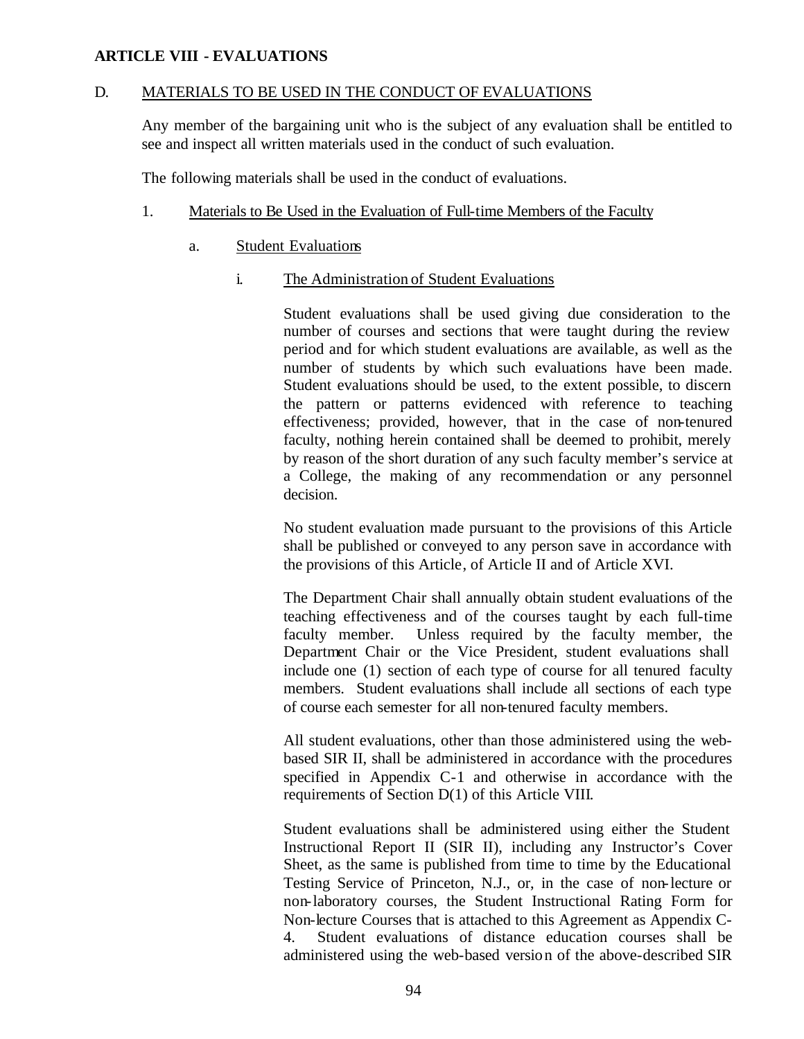## ARTICLE VIII - EVALUATIONS

D. MATERIALS TO BE USED IN THE CONDUCT OF EVALUATIONS

Any member of the bargaining unit who is the subject of any evaluation shall be entitled to see and inspect all written materials used in the conduct of such evaluation.

The following materials shall be used in the conduct of evaluations.

1. Materials to Be Used in the Evaluation of Full-time Members of the Faculty

   a. Student Evaluations

      i. The Administration of Student Evaluations

         Student evaluations shall be used giving due consideration to the number of courses and sections that were taught during the review period and for which student evaluations are available, as well as the number of students by which such evaluations have been made. Student evaluations should be used, to the extent possible, to discern the pattern or patterns evidenced with reference to teaching effectiveness; provided, however, that in the case of non-tenured faculty, nothing herein contained shall be deemed to prohibit, merely by reason of the short duration of any such faculty member's service at a College, the making of any recommendation or any personnel decision.

         No student evaluation made pursuant to the provisions of this Article shall be published or conveyed to any person save in accordance with the provisions of this Article, of Article II and of Article XVI.

         The Department Chair shall annually obtain student evaluations of the teaching effectiveness and of the courses taught by each full-time faculty member. Unless required by the faculty member, the Department Chair or the Vice President, student evaluations shall include one (1) section of each type of course for all tenured faculty members. Student evaluations shall include all sections of each type of course each semester for all non-tenured faculty members.

         All student evaluations, other than those administered using the web-based SIR II, shall be administered in accordance with the procedures specified in Appendix C-1 and otherwise in accordance with the requirements of Section D(1) of this Article VIII.

         Student evaluations shall be administered using either the Student Instructional Report II (SIR II), including any Instructor's Cover Sheet, as the same is published from time to time by the Educational Testing Service of Princeton, N.J., or, in the case of non-lecture or non-laboratory courses, the Student Instructional Rating Form for Non-lecture Courses that is attached to this Agreement as Appendix C-4. Student evaluations of distance education courses shall be administered using the web-based version of the above-described SIR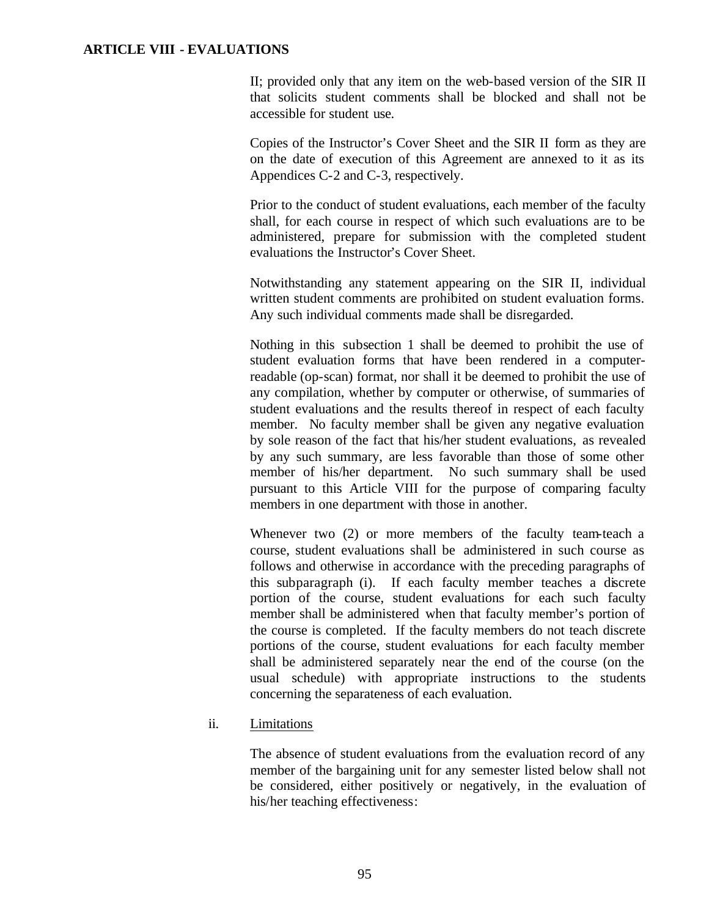II; provided only that any item on the web-based version of the SIR II that solicits student comments shall be blocked and shall not be accessible for student use.

Copies of the Instructor's Cover Sheet and the SIR II form as they are on the date of execution of this Agreement are annexed to it as its Appendices C-2 and C-3, respectively.

Prior to the conduct of student evaluations, each member of the faculty shall, for each course in respect of which such evaluations are to be administered, prepare for submission with the completed student evaluations the Instructor's Cover Sheet.

Notwithstanding any statement appearing on the SIR II, individual written student comments are prohibited on student evaluation forms. Any such individual comments made shall be disregarded.

Nothing in this subsection 1 shall be deemed to prohibit the use of student evaluation forms that have been rendered in a computer-readable (op-scan) format, nor shall it be deemed to prohibit the use of any compilation, whether by computer or otherwise, of summaries of student evaluations and the results thereof in respect of each faculty member. No faculty member shall be given any negative evaluation by sole reason of the fact that his/her student evaluations, as revealed by any such summary, are less favorable than those of some other member of his/her department. No such summary shall be used pursuant to this Article VIII for the purpose of comparing faculty members in one department with those in another.

Whenever two (2) or more members of the faculty team-teach a course, student evaluations shall be administered in such course as follows and otherwise in accordance with the preceding paragraphs of this subparagraph (i). If each faculty member teaches a discrete portion of the course, student evaluations for each such faculty member shall be administered when that faculty member's portion of the course is completed. If the faculty members do not teach discrete portions of the course, student evaluations for each faculty member shall be administered separately near the end of the course (on the usual schedule) with appropriate instructions to the students concerning the separateness of each evaluation.

ii. Limitations

The absence of student evaluations from the evaluation record of any member of the bargaining unit for any semester listed below shall not be considered, either positively or negatively, in the evaluation of his/her teaching effectiveness: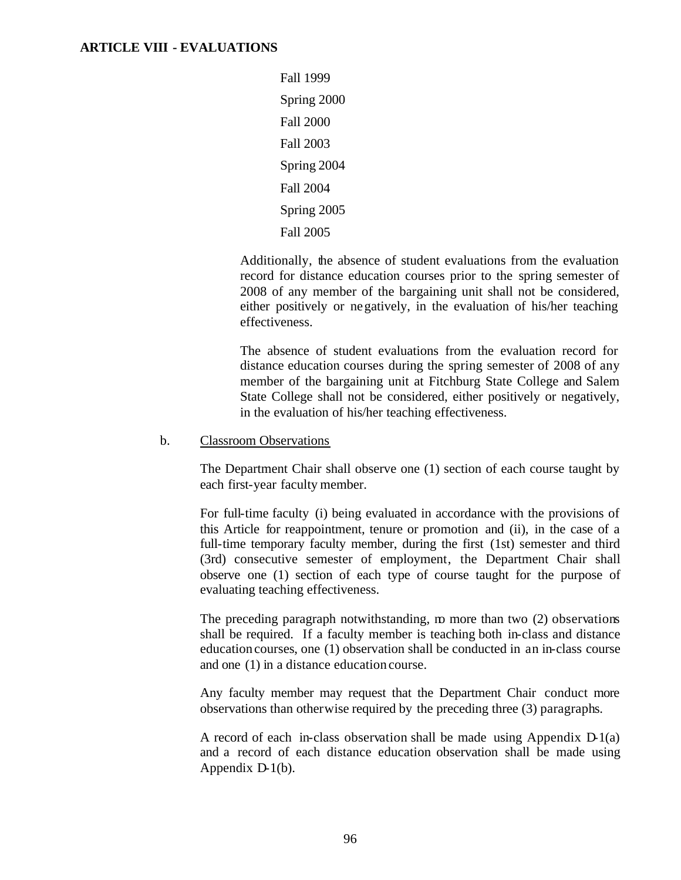Fall 1999

Spring 2000

Fall 2000

Fall 2003

Spring 2004

Fall 2004

Spring 2005

Fall 2005

Additionally, the absence of student evaluations from the evaluation record for distance education courses prior to the spring semester of 2008 of any member of the bargaining unit shall not be considered, either positively or negatively, in the evaluation of his/her teaching effectiveness.

The absence of student evaluations from the evaluation record for distance education courses during the spring semester of 2008 of any member of the bargaining unit at Fitchburg State College and Salem State College shall not be considered, either positively or negatively, in the evaluation of his/her teaching effectiveness.

b. Classroom Observations

The Department Chair shall observe one (1) section of each course taught by each first-year faculty member.

For full-time faculty (i) being evaluated in accordance with the provisions of this Article for reappointment, tenure or promotion and (ii), in the case of a full-time temporary faculty member, during the first (1st) semester and third (3rd) consecutive semester of employment, the Department Chair shall observe one (1) section of each type of course taught for the purpose of evaluating teaching effectiveness.

The preceding paragraph notwithstanding, no more than two (2) observations shall be required. If a faculty member is teaching both in-class and distance education courses, one (1) observation shall be conducted in an in-class course and one (1) in a distance education course.

Any faculty member may request that the Department Chair conduct more observations than otherwise required by the preceding three (3) paragraphs.

A record of each in-class observation shall be made using Appendix D-1(a) and a record of each distance education observation shall be made using Appendix D-1(b).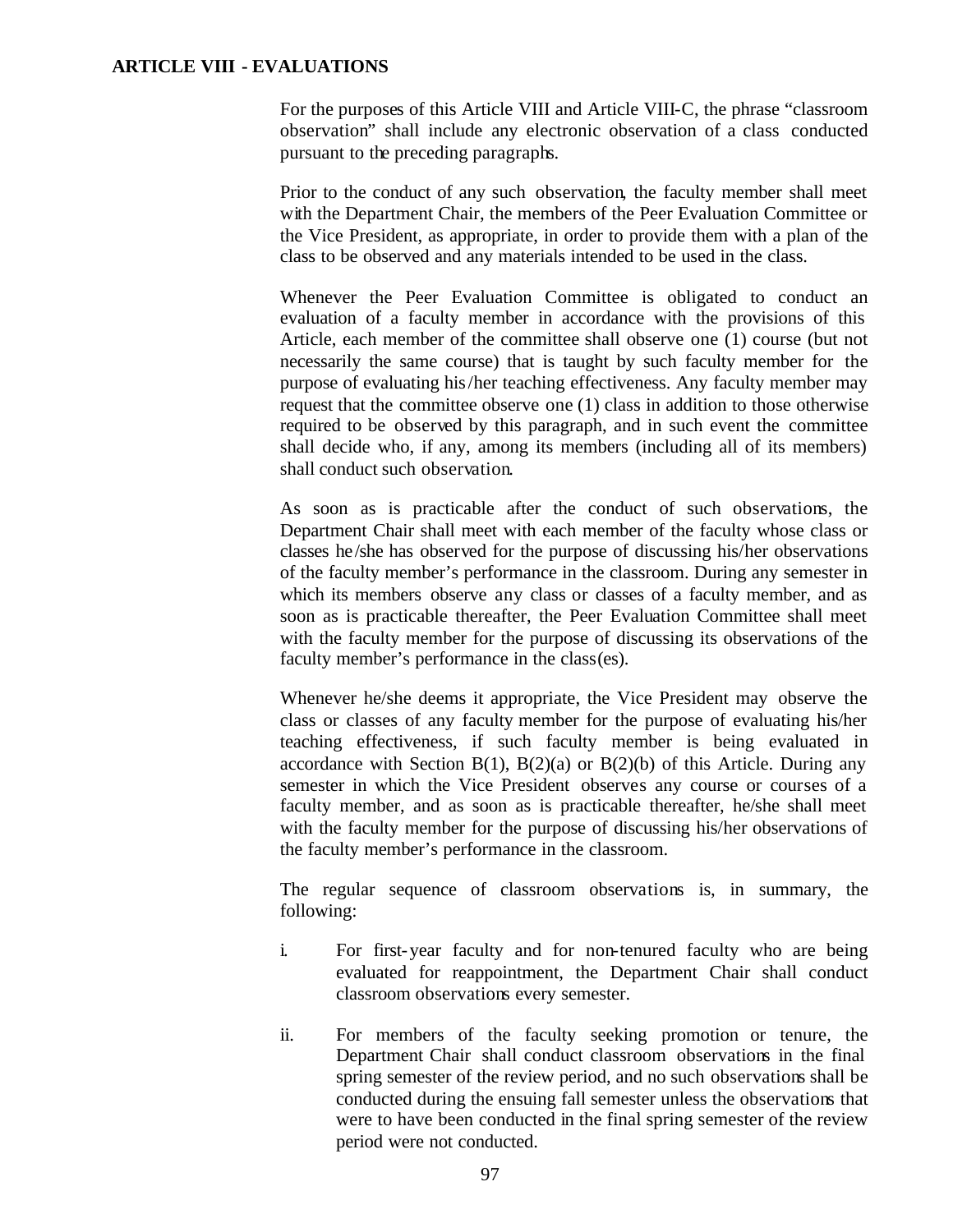**ARTICLE VIII - EVALUATIONS**

For the purposes of this Article VIII and Article VIII-C, the phrase “classroom observation” shall include any electronic observation of a class conducted pursuant to the preceding paragraphs.

Prior to the conduct of any such observation, the faculty member shall meet with the Department Chair, the members of the Peer Evaluation Committee or the Vice President, as appropriate, in order to provide them with a plan of the class to be observed and any materials intended to be used in the class.

Whenever the Peer Evaluation Committee is obligated to conduct an evaluation of a faculty member in accordance with the provisions of this Article, each member of the committee shall observe one (1) course (but not necessarily the same course) that is taught by such faculty member for the purpose of evaluating his/her teaching effectiveness. Any faculty member may request that the committee observe one (1) class in addition to those otherwise required to be observed by this paragraph, and in such event the committee shall decide who, if any, among its members (including all of its members) shall conduct such observation.

As soon as is practicable after the conduct of such observations, the Department Chair shall meet with each member of the faculty whose class or classes he/she has observed for the purpose of discussing his/her observations of the faculty member’s performance in the classroom. During any semester in which its members observe any class or classes of a faculty member, and as soon as is practicable thereafter, the Peer Evaluation Committee shall meet with the faculty member for the purpose of discussing its observations of the faculty member’s performance in the class(es).

Whenever he/she deems it appropriate, the Vice President may observe the class or classes of any faculty member for the purpose of evaluating his/her teaching effectiveness, if such faculty member is being evaluated in accordance with Section B(1), B(2)(a) or B(2)(b) of this Article. During any semester in which the Vice President observes any course or courses of a faculty member, and as soon as is practicable thereafter, he/she shall meet with the faculty member for the purpose of discussing his/her observations of the faculty member’s performance in the classroom.

The regular sequence of classroom observations is, in summary, the following:

i. For first-year faculty and for non-tenured faculty who are being evaluated for reappointment, the Department Chair shall conduct classroom observations every semester.

ii. For members of the faculty seeking promotion or tenure, the Department Chair shall conduct classroom observations in the final spring semester of the review period, and no such observations shall be conducted during the ensuing fall semester unless the observations that were to have been conducted in the final spring semester of the review period were not conducted.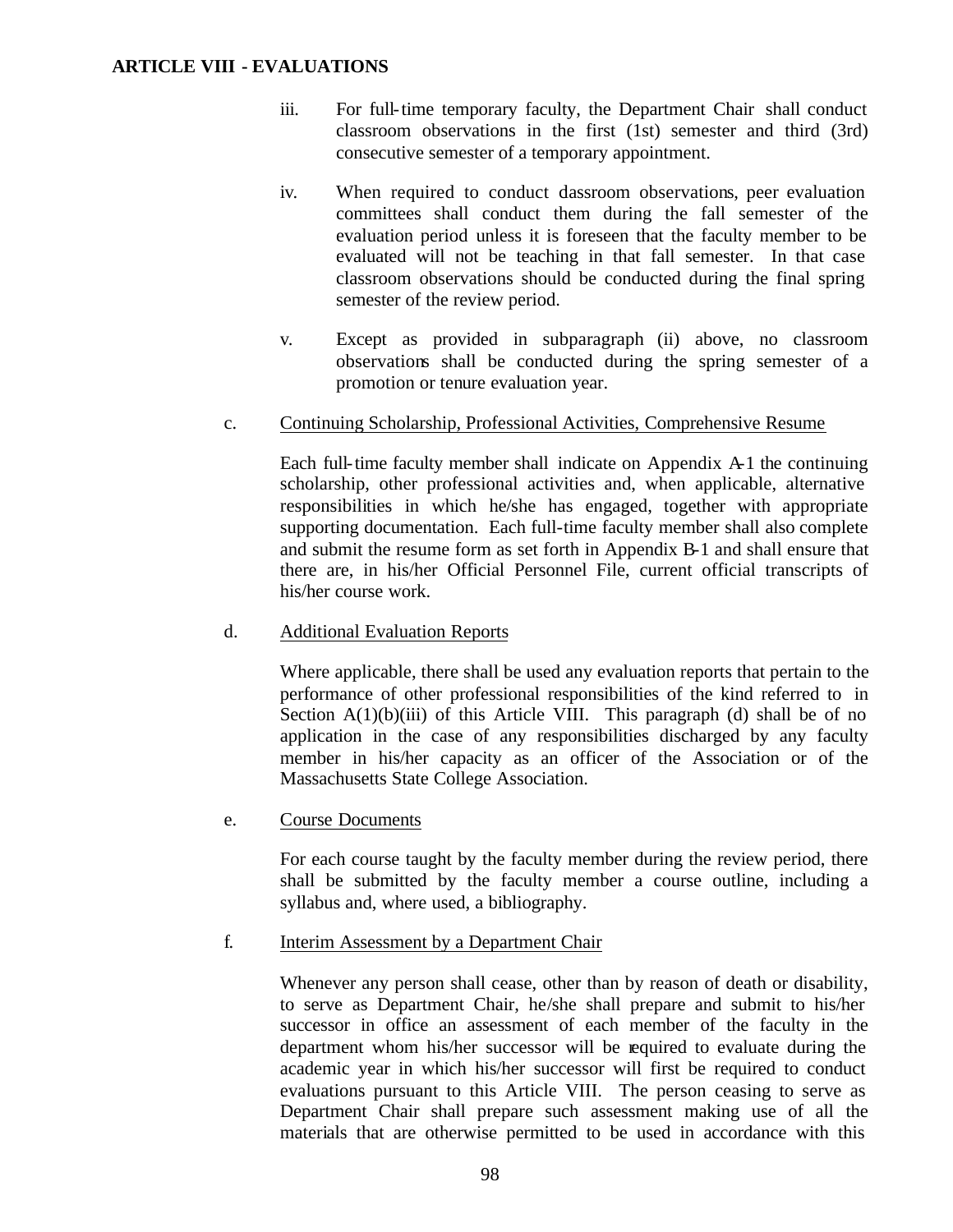iii. For full-time temporary faculty, the Department Chair shall conduct classroom observations in the first (1st) semester and third (3rd) consecutive semester of a temporary appointment.

iv. When required to conduct dassroom observations, peer evaluation committees shall conduct them during the fall semester of the evaluation period unless it is foreseen that the faculty member to be evaluated will not be teaching in that fall semester. In that case classroom observations should be conducted during the final spring semester of the review period.

v. Except as provided in subparagraph (ii) above, no classroom observations shall be conducted during the spring semester of a promotion or tenure evaluation year.

c. Continuing Scholarship, Professional Activities, Comprehensive Resume

Each full-time faculty member shall indicate on Appendix A-1 the continuing scholarship, other professional activities and, when applicable, alternative responsibilities in which he/she has engaged, together with appropriate supporting documentation. Each full-time faculty member shall also complete and submit the resume form as set forth in Appendix B-1 and shall ensure that there are, in his/her Official Personnel File, current official transcripts of his/her course work.

d. Additional Evaluation Reports

Where applicable, there shall be used any evaluation reports that pertain to the performance of other professional responsibilities of the kind referred to in Section A(1)(b)(iii) of this Article VIII. This paragraph (d) shall be of no application in the case of any responsibilities discharged by any faculty member in his/her capacity as an officer of the Association or of the Massachusetts State College Association.

e. Course Documents

For each course taught by the faculty member during the review period, there shall be submitted by the faculty member a course outline, including a syllabus and, where used, a bibliography.

f. Interim Assessment by a Department Chair

Whenever any person shall cease, other than by reason of death or disability, to serve as Department Chair, he/she shall prepare and submit to his/her successor in office an assessment of each member of the faculty in the department whom his/her successor will be required to evaluate during the academic year in which his/her successor will first be required to conduct evaluations pursuant to this Article VIII. The person ceasing to serve as Department Chair shall prepare such assessment making use of all the materials that are otherwise permitted to be used in accordance with this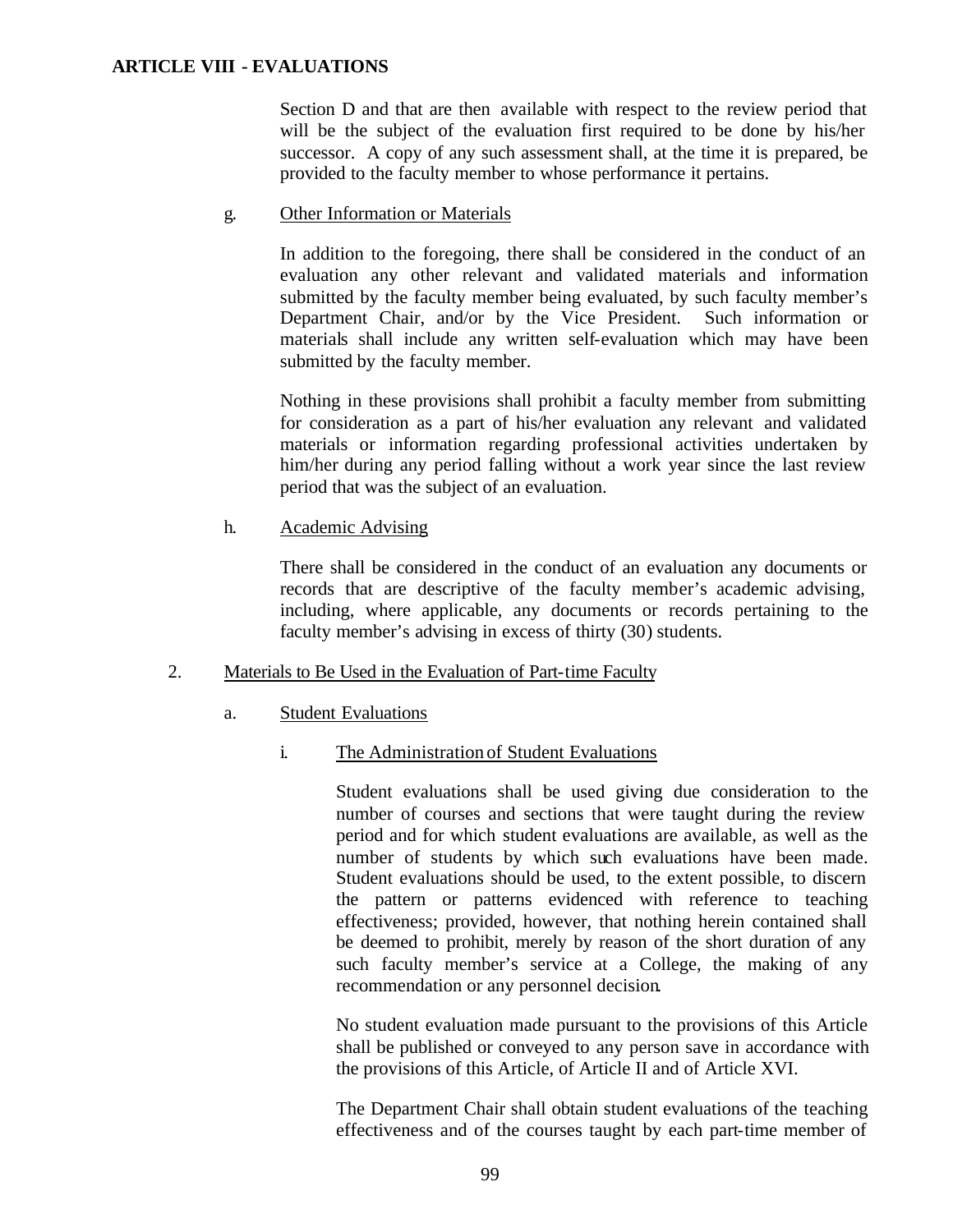Section D and that are then available with respect to the review period that will be the subject of the evaluation first required to be done by his/her successor. A copy of any such assessment shall, at the time it is prepared, be provided to the faculty member to whose performance it pertains.

g. Other Information or Materials

In addition to the foregoing, there shall be considered in the conduct of an evaluation any other relevant and validated materials and information submitted by the faculty member being evaluated, by such faculty member's Department Chair, and/or by the Vice President. Such information or materials shall include any written self-evaluation which may have been submitted by the faculty member.

Nothing in these provisions shall prohibit a faculty member from submitting for consideration as a part of his/her evaluation any relevant and validated materials or information regarding professional activities undertaken by him/her during any period falling without a work year since the last review period that was the subject of an evaluation.

h. Academic Advising

There shall be considered in the conduct of an evaluation any documents or records that are descriptive of the faculty member's academic advising, including, where applicable, any documents or records pertaining to the faculty member's advising in excess of thirty (30) students.

2. Materials to Be Used in the Evaluation of Part-time Faculty

a. Student Evaluations

i. The Administration of Student Evaluations

Student evaluations shall be used giving due consideration to the number of courses and sections that were taught during the review period and for which student evaluations are available, as well as the number of students by which such evaluations have been made. Student evaluations should be used, to the extent possible, to discern the pattern or patterns evidenced with reference to teaching effectiveness; provided, however, that nothing herein contained shall be deemed to prohibit, merely by reason of the short duration of any such faculty member's service at a College, the making of any recommendation or any personnel decision.

No student evaluation made pursuant to the provisions of this Article shall be published or conveyed to any person save in accordance with the provisions of this Article, of Article II and of Article XVI.

The Department Chair shall obtain student evaluations of the teaching effectiveness and of the courses taught by each part-time member of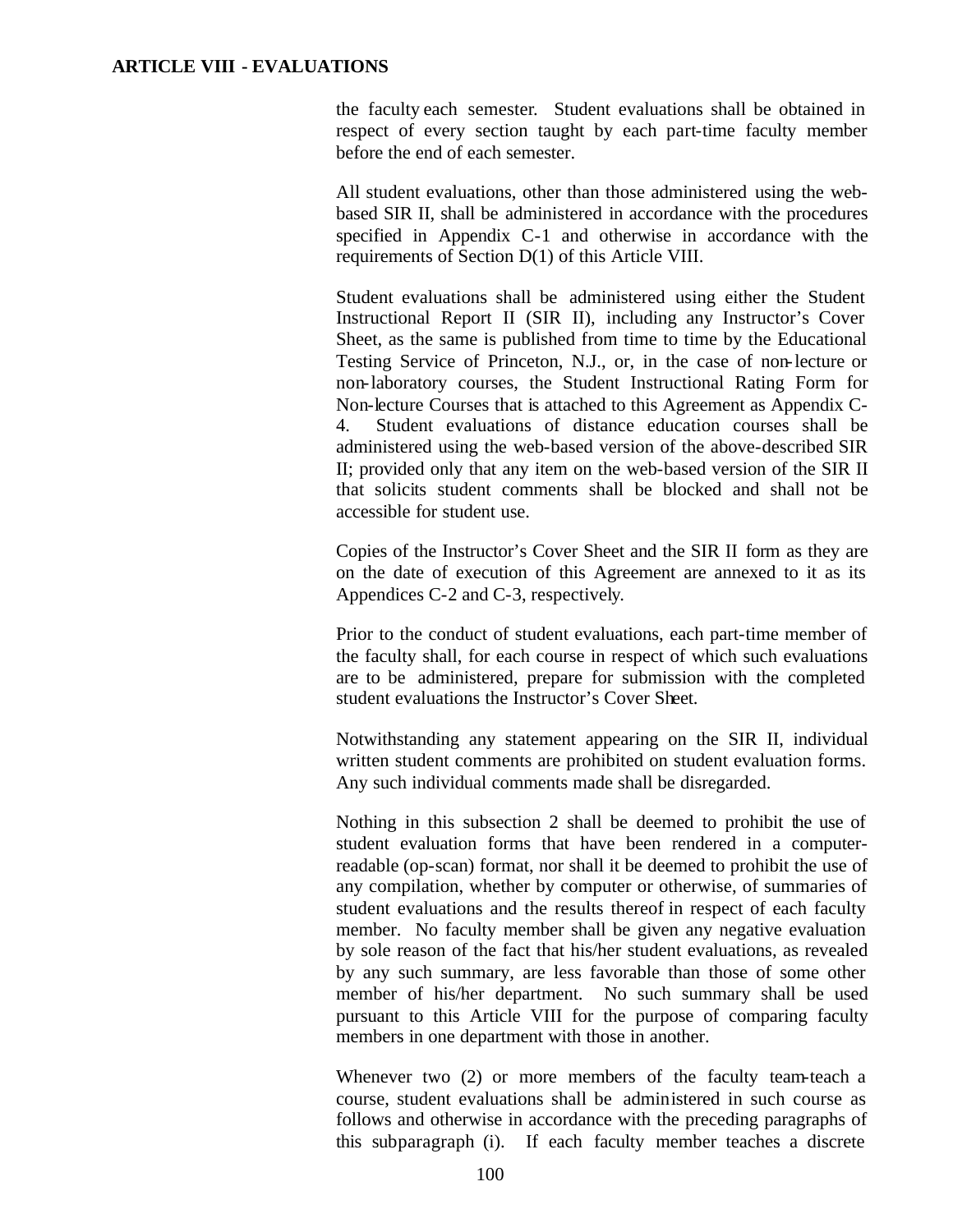the faculty each semester. Student evaluations shall be obtained in respect of every section taught by each part-time faculty member before the end of each semester.

All student evaluations, other than those administered using the web-based SIR II, shall be administered in accordance with the procedures specified in Appendix C-1 and otherwise in accordance with the requirements of Section D(1) of this Article VIII.

Student evaluations shall be administered using either the Student Instructional Report II (SIR II), including any Instructor's Cover Sheet, as the same is published from time to time by the Educational Testing Service of Princeton, N.J., or, in the case of non-lecture or non-laboratory courses, the Student Instructional Rating Form for Non-lecture Courses that is attached to this Agreement as Appendix C-4. Student evaluations of distance education courses shall be administered using the web-based version of the above-described SIR II; provided only that any item on the web-based version of the SIR II that solicits student comments shall be blocked and shall not be accessible for student use.

Copies of the Instructor's Cover Sheet and the SIR II form as they are on the date of execution of this Agreement are annexed to it as its Appendices C-2 and C-3, respectively.

Prior to the conduct of student evaluations, each part-time member of the faculty shall, for each course in respect of which such evaluations are to be administered, prepare for submission with the completed student evaluations the Instructor's Cover Sheet.

Notwithstanding any statement appearing on the SIR II, individual written student comments are prohibited on student evaluation forms. Any such individual comments made shall be disregarded.

Nothing in this subsection 2 shall be deemed to prohibit the use of student evaluation forms that have been rendered in a computer-readable (op-scan) format, nor shall it be deemed to prohibit the use of any compilation, whether by computer or otherwise, of summaries of student evaluations and the results thereof in respect of each faculty member. No faculty member shall be given any negative evaluation by sole reason of the fact that his/her student evaluations, as revealed by any such summary, are less favorable than those of some other member of his/her department. No such summary shall be used pursuant to this Article VIII for the purpose of comparing faculty members in one department with those in another.

Whenever two (2) or more members of the faculty team-teach a course, student evaluations shall be administered in such course as follows and otherwise in accordance with the preceding paragraphs of this subparagraph (i). If each faculty member teaches a discrete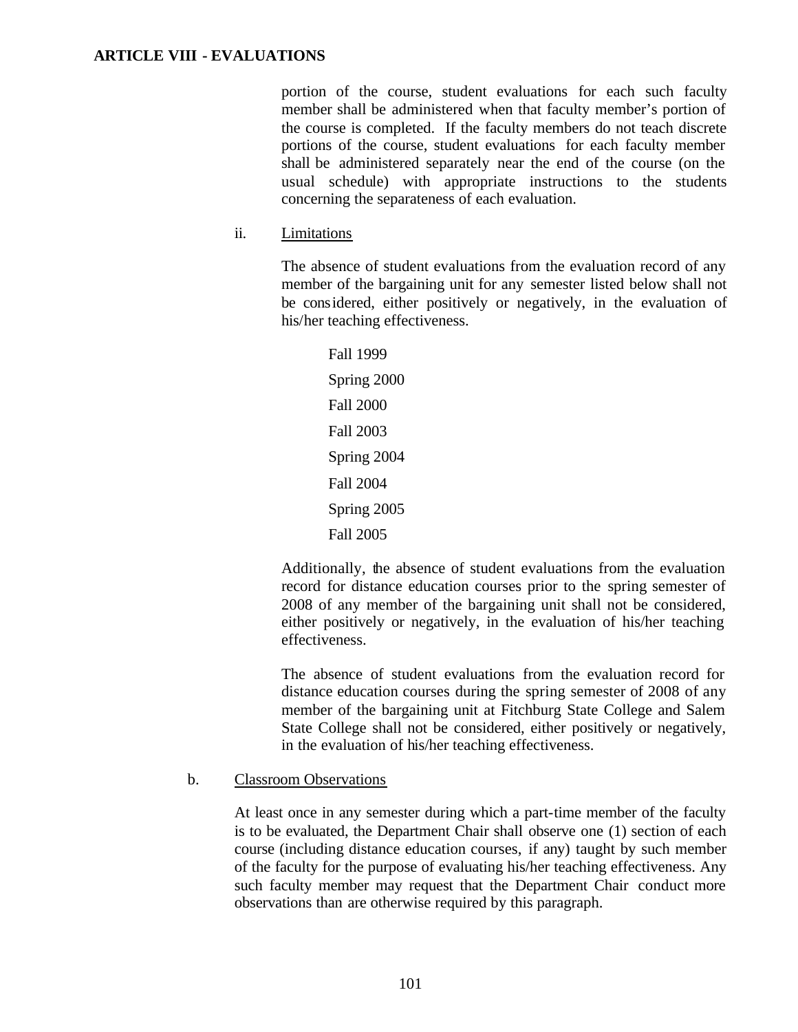portion of the course, student evaluations for each such faculty member shall be administered when that faculty member's portion of the course is completed. If the faculty members do not teach discrete portions of the course, student evaluations for each faculty member shall be administered separately near the end of the course (on the usual schedule) with appropriate instructions to the students concerning the separateness of each evaluation.

ii. Limitations

The absence of student evaluations from the evaluation record of any member of the bargaining unit for any semester listed below shall not be considered, either positively or negatively, in the evaluation of his/her teaching effectiveness.

Fall 1999

Spring 2000

Fall 2000

Fall 2003

Spring 2004

Fall 2004

Spring 2005

Fall 2005

Additionally, the absence of student evaluations from the evaluation record for distance education courses prior to the spring semester of 2008 of any member of the bargaining unit shall not be considered, either positively or negatively, in the evaluation of his/her teaching effectiveness.

The absence of student evaluations from the evaluation record for distance education courses during the spring semester of 2008 of any member of the bargaining unit at Fitchburg State College and Salem State College shall not be considered, either positively or negatively, in the evaluation of his/her teaching effectiveness.

b. Classroom Observations

At least once in any semester during which a part-time member of the faculty is to be evaluated, the Department Chair shall observe one (1) section of each course (including distance education courses, if any) taught by such member of the faculty for the purpose of evaluating his/her teaching effectiveness. Any such faculty member may request that the Department Chair conduct more observations than are otherwise required by this paragraph.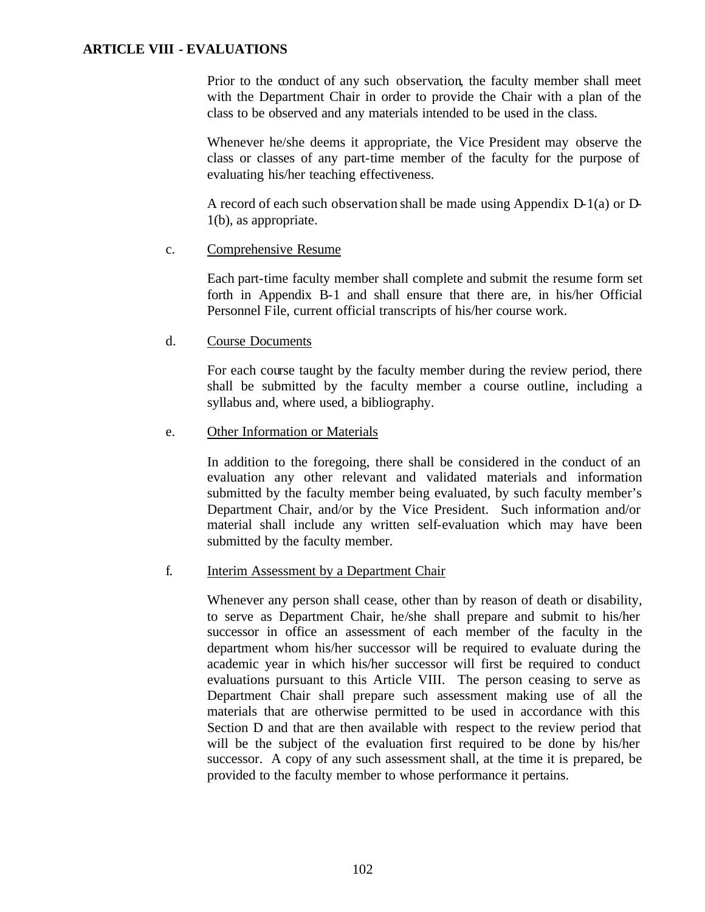**ARTICLE VIII - EVALUATIONS**

Prior to the conduct of any such observation, the faculty member shall meet with the Department Chair in order to provide the Chair with a plan of the class to be observed and any materials intended to be used in the class.

Whenever he/she deems it appropriate, the Vice President may observe the class or classes of any part-time member of the faculty for the purpose of evaluating his/her teaching effectiveness.

A record of each such observation shall be made using Appendix D-1(a) or D-1(b), as appropriate.

c. Comprehensive Resume

Each part-time faculty member shall complete and submit the resume form set forth in Appendix B-1 and shall ensure that there are, in his/her Official Personnel File, current official transcripts of his/her course work.

d. Course Documents

For each course taught by the faculty member during the review period, there shall be submitted by the faculty member a course outline, including a syllabus and, where used, a bibliography.

e. Other Information or Materials

In addition to the foregoing, there shall be considered in the conduct of an evaluation any other relevant and validated materials and information submitted by the faculty member being evaluated, by such faculty member's Department Chair, and/or by the Vice President. Such information and/or material shall include any written self-evaluation which may have been submitted by the faculty member.

f. Interim Assessment by a Department Chair

Whenever any person shall cease, other than by reason of death or disability, to serve as Department Chair, he/she shall prepare and submit to his/her successor in office an assessment of each member of the faculty in the department whom his/her successor will be required to evaluate during the academic year in which his/her successor will first be required to conduct evaluations pursuant to this Article VIII. The person ceasing to serve as Department Chair shall prepare such assessment making use of all the materials that are otherwise permitted to be used in accordance with this Section D and that are then available with respect to the review period that will be the subject of the evaluation first required to be done by his/her successor. A copy of any such assessment shall, at the time it is prepared, be provided to the faculty member to whose performance it pertains.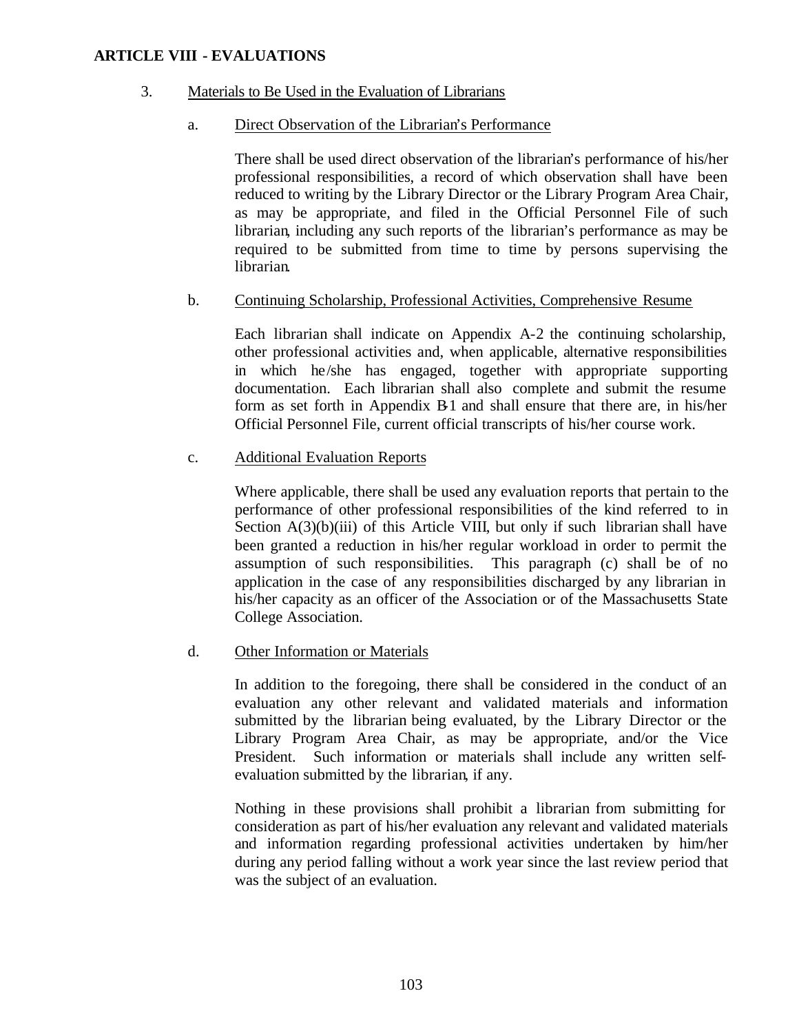**ARTICLE VIII - EVALUATIONS**

3. Materials to Be Used in the Evaluation of Librarians

   a. Direct Observation of the Librarian's Performance

      There shall be used direct observation of the librarian's performance of his/her professional responsibilities, a record of which observation shall have been reduced to writing by the Library Director or the Library Program Area Chair, as may be appropriate, and filed in the Official Personnel File of such librarian, including any such reports of the librarian's performance as may be required to be submitted from time to time by persons supervising the librarian.

   b. Continuing Scholarship, Professional Activities, Comprehensive Resume

      Each librarian shall indicate on Appendix A-2 the continuing scholarship, other professional activities and, when applicable, alternative responsibilities in which he/she has engaged, together with appropriate supporting documentation. Each librarian shall also complete and submit the resume form as set forth in Appendix B-1 and shall ensure that there are, in his/her Official Personnel File, current official transcripts of his/her course work.

   c. Additional Evaluation Reports

      Where applicable, there shall be used any evaluation reports that pertain to the performance of other professional responsibilities of the kind referred to in Section A(3)(b)(iii) of this Article VIII, but only if such librarian shall have been granted a reduction in his/her regular workload in order to permit the assumption of such responsibilities. This paragraph (c) shall be of no application in the case of any responsibilities discharged by any librarian in his/her capacity as an officer of the Association or of the Massachusetts State College Association.

   d. Other Information or Materials

      In addition to the foregoing, there shall be considered in the conduct of an evaluation any other relevant and validated materials and information submitted by the librarian being evaluated, by the Library Director or the Library Program Area Chair, as may be appropriate, and/or the Vice President. Such information or materials shall include any written self-evaluation submitted by the librarian, if any.

      Nothing in these provisions shall prohibit a librarian from submitting for consideration as part of his/her evaluation any relevant and validated materials and information regarding professional activities undertaken by him/her during any period falling without a work year since the last review period that was the subject of an evaluation.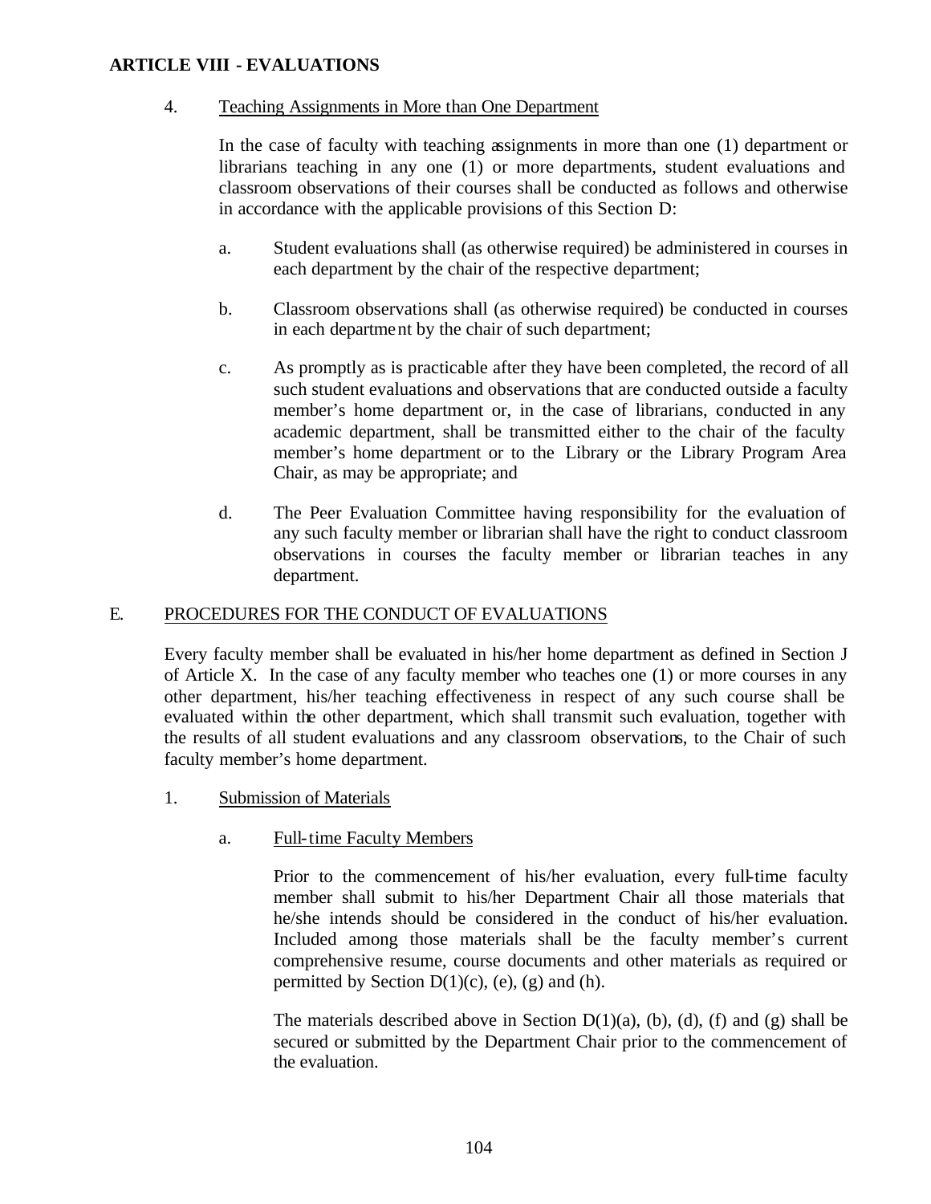**ARTICLE VIII - EVALUATIONS**

4. Teaching Assignments in More than One Department

In the case of faculty with teaching assignments in more than one (1) department or librarians teaching in any one (1) or more departments, student evaluations and classroom observations of their courses shall be conducted as follows and otherwise in accordance with the applicable provisions of this Section D:

a. Student evaluations shall (as otherwise required) be administered in courses in each department by the chair of the respective department;

b. Classroom observations shall (as otherwise required) be conducted in courses in each department by the chair of such department;

c. As promptly as is practicable after they have been completed, the record of all such student evaluations and observations that are conducted outside a faculty member's home department or, in the case of librarians, conducted in any academic department, shall be transmitted either to the chair of the faculty member's home department or to the Library or the Library Program Area Chair, as may be appropriate; and

d. The Peer Evaluation Committee having responsibility for the evaluation of any such faculty member or librarian shall have the right to conduct classroom observations in courses the faculty member or librarian teaches in any department.

E. PROCEDURES FOR THE CONDUCT OF EVALUATIONS

Every faculty member shall be evaluated in his/her home department as defined in Section J of Article X. In the case of any faculty member who teaches one (1) or more courses in any other department, his/her teaching effectiveness in respect of any such course shall be evaluated within the other department, which shall transmit such evaluation, together with the results of all student evaluations and any classroom observations, to the Chair of such faculty member's home department.

1. Submission of Materials

a. Full-time Faculty Members

Prior to the commencement of his/her evaluation, every full-time faculty member shall submit to his/her Department Chair all those materials that he/she intends should be considered in the conduct of his/her evaluation. Included among those materials shall be the faculty member's current comprehensive resume, course documents and other materials as required or permitted by Section D(1)(c), (e), (g) and (h).

The materials described above in Section D(1)(a), (b), (d), (f) and (g) shall be secured or submitted by the Department Chair prior to the commencement of the evaluation.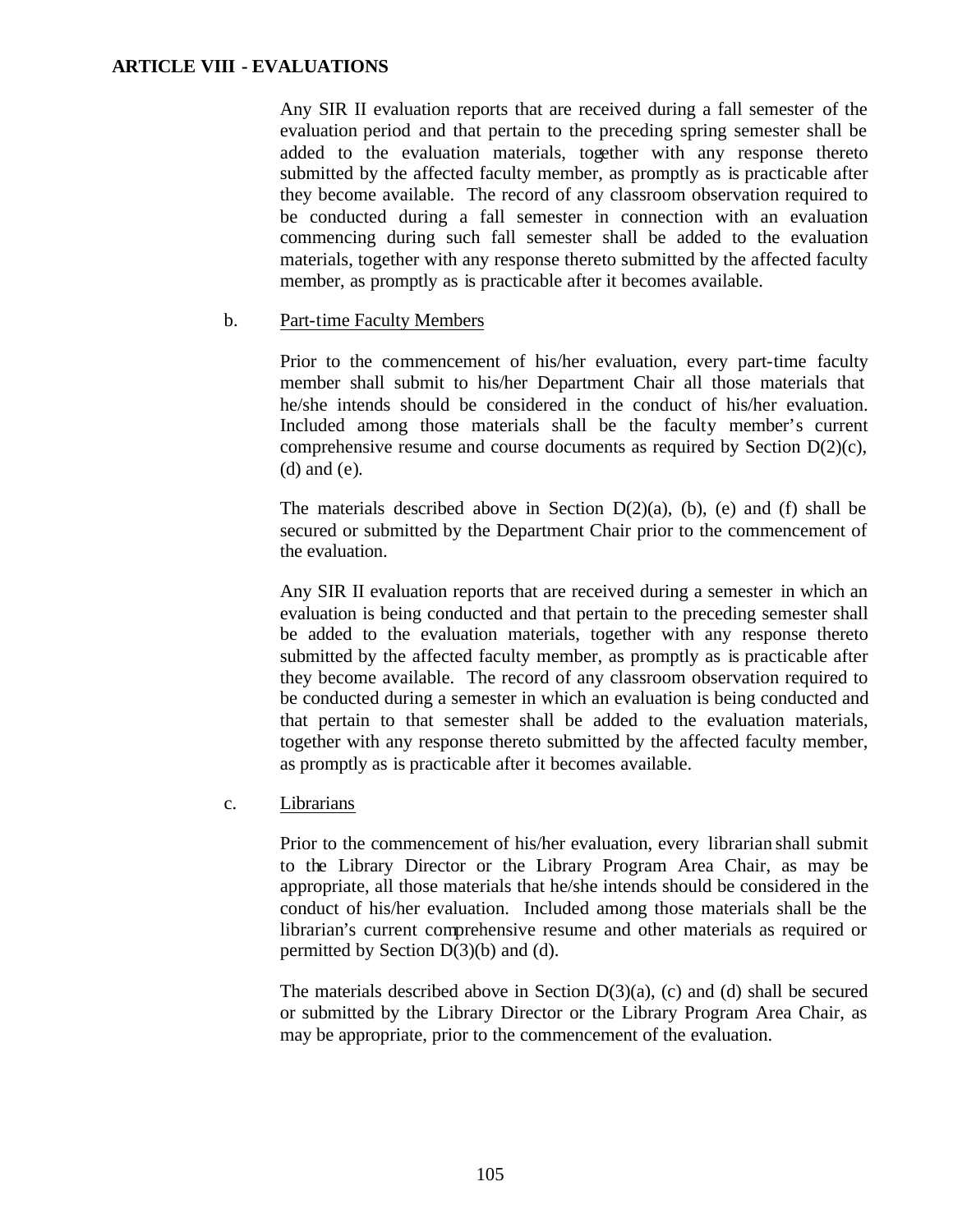**ARTICLE VIII - EVALUATIONS**

Any SIR II evaluation reports that are received during a fall semester of the evaluation period and that pertain to the preceding spring semester shall be added to the evaluation materials, together with any response thereto submitted by the affected faculty member, as promptly as is practicable after they become available. The record of any classroom observation required to be conducted during a fall semester in connection with an evaluation commencing during such fall semester shall be added to the evaluation materials, together with any response thereto submitted by the affected faculty member, as promptly as is practicable after it becomes available.

b. Part-time Faculty Members

Prior to the commencement of his/her evaluation, every part-time faculty member shall submit to his/her Department Chair all those materials that he/she intends should be considered in the conduct of his/her evaluation. Included among those materials shall be the faculty member's current comprehensive resume and course documents as required by Section D(2)(c), (d) and (e).

The materials described above in Section D(2)(a), (b), (e) and (f) shall be secured or submitted by the Department Chair prior to the commencement of the evaluation.

Any SIR II evaluation reports that are received during a semester in which an evaluation is being conducted and that pertain to the preceding semester shall be added to the evaluation materials, together with any response thereto submitted by the affected faculty member, as promptly as is practicable after they become available. The record of any classroom observation required to be conducted during a semester in which an evaluation is being conducted and that pertain to that semester shall be added to the evaluation materials, together with any response thereto submitted by the affected faculty member, as promptly as is practicable after it becomes available.

c. Librarians

Prior to the commencement of his/her evaluation, every librarian shall submit to the Library Director or the Library Program Area Chair, as may be appropriate, all those materials that he/she intends should be considered in the conduct of his/her evaluation. Included among those materials shall be the librarian's current comprehensive resume and other materials as required or permitted by Section D(3)(b) and (d).

The materials described above in Section D(3)(a), (c) and (d) shall be secured or submitted by the Library Director or the Library Program Area Chair, as may be appropriate, prior to the commencement of the evaluation.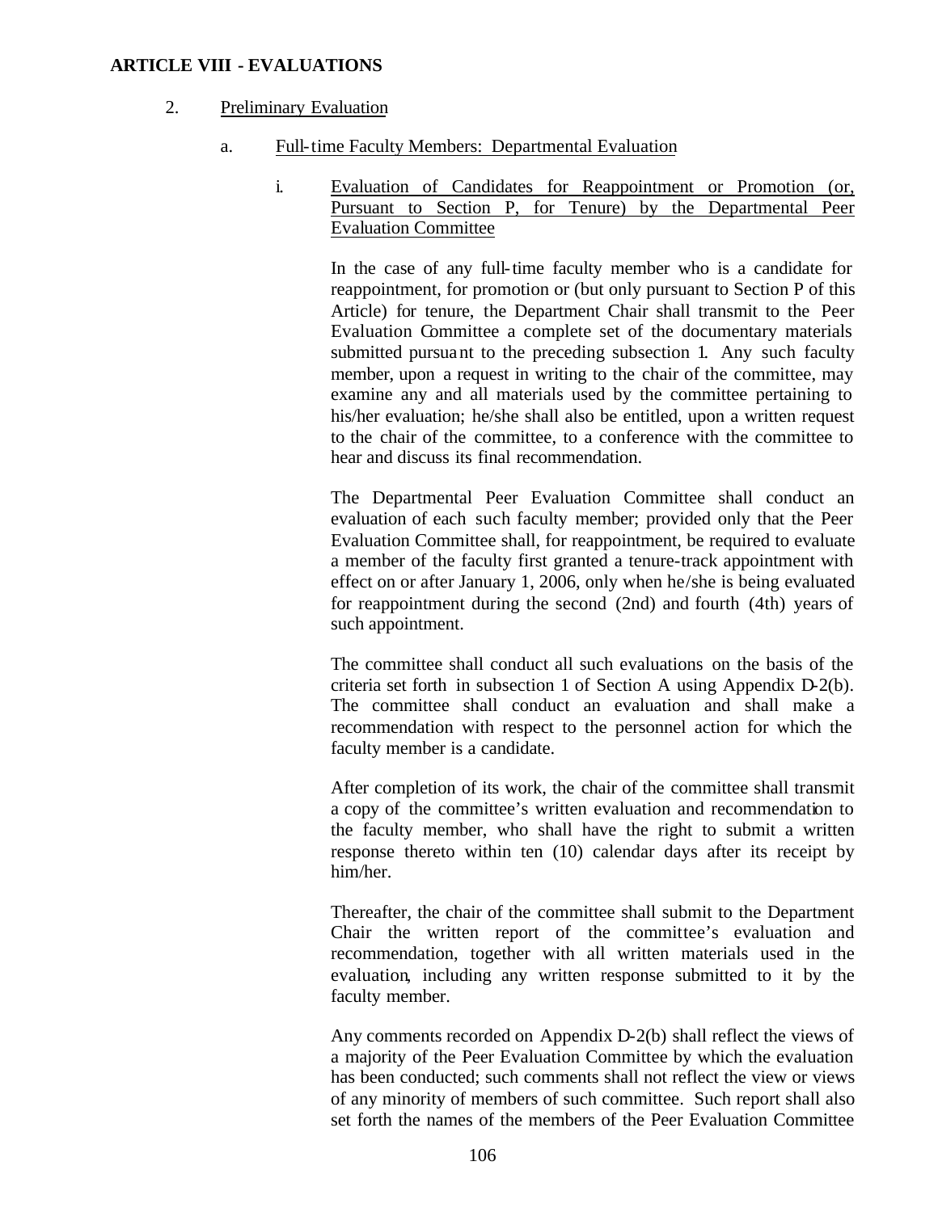## ARTICLE VIII - EVALUATIONS

2. Preliminary Evaluation

   a. Full-time Faculty Members: Departmental Evaluation

      i. Evaluation of Candidates for Reappointment or Promotion (or, Pursuant to Section P, for Tenure) by the Departmental Peer Evaluation Committee

         In the case of any full-time faculty member who is a candidate for reappointment, for promotion or (but only pursuant to Section P of this Article) for tenure, the Department Chair shall transmit to the Peer Evaluation Committee a complete set of the documentary materials submitted pursuant to the preceding subsection 1. Any such faculty member, upon a request in writing to the chair of the committee, may examine any and all materials used by the committee pertaining to his/her evaluation; he/she shall also be entitled, upon a written request to the chair of the committee, to a conference with the committee to hear and discuss its final recommendation.

         The Departmental Peer Evaluation Committee shall conduct an evaluation of each such faculty member; provided only that the Peer Evaluation Committee shall, for reappointment, be required to evaluate a member of the faculty first granted a tenure-track appointment with effect on or after January 1, 2006, only when he/she is being evaluated for reappointment during the second (2nd) and fourth (4th) years of such appointment.

         The committee shall conduct all such evaluations on the basis of the criteria set forth in subsection 1 of Section A using Appendix D-2(b). The committee shall conduct an evaluation and shall make a recommendation with respect to the personnel action for which the faculty member is a candidate.

         After completion of its work, the chair of the committee shall transmit a copy of the committee's written evaluation and recommendation to the faculty member, who shall have the right to submit a written response thereto within ten (10) calendar days after its receipt by him/her.

         Thereafter, the chair of the committee shall submit to the Department Chair the written report of the committee's evaluation and recommendation, together with all written materials used in the evaluation, including any written response submitted to it by the faculty member.

         Any comments recorded on Appendix D-2(b) shall reflect the views of a majority of the Peer Evaluation Committee by which the evaluation has been conducted; such comments shall not reflect the view or views of any minority of members of such committee. Such report shall also set forth the names of the members of the Peer Evaluation Committee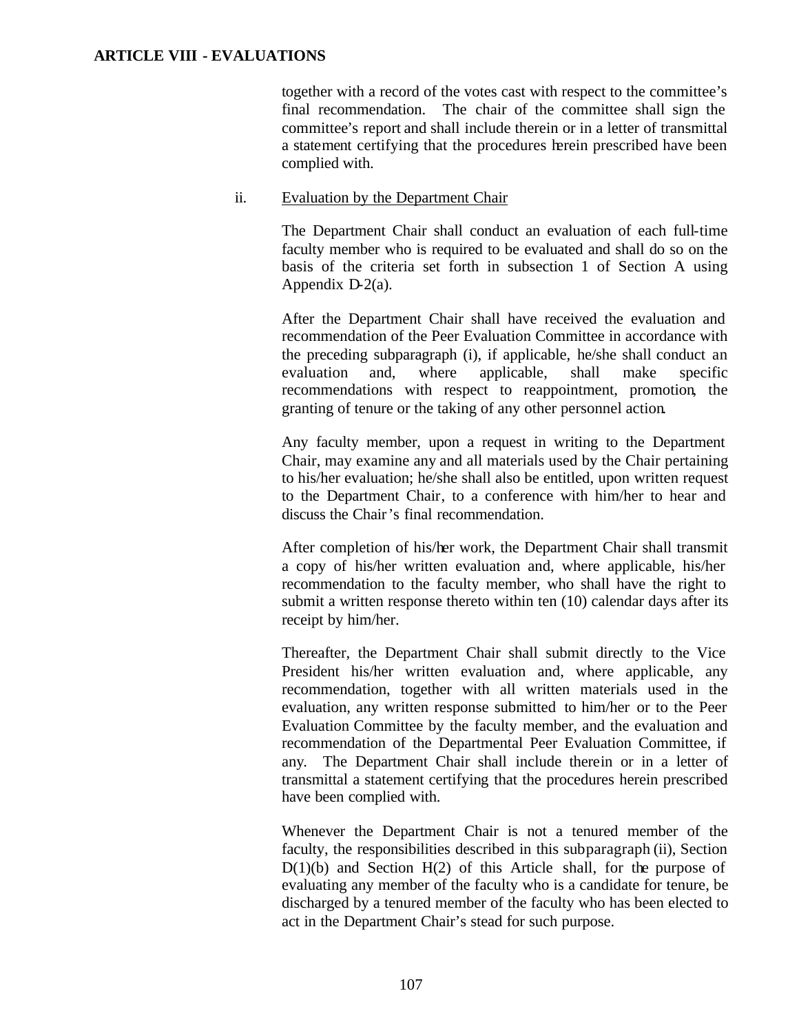together with a record of the votes cast with respect to the committee's final recommendation. The chair of the committee shall sign the committee's report and shall include therein or in a letter of transmittal a statement certifying that the procedures herein prescribed have been complied with.

ii. Evaluation by the Department Chair

The Department Chair shall conduct an evaluation of each full-time faculty member who is required to be evaluated and shall do so on the basis of the criteria set forth in subsection 1 of Section A using Appendix D-2(a).

After the Department Chair shall have received the evaluation and recommendation of the Peer Evaluation Committee in accordance with the preceding subparagraph (i), if applicable, he/she shall conduct an evaluation and, where applicable, shall make specific recommendations with respect to reappointment, promotion, the granting of tenure or the taking of any other personnel action.

Any faculty member, upon a request in writing to the Department Chair, may examine any and all materials used by the Chair pertaining to his/her evaluation; he/she shall also be entitled, upon written request to the Department Chair, to a conference with him/her to hear and discuss the Chair's final recommendation.

After completion of his/her work, the Department Chair shall transmit a copy of his/her written evaluation and, where applicable, his/her recommendation to the faculty member, who shall have the right to submit a written response thereto within ten (10) calendar days after its receipt by him/her.

Thereafter, the Department Chair shall submit directly to the Vice President his/her written evaluation and, where applicable, any recommendation, together with all written materials used in the evaluation, any written response submitted to him/her or to the Peer Evaluation Committee by the faculty member, and the evaluation and recommendation of the Departmental Peer Evaluation Committee, if any. The Department Chair shall include therein or in a letter of transmittal a statement certifying that the procedures herein prescribed have been complied with.

Whenever the Department Chair is not a tenured member of the faculty, the responsibilities described in this subparagraph (ii), Section D(1)(b) and Section H(2) of this Article shall, for the purpose of evaluating any member of the faculty who is a candidate for tenure, be discharged by a tenured member of the faculty who has been elected to act in the Department Chair's stead for such purpose.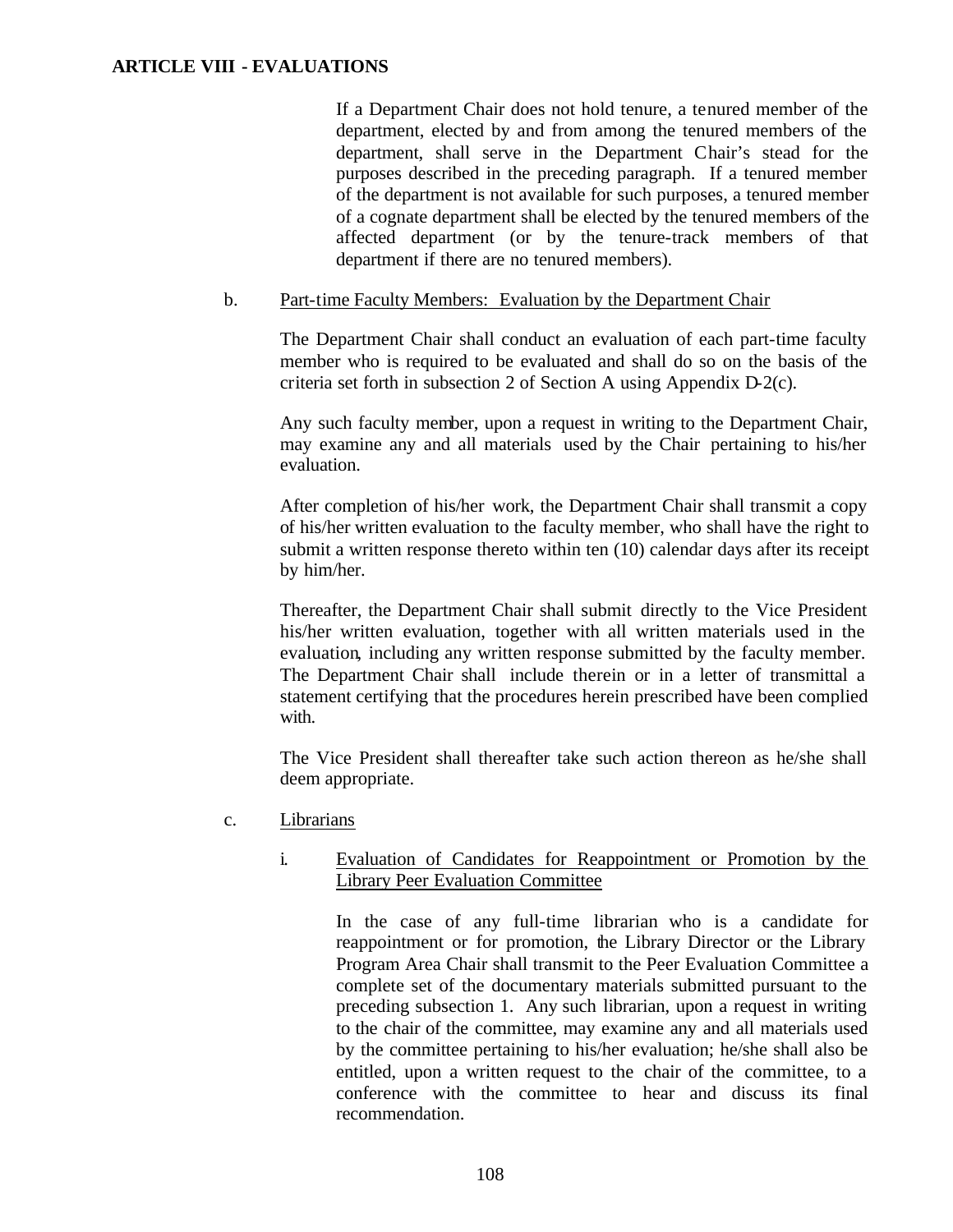If a Department Chair does not hold tenure, a tenured member of the department, elected by and from among the tenured members of the department, shall serve in the Department Chair's stead for the purposes described in the preceding paragraph. If a tenured member of the department is not available for such purposes, a tenured member of a cognate department shall be elected by the tenured members of the affected department (or by the tenure-track members of that department if there are no tenured members).

b. Part-time Faculty Members: Evaluation by the Department Chair

The Department Chair shall conduct an evaluation of each part-time faculty member who is required to be evaluated and shall do so on the basis of the criteria set forth in subsection 2 of Section A using Appendix D-2(c).

Any such faculty member, upon a request in writing to the Department Chair, may examine any and all materials used by the Chair pertaining to his/her evaluation.

After completion of his/her work, the Department Chair shall transmit a copy of his/her written evaluation to the faculty member, who shall have the right to submit a written response thereto within ten (10) calendar days after its receipt by him/her.

Thereafter, the Department Chair shall submit directly to the Vice President his/her written evaluation, together with all written materials used in the evaluation, including any written response submitted by the faculty member. The Department Chair shall include therein or in a letter of transmittal a statement certifying that the procedures herein prescribed have been complied with.

The Vice President shall thereafter take such action thereon as he/she shall deem appropriate.

c. Librarians

i. Evaluation of Candidates for Reappointment or Promotion by the Library Peer Evaluation Committee

In the case of any full-time librarian who is a candidate for reappointment or for promotion, the Library Director or the Library Program Area Chair shall transmit to the Peer Evaluation Committee a complete set of the documentary materials submitted pursuant to the preceding subsection 1. Any such librarian, upon a request in writing to the chair of the committee, may examine any and all materials used by the committee pertaining to his/her evaluation; he/she shall also be entitled, upon a written request to the chair of the committee, to a conference with the committee to hear and discuss its final recommendation.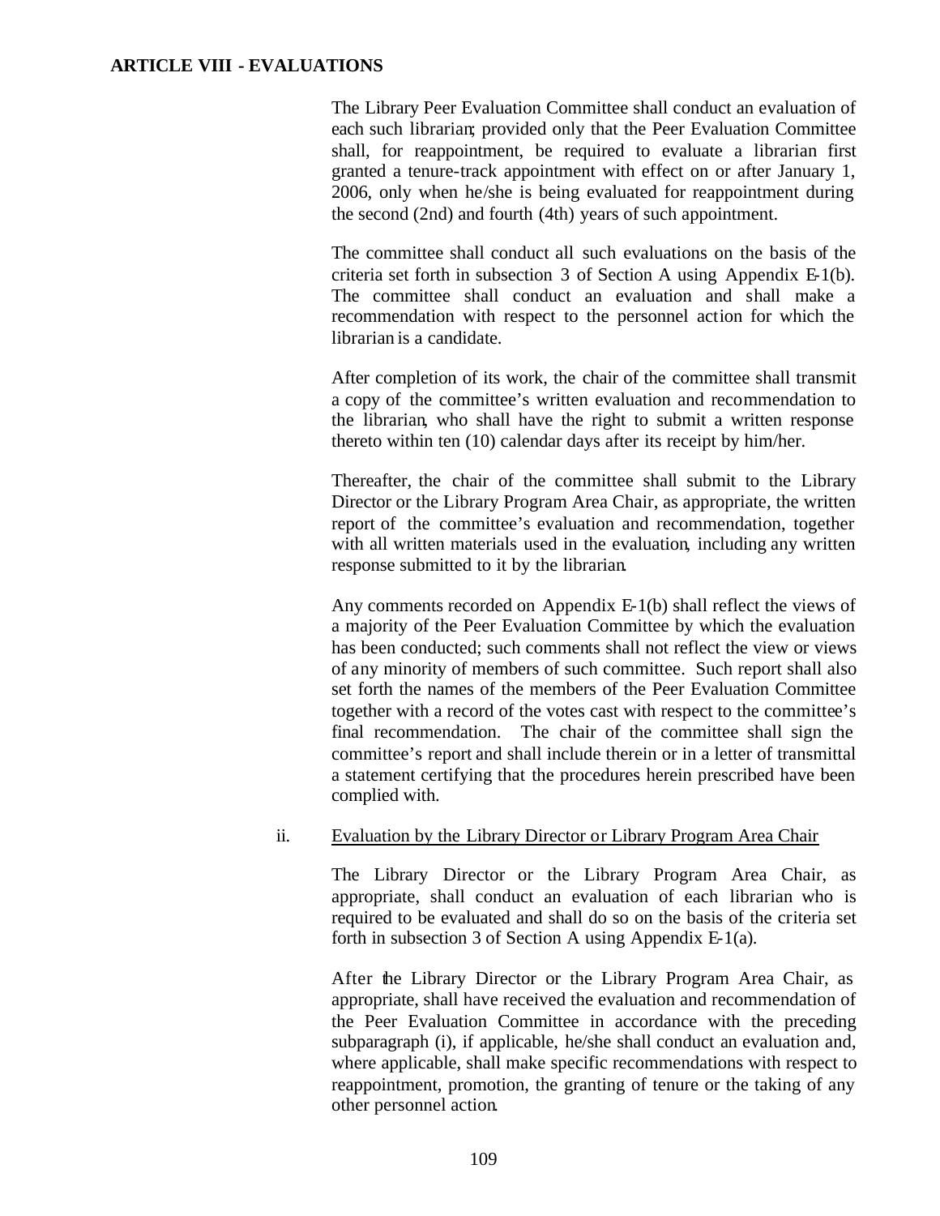**ARTICLE VIII - EVALUATIONS**

The Library Peer Evaluation Committee shall conduct an evaluation of each such librarian; provided only that the Peer Evaluation Committee shall, for reappointment, be required to evaluate a librarian first granted a tenure-track appointment with effect on or after January 1, 2006, only when he/she is being evaluated for reappointment during the second (2nd) and fourth (4th) years of such appointment.

The committee shall conduct all such evaluations on the basis of the criteria set forth in subsection 3 of Section A using Appendix E-1(b). The committee shall conduct an evaluation and shall make a recommendation with respect to the personnel action for which the librarian is a candidate.

After completion of its work, the chair of the committee shall transmit a copy of the committee's written evaluation and recommendation to the librarian, who shall have the right to submit a written response thereto within ten (10) calendar days after its receipt by him/her.

Thereafter, the chair of the committee shall submit to the Library Director or the Library Program Area Chair, as appropriate, the written report of the committee's evaluation and recommendation, together with all written materials used in the evaluation, including any written response submitted to it by the librarian.

Any comments recorded on Appendix E-1(b) shall reflect the views of a majority of the Peer Evaluation Committee by which the evaluation has been conducted; such comments shall not reflect the view or views of any minority of members of such committee. Such report shall also set forth the names of the members of the Peer Evaluation Committee together with a record of the votes cast with respect to the committee's final recommendation. The chair of the committee shall sign the committee's report and shall include therein or in a letter of transmittal a statement certifying that the procedures herein prescribed have been complied with.

ii. Evaluation by the Library Director or Library Program Area Chair

The Library Director or the Library Program Area Chair, as appropriate, shall conduct an evaluation of each librarian who is required to be evaluated and shall do so on the basis of the criteria set forth in subsection 3 of Section A using Appendix E-1(a).

After the Library Director or the Library Program Area Chair, as appropriate, shall have received the evaluation and recommendation of the Peer Evaluation Committee in accordance with the preceding subparagraph (i), if applicable, he/she shall conduct an evaluation and, where applicable, shall make specific recommendations with respect to reappointment, promotion, the granting of tenure or the taking of any other personnel action.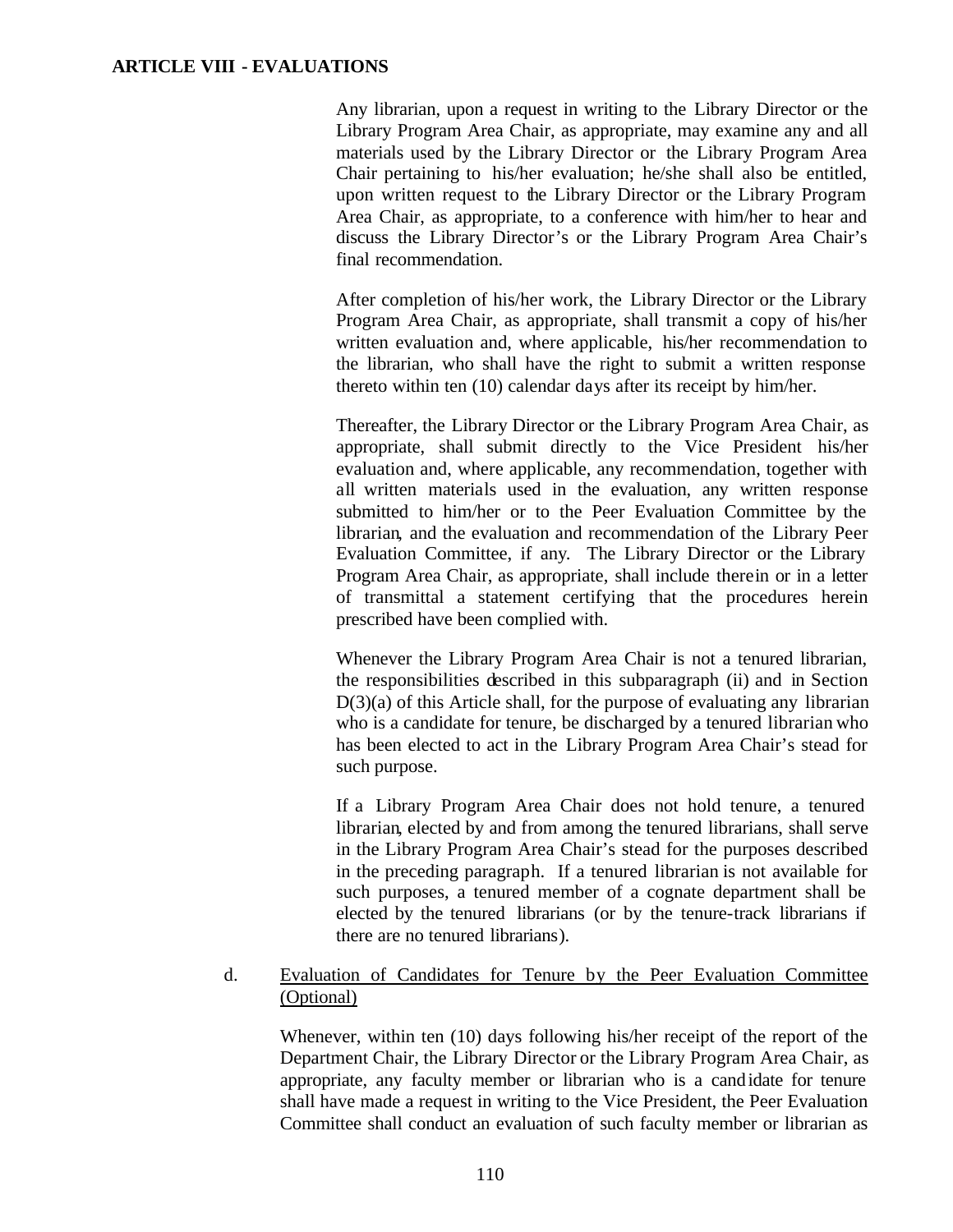**ARTICLE VIII - EVALUATIONS**

Any librarian, upon a request in writing to the Library Director or the Library Program Area Chair, as appropriate, may examine any and all materials used by the Library Director or the Library Program Area Chair pertaining to his/her evaluation; he/she shall also be entitled, upon written request to the Library Director or the Library Program Area Chair, as appropriate, to a conference with him/her to hear and discuss the Library Director's or the Library Program Area Chair's final recommendation.

After completion of his/her work, the Library Director or the Library Program Area Chair, as appropriate, shall transmit a copy of his/her written evaluation and, where applicable, his/her recommendation to the librarian, who shall have the right to submit a written response thereto within ten (10) calendar days after its receipt by him/her.

Thereafter, the Library Director or the Library Program Area Chair, as appropriate, shall submit directly to the Vice President his/her evaluation and, where applicable, any recommendation, together with all written materials used in the evaluation, any written response submitted to him/her or to the Peer Evaluation Committee by the librarian, and the evaluation and recommendation of the Library Peer Evaluation Committee, if any. The Library Director or the Library Program Area Chair, as appropriate, shall include therein or in a letter of transmittal a statement certifying that the procedures herein prescribed have been complied with.

Whenever the Library Program Area Chair is not a tenured librarian, the responsibilities described in this subparagraph (ii) and in Section D(3)(a) of this Article shall, for the purpose of evaluating any librarian who is a candidate for tenure, be discharged by a tenured librarian who has been elected to act in the Library Program Area Chair's stead for such purpose.

If a Library Program Area Chair does not hold tenure, a tenured librarian, elected by and from among the tenured librarians, shall serve in the Library Program Area Chair's stead for the purposes described in the preceding paragraph. If a tenured librarian is not available for such purposes, a tenured member of a cognate department shall be elected by the tenured librarians (or by the tenure-track librarians if there are no tenured librarians).

d. Evaluation of Candidates for Tenure by the Peer Evaluation Committee (Optional)

Whenever, within ten (10) days following his/her receipt of the report of the Department Chair, the Library Director or the Library Program Area Chair, as appropriate, any faculty member or librarian who is a candidate for tenure shall have made a request in writing to the Vice President, the Peer Evaluation Committee shall conduct an evaluation of such faculty member or librarian as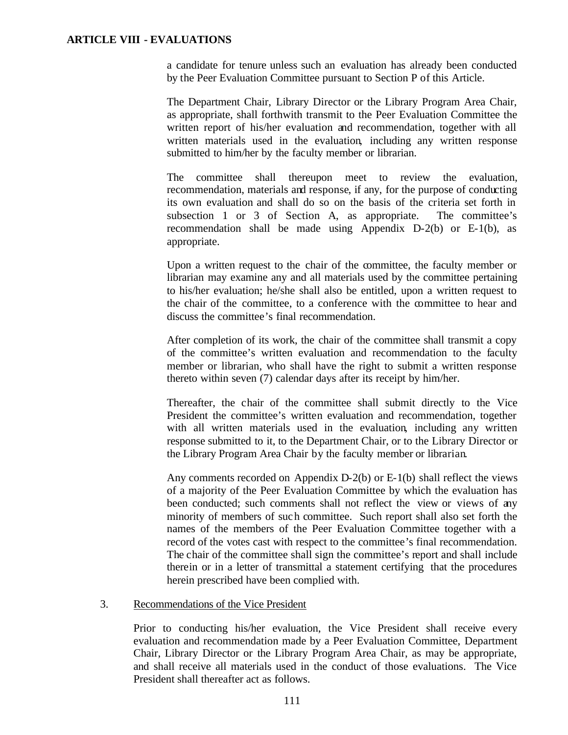a candidate for tenure unless such an evaluation has already been conducted by the Peer Evaluation Committee pursuant to Section P of this Article.

The Department Chair, Library Director or the Library Program Area Chair, as appropriate, shall forthwith transmit to the Peer Evaluation Committee the written report of his/her evaluation and recommendation, together with all written materials used in the evaluation, including any written response submitted to him/her by the faculty member or librarian.

The committee shall thereupon meet to review the evaluation, recommendation, materials and response, if any, for the purpose of conducting its own evaluation and shall do so on the basis of the criteria set forth in subsection 1 or 3 of Section A, as appropriate. The committee's recommendation shall be made using Appendix D-2(b) or E-1(b), as appropriate.

Upon a written request to the chair of the committee, the faculty member or librarian may examine any and all materials used by the committee pertaining to his/her evaluation; he/she shall also be entitled, upon a written request to the chair of the committee, to a conference with the committee to hear and discuss the committee's final recommendation.

After completion of its work, the chair of the committee shall transmit a copy of the committee's written evaluation and recommendation to the faculty member or librarian, who shall have the right to submit a written response thereto within seven (7) calendar days after its receipt by him/her.

Thereafter, the chair of the committee shall submit directly to the Vice President the committee's written evaluation and recommendation, together with all written materials used in the evaluation, including any written response submitted to it, to the Department Chair, or to the Library Director or the Library Program Area Chair by the faculty member or librarian.

Any comments recorded on Appendix D-2(b) or E-1(b) shall reflect the views of a majority of the Peer Evaluation Committee by which the evaluation has been conducted; such comments shall not reflect the view or views of any minority of members of such committee. Such report shall also set forth the names of the members of the Peer Evaluation Committee together with a record of the votes cast with respect to the committee's final recommendation. The chair of the committee shall sign the committee's report and shall include therein or in a letter of transmittal a statement certifying that the procedures herein prescribed have been complied with.

3. Recommendations of the Vice President

Prior to conducting his/her evaluation, the Vice President shall receive every evaluation and recommendation made by a Peer Evaluation Committee, Department Chair, Library Director or the Library Program Area Chair, as may be appropriate, and shall receive all materials used in the conduct of those evaluations. The Vice President shall thereafter act as follows.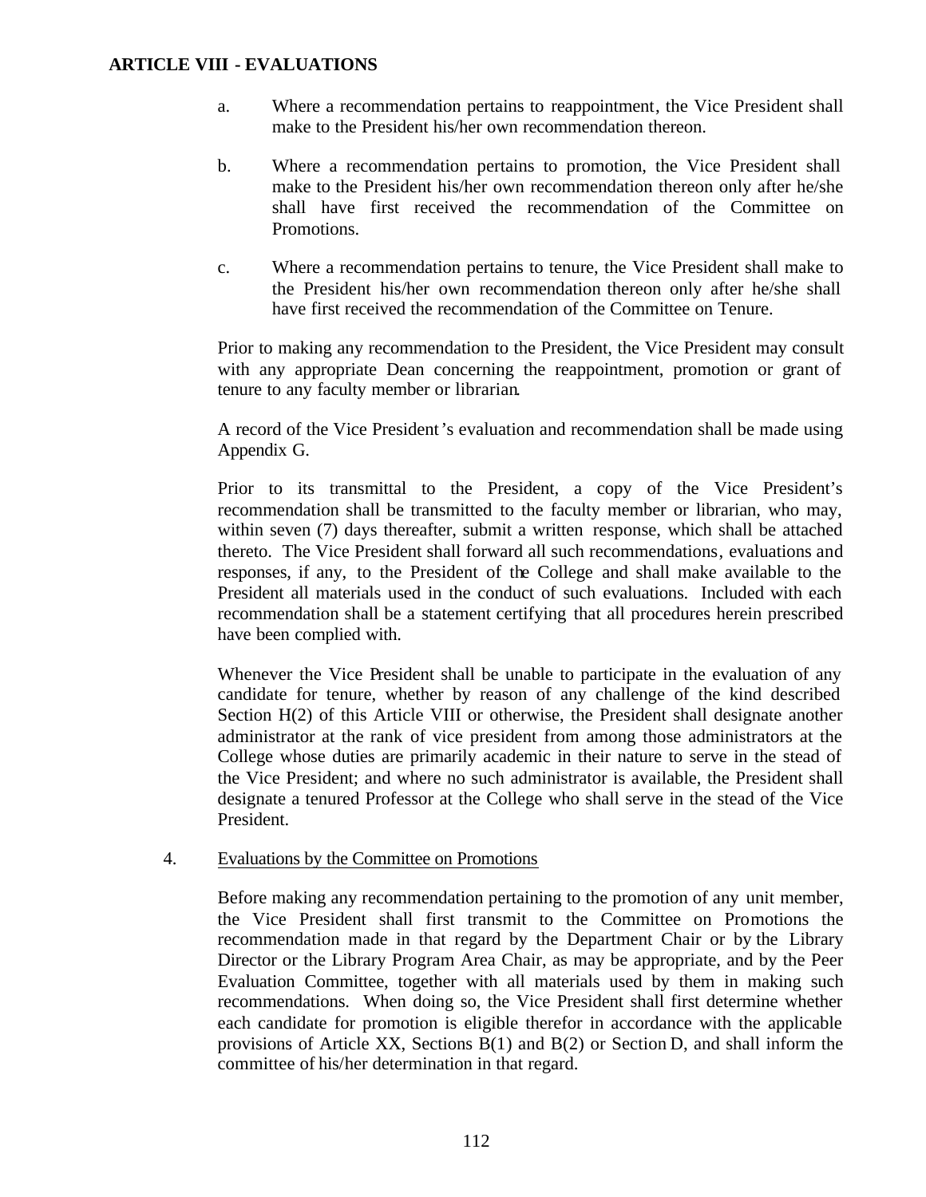**ARTICLE VIII - EVALUATIONS**

a. Where a recommendation pertains to reappointment, the Vice President shall make to the President his/her own recommendation thereon.

b. Where a recommendation pertains to promotion, the Vice President shall make to the President his/her own recommendation thereon only after he/she shall have first received the recommendation of the Committee on Promotions.

c. Where a recommendation pertains to tenure, the Vice President shall make to the President his/her own recommendation thereon only after he/she shall have first received the recommendation of the Committee on Tenure.

Prior to making any recommendation to the President, the Vice President may consult with any appropriate Dean concerning the reappointment, promotion or grant of tenure to any faculty member or librarian.

A record of the Vice President's evaluation and recommendation shall be made using Appendix G.

Prior to its transmittal to the President, a copy of the Vice President's recommendation shall be transmitted to the faculty member or librarian, who may, within seven (7) days thereafter, submit a written response, which shall be attached thereto. The Vice President shall forward all such recommendations, evaluations and responses, if any, to the President of the College and shall make available to the President all materials used in the conduct of such evaluations. Included with each recommendation shall be a statement certifying that all procedures herein prescribed have been complied with.

Whenever the Vice President shall be unable to participate in the evaluation of any candidate for tenure, whether by reason of any challenge of the kind described Section H(2) of this Article VIII or otherwise, the President shall designate another administrator at the rank of vice president from among those administrators at the College whose duties are primarily academic in their nature to serve in the stead of the Vice President; and where no such administrator is available, the President shall designate a tenured Professor at the College who shall serve in the stead of the Vice President.

4. Evaluations by the Committee on Promotions

Before making any recommendation pertaining to the promotion of any unit member, the Vice President shall first transmit to the Committee on Promotions the recommendation made in that regard by the Department Chair or by the Library Director or the Library Program Area Chair, as may be appropriate, and by the Peer Evaluation Committee, together with all materials used by them in making such recommendations. When doing so, the Vice President shall first determine whether each candidate for promotion is eligible therefor in accordance with the applicable provisions of Article XX, Sections B(1) and B(2) or Section D, and shall inform the committee of his/her determination in that regard.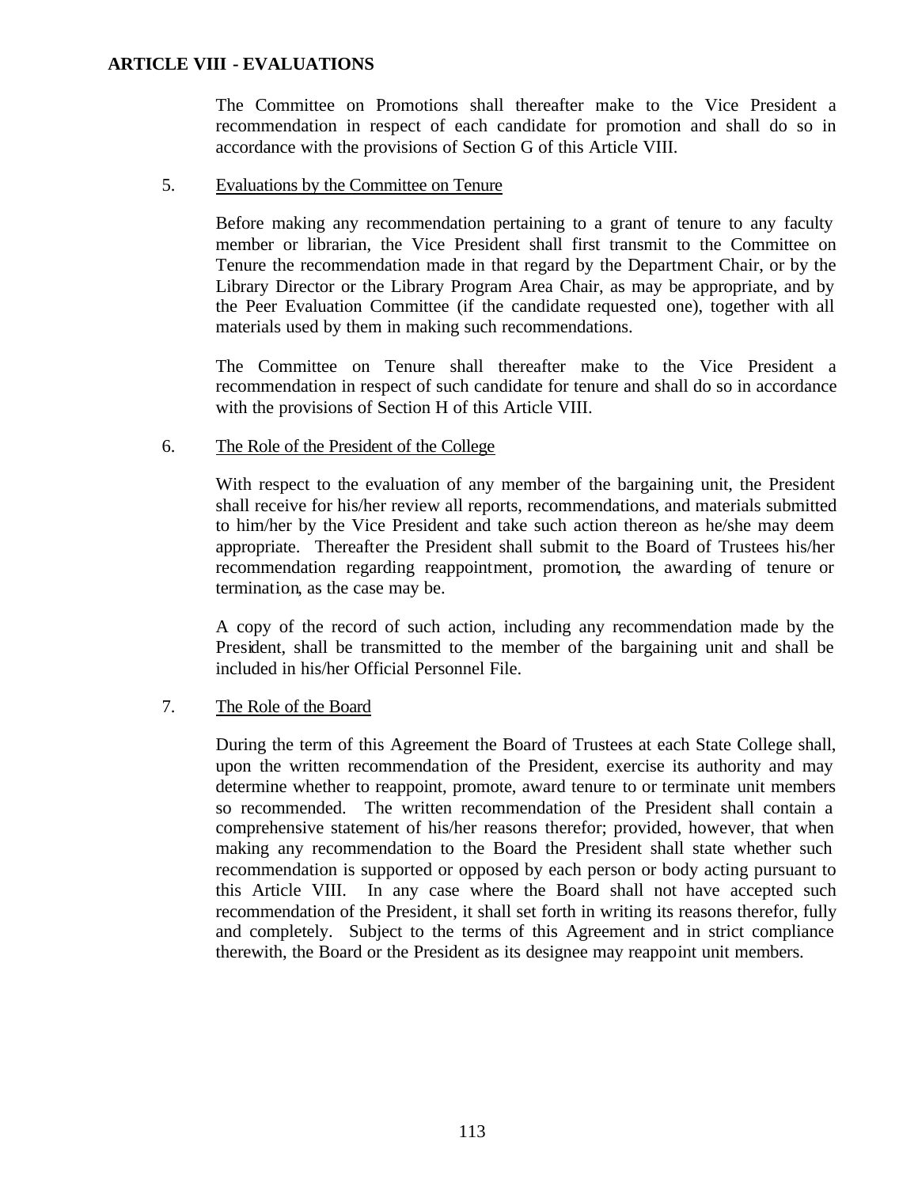**ARTICLE VIII - EVALUATIONS**

The Committee on Promotions shall thereafter make to the Vice President a recommendation in respect of each candidate for promotion and shall do so in accordance with the provisions of Section G of this Article VIII.

5. Evaluations by the Committee on Tenure

Before making any recommendation pertaining to a grant of tenure to any faculty member or librarian, the Vice President shall first transmit to the Committee on Tenure the recommendation made in that regard by the Department Chair, or by the Library Director or the Library Program Area Chair, as may be appropriate, and by the Peer Evaluation Committee (if the candidate requested one), together with all materials used by them in making such recommendations.

The Committee on Tenure shall thereafter make to the Vice President a recommendation in respect of such candidate for tenure and shall do so in accordance with the provisions of Section H of this Article VIII.

6. The Role of the President of the College

With respect to the evaluation of any member of the bargaining unit, the President shall receive for his/her review all reports, recommendations, and materials submitted to him/her by the Vice President and take such action thereon as he/she may deem appropriate. Thereafter the President shall submit to the Board of Trustees his/her recommendation regarding reappointment, promotion, the awarding of tenure or termination, as the case may be.

A copy of the record of such action, including any recommendation made by the President, shall be transmitted to the member of the bargaining unit and shall be included in his/her Official Personnel File.

7. The Role of the Board

During the term of this Agreement the Board of Trustees at each State College shall, upon the written recommendation of the President, exercise its authority and may determine whether to reappoint, promote, award tenure to or terminate unit members so recommended. The written recommendation of the President shall contain a comprehensive statement of his/her reasons therefor; provided, however, that when making any recommendation to the Board the President shall state whether such recommendation is supported or opposed by each person or body acting pursuant to this Article VIII. In any case where the Board shall not have accepted such recommendation of the President, it shall set forth in writing its reasons therefor, fully and completely. Subject to the terms of this Agreement and in strict compliance therewith, the Board or the President as its designee may reappoint unit members.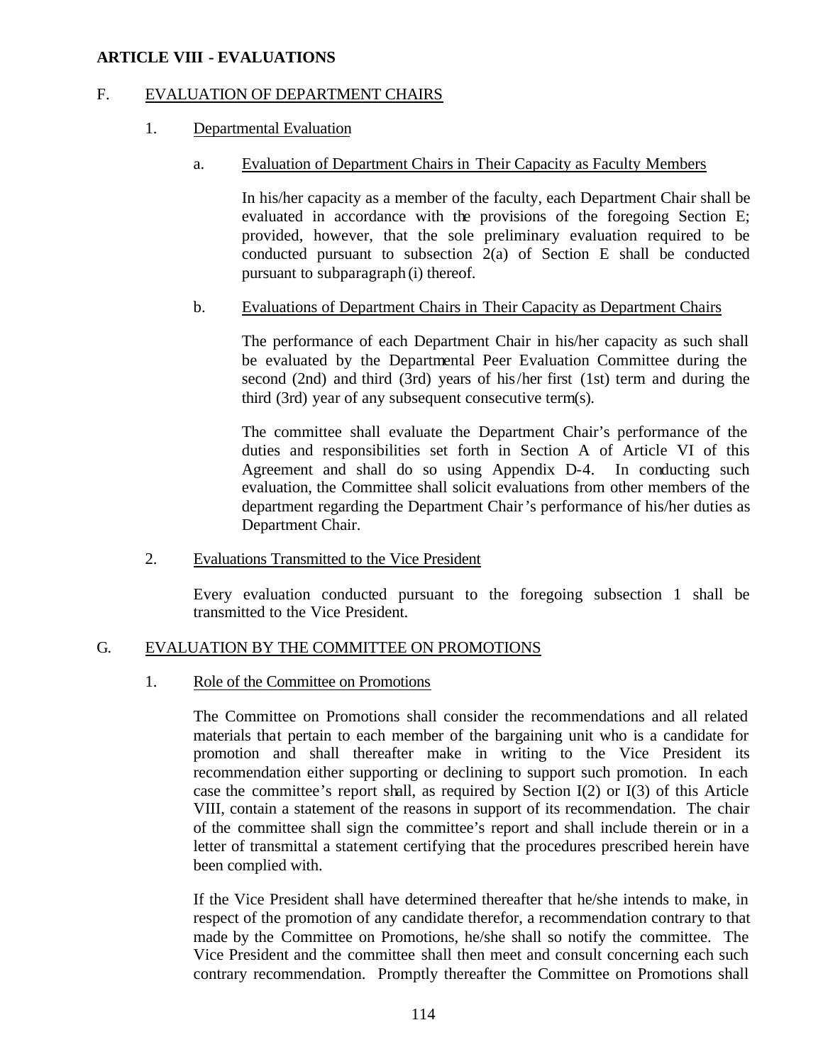**ARTICLE VIII - EVALUATIONS**

F. EVALUATION OF DEPARTMENT CHAIRS

1. Departmental Evaluation

a. Evaluation of Department Chairs in Their Capacity as Faculty Members

In his/her capacity as a member of the faculty, each Department Chair shall be evaluated in accordance with the provisions of the foregoing Section E; provided, however, that the sole preliminary evaluation required to be conducted pursuant to subsection 2(a) of Section E shall be conducted pursuant to subparagraph (i) thereof.

b. Evaluations of Department Chairs in Their Capacity as Department Chairs

The performance of each Department Chair in his/her capacity as such shall be evaluated by the Departmental Peer Evaluation Committee during the second (2nd) and third (3rd) years of his/her first (1st) term and during the third (3rd) year of any subsequent consecutive term(s).

The committee shall evaluate the Department Chair's performance of the duties and responsibilities set forth in Section A of Article VI of this Agreement and shall do so using Appendix D-4. In conducting such evaluation, the Committee shall solicit evaluations from other members of the department regarding the Department Chair's performance of his/her duties as Department Chair.

2. Evaluations Transmitted to the Vice President

Every evaluation conducted pursuant to the foregoing subsection 1 shall be transmitted to the Vice President.

G. EVALUATION BY THE COMMITTEE ON PROMOTIONS

1. Role of the Committee on Promotions

The Committee on Promotions shall consider the recommendations and all related materials that pertain to each member of the bargaining unit who is a candidate for promotion and shall thereafter make in writing to the Vice President its recommendation either supporting or declining to support such promotion. In each case the committee's report shall, as required by Section I(2) or I(3) of this Article VIII, contain a statement of the reasons in support of its recommendation. The chair of the committee shall sign the committee's report and shall include therein or in a letter of transmittal a statement certifying that the procedures prescribed herein have been complied with.

If the Vice President shall have determined thereafter that he/she intends to make, in respect of the promotion of any candidate therefor, a recommendation contrary to that made by the Committee on Promotions, he/she shall so notify the committee. The Vice President and the committee shall then meet and consult concerning each such contrary recommendation. Promptly thereafter the Committee on Promotions shall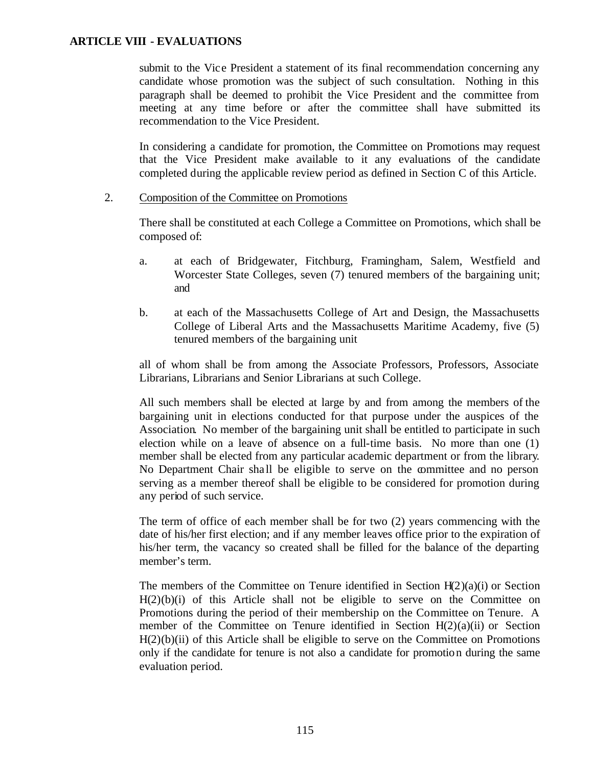submit to the Vice President a statement of its final recommendation concerning any candidate whose promotion was the subject of such consultation. Nothing in this paragraph shall be deemed to prohibit the Vice President and the committee from meeting at any time before or after the committee shall have submitted its recommendation to the Vice President.

In considering a candidate for promotion, the Committee on Promotions may request that the Vice President make available to it any evaluations of the candidate completed during the applicable review period as defined in Section C of this Article.

2. Composition of the Committee on Promotions

There shall be constituted at each College a Committee on Promotions, which shall be composed of:

a. at each of Bridgewater, Fitchburg, Framingham, Salem, Westfield and Worcester State Colleges, seven (7) tenured members of the bargaining unit; and

b. at each of the Massachusetts College of Art and Design, the Massachusetts College of Liberal Arts and the Massachusetts Maritime Academy, five (5) tenured members of the bargaining unit

all of whom shall be from among the Associate Professors, Professors, Associate Librarians, Librarians and Senior Librarians at such College.

All such members shall be elected at large by and from among the members of the bargaining unit in elections conducted for that purpose under the auspices of the Association. No member of the bargaining unit shall be entitled to participate in such election while on a leave of absence on a full-time basis. No more than one (1) member shall be elected from any particular academic department or from the library. No Department Chair shall be eligible to serve on the committee and no person serving as a member thereof shall be eligible to be considered for promotion during any period of such service.

The term of office of each member shall be for two (2) years commencing with the date of his/her first election; and if any member leaves office prior to the expiration of his/her term, the vacancy so created shall be filled for the balance of the departing member's term.

The members of the Committee on Tenure identified in Section H(2)(a)(i) or Section H(2)(b)(i) of this Article shall not be eligible to serve on the Committee on Promotions during the period of their membership on the Committee on Tenure. A member of the Committee on Tenure identified in Section H(2)(a)(ii) or Section H(2)(b)(ii) of this Article shall be eligible to serve on the Committee on Promotions only if the candidate for tenure is not also a candidate for promotion during the same evaluation period.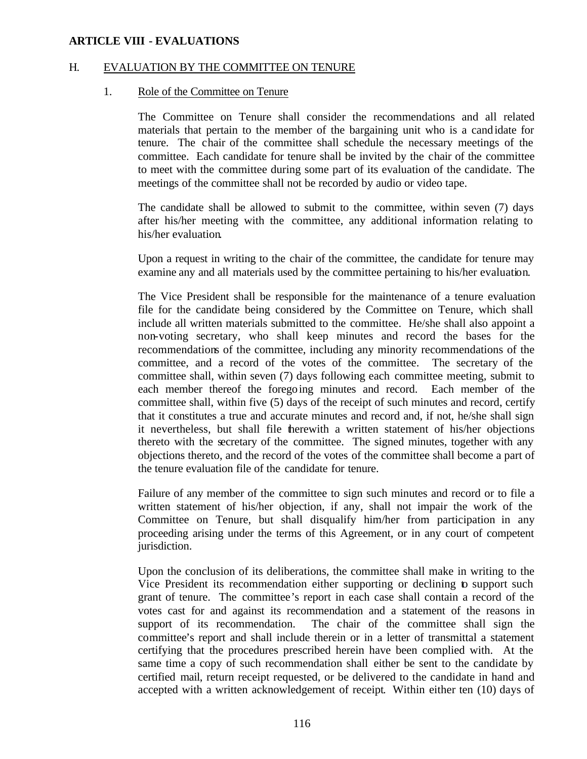**ARTICLE VIII - EVALUATIONS**

H. EVALUATION BY THE COMMITTEE ON TENURE

1. Role of the Committee on Tenure

The Committee on Tenure shall consider the recommendations and all related materials that pertain to the member of the bargaining unit who is a candidate for tenure. The chair of the committee shall schedule the necessary meetings of the committee. Each candidate for tenure shall be invited by the chair of the committee to meet with the committee during some part of its evaluation of the candidate. The meetings of the committee shall not be recorded by audio or video tape.

The candidate shall be allowed to submit to the committee, within seven (7) days after his/her meeting with the committee, any additional information relating to his/her evaluation.

Upon a request in writing to the chair of the committee, the candidate for tenure may examine any and all materials used by the committee pertaining to his/her evaluation.

The Vice President shall be responsible for the maintenance of a tenure evaluation file for the candidate being considered by the Committee on Tenure, which shall include all written materials submitted to the committee. He/she shall also appoint a non-voting secretary, who shall keep minutes and record the bases for the recommendations of the committee, including any minority recommendations of the committee, and a record of the votes of the committee. The secretary of the committee shall, within seven (7) days following each committee meeting, submit to each member thereof the foregoing minutes and record. Each member of the committee shall, within five (5) days of the receipt of such minutes and record, certify that it constitutes a true and accurate minutes and record and, if not, he/she shall sign it nevertheless, but shall file therewith a written statement of his/her objections thereto with the secretary of the committee. The signed minutes, together with any objections thereto, and the record of the votes of the committee shall become a part of the tenure evaluation file of the candidate for tenure.

Failure of any member of the committee to sign such minutes and record or to file a written statement of his/her objection, if any, shall not impair the work of the Committee on Tenure, but shall disqualify him/her from participation in any proceeding arising under the terms of this Agreement, or in any court of competent jurisdiction.

Upon the conclusion of its deliberations, the committee shall make in writing to the Vice President its recommendation either supporting or declining to support such grant of tenure. The committee's report in each case shall contain a record of the votes cast for and against its recommendation and a statement of the reasons in support of its recommendation. The chair of the committee shall sign the committee's report and shall include therein or in a letter of transmittal a statement certifying that the procedures prescribed herein have been complied with. At the same time a copy of such recommendation shall either be sent to the candidate by certified mail, return receipt requested, or be delivered to the candidate in hand and accepted with a written acknowledgement of receipt. Within either ten (10) days of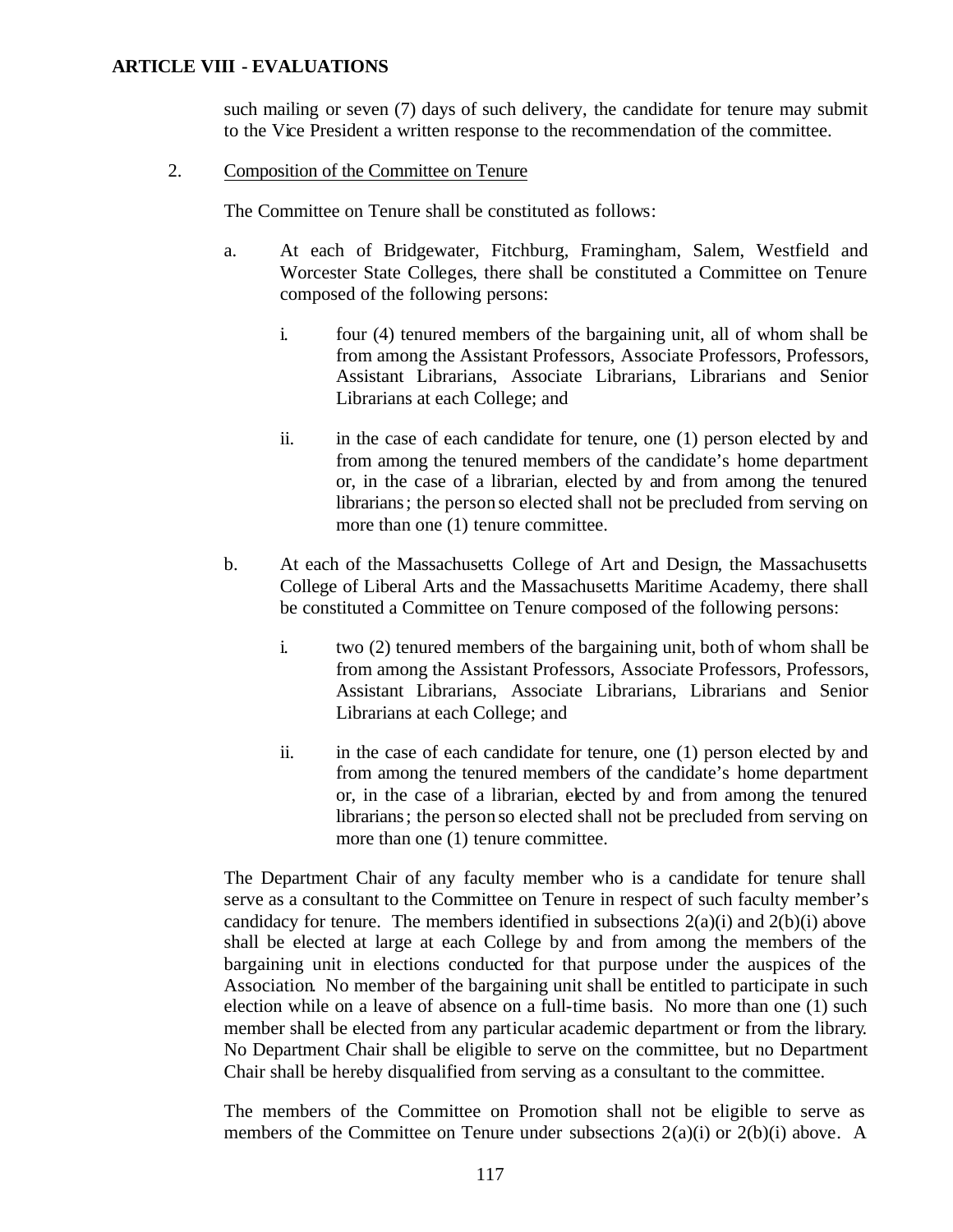such mailing or seven (7) days of such delivery, the candidate for tenure may submit to the Vice President a written response to the recommendation of the committee.

2. Composition of the Committee on Tenure

The Committee on Tenure shall be constituted as follows:

a. At each of Bridgewater, Fitchburg, Framingham, Salem, Westfield and Worcester State Colleges, there shall be constituted a Committee on Tenure composed of the following persons:

   i. four (4) tenured members of the bargaining unit, all of whom shall be from among the Assistant Professors, Associate Professors, Professors, Assistant Librarians, Associate Librarians, Librarians and Senior Librarians at each College; and

   ii. in the case of each candidate for tenure, one (1) person elected by and from among the tenured members of the candidate's home department or, in the case of a librarian, elected by and from among the tenured librarians; the person so elected shall not be precluded from serving on more than one (1) tenure committee.

b. At each of the Massachusetts College of Art and Design, the Massachusetts College of Liberal Arts and the Massachusetts Maritime Academy, there shall be constituted a Committee on Tenure composed of the following persons:

   i. two (2) tenured members of the bargaining unit, both of whom shall be from among the Assistant Professors, Associate Professors, Professors, Assistant Librarians, Associate Librarians, Librarians and Senior Librarians at each College; and

   ii. in the case of each candidate for tenure, one (1) person elected by and from among the tenured members of the candidate's home department or, in the case of a librarian, elected by and from among the tenured librarians; the person so elected shall not be precluded from serving on more than one (1) tenure committee.

The Department Chair of any faculty member who is a candidate for tenure shall serve as a consultant to the Committee on Tenure in respect of such faculty member's candidacy for tenure. The members identified in subsections 2(a)(i) and 2(b)(i) above shall be elected at large at each College by and from among the members of the bargaining unit in elections conducted for that purpose under the auspices of the Association. No member of the bargaining unit shall be entitled to participate in such election while on a leave of absence on a full-time basis. No more than one (1) such member shall be elected from any particular academic department or from the library. No Department Chair shall be eligible to serve on the committee, but no Department Chair shall be hereby disqualified from serving as a consultant to the committee.

The members of the Committee on Promotion shall not be eligible to serve as members of the Committee on Tenure under subsections 2(a)(i) or 2(b)(i) above. A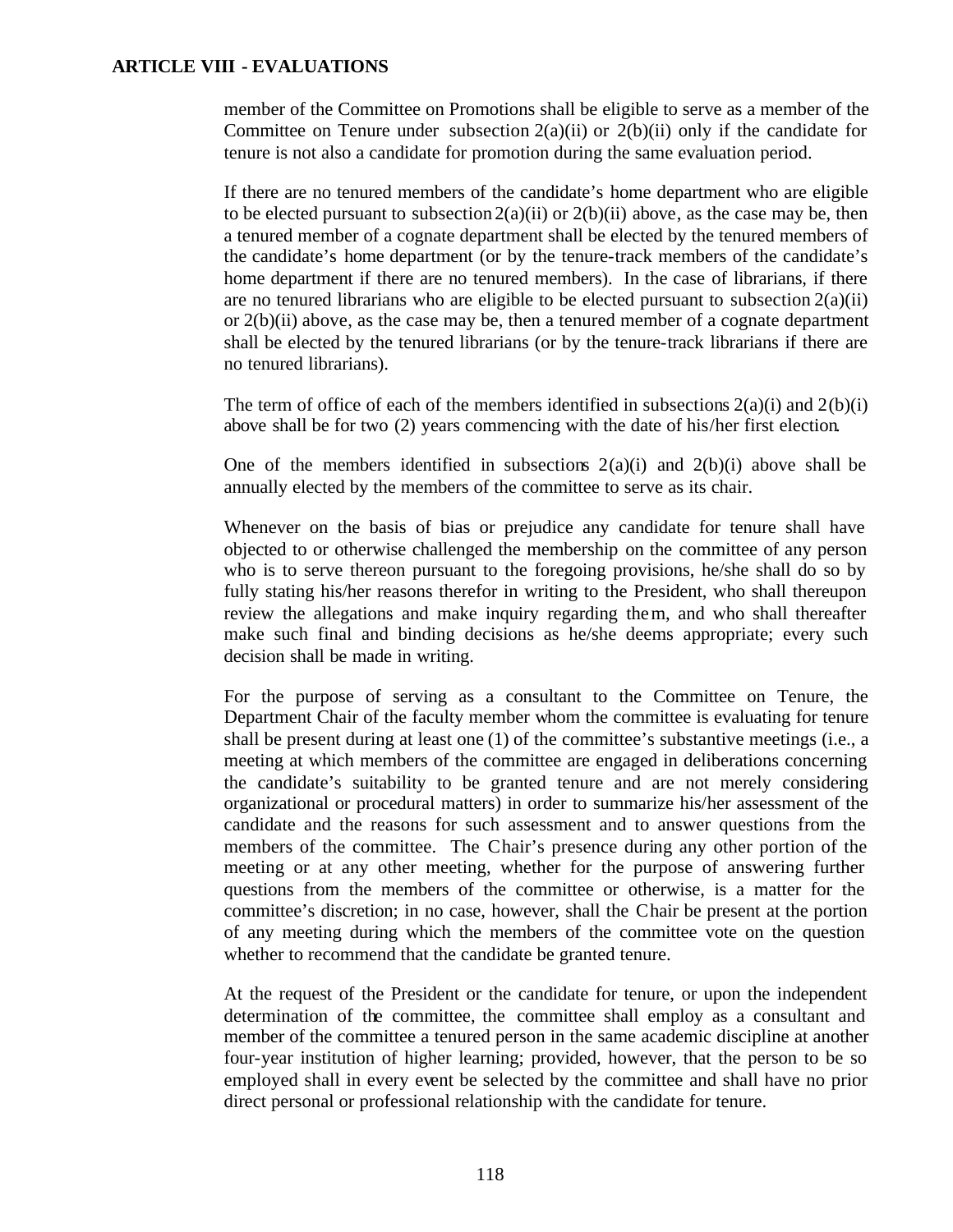member of the Committee on Promotions shall be eligible to serve as a member of the Committee on Tenure under subsection 2(a)(ii) or 2(b)(ii) only if the candidate for tenure is not also a candidate for promotion during the same evaluation period.

If there are no tenured members of the candidate's home department who are eligible to be elected pursuant to subsection 2(a)(ii) or 2(b)(ii) above, as the case may be, then a tenured member of a cognate department shall be elected by the tenured members of the candidate's home department (or by the tenure-track members of the candidate's home department if there are no tenured members). In the case of librarians, if there are no tenured librarians who are eligible to be elected pursuant to subsection 2(a)(ii) or 2(b)(ii) above, as the case may be, then a tenured member of a cognate department shall be elected by the tenured librarians (or by the tenure-track librarians if there are no tenured librarians).

The term of office of each of the members identified in subsections 2(a)(i) and 2(b)(i) above shall be for two (2) years commencing with the date of his/her first election.

One of the members identified in subsections 2(a)(i) and 2(b)(i) above shall be annually elected by the members of the committee to serve as its chair.

Whenever on the basis of bias or prejudice any candidate for tenure shall have objected to or otherwise challenged the membership on the committee of any person who is to serve thereon pursuant to the foregoing provisions, he/she shall do so by fully stating his/her reasons therefor in writing to the President, who shall thereupon review the allegations and make inquiry regarding them, and who shall thereafter make such final and binding decisions as he/she deems appropriate; every such decision shall be made in writing.

For the purpose of serving as a consultant to the Committee on Tenure, the Department Chair of the faculty member whom the committee is evaluating for tenure shall be present during at least one (1) of the committee's substantive meetings (i.e., a meeting at which members of the committee are engaged in deliberations concerning the candidate's suitability to be granted tenure and are not merely considering organizational or procedural matters) in order to summarize his/her assessment of the candidate and the reasons for such assessment and to answer questions from the members of the committee. The Chair's presence during any other portion of the meeting or at any other meeting, whether for the purpose of answering further questions from the members of the committee or otherwise, is a matter for the committee's discretion; in no case, however, shall the Chair be present at the portion of any meeting during which the members of the committee vote on the question whether to recommend that the candidate be granted tenure.

At the request of the President or the candidate for tenure, or upon the independent determination of the committee, the committee shall employ as a consultant and member of the committee a tenured person in the same academic discipline at another four-year institution of higher learning; provided, however, that the person to be so employed shall in every event be selected by the committee and shall have no prior direct personal or professional relationship with the candidate for tenure.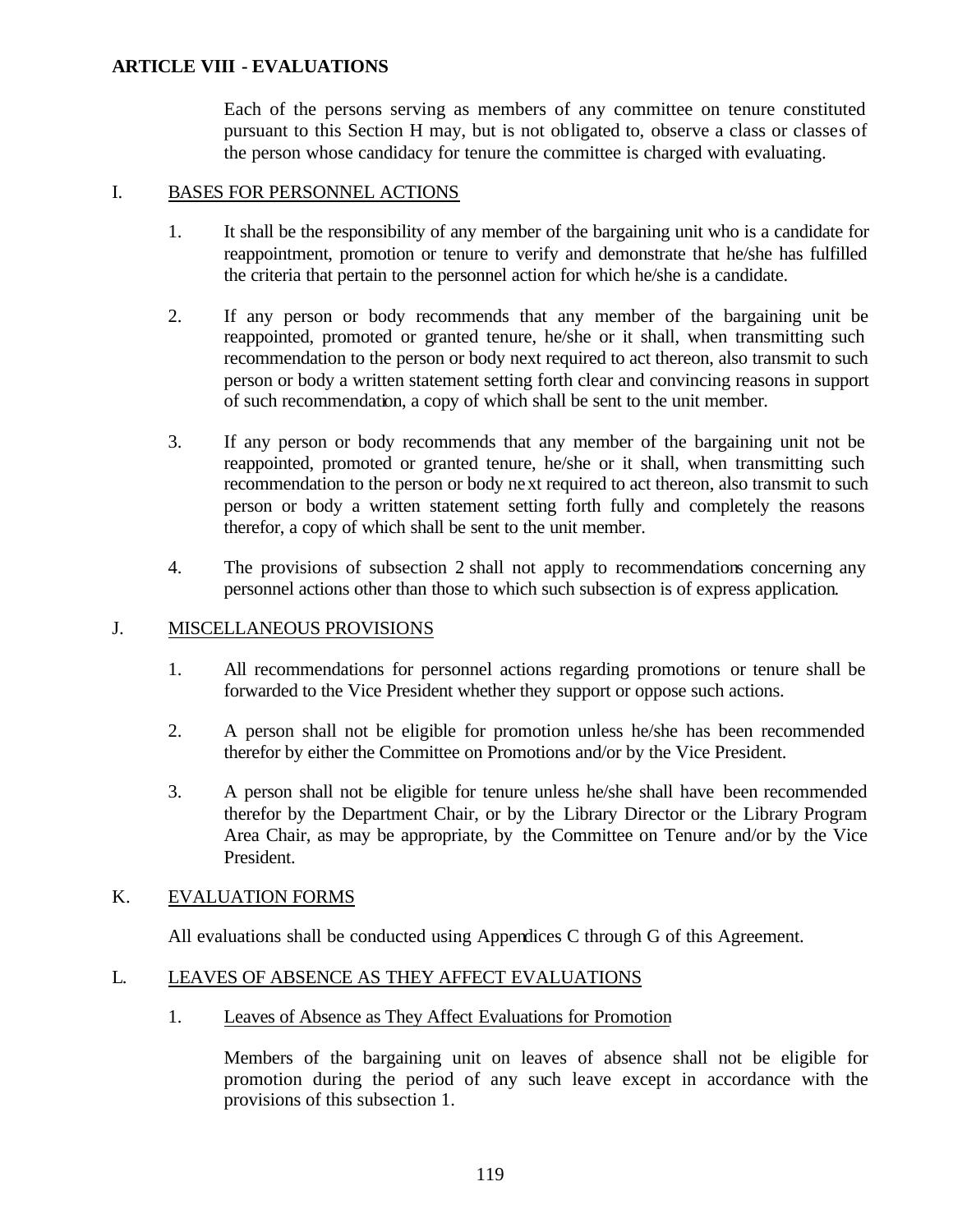## ARTICLE VIII - EVALUATIONS

Each of the persons serving as members of any committee on tenure constituted pursuant to this Section H may, but is not obligated to, observe a class or classes of the person whose candidacy for tenure the committee is charged with evaluating.

### I. BASES FOR PERSONNEL ACTIONS

1. It shall be the responsibility of any member of the bargaining unit who is a candidate for reappointment, promotion or tenure to verify and demonstrate that he/she has fulfilled the criteria that pertain to the personnel action for which he/she is a candidate.

2. If any person or body recommends that any member of the bargaining unit be reappointed, promoted or granted tenure, he/she or it shall, when transmitting such recommendation to the person or body next required to act thereon, also transmit to such person or body a written statement setting forth clear and convincing reasons in support of such recommendation, a copy of which shall be sent to the unit member.

3. If any person or body recommends that any member of the bargaining unit not be reappointed, promoted or granted tenure, he/she or it shall, when transmitting such recommendation to the person or body next required to act thereon, also transmit to such person or body a written statement setting forth fully and completely the reasons therefor, a copy of which shall be sent to the unit member.

4. The provisions of subsection 2 shall not apply to recommendations concerning any personnel actions other than those to which such subsection is of express application.

### J. MISCELLANEOUS PROVISIONS

1. All recommendations for personnel actions regarding promotions or tenure shall be forwarded to the Vice President whether they support or oppose such actions.

2. A person shall not be eligible for promotion unless he/she has been recommended therefor by either the Committee on Promotions and/or by the Vice President.

3. A person shall not be eligible for tenure unless he/she shall have been recommended therefor by the Department Chair, or by the Library Director or the Library Program Area Chair, as may be appropriate, by the Committee on Tenure and/or by the Vice President.

### K. EVALUATION FORMS

All evaluations shall be conducted using Appendices C through G of this Agreement.

### L. LEAVES OF ABSENCE AS THEY AFFECT EVALUATIONS

1. Leaves of Absence as They Affect Evaluations for Promotion

   Members of the bargaining unit on leaves of absence shall not be eligible for promotion during the period of any such leave except in accordance with the provisions of this subsection 1.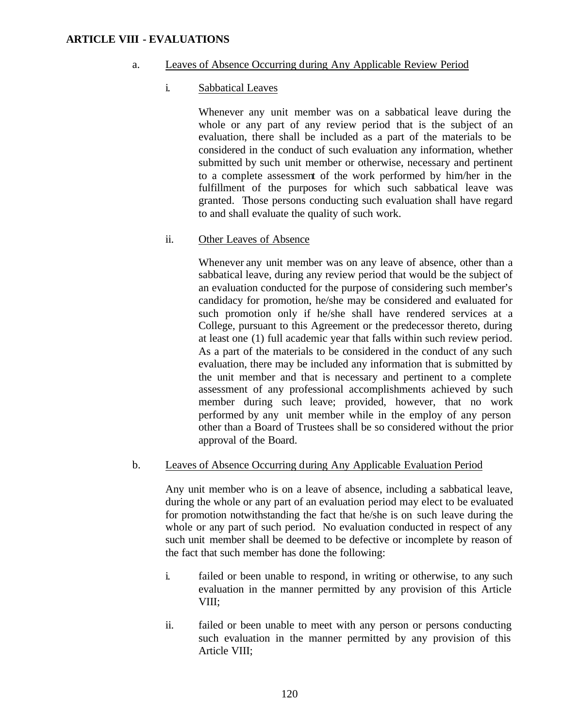## ARTICLE VIII - EVALUATIONS

a. Leaves of Absence Occurring during Any Applicable Review Period

i. Sabbatical Leaves

Whenever any unit member was on a sabbatical leave during the whole or any part of any review period that is the subject of an evaluation, there shall be included as a part of the materials to be considered in the conduct of such evaluation any information, whether submitted by such unit member or otherwise, necessary and pertinent to a complete assessment of the work performed by him/her in the fulfillment of the purposes for which such sabbatical leave was granted. Those persons conducting such evaluation shall have regard to and shall evaluate the quality of such work.

ii. Other Leaves of Absence

Whenever any unit member was on any leave of absence, other than a sabbatical leave, during any review period that would be the subject of an evaluation conducted for the purpose of considering such member's candidacy for promotion, he/she may be considered and evaluated for such promotion only if he/she shall have rendered services at a College, pursuant to this Agreement or the predecessor thereto, during at least one (1) full academic year that falls within such review period. As a part of the materials to be considered in the conduct of any such evaluation, there may be included any information that is submitted by the unit member and that is necessary and pertinent to a complete assessment of any professional accomplishments achieved by such member during such leave; provided, however, that no work performed by any unit member while in the employ of any person other than a Board of Trustees shall be so considered without the prior approval of the Board.

b. Leaves of Absence Occurring during Any Applicable Evaluation Period

Any unit member who is on a leave of absence, including a sabbatical leave, during the whole or any part of an evaluation period may elect to be evaluated for promotion notwithstanding the fact that he/she is on such leave during the whole or any part of such period. No evaluation conducted in respect of any such unit member shall be deemed to be defective or incomplete by reason of the fact that such member has done the following:

i. failed or been unable to respond, in writing or otherwise, to any such evaluation in the manner permitted by any provision of this Article VIII;

ii. failed or been unable to meet with any person or persons conducting such evaluation in the manner permitted by any provision of this Article VIII;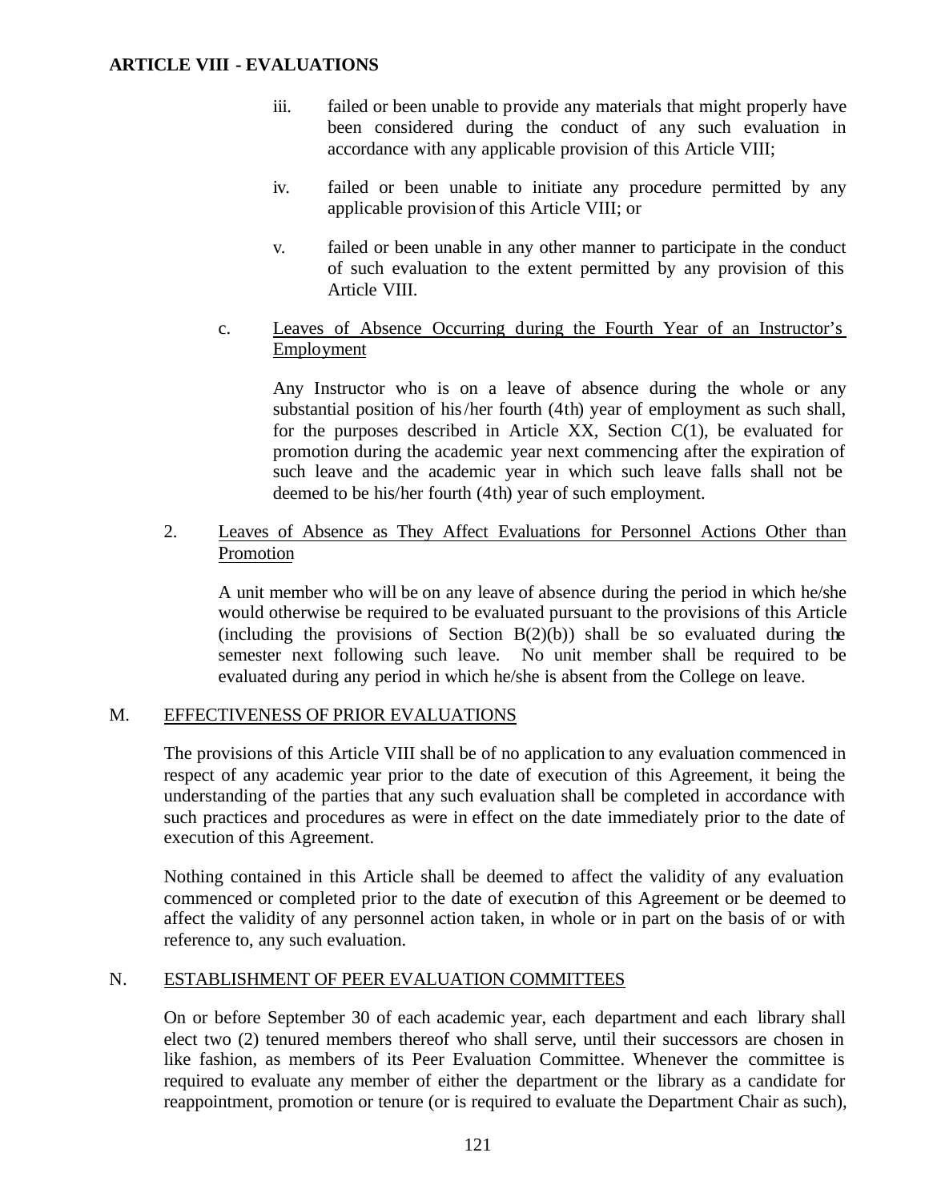iii. failed or been unable to provide any materials that might properly have been considered during the conduct of any such evaluation in accordance with any applicable provision of this Article VIII;

iv. failed or been unable to initiate any procedure permitted by any applicable provision of this Article VIII; or

v. failed or been unable in any other manner to participate in the conduct of such evaluation to the extent permitted by any provision of this Article VIII.

c. Leaves of Absence Occurring during the Fourth Year of an Instructor's Employment

Any Instructor who is on a leave of absence during the whole or any substantial position of his/her fourth (4th) year of employment as such shall, for the purposes described in Article XX, Section C(1), be evaluated for promotion during the academic year next commencing after the expiration of such leave and the academic year in which such leave falls shall not be deemed to be his/her fourth (4th) year of such employment.

2. Leaves of Absence as They Affect Evaluations for Personnel Actions Other than Promotion

A unit member who will be on any leave of absence during the period in which he/she would otherwise be required to be evaluated pursuant to the provisions of this Article (including the provisions of Section B(2)(b)) shall be so evaluated during the semester next following such leave. No unit member shall be required to be evaluated during any period in which he/she is absent from the College on leave.

## M. EFFECTIVENESS OF PRIOR EVALUATIONS

The provisions of this Article VIII shall be of no application to any evaluation commenced in respect of any academic year prior to the date of execution of this Agreement, it being the understanding of the parties that any such evaluation shall be completed in accordance with such practices and procedures as were in effect on the date immediately prior to the date of execution of this Agreement.

Nothing contained in this Article shall be deemed to affect the validity of any evaluation commenced or completed prior to the date of execution of this Agreement or be deemed to affect the validity of any personnel action taken, in whole or in part on the basis of or with reference to, any such evaluation.

## N. ESTABLISHMENT OF PEER EVALUATION COMMITTEES

On or before September 30 of each academic year, each department and each library shall elect two (2) tenured members thereof who shall serve, until their successors are chosen in like fashion, as members of its Peer Evaluation Committee. Whenever the committee is required to evaluate any member of either the department or the library as a candidate for reappointment, promotion or tenure (or is required to evaluate the Department Chair as such),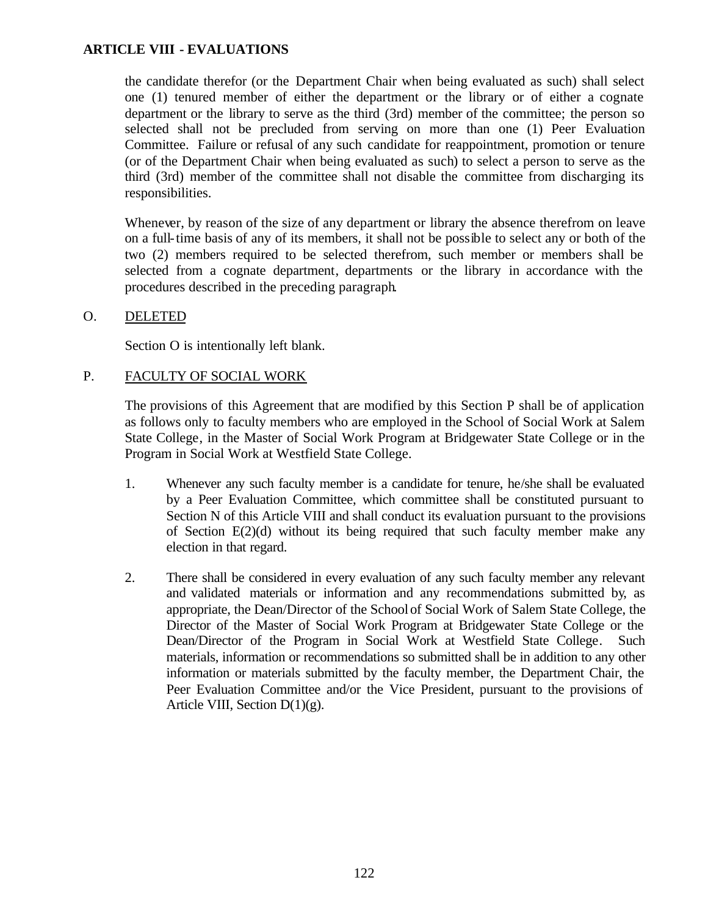the candidate therefor (or the Department Chair when being evaluated as such) shall select one (1) tenured member of either the department or the library or of either a cognate department or the library to serve as the third (3rd) member of the committee; the person so selected shall not be precluded from serving on more than one (1) Peer Evaluation Committee. Failure or refusal of any such candidate for reappointment, promotion or tenure (or of the Department Chair when being evaluated as such) to select a person to serve as the third (3rd) member of the committee shall not disable the committee from discharging its responsibilities.

Whenever, by reason of the size of any department or library the absence therefrom on leave on a full-time basis of any of its members, it shall not be possible to select any or both of the two (2) members required to be selected therefrom, such member or members shall be selected from a cognate department, departments or the library in accordance with the procedures described in the preceding paragraph.

O. DELETED

Section O is intentionally left blank.

P. FACULTY OF SOCIAL WORK

The provisions of this Agreement that are modified by this Section P shall be of application as follows only to faculty members who are employed in the School of Social Work at Salem State College, in the Master of Social Work Program at Bridgewater State College or in the Program in Social Work at Westfield State College.

1. Whenever any such faculty member is a candidate for tenure, he/she shall be evaluated by a Peer Evaluation Committee, which committee shall be constituted pursuant to Section N of this Article VIII and shall conduct its evaluation pursuant to the provisions of Section E(2)(d) without its being required that such faculty member make any election in that regard.

2. There shall be considered in every evaluation of any such faculty member any relevant and validated materials or information and any recommendations submitted by, as appropriate, the Dean/Director of the School of Social Work of Salem State College, the Director of the Master of Social Work Program at Bridgewater State College or the Dean/Director of the Program in Social Work at Westfield State College. Such materials, information or recommendations so submitted shall be in addition to any other information or materials submitted by the faculty member, the Department Chair, the Peer Evaluation Committee and/or the Vice President, pursuant to the provisions of Article VIII, Section D(1)(g).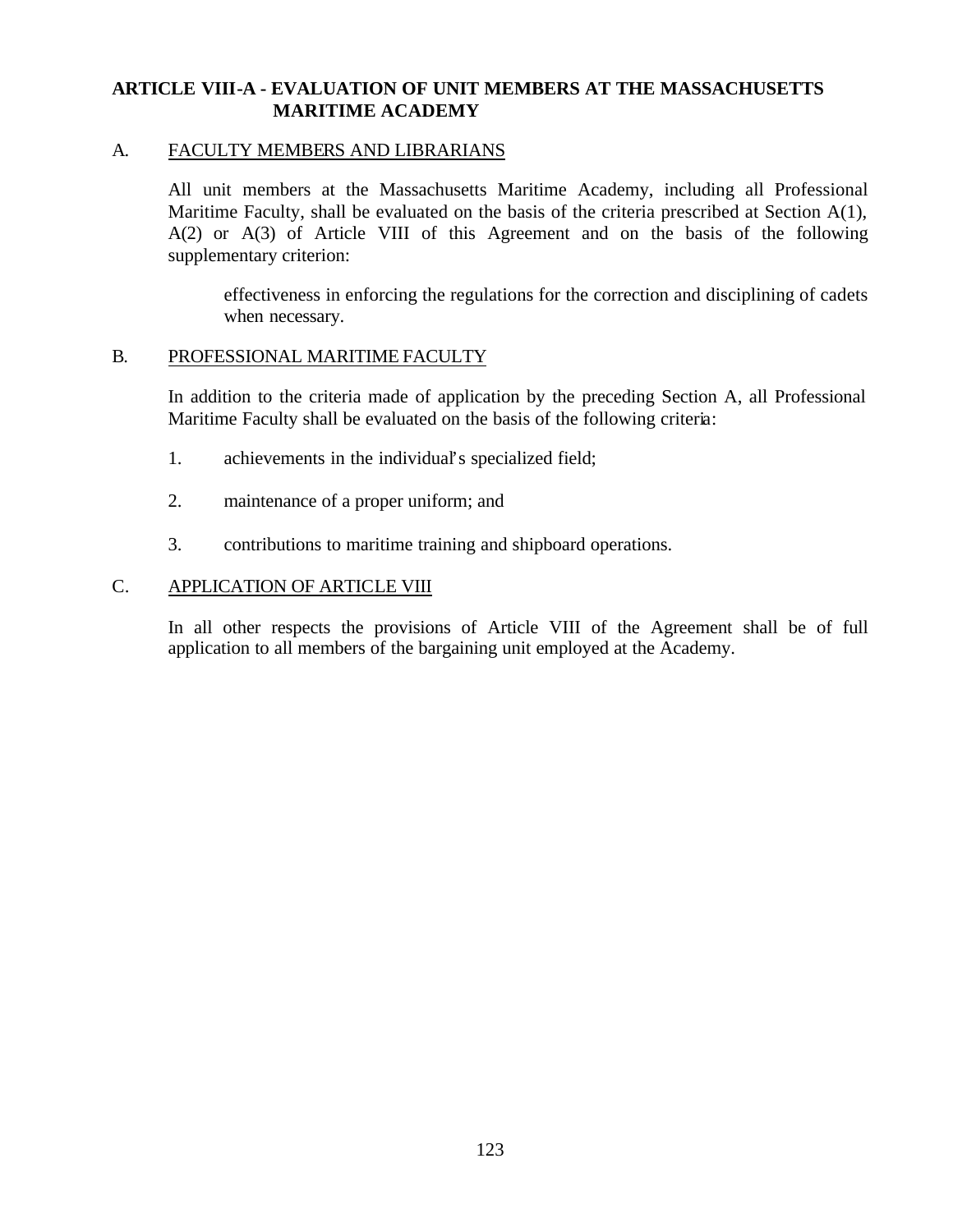## ARTICLE VIII-A - EVALUATION OF UNIT MEMBERS AT THE MASSACHUSETTS MARITIME ACADEMY

A. FACULTY MEMBERS AND LIBRARIANS

All unit members at the Massachusetts Maritime Academy, including all Professional Maritime Faculty, shall be evaluated on the basis of the criteria prescribed at Section A(1), A(2) or A(3) of Article VIII of this Agreement and on the basis of the following supplementary criterion:

> effectiveness in enforcing the regulations for the correction and disciplining of cadets when necessary.

B. PROFESSIONAL MARITIME FACULTY

In addition to the criteria made of application by the preceding Section A, all Professional Maritime Faculty shall be evaluated on the basis of the following criteria:

1. achievements in the individual's specialized field;

2. maintenance of a proper uniform; and

3. contributions to maritime training and shipboard operations.

C. APPLICATION OF ARTICLE VIII

In all other respects the provisions of Article VIII of the Agreement shall be of full application to all members of the bargaining unit employed at the Academy.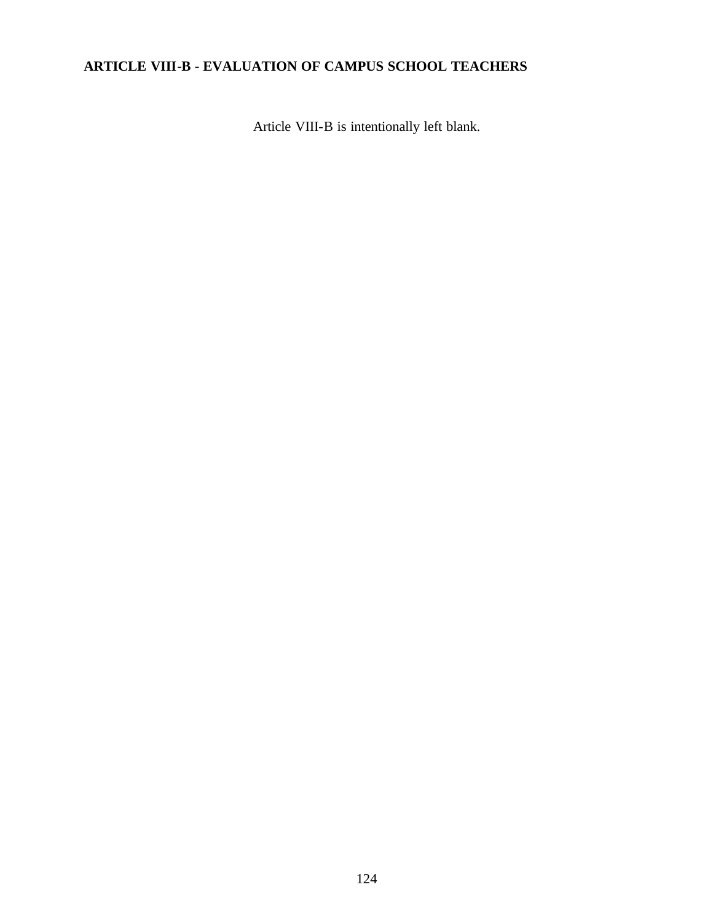## ARTICLE VIII-B - EVALUATION OF CAMPUS SCHOOL TEACHERS

Article VIII-B is intentionally left blank.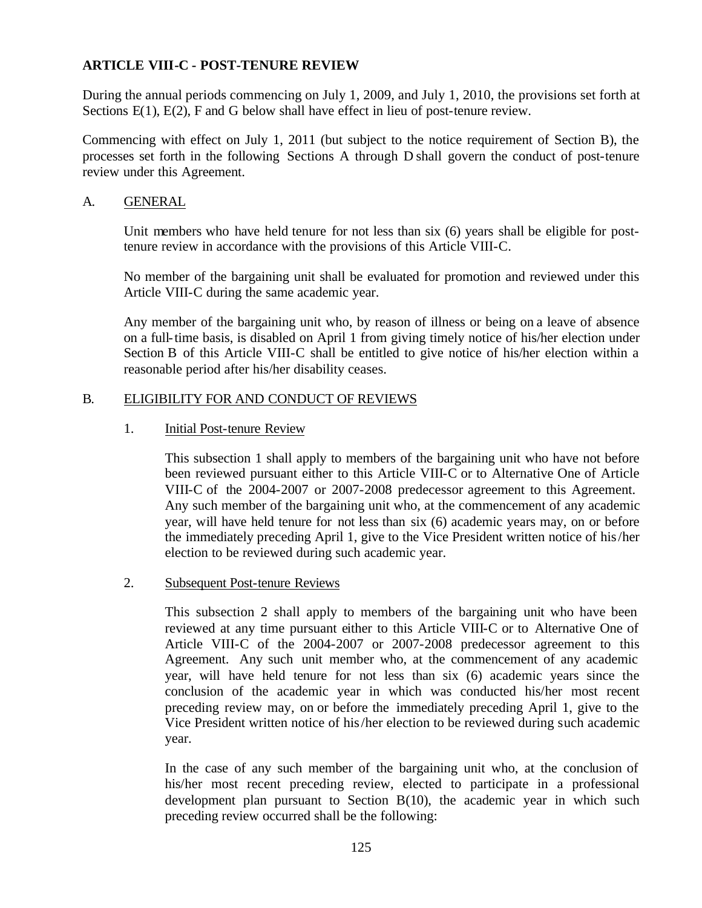**ARTICLE VIII-C - POST-TENURE REVIEW**

During the annual periods commencing on July 1, 2009, and July 1, 2010, the provisions set forth at Sections E(1), E(2), F and G below shall have effect in lieu of post-tenure review.

Commencing with effect on July 1, 2011 (but subject to the notice requirement of Section B), the processes set forth in the following Sections A through D shall govern the conduct of post-tenure review under this Agreement.

A. GENERAL

Unit members who have held tenure for not less than six (6) years shall be eligible for post-tenure review in accordance with the provisions of this Article VIII-C.

No member of the bargaining unit shall be evaluated for promotion and reviewed under this Article VIII-C during the same academic year.

Any member of the bargaining unit who, by reason of illness or being on a leave of absence on a full-time basis, is disabled on April 1 from giving timely notice of his/her election under Section B of this Article VIII-C shall be entitled to give notice of his/her election within a reasonable period after his/her disability ceases.

B. ELIGIBILITY FOR AND CONDUCT OF REVIEWS

1. Initial Post-tenure Review

This subsection 1 shall apply to members of the bargaining unit who have not before been reviewed pursuant either to this Article VIII-C or to Alternative One of Article VIII-C of the 2004-2007 or 2007-2008 predecessor agreement to this Agreement. Any such member of the bargaining unit who, at the commencement of any academic year, will have held tenure for not less than six (6) academic years may, on or before the immediately preceding April 1, give to the Vice President written notice of his/her election to be reviewed during such academic year.

2. Subsequent Post-tenure Reviews

This subsection 2 shall apply to members of the bargaining unit who have been reviewed at any time pursuant either to this Article VIII-C or to Alternative One of Article VIII-C of the 2004-2007 or 2007-2008 predecessor agreement to this Agreement. Any such unit member who, at the commencement of any academic year, will have held tenure for not less than six (6) academic years since the conclusion of the academic year in which was conducted his/her most recent preceding review may, on or before the immediately preceding April 1, give to the Vice President written notice of his/her election to be reviewed during such academic year.

In the case of any such member of the bargaining unit who, at the conclusion of his/her most recent preceding review, elected to participate in a professional development plan pursuant to Section B(10), the academic year in which such preceding review occurred shall be the following: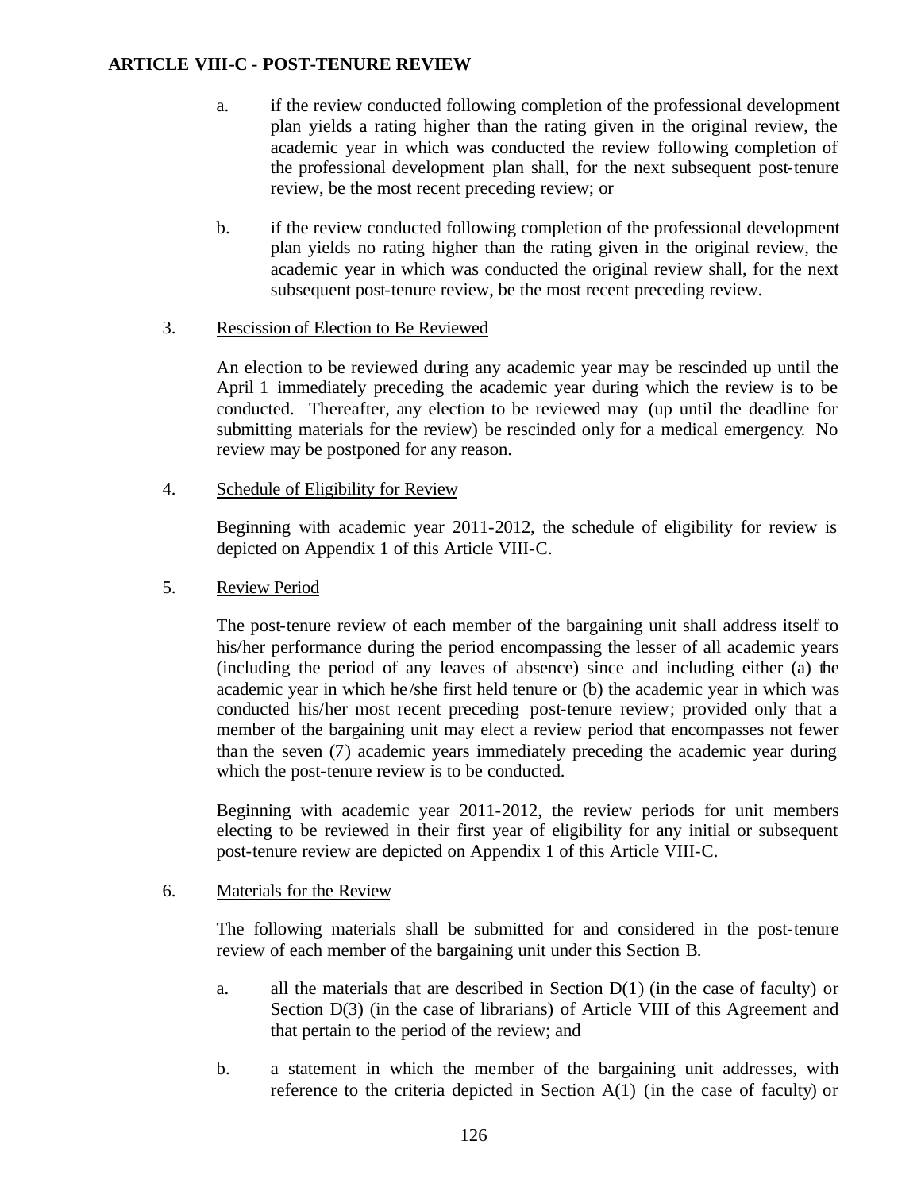a. if the review conducted following completion of the professional development plan yields a rating higher than the rating given in the original review, the academic year in which was conducted the review following completion of the professional development plan shall, for the next subsequent post-tenure review, be the most recent preceding review; or

b. if the review conducted following completion of the professional development plan yields no rating higher than the rating given in the original review, the academic year in which was conducted the original review shall, for the next subsequent post-tenure review, be the most recent preceding review.

3. Rescission of Election to Be Reviewed

An election to be reviewed during any academic year may be rescinded up until the April 1 immediately preceding the academic year during which the review is to be conducted. Thereafter, any election to be reviewed may (up until the deadline for submitting materials for the review) be rescinded only for a medical emergency. No review may be postponed for any reason.

4. Schedule of Eligibility for Review

Beginning with academic year 2011-2012, the schedule of eligibility for review is depicted on Appendix 1 of this Article VIII-C.

5. Review Period

The post-tenure review of each member of the bargaining unit shall address itself to his/her performance during the period encompassing the lesser of all academic years (including the period of any leaves of absence) since and including either (a) the academic year in which he/she first held tenure or (b) the academic year in which was conducted his/her most recent preceding post-tenure review; provided only that a member of the bargaining unit may elect a review period that encompasses not fewer than the seven (7) academic years immediately preceding the academic year during which the post-tenure review is to be conducted.

Beginning with academic year 2011-2012, the review periods for unit members electing to be reviewed in their first year of eligibility for any initial or subsequent post-tenure review are depicted on Appendix 1 of this Article VIII-C.

6. Materials for the Review

The following materials shall be submitted for and considered in the post-tenure review of each member of the bargaining unit under this Section B.

a. all the materials that are described in Section D(1) (in the case of faculty) or Section D(3) (in the case of librarians) of Article VIII of this Agreement and that pertain to the period of the review; and

b. a statement in which the member of the bargaining unit addresses, with reference to the criteria depicted in Section A(1) (in the case of faculty) or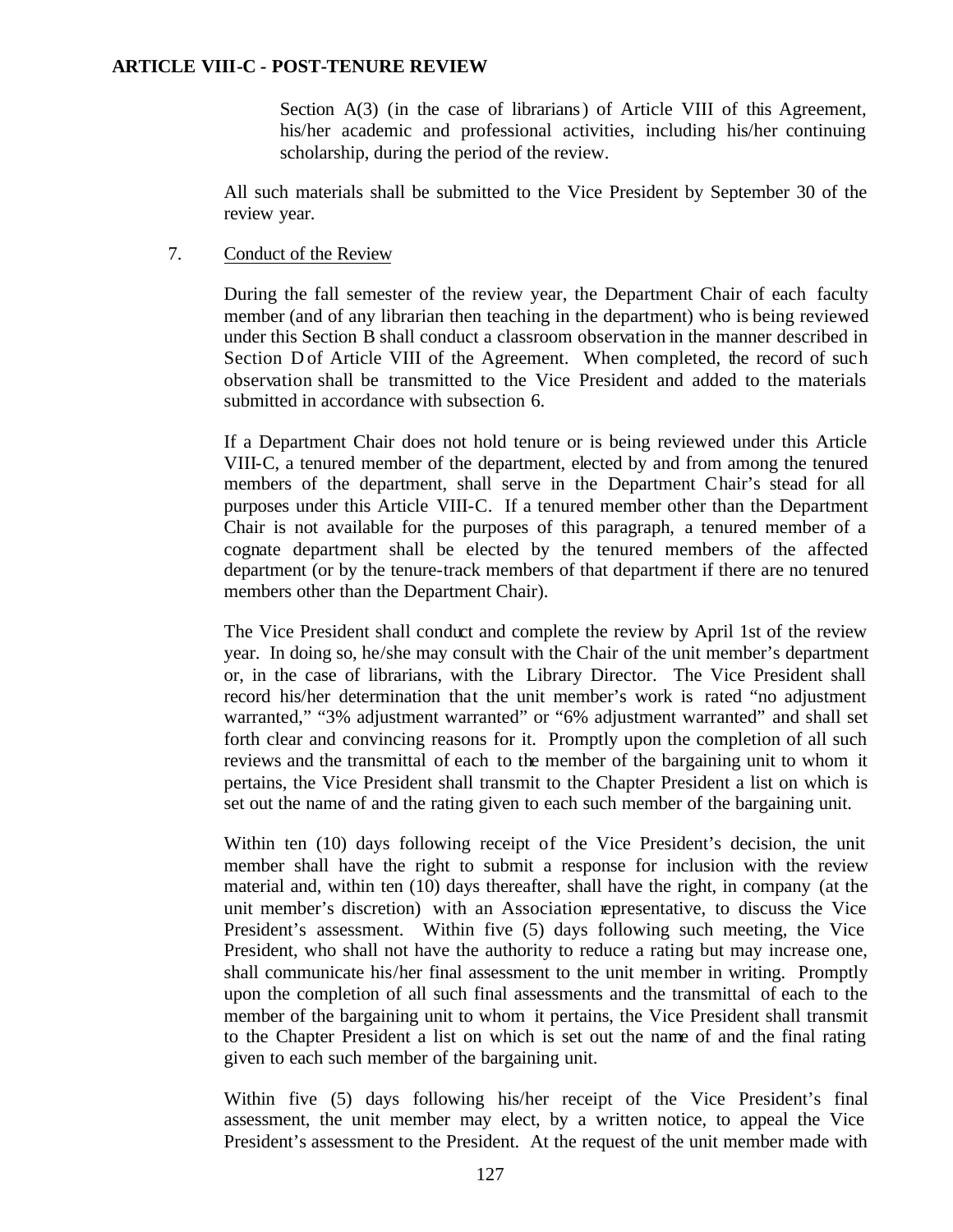Section A(3) (in the case of librarians) of Article VIII of this Agreement, his/her academic and professional activities, including his/her continuing scholarship, during the period of the review.

All such materials shall be submitted to the Vice President by September 30 of the review year.

7. Conduct of the Review

During the fall semester of the review year, the Department Chair of each faculty member (and of any librarian then teaching in the department) who is being reviewed under this Section B shall conduct a classroom observation in the manner described in Section D of Article VIII of the Agreement. When completed, the record of such observation shall be transmitted to the Vice President and added to the materials submitted in accordance with subsection 6.

If a Department Chair does not hold tenure or is being reviewed under this Article VIII-C, a tenured member of the department, elected by and from among the tenured members of the department, shall serve in the Department Chair's stead for all purposes under this Article VIII-C. If a tenured member other than the Department Chair is not available for the purposes of this paragraph, a tenured member of a cognate department shall be elected by the tenured members of the affected department (or by the tenure-track members of that department if there are no tenured members other than the Department Chair).

The Vice President shall conduct and complete the review by April 1st of the review year. In doing so, he/she may consult with the Chair of the unit member's department or, in the case of librarians, with the Library Director. The Vice President shall record his/her determination that the unit member's work is rated "no adjustment warranted," "3% adjustment warranted" or "6% adjustment warranted" and shall set forth clear and convincing reasons for it. Promptly upon the completion of all such reviews and the transmittal of each to the member of the bargaining unit to whom it pertains, the Vice President shall transmit to the Chapter President a list on which is set out the name of and the rating given to each such member of the bargaining unit.

Within ten (10) days following receipt of the Vice President's decision, the unit member shall have the right to submit a response for inclusion with the review material and, within ten (10) days thereafter, shall have the right, in company (at the unit member's discretion) with an Association representative, to discuss the Vice President's assessment. Within five (5) days following such meeting, the Vice President, who shall not have the authority to reduce a rating but may increase one, shall communicate his/her final assessment to the unit member in writing. Promptly upon the completion of all such final assessments and the transmittal of each to the member of the bargaining unit to whom it pertains, the Vice President shall transmit to the Chapter President a list on which is set out the name of and the final rating given to each such member of the bargaining unit.

Within five (5) days following his/her receipt of the Vice President's final assessment, the unit member may elect, by a written notice, to appeal the Vice President's assessment to the President. At the request of the unit member made with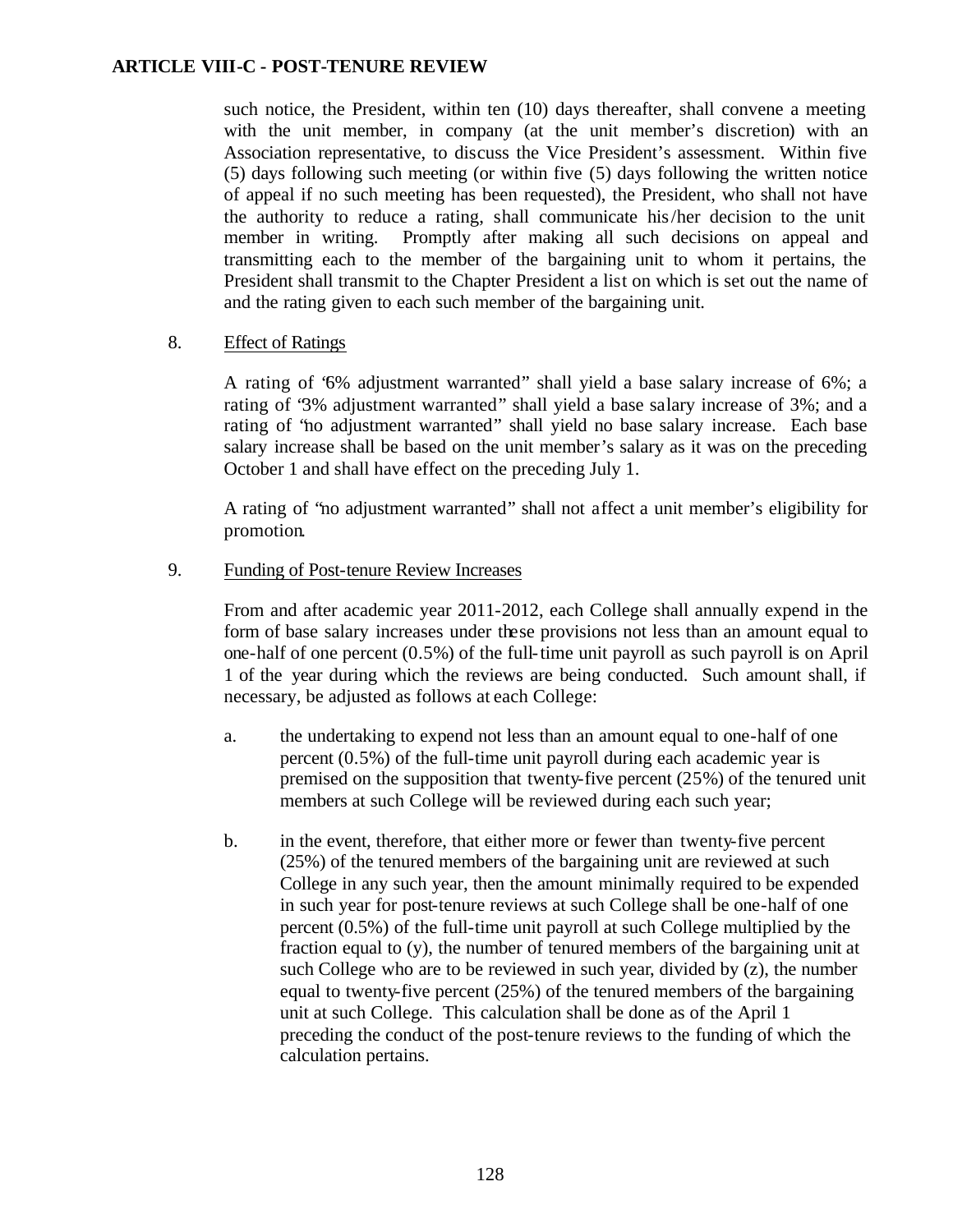such notice, the President, within ten (10) days thereafter, shall convene a meeting with the unit member, in company (at the unit member's discretion) with an Association representative, to discuss the Vice President's assessment. Within five (5) days following such meeting (or within five (5) days following the written notice of appeal if no such meeting has been requested), the President, who shall not have the authority to reduce a rating, shall communicate his/her decision to the unit member in writing. Promptly after making all such decisions on appeal and transmitting each to the member of the bargaining unit to whom it pertains, the President shall transmit to the Chapter President a list on which is set out the name of and the rating given to each such member of the bargaining unit.

8. Effect of Ratings

A rating of "6% adjustment warranted" shall yield a base salary increase of 6%; a rating of "3% adjustment warranted" shall yield a base salary increase of 3%; and a rating of "no adjustment warranted" shall yield no base salary increase. Each base salary increase shall be based on the unit member's salary as it was on the preceding October 1 and shall have effect on the preceding July 1.

A rating of "no adjustment warranted" shall not affect a unit member's eligibility for promotion.

9. Funding of Post-tenure Review Increases

From and after academic year 2011-2012, each College shall annually expend in the form of base salary increases under these provisions not less than an amount equal to one-half of one percent (0.5%) of the full-time unit payroll as such payroll is on April 1 of the year during which the reviews are being conducted. Such amount shall, if necessary, be adjusted as follows at each College:

a. the undertaking to expend not less than an amount equal to one-half of one percent (0.5%) of the full-time unit payroll during each academic year is premised on the supposition that twenty-five percent (25%) of the tenured unit members at such College will be reviewed during each such year;

b. in the event, therefore, that either more or fewer than twenty-five percent (25%) of the tenured members of the bargaining unit are reviewed at such College in any such year, then the amount minimally required to be expended in such year for post-tenure reviews at such College shall be one-half of one percent (0.5%) of the full-time unit payroll at such College multiplied by the fraction equal to (y), the number of tenured members of the bargaining unit at such College who are to be reviewed in such year, divided by (z), the number equal to twenty-five percent (25%) of the tenured members of the bargaining unit at such College. This calculation shall be done as of the April 1 preceding the conduct of the post-tenure reviews to the funding of which the calculation pertains.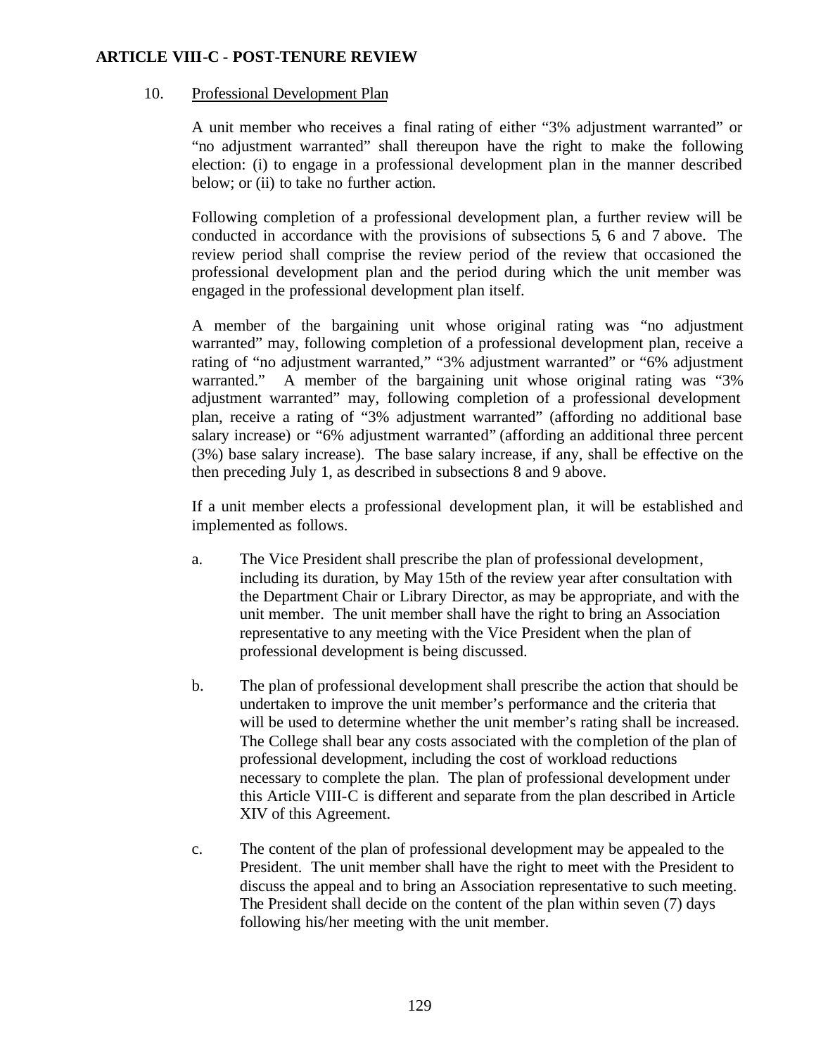## ARTICLE VIII-C - POST-TENURE REVIEW

10. Professional Development Plan

A unit member who receives a final rating of either "3% adjustment warranted" or "no adjustment warranted" shall thereupon have the right to make the following election: (i) to engage in a professional development plan in the manner described below; or (ii) to take no further action.

Following completion of a professional development plan, a further review will be conducted in accordance with the provisions of subsections 5, 6 and 7 above. The review period shall comprise the review period of the review that occasioned the professional development plan and the period during which the unit member was engaged in the professional development plan itself.

A member of the bargaining unit whose original rating was "no adjustment warranted" may, following completion of a professional development plan, receive a rating of "no adjustment warranted," "3% adjustment warranted" or "6% adjustment warranted." A member of the bargaining unit whose original rating was "3% adjustment warranted" may, following completion of a professional development plan, receive a rating of "3% adjustment warranted" (affording no additional base salary increase) or "6% adjustment warranted" (affording an additional three percent (3%) base salary increase). The base salary increase, if any, shall be effective on the then preceding July 1, as described in subsections 8 and 9 above.

If a unit member elects a professional development plan, it will be established and implemented as follows.

a. The Vice President shall prescribe the plan of professional development, including its duration, by May 15th of the review year after consultation with the Department Chair or Library Director, as may be appropriate, and with the unit member. The unit member shall have the right to bring an Association representative to any meeting with the Vice President when the plan of professional development is being discussed.

b. The plan of professional development shall prescribe the action that should be undertaken to improve the unit member's performance and the criteria that will be used to determine whether the unit member's rating shall be increased. The College shall bear any costs associated with the completion of the plan of professional development, including the cost of workload reductions necessary to complete the plan. The plan of professional development under this Article VIII-C is different and separate from the plan described in Article XIV of this Agreement.

c. The content of the plan of professional development may be appealed to the President. The unit member shall have the right to meet with the President to discuss the appeal and to bring an Association representative to such meeting. The President shall decide on the content of the plan within seven (7) days following his/her meeting with the unit member.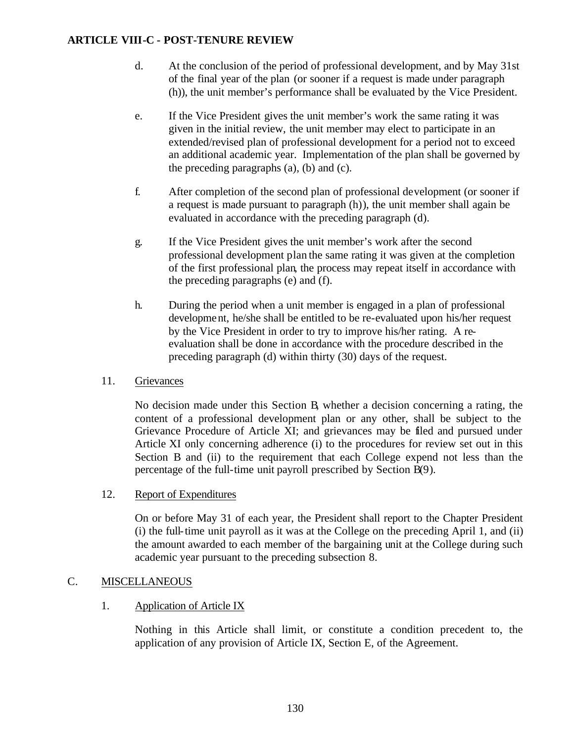d. At the conclusion of the period of professional development, and by May 31st of the final year of the plan (or sooner if a request is made under paragraph (h)), the unit member's performance shall be evaluated by the Vice President.

e. If the Vice President gives the unit member's work the same rating it was given in the initial review, the unit member may elect to participate in an extended/revised plan of professional development for a period not to exceed an additional academic year. Implementation of the plan shall be governed by the preceding paragraphs (a), (b) and (c).

f. After completion of the second plan of professional development (or sooner if a request is made pursuant to paragraph (h)), the unit member shall again be evaluated in accordance with the preceding paragraph (d).

g. If the Vice President gives the unit member's work after the second professional development plan the same rating it was given at the completion of the first professional plan, the process may repeat itself in accordance with the preceding paragraphs (e) and (f).

h. During the period when a unit member is engaged in a plan of professional development, he/she shall be entitled to be re-evaluated upon his/her request by the Vice President in order to try to improve his/her rating. A re-evaluation shall be done in accordance with the procedure described in the preceding paragraph (d) within thirty (30) days of the request.

11. Grievances

No decision made under this Section B, whether a decision concerning a rating, the content of a professional development plan or any other, shall be subject to the Grievance Procedure of Article XI; and grievances may be filed and pursued under Article XI only concerning adherence (i) to the procedures for review set out in this Section B and (ii) to the requirement that each College expend not less than the percentage of the full-time unit payroll prescribed by Section B(9).

12. Report of Expenditures

On or before May 31 of each year, the President shall report to the Chapter President (i) the full-time unit payroll as it was at the College on the preceding April 1, and (ii) the amount awarded to each member of the bargaining unit at the College during such academic year pursuant to the preceding subsection 8.

C. MISCELLANEOUS

1. Application of Article IX

Nothing in this Article shall limit, or constitute a condition precedent to, the application of any provision of Article IX, Section E, of the Agreement.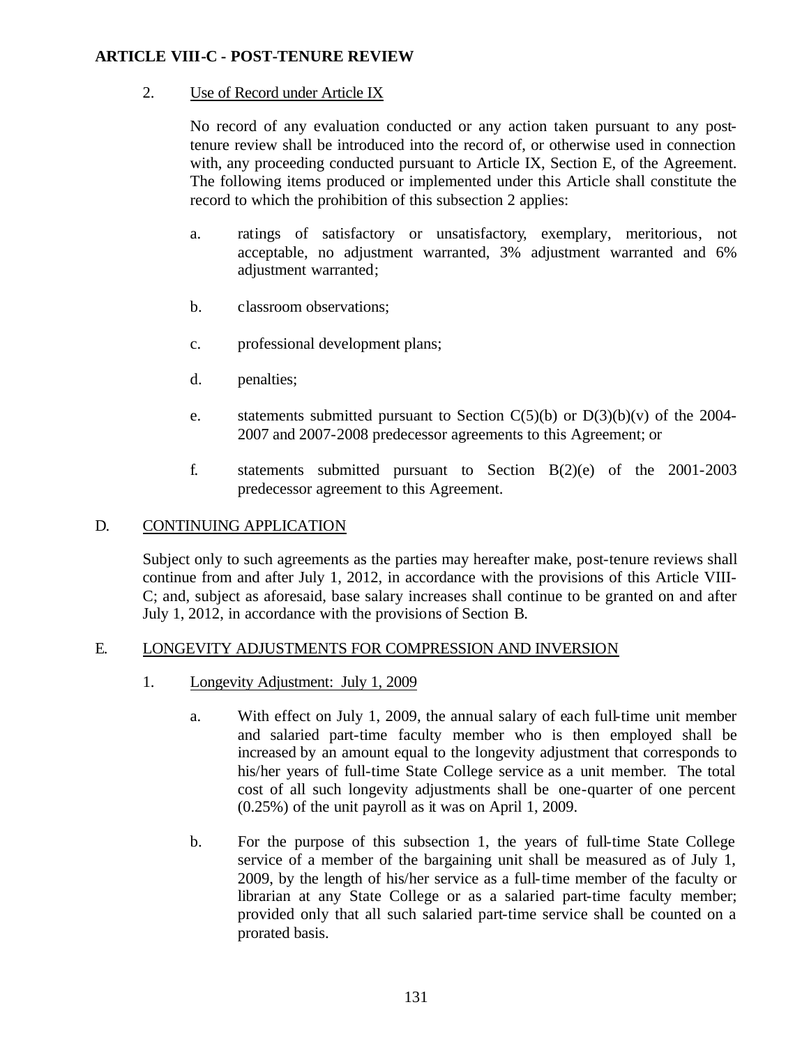## ARTICLE VIII-C - POST-TENURE REVIEW

2. Use of Record under Article IX

   No record of any evaluation conducted or any action taken pursuant to any post-tenure review shall be introduced into the record of, or otherwise used in connection with, any proceeding conducted pursuant to Article IX, Section E, of the Agreement. The following items produced or implemented under this Article shall constitute the record to which the prohibition of this subsection 2 applies:

   a. ratings of satisfactory or unsatisfactory, exemplary, meritorious, not acceptable, no adjustment warranted, 3% adjustment warranted and 6% adjustment warranted;

   b. classroom observations;

   c. professional development plans;

   d. penalties;

   e. statements submitted pursuant to Section C(5)(b) or D(3)(b)(v) of the 2004-2007 and 2007-2008 predecessor agreements to this Agreement; or

   f. statements submitted pursuant to Section B(2)(e) of the 2001-2003 predecessor agreement to this Agreement.

D. CONTINUING APPLICATION

Subject only to such agreements as the parties may hereafter make, post-tenure reviews shall continue from and after July 1, 2012, in accordance with the provisions of this Article VIII-C; and, subject as aforesaid, base salary increases shall continue to be granted on and after July 1, 2012, in accordance with the provisions of Section B.

E. LONGEVITY ADJUSTMENTS FOR COMPRESSION AND INVERSION

1. Longevity Adjustment: July 1, 2009

   a. With effect on July 1, 2009, the annual salary of each full-time unit member and salaried part-time faculty member who is then employed shall be increased by an amount equal to the longevity adjustment that corresponds to his/her years of full-time State College service as a unit member. The total cost of all such longevity adjustments shall be one-quarter of one percent (0.25%) of the unit payroll as it was on April 1, 2009.

   b. For the purpose of this subsection 1, the years of full-time State College service of a member of the bargaining unit shall be measured as of July 1, 2009, by the length of his/her service as a full-time member of the faculty or librarian at any State College or as a salaried part-time faculty member; provided only that all such salaried part-time service shall be counted on a prorated basis.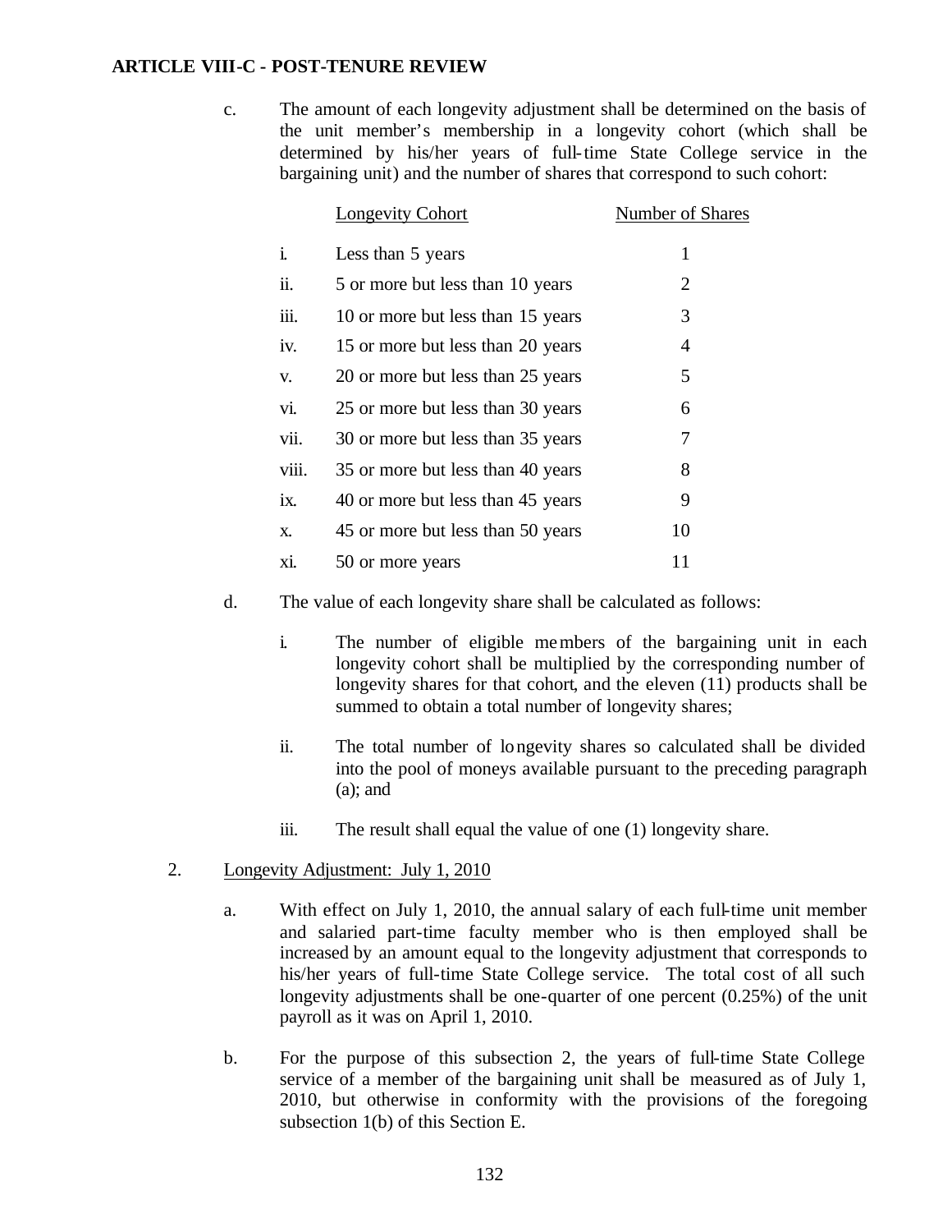**ARTICLE VIII-C - POST-TENURE REVIEW**

c. The amount of each longevity adjustment shall be determined on the basis of the unit member's membership in a longevity cohort (which shall be determined by his/her years of full-time State College service in the bargaining unit) and the number of shares that correspond to such cohort:

| | Longevity Cohort | Number of Shares |
|---|---|---|
| i. | Less than 5 years | 1 |
| ii. | 5 or more but less than 10 years | 2 |
| iii. | 10 or more but less than 15 years | 3 |
| iv. | 15 or more but less than 20 years | 4 |
| v. | 20 or more but less than 25 years | 5 |
| vi. | 25 or more but less than 30 years | 6 |
| vii. | 30 or more but less than 35 years | 7 |
| viii. | 35 or more but less than 40 years | 8 |
| ix. | 40 or more but less than 45 years | 9 |
| x. | 45 or more but less than 50 years | 10 |
| xi. | 50 or more years | 11 |

d. The value of each longevity share shall be calculated as follows:

   i. The number of eligible members of the bargaining unit in each longevity cohort shall be multiplied by the corresponding number of longevity shares for that cohort, and the eleven (11) products shall be summed to obtain a total number of longevity shares;

   ii. The total number of longevity shares so calculated shall be divided into the pool of moneys available pursuant to the preceding paragraph (a); and

   iii. The result shall equal the value of one (1) longevity share.

2. Longevity Adjustment: July 1, 2010

   a. With effect on July 1, 2010, the annual salary of each full-time unit member and salaried part-time faculty member who is then employed shall be increased by an amount equal to the longevity adjustment that corresponds to his/her years of full-time State College service. The total cost of all such longevity adjustments shall be one-quarter of one percent (0.25%) of the unit payroll as it was on April 1, 2010.

   b. For the purpose of this subsection 2, the years of full-time State College service of a member of the bargaining unit shall be measured as of July 1, 2010, but otherwise in conformity with the provisions of the foregoing subsection 1(b) of this Section E.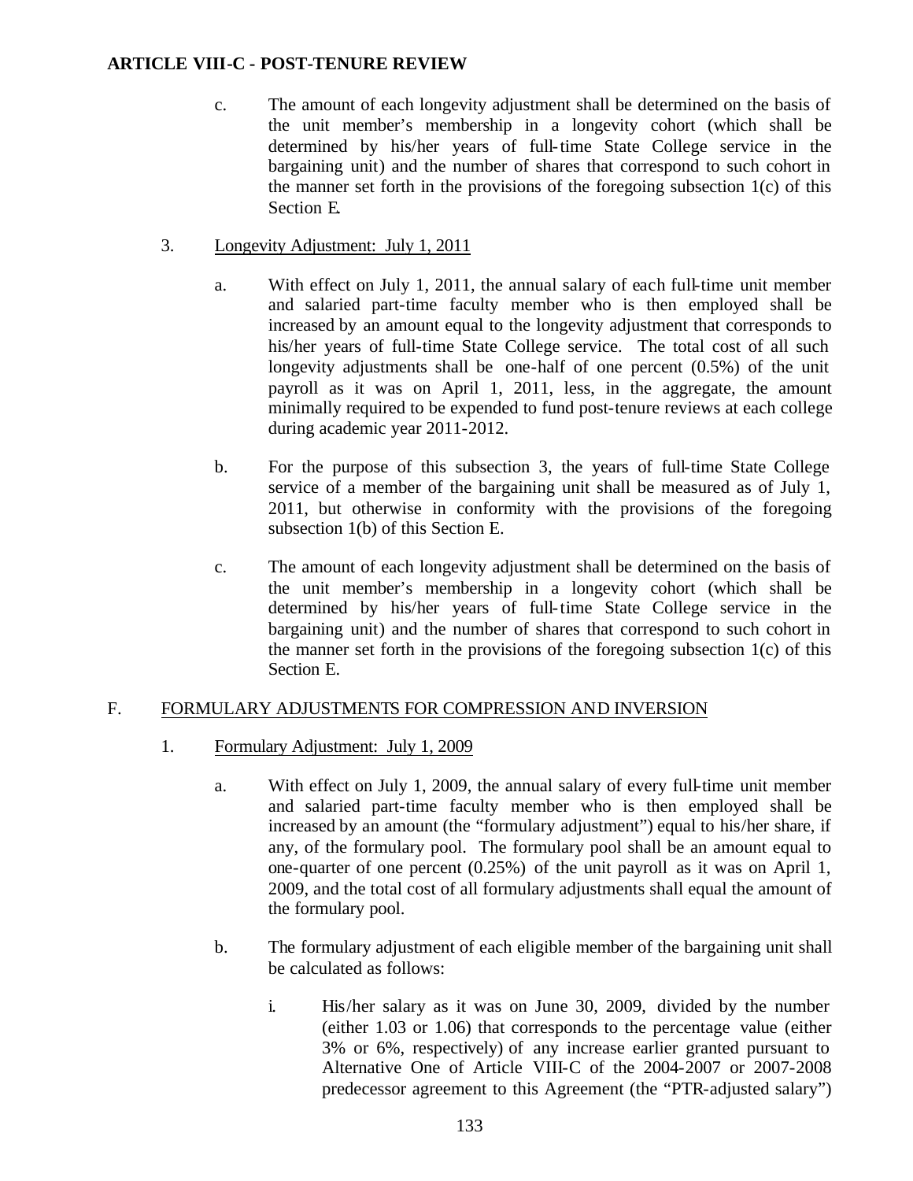**ARTICLE VIII-C - POST-TENURE REVIEW**

c. The amount of each longevity adjustment shall be determined on the basis of the unit member's membership in a longevity cohort (which shall be determined by his/her years of full-time State College service in the bargaining unit) and the number of shares that correspond to such cohort in the manner set forth in the provisions of the foregoing subsection 1(c) of this Section E.

3. Longevity Adjustment: July 1, 2011

a. With effect on July 1, 2011, the annual salary of each full-time unit member and salaried part-time faculty member who is then employed shall be increased by an amount equal to the longevity adjustment that corresponds to his/her years of full-time State College service. The total cost of all such longevity adjustments shall be one-half of one percent (0.5%) of the unit payroll as it was on April 1, 2011, less, in the aggregate, the amount minimally required to be expended to fund post-tenure reviews at each college during academic year 2011-2012.

b. For the purpose of this subsection 3, the years of full-time State College service of a member of the bargaining unit shall be measured as of July 1, 2011, but otherwise in conformity with the provisions of the foregoing subsection 1(b) of this Section E.

c. The amount of each longevity adjustment shall be determined on the basis of the unit member's membership in a longevity cohort (which shall be determined by his/her years of full-time State College service in the bargaining unit) and the number of shares that correspond to such cohort in the manner set forth in the provisions of the foregoing subsection 1(c) of this Section E.

F. FORMULARY ADJUSTMENTS FOR COMPRESSION AND INVERSION

1. Formulary Adjustment: July 1, 2009

a. With effect on July 1, 2009, the annual salary of every full-time unit member and salaried part-time faculty member who is then employed shall be increased by an amount (the "formulary adjustment") equal to his/her share, if any, of the formulary pool. The formulary pool shall be an amount equal to one-quarter of one percent (0.25%) of the unit payroll as it was on April 1, 2009, and the total cost of all formulary adjustments shall equal the amount of the formulary pool.

b. The formulary adjustment of each eligible member of the bargaining unit shall be calculated as follows:

i. His/her salary as it was on June 30, 2009, divided by the number (either 1.03 or 1.06) that corresponds to the percentage value (either 3% or 6%, respectively) of any increase earlier granted pursuant to Alternative One of Article VIII-C of the 2004-2007 or 2007-2008 predecessor agreement to this Agreement (the "PTR-adjusted salary")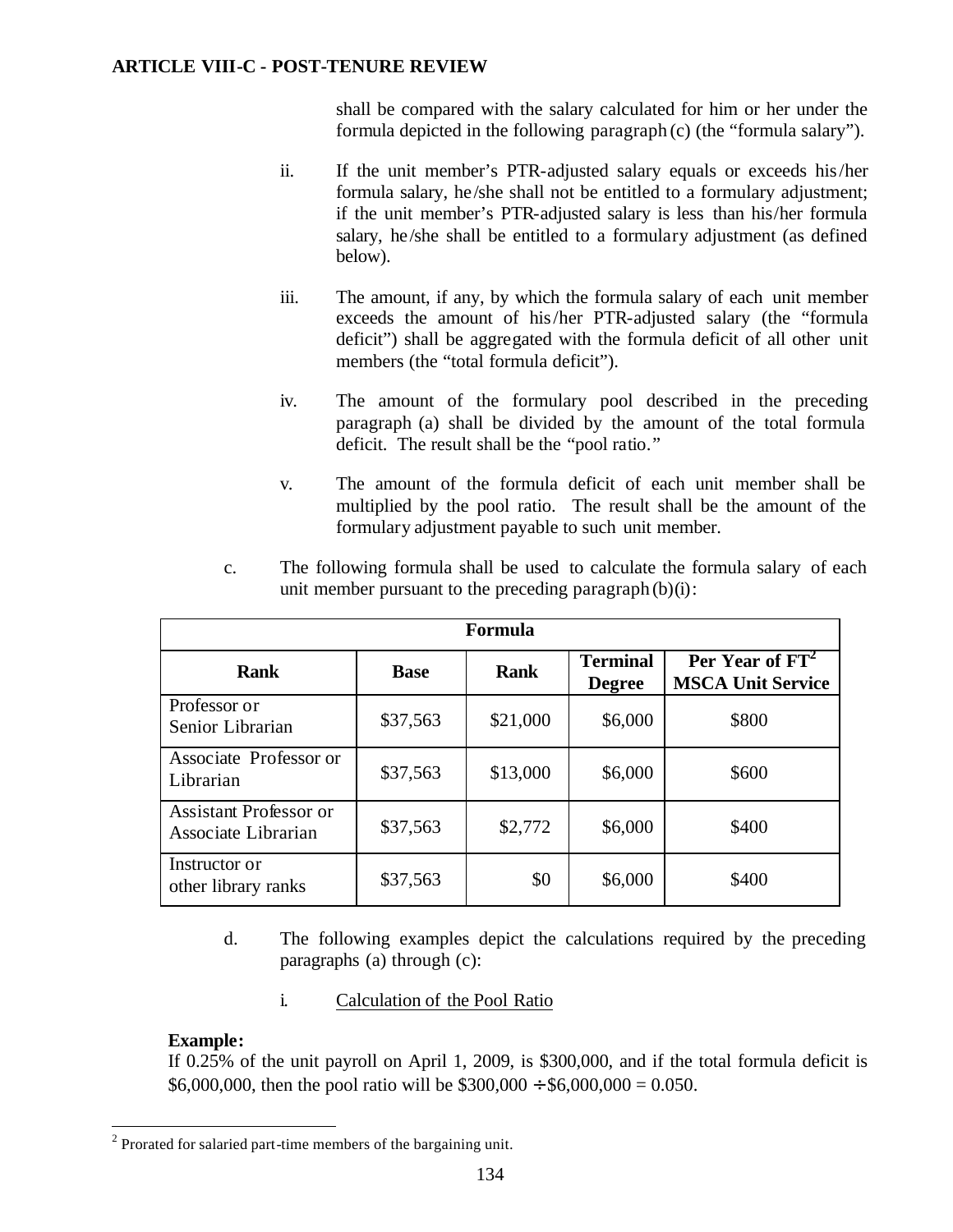shall be compared with the salary calculated for him or her under the formula depicted in the following paragraph (c) (the "formula salary").

ii. If the unit member's PTR-adjusted salary equals or exceeds his/her formula salary, he/she shall not be entitled to a formulary adjustment; if the unit member's PTR-adjusted salary is less than his/her formula salary, he/she shall be entitled to a formulary adjustment (as defined below).

iii. The amount, if any, by which the formula salary of each unit member exceeds the amount of his/her PTR-adjusted salary (the "formula deficit") shall be aggregated with the formula deficit of all other unit members (the "total formula deficit").

iv. The amount of the formulary pool described in the preceding paragraph (a) shall be divided by the amount of the total formula deficit. The result shall be the "pool ratio."

v. The amount of the formula deficit of each unit member shall be multiplied by the pool ratio. The result shall be the amount of the formulary adjustment payable to such unit member.

c. The following formula shall be used to calculate the formula salary of each unit member pursuant to the preceding paragraph (b)(i):

| Formula | | | | |
|---|---|---|---|---|
| **Rank** | **Base** | **Rank** | **Terminal Degree** | **Per Year of FT[2] MSCA Unit Service** |
| Professor or Senior Librarian | \$37,563 | \$21,000 | \$6,000 | \$800 |
| Associate Professor or Librarian | \$37,563 | \$13,000 | \$6,000 | \$600 |
| Assistant Professor or Associate Librarian | \$37,563 | \$2,772 | \$6,000 | \$400 |
| Instructor or other library ranks | \$37,563 | \$0 | \$6,000 | \$400 |

d. The following examples depict the calculations required by the preceding paragraphs (a) through (c):

i. Calculation of the Pool Ratio

**Example:**
If 0.25% of the unit payroll on April 1, 2009, is \$300,000, and if the total formula deficit is \$6,000,000, then the pool ratio will be \$300,000 ÷ \$6,000,000 = 0.050.

[2] Prorated for salaried part-time members of the bargaining unit.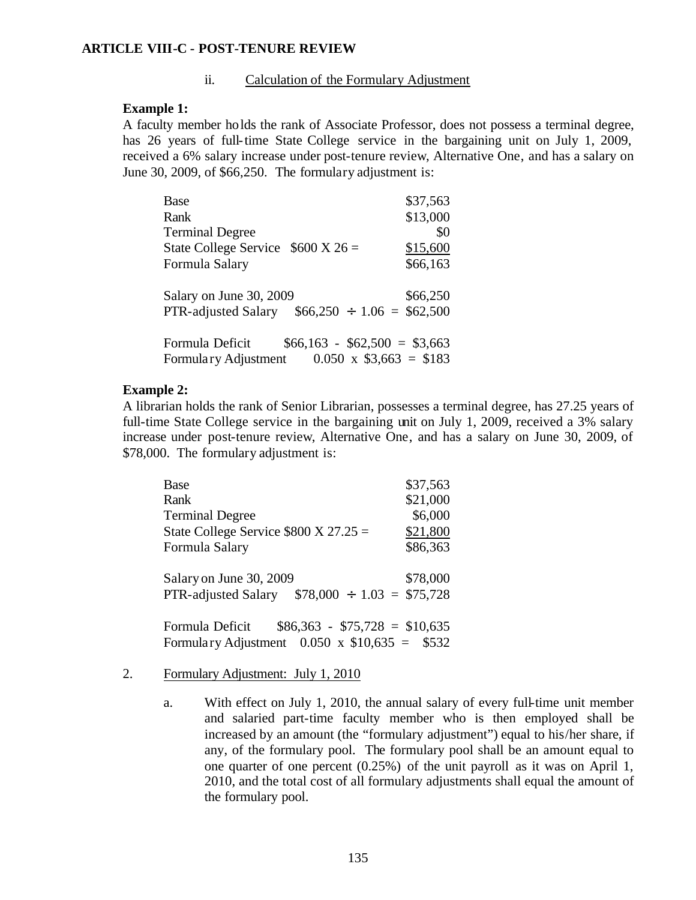**ARTICLE VIII-C - POST-TENURE REVIEW**

ii. Calculation of the Formulary Adjustment

**Example 1:**

A faculty member holds the rank of Associate Professor, does not possess a terminal degree, has 26 years of full-time State College service in the bargaining unit on July 1, 2009, received a 6% salary increase under post-tenure review, Alternative One, and has a salary on June 30, 2009, of $66,250. The formulary adjustment is:

| | |
|---|---|
| Base | $37,563 |
| Rank | $13,000 |
| Terminal Degree | $0 |
| State College Service $600 X 26 = | $15,600 |
| Formula Salary | $66,163 |
| | |
| Salary on June 30, 2009 | $66,250 |
| PTR-adjusted Salary $66,250 ÷ 1.06 = | $62,500 |
| | |
| Formula Deficit $66,163 - $62,500 = | $3,663 |
| Formulary Adjustment 0.050 x $3,663 = | $183 |

**Example 2:**

A librarian holds the rank of Senior Librarian, possesses a terminal degree, has 27.25 years of full-time State College service in the bargaining unit on July 1, 2009, received a 3% salary increase under post-tenure review, Alternative One, and has a salary on June 30, 2009, of $78,000. The formulary adjustment is:

| | |
|---|---|
| Base | $37,563 |
| Rank | $21,000 |
| Terminal Degree | $6,000 |
| State College Service $800 X 27.25 = | $21,800 |
| Formula Salary | $86,363 |
| | |
| Salary on June 30, 2009 | $78,000 |
| PTR-adjusted Salary $78,000 ÷ 1.03 = | $75,728 |
| | |
| Formula Deficit $86,363 - $75,728 = | $10,635 |
| Formulary Adjustment 0.050 x $10,635 = | $532 |

2. Formulary Adjustment: July 1, 2010

   a. With effect on July 1, 2010, the annual salary of every full-time unit member and salaried part-time faculty member who is then employed shall be increased by an amount (the "formulary adjustment") equal to his/her share, if any, of the formulary pool. The formulary pool shall be an amount equal to one quarter of one percent (0.25%) of the unit payroll as it was on April 1, 2010, and the total cost of all formulary adjustments shall equal the amount of the formulary pool.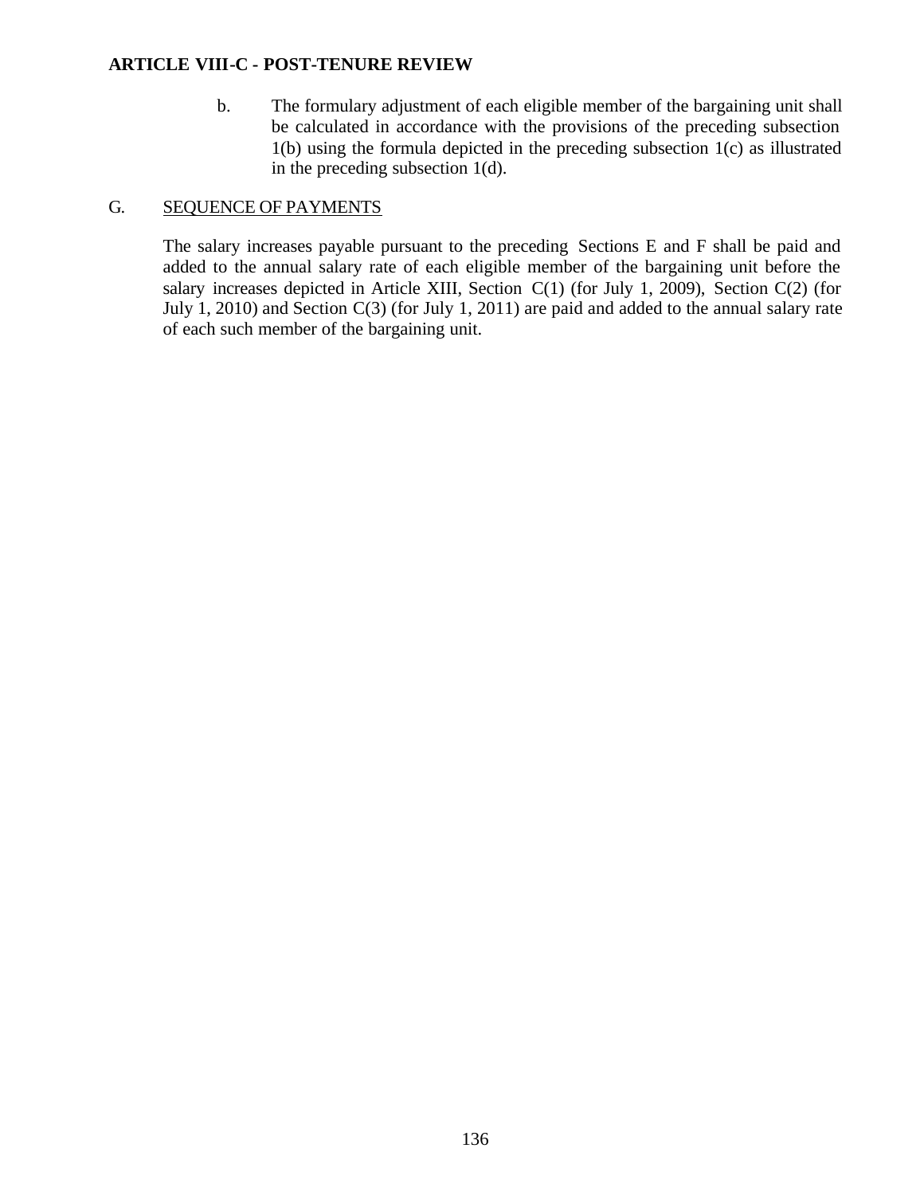b. The formulary adjustment of each eligible member of the bargaining unit shall be calculated in accordance with the provisions of the preceding subsection 1(b) using the formula depicted in the preceding subsection 1(c) as illustrated in the preceding subsection 1(d).

## G. SEQUENCE OF PAYMENTS

The salary increases payable pursuant to the preceding Sections E and F shall be paid and added to the annual salary rate of each eligible member of the bargaining unit before the salary increases depicted in Article XIII, Section C(1) (for July 1, 2009), Section C(2) (for July 1, 2010) and Section C(3) (for July 1, 2011) are paid and added to the annual salary rate of each such member of the bargaining unit.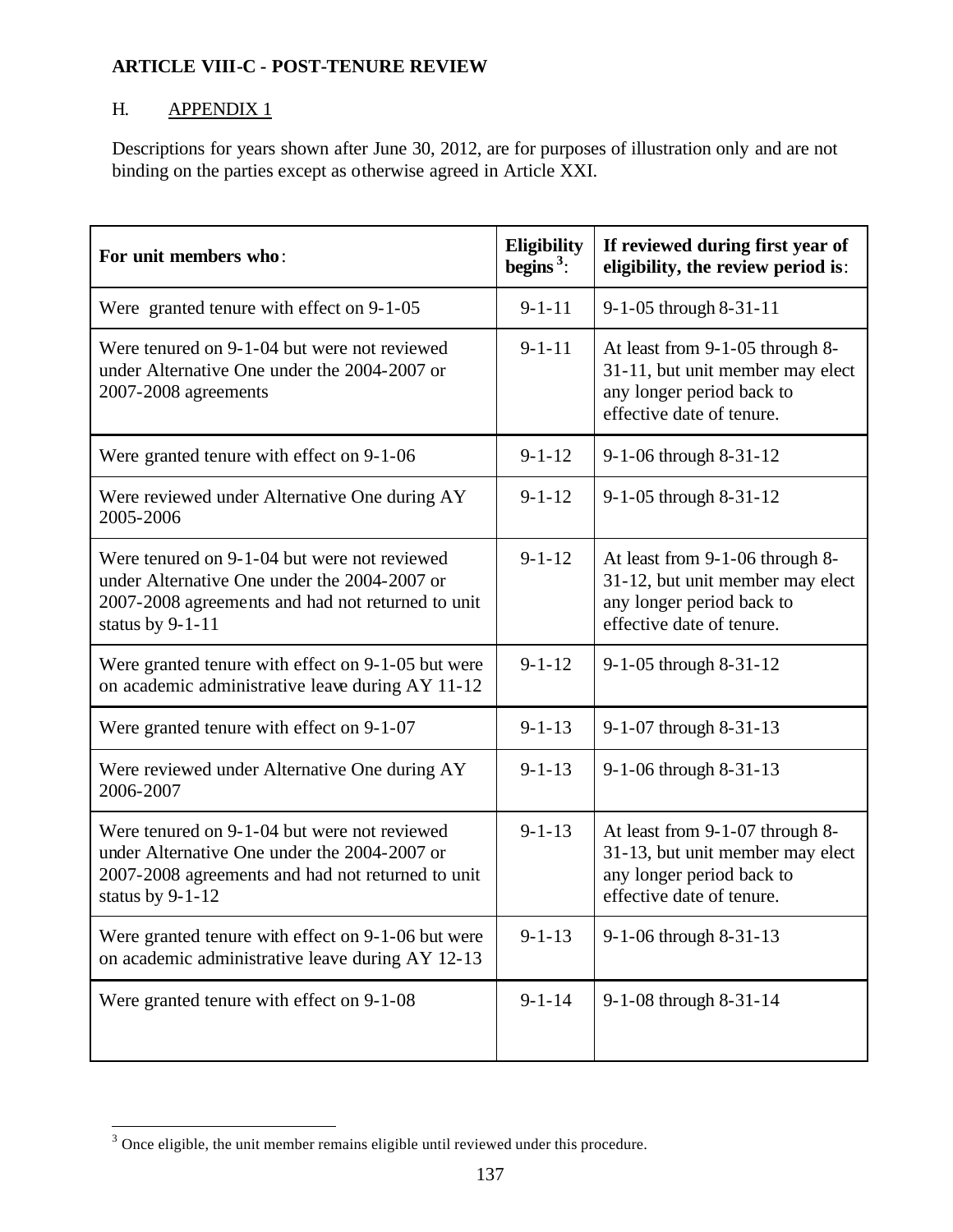**ARTICLE VIII-C - POST-TENURE REVIEW**

H. APPENDIX 1

Descriptions for years shown after June 30, 2012, are for purposes of illustration only and are not binding on the parties except as otherwise agreed in Article XXI.

| **For unit members who**: | **Eligibility begins**[3]: | **If reviewed during first year of eligibility, the review period is**: |
|---|---|---|
| Were granted tenure with effect on 9-1-05 | 9-1-11 | 9-1-05 through 8-31-11 |
| Were tenured on 9-1-04 but were not reviewed under Alternative One under the 2004-2007 or 2007-2008 agreements | 9-1-11 | At least from 9-1-05 through 8-31-11, but unit member may elect any longer period back to effective date of tenure. |
| Were granted tenure with effect on 9-1-06 | 9-1-12 | 9-1-06 through 8-31-12 |
| Were reviewed under Alternative One during AY 2005-2006 | 9-1-12 | 9-1-05 through 8-31-12 |
| Were tenured on 9-1-04 but were not reviewed under Alternative One under the 2004-2007 or 2007-2008 agreements and had not returned to unit status by 9-1-11 | 9-1-12 | At least from 9-1-06 through 8-31-12, but unit member may elect any longer period back to effective date of tenure. |
| Were granted tenure with effect on 9-1-05 but were on academic administrative leave during AY 11-12 | 9-1-12 | 9-1-05 through 8-31-12 |
| Were granted tenure with effect on 9-1-07 | 9-1-13 | 9-1-07 through 8-31-13 |
| Were reviewed under Alternative One during AY 2006-2007 | 9-1-13 | 9-1-06 through 8-31-13 |
| Were tenured on 9-1-04 but were not reviewed under Alternative One under the 2004-2007 or 2007-2008 agreements and had not returned to unit status by 9-1-12 | 9-1-13 | At least from 9-1-07 through 8-31-13, but unit member may elect any longer period back to effective date of tenure. |
| Were granted tenure with effect on 9-1-06 but were on academic administrative leave during AY 12-13 | 9-1-13 | 9-1-06 through 8-31-13 |
| Were granted tenure with effect on 9-1-08 | 9-1-14 | 9-1-08 through 8-31-14 |

[3] Once eligible, the unit member remains eligible until reviewed under this procedure.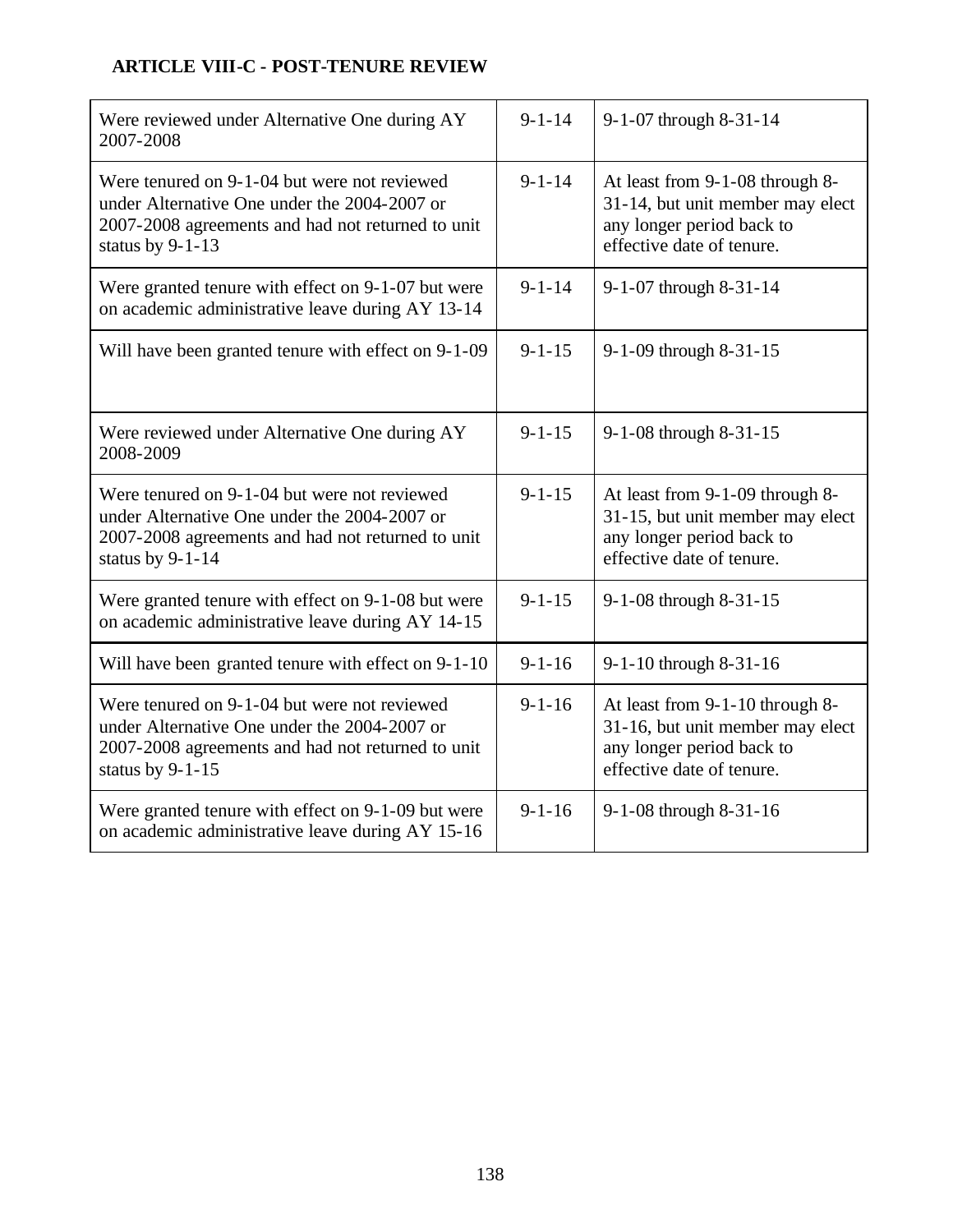## ARTICLE VIII-C - POST-TENURE REVIEW

| | | |
|---|---|---|
| Were reviewed under Alternative One during AY 2007-2008 | 9-1-14 | 9-1-07 through 8-31-14 |
| Were tenured on 9-1-04 but were not reviewed under Alternative One under the 2004-2007 or 2007-2008 agreements and had not returned to unit status by 9-1-13 | 9-1-14 | At least from 9-1-08 through 8-31-14, but unit member may elect any longer period back to effective date of tenure. |
| Were granted tenure with effect on 9-1-07 but were on academic administrative leave during AY 13-14 | 9-1-14 | 9-1-07 through 8-31-14 |
| Will have been granted tenure with effect on 9-1-09 | 9-1-15 | 9-1-09 through 8-31-15 |
| Were reviewed under Alternative One during AY 2008-2009 | 9-1-15 | 9-1-08 through 8-31-15 |
| Were tenured on 9-1-04 but were not reviewed under Alternative One under the 2004-2007 or 2007-2008 agreements and had not returned to unit status by 9-1-14 | 9-1-15 | At least from 9-1-09 through 8-31-15, but unit member may elect any longer period back to effective date of tenure. |
| Were granted tenure with effect on 9-1-08 but were on academic administrative leave during AY 14-15 | 9-1-15 | 9-1-08 through 8-31-15 |
| Will have been granted tenure with effect on 9-1-10 | 9-1-16 | 9-1-10 through 8-31-16 |
| Were tenured on 9-1-04 but were not reviewed under Alternative One under the 2004-2007 or 2007-2008 agreements and had not returned to unit status by 9-1-15 | 9-1-16 | At least from 9-1-10 through 8-31-16, but unit member may elect any longer period back to effective date of tenure. |
| Were granted tenure with effect on 9-1-09 but were on academic administrative leave during AY 15-16 | 9-1-16 | 9-1-08 through 8-31-16 |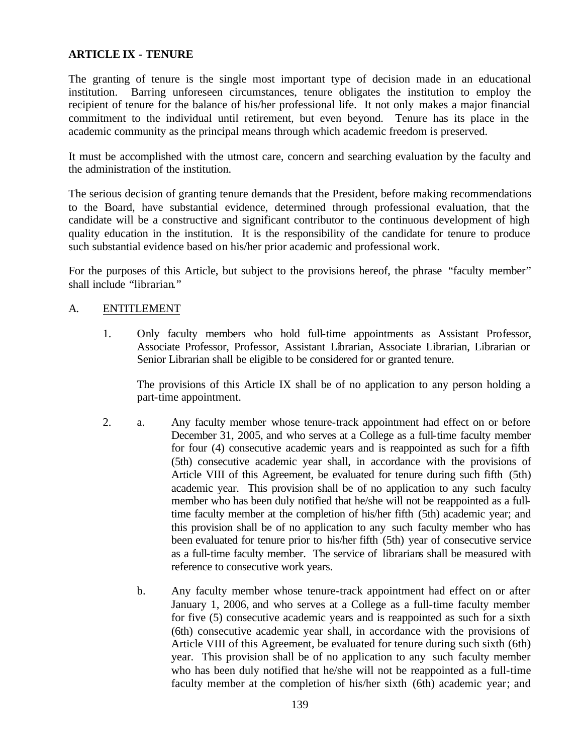## ARTICLE IX - TENURE

The granting of tenure is the single most important type of decision made in an educational institution. Barring unforeseen circumstances, tenure obligates the institution to employ the recipient of tenure for the balance of his/her professional life. It not only makes a major financial commitment to the individual until retirement, but even beyond. Tenure has its place in the academic community as the principal means through which academic freedom is preserved.

It must be accomplished with the utmost care, concern and searching evaluation by the faculty and the administration of the institution.

The serious decision of granting tenure demands that the President, before making recommendations to the Board, have substantial evidence, determined through professional evaluation, that the candidate will be a constructive and significant contributor to the continuous development of high quality education in the institution. It is the responsibility of the candidate for tenure to produce such substantial evidence based on his/her prior academic and professional work.

For the purposes of this Article, but subject to the provisions hereof, the phrase "faculty member" shall include "librarian."

A. ENTITLEMENT

1. Only faculty members who hold full-time appointments as Assistant Professor, Associate Professor, Professor, Assistant Librarian, Associate Librarian, Librarian or Senior Librarian shall be eligible to be considered for or granted tenure.

   The provisions of this Article IX shall be of no application to any person holding a part-time appointment.

2. a. Any faculty member whose tenure-track appointment had effect on or before December 31, 2005, and who serves at a College as a full-time faculty member for four (4) consecutive academic years and is reappointed as such for a fifth (5th) consecutive academic year shall, in accordance with the provisions of Article VIII of this Agreement, be evaluated for tenure during such fifth (5th) academic year. This provision shall be of no application to any such faculty member who has been duly notified that he/she will not be reappointed as a full-time faculty member at the completion of his/her fifth (5th) academic year; and this provision shall be of no application to any such faculty member who has been evaluated for tenure prior to his/her fifth (5th) year of consecutive service as a full-time faculty member. The service of librarians shall be measured with reference to consecutive work years.

   b. Any faculty member whose tenure-track appointment had effect on or after January 1, 2006, and who serves at a College as a full-time faculty member for five (5) consecutive academic years and is reappointed as such for a sixth (6th) consecutive academic year shall, in accordance with the provisions of Article VIII of this Agreement, be evaluated for tenure during such sixth (6th) year. This provision shall be of no application to any such faculty member who has been duly notified that he/she will not be reappointed as a full-time faculty member at the completion of his/her sixth (6th) academic year; and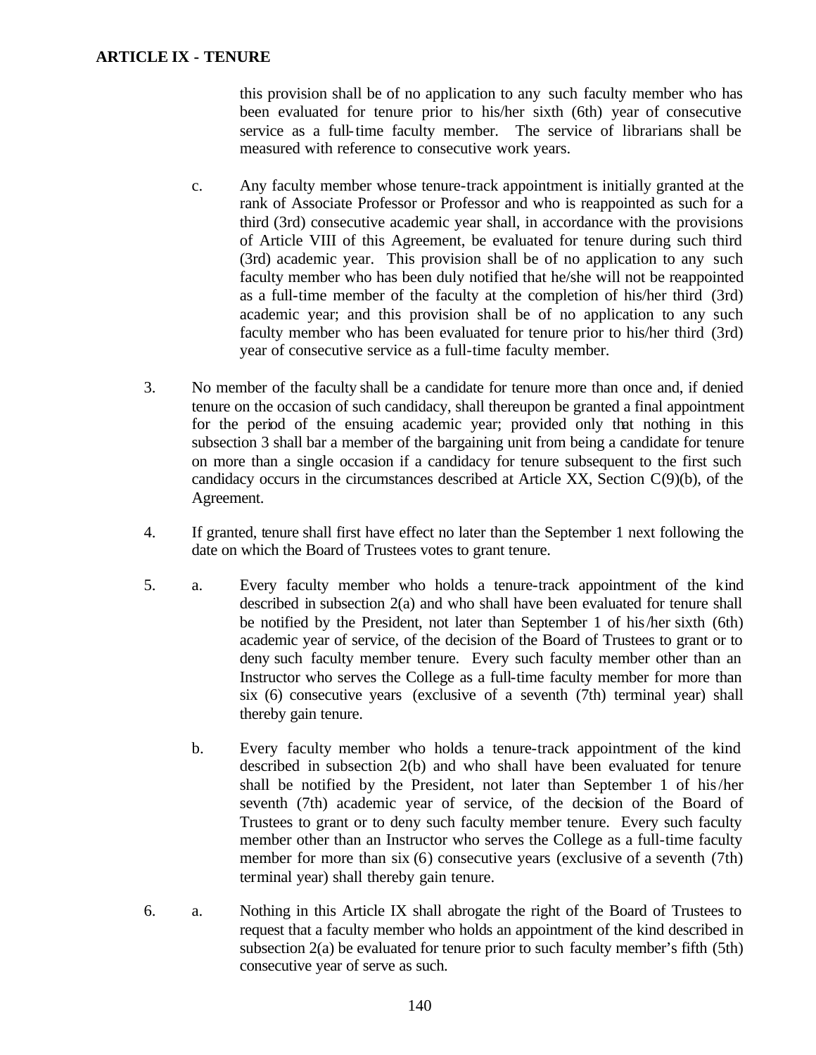this provision shall be of no application to any such faculty member who has been evaluated for tenure prior to his/her sixth (6th) year of consecutive service as a full-time faculty member. The service of librarians shall be measured with reference to consecutive work years.

c. Any faculty member whose tenure-track appointment is initially granted at the rank of Associate Professor or Professor and who is reappointed as such for a third (3rd) consecutive academic year shall, in accordance with the provisions of Article VIII of this Agreement, be evaluated for tenure during such third (3rd) academic year. This provision shall be of no application to any such faculty member who has been duly notified that he/she will not be reappointed as a full-time member of the faculty at the completion of his/her third (3rd) academic year; and this provision shall be of no application to any such faculty member who has been evaluated for tenure prior to his/her third (3rd) year of consecutive service as a full-time faculty member.

3. No member of the faculty shall be a candidate for tenure more than once and, if denied tenure on the occasion of such candidacy, shall thereupon be granted a final appointment for the period of the ensuing academic year; provided only that nothing in this subsection 3 shall bar a member of the bargaining unit from being a candidate for tenure on more than a single occasion if a candidacy for tenure subsequent to the first such candidacy occurs in the circumstances described at Article XX, Section C(9)(b), of the Agreement.

4. If granted, tenure shall first have effect no later than the September 1 next following the date on which the Board of Trustees votes to grant tenure.

5. a. Every faculty member who holds a tenure-track appointment of the kind described in subsection 2(a) and who shall have been evaluated for tenure shall be notified by the President, not later than September 1 of his/her sixth (6th) academic year of service, of the decision of the Board of Trustees to grant or to deny such faculty member tenure. Every such faculty member other than an Instructor who serves the College as a full-time faculty member for more than six (6) consecutive years (exclusive of a seventh (7th) terminal year) shall thereby gain tenure.

   b. Every faculty member who holds a tenure-track appointment of the kind described in subsection 2(b) and who shall have been evaluated for tenure shall be notified by the President, not later than September 1 of his/her seventh (7th) academic year of service, of the decision of the Board of Trustees to grant or to deny such faculty member tenure. Every such faculty member other than an Instructor who serves the College as a full-time faculty member for more than six (6) consecutive years (exclusive of a seventh (7th) terminal year) shall thereby gain tenure.

6. a. Nothing in this Article IX shall abrogate the right of the Board of Trustees to request that a faculty member who holds an appointment of the kind described in subsection 2(a) be evaluated for tenure prior to such faculty member's fifth (5th) consecutive year of serve as such.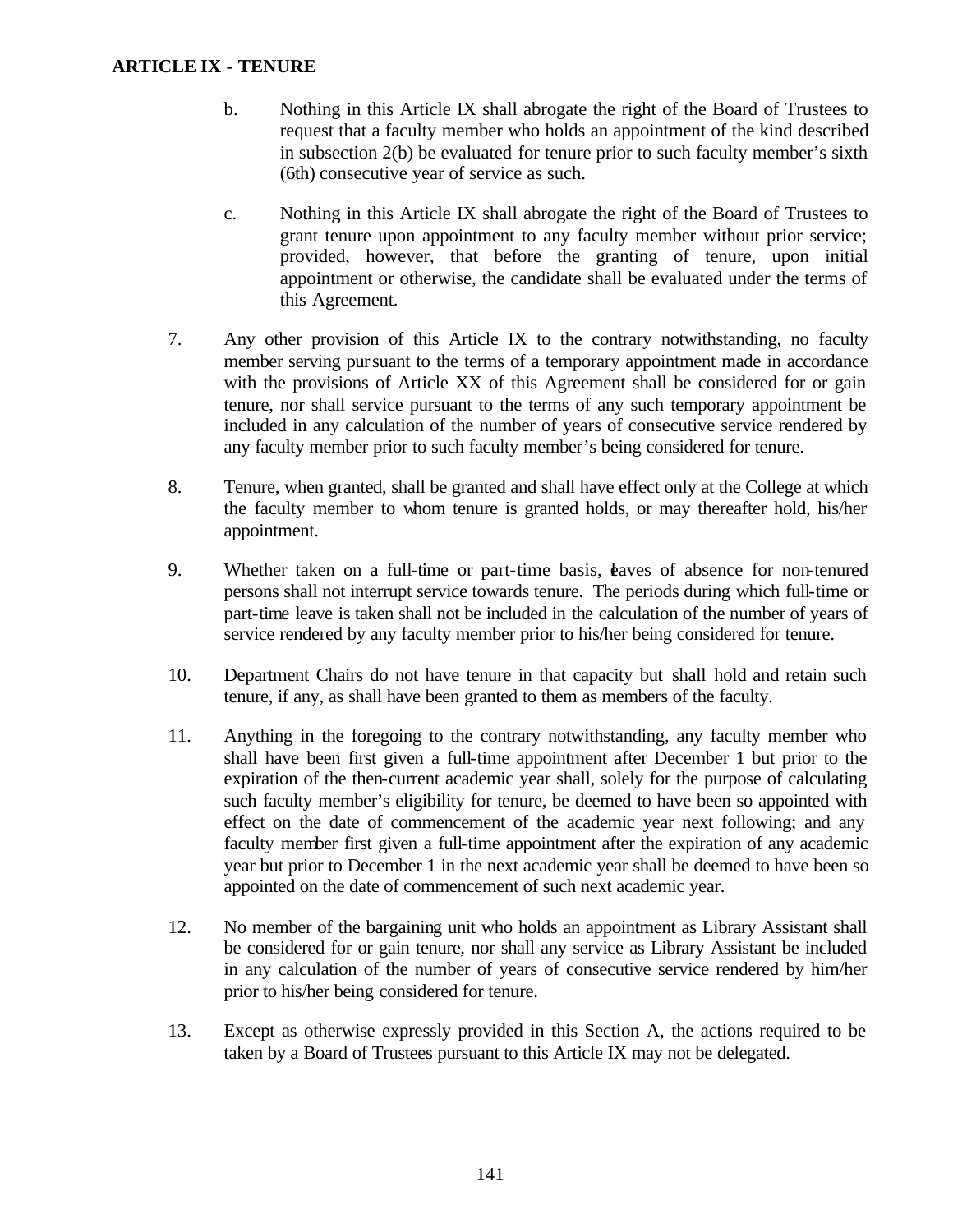b. Nothing in this Article IX shall abrogate the right of the Board of Trustees to request that a faculty member who holds an appointment of the kind described in subsection 2(b) be evaluated for tenure prior to such faculty member's sixth (6th) consecutive year of service as such.

c. Nothing in this Article IX shall abrogate the right of the Board of Trustees to grant tenure upon appointment to any faculty member without prior service; provided, however, that before the granting of tenure, upon initial appointment or otherwise, the candidate shall be evaluated under the terms of this Agreement.

7. Any other provision of this Article IX to the contrary notwithstanding, no faculty member serving pursuant to the terms of a temporary appointment made in accordance with the provisions of Article XX of this Agreement shall be considered for or gain tenure, nor shall service pursuant to the terms of any such temporary appointment be included in any calculation of the number of years of consecutive service rendered by any faculty member prior to such faculty member's being considered for tenure.

8. Tenure, when granted, shall be granted and shall have effect only at the College at which the faculty member to whom tenure is granted holds, or may thereafter hold, his/her appointment.

9. Whether taken on a full-time or part-time basis, leaves of absence for non-tenured persons shall not interrupt service towards tenure. The periods during which full-time or part-time leave is taken shall not be included in the calculation of the number of years of service rendered by any faculty member prior to his/her being considered for tenure.

10. Department Chairs do not have tenure in that capacity but shall hold and retain such tenure, if any, as shall have been granted to them as members of the faculty.

11. Anything in the foregoing to the contrary notwithstanding, any faculty member who shall have been first given a full-time appointment after December 1 but prior to the expiration of the then-current academic year shall, solely for the purpose of calculating such faculty member's eligibility for tenure, be deemed to have been so appointed with effect on the date of commencement of the academic year next following; and any faculty member first given a full-time appointment after the expiration of any academic year but prior to December 1 in the next academic year shall be deemed to have been so appointed on the date of commencement of such next academic year.

12. No member of the bargaining unit who holds an appointment as Library Assistant shall be considered for or gain tenure, nor shall any service as Library Assistant be included in any calculation of the number of years of consecutive service rendered by him/her prior to his/her being considered for tenure.

13. Except as otherwise expressly provided in this Section A, the actions required to be taken by a Board of Trustees pursuant to this Article IX may not be delegated.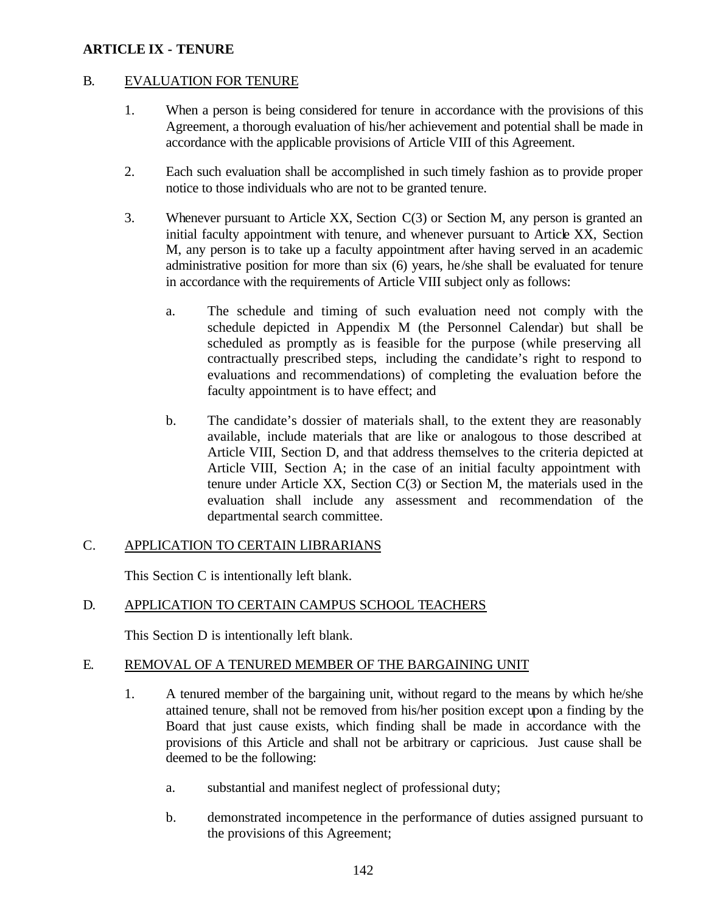## ARTICLE IX - TENURE

### B. EVALUATION FOR TENURE

1. When a person is being considered for tenure in accordance with the provisions of this Agreement, a thorough evaluation of his/her achievement and potential shall be made in accordance with the applicable provisions of Article VIII of this Agreement.

2. Each such evaluation shall be accomplished in such timely fashion as to provide proper notice to those individuals who are not to be granted tenure.

3. Whenever pursuant to Article XX, Section C(3) or Section M, any person is granted an initial faculty appointment with tenure, and whenever pursuant to Article XX, Section M, any person is to take up a faculty appointment after having served in an academic administrative position for more than six (6) years, he/she shall be evaluated for tenure in accordance with the requirements of Article VIII subject only as follows:

   a. The schedule and timing of such evaluation need not comply with the schedule depicted in Appendix M (the Personnel Calendar) but shall be scheduled as promptly as is feasible for the purpose (while preserving all contractually prescribed steps, including the candidate's right to respond to evaluations and recommendations) of completing the evaluation before the faculty appointment is to have effect; and

   b. The candidate's dossier of materials shall, to the extent they are reasonably available, include materials that are like or analogous to those described at Article VIII, Section D, and that address themselves to the criteria depicted at Article VIII, Section A; in the case of an initial faculty appointment with tenure under Article XX, Section C(3) or Section M, the materials used in the evaluation shall include any assessment and recommendation of the departmental search committee.

### C. APPLICATION TO CERTAIN LIBRARIANS

This Section C is intentionally left blank.

### D. APPLICATION TO CERTAIN CAMPUS SCHOOL TEACHERS

This Section D is intentionally left blank.

### E. REMOVAL OF A TENURED MEMBER OF THE BARGAINING UNIT

1. A tenured member of the bargaining unit, without regard to the means by which he/she attained tenure, shall not be removed from his/her position except upon a finding by the Board that just cause exists, which finding shall be made in accordance with the provisions of this Article and shall not be arbitrary or capricious. Just cause shall be deemed to be the following:

   a. substantial and manifest neglect of professional duty;

   b. demonstrated incompetence in the performance of duties assigned pursuant to the provisions of this Agreement;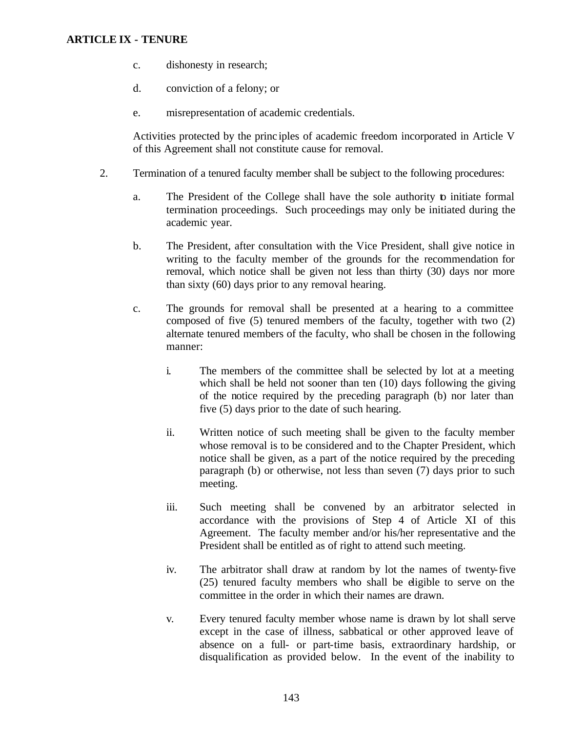**ARTICLE IX - TENURE**

c. dishonesty in research;

d. conviction of a felony; or

e. misrepresentation of academic credentials.

Activities protected by the principles of academic freedom incorporated in Article V of this Agreement shall not constitute cause for removal.

2. Termination of a tenured faculty member shall be subject to the following procedures:

   a. The President of the College shall have the sole authority to initiate formal termination proceedings. Such proceedings may only be initiated during the academic year.

   b. The President, after consultation with the Vice President, shall give notice in writing to the faculty member of the grounds for the recommendation for removal, which notice shall be given not less than thirty (30) days nor more than sixty (60) days prior to any removal hearing.

   c. The grounds for removal shall be presented at a hearing to a committee composed of five (5) tenured members of the faculty, together with two (2) alternate tenured members of the faculty, who shall be chosen in the following manner:

      i. The members of the committee shall be selected by lot at a meeting which shall be held not sooner than ten (10) days following the giving of the notice required by the preceding paragraph (b) nor later than five (5) days prior to the date of such hearing.

      ii. Written notice of such meeting shall be given to the faculty member whose removal is to be considered and to the Chapter President, which notice shall be given, as a part of the notice required by the preceding paragraph (b) or otherwise, not less than seven (7) days prior to such meeting.

      iii. Such meeting shall be convened by an arbitrator selected in accordance with the provisions of Step 4 of Article XI of this Agreement. The faculty member and/or his/her representative and the President shall be entitled as of right to attend such meeting.

      iv. The arbitrator shall draw at random by lot the names of twenty-five (25) tenured faculty members who shall be eligible to serve on the committee in the order in which their names are drawn.

      v. Every tenured faculty member whose name is drawn by lot shall serve except in the case of illness, sabbatical or other approved leave of absence on a full- or part-time basis, extraordinary hardship, or disqualification as provided below. In the event of the inability to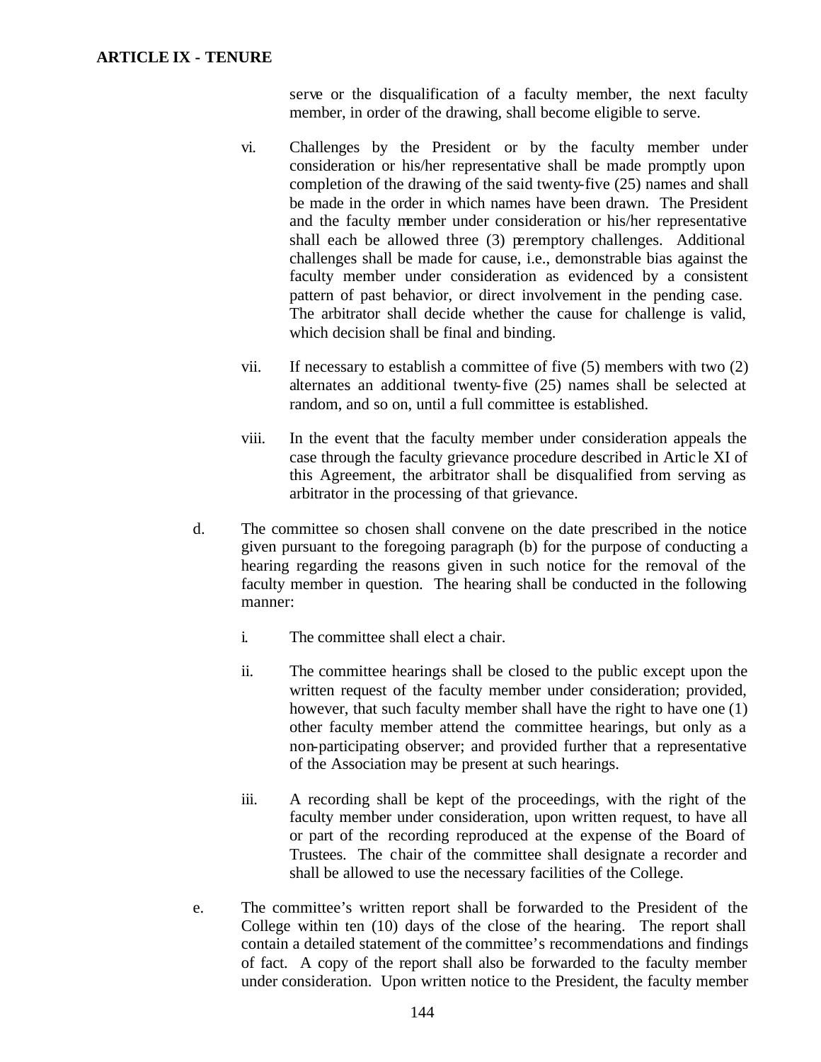serve or the disqualification of a faculty member, the next faculty member, in order of the drawing, shall become eligible to serve.

vi. Challenges by the President or by the faculty member under consideration or his/her representative shall be made promptly upon completion of the drawing of the said twenty-five (25) names and shall be made in the order in which names have been drawn. The President and the faculty member under consideration or his/her representative shall each be allowed three (3) peremptory challenges. Additional challenges shall be made for cause, i.e., demonstrable bias against the faculty member under consideration as evidenced by a consistent pattern of past behavior, or direct involvement in the pending case. The arbitrator shall decide whether the cause for challenge is valid, which decision shall be final and binding.

vii. If necessary to establish a committee of five (5) members with two (2) alternates an additional twenty-five (25) names shall be selected at random, and so on, until a full committee is established.

viii. In the event that the faculty member under consideration appeals the case through the faculty grievance procedure described in Article XI of this Agreement, the arbitrator shall be disqualified from serving as arbitrator in the processing of that grievance.

d. The committee so chosen shall convene on the date prescribed in the notice given pursuant to the foregoing paragraph (b) for the purpose of conducting a hearing regarding the reasons given in such notice for the removal of the faculty member in question. The hearing shall be conducted in the following manner:

i. The committee shall elect a chair.

ii. The committee hearings shall be closed to the public except upon the written request of the faculty member under consideration; provided, however, that such faculty member shall have the right to have one (1) other faculty member attend the committee hearings, but only as a non-participating observer; and provided further that a representative of the Association may be present at such hearings.

iii. A recording shall be kept of the proceedings, with the right of the faculty member under consideration, upon written request, to have all or part of the recording reproduced at the expense of the Board of Trustees. The chair of the committee shall designate a recorder and shall be allowed to use the necessary facilities of the College.

e. The committee's written report shall be forwarded to the President of the College within ten (10) days of the close of the hearing. The report shall contain a detailed statement of the committee's recommendations and findings of fact. A copy of the report shall also be forwarded to the faculty member under consideration. Upon written notice to the President, the faculty member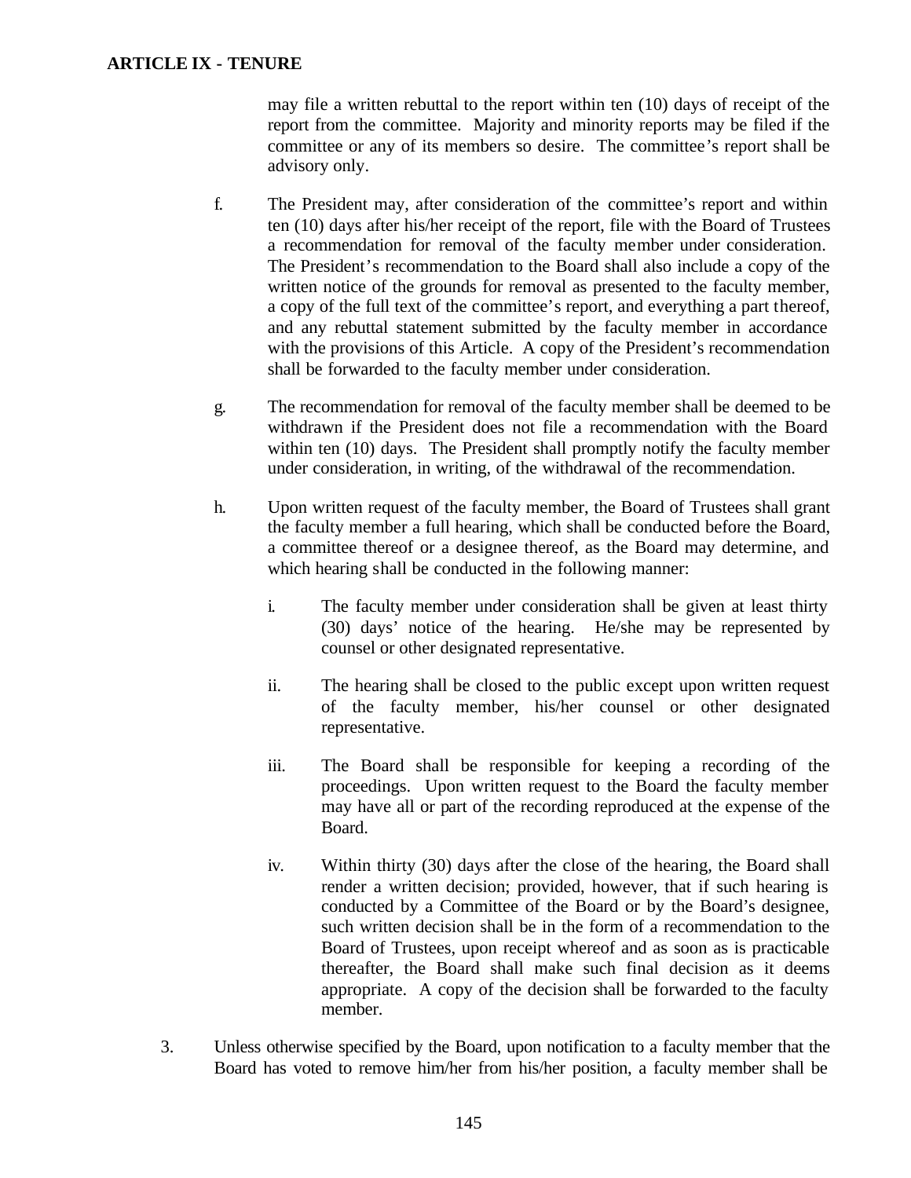may file a written rebuttal to the report within ten (10) days of receipt of the report from the committee. Majority and minority reports may be filed if the committee or any of its members so desire. The committee's report shall be advisory only.

f. The President may, after consideration of the committee's report and within ten (10) days after his/her receipt of the report, file with the Board of Trustees a recommendation for removal of the faculty member under consideration. The President's recommendation to the Board shall also include a copy of the written notice of the grounds for removal as presented to the faculty member, a copy of the full text of the committee's report, and everything a part thereof, and any rebuttal statement submitted by the faculty member in accordance with the provisions of this Article. A copy of the President's recommendation shall be forwarded to the faculty member under consideration.

g. The recommendation for removal of the faculty member shall be deemed to be withdrawn if the President does not file a recommendation with the Board within ten (10) days. The President shall promptly notify the faculty member under consideration, in writing, of the withdrawal of the recommendation.

h. Upon written request of the faculty member, the Board of Trustees shall grant the faculty member a full hearing, which shall be conducted before the Board, a committee thereof or a designee thereof, as the Board may determine, and which hearing shall be conducted in the following manner:

   i. The faculty member under consideration shall be given at least thirty (30) days' notice of the hearing. He/she may be represented by counsel or other designated representative.

   ii. The hearing shall be closed to the public except upon written request of the faculty member, his/her counsel or other designated representative.

   iii. The Board shall be responsible for keeping a recording of the proceedings. Upon written request to the Board the faculty member may have all or part of the recording reproduced at the expense of the Board.

   iv. Within thirty (30) days after the close of the hearing, the Board shall render a written decision; provided, however, that if such hearing is conducted by a Committee of the Board or by the Board's designee, such written decision shall be in the form of a recommendation to the Board of Trustees, upon receipt whereof and as soon as is practicable thereafter, the Board shall make such final decision as it deems appropriate. A copy of the decision shall be forwarded to the faculty member.

3. Unless otherwise specified by the Board, upon notification to a faculty member that the Board has voted to remove him/her from his/her position, a faculty member shall be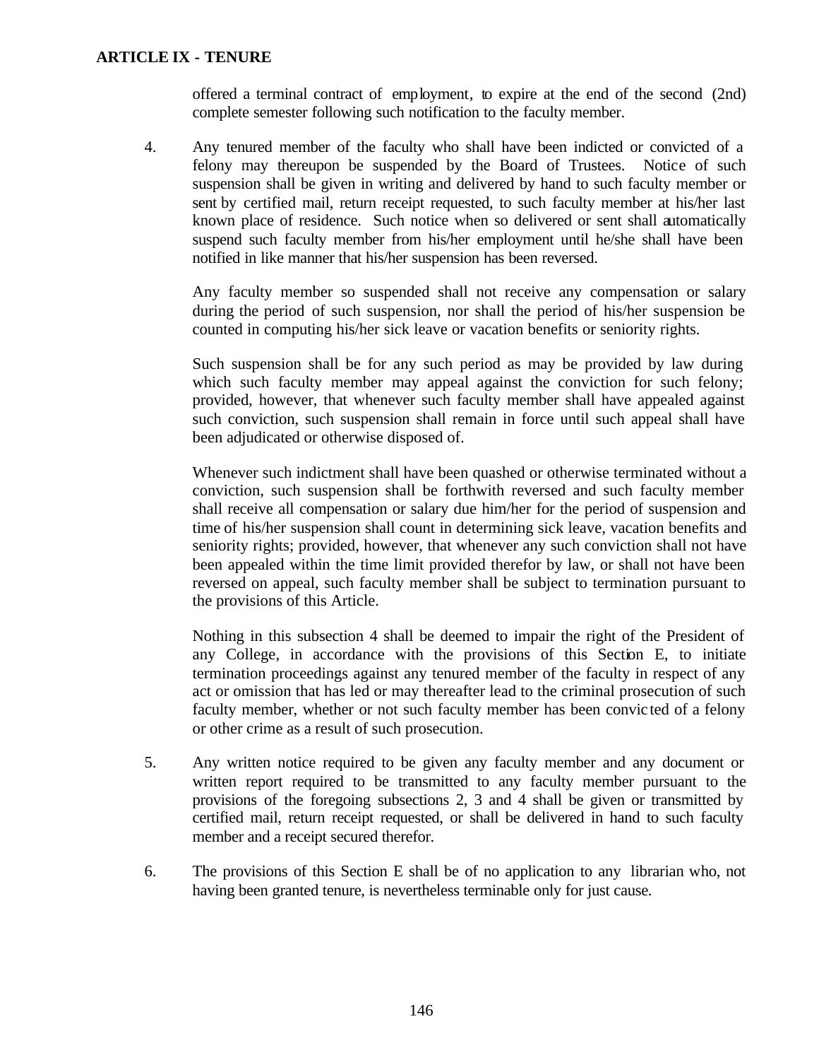offered a terminal contract of employment, to expire at the end of the second (2nd) complete semester following such notification to the faculty member.

4. Any tenured member of the faculty who shall have been indicted or convicted of a felony may thereupon be suspended by the Board of Trustees. Notice of such suspension shall be given in writing and delivered by hand to such faculty member or sent by certified mail, return receipt requested, to such faculty member at his/her last known place of residence. Such notice when so delivered or sent shall automatically suspend such faculty member from his/her employment until he/she shall have been notified in like manner that his/her suspension has been reversed.

   Any faculty member so suspended shall not receive any compensation or salary during the period of such suspension, nor shall the period of his/her suspension be counted in computing his/her sick leave or vacation benefits or seniority rights.

   Such suspension shall be for any such period as may be provided by law during which such faculty member may appeal against the conviction for such felony; provided, however, that whenever such faculty member shall have appealed against such conviction, such suspension shall remain in force until such appeal shall have been adjudicated or otherwise disposed of.

   Whenever such indictment shall have been quashed or otherwise terminated without a conviction, such suspension shall be forthwith reversed and such faculty member shall receive all compensation or salary due him/her for the period of suspension and time of his/her suspension shall count in determining sick leave, vacation benefits and seniority rights; provided, however, that whenever any such conviction shall not have been appealed within the time limit provided therefor by law, or shall not have been reversed on appeal, such faculty member shall be subject to termination pursuant to the provisions of this Article.

   Nothing in this subsection 4 shall be deemed to impair the right of the President of any College, in accordance with the provisions of this Section E, to initiate termination proceedings against any tenured member of the faculty in respect of any act or omission that has led or may thereafter lead to the criminal prosecution of such faculty member, whether or not such faculty member has been convicted of a felony or other crime as a result of such prosecution.

5. Any written notice required to be given any faculty member and any document or written report required to be transmitted to any faculty member pursuant to the provisions of the foregoing subsections 2, 3 and 4 shall be given or transmitted by certified mail, return receipt requested, or shall be delivered in hand to such faculty member and a receipt secured therefor.

6. The provisions of this Section E shall be of no application to any librarian who, not having been granted tenure, is nevertheless terminable only for just cause.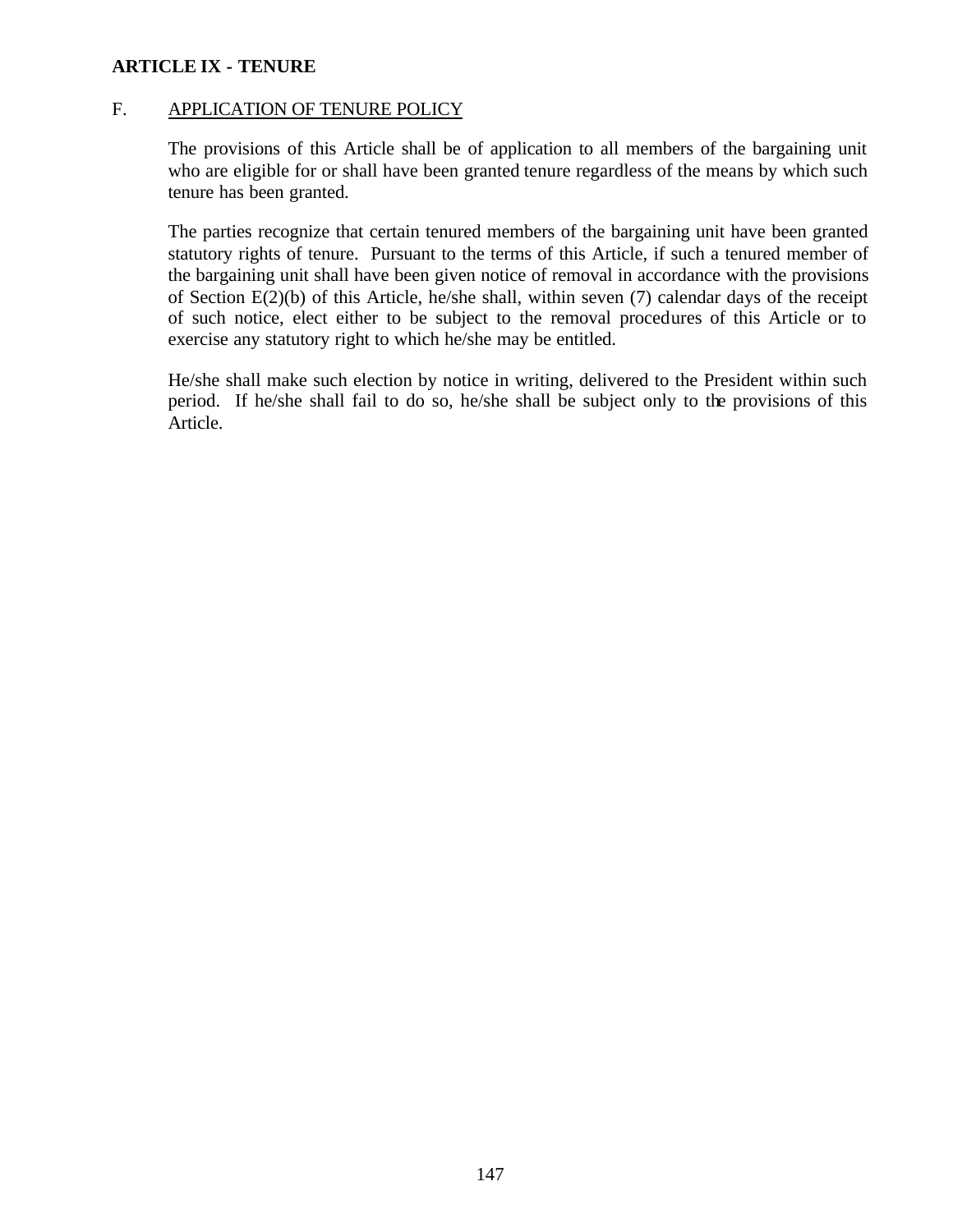**ARTICLE IX - TENURE**

F. APPLICATION OF TENURE POLICY

The provisions of this Article shall be of application to all members of the bargaining unit who are eligible for or shall have been granted tenure regardless of the means by which such tenure has been granted.

The parties recognize that certain tenured members of the bargaining unit have been granted statutory rights of tenure. Pursuant to the terms of this Article, if such a tenured member of the bargaining unit shall have been given notice of removal in accordance with the provisions of Section E(2)(b) of this Article, he/she shall, within seven (7) calendar days of the receipt of such notice, elect either to be subject to the removal procedures of this Article or to exercise any statutory right to which he/she may be entitled.

He/she shall make such election by notice in writing, delivered to the President within such period. If he/she shall fail to do so, he/she shall be subject only to the provisions of this Article.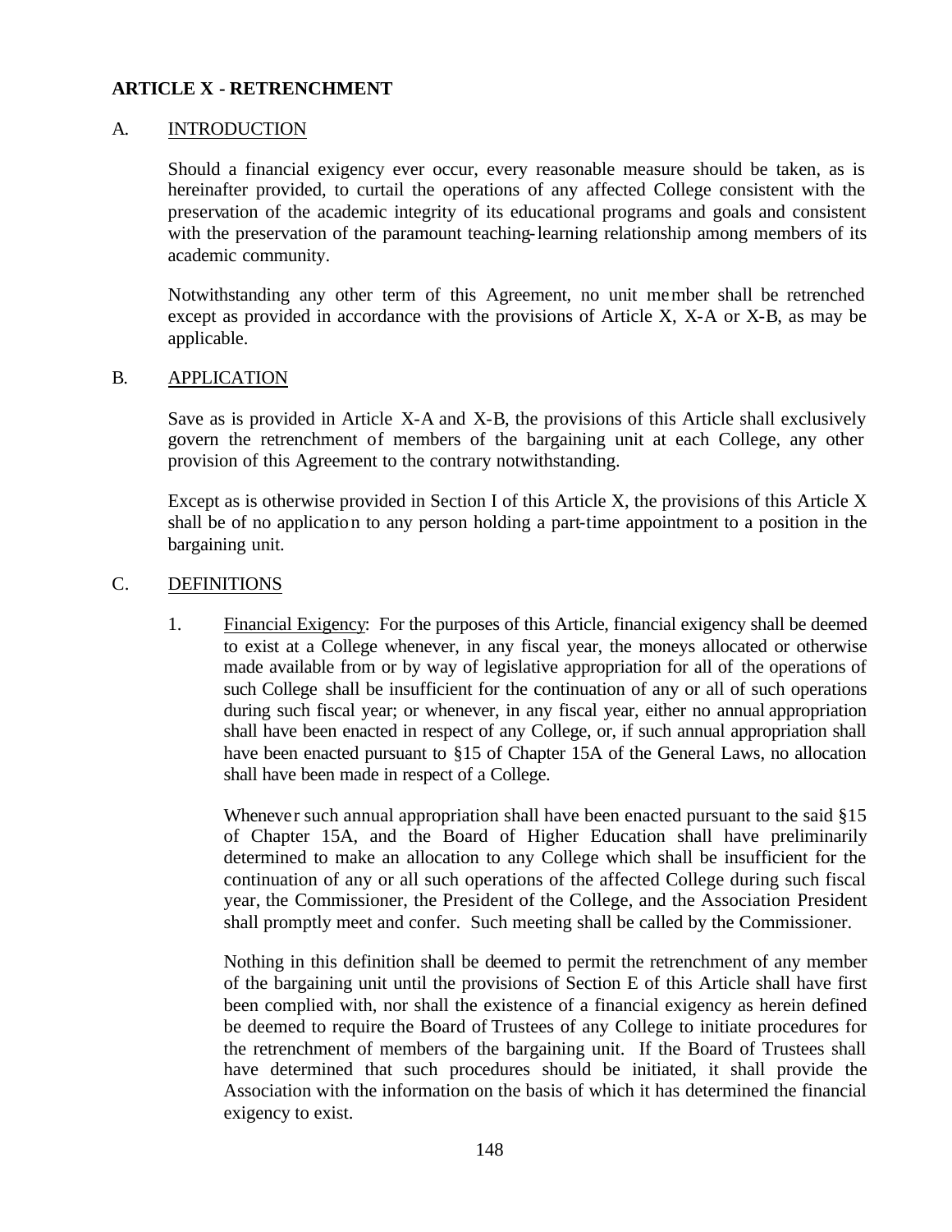## ARTICLE X - RETRENCHMENT

A. <u>INTRODUCTION</u>

Should a financial exigency ever occur, every reasonable measure should be taken, as is hereinafter provided, to curtail the operations of any affected College consistent with the preservation of the academic integrity of its educational programs and goals and consistent with the preservation of the paramount teaching-learning relationship among members of its academic community.

Notwithstanding any other term of this Agreement, no unit member shall be retrenched except as provided in accordance with the provisions of Article X, X-A or X-B, as may be applicable.

B. <u>APPLICATION</u>

Save as is provided in Article X-A and X-B, the provisions of this Article shall exclusively govern the retrenchment of members of the bargaining unit at each College, any other provision of this Agreement to the contrary notwithstanding.

Except as is otherwise provided in Section I of this Article X, the provisions of this Article X shall be of no application to any person holding a part-time appointment to a position in the bargaining unit.

C. <u>DEFINITIONS</u>

1. <u>Financial Exigency</u>: For the purposes of this Article, financial exigency shall be deemed to exist at a College whenever, in any fiscal year, the moneys allocated or otherwise made available from or by way of legislative appropriation for all of the operations of such College shall be insufficient for the continuation of any or all of such operations during such fiscal year; or whenever, in any fiscal year, either no annual appropriation shall have been enacted in respect of any College, or, if such annual appropriation shall have been enacted pursuant to §15 of Chapter 15A of the General Laws, no allocation shall have been made in respect of a College.

   Whenever such annual appropriation shall have been enacted pursuant to the said §15 of Chapter 15A, and the Board of Higher Education shall have preliminarily determined to make an allocation to any College which shall be insufficient for the continuation of any or all such operations of the affected College during such fiscal year, the Commissioner, the President of the College, and the Association President shall promptly meet and confer. Such meeting shall be called by the Commissioner.

   Nothing in this definition shall be deemed to permit the retrenchment of any member of the bargaining unit until the provisions of Section E of this Article shall have first been complied with, nor shall the existence of a financial exigency as herein defined be deemed to require the Board of Trustees of any College to initiate procedures for the retrenchment of members of the bargaining unit. If the Board of Trustees shall have determined that such procedures should be initiated, it shall provide the Association with the information on the basis of which it has determined the financial exigency to exist.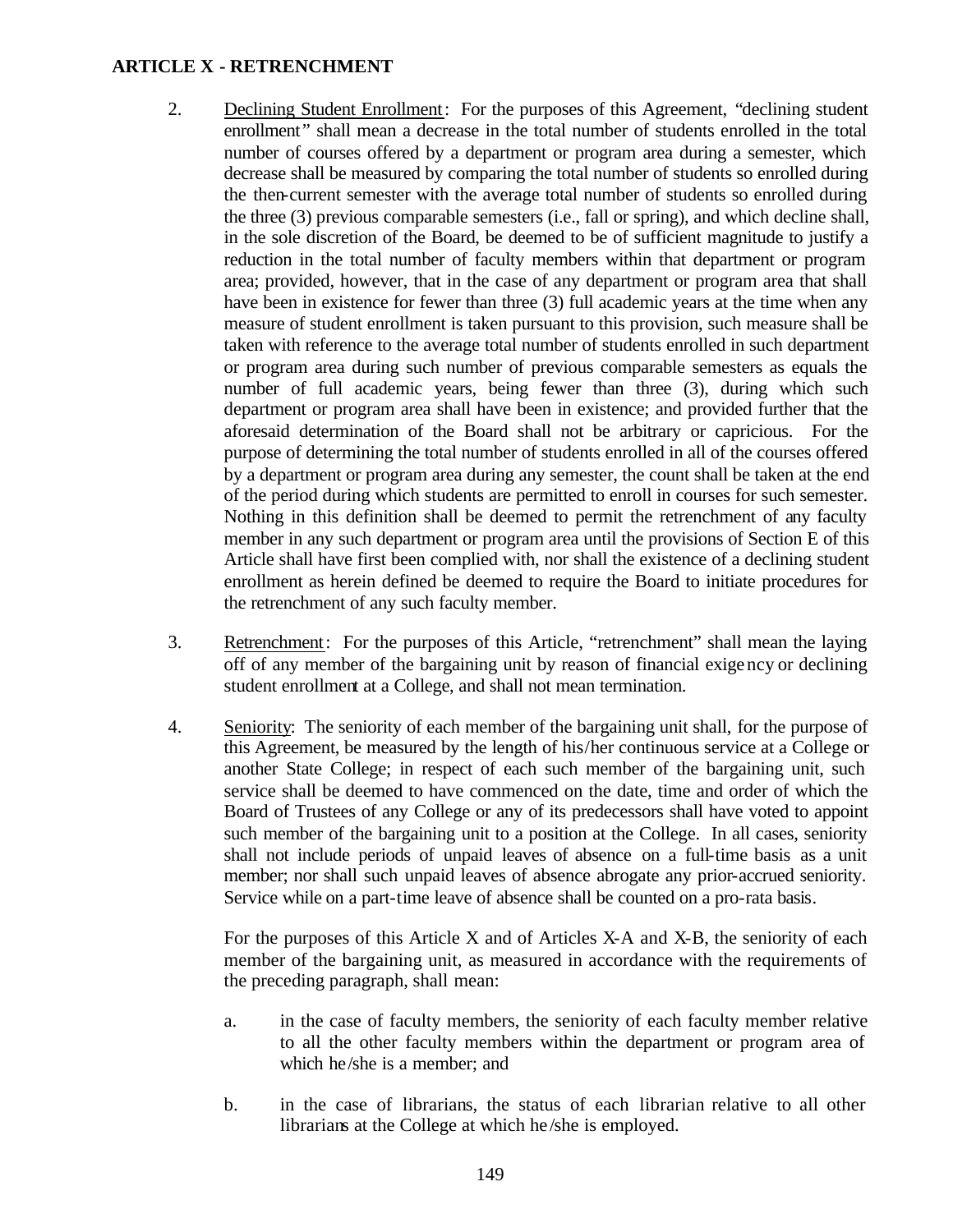**ARTICLE X - RETRENCHMENT**

2. Declining Student Enrollment: For the purposes of this Agreement, "declining student enrollment" shall mean a decrease in the total number of students enrolled in the total number of courses offered by a department or program area during a semester, which decrease shall be measured by comparing the total number of students so enrolled during the then-current semester with the average total number of students so enrolled during the three (3) previous comparable semesters (i.e., fall or spring), and which decline shall, in the sole discretion of the Board, be deemed to be of sufficient magnitude to justify a reduction in the total number of faculty members within that department or program area; provided, however, that in the case of any department or program area that shall have been in existence for fewer than three (3) full academic years at the time when any measure of student enrollment is taken pursuant to this provision, such measure shall be taken with reference to the average total number of students enrolled in such department or program area during such number of previous comparable semesters as equals the number of full academic years, being fewer than three (3), during which such department or program area shall have been in existence; and provided further that the aforesaid determination of the Board shall not be arbitrary or capricious. For the purpose of determining the total number of students enrolled in all of the courses offered by a department or program area during any semester, the count shall be taken at the end of the period during which students are permitted to enroll in courses for such semester. Nothing in this definition shall be deemed to permit the retrenchment of any faculty member in any such department or program area until the provisions of Section E of this Article shall have first been complied with, nor shall the existence of a declining student enrollment as herein defined be deemed to require the Board to initiate procedures for the retrenchment of any such faculty member.

3. Retrenchment: For the purposes of this Article, "retrenchment" shall mean the laying off of any member of the bargaining unit by reason of financial exigency or declining student enrollment at a College, and shall not mean termination.

4. Seniority: The seniority of each member of the bargaining unit shall, for the purpose of this Agreement, be measured by the length of his/her continuous service at a College or another State College; in respect of each such member of the bargaining unit, such service shall be deemed to have commenced on the date, time and order of which the Board of Trustees of any College or any of its predecessors shall have voted to appoint such member of the bargaining unit to a position at the College. In all cases, seniority shall not include periods of unpaid leaves of absence on a full-time basis as a unit member; nor shall such unpaid leaves of absence abrogate any prior-accrued seniority. Service while on a part-time leave of absence shall be counted on a pro-rata basis.

   For the purposes of this Article X and of Articles X-A and X-B, the seniority of each member of the bargaining unit, as measured in accordance with the requirements of the preceding paragraph, shall mean:

   a. in the case of faculty members, the seniority of each faculty member relative to all the other faculty members within the department or program area of which he/she is a member; and

   b. in the case of librarians, the status of each librarian relative to all other librarians at the College at which he/she is employed.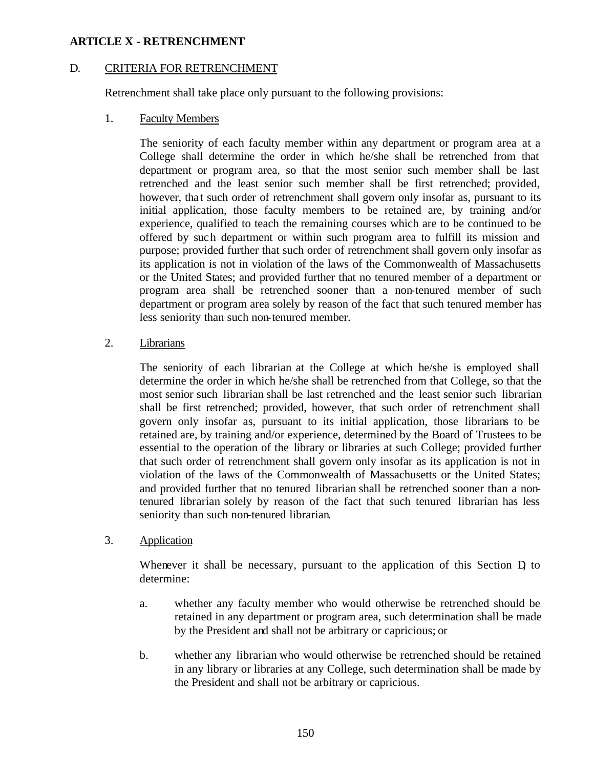**ARTICLE X - RETRENCHMENT**

D. CRITERIA FOR RETRENCHMENT

Retrenchment shall take place only pursuant to the following provisions:

1. Faculty Members

The seniority of each faculty member within any department or program area at a College shall determine the order in which he/she shall be retrenched from that department or program area, so that the most senior such member shall be last retrenched and the least senior such member shall be first retrenched; provided, however, that such order of retrenchment shall govern only insofar as, pursuant to its initial application, those faculty members to be retained are, by training and/or experience, qualified to teach the remaining courses which are to be continued to be offered by such department or within such program area to fulfill its mission and purpose; provided further that such order of retrenchment shall govern only insofar as its application is not in violation of the laws of the Commonwealth of Massachusetts or the United States; and provided further that no tenured member of a department or program area shall be retrenched sooner than a non-tenured member of such department or program area solely by reason of the fact that such tenured member has less seniority than such non-tenured member.

2. Librarians

The seniority of each librarian at the College at which he/she is employed shall determine the order in which he/she shall be retrenched from that College, so that the most senior such librarian shall be last retrenched and the least senior such librarian shall be first retrenched; provided, however, that such order of retrenchment shall govern only insofar as, pursuant to its initial application, those librarians to be retained are, by training and/or experience, determined by the Board of Trustees to be essential to the operation of the library or libraries at such College; provided further that such order of retrenchment shall govern only insofar as its application is not in violation of the laws of the Commonwealth of Massachusetts or the United States; and provided further that no tenured librarian shall be retrenched sooner than a non-tenured librarian solely by reason of the fact that such tenured librarian has less seniority than such non-tenured librarian.

3. Application

Whenever it shall be necessary, pursuant to the application of this Section D, to determine:

a. whether any faculty member who would otherwise be retrenched should be retained in any department or program area, such determination shall be made by the President and shall not be arbitrary or capricious; or

b. whether any librarian who would otherwise be retrenched should be retained in any library or libraries at any College, such determination shall be made by the President and shall not be arbitrary or capricious.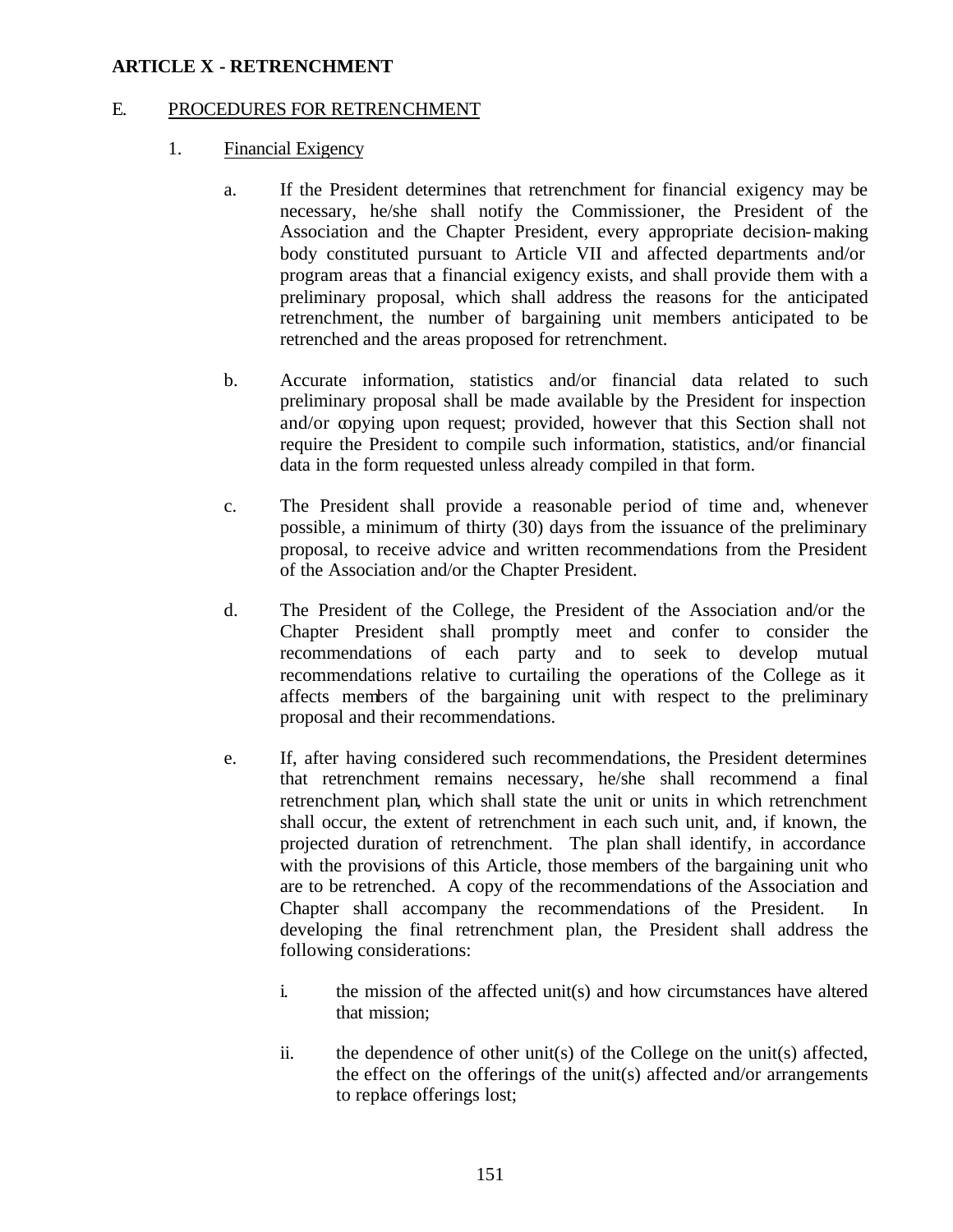**ARTICLE X - RETRENCHMENT**

E. PROCEDURES FOR RETRENCHMENT

1. Financial Exigency

a. If the President determines that retrenchment for financial exigency may be necessary, he/she shall notify the Commissioner, the President of the Association and the Chapter President, every appropriate decision-making body constituted pursuant to Article VII and affected departments and/or program areas that a financial exigency exists, and shall provide them with a preliminary proposal, which shall address the reasons for the anticipated retrenchment, the number of bargaining unit members anticipated to be retrenched and the areas proposed for retrenchment.

b. Accurate information, statistics and/or financial data related to such preliminary proposal shall be made available by the President for inspection and/or copying upon request; provided, however that this Section shall not require the President to compile such information, statistics, and/or financial data in the form requested unless already compiled in that form.

c. The President shall provide a reasonable period of time and, whenever possible, a minimum of thirty (30) days from the issuance of the preliminary proposal, to receive advice and written recommendations from the President of the Association and/or the Chapter President.

d. The President of the College, the President of the Association and/or the Chapter President shall promptly meet and confer to consider the recommendations of each party and to seek to develop mutual recommendations relative to curtailing the operations of the College as it affects members of the bargaining unit with respect to the preliminary proposal and their recommendations.

e. If, after having considered such recommendations, the President determines that retrenchment remains necessary, he/she shall recommend a final retrenchment plan, which shall state the unit or units in which retrenchment shall occur, the extent of retrenchment in each such unit, and, if known, the projected duration of retrenchment. The plan shall identify, in accordance with the provisions of this Article, those members of the bargaining unit who are to be retrenched. A copy of the recommendations of the Association and Chapter shall accompany the recommendations of the President. In developing the final retrenchment plan, the President shall address the following considerations:

i. the mission of the affected unit(s) and how circumstances have altered that mission;

ii. the dependence of other unit(s) of the College on the unit(s) affected, the effect on the offerings of the unit(s) affected and/or arrangements to replace offerings lost;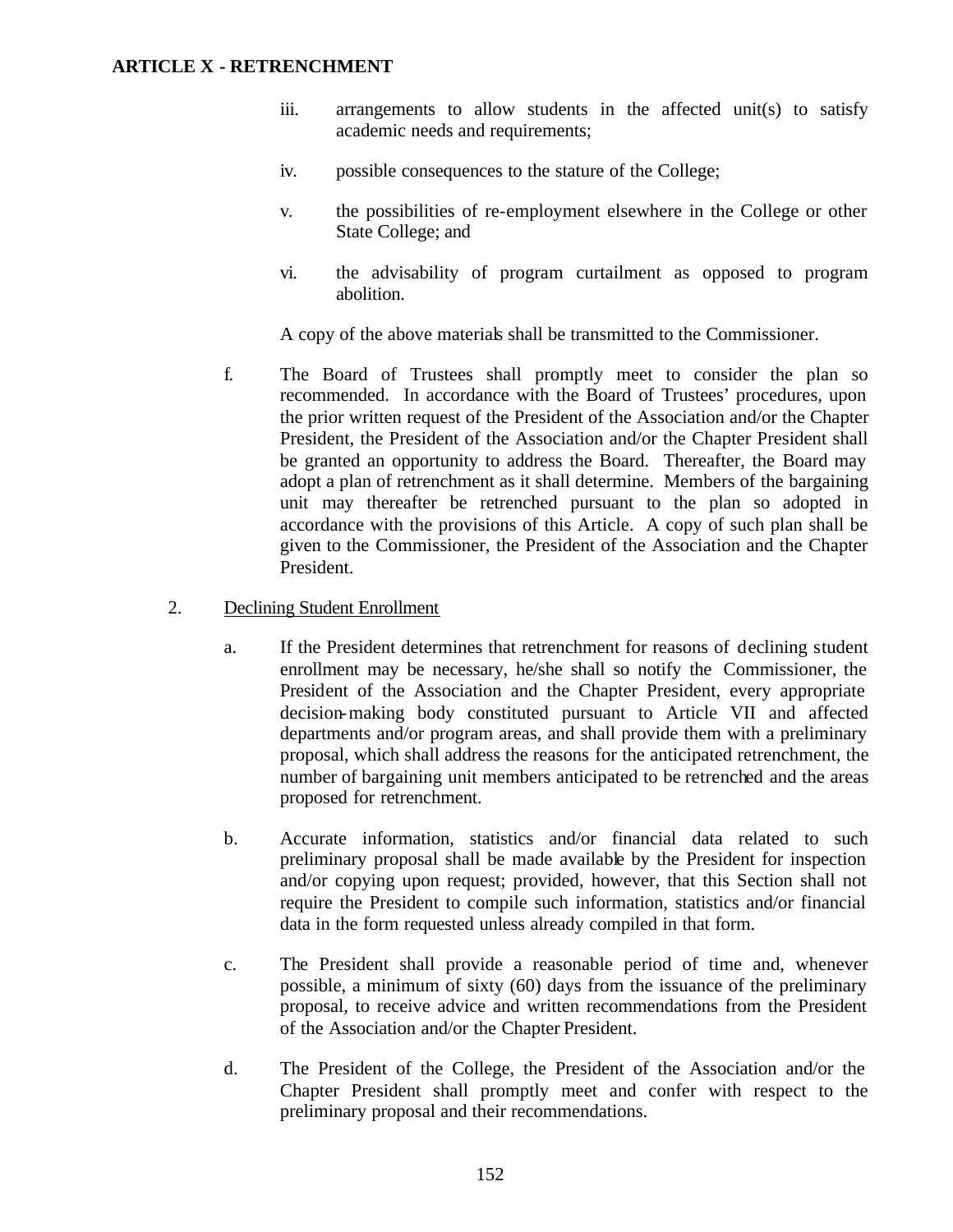iii. arrangements to allow students in the affected unit(s) to satisfy academic needs and requirements;

iv. possible consequences to the stature of the College;

v. the possibilities of re-employment elsewhere in the College or other State College; and

vi. the advisability of program curtailment as opposed to program abolition.

A copy of the above materials shall be transmitted to the Commissioner.

f. The Board of Trustees shall promptly meet to consider the plan so recommended. In accordance with the Board of Trustees' procedures, upon the prior written request of the President of the Association and/or the Chapter President, the President of the Association and/or the Chapter President shall be granted an opportunity to address the Board. Thereafter, the Board may adopt a plan of retrenchment as it shall determine. Members of the bargaining unit may thereafter be retrenched pursuant to the plan so adopted in accordance with the provisions of this Article. A copy of such plan shall be given to the Commissioner, the President of the Association and the Chapter President.

2. Declining Student Enrollment

a. If the President determines that retrenchment for reasons of declining student enrollment may be necessary, he/she shall so notify the Commissioner, the President of the Association and the Chapter President, every appropriate decision-making body constituted pursuant to Article VII and affected departments and/or program areas, and shall provide them with a preliminary proposal, which shall address the reasons for the anticipated retrenchment, the number of bargaining unit members anticipated to be retrenched and the areas proposed for retrenchment.

b. Accurate information, statistics and/or financial data related to such preliminary proposal shall be made available by the President for inspection and/or copying upon request; provided, however, that this Section shall not require the President to compile such information, statistics and/or financial data in the form requested unless already compiled in that form.

c. The President shall provide a reasonable period of time and, whenever possible, a minimum of sixty (60) days from the issuance of the preliminary proposal, to receive advice and written recommendations from the President of the Association and/or the Chapter President.

d. The President of the College, the President of the Association and/or the Chapter President shall promptly meet and confer with respect to the preliminary proposal and their recommendations.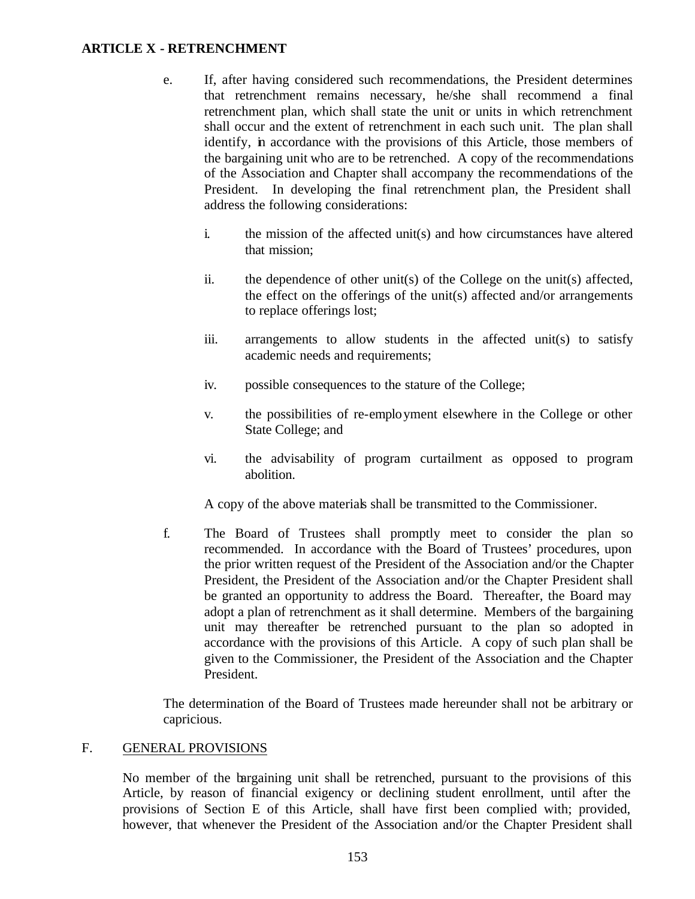e. If, after having considered such recommendations, the President determines that retrenchment remains necessary, he/she shall recommend a final retrenchment plan, which shall state the unit or units in which retrenchment shall occur and the extent of retrenchment in each such unit. The plan shall identify, in accordance with the provisions of this Article, those members of the bargaining unit who are to be retrenched. A copy of the recommendations of the Association and Chapter shall accompany the recommendations of the President. In developing the final retrenchment plan, the President shall address the following considerations:

   i. the mission of the affected unit(s) and how circumstances have altered that mission;

   ii. the dependence of other unit(s) of the College on the unit(s) affected, the effect on the offerings of the unit(s) affected and/or arrangements to replace offerings lost;

   iii. arrangements to allow students in the affected unit(s) to satisfy academic needs and requirements;

   iv. possible consequences to the stature of the College;

   v. the possibilities of re-employment elsewhere in the College or other State College; and

   vi. the advisability of program curtailment as opposed to program abolition.

   A copy of the above materials shall be transmitted to the Commissioner.

f. The Board of Trustees shall promptly meet to consider the plan so recommended. In accordance with the Board of Trustees' procedures, upon the prior written request of the President of the Association and/or the Chapter President, the President of the Association and/or the Chapter President shall be granted an opportunity to address the Board. Thereafter, the Board may adopt a plan of retrenchment as it shall determine. Members of the bargaining unit may thereafter be retrenched pursuant to the plan so adopted in accordance with the provisions of this Article. A copy of such plan shall be given to the Commissioner, the President of the Association and the Chapter President.

The determination of the Board of Trustees made hereunder shall not be arbitrary or capricious.

F. <u>GENERAL PROVISIONS</u>

No member of the bargaining unit shall be retrenched, pursuant to the provisions of this Article, by reason of financial exigency or declining student enrollment, until after the provisions of Section E of this Article, shall have first been complied with; provided, however, that whenever the President of the Association and/or the Chapter President shall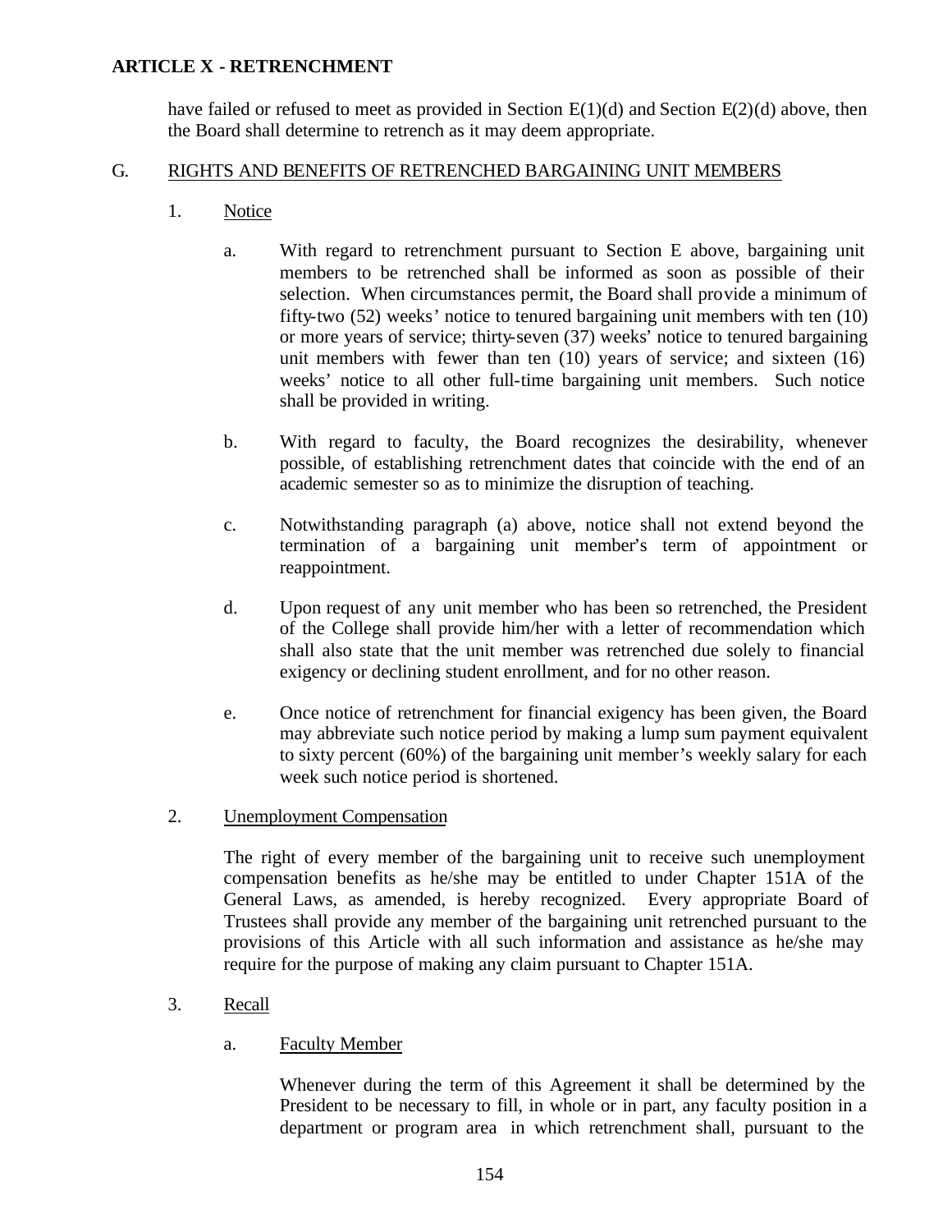have failed or refused to meet as provided in Section E(1)(d) and Section E(2)(d) above, then the Board shall determine to retrench as it may deem appropriate.

## G. RIGHTS AND BENEFITS OF RETRENCHED BARGAINING UNIT MEMBERS

### 1. Notice

a. With regard to retrenchment pursuant to Section E above, bargaining unit members to be retrenched shall be informed as soon as possible of their selection. When circumstances permit, the Board shall provide a minimum of fifty-two (52) weeks' notice to tenured bargaining unit members with ten (10) or more years of service; thirty-seven (37) weeks' notice to tenured bargaining unit members with fewer than ten (10) years of service; and sixteen (16) weeks' notice to all other full-time bargaining unit members. Such notice shall be provided in writing.

b. With regard to faculty, the Board recognizes the desirability, whenever possible, of establishing retrenchment dates that coincide with the end of an academic semester so as to minimize the disruption of teaching.

c. Notwithstanding paragraph (a) above, notice shall not extend beyond the termination of a bargaining unit member's term of appointment or reappointment.

d. Upon request of any unit member who has been so retrenched, the President of the College shall provide him/her with a letter of recommendation which shall also state that the unit member was retrenched due solely to financial exigency or declining student enrollment, and for no other reason.

e. Once notice of retrenchment for financial exigency has been given, the Board may abbreviate such notice period by making a lump sum payment equivalent to sixty percent (60%) of the bargaining unit member's weekly salary for each week such notice period is shortened.

### 2. Unemployment Compensation

The right of every member of the bargaining unit to receive such unemployment compensation benefits as he/she may be entitled to under Chapter 151A of the General Laws, as amended, is hereby recognized. Every appropriate Board of Trustees shall provide any member of the bargaining unit retrenched pursuant to the provisions of this Article with all such information and assistance as he/she may require for the purpose of making any claim pursuant to Chapter 151A.

### 3. Recall

a. Faculty Member

Whenever during the term of this Agreement it shall be determined by the President to be necessary to fill, in whole or in part, any faculty position in a department or program area in which retrenchment shall, pursuant to the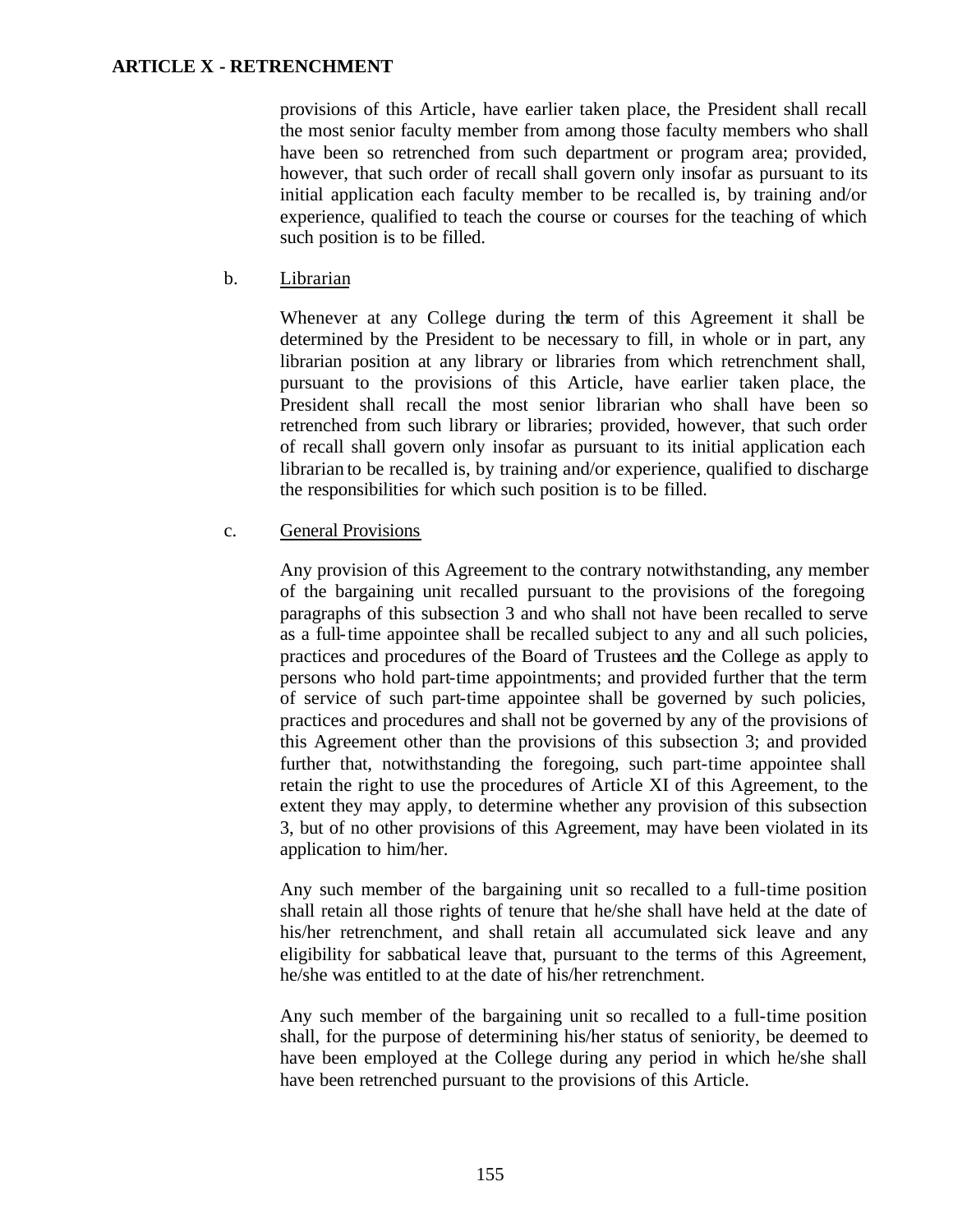provisions of this Article, have earlier taken place, the President shall recall the most senior faculty member from among those faculty members who shall have been so retrenched from such department or program area; provided, however, that such order of recall shall govern only insofar as pursuant to its initial application each faculty member to be recalled is, by training and/or experience, qualified to teach the course or courses for the teaching of which such position is to be filled.

b. Librarian

Whenever at any College during the term of this Agreement it shall be determined by the President to be necessary to fill, in whole or in part, any librarian position at any library or libraries from which retrenchment shall, pursuant to the provisions of this Article, have earlier taken place, the President shall recall the most senior librarian who shall have been so retrenched from such library or libraries; provided, however, that such order of recall shall govern only insofar as pursuant to its initial application each librarian to be recalled is, by training and/or experience, qualified to discharge the responsibilities for which such position is to be filled.

c. General Provisions

Any provision of this Agreement to the contrary notwithstanding, any member of the bargaining unit recalled pursuant to the provisions of the foregoing paragraphs of this subsection 3 and who shall not have been recalled to serve as a full-time appointee shall be recalled subject to any and all such policies, practices and procedures of the Board of Trustees and the College as apply to persons who hold part-time appointments; and provided further that the term of service of such part-time appointee shall be governed by such policies, practices and procedures and shall not be governed by any of the provisions of this Agreement other than the provisions of this subsection 3; and provided further that, notwithstanding the foregoing, such part-time appointee shall retain the right to use the procedures of Article XI of this Agreement, to the extent they may apply, to determine whether any provision of this subsection 3, but of no other provisions of this Agreement, may have been violated in its application to him/her.

Any such member of the bargaining unit so recalled to a full-time position shall retain all those rights of tenure that he/she shall have held at the date of his/her retrenchment, and shall retain all accumulated sick leave and any eligibility for sabbatical leave that, pursuant to the terms of this Agreement, he/she was entitled to at the date of his/her retrenchment.

Any such member of the bargaining unit so recalled to a full-time position shall, for the purpose of determining his/her status of seniority, be deemed to have been employed at the College during any period in which he/she shall have been retrenched pursuant to the provisions of this Article.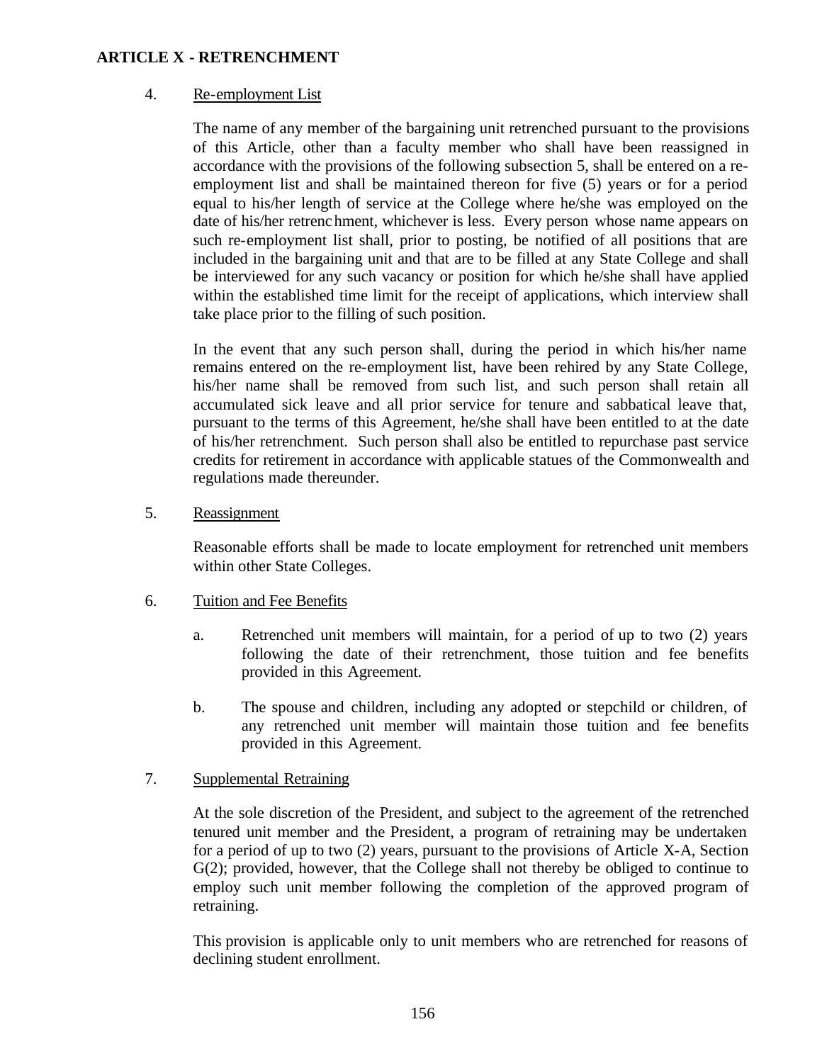**ARTICLE X - RETRENCHMENT**

4. Re-employment List

The name of any member of the bargaining unit retrenched pursuant to the provisions of this Article, other than a faculty member who shall have been reassigned in accordance with the provisions of the following subsection 5, shall be entered on a re-employment list and shall be maintained thereon for five (5) years or for a period equal to his/her length of service at the College where he/she was employed on the date of his/her retrenchment, whichever is less. Every person whose name appears on such re-employment list shall, prior to posting, be notified of all positions that are included in the bargaining unit and that are to be filled at any State College and shall be interviewed for any such vacancy or position for which he/she shall have applied within the established time limit for the receipt of applications, which interview shall take place prior to the filling of such position.

In the event that any such person shall, during the period in which his/her name remains entered on the re-employment list, have been rehired by any State College, his/her name shall be removed from such list, and such person shall retain all accumulated sick leave and all prior service for tenure and sabbatical leave that, pursuant to the terms of this Agreement, he/she shall have been entitled to at the date of his/her retrenchment. Such person shall also be entitled to repurchase past service credits for retirement in accordance with applicable statues of the Commonwealth and regulations made thereunder.

5. Reassignment

Reasonable efforts shall be made to locate employment for retrenched unit members within other State Colleges.

6. Tuition and Fee Benefits

   a. Retrenched unit members will maintain, for a period of up to two (2) years following the date of their retrenchment, those tuition and fee benefits provided in this Agreement.

   b. The spouse and children, including any adopted or stepchild or children, of any retrenched unit member will maintain those tuition and fee benefits provided in this Agreement.

7. Supplemental Retraining

At the sole discretion of the President, and subject to the agreement of the retrenched tenured unit member and the President, a program of retraining may be undertaken for a period of up to two (2) years, pursuant to the provisions of Article X-A, Section G(2); provided, however, that the College shall not thereby be obliged to continue to employ such unit member following the completion of the approved program of retraining.

This provision is applicable only to unit members who are retrenched for reasons of declining student enrollment.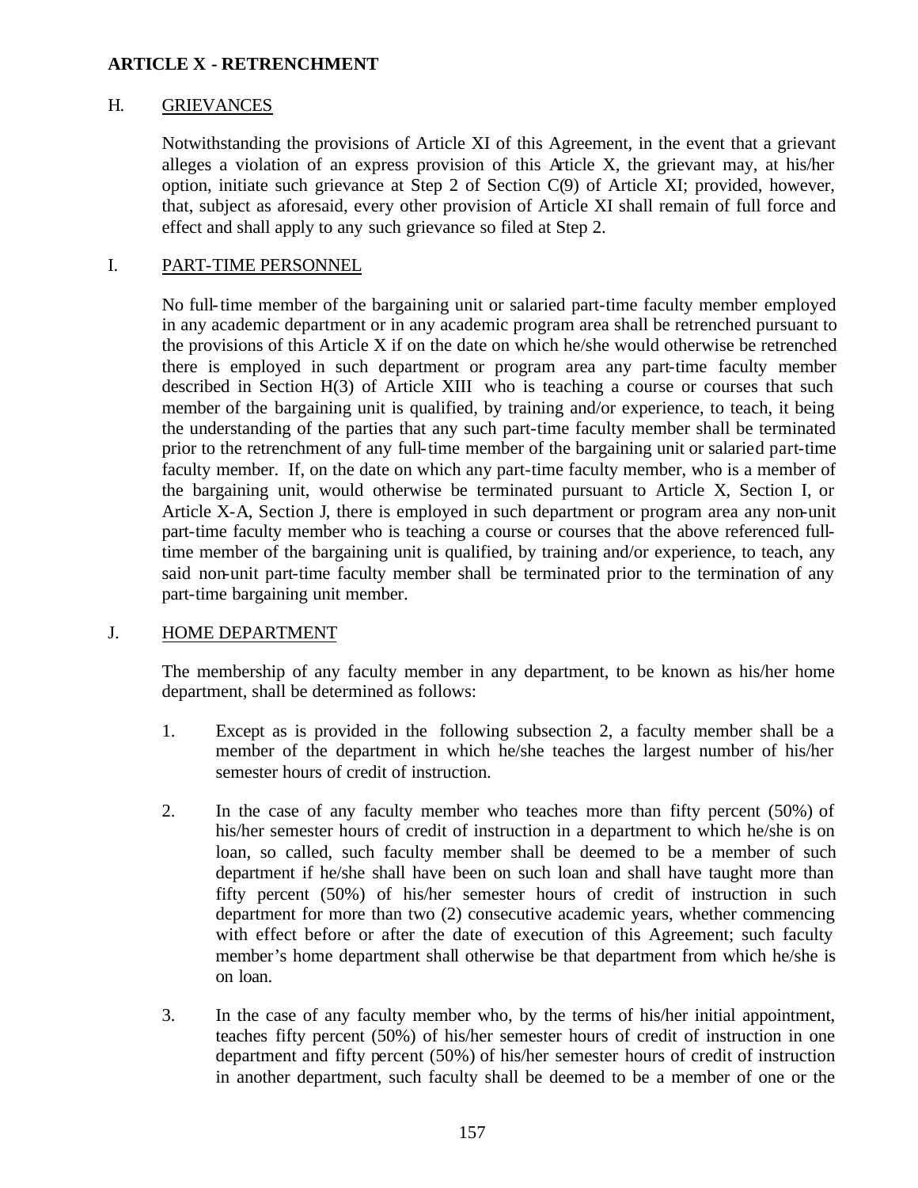# ARTICLE X - RETRENCHMENT

## H. GRIEVANCES

Notwithstanding the provisions of Article XI of this Agreement, in the event that a grievant alleges a violation of an express provision of this Article X, the grievant may, at his/her option, initiate such grievance at Step 2 of Section C(9) of Article XI; provided, however, that, subject as aforesaid, every other provision of Article XI shall remain of full force and effect and shall apply to any such grievance so filed at Step 2.

## I. PART-TIME PERSONNEL

No full-time member of the bargaining unit or salaried part-time faculty member employed in any academic department or in any academic program area shall be retrenched pursuant to the provisions of this Article X if on the date on which he/she would otherwise be retrenched there is employed in such department or program area any part-time faculty member described in Section H(3) of Article XIII who is teaching a course or courses that such member of the bargaining unit is qualified, by training and/or experience, to teach, it being the understanding of the parties that any such part-time faculty member shall be terminated prior to the retrenchment of any full-time member of the bargaining unit or salaried part-time faculty member. If, on the date on which any part-time faculty member, who is a member of the bargaining unit, would otherwise be terminated pursuant to Article X, Section I, or Article X-A, Section J, there is employed in such department or program area any non-unit part-time faculty member who is teaching a course or courses that the above referenced full-time member of the bargaining unit is qualified, by training and/or experience, to teach, any said non-unit part-time faculty member shall be terminated prior to the termination of any part-time bargaining unit member.

## J. HOME DEPARTMENT

The membership of any faculty member in any department, to be known as his/her home department, shall be determined as follows:

1. Except as is provided in the following subsection 2, a faculty member shall be a member of the department in which he/she teaches the largest number of his/her semester hours of credit of instruction.

2. In the case of any faculty member who teaches more than fifty percent (50%) of his/her semester hours of credit of instruction in a department to which he/she is on loan, so called, such faculty member shall be deemed to be a member of such department if he/she shall have been on such loan and shall have taught more than fifty percent (50%) of his/her semester hours of credit of instruction in such department for more than two (2) consecutive academic years, whether commencing with effect before or after the date of execution of this Agreement; such faculty member's home department shall otherwise be that department from which he/she is on loan.

3. In the case of any faculty member who, by the terms of his/her initial appointment, teaches fifty percent (50%) of his/her semester hours of credit of instruction in one department and fifty percent (50%) of his/her semester hours of credit of instruction in another department, such faculty shall be deemed to be a member of one or the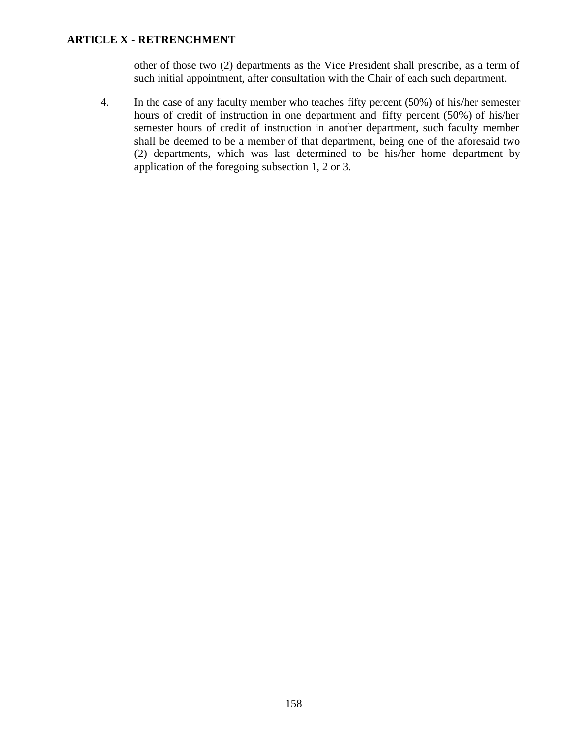other of those two (2) departments as the Vice President shall prescribe, as a term of such initial appointment, after consultation with the Chair of each such department.

4. In the case of any faculty member who teaches fifty percent (50%) of his/her semester hours of credit of instruction in one department and fifty percent (50%) of his/her semester hours of credit of instruction in another department, such faculty member shall be deemed to be a member of that department, being one of the aforesaid two (2) departments, which was last determined to be his/her home department by application of the foregoing subsection 1, 2 or 3.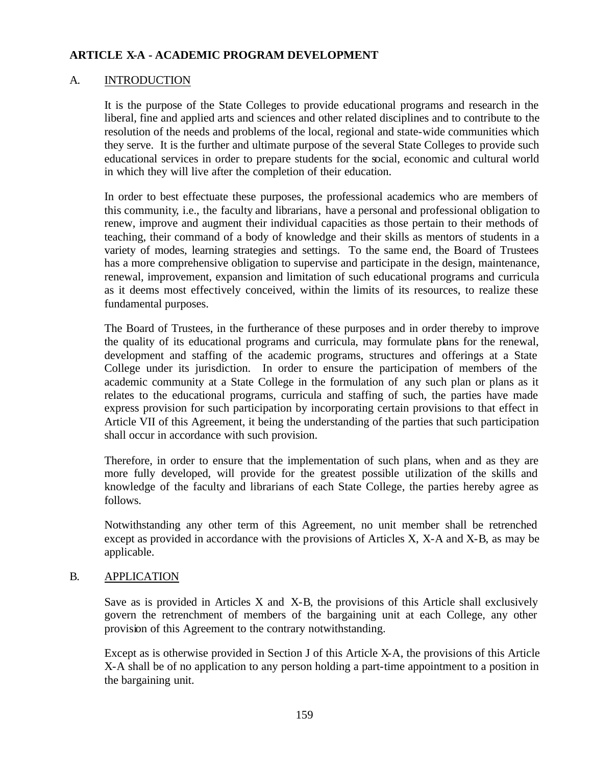## ARTICLE X-A - ACADEMIC PROGRAM DEVELOPMENT

### A. INTRODUCTION

It is the purpose of the State Colleges to provide educational programs and research in the liberal, fine and applied arts and sciences and other related disciplines and to contribute to the resolution of the needs and problems of the local, regional and state-wide communities which they serve. It is the further and ultimate purpose of the several State Colleges to provide such educational services in order to prepare students for the social, economic and cultural world in which they will live after the completion of their education.

In order to best effectuate these purposes, the professional academics who are members of this community, i.e., the faculty and librarians, have a personal and professional obligation to renew, improve and augment their individual capacities as those pertain to their methods of teaching, their command of a body of knowledge and their skills as mentors of students in a variety of modes, learning strategies and settings. To the same end, the Board of Trustees has a more comprehensive obligation to supervise and participate in the design, maintenance, renewal, improvement, expansion and limitation of such educational programs and curricula as it deems most effectively conceived, within the limits of its resources, to realize these fundamental purposes.

The Board of Trustees, in the furtherance of these purposes and in order thereby to improve the quality of its educational programs and curricula, may formulate plans for the renewal, development and staffing of the academic programs, structures and offerings at a State College under its jurisdiction. In order to ensure the participation of members of the academic community at a State College in the formulation of any such plan or plans as it relates to the educational programs, curricula and staffing of such, the parties have made express provision for such participation by incorporating certain provisions to that effect in Article VII of this Agreement, it being the understanding of the parties that such participation shall occur in accordance with such provision.

Therefore, in order to ensure that the implementation of such plans, when and as they are more fully developed, will provide for the greatest possible utilization of the skills and knowledge of the faculty and librarians of each State College, the parties hereby agree as follows.

Notwithstanding any other term of this Agreement, no unit member shall be retrenched except as provided in accordance with the provisions of Articles X, X-A and X-B, as may be applicable.

### B. APPLICATION

Save as is provided in Articles X and X-B, the provisions of this Article shall exclusively govern the retrenchment of members of the bargaining unit at each College, any other provision of this Agreement to the contrary notwithstanding.

Except as is otherwise provided in Section J of this Article X-A, the provisions of this Article X-A shall be of no application to any person holding a part-time appointment to a position in the bargaining unit.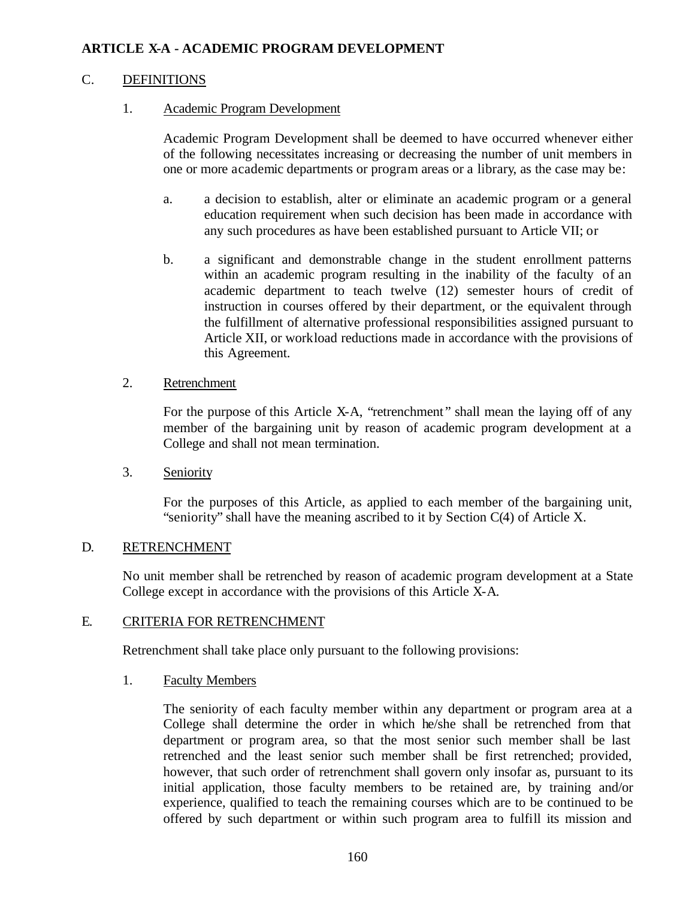## ARTICLE X-A - ACADEMIC PROGRAM DEVELOPMENT

### C. DEFINITIONS

1. Academic Program Development

   Academic Program Development shall be deemed to have occurred whenever either of the following necessitates increasing or decreasing the number of unit members in one or more academic departments or program areas or a library, as the case may be:

   a. a decision to establish, alter or eliminate an academic program or a general education requirement when such decision has been made in accordance with any such procedures as have been established pursuant to Article VII; or

   b. a significant and demonstrable change in the student enrollment patterns within an academic program resulting in the inability of the faculty of an academic department to teach twelve (12) semester hours of credit of instruction in courses offered by their department, or the equivalent through the fulfillment of alternative professional responsibilities assigned pursuant to Article XII, or workload reductions made in accordance with the provisions of this Agreement.

2. Retrenchment

   For the purpose of this Article X-A, "retrenchment" shall mean the laying off of any member of the bargaining unit by reason of academic program development at a College and shall not mean termination.

3. Seniority

   For the purposes of this Article, as applied to each member of the bargaining unit, "seniority" shall have the meaning ascribed to it by Section C(4) of Article X.

### D. RETRENCHMENT

No unit member shall be retrenched by reason of academic program development at a State College except in accordance with the provisions of this Article X-A.

### E. CRITERIA FOR RETRENCHMENT

Retrenchment shall take place only pursuant to the following provisions:

1. Faculty Members

   The seniority of each faculty member within any department or program area at a College shall determine the order in which he/she shall be retrenched from that department or program area, so that the most senior such member shall be last retrenched and the least senior such member shall be first retrenched; provided, however, that such order of retrenchment shall govern only insofar as, pursuant to its initial application, those faculty members to be retained are, by training and/or experience, qualified to teach the remaining courses which are to be continued to be offered by such department or within such program area to fulfill its mission and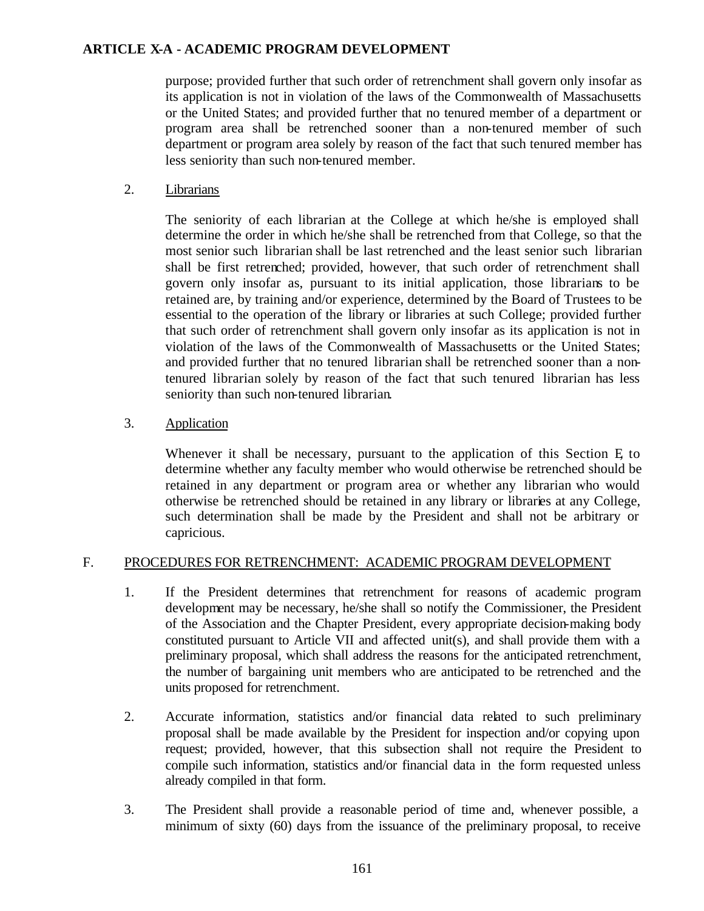purpose; provided further that such order of retrenchment shall govern only insofar as its application is not in violation of the laws of the Commonwealth of Massachusetts or the United States; and provided further that no tenured member of a department or program area shall be retrenched sooner than a non-tenured member of such department or program area solely by reason of the fact that such tenured member has less seniority than such non-tenured member.

2. Librarians

The seniority of each librarian at the College at which he/she is employed shall determine the order in which he/she shall be retrenched from that College, so that the most senior such librarian shall be last retrenched and the least senior such librarian shall be first retrenched; provided, however, that such order of retrenchment shall govern only insofar as, pursuant to its initial application, those librarians to be retained are, by training and/or experience, determined by the Board of Trustees to be essential to the operation of the library or libraries at such College; provided further that such order of retrenchment shall govern only insofar as its application is not in violation of the laws of the Commonwealth of Massachusetts or the United States; and provided further that no tenured librarian shall be retrenched sooner than a non-tenured librarian solely by reason of the fact that such tenured librarian has less seniority than such non-tenured librarian.

3. Application

Whenever it shall be necessary, pursuant to the application of this Section E, to determine whether any faculty member who would otherwise be retrenched should be retained in any department or program area or whether any librarian who would otherwise be retrenched should be retained in any library or libraries at any College, such determination shall be made by the President and shall not be arbitrary or capricious.

## F. PROCEDURES FOR RETRENCHMENT: ACADEMIC PROGRAM DEVELOPMENT

1. If the President determines that retrenchment for reasons of academic program development may be necessary, he/she shall so notify the Commissioner, the President of the Association and the Chapter President, every appropriate decision-making body constituted pursuant to Article VII and affected unit(s), and shall provide them with a preliminary proposal, which shall address the reasons for the anticipated retrenchment, the number of bargaining unit members who are anticipated to be retrenched and the units proposed for retrenchment.

2. Accurate information, statistics and/or financial data related to such preliminary proposal shall be made available by the President for inspection and/or copying upon request; provided, however, that this subsection shall not require the President to compile such information, statistics and/or financial data in the form requested unless already compiled in that form.

3. The President shall provide a reasonable period of time and, whenever possible, a minimum of sixty (60) days from the issuance of the preliminary proposal, to receive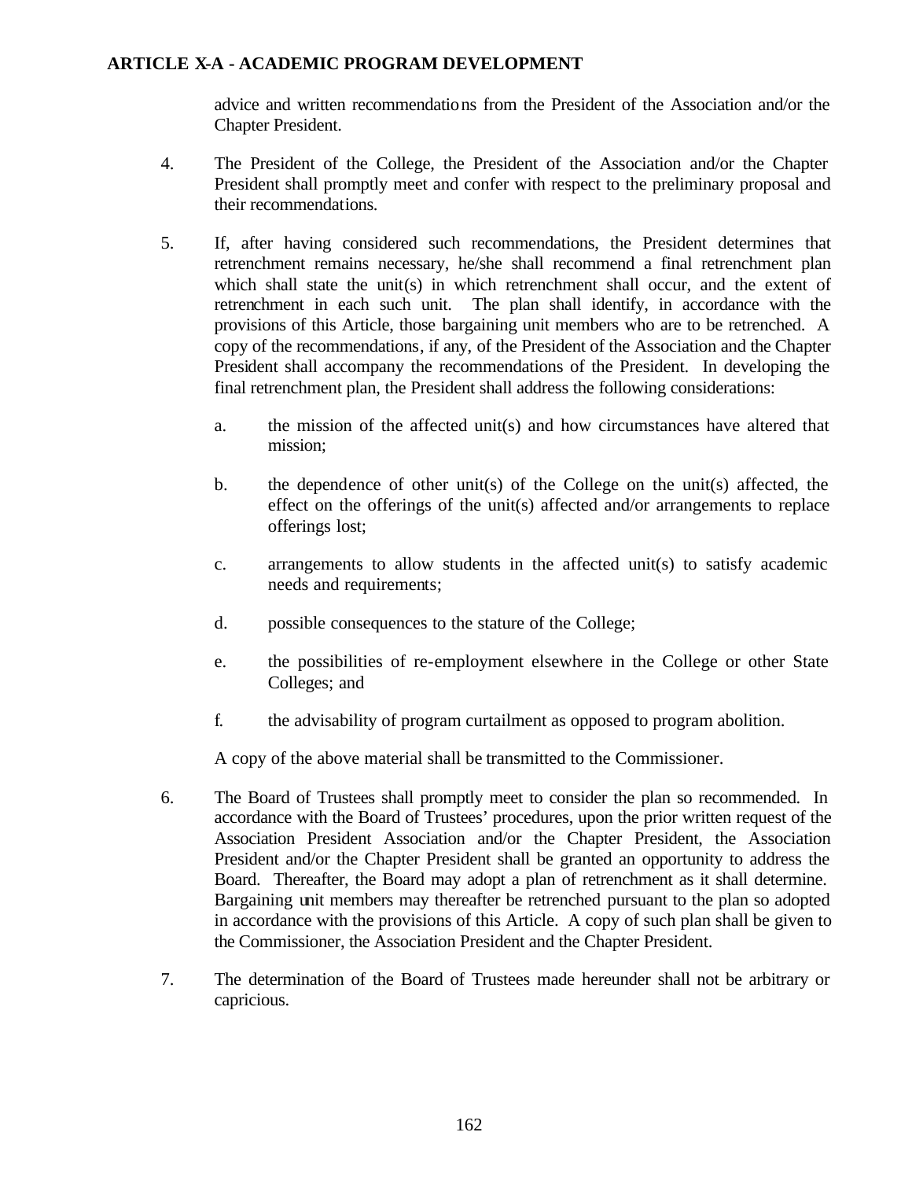advice and written recommendations from the President of the Association and/or the Chapter President.

4. The President of the College, the President of the Association and/or the Chapter President shall promptly meet and confer with respect to the preliminary proposal and their recommendations.

5. If, after having considered such recommendations, the President determines that retrenchment remains necessary, he/she shall recommend a final retrenchment plan which shall state the unit(s) in which retrenchment shall occur, and the extent of retrenchment in each such unit. The plan shall identify, in accordance with the provisions of this Article, those bargaining unit members who are to be retrenched. A copy of the recommendations, if any, of the President of the Association and the Chapter President shall accompany the recommendations of the President. In developing the final retrenchment plan, the President shall address the following considerations:

   a. the mission of the affected unit(s) and how circumstances have altered that mission;

   b. the dependence of other unit(s) of the College on the unit(s) affected, the effect on the offerings of the unit(s) affected and/or arrangements to replace offerings lost;

   c. arrangements to allow students in the affected unit(s) to satisfy academic needs and requirements;

   d. possible consequences to the stature of the College;

   e. the possibilities of re-employment elsewhere in the College or other State Colleges; and

   f. the advisability of program curtailment as opposed to program abolition.

   A copy of the above material shall be transmitted to the Commissioner.

6. The Board of Trustees shall promptly meet to consider the plan so recommended. In accordance with the Board of Trustees' procedures, upon the prior written request of the Association President Association and/or the Chapter President, the Association President and/or the Chapter President shall be granted an opportunity to address the Board. Thereafter, the Board may adopt a plan of retrenchment as it shall determine. Bargaining unit members may thereafter be retrenched pursuant to the plan so adopted in accordance with the provisions of this Article. A copy of such plan shall be given to the Commissioner, the Association President and the Chapter President.

7. The determination of the Board of Trustees made hereunder shall not be arbitrary or capricious.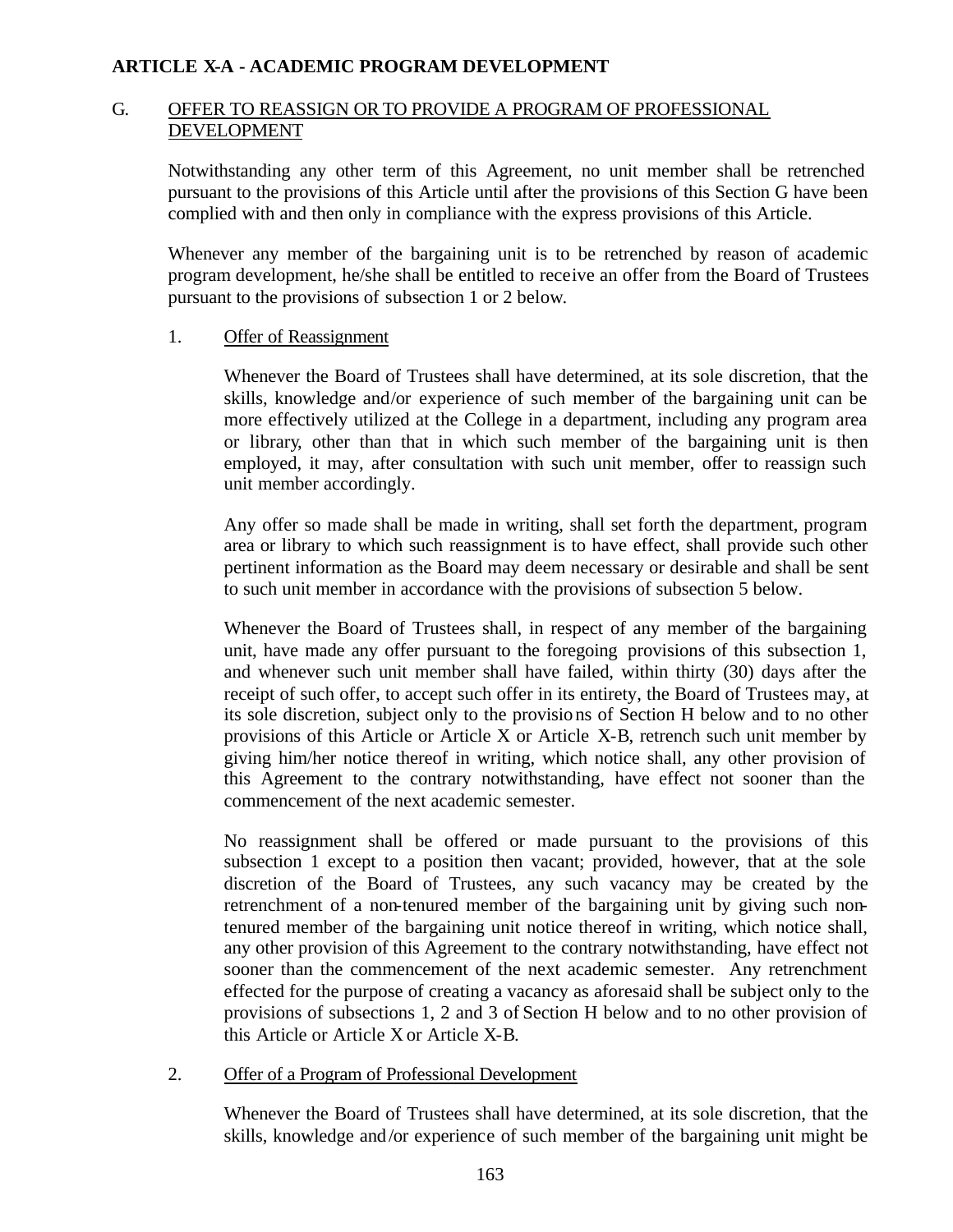**ARTICLE X-A - ACADEMIC PROGRAM DEVELOPMENT**

G. <u>OFFER TO REASSIGN OR TO PROVIDE A PROGRAM OF PROFESSIONAL DEVELOPMENT</u>

Notwithstanding any other term of this Agreement, no unit member shall be retrenched pursuant to the provisions of this Article until after the provisions of this Section G have been complied with and then only in compliance with the express provisions of this Article.

Whenever any member of the bargaining unit is to be retrenched by reason of academic program development, he/she shall be entitled to receive an offer from the Board of Trustees pursuant to the provisions of subsection 1 or 2 below.

1. <u>Offer of Reassignment</u>

   Whenever the Board of Trustees shall have determined, at its sole discretion, that the skills, knowledge and/or experience of such member of the bargaining unit can be more effectively utilized at the College in a department, including any program area or library, other than that in which such member of the bargaining unit is then employed, it may, after consultation with such unit member, offer to reassign such unit member accordingly.

   Any offer so made shall be made in writing, shall set forth the department, program area or library to which such reassignment is to have effect, shall provide such other pertinent information as the Board may deem necessary or desirable and shall be sent to such unit member in accordance with the provisions of subsection 5 below.

   Whenever the Board of Trustees shall, in respect of any member of the bargaining unit, have made any offer pursuant to the foregoing provisions of this subsection 1, and whenever such unit member shall have failed, within thirty (30) days after the receipt of such offer, to accept such offer in its entirety, the Board of Trustees may, at its sole discretion, subject only to the provisions of Section H below and to no other provisions of this Article or Article X or Article X-B, retrench such unit member by giving him/her notice thereof in writing, which notice shall, any other provision of this Agreement to the contrary notwithstanding, have effect not sooner than the commencement of the next academic semester.

   No reassignment shall be offered or made pursuant to the provisions of this subsection 1 except to a position then vacant; provided, however, that at the sole discretion of the Board of Trustees, any such vacancy may be created by the retrenchment of a non-tenured member of the bargaining unit by giving such non-tenured member of the bargaining unit notice thereof in writing, which notice shall, any other provision of this Agreement to the contrary notwithstanding, have effect not sooner than the commencement of the next academic semester. Any retrenchment effected for the purpose of creating a vacancy as aforesaid shall be subject only to the provisions of subsections 1, 2 and 3 of Section H below and to no other provision of this Article or Article X or Article X-B.

2. <u>Offer of a Program of Professional Development</u>

   Whenever the Board of Trustees shall have determined, at its sole discretion, that the skills, knowledge and/or experience of such member of the bargaining unit might be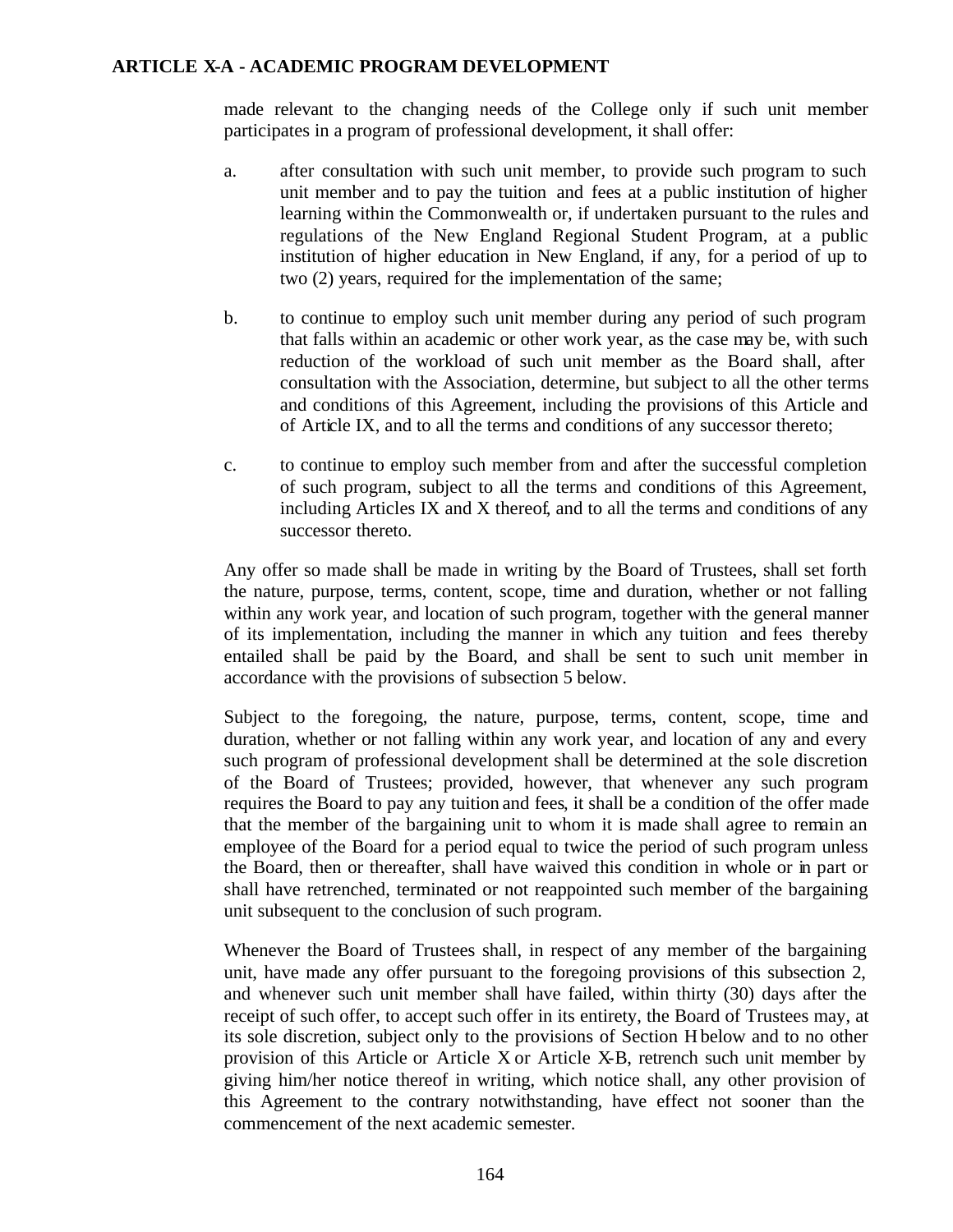made relevant to the changing needs of the College only if such unit member participates in a program of professional development, it shall offer:

a. after consultation with such unit member, to provide such program to such unit member and to pay the tuition and fees at a public institution of higher learning within the Commonwealth or, if undertaken pursuant to the rules and regulations of the New England Regional Student Program, at a public institution of higher education in New England, if any, for a period of up to two (2) years, required for the implementation of the same;

b. to continue to employ such unit member during any period of such program that falls within an academic or other work year, as the case may be, with such reduction of the workload of such unit member as the Board shall, after consultation with the Association, determine, but subject to all the other terms and conditions of this Agreement, including the provisions of this Article and of Article IX, and to all the terms and conditions of any successor thereto;

c. to continue to employ such member from and after the successful completion of such program, subject to all the terms and conditions of this Agreement, including Articles IX and X thereof, and to all the terms and conditions of any successor thereto.

Any offer so made shall be made in writing by the Board of Trustees, shall set forth the nature, purpose, terms, content, scope, time and duration, whether or not falling within any work year, and location of such program, together with the general manner of its implementation, including the manner in which any tuition and fees thereby entailed shall be paid by the Board, and shall be sent to such unit member in accordance with the provisions of subsection 5 below.

Subject to the foregoing, the nature, purpose, terms, content, scope, time and duration, whether or not falling within any work year, and location of any and every such program of professional development shall be determined at the sole discretion of the Board of Trustees; provided, however, that whenever any such program requires the Board to pay any tuition and fees, it shall be a condition of the offer made that the member of the bargaining unit to whom it is made shall agree to remain an employee of the Board for a period equal to twice the period of such program unless the Board, then or thereafter, shall have waived this condition in whole or in part or shall have retrenched, terminated or not reappointed such member of the bargaining unit subsequent to the conclusion of such program.

Whenever the Board of Trustees shall, in respect of any member of the bargaining unit, have made any offer pursuant to the foregoing provisions of this subsection 2, and whenever such unit member shall have failed, within thirty (30) days after the receipt of such offer, to accept such offer in its entirety, the Board of Trustees may, at its sole discretion, subject only to the provisions of Section H below and to no other provision of this Article or Article X or Article X-B, retrench such unit member by giving him/her notice thereof in writing, which notice shall, any other provision of this Agreement to the contrary notwithstanding, have effect not sooner than the commencement of the next academic semester.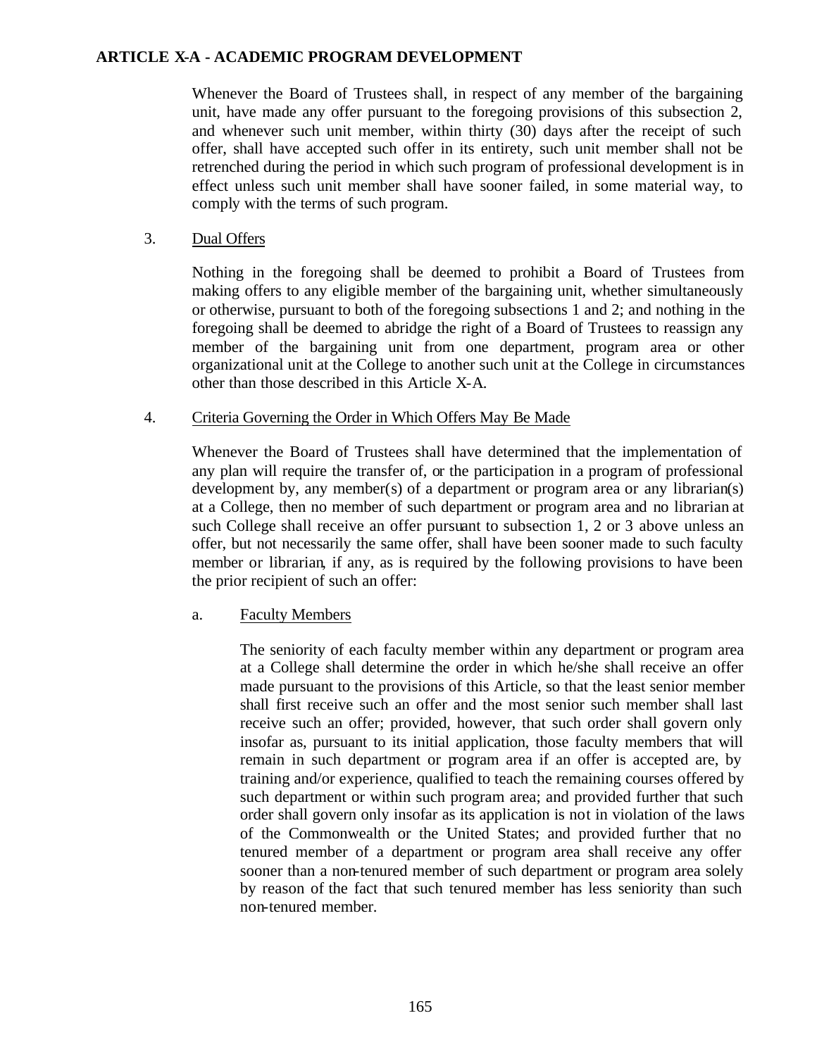## ARTICLE X-A - ACADEMIC PROGRAM DEVELOPMENT

Whenever the Board of Trustees shall, in respect of any member of the bargaining unit, have made any offer pursuant to the foregoing provisions of this subsection 2, and whenever such unit member, within thirty (30) days after the receipt of such offer, shall have accepted such offer in its entirety, such unit member shall not be retrenched during the period in which such program of professional development is in effect unless such unit member shall have sooner failed, in some material way, to comply with the terms of such program.

3. Dual Offers

Nothing in the foregoing shall be deemed to prohibit a Board of Trustees from making offers to any eligible member of the bargaining unit, whether simultaneously or otherwise, pursuant to both of the foregoing subsections 1 and 2; and nothing in the foregoing shall be deemed to abridge the right of a Board of Trustees to reassign any member of the bargaining unit from one department, program area or other organizational unit at the College to another such unit at the College in circumstances other than those described in this Article X-A.

4. Criteria Governing the Order in Which Offers May Be Made

Whenever the Board of Trustees shall have determined that the implementation of any plan will require the transfer of, or the participation in a program of professional development by, any member(s) of a department or program area or any librarian(s) at a College, then no member of such department or program area and no librarian at such College shall receive an offer pursuant to subsection 1, 2 or 3 above unless an offer, but not necessarily the same offer, shall have been sooner made to such faculty member or librarian, if any, as is required by the following provisions to have been the prior recipient of such an offer:

a. Faculty Members

The seniority of each faculty member within any department or program area at a College shall determine the order in which he/she shall receive an offer made pursuant to the provisions of this Article, so that the least senior member shall first receive such an offer and the most senior such member shall last receive such an offer; provided, however, that such order shall govern only insofar as, pursuant to its initial application, those faculty members that will remain in such department or program area if an offer is accepted are, by training and/or experience, qualified to teach the remaining courses offered by such department or within such program area; and provided further that such order shall govern only insofar as its application is not in violation of the laws of the Commonwealth or the United States; and provided further that no tenured member of a department or program area shall receive any offer sooner than a non-tenured member of such department or program area solely by reason of the fact that such tenured member has less seniority than such non-tenured member.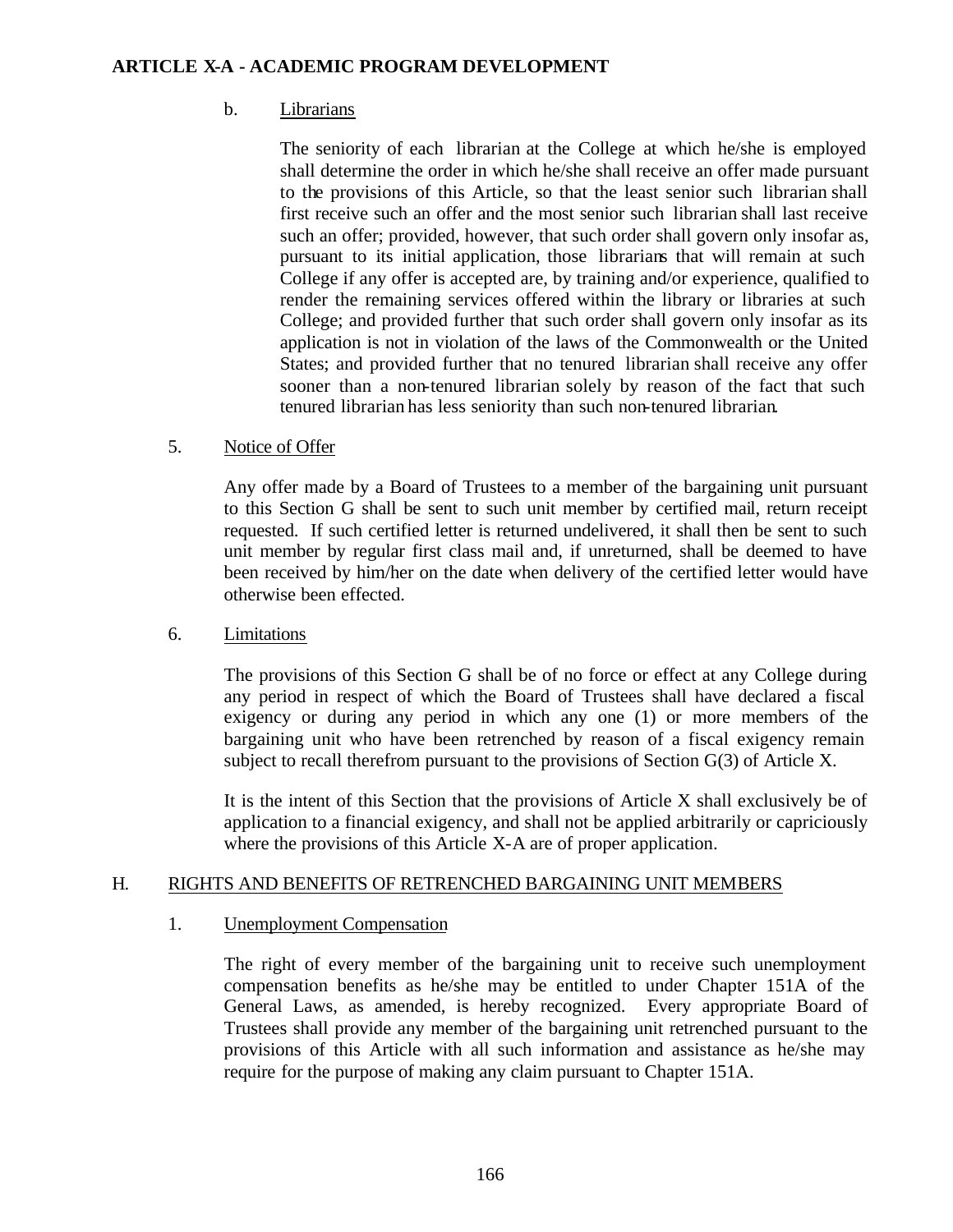b. Librarians

The seniority of each librarian at the College at which he/she is employed shall determine the order in which he/she shall receive an offer made pursuant to the provisions of this Article, so that the least senior such librarian shall first receive such an offer and the most senior such librarian shall last receive such an offer; provided, however, that such order shall govern only insofar as, pursuant to its initial application, those librarians that will remain at such College if any offer is accepted are, by training and/or experience, qualified to render the remaining services offered within the library or libraries at such College; and provided further that such order shall govern only insofar as its application is not in violation of the laws of the Commonwealth or the United States; and provided further that no tenured librarian shall receive any offer sooner than a non-tenured librarian solely by reason of the fact that such tenured librarian has less seniority than such non-tenured librarian.

5. Notice of Offer

Any offer made by a Board of Trustees to a member of the bargaining unit pursuant to this Section G shall be sent to such unit member by certified mail, return receipt requested. If such certified letter is returned undelivered, it shall then be sent to such unit member by regular first class mail and, if unreturned, shall be deemed to have been received by him/her on the date when delivery of the certified letter would have otherwise been effected.

6. Limitations

The provisions of this Section G shall be of no force or effect at any College during any period in respect of which the Board of Trustees shall have declared a fiscal exigency or during any period in which any one (1) or more members of the bargaining unit who have been retrenched by reason of a fiscal exigency remain subject to recall therefrom pursuant to the provisions of Section G(3) of Article X.

It is the intent of this Section that the provisions of Article X shall exclusively be of application to a financial exigency, and shall not be applied arbitrarily or capriciously where the provisions of this Article X-A are of proper application.

## H. RIGHTS AND BENEFITS OF RETRENCHED BARGAINING UNIT MEMBERS

1. Unemployment Compensation

The right of every member of the bargaining unit to receive such unemployment compensation benefits as he/she may be entitled to under Chapter 151A of the General Laws, as amended, is hereby recognized. Every appropriate Board of Trustees shall provide any member of the bargaining unit retrenched pursuant to the provisions of this Article with all such information and assistance as he/she may require for the purpose of making any claim pursuant to Chapter 151A.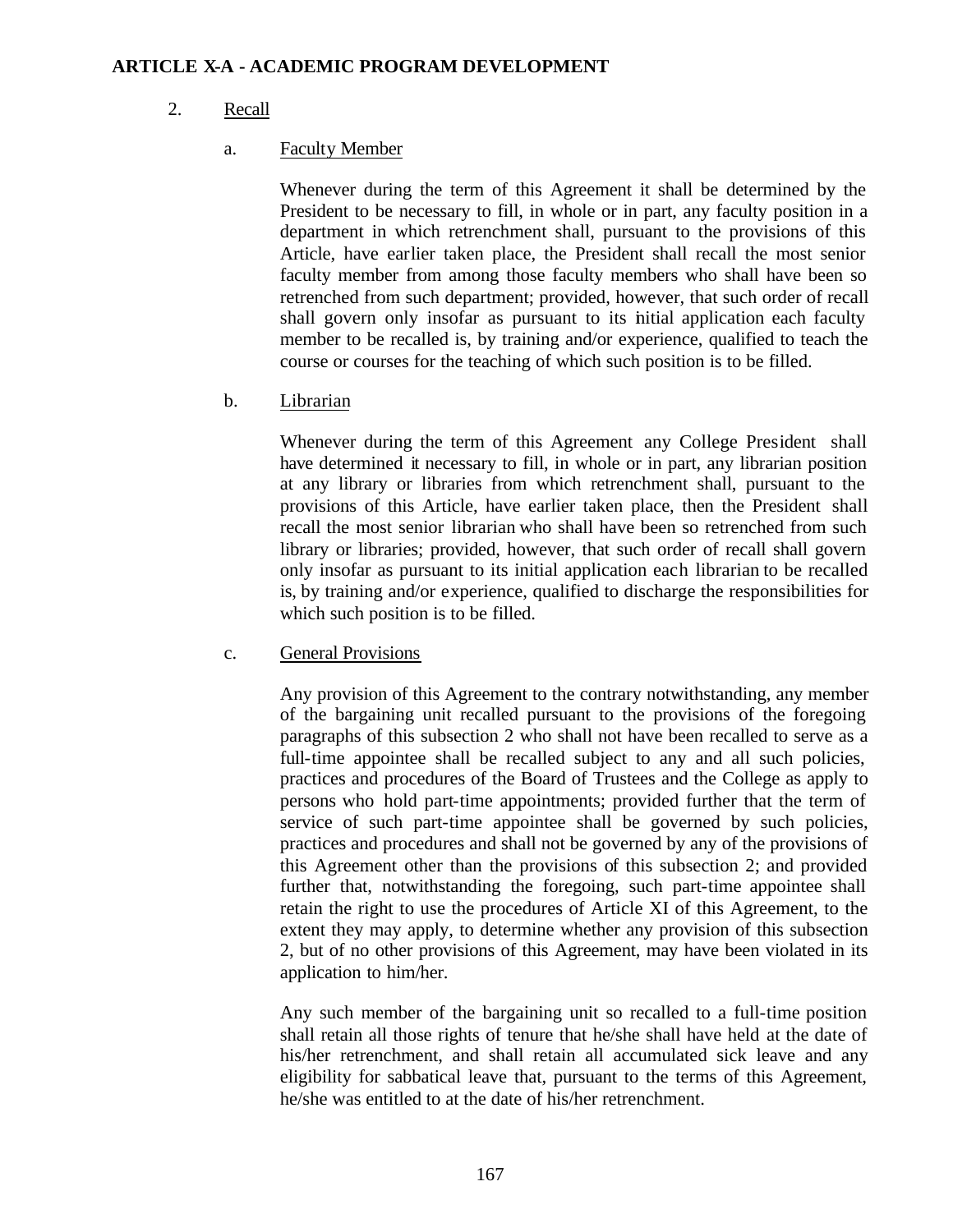## ARTICLE X-A - ACADEMIC PROGRAM DEVELOPMENT

2. Recall

   a. Faculty Member

   Whenever during the term of this Agreement it shall be determined by the President to be necessary to fill, in whole or in part, any faculty position in a department in which retrenchment shall, pursuant to the provisions of this Article, have earlier taken place, the President shall recall the most senior faculty member from among those faculty members who shall have been so retrenched from such department; provided, however, that such order of recall shall govern only insofar as pursuant to its initial application each faculty member to be recalled is, by training and/or experience, qualified to teach the course or courses for the teaching of which such position is to be filled.

   b. Librarian

   Whenever during the term of this Agreement any College President shall have determined it necessary to fill, in whole or in part, any librarian position at any library or libraries from which retrenchment shall, pursuant to the provisions of this Article, have earlier taken place, then the President shall recall the most senior librarian who shall have been so retrenched from such library or libraries; provided, however, that such order of recall shall govern only insofar as pursuant to its initial application each librarian to be recalled is, by training and/or experience, qualified to discharge the responsibilities for which such position is to be filled.

   c. General Provisions

   Any provision of this Agreement to the contrary notwithstanding, any member of the bargaining unit recalled pursuant to the provisions of the foregoing paragraphs of this subsection 2 who shall not have been recalled to serve as a full-time appointee shall be recalled subject to any and all such policies, practices and procedures of the Board of Trustees and the College as apply to persons who hold part-time appointments; provided further that the term of service of such part-time appointee shall be governed by such policies, practices and procedures and shall not be governed by any of the provisions of this Agreement other than the provisions of this subsection 2; and provided further that, notwithstanding the foregoing, such part-time appointee shall retain the right to use the procedures of Article XI of this Agreement, to the extent they may apply, to determine whether any provision of this subsection 2, but of no other provisions of this Agreement, may have been violated in its application to him/her.

   Any such member of the bargaining unit so recalled to a full-time position shall retain all those rights of tenure that he/she shall have held at the date of his/her retrenchment, and shall retain all accumulated sick leave and any eligibility for sabbatical leave that, pursuant to the terms of this Agreement, he/she was entitled to at the date of his/her retrenchment.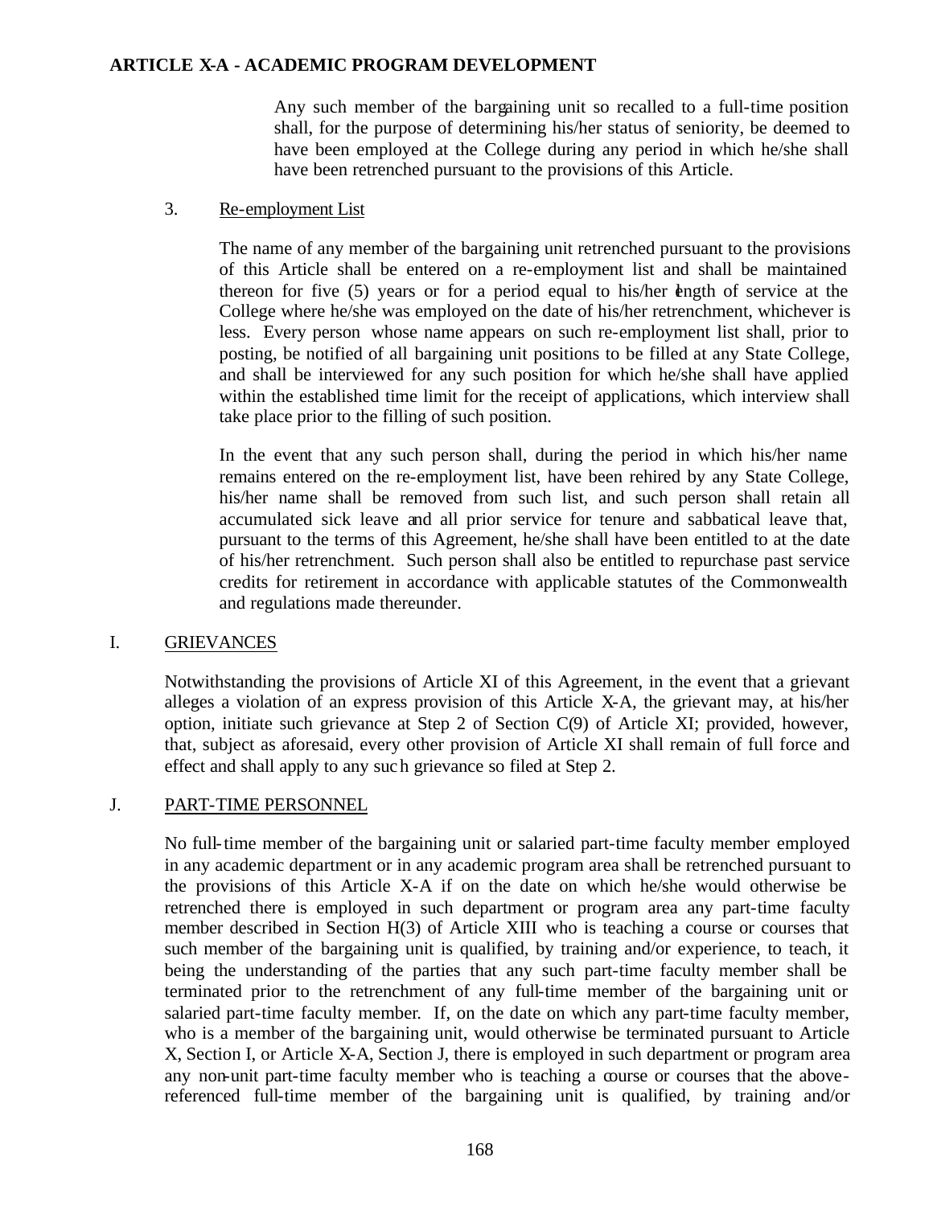Any such member of the bargaining unit so recalled to a full-time position shall, for the purpose of determining his/her status of seniority, be deemed to have been employed at the College during any period in which he/she shall have been retrenched pursuant to the provisions of this Article.

3. Re-employment List

The name of any member of the bargaining unit retrenched pursuant to the provisions of this Article shall be entered on a re-employment list and shall be maintained thereon for five (5) years or for a period equal to his/her length of service at the College where he/she was employed on the date of his/her retrenchment, whichever is less. Every person whose name appears on such re-employment list shall, prior to posting, be notified of all bargaining unit positions to be filled at any State College, and shall be interviewed for any such position for which he/she shall have applied within the established time limit for the receipt of applications, which interview shall take place prior to the filling of such position.

In the event that any such person shall, during the period in which his/her name remains entered on the re-employment list, have been rehired by any State College, his/her name shall be removed from such list, and such person shall retain all accumulated sick leave and all prior service for tenure and sabbatical leave that, pursuant to the terms of this Agreement, he/she shall have been entitled to at the date of his/her retrenchment. Such person shall also be entitled to repurchase past service credits for retirement in accordance with applicable statutes of the Commonwealth and regulations made thereunder.

I. GRIEVANCES

Notwithstanding the provisions of Article XI of this Agreement, in the event that a grievant alleges a violation of an express provision of this Article X-A, the grievant may, at his/her option, initiate such grievance at Step 2 of Section C(9) of Article XI; provided, however, that, subject as aforesaid, every other provision of Article XI shall remain of full force and effect and shall apply to any such grievance so filed at Step 2.

J. PART-TIME PERSONNEL

No full-time member of the bargaining unit or salaried part-time faculty member employed in any academic department or in any academic program area shall be retrenched pursuant to the provisions of this Article X-A if on the date on which he/she would otherwise be retrenched there is employed in such department or program area any part-time faculty member described in Section H(3) of Article XIII who is teaching a course or courses that such member of the bargaining unit is qualified, by training and/or experience, to teach, it being the understanding of the parties that any such part-time faculty member shall be terminated prior to the retrenchment of any full-time member of the bargaining unit or salaried part-time faculty member. If, on the date on which any part-time faculty member, who is a member of the bargaining unit, would otherwise be terminated pursuant to Article X, Section I, or Article X-A, Section J, there is employed in such department or program area any non-unit part-time faculty member who is teaching a course or courses that the above-referenced full-time member of the bargaining unit is qualified, by training and/or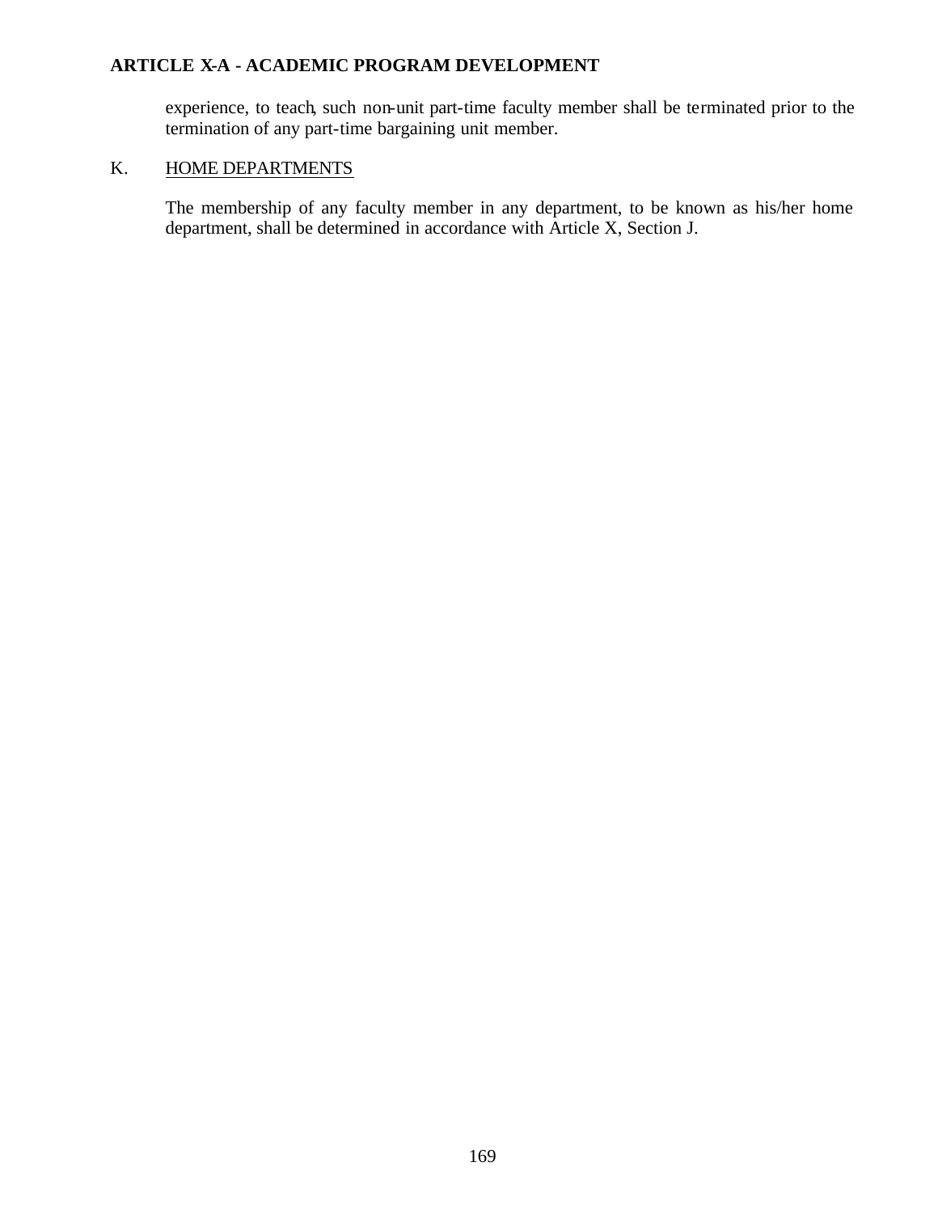experience, to teach, such non-unit part-time faculty member shall be terminated prior to the termination of any part-time bargaining unit member.

K. HOME DEPARTMENTS

The membership of any faculty member in any department, to be known as his/her home department, shall be determined in accordance with Article X, Section J.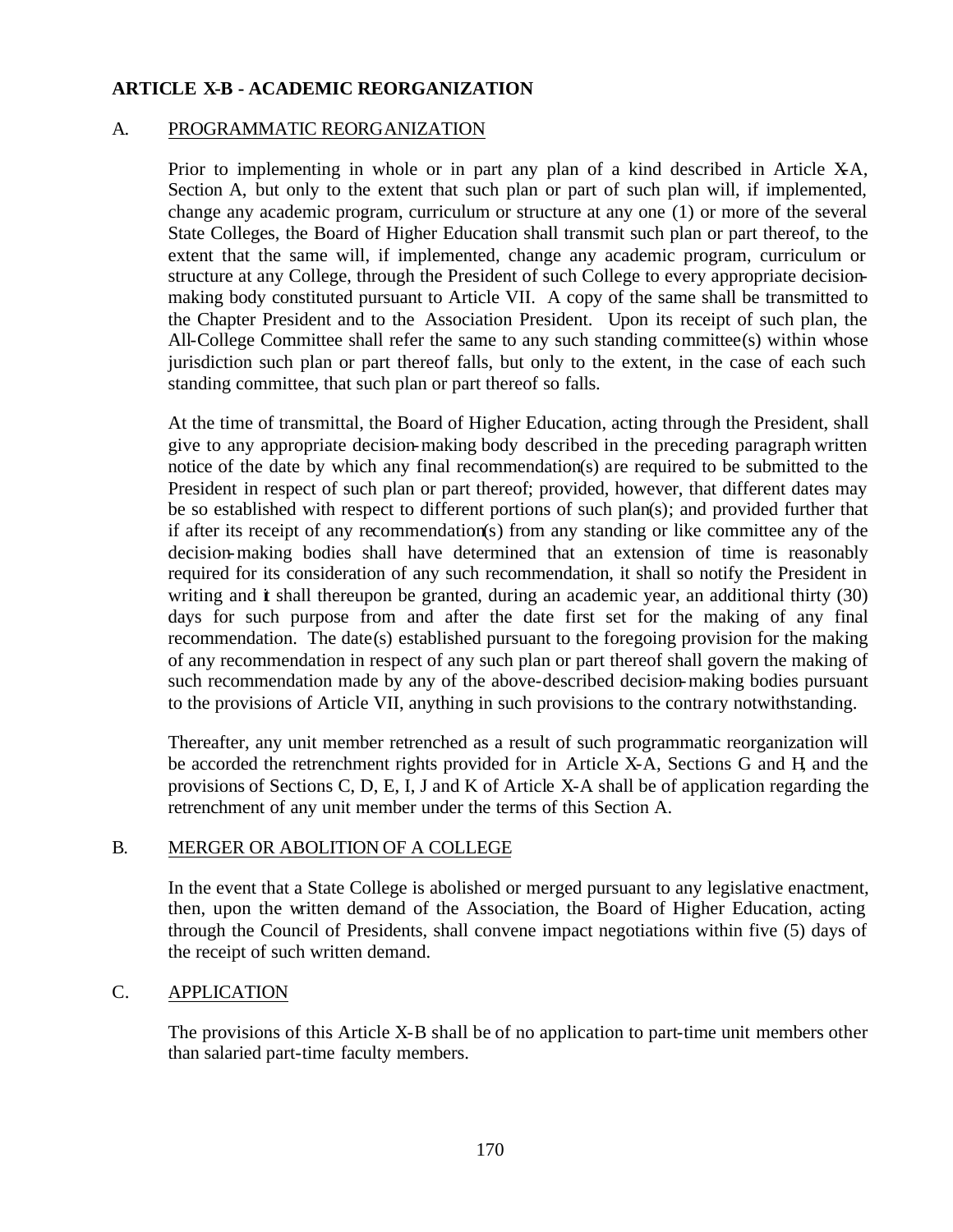## ARTICLE X-B - ACADEMIC REORGANIZATION

### A. PROGRAMMATIC REORGANIZATION

Prior to implementing in whole or in part any plan of a kind described in Article X-A, Section A, but only to the extent that such plan or part of such plan will, if implemented, change any academic program, curriculum or structure at any one (1) or more of the several State Colleges, the Board of Higher Education shall transmit such plan or part thereof, to the extent that the same will, if implemented, change any academic program, curriculum or structure at any College, through the President of such College to every appropriate decision-making body constituted pursuant to Article VII. A copy of the same shall be transmitted to the Chapter President and to the Association President. Upon its receipt of such plan, the All-College Committee shall refer the same to any such standing committee(s) within whose jurisdiction such plan or part thereof falls, but only to the extent, in the case of each such standing committee, that such plan or part thereof so falls.

At the time of transmittal, the Board of Higher Education, acting through the President, shall give to any appropriate decision-making body described in the preceding paragraph written notice of the date by which any final recommendation(s) are required to be submitted to the President in respect of such plan or part thereof; provided, however, that different dates may be so established with respect to different portions of such plan(s); and provided further that if after its receipt of any recommendation(s) from any standing or like committee any of the decision-making bodies shall have determined that an extension of time is reasonably required for its consideration of any such recommendation, it shall so notify the President in writing and it shall thereupon be granted, during an academic year, an additional thirty (30) days for such purpose from and after the date first set for the making of any final recommendation. The date(s) established pursuant to the foregoing provision for the making of any recommendation in respect of any such plan or part thereof shall govern the making of such recommendation made by any of the above-described decision-making bodies pursuant to the provisions of Article VII, anything in such provisions to the contrary notwithstanding.

Thereafter, any unit member retrenched as a result of such programmatic reorganization will be accorded the retrenchment rights provided for in Article X-A, Sections G and H, and the provisions of Sections C, D, E, I, J and K of Article X-A shall be of application regarding the retrenchment of any unit member under the terms of this Section A.

### B. MERGER OR ABOLITION OF A COLLEGE

In the event that a State College is abolished or merged pursuant to any legislative enactment, then, upon the written demand of the Association, the Board of Higher Education, acting through the Council of Presidents, shall convene impact negotiations within five (5) days of the receipt of such written demand.

### C. APPLICATION

The provisions of this Article X-B shall be of no application to part-time unit members other than salaried part-time faculty members.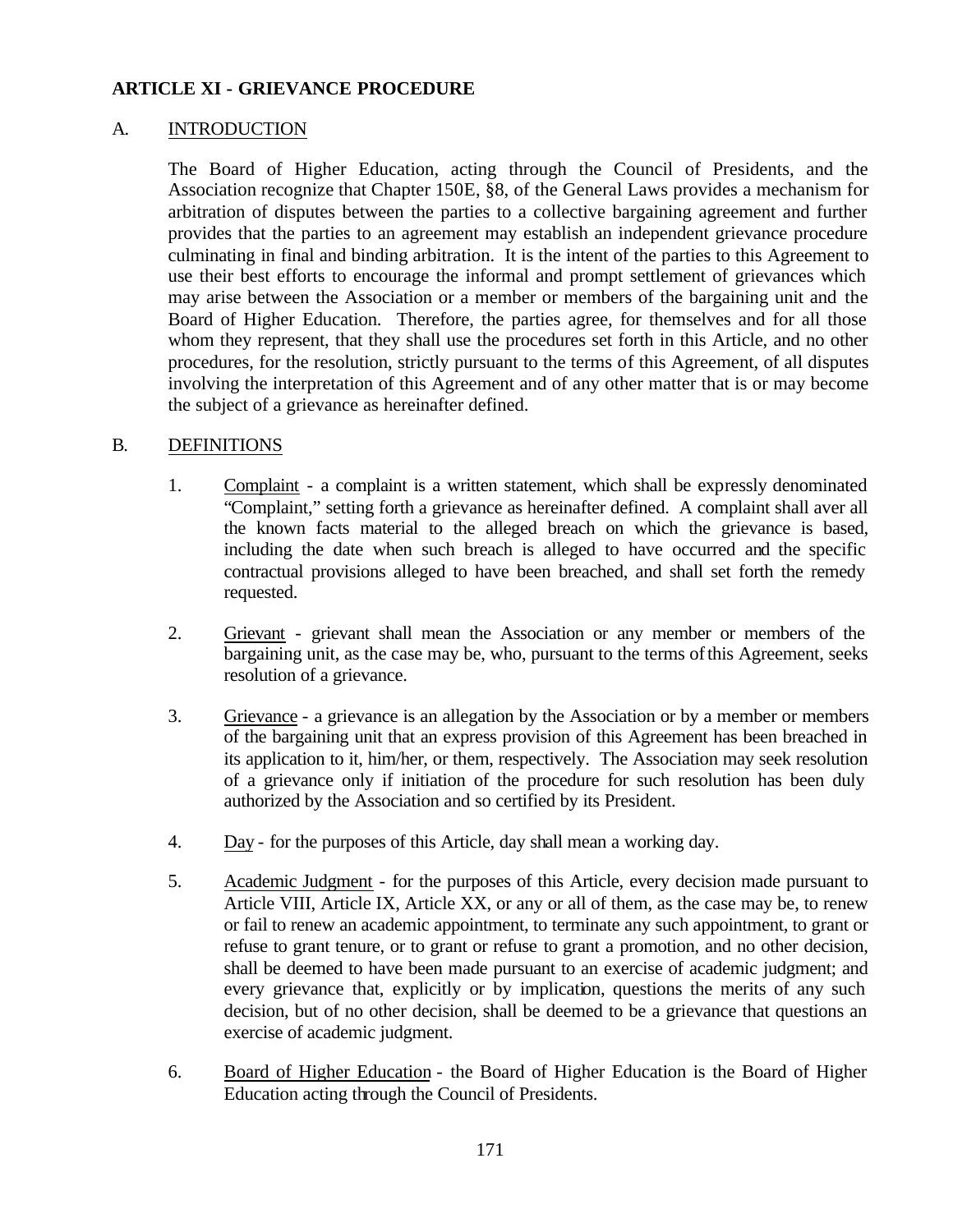## ARTICLE XI - GRIEVANCE PROCEDURE

### A. INTRODUCTION

The Board of Higher Education, acting through the Council of Presidents, and the Association recognize that Chapter 150E, §8, of the General Laws provides a mechanism for arbitration of disputes between the parties to a collective bargaining agreement and further provides that the parties to an agreement may establish an independent grievance procedure culminating in final and binding arbitration. It is the intent of the parties to this Agreement to use their best efforts to encourage the informal and prompt settlement of grievances which may arise between the Association or a member or members of the bargaining unit and the Board of Higher Education. Therefore, the parties agree, for themselves and for all those whom they represent, that they shall use the procedures set forth in this Article, and no other procedures, for the resolution, strictly pursuant to the terms of this Agreement, of all disputes involving the interpretation of this Agreement and of any other matter that is or may become the subject of a grievance as hereinafter defined.

### B. DEFINITIONS

1. Complaint - a complaint is a written statement, which shall be expressly denominated "Complaint," setting forth a grievance as hereinafter defined. A complaint shall aver all the known facts material to the alleged breach on which the grievance is based, including the date when such breach is alleged to have occurred and the specific contractual provisions alleged to have been breached, and shall set forth the remedy requested.

2. Grievant - grievant shall mean the Association or any member or members of the bargaining unit, as the case may be, who, pursuant to the terms of this Agreement, seeks resolution of a grievance.

3. Grievance - a grievance is an allegation by the Association or by a member or members of the bargaining unit that an express provision of this Agreement has been breached in its application to it, him/her, or them, respectively. The Association may seek resolution of a grievance only if initiation of the procedure for such resolution has been duly authorized by the Association and so certified by its President.

4. Day - for the purposes of this Article, day shall mean a working day.

5. Academic Judgment - for the purposes of this Article, every decision made pursuant to Article VIII, Article IX, Article XX, or any or all of them, as the case may be, to renew or fail to renew an academic appointment, to terminate any such appointment, to grant or refuse to grant tenure, or to grant or refuse to grant a promotion, and no other decision, shall be deemed to have been made pursuant to an exercise of academic judgment; and every grievance that, explicitly or by implication, questions the merits of any such decision, but of no other decision, shall be deemed to be a grievance that questions an exercise of academic judgment.

6. Board of Higher Education - the Board of Higher Education is the Board of Higher Education acting through the Council of Presidents.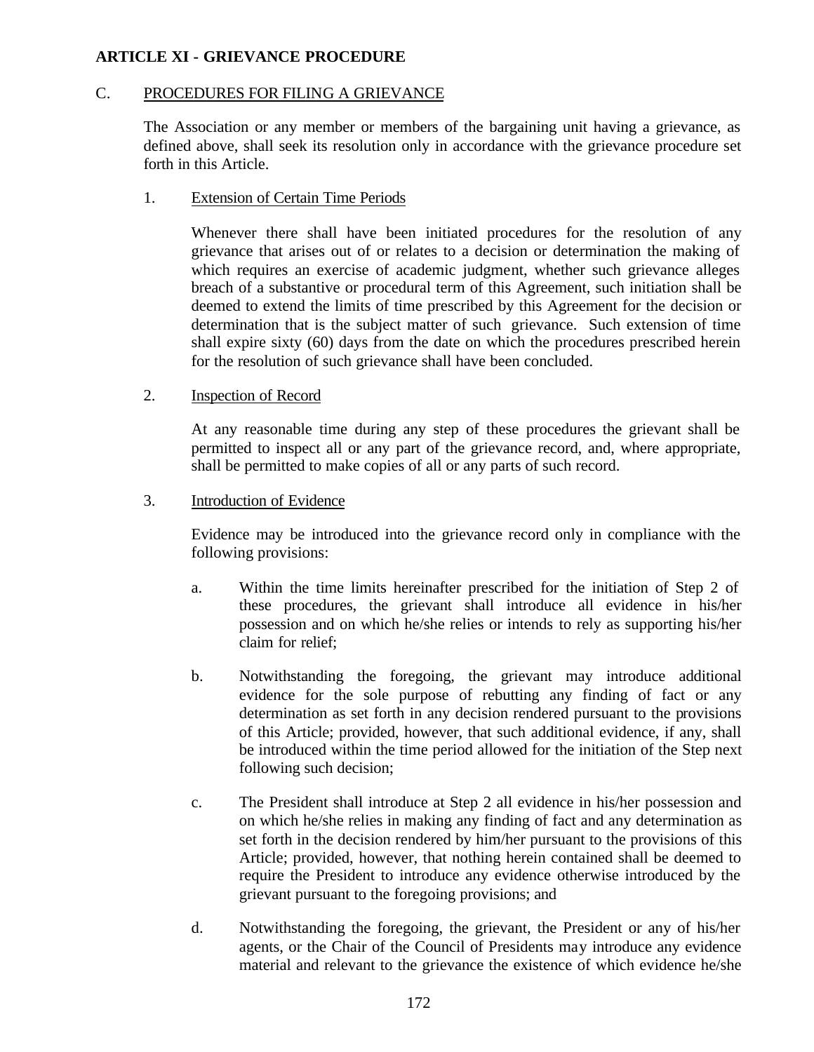## ARTICLE XI - GRIEVANCE PROCEDURE

### C. PROCEDURES FOR FILING A GRIEVANCE

The Association or any member or members of the bargaining unit having a grievance, as defined above, shall seek its resolution only in accordance with the grievance procedure set forth in this Article.

#### 1. Extension of Certain Time Periods

Whenever there shall have been initiated procedures for the resolution of any grievance that arises out of or relates to a decision or determination the making of which requires an exercise of academic judgment, whether such grievance alleges breach of a substantive or procedural term of this Agreement, such initiation shall be deemed to extend the limits of time prescribed by this Agreement for the decision or determination that is the subject matter of such grievance. Such extension of time shall expire sixty (60) days from the date on which the procedures prescribed herein for the resolution of such grievance shall have been concluded.

#### 2. Inspection of Record

At any reasonable time during any step of these procedures the grievant shall be permitted to inspect all or any part of the grievance record, and, where appropriate, shall be permitted to make copies of all or any parts of such record.

#### 3. Introduction of Evidence

Evidence may be introduced into the grievance record only in compliance with the following provisions:

a. Within the time limits hereinafter prescribed for the initiation of Step 2 of these procedures, the grievant shall introduce all evidence in his/her possession and on which he/she relies or intends to rely as supporting his/her claim for relief;

b. Notwithstanding the foregoing, the grievant may introduce additional evidence for the sole purpose of rebutting any finding of fact or any determination as set forth in any decision rendered pursuant to the provisions of this Article; provided, however, that such additional evidence, if any, shall be introduced within the time period allowed for the initiation of the Step next following such decision;

c. The President shall introduce at Step 2 all evidence in his/her possession and on which he/she relies in making any finding of fact and any determination as set forth in the decision rendered by him/her pursuant to the provisions of this Article; provided, however, that nothing herein contained shall be deemed to require the President to introduce any evidence otherwise introduced by the grievant pursuant to the foregoing provisions; and

d. Notwithstanding the foregoing, the grievant, the President or any of his/her agents, or the Chair of the Council of Presidents may introduce any evidence material and relevant to the grievance the existence of which evidence he/she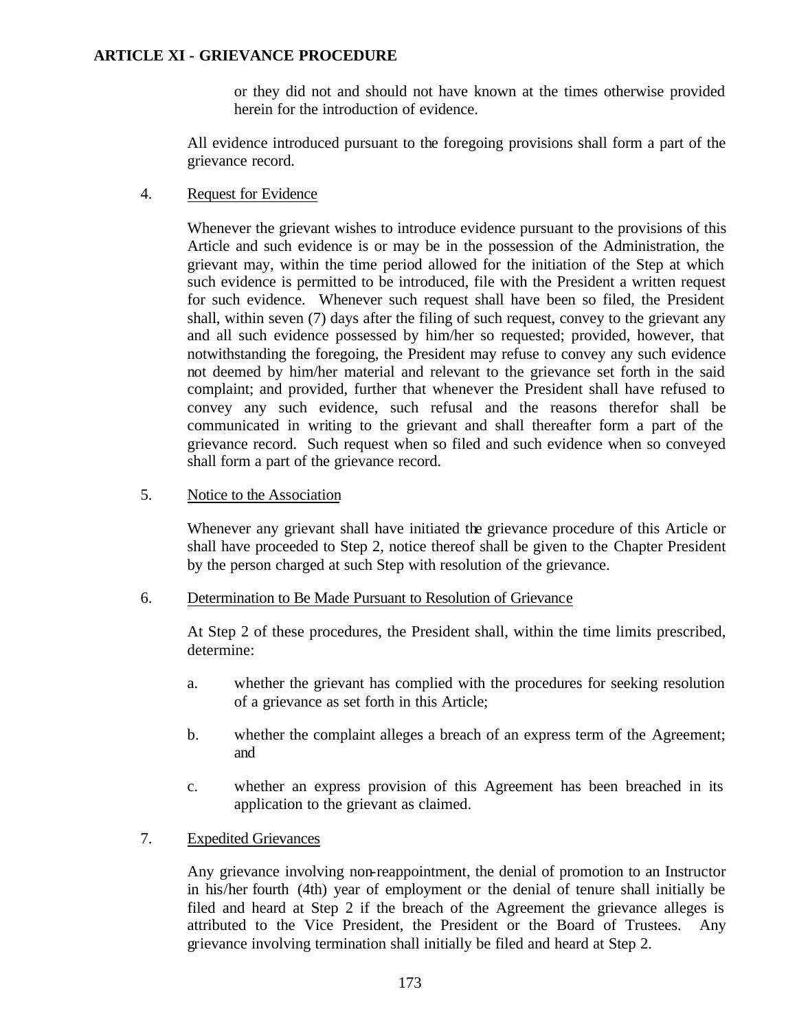or they did not and should not have known at the times otherwise provided herein for the introduction of evidence.

All evidence introduced pursuant to the foregoing provisions shall form a part of the grievance record.

4. Request for Evidence

Whenever the grievant wishes to introduce evidence pursuant to the provisions of this Article and such evidence is or may be in the possession of the Administration, the grievant may, within the time period allowed for the initiation of the Step at which such evidence is permitted to be introduced, file with the President a written request for such evidence. Whenever such request shall have been so filed, the President shall, within seven (7) days after the filing of such request, convey to the grievant any and all such evidence possessed by him/her so requested; provided, however, that notwithstanding the foregoing, the President may refuse to convey any such evidence not deemed by him/her material and relevant to the grievance set forth in the said complaint; and provided, further that whenever the President shall have refused to convey any such evidence, such refusal and the reasons therefor shall be communicated in writing to the grievant and shall thereafter form a part of the grievance record. Such request when so filed and such evidence when so conveyed shall form a part of the grievance record.

5. Notice to the Association

Whenever any grievant shall have initiated the grievance procedure of this Article or shall have proceeded to Step 2, notice thereof shall be given to the Chapter President by the person charged at such Step with resolution of the grievance.

6. Determination to Be Made Pursuant to Resolution of Grievance

At Step 2 of these procedures, the President shall, within the time limits prescribed, determine:

a. whether the grievant has complied with the procedures for seeking resolution of a grievance as set forth in this Article;

b. whether the complaint alleges a breach of an express term of the Agreement; and

c. whether an express provision of this Agreement has been breached in its application to the grievant as claimed.

7. Expedited Grievances

Any grievance involving non-reappointment, the denial of promotion to an Instructor in his/her fourth (4th) year of employment or the denial of tenure shall initially be filed and heard at Step 2 if the breach of the Agreement the grievance alleges is attributed to the Vice President, the President or the Board of Trustees. Any grievance involving termination shall initially be filed and heard at Step 2.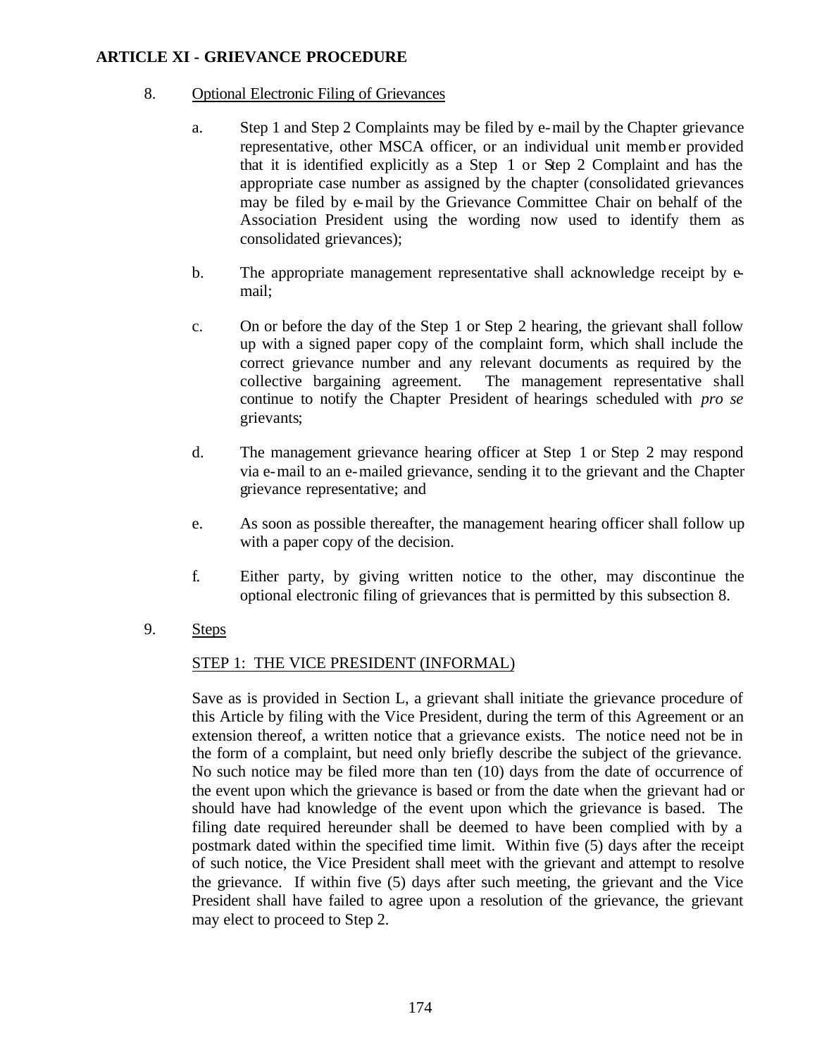## ARTICLE XI - GRIEVANCE PROCEDURE

8. Optional Electronic Filing of Grievances

   a. Step 1 and Step 2 Complaints may be filed by e-mail by the Chapter grievance representative, other MSCA officer, or an individual unit member provided that it is identified explicitly as a Step 1 or Step 2 Complaint and has the appropriate case number as assigned by the chapter (consolidated grievances may be filed by e-mail by the Grievance Committee Chair on behalf of the Association President using the wording now used to identify them as consolidated grievances);

   b. The appropriate management representative shall acknowledge receipt by e-mail;

   c. On or before the day of the Step 1 or Step 2 hearing, the grievant shall follow up with a signed paper copy of the complaint form, which shall include the correct grievance number and any relevant documents as required by the collective bargaining agreement. The management representative shall continue to notify the Chapter President of hearings scheduled with *pro se* grievants;

   d. The management grievance hearing officer at Step 1 or Step 2 may respond via e-mail to an e-mailed grievance, sending it to the grievant and the Chapter grievance representative; and

   e. As soon as possible thereafter, the management hearing officer shall follow up with a paper copy of the decision.

   f. Either party, by giving written notice to the other, may discontinue the optional electronic filing of grievances that is permitted by this subsection 8.

9. Steps

   STEP 1: THE VICE PRESIDENT (INFORMAL)

   Save as is provided in Section L, a grievant shall initiate the grievance procedure of this Article by filing with the Vice President, during the term of this Agreement or an extension thereof, a written notice that a grievance exists. The notice need not be in the form of a complaint, but need only briefly describe the subject of the grievance. No such notice may be filed more than ten (10) days from the date of occurrence of the event upon which the grievance is based or from the date when the grievant had or should have had knowledge of the event upon which the grievance is based. The filing date required hereunder shall be deemed to have been complied with by a postmark dated within the specified time limit. Within five (5) days after the receipt of such notice, the Vice President shall meet with the grievant and attempt to resolve the grievance. If within five (5) days after such meeting, the grievant and the Vice President shall have failed to agree upon a resolution of the grievance, the grievant may elect to proceed to Step 2.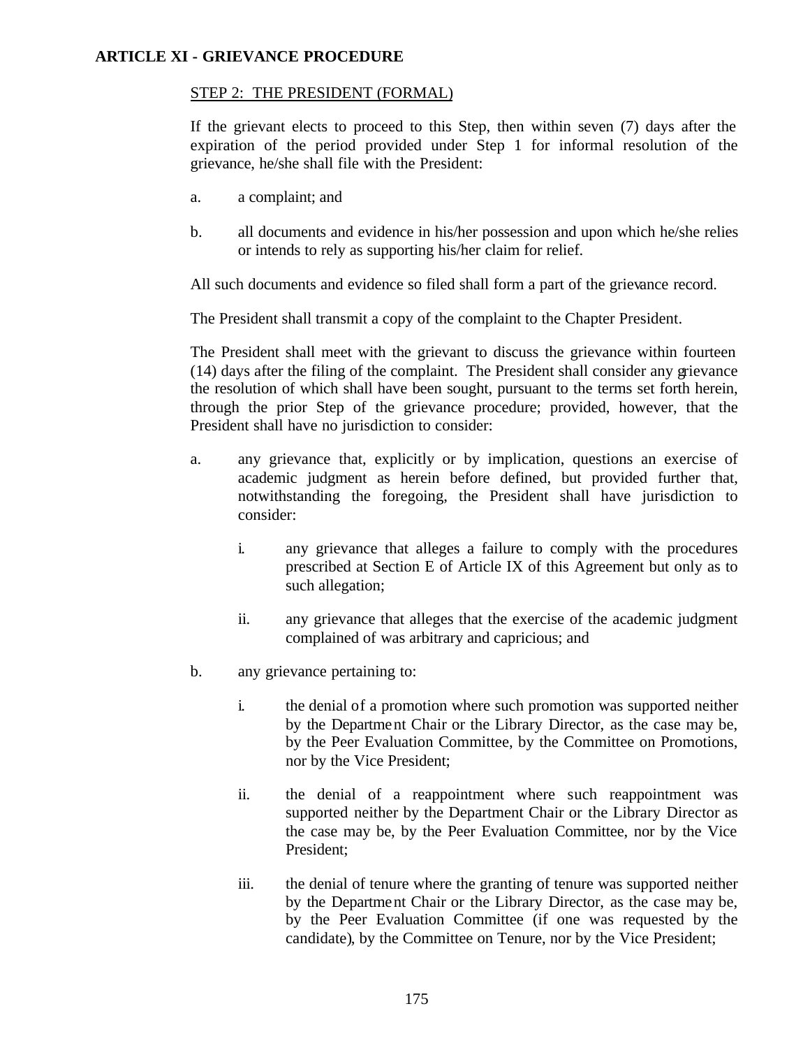**ARTICLE XI - GRIEVANCE PROCEDURE**

STEP 2: THE PRESIDENT (FORMAL)

If the grievant elects to proceed to this Step, then within seven (7) days after the expiration of the period provided under Step 1 for informal resolution of the grievance, he/she shall file with the President:

a. a complaint; and

b. all documents and evidence in his/her possession and upon which he/she relies or intends to rely as supporting his/her claim for relief.

All such documents and evidence so filed shall form a part of the grievance record.

The President shall transmit a copy of the complaint to the Chapter President.

The President shall meet with the grievant to discuss the grievance within fourteen (14) days after the filing of the complaint. The President shall consider any grievance the resolution of which shall have been sought, pursuant to the terms set forth herein, through the prior Step of the grievance procedure; provided, however, that the President shall have no jurisdiction to consider:

a. any grievance that, explicitly or by implication, questions an exercise of academic judgment as herein before defined, but provided further that, notwithstanding the foregoing, the President shall have jurisdiction to consider:

   i. any grievance that alleges a failure to comply with the procedures prescribed at Section E of Article IX of this Agreement but only as to such allegation;

   ii. any grievance that alleges that the exercise of the academic judgment complained of was arbitrary and capricious; and

b. any grievance pertaining to:

   i. the denial of a promotion where such promotion was supported neither by the Department Chair or the Library Director, as the case may be, by the Peer Evaluation Committee, by the Committee on Promotions, nor by the Vice President;

   ii. the denial of a reappointment where such reappointment was supported neither by the Department Chair or the Library Director as the case may be, by the Peer Evaluation Committee, nor by the Vice President;

   iii. the denial of tenure where the granting of tenure was supported neither by the Department Chair or the Library Director, as the case may be, by the Peer Evaluation Committee (if one was requested by the candidate), by the Committee on Tenure, nor by the Vice President;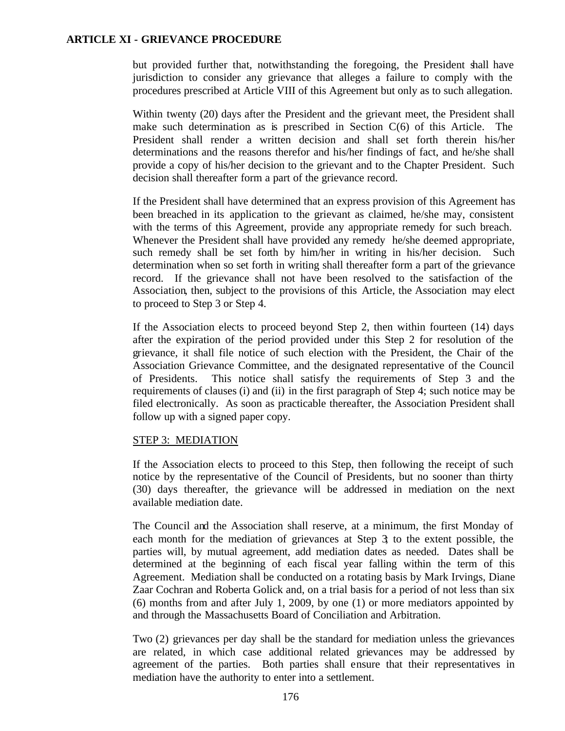but provided further that, notwithstanding the foregoing, the President shall have jurisdiction to consider any grievance that alleges a failure to comply with the procedures prescribed at Article VIII of this Agreement but only as to such allegation.

Within twenty (20) days after the President and the grievant meet, the President shall make such determination as is prescribed in Section C(6) of this Article. The President shall render a written decision and shall set forth therein his/her determinations and the reasons therefor and his/her findings of fact, and he/she shall provide a copy of his/her decision to the grievant and to the Chapter President. Such decision shall thereafter form a part of the grievance record.

If the President shall have determined that an express provision of this Agreement has been breached in its application to the grievant as claimed, he/she may, consistent with the terms of this Agreement, provide any appropriate remedy for such breach. Whenever the President shall have provided any remedy he/she deemed appropriate, such remedy shall be set forth by him/her in writing in his/her decision. Such determination when so set forth in writing shall thereafter form a part of the grievance record. If the grievance shall not have been resolved to the satisfaction of the Association, then, subject to the provisions of this Article, the Association may elect to proceed to Step 3 or Step 4.

If the Association elects to proceed beyond Step 2, then within fourteen (14) days after the expiration of the period provided under this Step 2 for resolution of the grievance, it shall file notice of such election with the President, the Chair of the Association Grievance Committee, and the designated representative of the Council of Presidents. This notice shall satisfy the requirements of Step 3 and the requirements of clauses (i) and (ii) in the first paragraph of Step 4; such notice may be filed electronically. As soon as practicable thereafter, the Association President shall follow up with a signed paper copy.

STEP 3: MEDIATION

If the Association elects to proceed to this Step, then following the receipt of such notice by the representative of the Council of Presidents, but no sooner than thirty (30) days thereafter, the grievance will be addressed in mediation on the next available mediation date.

The Council and the Association shall reserve, at a minimum, the first Monday of each month for the mediation of grievances at Step 3; to the extent possible, the parties will, by mutual agreement, add mediation dates as needed. Dates shall be determined at the beginning of each fiscal year falling within the term of this Agreement. Mediation shall be conducted on a rotating basis by Mark Irvings, Diane Zaar Cochran and Roberta Golick and, on a trial basis for a period of not less than six (6) months from and after July 1, 2009, by one (1) or more mediators appointed by and through the Massachusetts Board of Conciliation and Arbitration.

Two (2) grievances per day shall be the standard for mediation unless the grievances are related, in which case additional related grievances may be addressed by agreement of the parties. Both parties shall ensure that their representatives in mediation have the authority to enter into a settlement.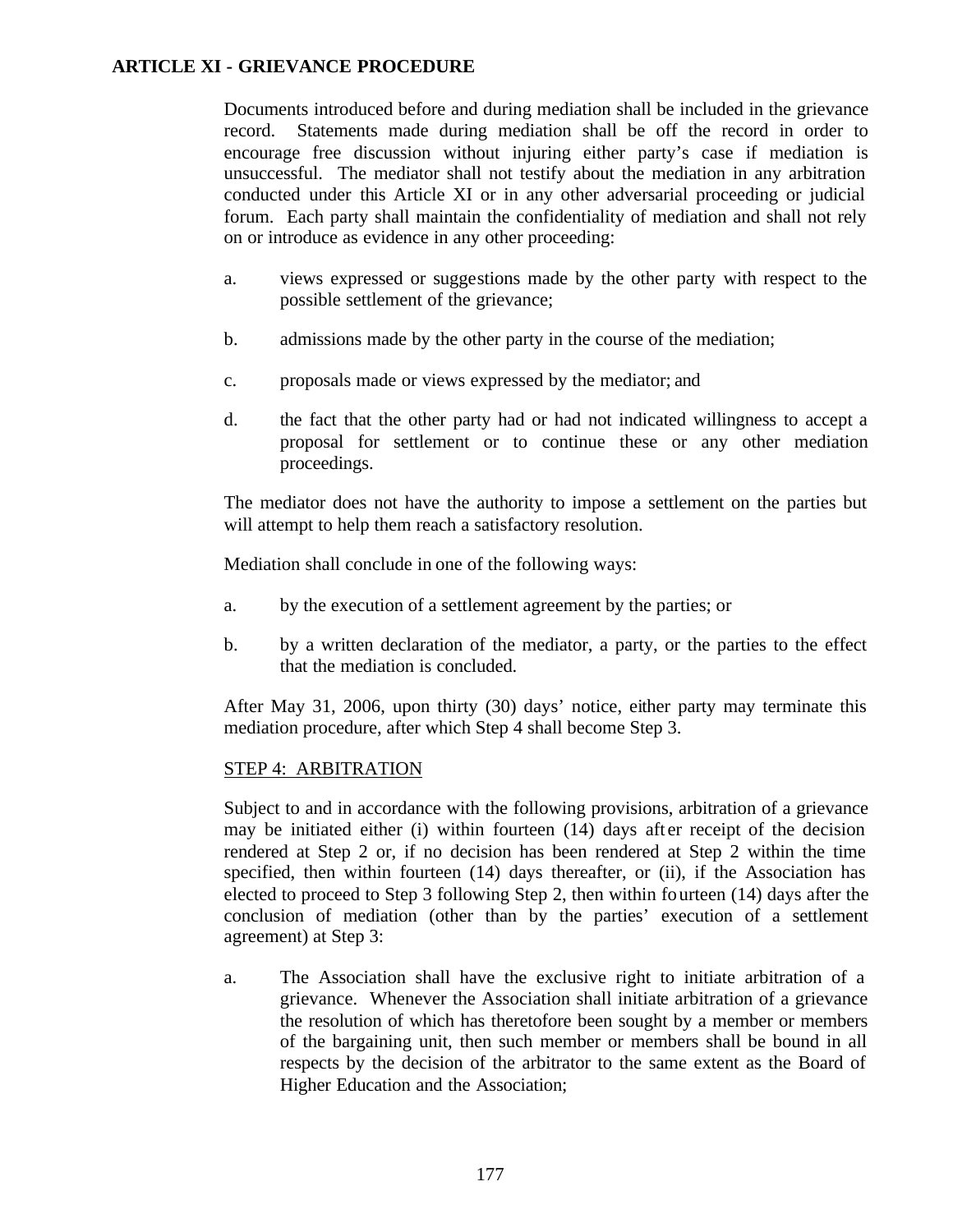**ARTICLE XI - GRIEVANCE PROCEDURE**

Documents introduced before and during mediation shall be included in the grievance record. Statements made during mediation shall be off the record in order to encourage free discussion without injuring either party's case if mediation is unsuccessful. The mediator shall not testify about the mediation in any arbitration conducted under this Article XI or in any other adversarial proceeding or judicial forum. Each party shall maintain the confidentiality of mediation and shall not rely on or introduce as evidence in any other proceeding:

a. views expressed or suggestions made by the other party with respect to the possible settlement of the grievance;

b. admissions made by the other party in the course of the mediation;

c. proposals made or views expressed by the mediator; and

d. the fact that the other party had or had not indicated willingness to accept a proposal for settlement or to continue these or any other mediation proceedings.

The mediator does not have the authority to impose a settlement on the parties but will attempt to help them reach a satisfactory resolution.

Mediation shall conclude in one of the following ways:

a. by the execution of a settlement agreement by the parties; or

b. by a written declaration of the mediator, a party, or the parties to the effect that the mediation is concluded.

After May 31, 2006, upon thirty (30) days' notice, either party may terminate this mediation procedure, after which Step 4 shall become Step 3.

STEP 4: ARBITRATION

Subject to and in accordance with the following provisions, arbitration of a grievance may be initiated either (i) within fourteen (14) days after receipt of the decision rendered at Step 2 or, if no decision has been rendered at Step 2 within the time specified, then within fourteen (14) days thereafter, or (ii), if the Association has elected to proceed to Step 3 following Step 2, then within fourteen (14) days after the conclusion of mediation (other than by the parties' execution of a settlement agreement) at Step 3:

a. The Association shall have the exclusive right to initiate arbitration of a grievance. Whenever the Association shall initiate arbitration of a grievance the resolution of which has theretofore been sought by a member or members of the bargaining unit, then such member or members shall be bound in all respects by the decision of the arbitrator to the same extent as the Board of Higher Education and the Association;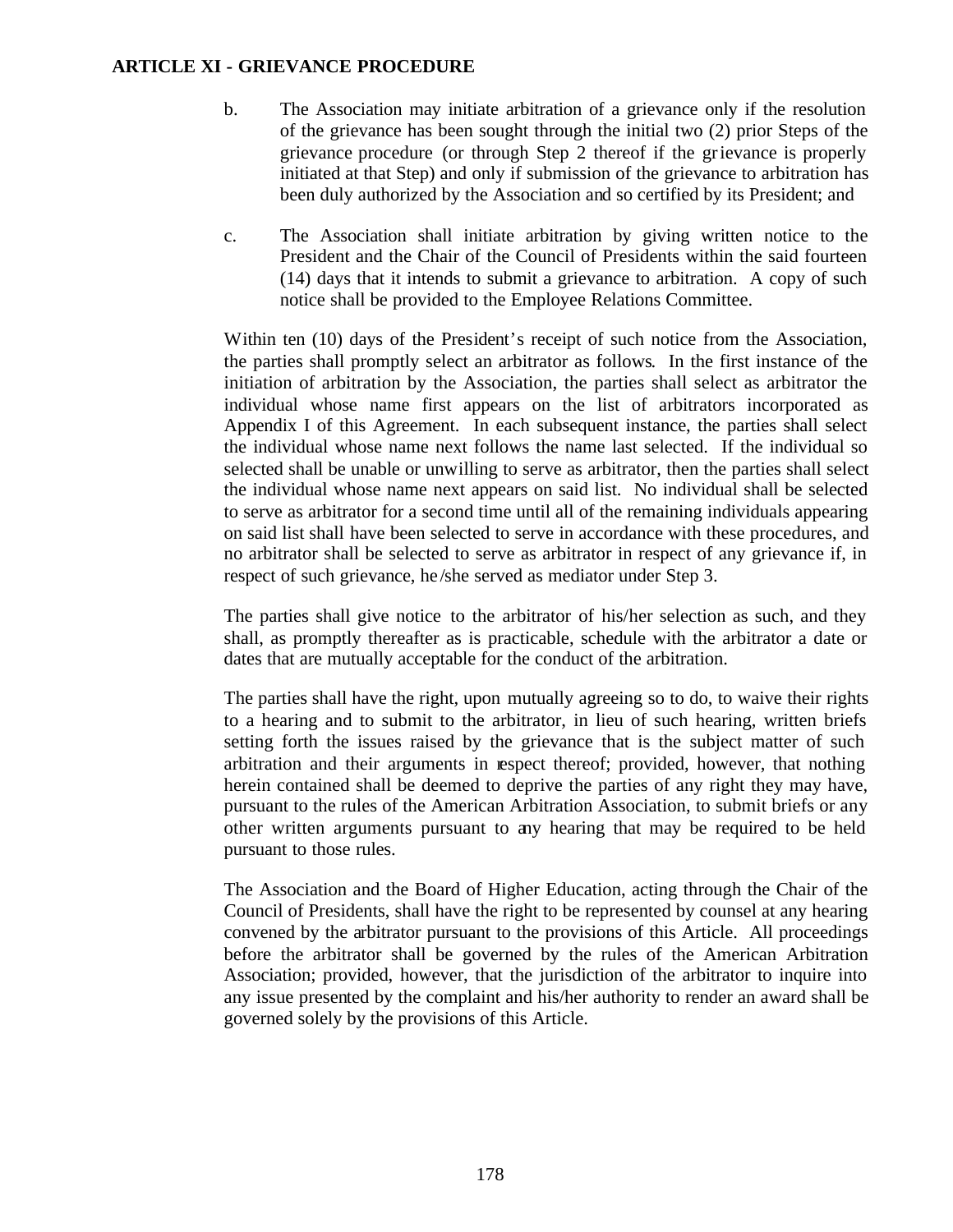**ARTICLE XI - GRIEVANCE PROCEDURE**

b. The Association may initiate arbitration of a grievance only if the resolution of the grievance has been sought through the initial two (2) prior Steps of the grievance procedure (or through Step 2 thereof if the grievance is properly initiated at that Step) and only if submission of the grievance to arbitration has been duly authorized by the Association and so certified by its President; and

c. The Association shall initiate arbitration by giving written notice to the President and the Chair of the Council of Presidents within the said fourteen (14) days that it intends to submit a grievance to arbitration. A copy of such notice shall be provided to the Employee Relations Committee.

Within ten (10) days of the President's receipt of such notice from the Association, the parties shall promptly select an arbitrator as follows. In the first instance of the initiation of arbitration by the Association, the parties shall select as arbitrator the individual whose name first appears on the list of arbitrators incorporated as Appendix I of this Agreement. In each subsequent instance, the parties shall select the individual whose name next follows the name last selected. If the individual so selected shall be unable or unwilling to serve as arbitrator, then the parties shall select the individual whose name next appears on said list. No individual shall be selected to serve as arbitrator for a second time until all of the remaining individuals appearing on said list shall have been selected to serve in accordance with these procedures, and no arbitrator shall be selected to serve as arbitrator in respect of any grievance if, in respect of such grievance, he/she served as mediator under Step 3.

The parties shall give notice to the arbitrator of his/her selection as such, and they shall, as promptly thereafter as is practicable, schedule with the arbitrator a date or dates that are mutually acceptable for the conduct of the arbitration.

The parties shall have the right, upon mutually agreeing so to do, to waive their rights to a hearing and to submit to the arbitrator, in lieu of such hearing, written briefs setting forth the issues raised by the grievance that is the subject matter of such arbitration and their arguments in respect thereof; provided, however, that nothing herein contained shall be deemed to deprive the parties of any right they may have, pursuant to the rules of the American Arbitration Association, to submit briefs or any other written arguments pursuant to any hearing that may be required to be held pursuant to those rules.

The Association and the Board of Higher Education, acting through the Chair of the Council of Presidents, shall have the right to be represented by counsel at any hearing convened by the arbitrator pursuant to the provisions of this Article. All proceedings before the arbitrator shall be governed by the rules of the American Arbitration Association; provided, however, that the jurisdiction of the arbitrator to inquire into any issue presented by the complaint and his/her authority to render an award shall be governed solely by the provisions of this Article.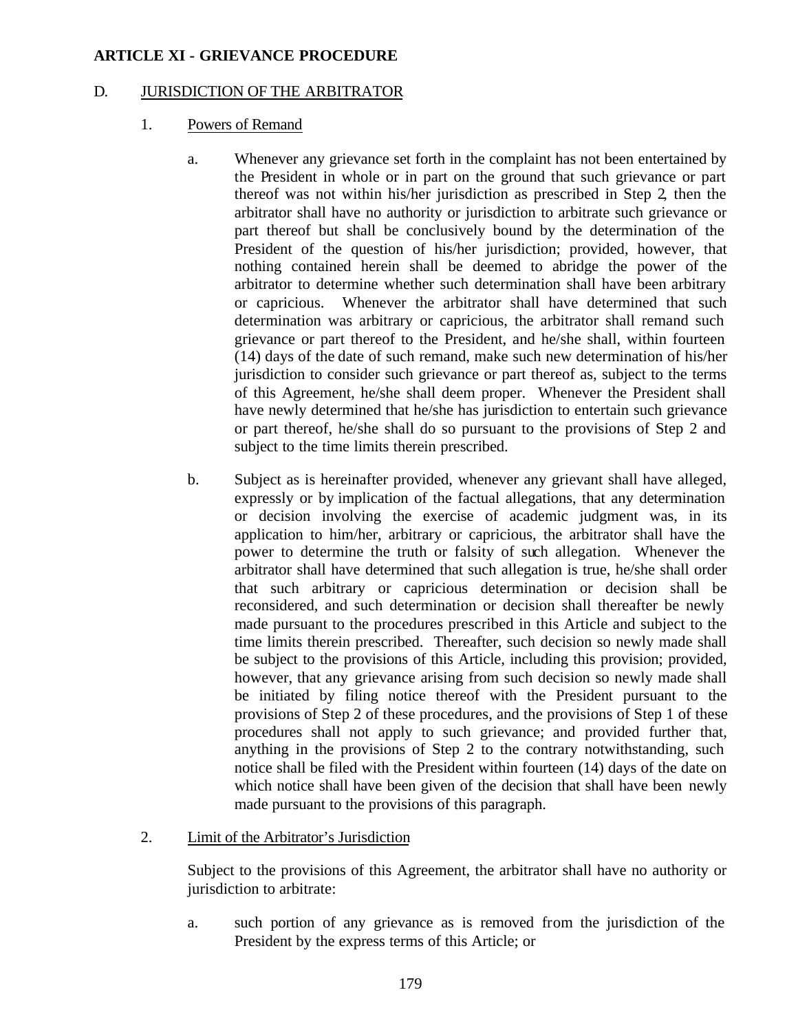**ARTICLE XI - GRIEVANCE PROCEDURE**

D. JURISDICTION OF THE ARBITRATOR

1. Powers of Remand

   a. Whenever any grievance set forth in the complaint has not been entertained by the President in whole or in part on the ground that such grievance or part thereof was not within his/her jurisdiction as prescribed in Step 2, then the arbitrator shall have no authority or jurisdiction to arbitrate such grievance or part thereof but shall be conclusively bound by the determination of the President of the question of his/her jurisdiction; provided, however, that nothing contained herein shall be deemed to abridge the power of the arbitrator to determine whether such determination shall have been arbitrary or capricious. Whenever the arbitrator shall have determined that such determination was arbitrary or capricious, the arbitrator shall remand such grievance or part thereof to the President, and he/she shall, within fourteen (14) days of the date of such remand, make such new determination of his/her jurisdiction to consider such grievance or part thereof as, subject to the terms of this Agreement, he/she shall deem proper. Whenever the President shall have newly determined that he/she has jurisdiction to entertain such grievance or part thereof, he/she shall do so pursuant to the provisions of Step 2 and subject to the time limits therein prescribed.

   b. Subject as is hereinafter provided, whenever any grievant shall have alleged, expressly or by implication of the factual allegations, that any determination or decision involving the exercise of academic judgment was, in its application to him/her, arbitrary or capricious, the arbitrator shall have the power to determine the truth or falsity of such allegation. Whenever the arbitrator shall have determined that such allegation is true, he/she shall order that such arbitrary or capricious determination or decision shall be reconsidered, and such determination or decision shall thereafter be newly made pursuant to the procedures prescribed in this Article and subject to the time limits therein prescribed. Thereafter, such decision so newly made shall be subject to the provisions of this Article, including this provision; provided, however, that any grievance arising from such decision so newly made shall be initiated by filing notice thereof with the President pursuant to the provisions of Step 2 of these procedures, and the provisions of Step 1 of these procedures shall not apply to such grievance; and provided further that, anything in the provisions of Step 2 to the contrary notwithstanding, such notice shall be filed with the President within fourteen (14) days of the date on which notice shall have been given of the decision that shall have been newly made pursuant to the provisions of this paragraph.

2. Limit of the Arbitrator's Jurisdiction

   Subject to the provisions of this Agreement, the arbitrator shall have no authority or jurisdiction to arbitrate:

   a. such portion of any grievance as is removed from the jurisdiction of the President by the express terms of this Article; or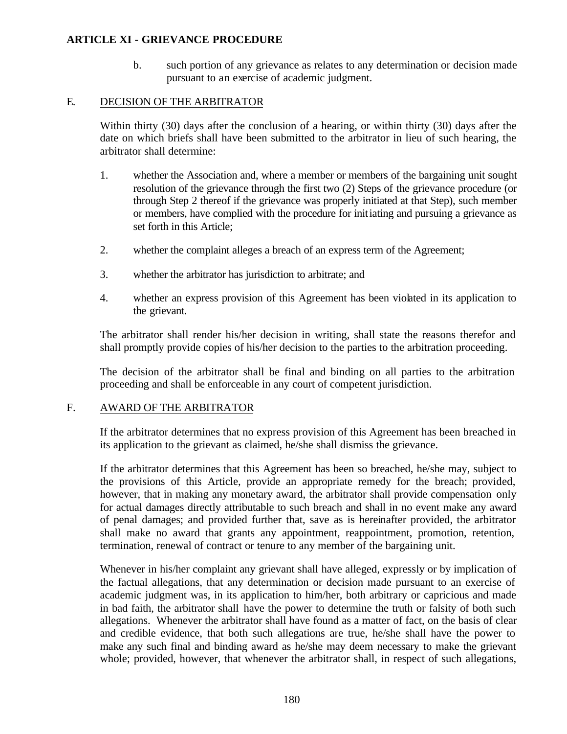# ARTICLE XI - GRIEVANCE PROCEDURE

b. such portion of any grievance as relates to any determination or decision made pursuant to an exercise of academic judgment.

## E. DECISION OF THE ARBITRATOR

Within thirty (30) days after the conclusion of a hearing, or within thirty (30) days after the date on which briefs shall have been submitted to the arbitrator in lieu of such hearing, the arbitrator shall determine:

1. whether the Association and, where a member or members of the bargaining unit sought resolution of the grievance through the first two (2) Steps of the grievance procedure (or through Step 2 thereof if the grievance was properly initiated at that Step), such member or members, have complied with the procedure for initiating and pursuing a grievance as set forth in this Article;

2. whether the complaint alleges a breach of an express term of the Agreement;

3. whether the arbitrator has jurisdiction to arbitrate; and

4. whether an express provision of this Agreement has been violated in its application to the grievant.

The arbitrator shall render his/her decision in writing, shall state the reasons therefor and shall promptly provide copies of his/her decision to the parties to the arbitration proceeding.

The decision of the arbitrator shall be final and binding on all parties to the arbitration proceeding and shall be enforceable in any court of competent jurisdiction.

## F. AWARD OF THE ARBITRATOR

If the arbitrator determines that no express provision of this Agreement has been breached in its application to the grievant as claimed, he/she shall dismiss the grievance.

If the arbitrator determines that this Agreement has been so breached, he/she may, subject to the provisions of this Article, provide an appropriate remedy for the breach; provided, however, that in making any monetary award, the arbitrator shall provide compensation only for actual damages directly attributable to such breach and shall in no event make any award of penal damages; and provided further that, save as is hereinafter provided, the arbitrator shall make no award that grants any appointment, reappointment, promotion, retention, termination, renewal of contract or tenure to any member of the bargaining unit.

Whenever in his/her complaint any grievant shall have alleged, expressly or by implication of the factual allegations, that any determination or decision made pursuant to an exercise of academic judgment was, in its application to him/her, both arbitrary or capricious and made in bad faith, the arbitrator shall have the power to determine the truth or falsity of both such allegations. Whenever the arbitrator shall have found as a matter of fact, on the basis of clear and credible evidence, that both such allegations are true, he/she shall have the power to make any such final and binding award as he/she may deem necessary to make the grievant whole; provided, however, that whenever the arbitrator shall, in respect of such allegations,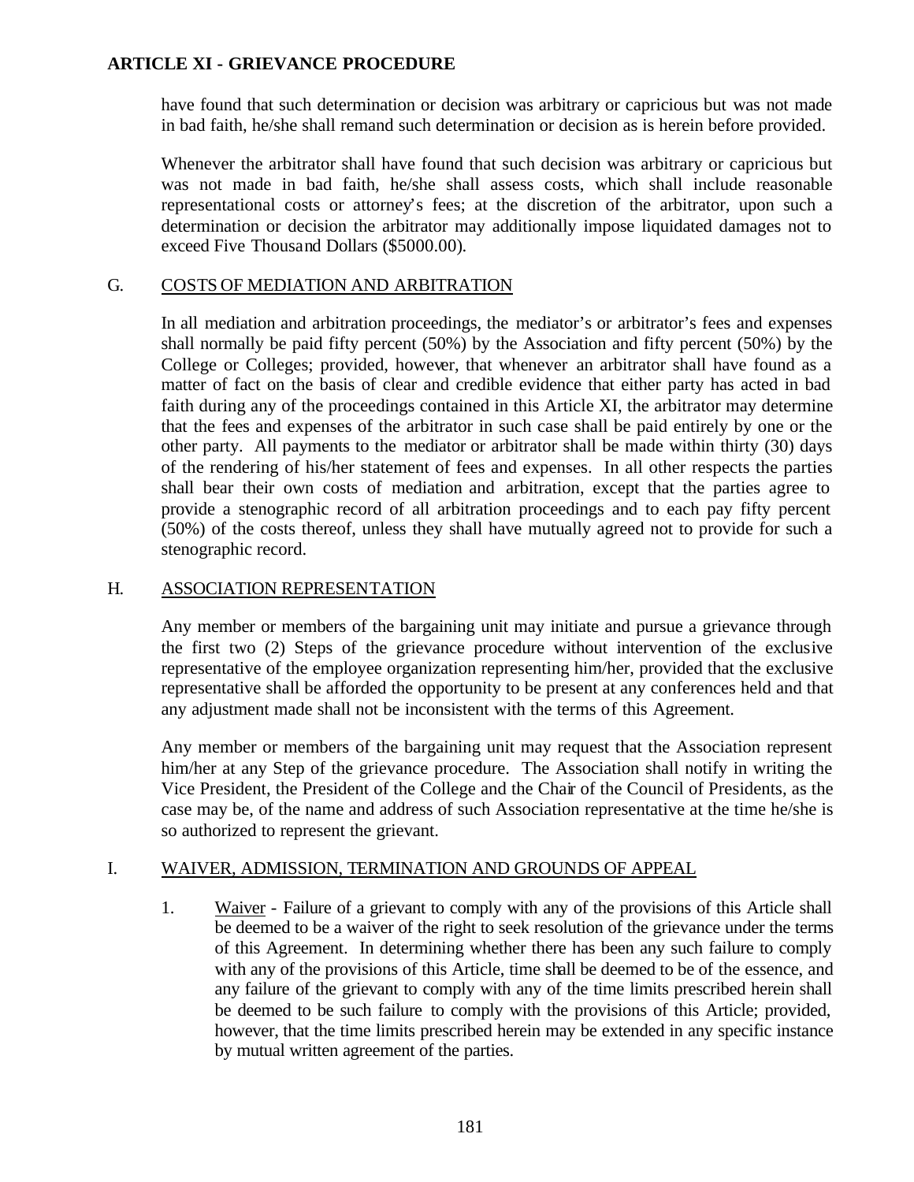## ARTICLE XI - GRIEVANCE PROCEDURE

have found that such determination or decision was arbitrary or capricious but was not made in bad faith, he/she shall remand such determination or decision as is herein before provided.

Whenever the arbitrator shall have found that such decision was arbitrary or capricious but was not made in bad faith, he/she shall assess costs, which shall include reasonable representational costs or attorney's fees; at the discretion of the arbitrator, upon such a determination or decision the arbitrator may additionally impose liquidated damages not to exceed Five Thousand Dollars ($5000.00).

### G. COSTS OF MEDIATION AND ARBITRATION

In all mediation and arbitration proceedings, the mediator's or arbitrator's fees and expenses shall normally be paid fifty percent (50%) by the Association and fifty percent (50%) by the College or Colleges; provided, however, that whenever an arbitrator shall have found as a matter of fact on the basis of clear and credible evidence that either party has acted in bad faith during any of the proceedings contained in this Article XI, the arbitrator may determine that the fees and expenses of the arbitrator in such case shall be paid entirely by one or the other party. All payments to the mediator or arbitrator shall be made within thirty (30) days of the rendering of his/her statement of fees and expenses. In all other respects the parties shall bear their own costs of mediation and arbitration, except that the parties agree to provide a stenographic record of all arbitration proceedings and to each pay fifty percent (50%) of the costs thereof, unless they shall have mutually agreed not to provide for such a stenographic record.

### H. ASSOCIATION REPRESENTATION

Any member or members of the bargaining unit may initiate and pursue a grievance through the first two (2) Steps of the grievance procedure without intervention of the exclusive representative of the employee organization representing him/her, provided that the exclusive representative shall be afforded the opportunity to be present at any conferences held and that any adjustment made shall not be inconsistent with the terms of this Agreement.

Any member or members of the bargaining unit may request that the Association represent him/her at any Step of the grievance procedure. The Association shall notify in writing the Vice President, the President of the College and the Chair of the Council of Presidents, as the case may be, of the name and address of such Association representative at the time he/she is so authorized to represent the grievant.

### I. WAIVER, ADMISSION, TERMINATION AND GROUNDS OF APPEAL

1. Waiver - Failure of a grievant to comply with any of the provisions of this Article shall be deemed to be a waiver of the right to seek resolution of the grievance under the terms of this Agreement. In determining whether there has been any such failure to comply with any of the provisions of this Article, time shall be deemed to be of the essence, and any failure of the grievant to comply with any of the time limits prescribed herein shall be deemed to be such failure to comply with the provisions of this Article; provided, however, that the time limits prescribed herein may be extended in any specific instance by mutual written agreement of the parties.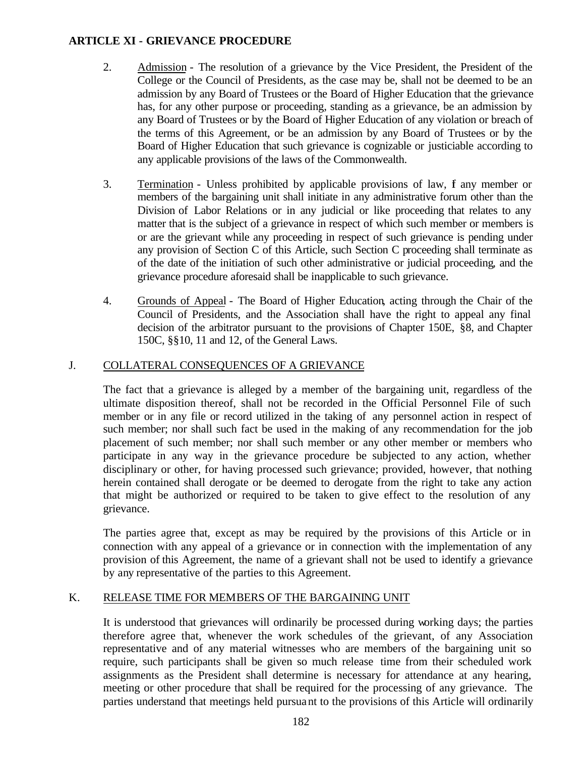## ARTICLE XI - GRIEVANCE PROCEDURE

2. Admission - The resolution of a grievance by the Vice President, the President of the College or the Council of Presidents, as the case may be, shall not be deemed to be an admission by any Board of Trustees or the Board of Higher Education that the grievance has, for any other purpose or proceeding, standing as a grievance, be an admission by any Board of Trustees or by the Board of Higher Education of any violation or breach of the terms of this Agreement, or be an admission by any Board of Trustees or by the Board of Higher Education that such grievance is cognizable or justiciable according to any applicable provisions of the laws of the Commonwealth.

3. Termination - Unless prohibited by applicable provisions of law, f any member or members of the bargaining unit shall initiate in any administrative forum other than the Division of Labor Relations or in any judicial or like proceeding that relates to any matter that is the subject of a grievance in respect of which such member or members is or are the grievant while any proceeding in respect of such grievance is pending under any provision of Section C of this Article, such Section C proceeding shall terminate as of the date of the initiation of such other administrative or judicial proceeding, and the grievance procedure aforesaid shall be inapplicable to such grievance.

4. Grounds of Appeal - The Board of Higher Education, acting through the Chair of the Council of Presidents, and the Association shall have the right to appeal any final decision of the arbitrator pursuant to the provisions of Chapter 150E, §8, and Chapter 150C, §§10, 11 and 12, of the General Laws.

J. COLLATERAL CONSEQUENCES OF A GRIEVANCE

The fact that a grievance is alleged by a member of the bargaining unit, regardless of the ultimate disposition thereof, shall not be recorded in the Official Personnel File of such member or in any file or record utilized in the taking of any personnel action in respect of such member; nor shall such fact be used in the making of any recommendation for the job placement of such member; nor shall such member or any other member or members who participate in any way in the grievance procedure be subjected to any action, whether disciplinary or other, for having processed such grievance; provided, however, that nothing herein contained shall derogate or be deemed to derogate from the right to take any action that might be authorized or required to be taken to give effect to the resolution of any grievance.

The parties agree that, except as may be required by the provisions of this Article or in connection with any appeal of a grievance or in connection with the implementation of any provision of this Agreement, the name of a grievant shall not be used to identify a grievance by any representative of the parties to this Agreement.

K. RELEASE TIME FOR MEMBERS OF THE BARGAINING UNIT

It is understood that grievances will ordinarily be processed during working days; the parties therefore agree that, whenever the work schedules of the grievant, of any Association representative and of any material witnesses who are members of the bargaining unit so require, such participants shall be given so much release time from their scheduled work assignments as the President shall determine is necessary for attendance at any hearing, meeting or other procedure that shall be required for the processing of any grievance. The parties understand that meetings held pursuant to the provisions of this Article will ordinarily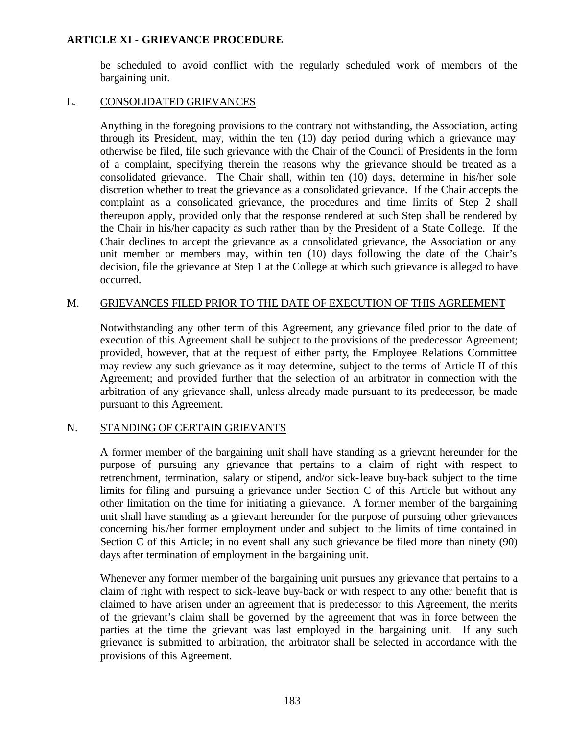be scheduled to avoid conflict with the regularly scheduled work of members of the bargaining unit.

L. CONSOLIDATED GRIEVANCES

Anything in the foregoing provisions to the contrary not withstanding, the Association, acting through its President, may, within the ten (10) day period during which a grievance may otherwise be filed, file such grievance with the Chair of the Council of Presidents in the form of a complaint, specifying therein the reasons why the grievance should be treated as a consolidated grievance. The Chair shall, within ten (10) days, determine in his/her sole discretion whether to treat the grievance as a consolidated grievance. If the Chair accepts the complaint as a consolidated grievance, the procedures and time limits of Step 2 shall thereupon apply, provided only that the response rendered at such Step shall be rendered by the Chair in his/her capacity as such rather than by the President of a State College. If the Chair declines to accept the grievance as a consolidated grievance, the Association or any unit member or members may, within ten (10) days following the date of the Chair's decision, file the grievance at Step 1 at the College at which such grievance is alleged to have occurred.

M. GRIEVANCES FILED PRIOR TO THE DATE OF EXECUTION OF THIS AGREEMENT

Notwithstanding any other term of this Agreement, any grievance filed prior to the date of execution of this Agreement shall be subject to the provisions of the predecessor Agreement; provided, however, that at the request of either party, the Employee Relations Committee may review any such grievance as it may determine, subject to the terms of Article II of this Agreement; and provided further that the selection of an arbitrator in connection with the arbitration of any grievance shall, unless already made pursuant to its predecessor, be made pursuant to this Agreement.

N. STANDING OF CERTAIN GRIEVANTS

A former member of the bargaining unit shall have standing as a grievant hereunder for the purpose of pursuing any grievance that pertains to a claim of right with respect to retrenchment, termination, salary or stipend, and/or sick-leave buy-back subject to the time limits for filing and pursuing a grievance under Section C of this Article but without any other limitation on the time for initiating a grievance. A former member of the bargaining unit shall have standing as a grievant hereunder for the purpose of pursuing other grievances concerning his/her former employment under and subject to the limits of time contained in Section C of this Article; in no event shall any such grievance be filed more than ninety (90) days after termination of employment in the bargaining unit.

Whenever any former member of the bargaining unit pursues any grievance that pertains to a claim of right with respect to sick-leave buy-back or with respect to any other benefit that is claimed to have arisen under an agreement that is predecessor to this Agreement, the merits of the grievant's claim shall be governed by the agreement that was in force between the parties at the time the grievant was last employed in the bargaining unit. If any such grievance is submitted to arbitration, the arbitrator shall be selected in accordance with the provisions of this Agreement.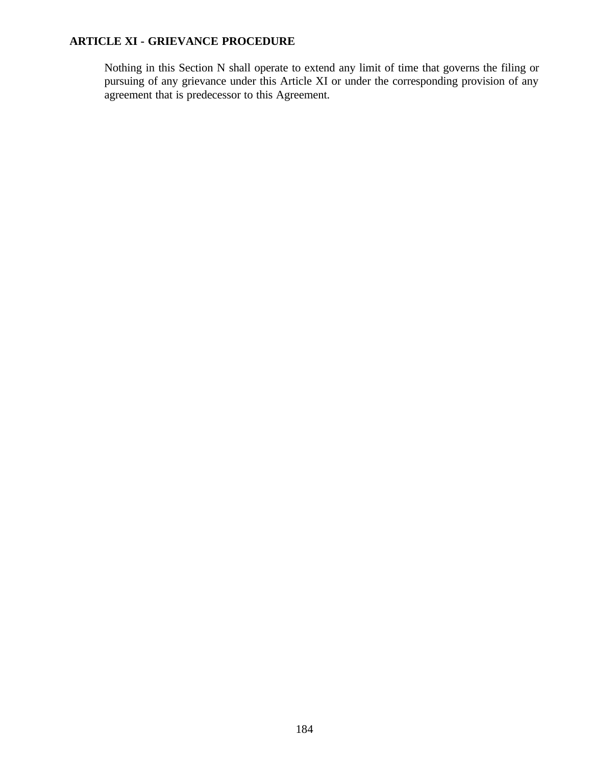**ARTICLE XI - GRIEVANCE PROCEDURE**

Nothing in this Section N shall operate to extend any limit of time that governs the filing or pursuing of any grievance under this Article XI or under the corresponding provision of any agreement that is predecessor to this Agreement.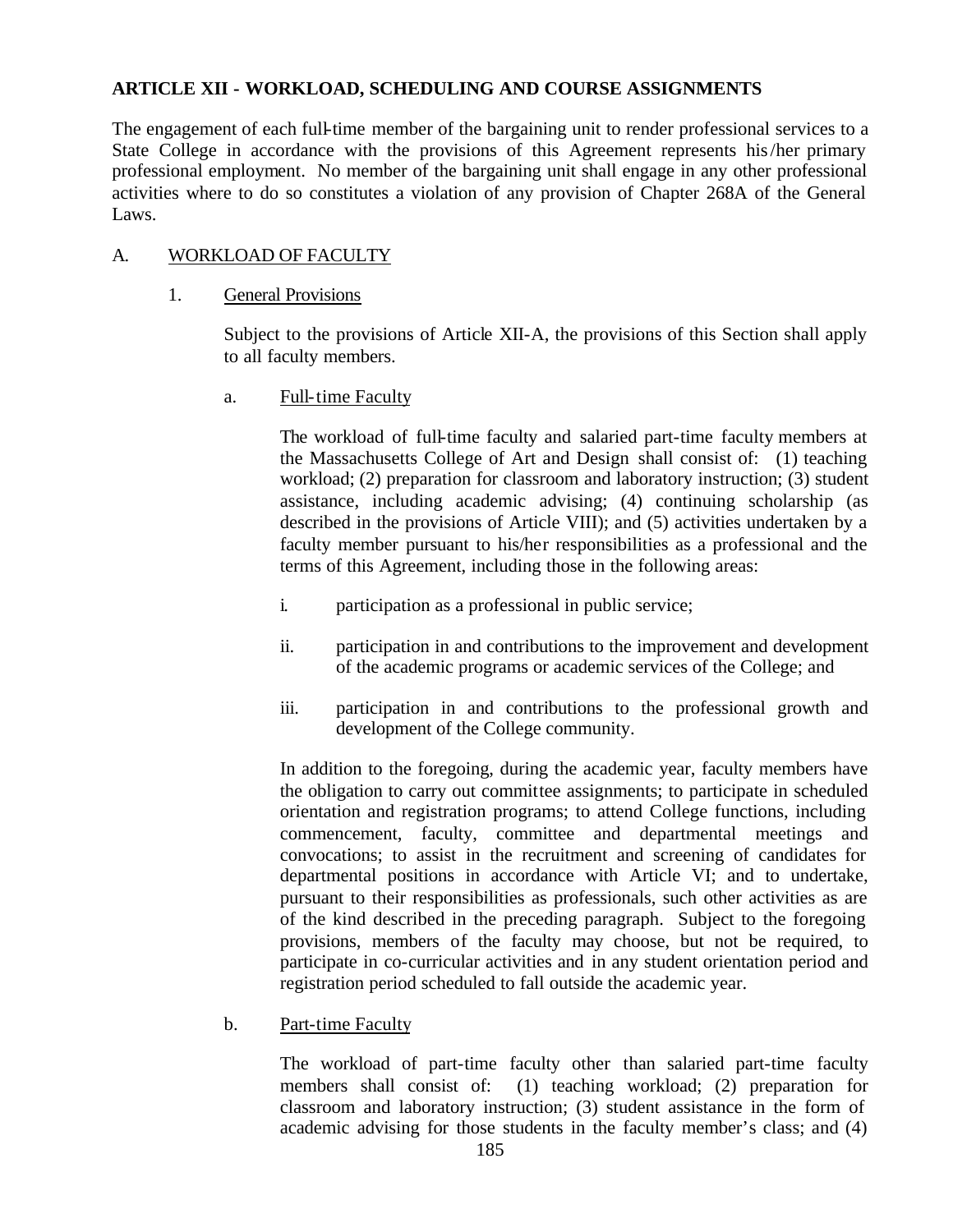**ARTICLE XII - WORKLOAD, SCHEDULING AND COURSE ASSIGNMENTS**

The engagement of each full-time member of the bargaining unit to render professional services to a State College in accordance with the provisions of this Agreement represents his/her primary professional employment. No member of the bargaining unit shall engage in any other professional activities where to do so constitutes a violation of any provision of Chapter 268A of the General Laws.

A. <u>WORKLOAD OF FACULTY</u>

1. <u>General Provisions</u>

Subject to the provisions of Article XII-A, the provisions of this Section shall apply to all faculty members.

a. <u>Full-time Faculty</u>

The workload of full-time faculty and salaried part-time faculty members at the Massachusetts College of Art and Design shall consist of: (1) teaching workload; (2) preparation for classroom and laboratory instruction; (3) student assistance, including academic advising; (4) continuing scholarship (as described in the provisions of Article VIII); and (5) activities undertaken by a faculty member pursuant to his/her responsibilities as a professional and the terms of this Agreement, including those in the following areas:

i. participation as a professional in public service;

ii. participation in and contributions to the improvement and development of the academic programs or academic services of the College; and

iii. participation in and contributions to the professional growth and development of the College community.

In addition to the foregoing, during the academic year, faculty members have the obligation to carry out committee assignments; to participate in scheduled orientation and registration programs; to attend College functions, including commencement, faculty, committee and departmental meetings and convocations; to assist in the recruitment and screening of candidates for departmental positions in accordance with Article VI; and to undertake, pursuant to their responsibilities as professionals, such other activities as are of the kind described in the preceding paragraph. Subject to the foregoing provisions, members of the faculty may choose, but not be required, to participate in co-curricular activities and in any student orientation period and registration period scheduled to fall outside the academic year.

b. <u>Part-time Faculty</u>

The workload of part-time faculty other than salaried part-time faculty members shall consist of: (1) teaching workload; (2) preparation for classroom and laboratory instruction; (3) student assistance in the form of academic advising for those students in the faculty member's class; and (4)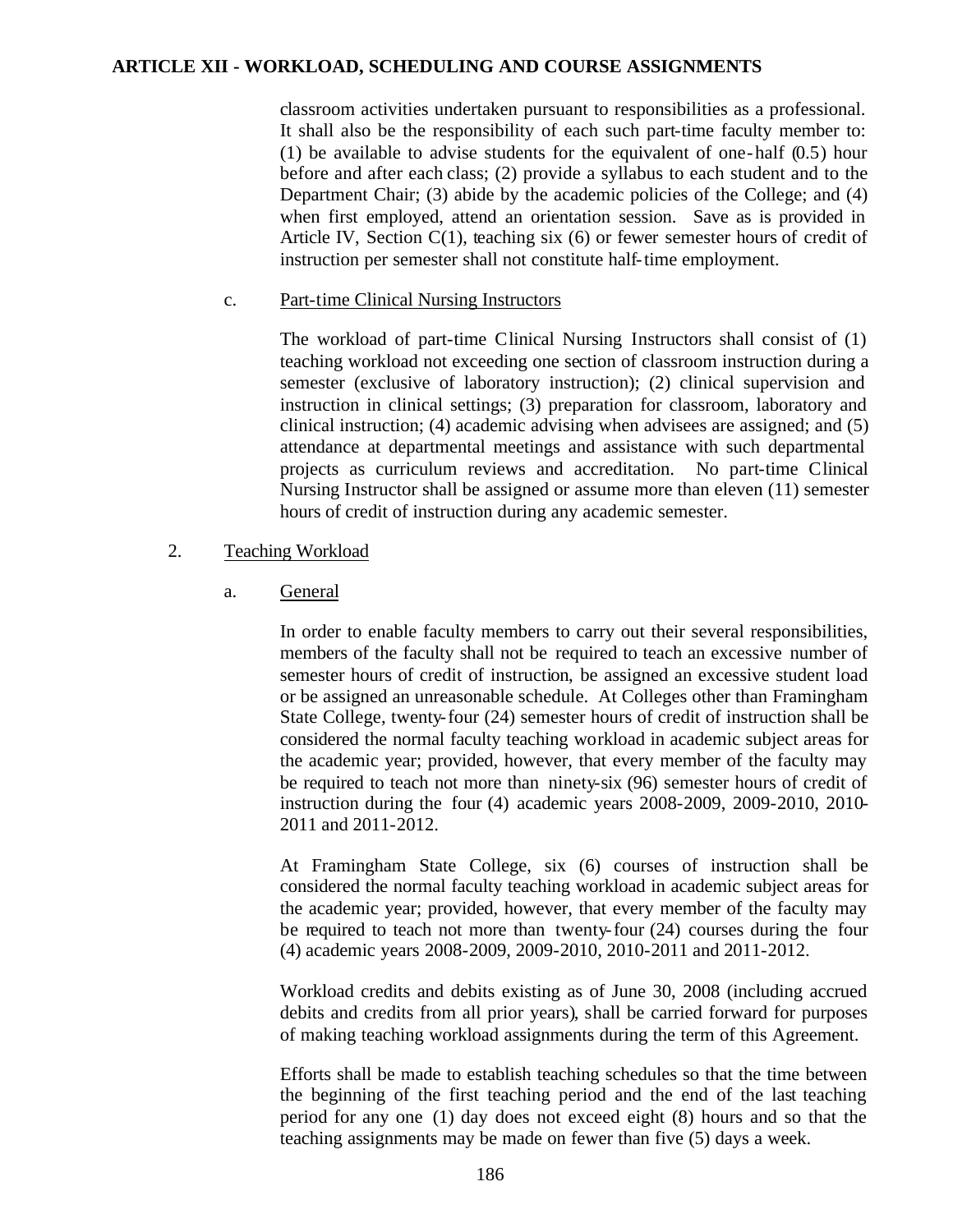classroom activities undertaken pursuant to responsibilities as a professional. It shall also be the responsibility of each such part-time faculty member to: (1) be available to advise students for the equivalent of one-half (0.5) hour before and after each class; (2) provide a syllabus to each student and to the Department Chair; (3) abide by the academic policies of the College; and (4) when first employed, attend an orientation session. Save as is provided in Article IV, Section C(1), teaching six (6) or fewer semester hours of credit of instruction per semester shall not constitute half-time employment.

c. Part-time Clinical Nursing Instructors

The workload of part-time Clinical Nursing Instructors shall consist of (1) teaching workload not exceeding one section of classroom instruction during a semester (exclusive of laboratory instruction); (2) clinical supervision and instruction in clinical settings; (3) preparation for classroom, laboratory and clinical instruction; (4) academic advising when advisees are assigned; and (5) attendance at departmental meetings and assistance with such departmental projects as curriculum reviews and accreditation. No part-time Clinical Nursing Instructor shall be assigned or assume more than eleven (11) semester hours of credit of instruction during any academic semester.

2. Teaching Workload

a. General

In order to enable faculty members to carry out their several responsibilities, members of the faculty shall not be required to teach an excessive number of semester hours of credit of instruction, be assigned an excessive student load or be assigned an unreasonable schedule. At Colleges other than Framingham State College, twenty-four (24) semester hours of credit of instruction shall be considered the normal faculty teaching workload in academic subject areas for the academic year; provided, however, that every member of the faculty may be required to teach not more than ninety-six (96) semester hours of credit of instruction during the four (4) academic years 2008-2009, 2009-2010, 2010-2011 and 2011-2012.

At Framingham State College, six (6) courses of instruction shall be considered the normal faculty teaching workload in academic subject areas for the academic year; provided, however, that every member of the faculty may be required to teach not more than twenty-four (24) courses during the four (4) academic years 2008-2009, 2009-2010, 2010-2011 and 2011-2012.

Workload credits and debits existing as of June 30, 2008 (including accrued debits and credits from all prior years), shall be carried forward for purposes of making teaching workload assignments during the term of this Agreement.

Efforts shall be made to establish teaching schedules so that the time between the beginning of the first teaching period and the end of the last teaching period for any one (1) day does not exceed eight (8) hours and so that the teaching assignments may be made on fewer than five (5) days a week.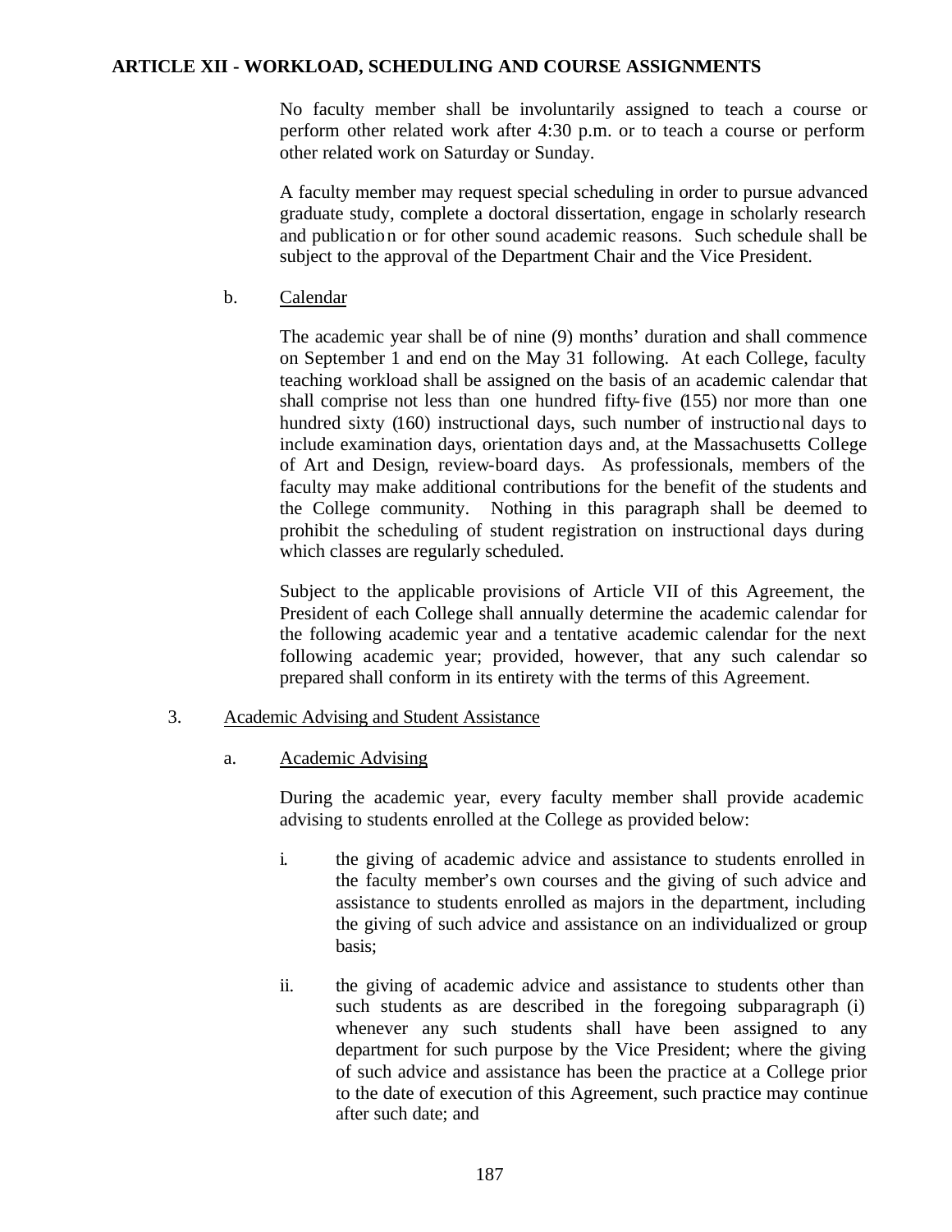**ARTICLE XII - WORKLOAD, SCHEDULING AND COURSE ASSIGNMENTS**

No faculty member shall be involuntarily assigned to teach a course or perform other related work after 4:30 p.m. or to teach a course or perform other related work on Saturday or Sunday.

A faculty member may request special scheduling in order to pursue advanced graduate study, complete a doctoral dissertation, engage in scholarly research and publication or for other sound academic reasons. Such schedule shall be subject to the approval of the Department Chair and the Vice President.

b. Calendar

The academic year shall be of nine (9) months' duration and shall commence on September 1 and end on the May 31 following. At each College, faculty teaching workload shall be assigned on the basis of an academic calendar that shall comprise not less than one hundred fifty-five (155) nor more than one hundred sixty (160) instructional days, such number of instructional days to include examination days, orientation days and, at the Massachusetts College of Art and Design, review-board days. As professionals, members of the faculty may make additional contributions for the benefit of the students and the College community. Nothing in this paragraph shall be deemed to prohibit the scheduling of student registration on instructional days during which classes are regularly scheduled.

Subject to the applicable provisions of Article VII of this Agreement, the President of each College shall annually determine the academic calendar for the following academic year and a tentative academic calendar for the next following academic year; provided, however, that any such calendar so prepared shall conform in its entirety with the terms of this Agreement.

3. Academic Advising and Student Assistance

a. Academic Advising

During the academic year, every faculty member shall provide academic advising to students enrolled at the College as provided below:

i. the giving of academic advice and assistance to students enrolled in the faculty member's own courses and the giving of such advice and assistance to students enrolled as majors in the department, including the giving of such advice and assistance on an individualized or group basis;

ii. the giving of academic advice and assistance to students other than such students as are described in the foregoing subparagraph (i) whenever any such students shall have been assigned to any department for such purpose by the Vice President; where the giving of such advice and assistance has been the practice at a College prior to the date of execution of this Agreement, such practice may continue after such date; and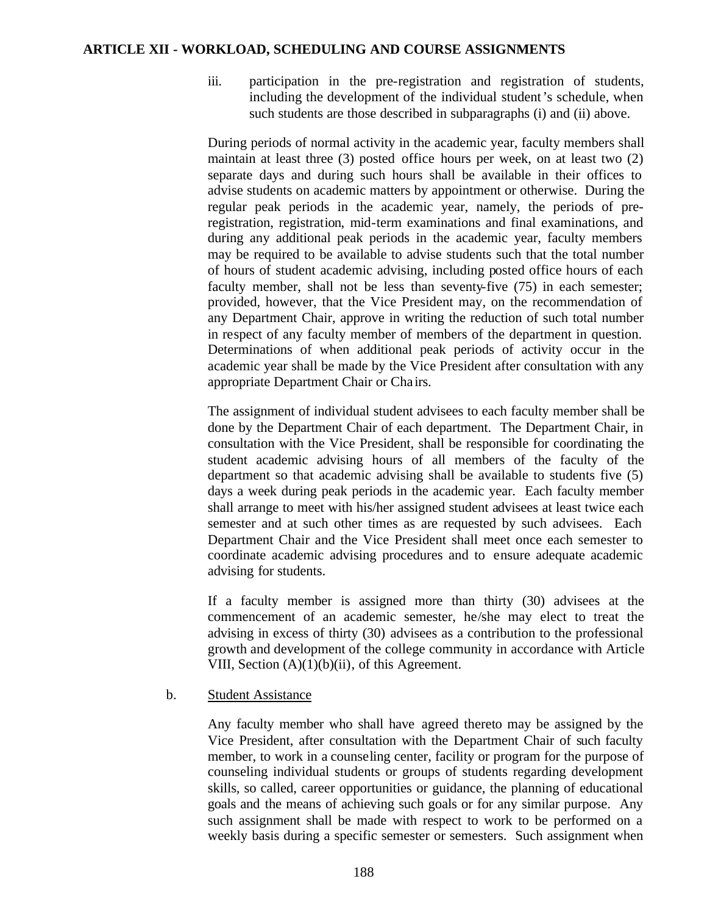iii. participation in the pre-registration and registration of students, including the development of the individual student's schedule, when such students are those described in subparagraphs (i) and (ii) above.

During periods of normal activity in the academic year, faculty members shall maintain at least three (3) posted office hours per week, on at least two (2) separate days and during such hours shall be available in their offices to advise students on academic matters by appointment or otherwise. During the regular peak periods in the academic year, namely, the periods of pre-registration, registration, mid-term examinations and final examinations, and during any additional peak periods in the academic year, faculty members may be required to be available to advise students such that the total number of hours of student academic advising, including posted office hours of each faculty member, shall not be less than seventy-five (75) in each semester; provided, however, that the Vice President may, on the recommendation of any Department Chair, approve in writing the reduction of such total number in respect of any faculty member of members of the department in question. Determinations of when additional peak periods of activity occur in the academic year shall be made by the Vice President after consultation with any appropriate Department Chair or Chairs.

The assignment of individual student advisees to each faculty member shall be done by the Department Chair of each department. The Department Chair, in consultation with the Vice President, shall be responsible for coordinating the student academic advising hours of all members of the faculty of the department so that academic advising shall be available to students five (5) days a week during peak periods in the academic year. Each faculty member shall arrange to meet with his/her assigned student advisees at least twice each semester and at such other times as are requested by such advisees. Each Department Chair and the Vice President shall meet once each semester to coordinate academic advising procedures and to ensure adequate academic advising for students.

If a faculty member is assigned more than thirty (30) advisees at the commencement of an academic semester, he/she may elect to treat the advising in excess of thirty (30) advisees as a contribution to the professional growth and development of the college community in accordance with Article VIII, Section (A)(1)(b)(ii), of this Agreement.

b. Student Assistance

Any faculty member who shall have agreed thereto may be assigned by the Vice President, after consultation with the Department Chair of such faculty member, to work in a counseling center, facility or program for the purpose of counseling individual students or groups of students regarding development skills, so called, career opportunities or guidance, the planning of educational goals and the means of achieving such goals or for any similar purpose. Any such assignment shall be made with respect to work to be performed on a weekly basis during a specific semester or semesters. Such assignment when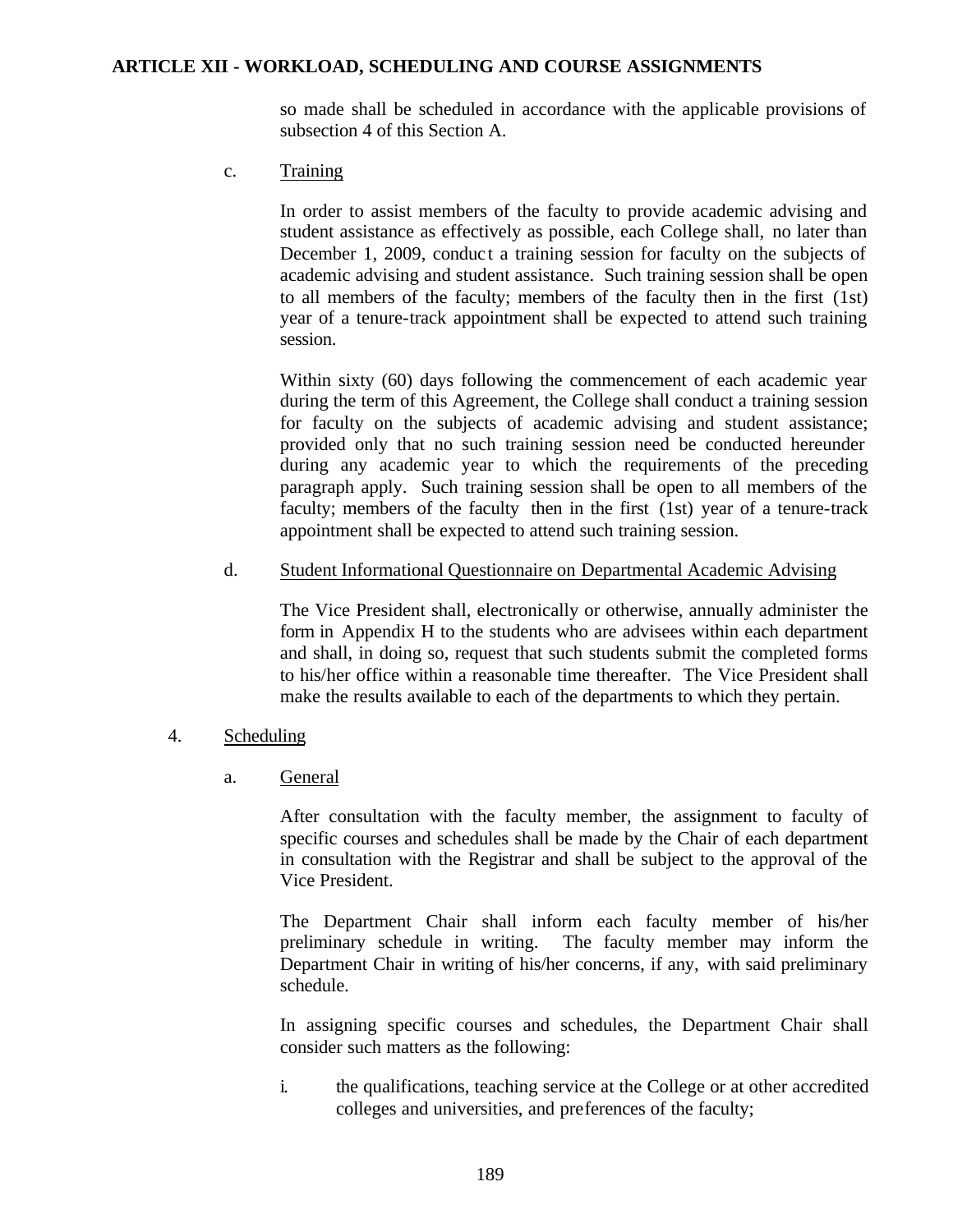so made shall be scheduled in accordance with the applicable provisions of subsection 4 of this Section A.

c. Training

In order to assist members of the faculty to provide academic advising and student assistance as effectively as possible, each College shall, no later than December 1, 2009, conduct a training session for faculty on the subjects of academic advising and student assistance. Such training session shall be open to all members of the faculty; members of the faculty then in the first (1st) year of a tenure-track appointment shall be expected to attend such training session.

Within sixty (60) days following the commencement of each academic year during the term of this Agreement, the College shall conduct a training session for faculty on the subjects of academic advising and student assistance; provided only that no such training session need be conducted hereunder during any academic year to which the requirements of the preceding paragraph apply. Such training session shall be open to all members of the faculty; members of the faculty then in the first (1st) year of a tenure-track appointment shall be expected to attend such training session.

d. Student Informational Questionnaire on Departmental Academic Advising

The Vice President shall, electronically or otherwise, annually administer the form in Appendix H to the students who are advisees within each department and shall, in doing so, request that such students submit the completed forms to his/her office within a reasonable time thereafter. The Vice President shall make the results available to each of the departments to which they pertain.

4. Scheduling

a. General

After consultation with the faculty member, the assignment to faculty of specific courses and schedules shall be made by the Chair of each department in consultation with the Registrar and shall be subject to the approval of the Vice President.

The Department Chair shall inform each faculty member of his/her preliminary schedule in writing. The faculty member may inform the Department Chair in writing of his/her concerns, if any, with said preliminary schedule.

In assigning specific courses and schedules, the Department Chair shall consider such matters as the following:

i. the qualifications, teaching service at the College or at other accredited colleges and universities, and preferences of the faculty;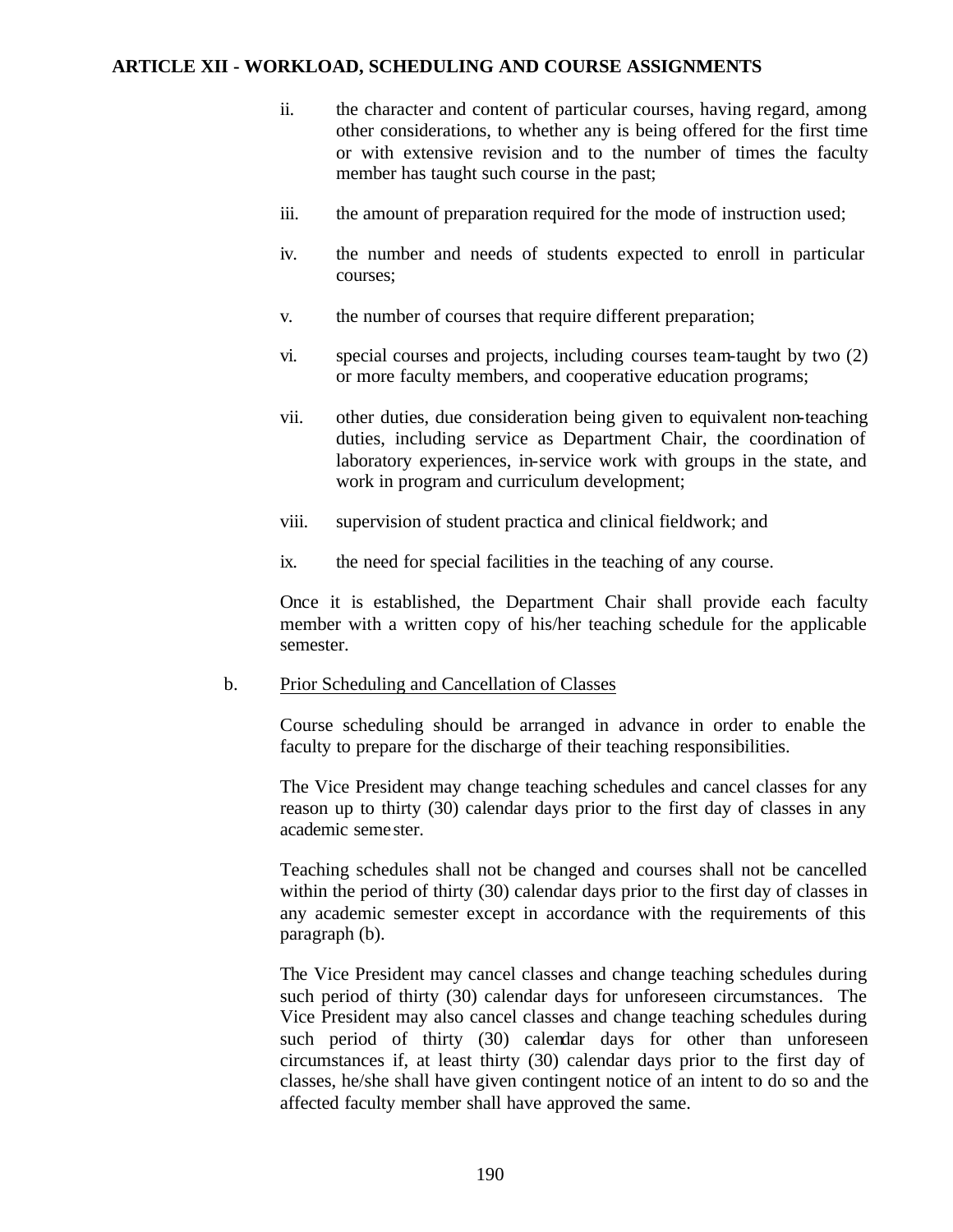ii. the character and content of particular courses, having regard, among other considerations, to whether any is being offered for the first time or with extensive revision and to the number of times the faculty member has taught such course in the past;

iii. the amount of preparation required for the mode of instruction used;

iv. the number and needs of students expected to enroll in particular courses;

v. the number of courses that require different preparation;

vi. special courses and projects, including courses team-taught by two (2) or more faculty members, and cooperative education programs;

vii. other duties, due consideration being given to equivalent non-teaching duties, including service as Department Chair, the coordination of laboratory experiences, in-service work with groups in the state, and work in program and curriculum development;

viii. supervision of student practica and clinical fieldwork; and

ix. the need for special facilities in the teaching of any course.

Once it is established, the Department Chair shall provide each faculty member with a written copy of his/her teaching schedule for the applicable semester.

b. <u>Prior Scheduling and Cancellation of Classes</u>

Course scheduling should be arranged in advance in order to enable the faculty to prepare for the discharge of their teaching responsibilities.

The Vice President may change teaching schedules and cancel classes for any reason up to thirty (30) calendar days prior to the first day of classes in any academic semester.

Teaching schedules shall not be changed and courses shall not be cancelled within the period of thirty (30) calendar days prior to the first day of classes in any academic semester except in accordance with the requirements of this paragraph (b).

The Vice President may cancel classes and change teaching schedules during such period of thirty (30) calendar days for unforeseen circumstances. The Vice President may also cancel classes and change teaching schedules during such period of thirty (30) calendar days for other than unforeseen circumstances if, at least thirty (30) calendar days prior to the first day of classes, he/she shall have given contingent notice of an intent to do so and the affected faculty member shall have approved the same.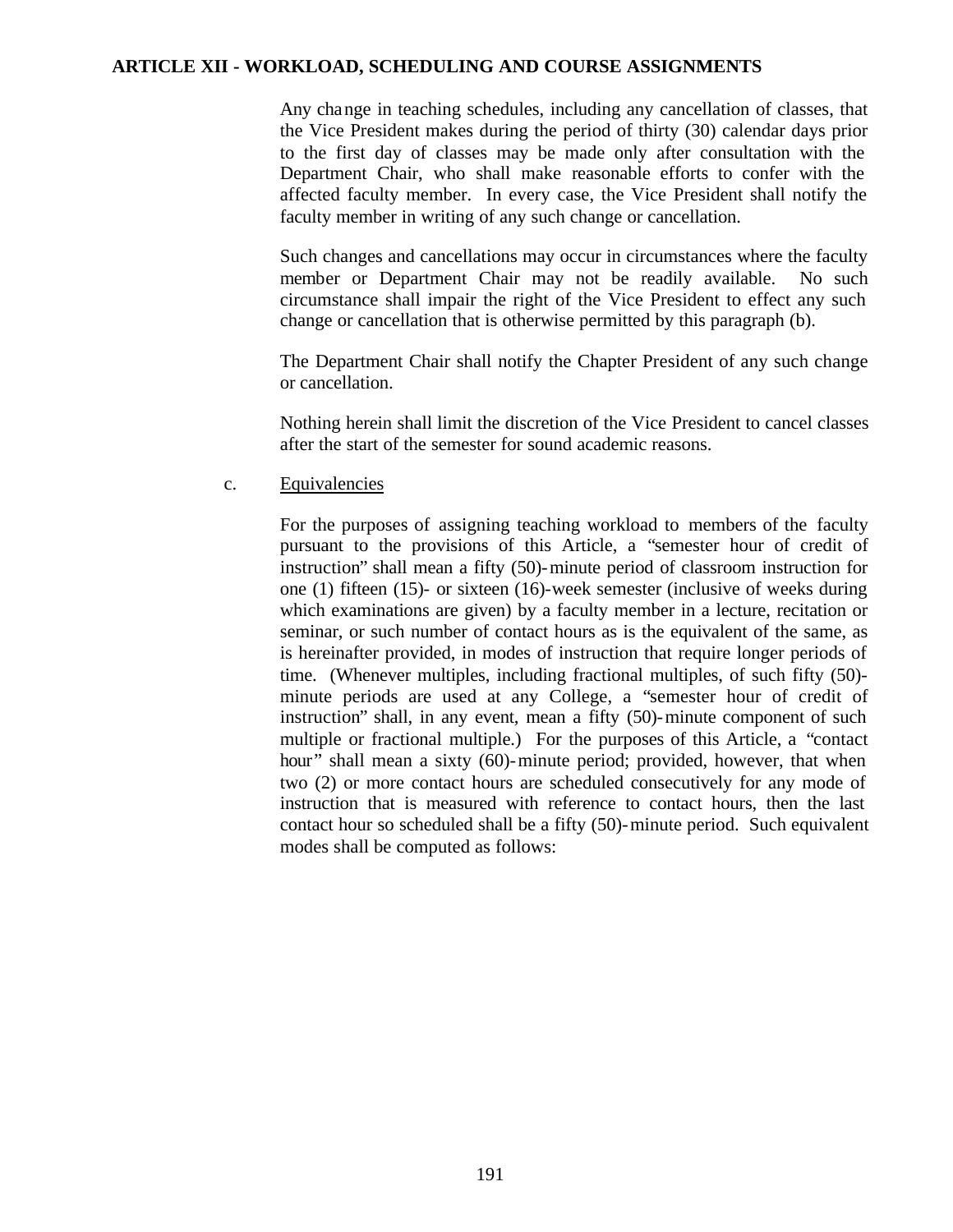## ARTICLE XII - WORKLOAD, SCHEDULING AND COURSE ASSIGNMENTS

Any change in teaching schedules, including any cancellation of classes, that the Vice President makes during the period of thirty (30) calendar days prior to the first day of classes may be made only after consultation with the Department Chair, who shall make reasonable efforts to confer with the affected faculty member. In every case, the Vice President shall notify the faculty member in writing of any such change or cancellation.

Such changes and cancellations may occur in circumstances where the faculty member or Department Chair may not be readily available. No such circumstance shall impair the right of the Vice President to effect any such change or cancellation that is otherwise permitted by this paragraph (b).

The Department Chair shall notify the Chapter President of any such change or cancellation.

Nothing herein shall limit the discretion of the Vice President to cancel classes after the start of the semester for sound academic reasons.

c. Equivalencies

For the purposes of assigning teaching workload to members of the faculty pursuant to the provisions of this Article, a "semester hour of credit of instruction" shall mean a fifty (50)-minute period of classroom instruction for one (1) fifteen (15)- or sixteen (16)-week semester (inclusive of weeks during which examinations are given) by a faculty member in a lecture, recitation or seminar, or such number of contact hours as is the equivalent of the same, as is hereinafter provided, in modes of instruction that require longer periods of time. (Whenever multiples, including fractional multiples, of such fifty (50)-minute periods are used at any College, a "semester hour of credit of instruction" shall, in any event, mean a fifty (50)-minute component of such multiple or fractional multiple.) For the purposes of this Article, a "contact hour" shall mean a sixty (60)-minute period; provided, however, that when two (2) or more contact hours are scheduled consecutively for any mode of instruction that is measured with reference to contact hours, then the last contact hour so scheduled shall be a fifty (50)-minute period. Such equivalent modes shall be computed as follows: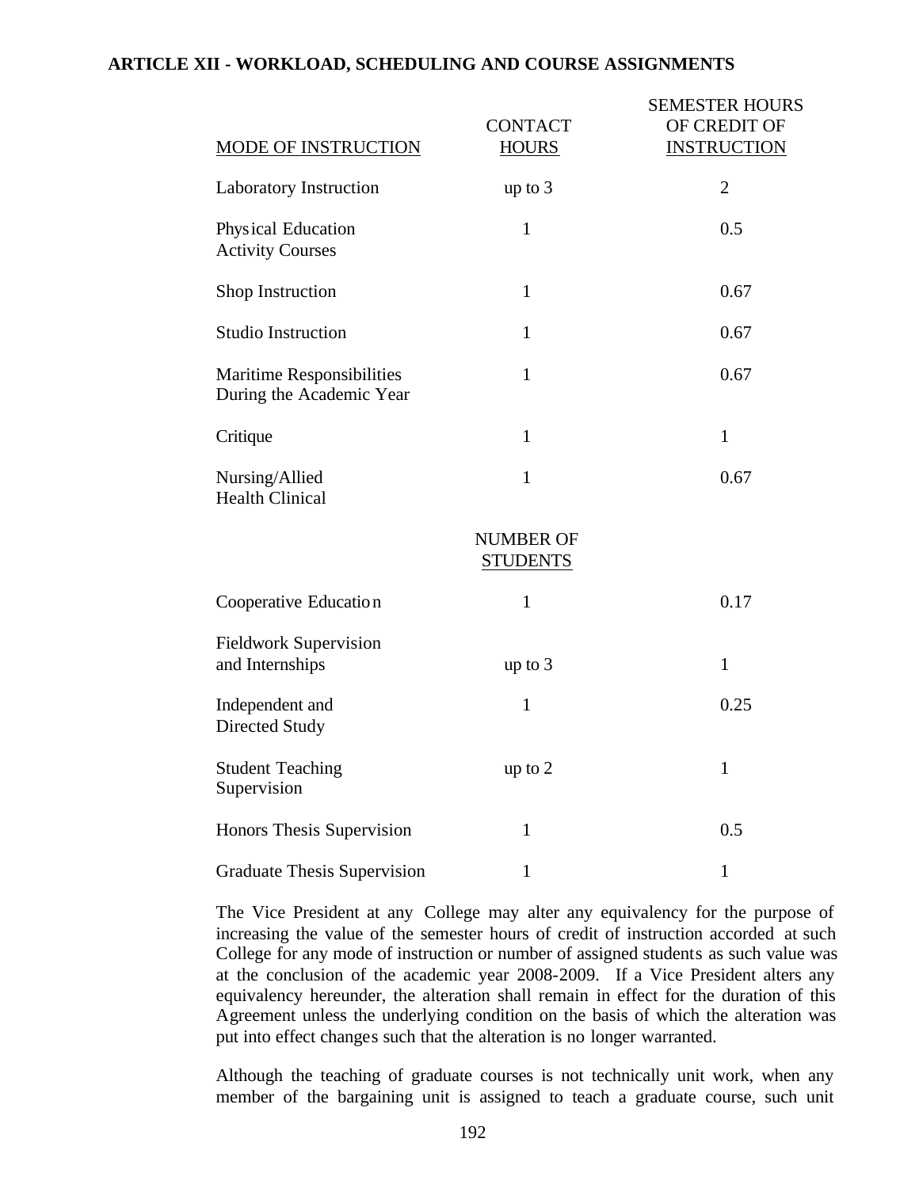**ARTICLE XII - WORKLOAD, SCHEDULING AND COURSE ASSIGNMENTS**

| MODE OF INSTRUCTION | CONTACT HOURS | SEMESTER HOURS OF CREDIT OF INSTRUCTION |
|---|---|---|
| Laboratory Instruction | up to 3 | 2 |
| Physical Education Activity Courses | 1 | 0.5 |
| Shop Instruction | 1 | 0.67 |
| Studio Instruction | 1 | 0.67 |
| Maritime Responsibilities During the Academic Year | 1 | 0.67 |
| Critique | 1 | 1 |
| Nursing/Allied Health Clinical | 1 | 0.67 |
| | NUMBER OF STUDENTS | |
| Cooperative Education | 1 | 0.17 |
| Fieldwork Supervision and Internships | up to 3 | 1 |
| Independent and Directed Study | 1 | 0.25 |
| Student Teaching Supervision | up to 2 | 1 |
| Honors Thesis Supervision | 1 | 0.5 |
| Graduate Thesis Supervision | 1 | 1 |

The Vice President at any College may alter any equivalency for the purpose of increasing the value of the semester hours of credit of instruction accorded at such College for any mode of instruction or number of assigned students as such value was at the conclusion of the academic year 2008-2009. If a Vice President alters any equivalency hereunder, the alteration shall remain in effect for the duration of this Agreement unless the underlying condition on the basis of which the alteration was put into effect changes such that the alteration is no longer warranted.

Although the teaching of graduate courses is not technically unit work, when any member of the bargaining unit is assigned to teach a graduate course, such unit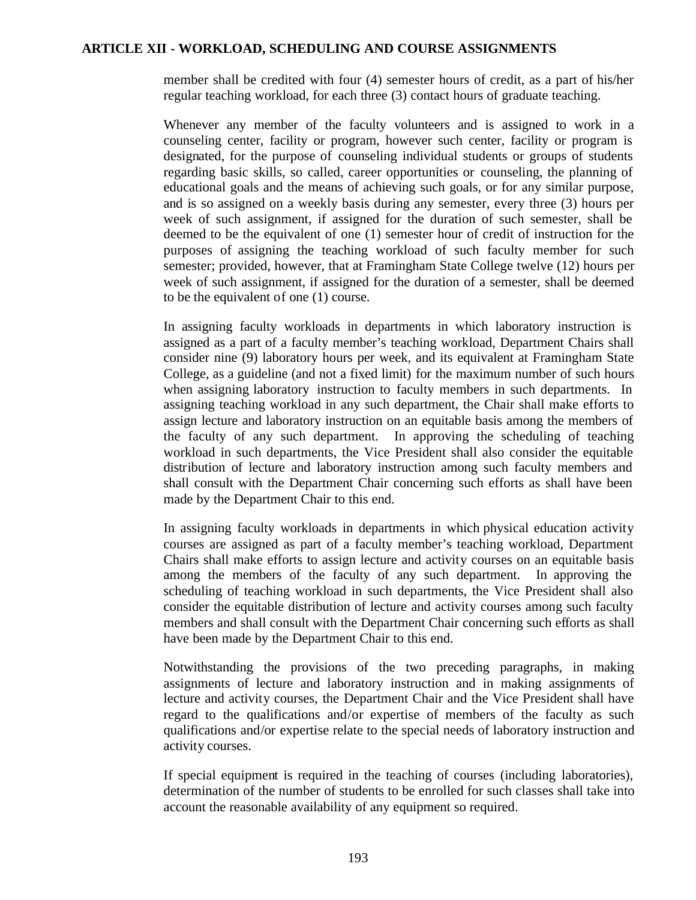member shall be credited with four (4) semester hours of credit, as a part of his/her regular teaching workload, for each three (3) contact hours of graduate teaching.

Whenever any member of the faculty volunteers and is assigned to work in a counseling center, facility or program, however such center, facility or program is designated, for the purpose of counseling individual students or groups of students regarding basic skills, so called, career opportunities or counseling, the planning of educational goals and the means of achieving such goals, or for any similar purpose, and is so assigned on a weekly basis during any semester, every three (3) hours per week of such assignment, if assigned for the duration of such semester, shall be deemed to be the equivalent of one (1) semester hour of credit of instruction for the purposes of assigning the teaching workload of such faculty member for such semester; provided, however, that at Framingham State College twelve (12) hours per week of such assignment, if assigned for the duration of a semester, shall be deemed to be the equivalent of one (1) course.

In assigning faculty workloads in departments in which laboratory instruction is assigned as a part of a faculty member's teaching workload, Department Chairs shall consider nine (9) laboratory hours per week, and its equivalent at Framingham State College, as a guideline (and not a fixed limit) for the maximum number of such hours when assigning laboratory instruction to faculty members in such departments. In assigning teaching workload in any such department, the Chair shall make efforts to assign lecture and laboratory instruction on an equitable basis among the members of the faculty of any such department. In approving the scheduling of teaching workload in such departments, the Vice President shall also consider the equitable distribution of lecture and laboratory instruction among such faculty members and shall consult with the Department Chair concerning such efforts as shall have been made by the Department Chair to this end.

In assigning faculty workloads in departments in which physical education activity courses are assigned as part of a faculty member's teaching workload, Department Chairs shall make efforts to assign lecture and activity courses on an equitable basis among the members of the faculty of any such department. In approving the scheduling of teaching workload in such departments, the Vice President shall also consider the equitable distribution of lecture and activity courses among such faculty members and shall consult with the Department Chair concerning such efforts as shall have been made by the Department Chair to this end.

Notwithstanding the provisions of the two preceding paragraphs, in making assignments of lecture and laboratory instruction and in making assignments of lecture and activity courses, the Department Chair and the Vice President shall have regard to the qualifications and/or expertise of members of the faculty as such qualifications and/or expertise relate to the special needs of laboratory instruction and activity courses.

If special equipment is required in the teaching of courses (including laboratories), determination of the number of students to be enrolled for such classes shall take into account the reasonable availability of any equipment so required.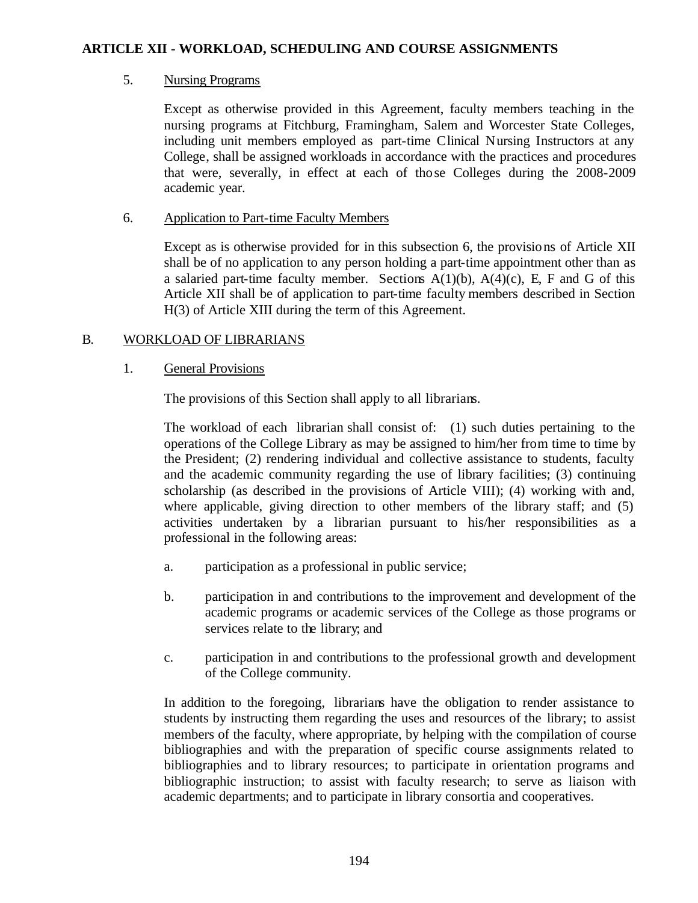## ARTICLE XII - WORKLOAD, SCHEDULING AND COURSE ASSIGNMENTS

5. Nursing Programs

Except as otherwise provided in this Agreement, faculty members teaching in the nursing programs at Fitchburg, Framingham, Salem and Worcester State Colleges, including unit members employed as part-time Clinical Nursing Instructors at any College, shall be assigned workloads in accordance with the practices and procedures that were, severally, in effect at each of those Colleges during the 2008-2009 academic year.

6. Application to Part-time Faculty Members

Except as is otherwise provided for in this subsection 6, the provisions of Article XII shall be of no application to any person holding a part-time appointment other than as a salaried part-time faculty member. Sections A(1)(b), A(4)(c), E, F and G of this Article XII shall be of application to part-time faculty members described in Section H(3) of Article XIII during the term of this Agreement.

B. WORKLOAD OF LIBRARIANS

1. General Provisions

The provisions of this Section shall apply to all librarians.

The workload of each librarian shall consist of: (1) such duties pertaining to the operations of the College Library as may be assigned to him/her from time to time by the President; (2) rendering individual and collective assistance to students, faculty and the academic community regarding the use of library facilities; (3) continuing scholarship (as described in the provisions of Article VIII); (4) working with and, where applicable, giving direction to other members of the library staff; and (5) activities undertaken by a librarian pursuant to his/her responsibilities as a professional in the following areas:

a. participation as a professional in public service;

b. participation in and contributions to the improvement and development of the academic programs or academic services of the College as those programs or services relate to the library; and

c. participation in and contributions to the professional growth and development of the College community.

In addition to the foregoing, librarians have the obligation to render assistance to students by instructing them regarding the uses and resources of the library; to assist members of the faculty, where appropriate, by helping with the compilation of course bibliographies and with the preparation of specific course assignments related to bibliographies and to library resources; to participate in orientation programs and bibliographic instruction; to assist with faculty research; to serve as liaison with academic departments; and to participate in library consortia and cooperatives.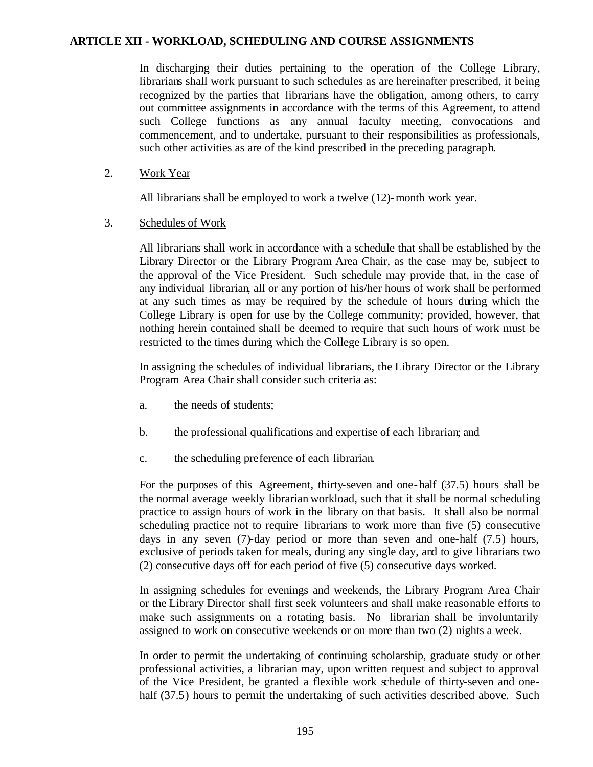## ARTICLE XII - WORKLOAD, SCHEDULING AND COURSE ASSIGNMENTS

In discharging their duties pertaining to the operation of the College Library, librarians shall work pursuant to such schedules as are hereinafter prescribed, it being recognized by the parties that librarians have the obligation, among others, to carry out committee assignments in accordance with the terms of this Agreement, to attend such College functions as any annual faculty meeting, convocations and commencement, and to undertake, pursuant to their responsibilities as professionals, such other activities as are of the kind prescribed in the preceding paragraph.

2. <u>Work Year</u>

All librarians shall be employed to work a twelve (12)-month work year.

3. <u>Schedules of Work</u>

All librarians shall work in accordance with a schedule that shall be established by the Library Director or the Library Program Area Chair, as the case may be, subject to the approval of the Vice President. Such schedule may provide that, in the case of any individual librarian, all or any portion of his/her hours of work shall be performed at any such times as may be required by the schedule of hours during which the College Library is open for use by the College community; provided, however, that nothing herein contained shall be deemed to require that such hours of work must be restricted to the times during which the College Library is so open.

In assigning the schedules of individual librarians, the Library Director or the Library Program Area Chair shall consider such criteria as:

a. the needs of students;

b. the professional qualifications and expertise of each librarian; and

c. the scheduling preference of each librarian.

For the purposes of this Agreement, thirty-seven and one-half (37.5) hours shall be the normal average weekly librarian workload, such that it shall be normal scheduling practice to assign hours of work in the library on that basis. It shall also be normal scheduling practice not to require librarians to work more than five (5) consecutive days in any seven (7)-day period or more than seven and one-half (7.5) hours, exclusive of periods taken for meals, during any single day, and to give librarians two (2) consecutive days off for each period of five (5) consecutive days worked.

In assigning schedules for evenings and weekends, the Library Program Area Chair or the Library Director shall first seek volunteers and shall make reasonable efforts to make such assignments on a rotating basis. No librarian shall be involuntarily assigned to work on consecutive weekends or on more than two (2) nights a week.

In order to permit the undertaking of continuing scholarship, graduate study or other professional activities, a librarian may, upon written request and subject to approval of the Vice President, be granted a flexible work schedule of thirty-seven and one-half (37.5) hours to permit the undertaking of such activities described above. Such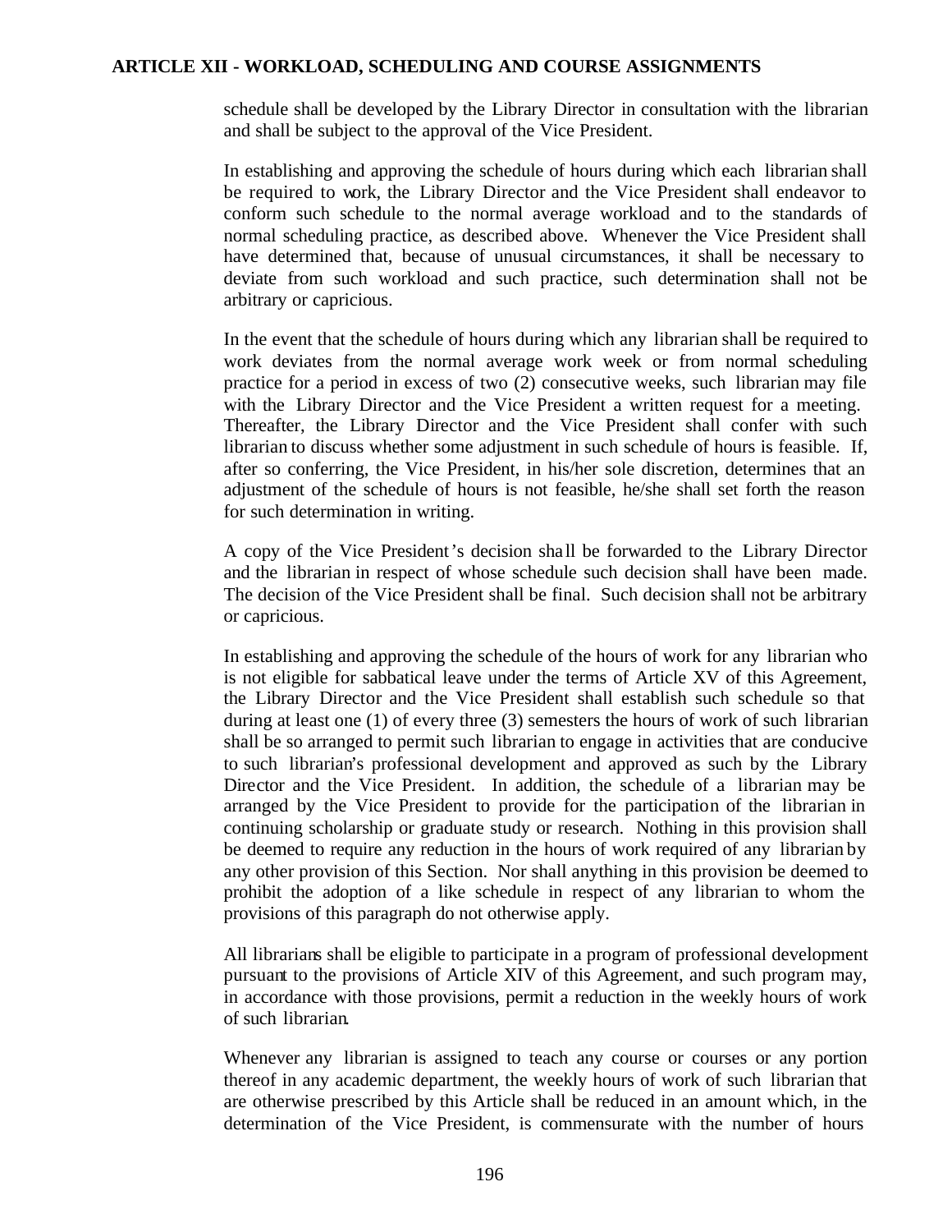schedule shall be developed by the Library Director in consultation with the librarian and shall be subject to the approval of the Vice President.

In establishing and approving the schedule of hours during which each librarian shall be required to work, the Library Director and the Vice President shall endeavor to conform such schedule to the normal average workload and to the standards of normal scheduling practice, as described above. Whenever the Vice President shall have determined that, because of unusual circumstances, it shall be necessary to deviate from such workload and such practice, such determination shall not be arbitrary or capricious.

In the event that the schedule of hours during which any librarian shall be required to work deviates from the normal average work week or from normal scheduling practice for a period in excess of two (2) consecutive weeks, such librarian may file with the Library Director and the Vice President a written request for a meeting. Thereafter, the Library Director and the Vice President shall confer with such librarian to discuss whether some adjustment in such schedule of hours is feasible. If, after so conferring, the Vice President, in his/her sole discretion, determines that an adjustment of the schedule of hours is not feasible, he/she shall set forth the reason for such determination in writing.

A copy of the Vice President's decision shall be forwarded to the Library Director and the librarian in respect of whose schedule such decision shall have been made. The decision of the Vice President shall be final. Such decision shall not be arbitrary or capricious.

In establishing and approving the schedule of the hours of work for any librarian who is not eligible for sabbatical leave under the terms of Article XV of this Agreement, the Library Director and the Vice President shall establish such schedule so that during at least one (1) of every three (3) semesters the hours of work of such librarian shall be so arranged to permit such librarian to engage in activities that are conducive to such librarian's professional development and approved as such by the Library Director and the Vice President. In addition, the schedule of a librarian may be arranged by the Vice President to provide for the participation of the librarian in continuing scholarship or graduate study or research. Nothing in this provision shall be deemed to require any reduction in the hours of work required of any librarian by any other provision of this Section. Nor shall anything in this provision be deemed to prohibit the adoption of a like schedule in respect of any librarian to whom the provisions of this paragraph do not otherwise apply.

All librarians shall be eligible to participate in a program of professional development pursuant to the provisions of Article XIV of this Agreement, and such program may, in accordance with those provisions, permit a reduction in the weekly hours of work of such librarian.

Whenever any librarian is assigned to teach any course or courses or any portion thereof in any academic department, the weekly hours of work of such librarian that are otherwise prescribed by this Article shall be reduced in an amount which, in the determination of the Vice President, is commensurate with the number of hours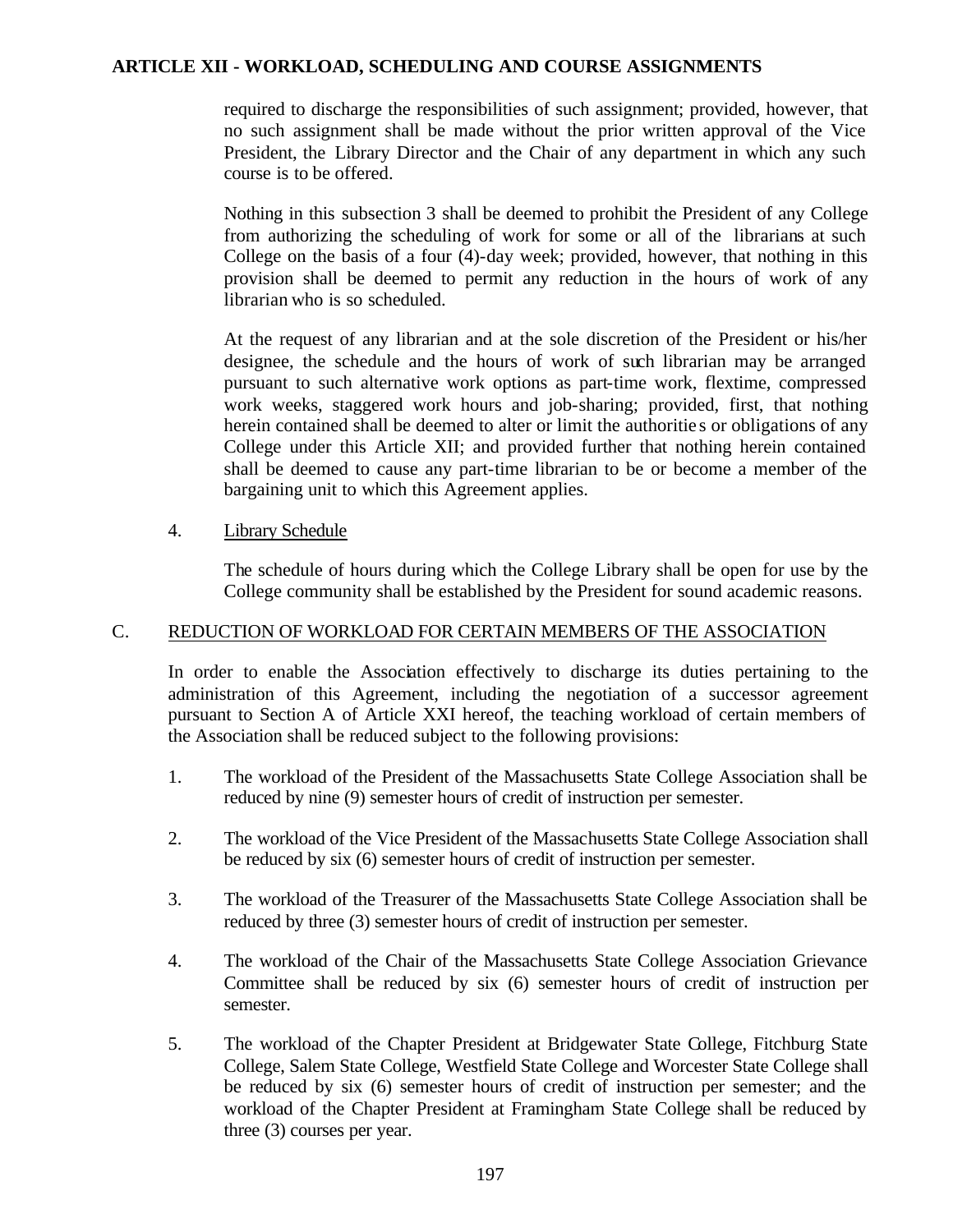required to discharge the responsibilities of such assignment; provided, however, that no such assignment shall be made without the prior written approval of the Vice President, the Library Director and the Chair of any department in which any such course is to be offered.

Nothing in this subsection 3 shall be deemed to prohibit the President of any College from authorizing the scheduling of work for some or all of the librarians at such College on the basis of a four (4)-day week; provided, however, that nothing in this provision shall be deemed to permit any reduction in the hours of work of any librarian who is so scheduled.

At the request of any librarian and at the sole discretion of the President or his/her designee, the schedule and the hours of work of such librarian may be arranged pursuant to such alternative work options as part-time work, flextime, compressed work weeks, staggered work hours and job-sharing; provided, first, that nothing herein contained shall be deemed to alter or limit the authorities or obligations of any College under this Article XII; and provided further that nothing herein contained shall be deemed to cause any part-time librarian to be or become a member of the bargaining unit to which this Agreement applies.

4. Library Schedule

The schedule of hours during which the College Library shall be open for use by the College community shall be established by the President for sound academic reasons.

## C. REDUCTION OF WORKLOAD FOR CERTAIN MEMBERS OF THE ASSOCIATION

In order to enable the Association effectively to discharge its duties pertaining to the administration of this Agreement, including the negotiation of a successor agreement pursuant to Section A of Article XXI hereof, the teaching workload of certain members of the Association shall be reduced subject to the following provisions:

1. The workload of the President of the Massachusetts State College Association shall be reduced by nine (9) semester hours of credit of instruction per semester.

2. The workload of the Vice President of the Massachusetts State College Association shall be reduced by six (6) semester hours of credit of instruction per semester.

3. The workload of the Treasurer of the Massachusetts State College Association shall be reduced by three (3) semester hours of credit of instruction per semester.

4. The workload of the Chair of the Massachusetts State College Association Grievance Committee shall be reduced by six (6) semester hours of credit of instruction per semester.

5. The workload of the Chapter President at Bridgewater State College, Fitchburg State College, Salem State College, Westfield State College and Worcester State College shall be reduced by six (6) semester hours of credit of instruction per semester; and the workload of the Chapter President at Framingham State College shall be reduced by three (3) courses per year.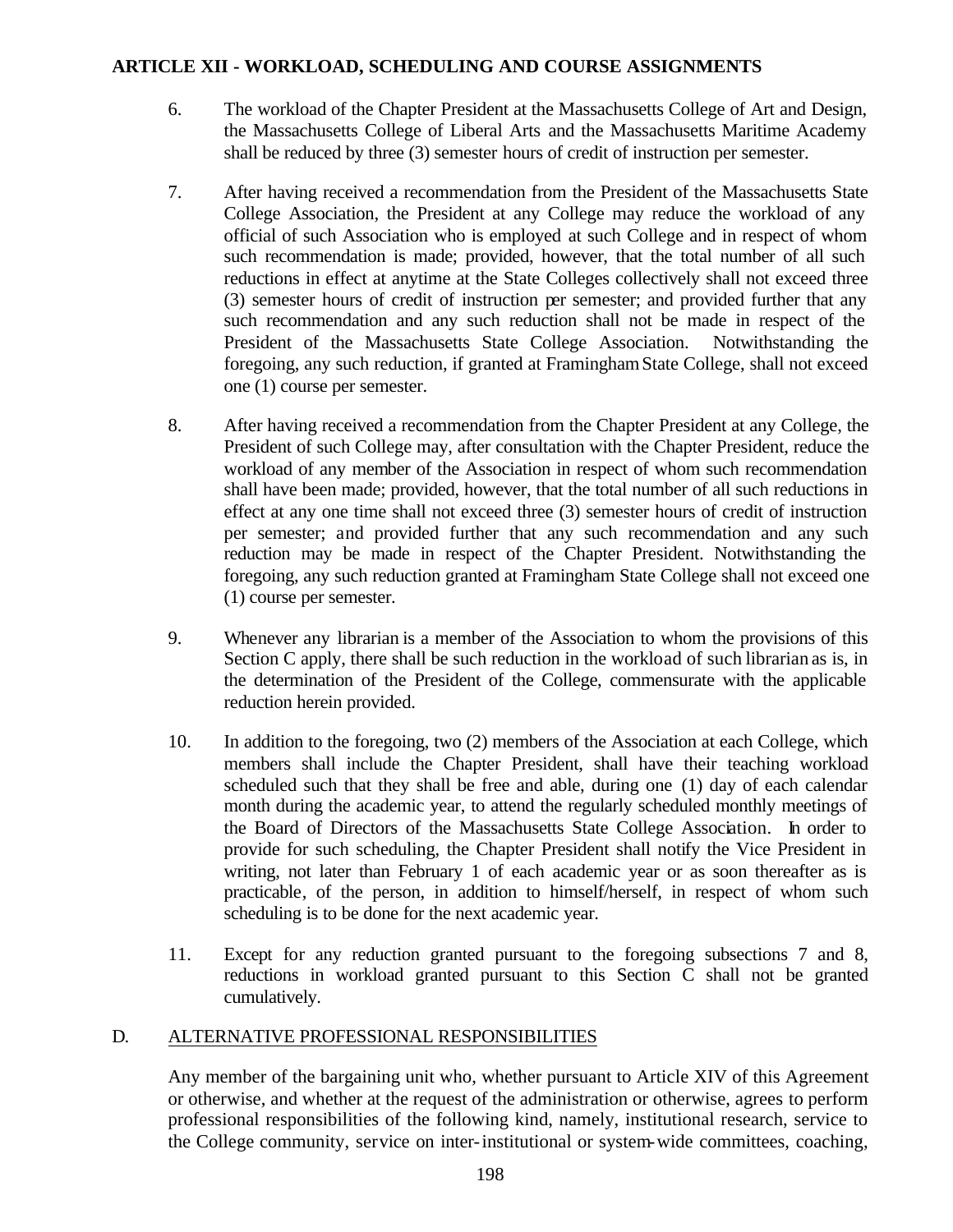## ARTICLE XII - WORKLOAD, SCHEDULING AND COURSE ASSIGNMENTS

6. The workload of the Chapter President at the Massachusetts College of Art and Design, the Massachusetts College of Liberal Arts and the Massachusetts Maritime Academy shall be reduced by three (3) semester hours of credit of instruction per semester.

7. After having received a recommendation from the President of the Massachusetts State College Association, the President at any College may reduce the workload of any official of such Association who is employed at such College and in respect of whom such recommendation is made; provided, however, that the total number of all such reductions in effect at anytime at the State Colleges collectively shall not exceed three (3) semester hours of credit of instruction per semester; and provided further that any such recommendation and any such reduction shall not be made in respect of the President of the Massachusetts State College Association. Notwithstanding the foregoing, any such reduction, if granted at Framingham State College, shall not exceed one (1) course per semester.

8. After having received a recommendation from the Chapter President at any College, the President of such College may, after consultation with the Chapter President, reduce the workload of any member of the Association in respect of whom such recommendation shall have been made; provided, however, that the total number of all such reductions in effect at any one time shall not exceed three (3) semester hours of credit of instruction per semester; and provided further that any such recommendation and any such reduction may be made in respect of the Chapter President. Notwithstanding the foregoing, any such reduction granted at Framingham State College shall not exceed one (1) course per semester.

9. Whenever any librarian is a member of the Association to whom the provisions of this Section C apply, there shall be such reduction in the workload of such librarian as is, in the determination of the President of the College, commensurate with the applicable reduction herein provided.

10. In addition to the foregoing, two (2) members of the Association at each College, which members shall include the Chapter President, shall have their teaching workload scheduled such that they shall be free and able, during one (1) day of each calendar month during the academic year, to attend the regularly scheduled monthly meetings of the Board of Directors of the Massachusetts State College Association. In order to provide for such scheduling, the Chapter President shall notify the Vice President in writing, not later than February 1 of each academic year or as soon thereafter as is practicable, of the person, in addition to himself/herself, in respect of whom such scheduling is to be done for the next academic year.

11. Except for any reduction granted pursuant to the foregoing subsections 7 and 8, reductions in workload granted pursuant to this Section C shall not be granted cumulatively.

D. ALTERNATIVE PROFESSIONAL RESPONSIBILITIES

Any member of the bargaining unit who, whether pursuant to Article XIV of this Agreement or otherwise, and whether at the request of the administration or otherwise, agrees to perform professional responsibilities of the following kind, namely, institutional research, service to the College community, service on inter-institutional or system-wide committees, coaching,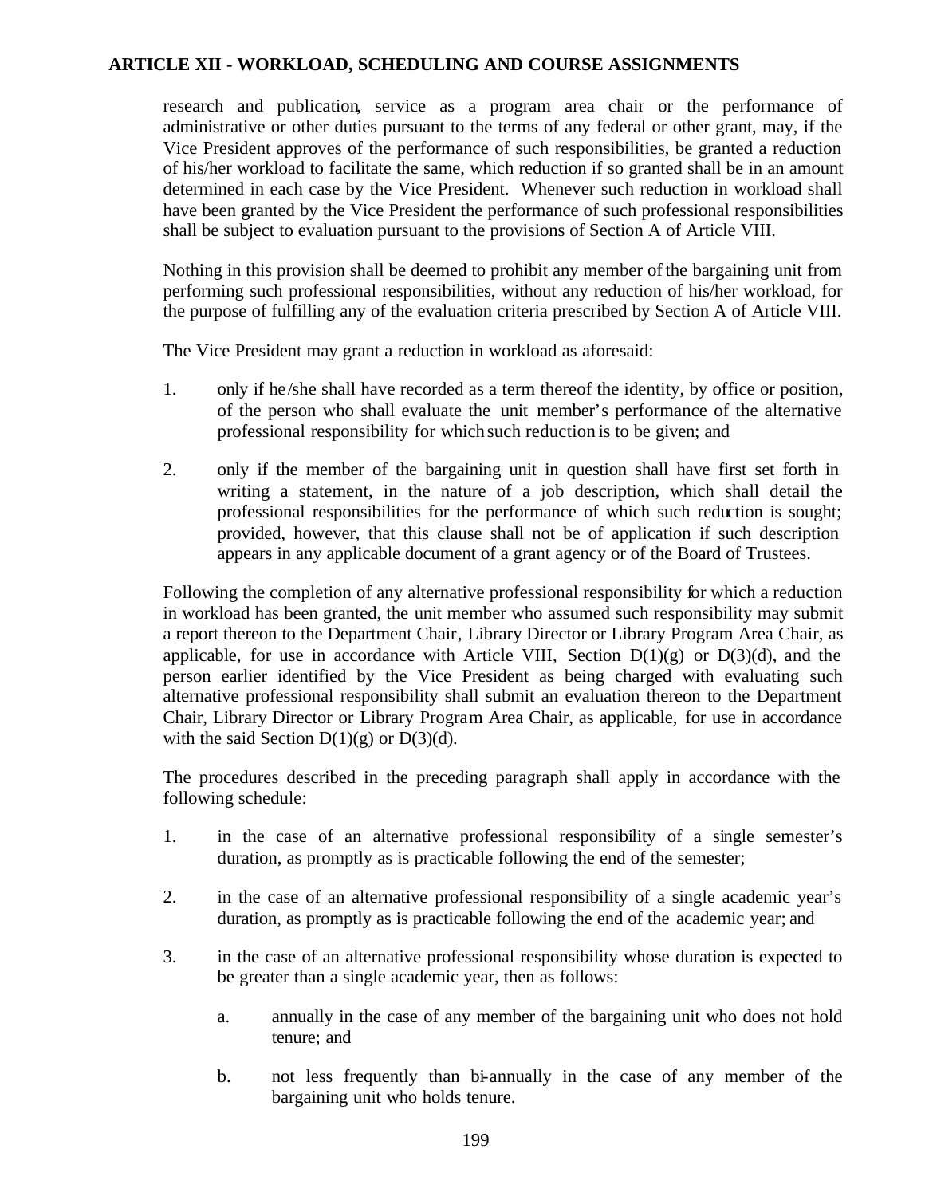research and publication, service as a program area chair or the performance of administrative or other duties pursuant to the terms of any federal or other grant, may, if the Vice President approves of the performance of such responsibilities, be granted a reduction of his/her workload to facilitate the same, which reduction if so granted shall be in an amount determined in each case by the Vice President. Whenever such reduction in workload shall have been granted by the Vice President the performance of such professional responsibilities shall be subject to evaluation pursuant to the provisions of Section A of Article VIII.

Nothing in this provision shall be deemed to prohibit any member of the bargaining unit from performing such professional responsibilities, without any reduction of his/her workload, for the purpose of fulfilling any of the evaluation criteria prescribed by Section A of Article VIII.

The Vice President may grant a reduction in workload as aforesaid:

1. only if he/she shall have recorded as a term thereof the identity, by office or position, of the person who shall evaluate the unit member's performance of the alternative professional responsibility for which such reduction is to be given; and

2. only if the member of the bargaining unit in question shall have first set forth in writing a statement, in the nature of a job description, which shall detail the professional responsibilities for the performance of which such reduction is sought; provided, however, that this clause shall not be of application if such description appears in any applicable document of a grant agency or of the Board of Trustees.

Following the completion of any alternative professional responsibility for which a reduction in workload has been granted, the unit member who assumed such responsibility may submit a report thereon to the Department Chair, Library Director or Library Program Area Chair, as applicable, for use in accordance with Article VIII, Section D(1)(g) or D(3)(d), and the person earlier identified by the Vice President as being charged with evaluating such alternative professional responsibility shall submit an evaluation thereon to the Department Chair, Library Director or Library Program Area Chair, as applicable, for use in accordance with the said Section D(1)(g) or D(3)(d).

The procedures described in the preceding paragraph shall apply in accordance with the following schedule:

1. in the case of an alternative professional responsibility of a single semester's duration, as promptly as is practicable following the end of the semester;

2. in the case of an alternative professional responsibility of a single academic year's duration, as promptly as is practicable following the end of the academic year; and

3. in the case of an alternative professional responsibility whose duration is expected to be greater than a single academic year, then as follows:

   a. annually in the case of any member of the bargaining unit who does not hold tenure; and

   b. not less frequently than bi-annually in the case of any member of the bargaining unit who holds tenure.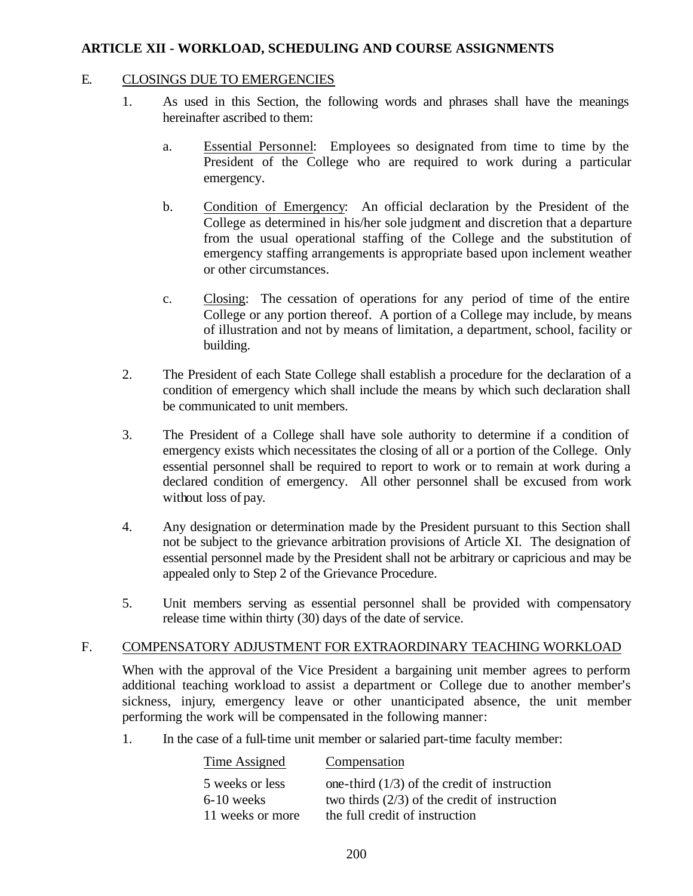**ARTICLE XII - WORKLOAD, SCHEDULING AND COURSE ASSIGNMENTS**

E. CLOSINGS DUE TO EMERGENCIES

1. As used in this Section, the following words and phrases shall have the meanings hereinafter ascribed to them:

   a. Essential Personnel: Employees so designated from time to time by the President of the College who are required to work during a particular emergency.

   b. Condition of Emergency: An official declaration by the President of the College as determined in his/her sole judgment and discretion that a departure from the usual operational staffing of the College and the substitution of emergency staffing arrangements is appropriate based upon inclement weather or other circumstances.

   c. Closing: The cessation of operations for any period of time of the entire College or any portion thereof. A portion of a College may include, by means of illustration and not by means of limitation, a department, school, facility or building.

2. The President of each State College shall establish a procedure for the declaration of a condition of emergency which shall include the means by which such declaration shall be communicated to unit members.

3. The President of a College shall have sole authority to determine if a condition of emergency exists which necessitates the closing of all or a portion of the College. Only essential personnel shall be required to report to work or to remain at work during a declared condition of emergency. All other personnel shall be excused from work without loss of pay.

4. Any designation or determination made by the President pursuant to this Section shall not be subject to the grievance arbitration provisions of Article XI. The designation of essential personnel made by the President shall not be arbitrary or capricious and may be appealed only to Step 2 of the Grievance Procedure.

5. Unit members serving as essential personnel shall be provided with compensatory release time within thirty (30) days of the date of service.

F. COMPENSATORY ADJUSTMENT FOR EXTRAORDINARY TEACHING WORKLOAD

When with the approval of the Vice President a bargaining unit member agrees to perform additional teaching workload to assist a department or College due to another member's sickness, injury, emergency leave or other unanticipated absence, the unit member performing the work will be compensated in the following manner:

1. In the case of a full-time unit member or salaried part-time faculty member:

| Time Assigned | Compensation |
|---|---|
| 5 weeks or less | one-third (1/3) of the credit of instruction |
| 6-10 weeks | two thirds (2/3) of the credit of instruction |
| 11 weeks or more | the full credit of instruction |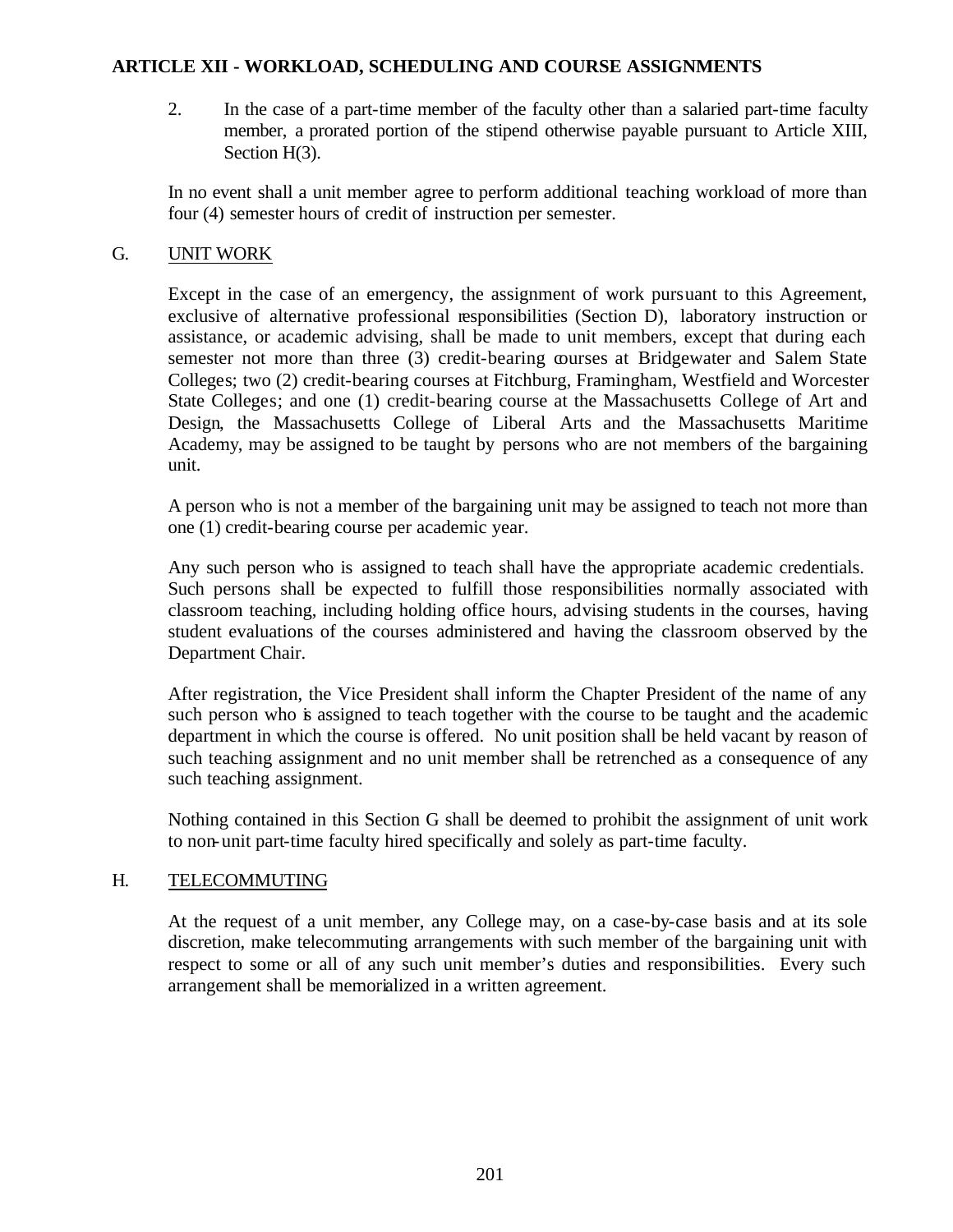## ARTICLE XII - WORKLOAD, SCHEDULING AND COURSE ASSIGNMENTS

2. In the case of a part-time member of the faculty other than a salaried part-time faculty member, a prorated portion of the stipend otherwise payable pursuant to Article XIII, Section H(3).

In no event shall a unit member agree to perform additional teaching workload of more than four (4) semester hours of credit of instruction per semester.

### G. UNIT WORK

Except in the case of an emergency, the assignment of work pursuant to this Agreement, exclusive of alternative professional responsibilities (Section D), laboratory instruction or assistance, or academic advising, shall be made to unit members, except that during each semester not more than three (3) credit-bearing courses at Bridgewater and Salem State Colleges; two (2) credit-bearing courses at Fitchburg, Framingham, Westfield and Worcester State Colleges; and one (1) credit-bearing course at the Massachusetts College of Art and Design, the Massachusetts College of Liberal Arts and the Massachusetts Maritime Academy, may be assigned to be taught by persons who are not members of the bargaining unit.

A person who is not a member of the bargaining unit may be assigned to teach not more than one (1) credit-bearing course per academic year.

Any such person who is assigned to teach shall have the appropriate academic credentials. Such persons shall be expected to fulfill those responsibilities normally associated with classroom teaching, including holding office hours, advising students in the courses, having student evaluations of the courses administered and having the classroom observed by the Department Chair.

After registration, the Vice President shall inform the Chapter President of the name of any such person who is assigned to teach together with the course to be taught and the academic department in which the course is offered. No unit position shall be held vacant by reason of such teaching assignment and no unit member shall be retrenched as a consequence of any such teaching assignment.

Nothing contained in this Section G shall be deemed to prohibit the assignment of unit work to non-unit part-time faculty hired specifically and solely as part-time faculty.

### H. TELECOMMUTING

At the request of a unit member, any College may, on a case-by-case basis and at its sole discretion, make telecommuting arrangements with such member of the bargaining unit with respect to some or all of any such unit member's duties and responsibilities. Every such arrangement shall be memorialized in a written agreement.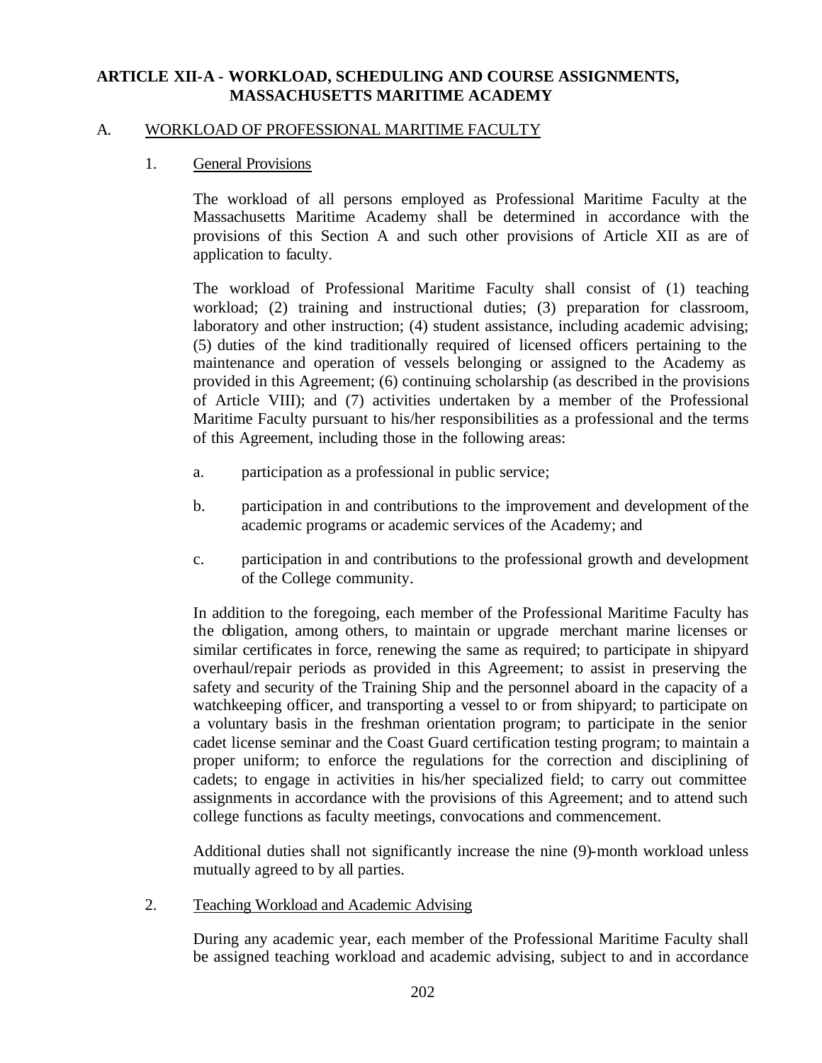## ARTICLE XII-A - WORKLOAD, SCHEDULING AND COURSE ASSIGNMENTS, MASSACHUSETTS MARITIME ACADEMY

### A. WORKLOAD OF PROFESSIONAL MARITIME FACULTY

#### 1. General Provisions

The workload of all persons employed as Professional Maritime Faculty at the Massachusetts Maritime Academy shall be determined in accordance with the provisions of this Section A and such other provisions of Article XII as are of application to faculty.

The workload of Professional Maritime Faculty shall consist of (1) teaching workload; (2) training and instructional duties; (3) preparation for classroom, laboratory and other instruction; (4) student assistance, including academic advising; (5) duties of the kind traditionally required of licensed officers pertaining to the maintenance and operation of vessels belonging or assigned to the Academy as provided in this Agreement; (6) continuing scholarship (as described in the provisions of Article VIII); and (7) activities undertaken by a member of the Professional Maritime Faculty pursuant to his/her responsibilities as a professional and the terms of this Agreement, including those in the following areas:

a. participation as a professional in public service;

b. participation in and contributions to the improvement and development of the academic programs or academic services of the Academy; and

c. participation in and contributions to the professional growth and development of the College community.

In addition to the foregoing, each member of the Professional Maritime Faculty has the obligation, among others, to maintain or upgrade merchant marine licenses or similar certificates in force, renewing the same as required; to participate in shipyard overhaul/repair periods as provided in this Agreement; to assist in preserving the safety and security of the Training Ship and the personnel aboard in the capacity of a watchkeeping officer, and transporting a vessel to or from shipyard; to participate on a voluntary basis in the freshman orientation program; to participate in the senior cadet license seminar and the Coast Guard certification testing program; to maintain a proper uniform; to enforce the regulations for the correction and disciplining of cadets; to engage in activities in his/her specialized field; to carry out committee assignments in accordance with the provisions of this Agreement; and to attend such college functions as faculty meetings, convocations and commencement.

Additional duties shall not significantly increase the nine (9)-month workload unless mutually agreed to by all parties.

#### 2. Teaching Workload and Academic Advising

During any academic year, each member of the Professional Maritime Faculty shall be assigned teaching workload and academic advising, subject to and in accordance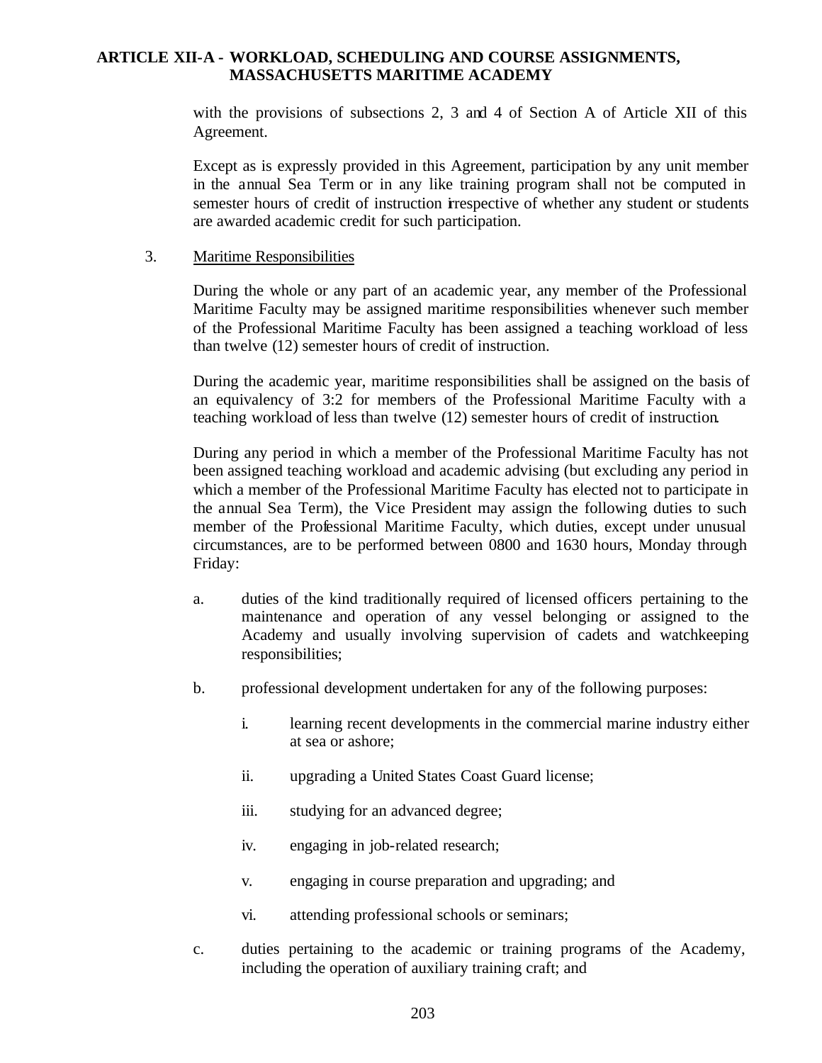with the provisions of subsections 2, 3 and 4 of Section A of Article XII of this Agreement.

Except as is expressly provided in this Agreement, participation by any unit member in the annual Sea Term or in any like training program shall not be computed in semester hours of credit of instruction irrespective of whether any student or students are awarded academic credit for such participation.

3. Maritime Responsibilities

During the whole or any part of an academic year, any member of the Professional Maritime Faculty may be assigned maritime responsibilities whenever such member of the Professional Maritime Faculty has been assigned a teaching workload of less than twelve (12) semester hours of credit of instruction.

During the academic year, maritime responsibilities shall be assigned on the basis of an equivalency of 3:2 for members of the Professional Maritime Faculty with a teaching workload of less than twelve (12) semester hours of credit of instruction.

During any period in which a member of the Professional Maritime Faculty has not been assigned teaching workload and academic advising (but excluding any period in which a member of the Professional Maritime Faculty has elected not to participate in the annual Sea Term), the Vice President may assign the following duties to such member of the Professional Maritime Faculty, which duties, except under unusual circumstances, are to be performed between 0800 and 1630 hours, Monday through Friday:

a. duties of the kind traditionally required of licensed officers pertaining to the maintenance and operation of any vessel belonging or assigned to the Academy and usually involving supervision of cadets and watchkeeping responsibilities;

b. professional development undertaken for any of the following purposes:

   i. learning recent developments in the commercial marine industry either at sea or ashore;

   ii. upgrading a United States Coast Guard license;

   iii. studying for an advanced degree;

   iv. engaging in job-related research;

   v. engaging in course preparation and upgrading; and

   vi. attending professional schools or seminars;

c. duties pertaining to the academic or training programs of the Academy, including the operation of auxiliary training craft; and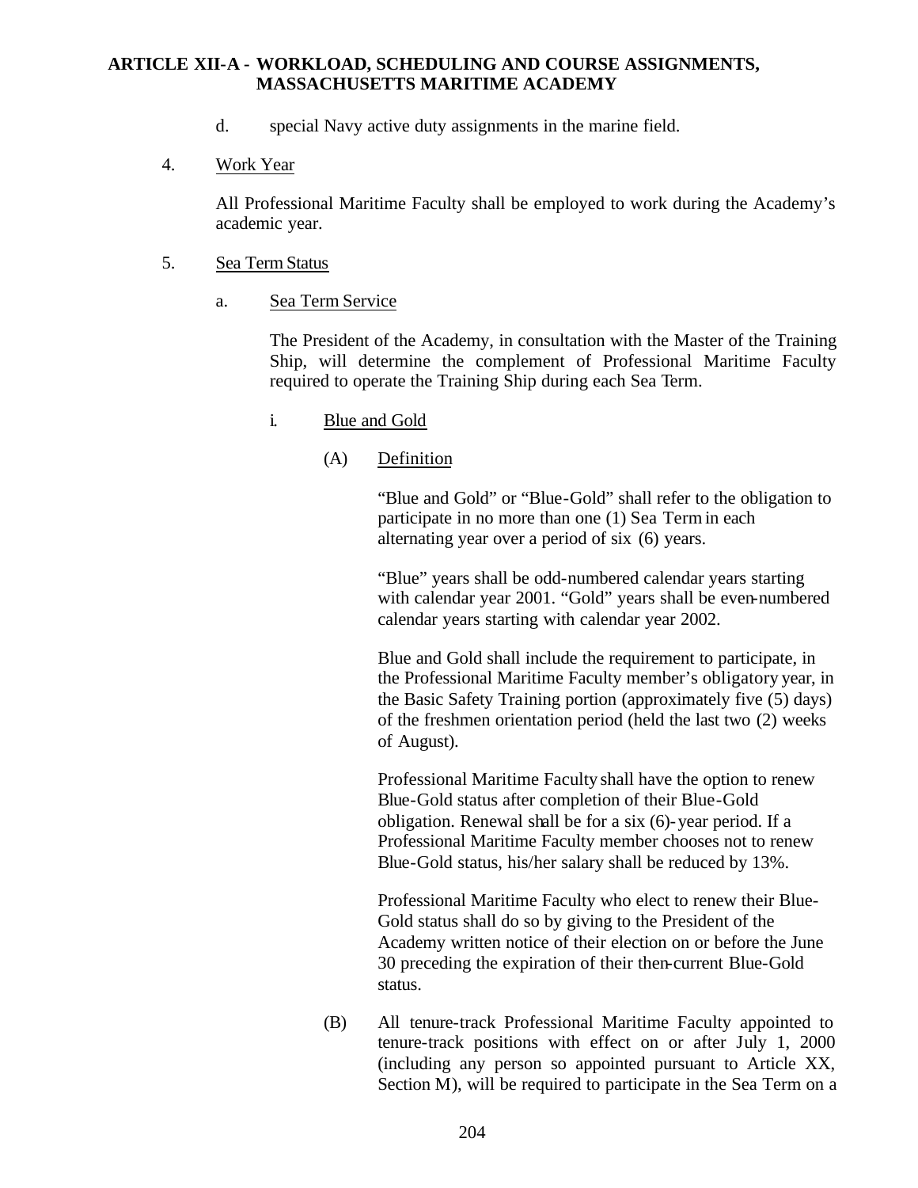d. special Navy active duty assignments in the marine field.

4. Work Year

All Professional Maritime Faculty shall be employed to work during the Academy's academic year.

5. Sea Term Status

a. Sea Term Service

The President of the Academy, in consultation with the Master of the Training Ship, will determine the complement of Professional Maritime Faculty required to operate the Training Ship during each Sea Term.

i. Blue and Gold

(A) Definition

"Blue and Gold" or "Blue-Gold" shall refer to the obligation to participate in no more than one (1) Sea Term in each alternating year over a period of six (6) years.

"Blue" years shall be odd-numbered calendar years starting with calendar year 2001. "Gold" years shall be even-numbered calendar years starting with calendar year 2002.

Blue and Gold shall include the requirement to participate, in the Professional Maritime Faculty member's obligatory year, in the Basic Safety Training portion (approximately five (5) days) of the freshmen orientation period (held the last two (2) weeks of August).

Professional Maritime Faculty shall have the option to renew Blue-Gold status after completion of their Blue-Gold obligation. Renewal shall be for a six (6)-year period. If a Professional Maritime Faculty member chooses not to renew Blue-Gold status, his/her salary shall be reduced by 13%.

Professional Maritime Faculty who elect to renew their Blue-Gold status shall do so by giving to the President of the Academy written notice of their election on or before the June 30 preceding the expiration of their then-current Blue-Gold status.

(B) All tenure-track Professional Maritime Faculty appointed to tenure-track positions with effect on or after July 1, 2000 (including any person so appointed pursuant to Article XX, Section M), will be required to participate in the Sea Term on a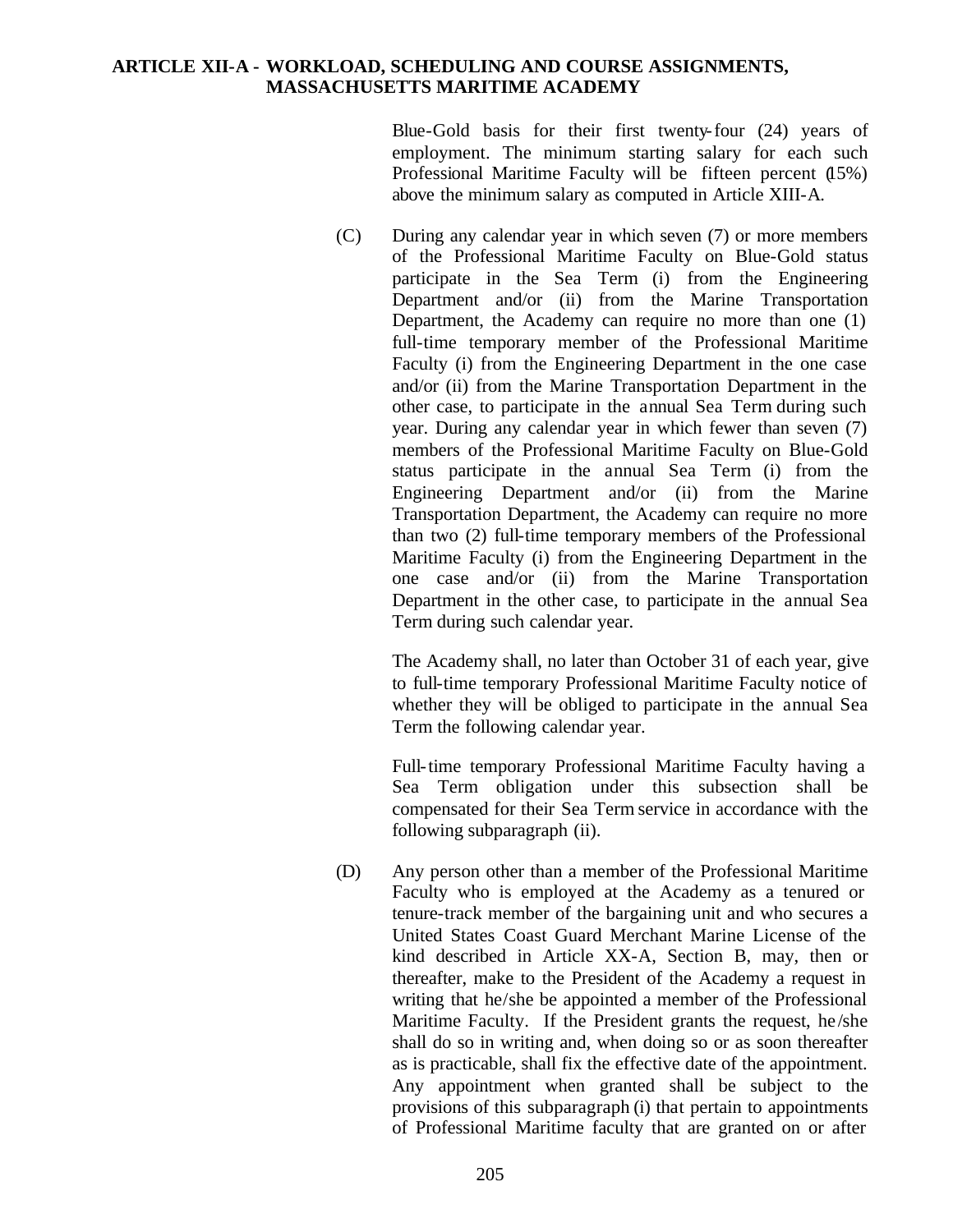Blue-Gold basis for their first twenty-four (24) years of employment. The minimum starting salary for each such Professional Maritime Faculty will be fifteen percent (15%) above the minimum salary as computed in Article XIII-A.

(C) During any calendar year in which seven (7) or more members of the Professional Maritime Faculty on Blue-Gold status participate in the Sea Term (i) from the Engineering Department and/or (ii) from the Marine Transportation Department, the Academy can require no more than one (1) full-time temporary member of the Professional Maritime Faculty (i) from the Engineering Department in the one case and/or (ii) from the Marine Transportation Department in the other case, to participate in the annual Sea Term during such year. During any calendar year in which fewer than seven (7) members of the Professional Maritime Faculty on Blue-Gold status participate in the annual Sea Term (i) from the Engineering Department and/or (ii) from the Marine Transportation Department, the Academy can require no more than two (2) full-time temporary members of the Professional Maritime Faculty (i) from the Engineering Department in the one case and/or (ii) from the Marine Transportation Department in the other case, to participate in the annual Sea Term during such calendar year.

The Academy shall, no later than October 31 of each year, give to full-time temporary Professional Maritime Faculty notice of whether they will be obliged to participate in the annual Sea Term the following calendar year.

Full-time temporary Professional Maritime Faculty having a Sea Term obligation under this subsection shall be compensated for their Sea Term service in accordance with the following subparagraph (ii).

(D) Any person other than a member of the Professional Maritime Faculty who is employed at the Academy as a tenured or tenure-track member of the bargaining unit and who secures a United States Coast Guard Merchant Marine License of the kind described in Article XX-A, Section B, may, then or thereafter, make to the President of the Academy a request in writing that he/she be appointed a member of the Professional Maritime Faculty. If the President grants the request, he/she shall do so in writing and, when doing so or as soon thereafter as is practicable, shall fix the effective date of the appointment. Any appointment when granted shall be subject to the provisions of this subparagraph (i) that pertain to appointments of Professional Maritime faculty that are granted on or after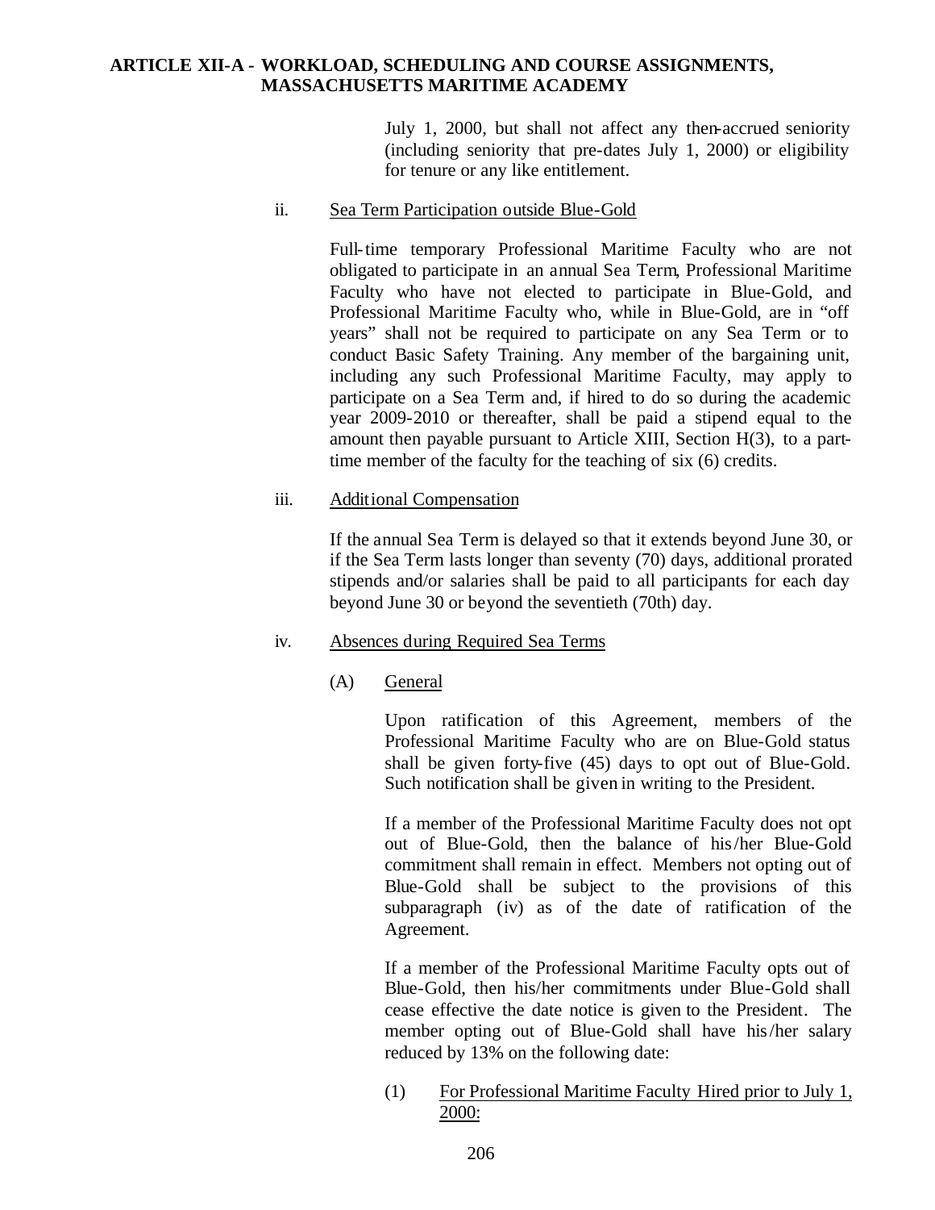July 1, 2000, but shall not affect any then-accrued seniority (including seniority that pre-dates July 1, 2000) or eligibility for tenure or any like entitlement.

ii. Sea Term Participation outside Blue-Gold

Full-time temporary Professional Maritime Faculty who are not obligated to participate in an annual Sea Term, Professional Maritime Faculty who have not elected to participate in Blue-Gold, and Professional Maritime Faculty who, while in Blue-Gold, are in "off years" shall not be required to participate on any Sea Term or to conduct Basic Safety Training. Any member of the bargaining unit, including any such Professional Maritime Faculty, may apply to participate on a Sea Term and, if hired to do so during the academic year 2009-2010 or thereafter, shall be paid a stipend equal to the amount then payable pursuant to Article XIII, Section H(3), to a part-time member of the faculty for the teaching of six (6) credits.

iii. Additional Compensation

If the annual Sea Term is delayed so that it extends beyond June 30, or if the Sea Term lasts longer than seventy (70) days, additional prorated stipends and/or salaries shall be paid to all participants for each day beyond June 30 or beyond the seventieth (70th) day.

iv. Absences during Required Sea Terms

(A) General

Upon ratification of this Agreement, members of the Professional Maritime Faculty who are on Blue-Gold status shall be given forty-five (45) days to opt out of Blue-Gold. Such notification shall be given in writing to the President.

If a member of the Professional Maritime Faculty does not opt out of Blue-Gold, then the balance of his/her Blue-Gold commitment shall remain in effect. Members not opting out of Blue-Gold shall be subject to the provisions of this subparagraph (iv) as of the date of ratification of the Agreement.

If a member of the Professional Maritime Faculty opts out of Blue-Gold, then his/her commitments under Blue-Gold shall cease effective the date notice is given to the President. The member opting out of Blue-Gold shall have his/her salary reduced by 13% on the following date:

(1) For Professional Maritime Faculty Hired prior to July 1, 2000: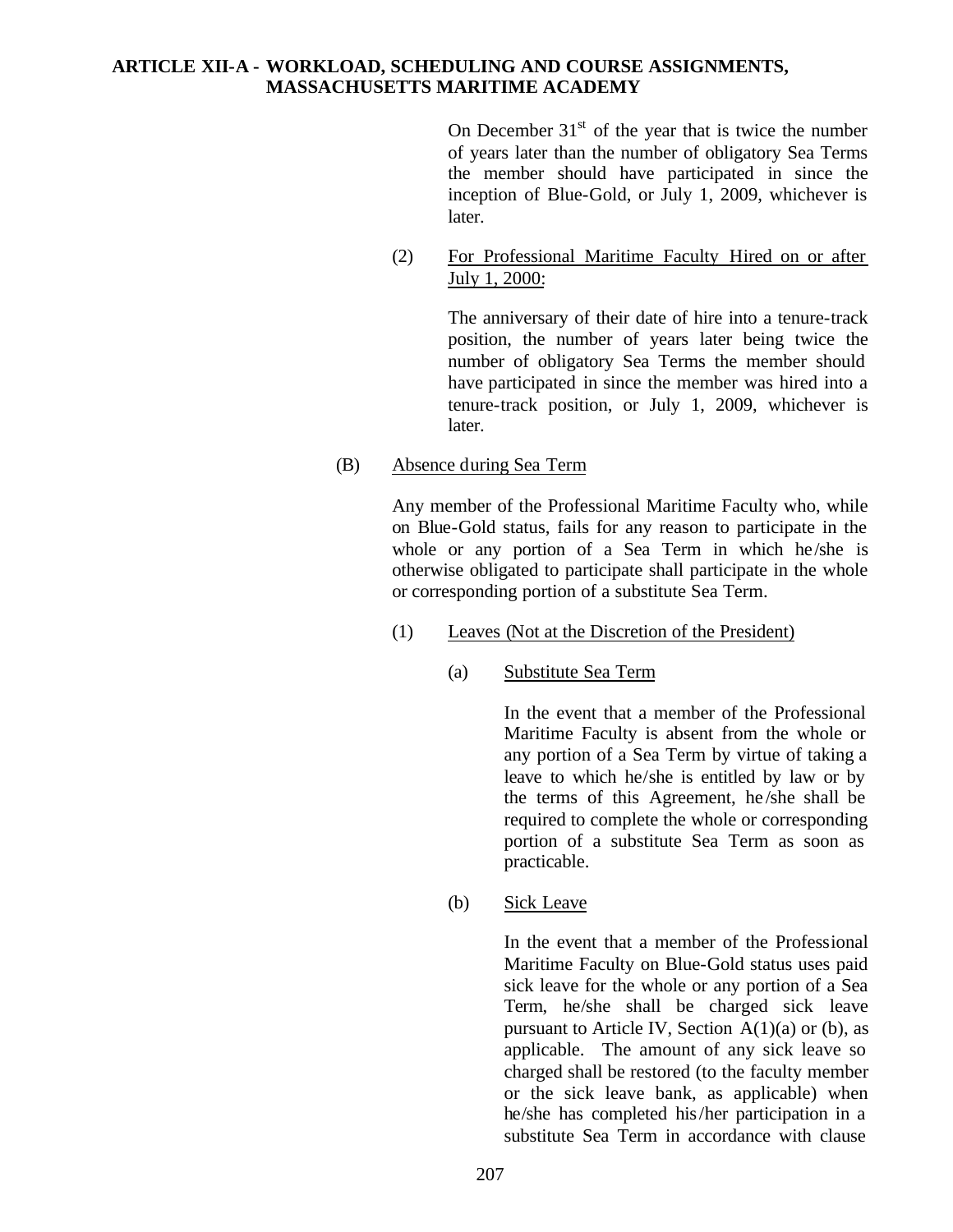On December 31st of the year that is twice the number of years later than the number of obligatory Sea Terms the member should have participated in since the inception of Blue-Gold, or July 1, 2009, whichever is later.

(2) For Professional Maritime Faculty Hired on or after July 1, 2000:

The anniversary of their date of hire into a tenure-track position, the number of years later being twice the number of obligatory Sea Terms the member should have participated in since the member was hired into a tenure-track position, or July 1, 2009, whichever is later.

(B) Absence during Sea Term

Any member of the Professional Maritime Faculty who, while on Blue-Gold status, fails for any reason to participate in the whole or any portion of a Sea Term in which he/she is otherwise obligated to participate shall participate in the whole or corresponding portion of a substitute Sea Term.

(1) Leaves (Not at the Discretion of the President)

(a) Substitute Sea Term

In the event that a member of the Professional Maritime Faculty is absent from the whole or any portion of a Sea Term by virtue of taking a leave to which he/she is entitled by law or by the terms of this Agreement, he/she shall be required to complete the whole or corresponding portion of a substitute Sea Term as soon as practicable.

(b) Sick Leave

In the event that a member of the Professional Maritime Faculty on Blue-Gold status uses paid sick leave for the whole or any portion of a Sea Term, he/she shall be charged sick leave pursuant to Article IV, Section A(1)(a) or (b), as applicable. The amount of any sick leave so charged shall be restored (to the faculty member or the sick leave bank, as applicable) when he/she has completed his/her participation in a substitute Sea Term in accordance with clause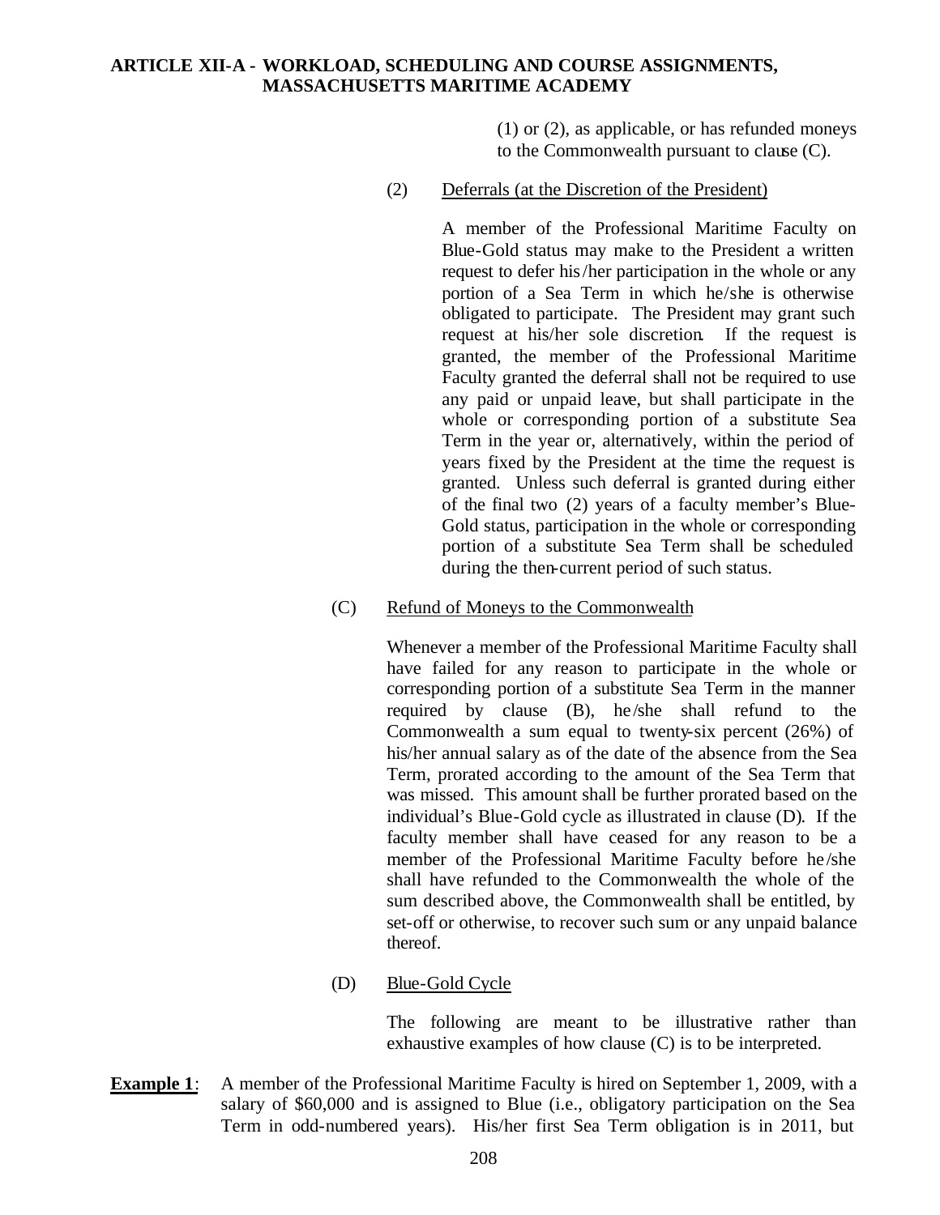(1) or (2), as applicable, or has refunded moneys to the Commonwealth pursuant to clause (C).

(2) Deferrals (at the Discretion of the President)

A member of the Professional Maritime Faculty on Blue-Gold status may make to the President a written request to defer his/her participation in the whole or any portion of a Sea Term in which he/she is otherwise obligated to participate. The President may grant such request at his/her sole discretion. If the request is granted, the member of the Professional Maritime Faculty granted the deferral shall not be required to use any paid or unpaid leave, but shall participate in the whole or corresponding portion of a substitute Sea Term in the year or, alternatively, within the period of years fixed by the President at the time the request is granted. Unless such deferral is granted during either of the final two (2) years of a faculty member's Blue-Gold status, participation in the whole or corresponding portion of a substitute Sea Term shall be scheduled during the then-current period of such status.

(C) Refund of Moneys to the Commonwealth

Whenever a member of the Professional Maritime Faculty shall have failed for any reason to participate in the whole or corresponding portion of a substitute Sea Term in the manner required by clause (B), he/she shall refund to the Commonwealth a sum equal to twenty-six percent (26%) of his/her annual salary as of the date of the absence from the Sea Term, prorated according to the amount of the Sea Term that was missed. This amount shall be further prorated based on the individual's Blue-Gold cycle as illustrated in clause (D). If the faculty member shall have ceased for any reason to be a member of the Professional Maritime Faculty before he/she shall have refunded to the Commonwealth the whole of the sum described above, the Commonwealth shall be entitled, by set-off or otherwise, to recover such sum or any unpaid balance thereof.

(D) Blue-Gold Cycle

The following are meant to be illustrative rather than exhaustive examples of how clause (C) is to be interpreted.

**Example 1**: A member of the Professional Maritime Faculty is hired on September 1, 2009, with a salary of $60,000 and is assigned to Blue (i.e., obligatory participation on the Sea Term in odd-numbered years). His/her first Sea Term obligation is in 2011, but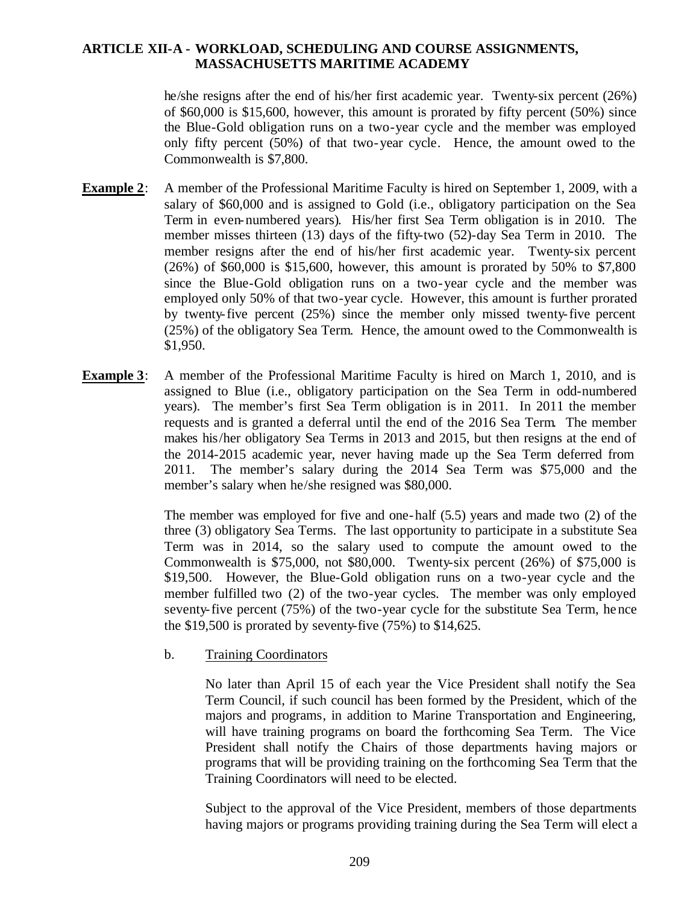he/she resigns after the end of his/her first academic year. Twenty-six percent (26%) of $60,000 is $15,600, however, this amount is prorated by fifty percent (50%) since the Blue-Gold obligation runs on a two-year cycle and the member was employed only fifty percent (50%) of that two-year cycle. Hence, the amount owed to the Commonwealth is $7,800.

**Example 2**: A member of the Professional Maritime Faculty is hired on September 1, 2009, with a salary of $60,000 and is assigned to Gold (i.e., obligatory participation on the Sea Term in even-numbered years). His/her first Sea Term obligation is in 2010. The member misses thirteen (13) days of the fifty-two (52)-day Sea Term in 2010. The member resigns after the end of his/her first academic year. Twenty-six percent (26%) of $60,000 is $15,600, however, this amount is prorated by 50% to $7,800 since the Blue-Gold obligation runs on a two-year cycle and the member was employed only 50% of that two-year cycle. However, this amount is further prorated by twenty-five percent (25%) since the member only missed twenty-five percent (25%) of the obligatory Sea Term. Hence, the amount owed to the Commonwealth is $1,950.

**Example 3**: A member of the Professional Maritime Faculty is hired on March 1, 2010, and is assigned to Blue (i.e., obligatory participation on the Sea Term in odd-numbered years). The member's first Sea Term obligation is in 2011. In 2011 the member requests and is granted a deferral until the end of the 2016 Sea Term. The member makes his/her obligatory Sea Terms in 2013 and 2015, but then resigns at the end of the 2014-2015 academic year, never having made up the Sea Term deferred from 2011. The member's salary during the 2014 Sea Term was $75,000 and the member's salary when he/she resigned was $80,000.

The member was employed for five and one-half (5.5) years and made two (2) of the three (3) obligatory Sea Terms. The last opportunity to participate in a substitute Sea Term was in 2014, so the salary used to compute the amount owed to the Commonwealth is $75,000, not $80,000. Twenty-six percent (26%) of $75,000 is $19,500. However, the Blue-Gold obligation runs on a two-year cycle and the member fulfilled two (2) of the two-year cycles. The member was only employed seventy-five percent (75%) of the two-year cycle for the substitute Sea Term, hence the $19,500 is prorated by seventy-five (75%) to $14,625.

b. Training Coordinators

No later than April 15 of each year the Vice President shall notify the Sea Term Council, if such council has been formed by the President, which of the majors and programs, in addition to Marine Transportation and Engineering, will have training programs on board the forthcoming Sea Term. The Vice President shall notify the Chairs of those departments having majors or programs that will be providing training on the forthcoming Sea Term that the Training Coordinators will need to be elected.

Subject to the approval of the Vice President, members of those departments having majors or programs providing training during the Sea Term will elect a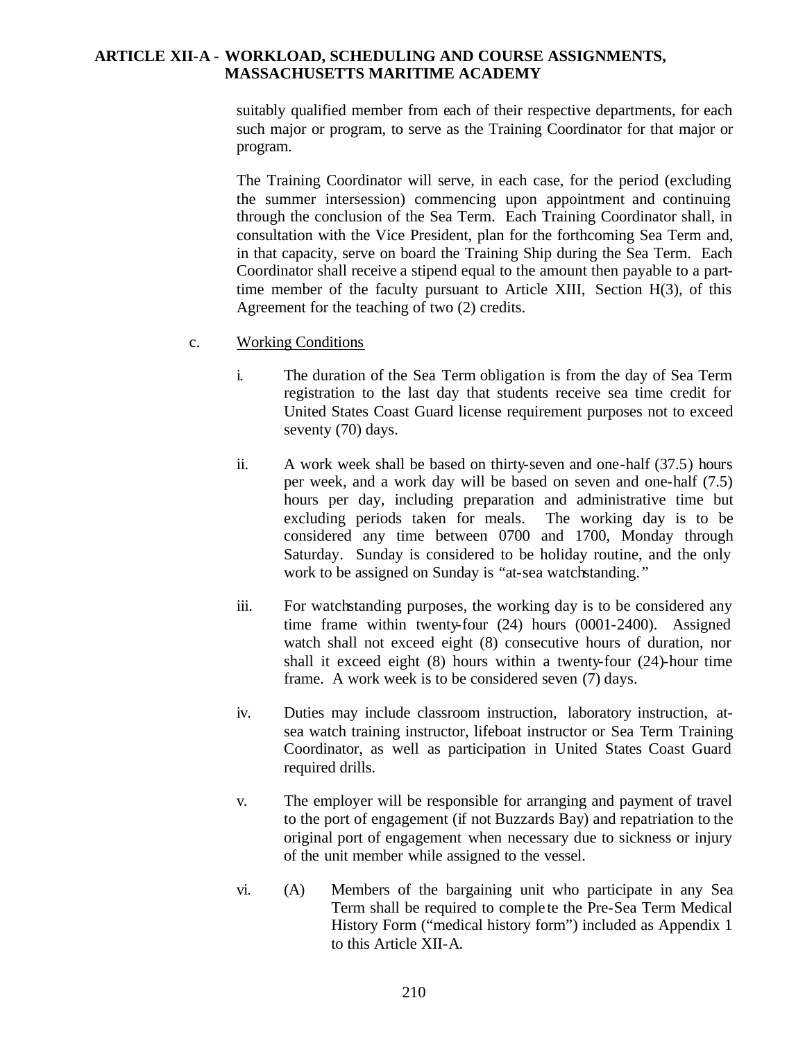suitably qualified member from each of their respective departments, for each such major or program, to serve as the Training Coordinator for that major or program.

The Training Coordinator will serve, in each case, for the period (excluding the summer intersession) commencing upon appointment and continuing through the conclusion of the Sea Term. Each Training Coordinator shall, in consultation with the Vice President, plan for the forthcoming Sea Term and, in that capacity, serve on board the Training Ship during the Sea Term. Each Coordinator shall receive a stipend equal to the amount then payable to a part-time member of the faculty pursuant to Article XIII, Section H(3), of this Agreement for the teaching of two (2) credits.

c. Working Conditions

i. The duration of the Sea Term obligation is from the day of Sea Term registration to the last day that students receive sea time credit for United States Coast Guard license requirement purposes not to exceed seventy (70) days.

ii. A work week shall be based on thirty-seven and one-half (37.5) hours per week, and a work day will be based on seven and one-half (7.5) hours per day, including preparation and administrative time but excluding periods taken for meals. The working day is to be considered any time between 0700 and 1700, Monday through Saturday. Sunday is considered to be holiday routine, and the only work to be assigned on Sunday is "at-sea watchstanding."

iii. For watchstanding purposes, the working day is to be considered any time frame within twenty-four (24) hours (0001-2400). Assigned watch shall not exceed eight (8) consecutive hours of duration, nor shall it exceed eight (8) hours within a twenty-four (24)-hour time frame. A work week is to be considered seven (7) days.

iv. Duties may include classroom instruction, laboratory instruction, at-sea watch training instructor, lifeboat instructor or Sea Term Training Coordinator, as well as participation in United States Coast Guard required drills.

v. The employer will be responsible for arranging and payment of travel to the port of engagement (if not Buzzards Bay) and repatriation to the original port of engagement when necessary due to sickness or injury of the unit member while assigned to the vessel.

vi. (A) Members of the bargaining unit who participate in any Sea Term shall be required to complete the Pre-Sea Term Medical History Form ("medical history form") included as Appendix 1 to this Article XII-A.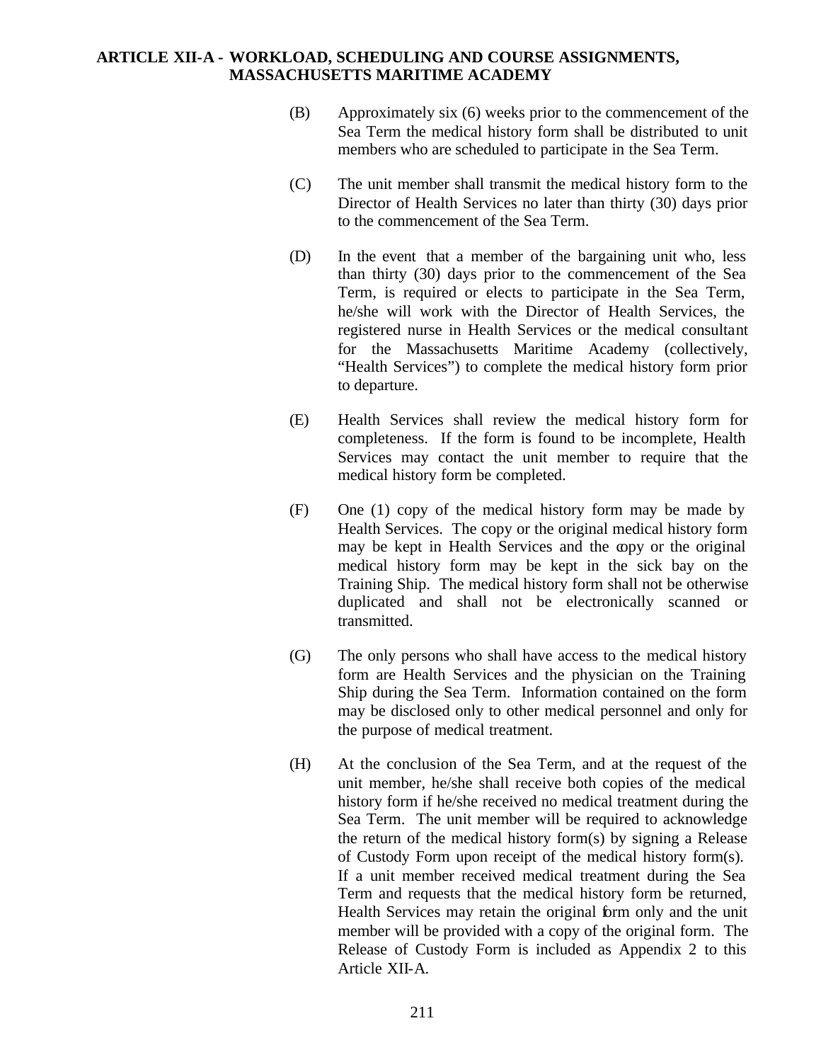(B) Approximately six (6) weeks prior to the commencement of the Sea Term the medical history form shall be distributed to unit members who are scheduled to participate in the Sea Term.

(C) The unit member shall transmit the medical history form to the Director of Health Services no later than thirty (30) days prior to the commencement of the Sea Term.

(D) In the event that a member of the bargaining unit who, less than thirty (30) days prior to the commencement of the Sea Term, is required or elects to participate in the Sea Term, he/she will work with the Director of Health Services, the registered nurse in Health Services or the medical consultant for the Massachusetts Maritime Academy (collectively, "Health Services") to complete the medical history form prior to departure.

(E) Health Services shall review the medical history form for completeness. If the form is found to be incomplete, Health Services may contact the unit member to require that the medical history form be completed.

(F) One (1) copy of the medical history form may be made by Health Services. The copy or the original medical history form may be kept in Health Services and the copy or the original medical history form may be kept in the sick bay on the Training Ship. The medical history form shall not be otherwise duplicated and shall not be electronically scanned or transmitted.

(G) The only persons who shall have access to the medical history form are Health Services and the physician on the Training Ship during the Sea Term. Information contained on the form may be disclosed only to other medical personnel and only for the purpose of medical treatment.

(H) At the conclusion of the Sea Term, and at the request of the unit member, he/she shall receive both copies of the medical history form if he/she received no medical treatment during the Sea Term. The unit member will be required to acknowledge the return of the medical history form(s) by signing a Release of Custody Form upon receipt of the medical history form(s). If a unit member received medical treatment during the Sea Term and requests that the medical history form be returned, Health Services may retain the original form only and the unit member will be provided with a copy of the original form. The Release of Custody Form is included as Appendix 2 to this Article XII-A.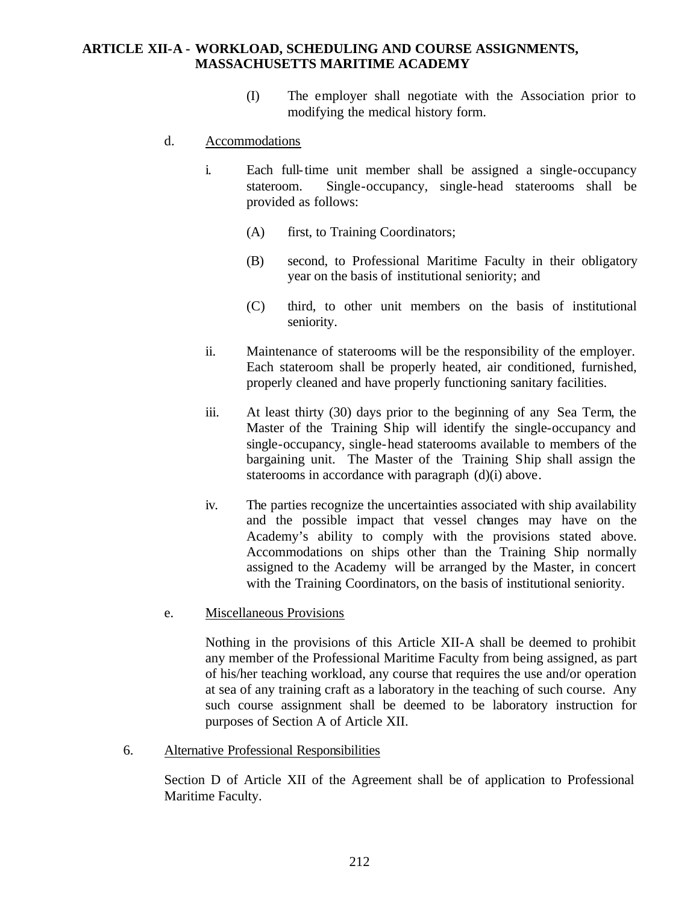**ARTICLE XII-A - WORKLOAD, SCHEDULING AND COURSE ASSIGNMENTS, MASSACHUSETTS MARITIME ACADEMY**

(I) The employer shall negotiate with the Association prior to modifying the medical history form.

d. Accommodations

i. Each full-time unit member shall be assigned a single-occupancy stateroom. Single-occupancy, single-head staterooms shall be provided as follows:

(A) first, to Training Coordinators;

(B) second, to Professional Maritime Faculty in their obligatory year on the basis of institutional seniority; and

(C) third, to other unit members on the basis of institutional seniority.

ii. Maintenance of staterooms will be the responsibility of the employer. Each stateroom shall be properly heated, air conditioned, furnished, properly cleaned and have properly functioning sanitary facilities.

iii. At least thirty (30) days prior to the beginning of any Sea Term, the Master of the Training Ship will identify the single-occupancy and single-occupancy, single-head staterooms available to members of the bargaining unit. The Master of the Training Ship shall assign the staterooms in accordance with paragraph (d)(i) above.

iv. The parties recognize the uncertainties associated with ship availability and the possible impact that vessel changes may have on the Academy's ability to comply with the provisions stated above. Accommodations on ships other than the Training Ship normally assigned to the Academy will be arranged by the Master, in concert with the Training Coordinators, on the basis of institutional seniority.

e. Miscellaneous Provisions

Nothing in the provisions of this Article XII-A shall be deemed to prohibit any member of the Professional Maritime Faculty from being assigned, as part of his/her teaching workload, any course that requires the use and/or operation at sea of any training craft as a laboratory in the teaching of such course. Any such course assignment shall be deemed to be laboratory instruction for purposes of Section A of Article XII.

6. Alternative Professional Responsibilities

Section D of Article XII of the Agreement shall be of application to Professional Maritime Faculty.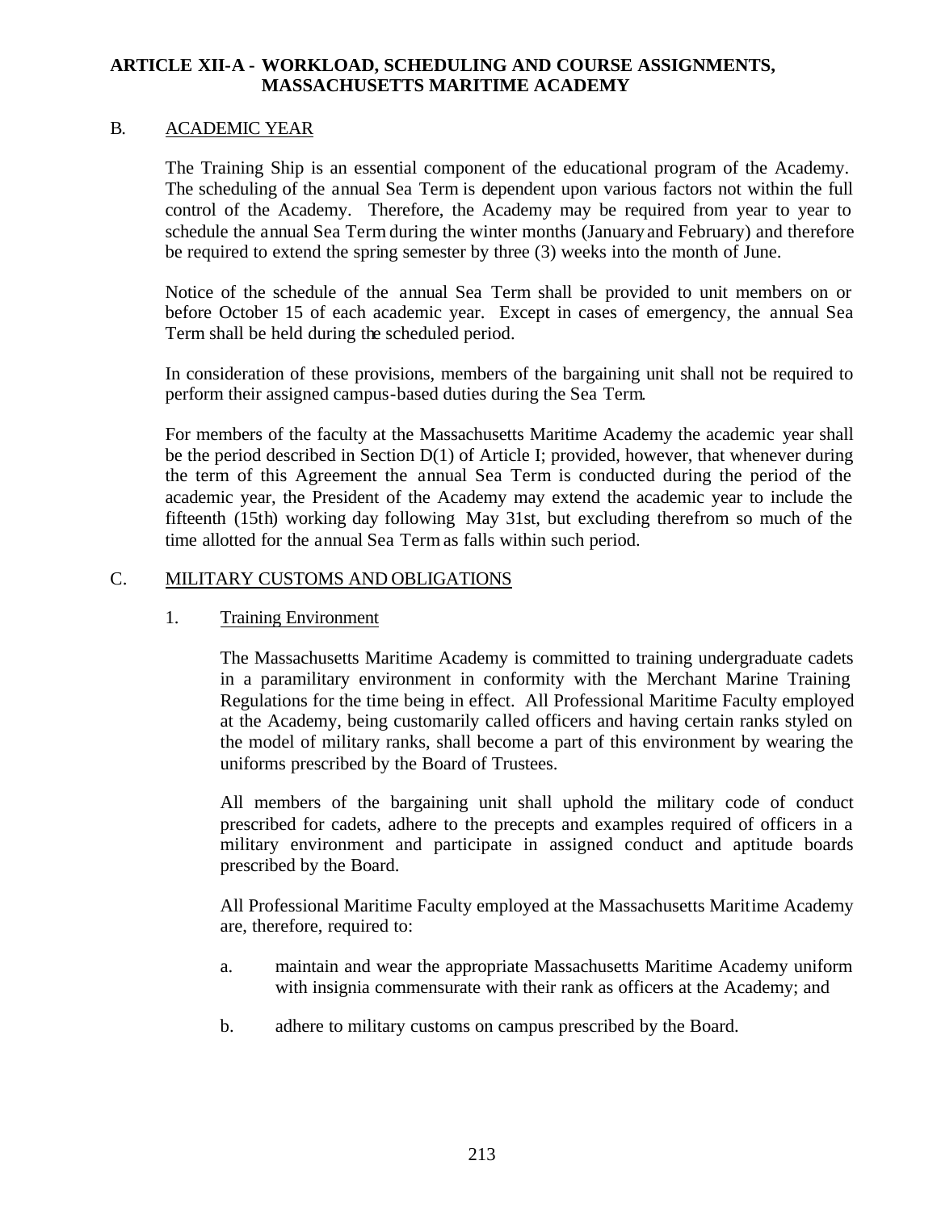## ARTICLE XII-A - WORKLOAD, SCHEDULING AND COURSE ASSIGNMENTS, MASSACHUSETTS MARITIME ACADEMY

B. ACADEMIC YEAR

The Training Ship is an essential component of the educational program of the Academy. The scheduling of the annual Sea Term is dependent upon various factors not within the full control of the Academy. Therefore, the Academy may be required from year to year to schedule the annual Sea Term during the winter months (January and February) and therefore be required to extend the spring semester by three (3) weeks into the month of June.

Notice of the schedule of the annual Sea Term shall be provided to unit members on or before October 15 of each academic year. Except in cases of emergency, the annual Sea Term shall be held during the scheduled period.

In consideration of these provisions, members of the bargaining unit shall not be required to perform their assigned campus-based duties during the Sea Term.

For members of the faculty at the Massachusetts Maritime Academy the academic year shall be the period described in Section D(1) of Article I; provided, however, that whenever during the term of this Agreement the annual Sea Term is conducted during the period of the academic year, the President of the Academy may extend the academic year to include the fifteenth (15th) working day following May 31st, but excluding therefrom so much of the time allotted for the annual Sea Term as falls within such period.

C. MILITARY CUSTOMS AND OBLIGATIONS

1. Training Environment

The Massachusetts Maritime Academy is committed to training undergraduate cadets in a paramilitary environment in conformity with the Merchant Marine Training Regulations for the time being in effect. All Professional Maritime Faculty employed at the Academy, being customarily called officers and having certain ranks styled on the model of military ranks, shall become a part of this environment by wearing the uniforms prescribed by the Board of Trustees.

All members of the bargaining unit shall uphold the military code of conduct prescribed for cadets, adhere to the precepts and examples required of officers in a military environment and participate in assigned conduct and aptitude boards prescribed by the Board.

All Professional Maritime Faculty employed at the Massachusetts Maritime Academy are, therefore, required to:

a. maintain and wear the appropriate Massachusetts Maritime Academy uniform with insignia commensurate with their rank as officers at the Academy; and

b. adhere to military customs on campus prescribed by the Board.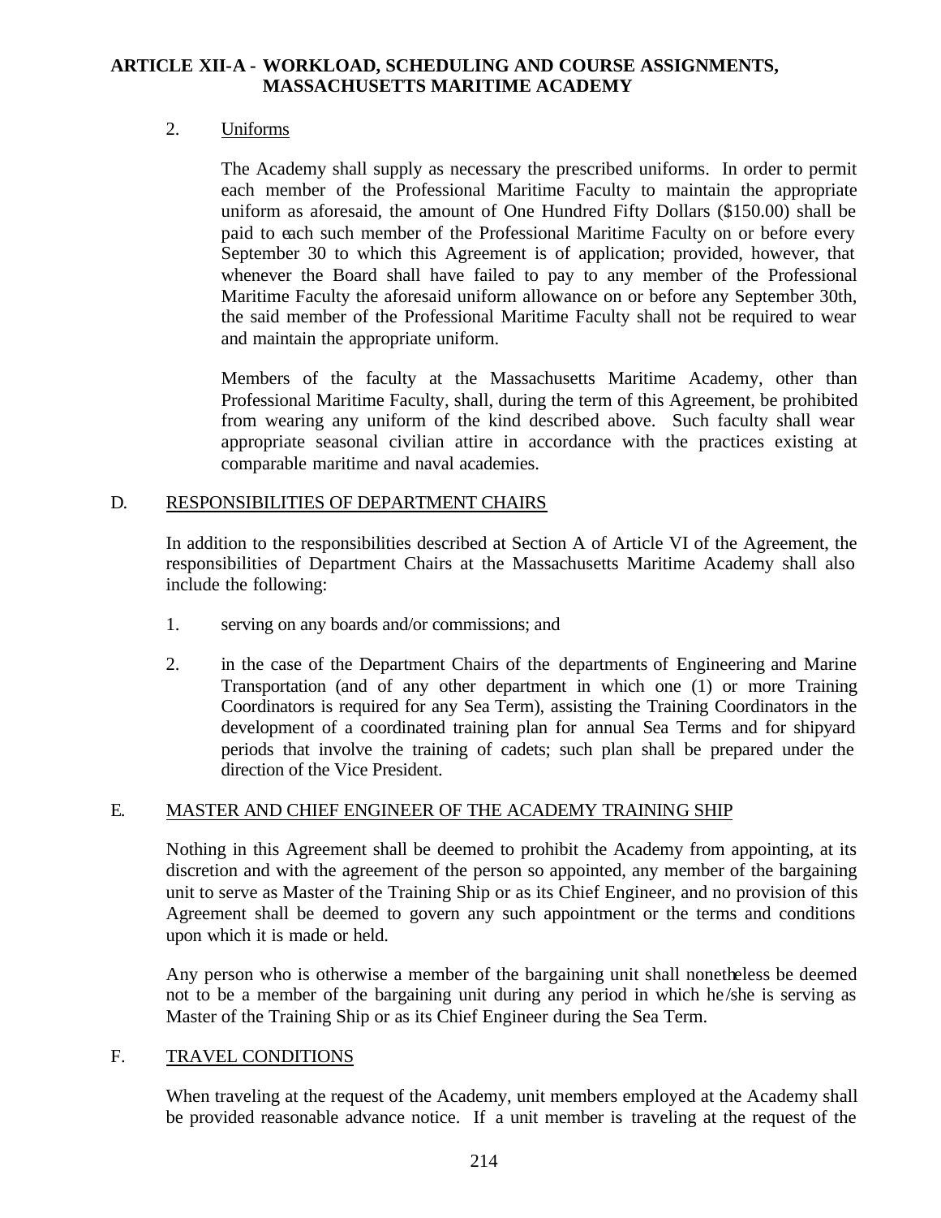**ARTICLE XII-A - WORKLOAD, SCHEDULING AND COURSE ASSIGNMENTS, MASSACHUSETTS MARITIME ACADEMY**

2. Uniforms

The Academy shall supply as necessary the prescribed uniforms. In order to permit each member of the Professional Maritime Faculty to maintain the appropriate uniform as aforesaid, the amount of One Hundred Fifty Dollars ($150.00) shall be paid to each such member of the Professional Maritime Faculty on or before every September 30 to which this Agreement is of application; provided, however, that whenever the Board shall have failed to pay to any member of the Professional Maritime Faculty the aforesaid uniform allowance on or before any September 30th, the said member of the Professional Maritime Faculty shall not be required to wear and maintain the appropriate uniform.

Members of the faculty at the Massachusetts Maritime Academy, other than Professional Maritime Faculty, shall, during the term of this Agreement, be prohibited from wearing any uniform of the kind described above. Such faculty shall wear appropriate seasonal civilian attire in accordance with the practices existing at comparable maritime and naval academies.

D. RESPONSIBILITIES OF DEPARTMENT CHAIRS

In addition to the responsibilities described at Section A of Article VI of the Agreement, the responsibilities of Department Chairs at the Massachusetts Maritime Academy shall also include the following:

1. serving on any boards and/or commissions; and

2. in the case of the Department Chairs of the departments of Engineering and Marine Transportation (and of any other department in which one (1) or more Training Coordinators is required for any Sea Term), assisting the Training Coordinators in the development of a coordinated training plan for annual Sea Terms and for shipyard periods that involve the training of cadets; such plan shall be prepared under the direction of the Vice President.

E. MASTER AND CHIEF ENGINEER OF THE ACADEMY TRAINING SHIP

Nothing in this Agreement shall be deemed to prohibit the Academy from appointing, at its discretion and with the agreement of the person so appointed, any member of the bargaining unit to serve as Master of the Training Ship or as its Chief Engineer, and no provision of this Agreement shall be deemed to govern any such appointment or the terms and conditions upon which it is made or held.

Any person who is otherwise a member of the bargaining unit shall nonetheless be deemed not to be a member of the bargaining unit during any period in which he/she is serving as Master of the Training Ship or as its Chief Engineer during the Sea Term.

F. TRAVEL CONDITIONS

When traveling at the request of the Academy, unit members employed at the Academy shall be provided reasonable advance notice. If a unit member is traveling at the request of the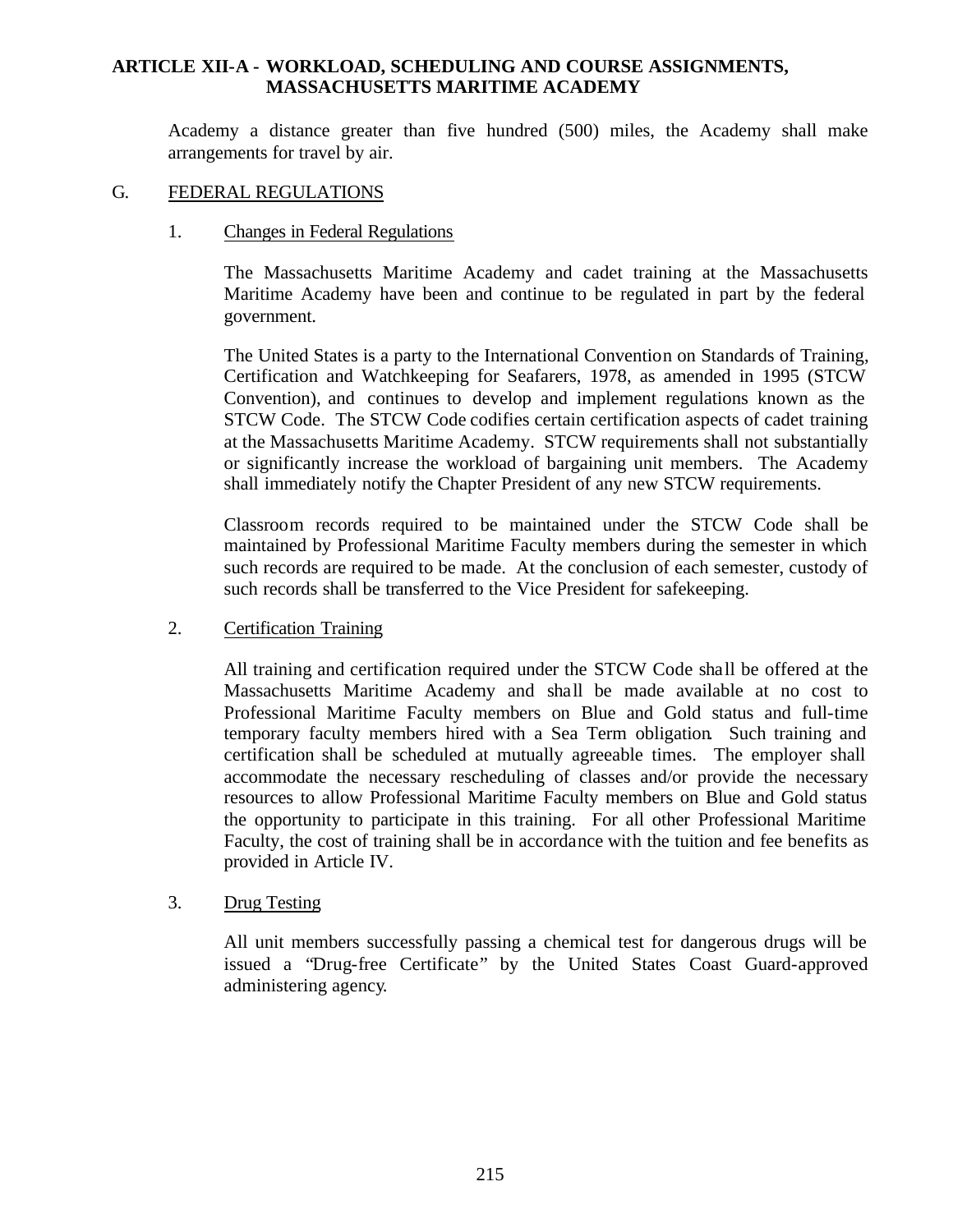Academy a distance greater than five hundred (500) miles, the Academy shall make arrangements for travel by air.

## G. FEDERAL REGULATIONS

### 1. Changes in Federal Regulations

The Massachusetts Maritime Academy and cadet training at the Massachusetts Maritime Academy have been and continue to be regulated in part by the federal government.

The United States is a party to the International Convention on Standards of Training, Certification and Watchkeeping for Seafarers, 1978, as amended in 1995 (STCW Convention), and continues to develop and implement regulations known as the STCW Code. The STCW Code codifies certain certification aspects of cadet training at the Massachusetts Maritime Academy. STCW requirements shall not substantially or significantly increase the workload of bargaining unit members. The Academy shall immediately notify the Chapter President of any new STCW requirements.

Classroom records required to be maintained under the STCW Code shall be maintained by Professional Maritime Faculty members during the semester in which such records are required to be made. At the conclusion of each semester, custody of such records shall be transferred to the Vice President for safekeeping.

### 2. Certification Training

All training and certification required under the STCW Code shall be offered at the Massachusetts Maritime Academy and shall be made available at no cost to Professional Maritime Faculty members on Blue and Gold status and full-time temporary faculty members hired with a Sea Term obligation. Such training and certification shall be scheduled at mutually agreeable times. The employer shall accommodate the necessary rescheduling of classes and/or provide the necessary resources to allow Professional Maritime Faculty members on Blue and Gold status the opportunity to participate in this training. For all other Professional Maritime Faculty, the cost of training shall be in accordance with the tuition and fee benefits as provided in Article IV.

### 3. Drug Testing

All unit members successfully passing a chemical test for dangerous drugs will be issued a "Drug-free Certificate" by the United States Coast Guard-approved administering agency.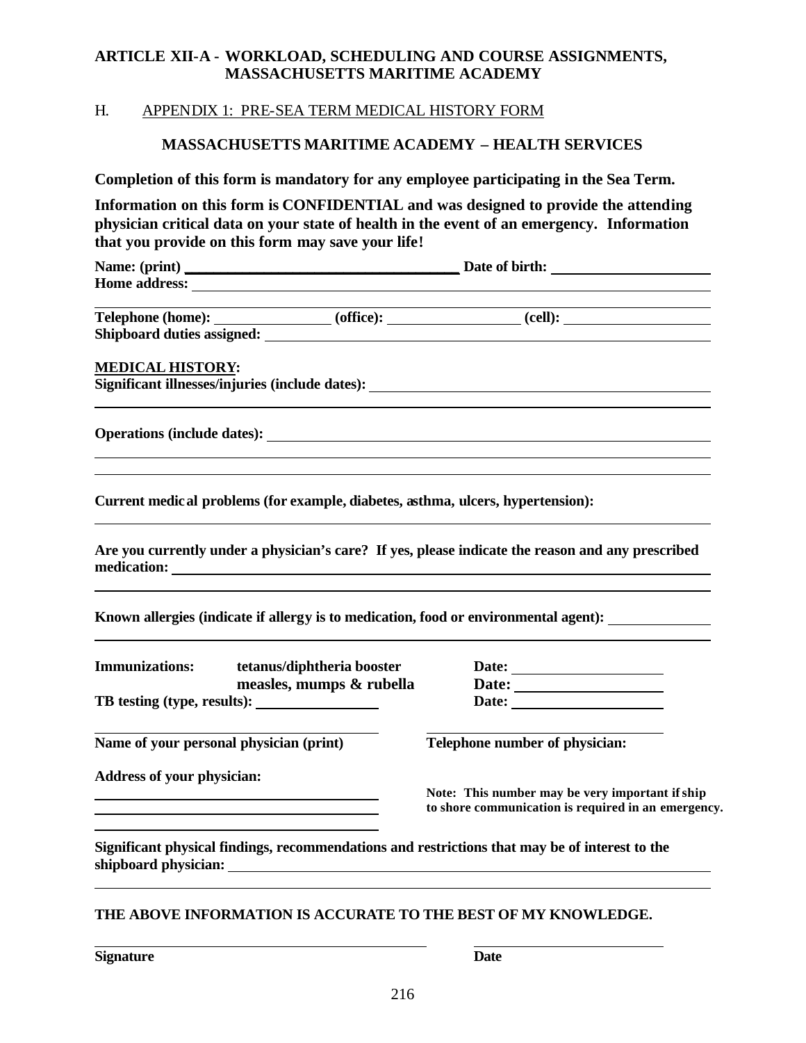## ARTICLE XII-A - WORKLOAD, SCHEDULING AND COURSE ASSIGNMENTS, MASSACHUSETTS MARITIME ACADEMY

H. APPENDIX 1: PRE-SEA TERM MEDICAL HISTORY FORM

### MASSACHUSETTS MARITIME ACADEMY – HEALTH SERVICES

**Completion of this form is mandatory for any employee participating in the Sea Term.**

**Information on this form is CONFIDENTIAL and was designed to provide the attending physician critical data on your state of health in the event of an emergency. Information that you provide on this form may save your life!**

**Name: (print)** ______________________________ **Date of birth:** ____________________

**Home address:** ____________________________________________________________

______________________________________________________________________

**Telephone (home):** ______________ **(office):** ______________ **(cell):** ______________

**Shipboard duties assigned:** _________________________________________________

**MEDICAL HISTORY:**

**Significant illnesses/injuries (include dates):** ___________________________________

______________________________________________________________________

**Operations (include dates):** _________________________________________________

______________________________________________________________________

______________________________________________________________________

**Current medical problems (for example, diabetes, asthma, ulcers, hypertension):**

______________________________________________________________________

**Are you currently under a physician's care? If yes, please indicate the reason and any prescribed medication:** ______________________________________________________

______________________________________________________________________

**Known allergies (indicate if allergy is to medication, food or environmental agent):** __________

______________________________________________________________________

**Immunizations:** **tetanus/diphtheria booster** **Date:** ____________________

**measles, mumps & rubella** **Date:** ____________________

**TB testing (type, results):** ______________ **Date:** ____________________

______________________________ ______________________________

**Name of your personal physician (print)** **Telephone number of physician:**

**Address of your physician:**

______________________________

______________________________

______________________________

**Note: This number may be very important if ship to shore communication is required in an emergency.**

**Significant physical findings, recommendations and restrictions that may be of interest to the shipboard physician:** ___________________________________________________

______________________________________________________________________

**THE ABOVE INFORMATION IS ACCURATE TO THE BEST OF MY KNOWLEDGE.**

______________________________ ____________________

**Signature** **Date**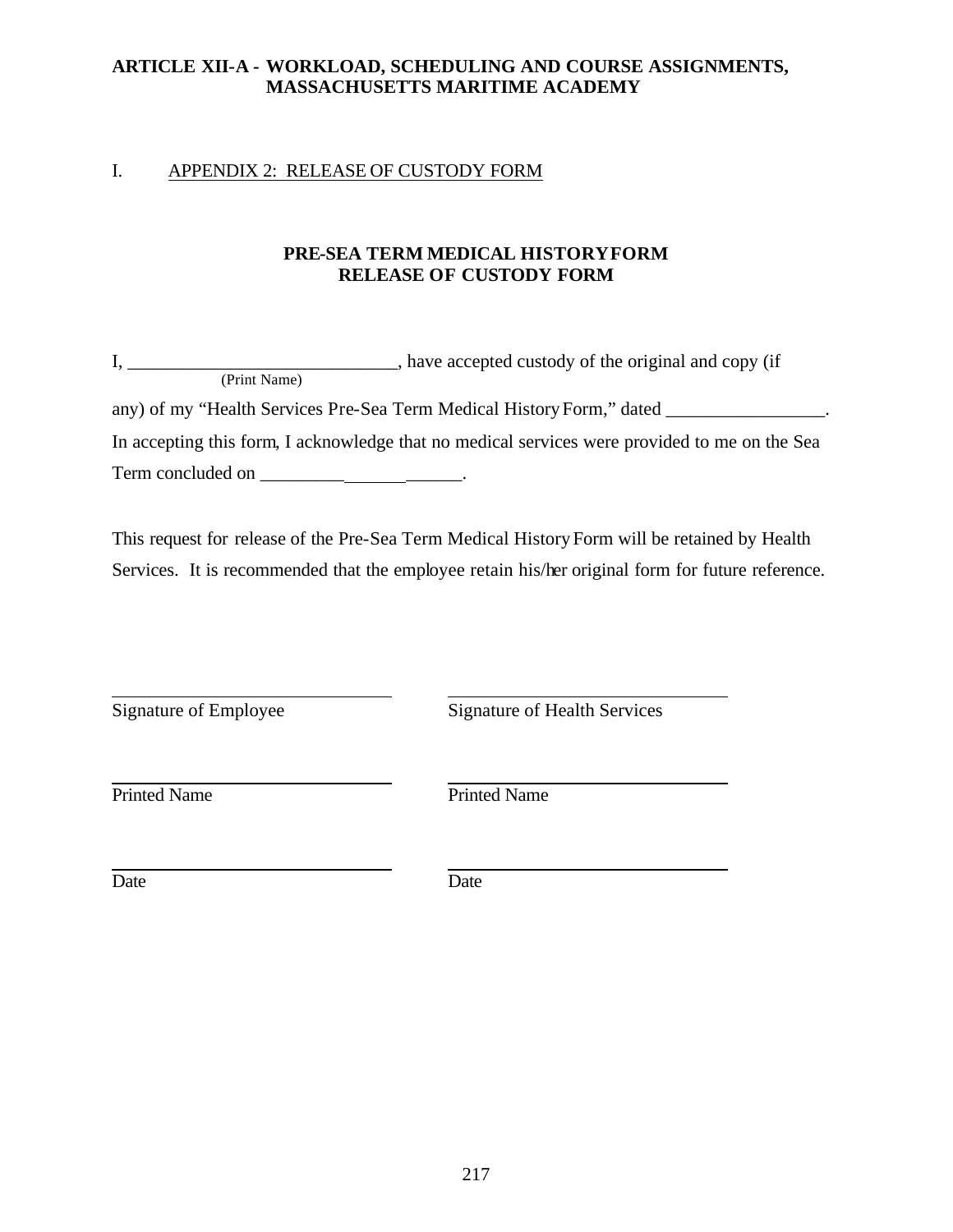**ARTICLE XII-A - WORKLOAD, SCHEDULING AND COURSE ASSIGNMENTS, MASSACHUSETTS MARITIME ACADEMY**

I. APPENDIX 2: RELEASE OF CUSTODY FORM

**PRE-SEA TERM MEDICAL HISTORY FORM**
**RELEASE OF CUSTODY FORM**

I, _____________________________, have accepted custody of the original and copy (if
(Print Name)
any) of my "Health Services Pre-Sea Term Medical History Form," dated _________________.
In accepting this form, I acknowledge that no medical services were provided to me on the Sea Term concluded on _____________________.

This request for release of the Pre-Sea Term Medical History Form will be retained by Health Services. It is recommended that the employee retain his/her original form for future reference.

| | |
|---|---|
| ______________________________ | ______________________________ |
| Signature of Employee | Signature of Health Services |
| ______________________________ | ______________________________ |
| Printed Name | Printed Name |
| ______________________________ | ______________________________ |
| Date | Date |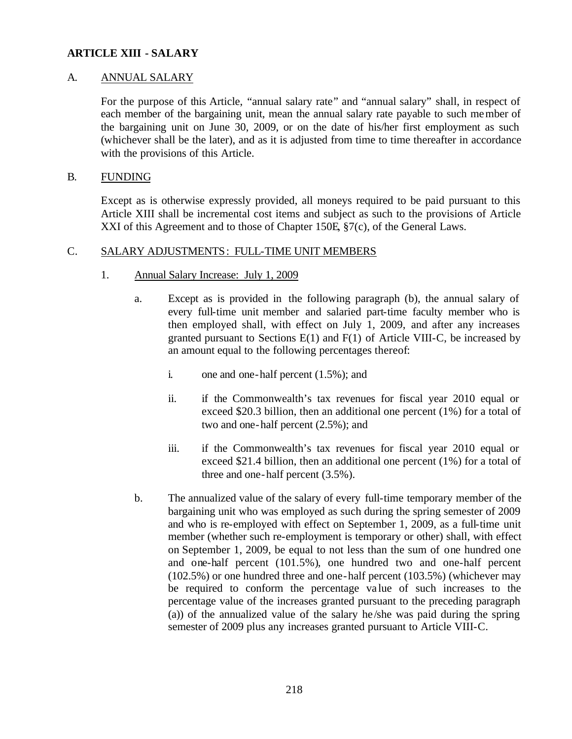## ARTICLE XIII - SALARY

A. ANNUAL SALARY

For the purpose of this Article, "annual salary rate" and "annual salary" shall, in respect of each member of the bargaining unit, mean the annual salary rate payable to such member of the bargaining unit on June 30, 2009, or on the date of his/her first employment as such (whichever shall be the later), and as it is adjusted from time to time thereafter in accordance with the provisions of this Article.

B. FUNDING

Except as is otherwise expressly provided, all moneys required to be paid pursuant to this Article XIII shall be incremental cost items and subject as such to the provisions of Article XXI of this Agreement and to those of Chapter 150E, §7(c), of the General Laws.

C. SALARY ADJUSTMENTS: FULL-TIME UNIT MEMBERS

1. Annual Salary Increase: July 1, 2009

   a. Except as is provided in the following paragraph (b), the annual salary of every full-time unit member and salaried part-time faculty member who is then employed shall, with effect on July 1, 2009, and after any increases granted pursuant to Sections E(1) and F(1) of Article VIII-C, be increased by an amount equal to the following percentages thereof:

      i. one and one-half percent (1.5%); and

      ii. if the Commonwealth's tax revenues for fiscal year 2010 equal or exceed $20.3 billion, then an additional one percent (1%) for a total of two and one-half percent (2.5%); and

      iii. if the Commonwealth's tax revenues for fiscal year 2010 equal or exceed $21.4 billion, then an additional one percent (1%) for a total of three and one-half percent (3.5%).

   b. The annualized value of the salary of every full-time temporary member of the bargaining unit who was employed as such during the spring semester of 2009 and who is re-employed with effect on September 1, 2009, as a full-time unit member (whether such re-employment is temporary or other) shall, with effect on September 1, 2009, be equal to not less than the sum of one hundred one and one-half percent (101.5%), one hundred two and one-half percent (102.5%) or one hundred three and one-half percent (103.5%) (whichever may be required to conform the percentage value of such increases to the percentage value of the increases granted pursuant to the preceding paragraph (a)) of the annualized value of the salary he/she was paid during the spring semester of 2009 plus any increases granted pursuant to Article VIII-C.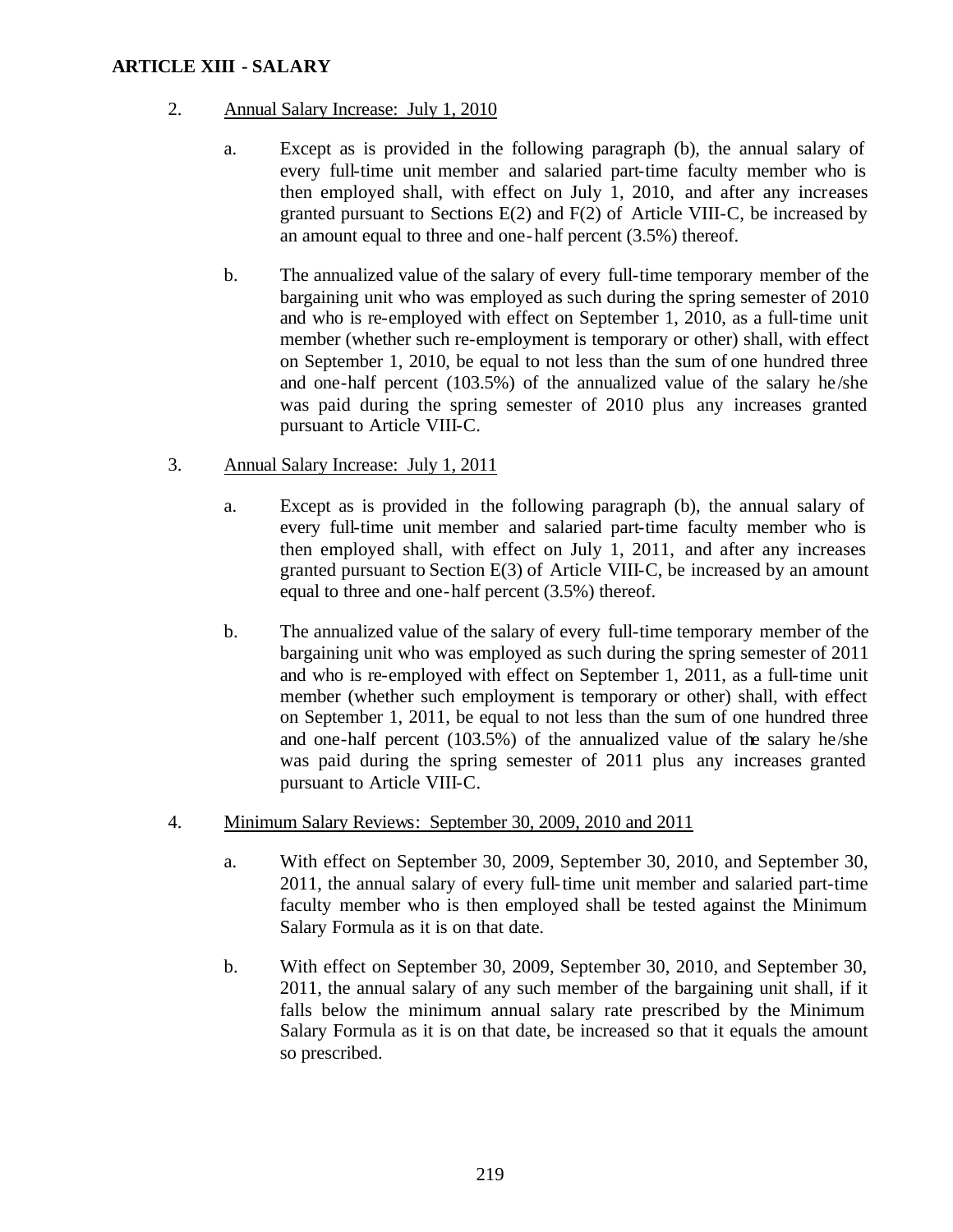## ARTICLE XIII - SALARY

2. Annual Salary Increase: July 1, 2010

   a. Except as is provided in the following paragraph (b), the annual salary of every full-time unit member and salaried part-time faculty member who is then employed shall, with effect on July 1, 2010, and after any increases granted pursuant to Sections E(2) and F(2) of Article VIII-C, be increased by an amount equal to three and one-half percent (3.5%) thereof.

   b. The annualized value of the salary of every full-time temporary member of the bargaining unit who was employed as such during the spring semester of 2010 and who is re-employed with effect on September 1, 2010, as a full-time unit member (whether such re-employment is temporary or other) shall, with effect on September 1, 2010, be equal to not less than the sum of one hundred three and one-half percent (103.5%) of the annualized value of the salary he/she was paid during the spring semester of 2010 plus any increases granted pursuant to Article VIII-C.

3. Annual Salary Increase: July 1, 2011

   a. Except as is provided in the following paragraph (b), the annual salary of every full-time unit member and salaried part-time faculty member who is then employed shall, with effect on July 1, 2011, and after any increases granted pursuant to Section E(3) of Article VIII-C, be increased by an amount equal to three and one-half percent (3.5%) thereof.

   b. The annualized value of the salary of every full-time temporary member of the bargaining unit who was employed as such during the spring semester of 2011 and who is re-employed with effect on September 1, 2011, as a full-time unit member (whether such employment is temporary or other) shall, with effect on September 1, 2011, be equal to not less than the sum of one hundred three and one-half percent (103.5%) of the annualized value of the salary he/she was paid during the spring semester of 2011 plus any increases granted pursuant to Article VIII-C.

4. Minimum Salary Reviews: September 30, 2009, 2010 and 2011

   a. With effect on September 30, 2009, September 30, 2010, and September 30, 2011, the annual salary of every full-time unit member and salaried part-time faculty member who is then employed shall be tested against the Minimum Salary Formula as it is on that date.

   b. With effect on September 30, 2009, September 30, 2010, and September 30, 2011, the annual salary of any such member of the bargaining unit shall, if it falls below the minimum annual salary rate prescribed by the Minimum Salary Formula as it is on that date, be increased so that it equals the amount so prescribed.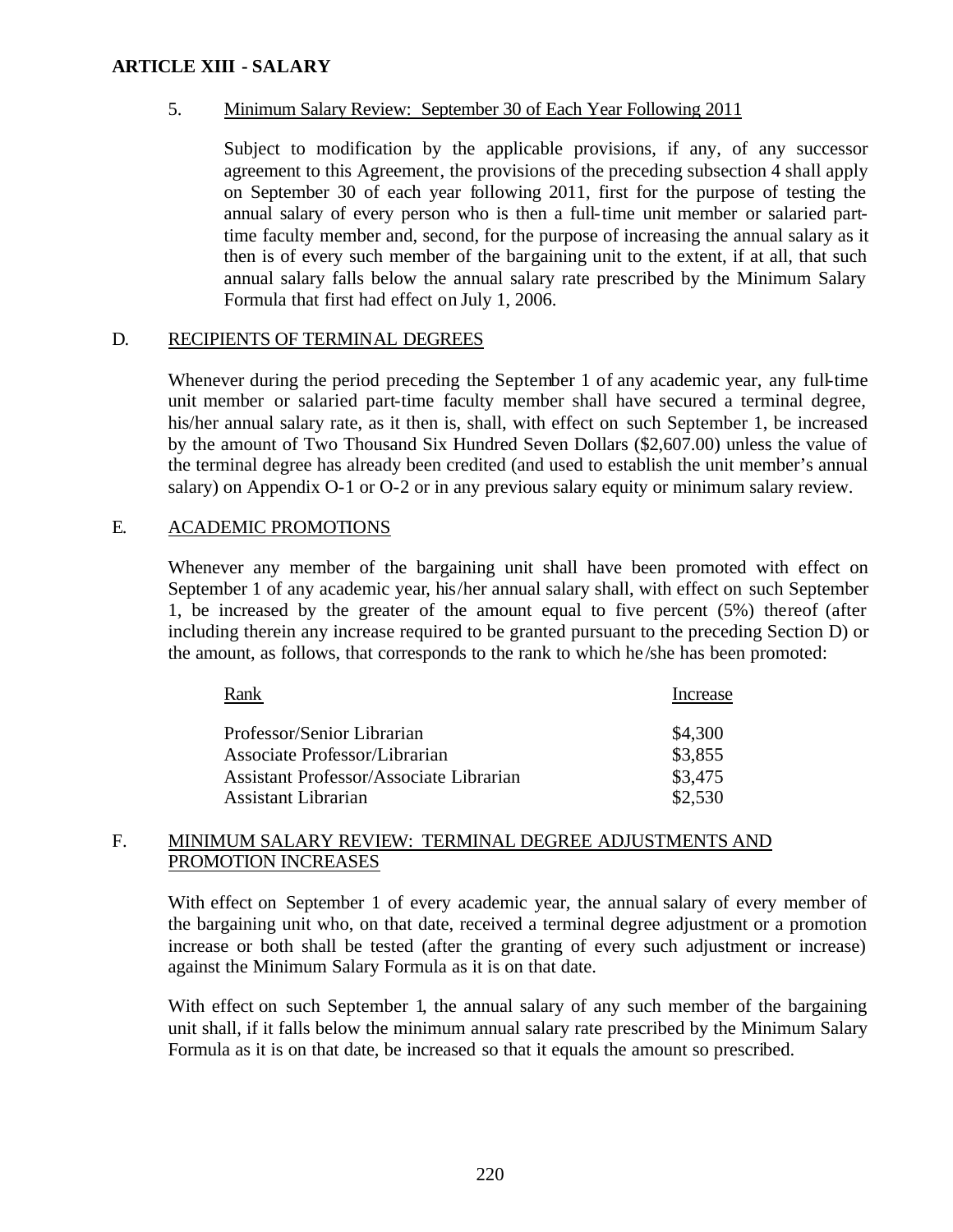## ARTICLE XIII - SALARY

5. Minimum Salary Review: September 30 of Each Year Following 2011

   Subject to modification by the applicable provisions, if any, of any successor agreement to this Agreement, the provisions of the preceding subsection 4 shall apply on September 30 of each year following 2011, first for the purpose of testing the annual salary of every person who is then a full-time unit member or salaried part-time faculty member and, second, for the purpose of increasing the annual salary as it then is of every such member of the bargaining unit to the extent, if at all, that such annual salary falls below the annual salary rate prescribed by the Minimum Salary Formula that first had effect on July 1, 2006.

### D. RECIPIENTS OF TERMINAL DEGREES

Whenever during the period preceding the September 1 of any academic year, any full-time unit member or salaried part-time faculty member shall have secured a terminal degree, his/her annual salary rate, as it then is, shall, with effect on such September 1, be increased by the amount of Two Thousand Six Hundred Seven Dollars ($2,607.00) unless the value of the terminal degree has already been credited (and used to establish the unit member's annual salary) on Appendix O-1 or O-2 or in any previous salary equity or minimum salary review.

### E. ACADEMIC PROMOTIONS

Whenever any member of the bargaining unit shall have been promoted with effect on September 1 of any academic year, his/her annual salary shall, with effect on such September 1, be increased by the greater of the amount equal to five percent (5%) thereof (after including therein any increase required to be granted pursuant to the preceding Section D) or the amount, as follows, that corresponds to the rank to which he/she has been promoted:

| Rank | Increase |
|---|---|
| Professor/Senior Librarian | $4,300 |
| Associate Professor/Librarian | $3,855 |
| Assistant Professor/Associate Librarian | $3,475 |
| Assistant Librarian | $2,530 |

### F. MINIMUM SALARY REVIEW: TERMINAL DEGREE ADJUSTMENTS AND PROMOTION INCREASES

With effect on September 1 of every academic year, the annual salary of every member of the bargaining unit who, on that date, received a terminal degree adjustment or a promotion increase or both shall be tested (after the granting of every such adjustment or increase) against the Minimum Salary Formula as it is on that date.

With effect on such September 1, the annual salary of any such member of the bargaining unit shall, if it falls below the minimum annual salary rate prescribed by the Minimum Salary Formula as it is on that date, be increased so that it equals the amount so prescribed.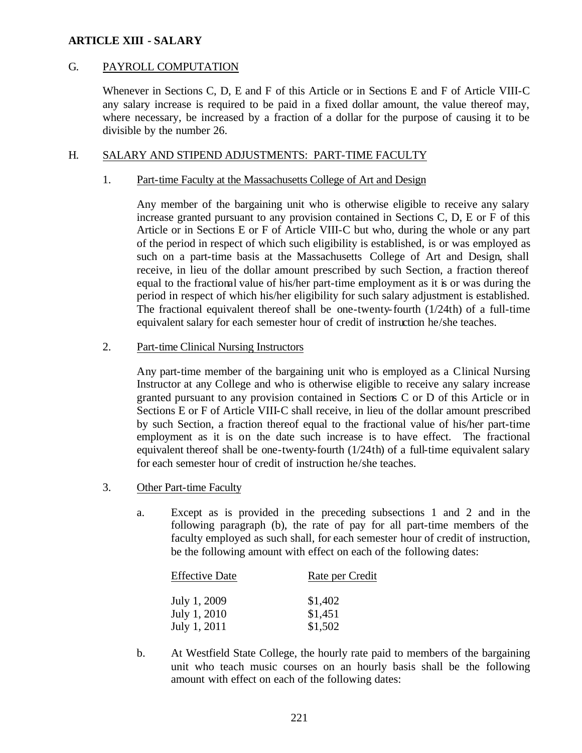**ARTICLE XIII - SALARY**

G. PAYROLL COMPUTATION

Whenever in Sections C, D, E and F of this Article or in Sections E and F of Article VIII-C any salary increase is required to be paid in a fixed dollar amount, the value thereof may, where necessary, be increased by a fraction of a dollar for the purpose of causing it to be divisible by the number 26.

H. SALARY AND STIPEND ADJUSTMENTS: PART-TIME FACULTY

1. Part-time Faculty at the Massachusetts College of Art and Design

Any member of the bargaining unit who is otherwise eligible to receive any salary increase granted pursuant to any provision contained in Sections C, D, E or F of this Article or in Sections E or F of Article VIII-C but who, during the whole or any part of the period in respect of which such eligibility is established, is or was employed as such on a part-time basis at the Massachusetts College of Art and Design, shall receive, in lieu of the dollar amount prescribed by such Section, a fraction thereof equal to the fractional value of his/her part-time employment as it is or was during the period in respect of which his/her eligibility for such salary adjustment is established. The fractional equivalent thereof shall be one-twenty-fourth (1/24th) of a full-time equivalent salary for each semester hour of credit of instruction he/she teaches.

2. Part-time Clinical Nursing Instructors

Any part-time member of the bargaining unit who is employed as a Clinical Nursing Instructor at any College and who is otherwise eligible to receive any salary increase granted pursuant to any provision contained in Sections C or D of this Article or in Sections E or F of Article VIII-C shall receive, in lieu of the dollar amount prescribed by such Section, a fraction thereof equal to the fractional value of his/her part-time employment as it is on the date such increase is to have effect. The fractional equivalent thereof shall be one-twenty-fourth (1/24th) of a full-time equivalent salary for each semester hour of credit of instruction he/she teaches.

3. Other Part-time Faculty

a. Except as is provided in the preceding subsections 1 and 2 and in the following paragraph (b), the rate of pay for all part-time members of the faculty employed as such shall, for each semester hour of credit of instruction, be the following amount with effect on each of the following dates:

| Effective Date | Rate per Credit |
|---|---|
| July 1, 2009 | $1,402 |
| July 1, 2010 | $1,451 |
| July 1, 2011 | $1,502 |

b. At Westfield State College, the hourly rate paid to members of the bargaining unit who teach music courses on an hourly basis shall be the following amount with effect on each of the following dates: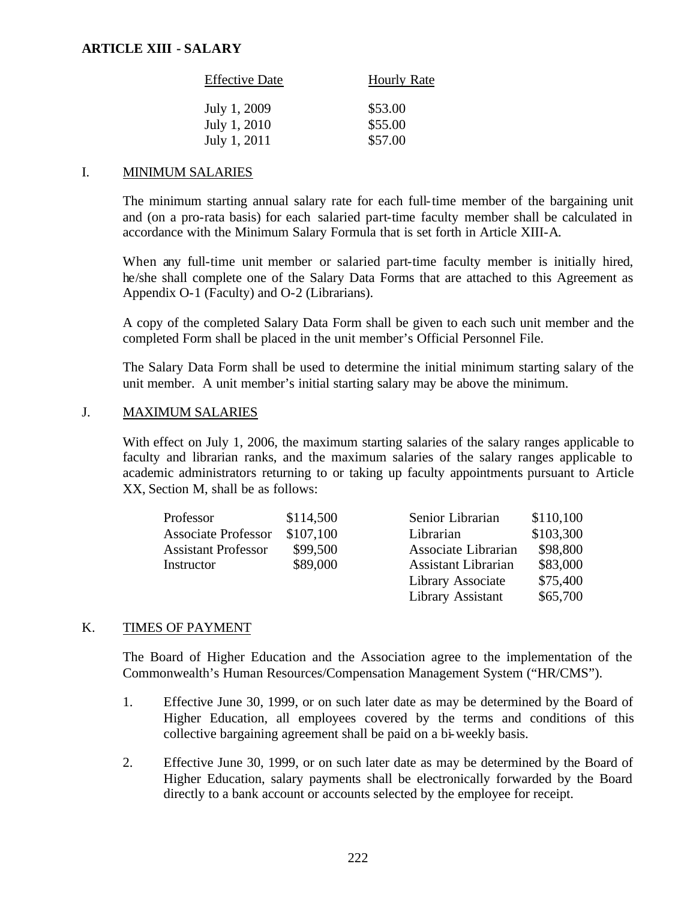## ARTICLE XIII - SALARY

| Effective Date | Hourly Rate |
|---|---|
| July 1, 2009 | $53.00 |
| July 1, 2010 | $55.00 |
| July 1, 2011 | $57.00 |

I. MINIMUM SALARIES

The minimum starting annual salary rate for each full-time member of the bargaining unit and (on a pro-rata basis) for each salaried part-time faculty member shall be calculated in accordance with the Minimum Salary Formula that is set forth in Article XIII-A.

When any full-time unit member or salaried part-time faculty member is initially hired, he/she shall complete one of the Salary Data Forms that are attached to this Agreement as Appendix O-1 (Faculty) and O-2 (Librarians).

A copy of the completed Salary Data Form shall be given to each such unit member and the completed Form shall be placed in the unit member's Official Personnel File.

The Salary Data Form shall be used to determine the initial minimum starting salary of the unit member. A unit member's initial starting salary may be above the minimum.

J. MAXIMUM SALARIES

With effect on July 1, 2006, the maximum starting salaries of the salary ranges applicable to faculty and librarian ranks, and the maximum salaries of the salary ranges applicable to academic administrators returning to or taking up faculty appointments pursuant to Article XX, Section M, shall be as follows:

| | | | |
|---|---|---|---|
| Professor | $114,500 | Senior Librarian | $110,100 |
| Associate Professor | $107,100 | Librarian | $103,300 |
| Assistant Professor | $99,500 | Associate Librarian | $98,800 |
| Instructor | $89,000 | Assistant Librarian | $83,000 |
| | | Library Associate | $75,400 |
| | | Library Assistant | $65,700 |

K. TIMES OF PAYMENT

The Board of Higher Education and the Association agree to the implementation of the Commonwealth's Human Resources/Compensation Management System ("HR/CMS").

1. Effective June 30, 1999, or on such later date as may be determined by the Board of Higher Education, all employees covered by the terms and conditions of this collective bargaining agreement shall be paid on a bi-weekly basis.

2. Effective June 30, 1999, or on such later date as may be determined by the Board of Higher Education, salary payments shall be electronically forwarded by the Board directly to a bank account or accounts selected by the employee for receipt.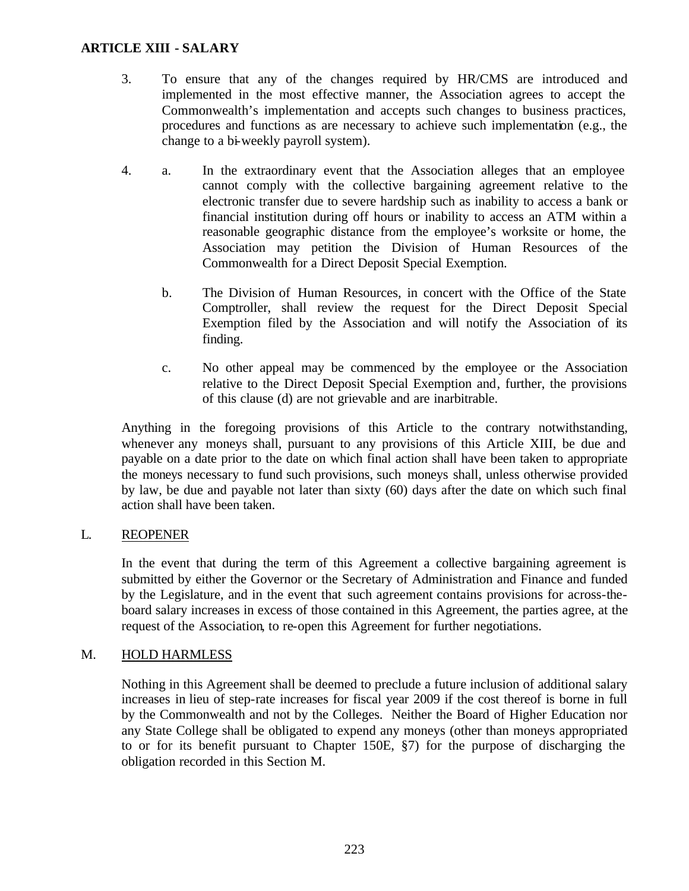## ARTICLE XIII - SALARY

3. To ensure that any of the changes required by HR/CMS are introduced and implemented in the most effective manner, the Association agrees to accept the Commonwealth's implementation and accepts such changes to business practices, procedures and functions as are necessary to achieve such implementation (e.g., the change to a bi-weekly payroll system).

4. a. In the extraordinary event that the Association alleges that an employee cannot comply with the collective bargaining agreement relative to the electronic transfer due to severe hardship such as inability to access a bank or financial institution during off hours or inability to access an ATM within a reasonable geographic distance from the employee's worksite or home, the Association may petition the Division of Human Resources of the Commonwealth for a Direct Deposit Special Exemption.

   b. The Division of Human Resources, in concert with the Office of the State Comptroller, shall review the request for the Direct Deposit Special Exemption filed by the Association and will notify the Association of its finding.

   c. No other appeal may be commenced by the employee or the Association relative to the Direct Deposit Special Exemption and, further, the provisions of this clause (d) are not grievable and are inarbitrable.

Anything in the foregoing provisions of this Article to the contrary notwithstanding, whenever any moneys shall, pursuant to any provisions of this Article XIII, be due and payable on a date prior to the date on which final action shall have been taken to appropriate the moneys necessary to fund such provisions, such moneys shall, unless otherwise provided by law, be due and payable not later than sixty (60) days after the date on which such final action shall have been taken.

### L. REOPENER

In the event that during the term of this Agreement a collective bargaining agreement is submitted by either the Governor or the Secretary of Administration and Finance and funded by the Legislature, and in the event that such agreement contains provisions for across-the-board salary increases in excess of those contained in this Agreement, the parties agree, at the request of the Association, to re-open this Agreement for further negotiations.

### M. HOLD HARMLESS

Nothing in this Agreement shall be deemed to preclude a future inclusion of additional salary increases in lieu of step-rate increases for fiscal year 2009 if the cost thereof is borne in full by the Commonwealth and not by the Colleges. Neither the Board of Higher Education nor any State College shall be obligated to expend any moneys (other than moneys appropriated to or for its benefit pursuant to Chapter 150E, §7) for the purpose of discharging the obligation recorded in this Section M.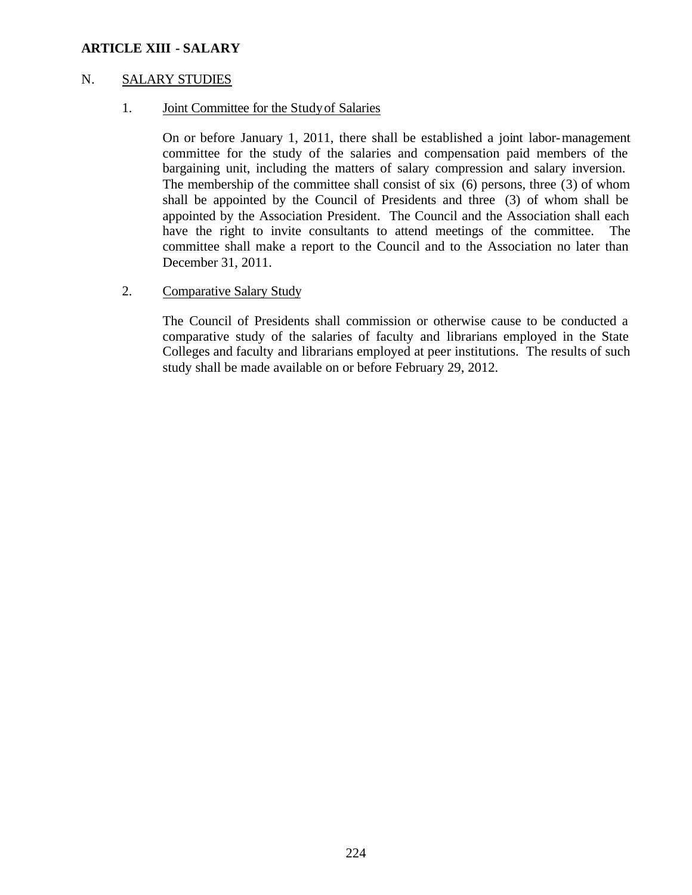**ARTICLE XIII - SALARY**

N. SALARY STUDIES

1. Joint Committee for the Study of Salaries

On or before January 1, 2011, there shall be established a joint labor-management committee for the study of the salaries and compensation paid members of the bargaining unit, including the matters of salary compression and salary inversion. The membership of the committee shall consist of six (6) persons, three (3) of whom shall be appointed by the Council of Presidents and three (3) of whom shall be appointed by the Association President. The Council and the Association shall each have the right to invite consultants to attend meetings of the committee. The committee shall make a report to the Council and to the Association no later than December 31, 2011.

2. Comparative Salary Study

The Council of Presidents shall commission or otherwise cause to be conducted a comparative study of the salaries of faculty and librarians employed in the State Colleges and faculty and librarians employed at peer institutions. The results of such study shall be made available on or before February 29, 2012.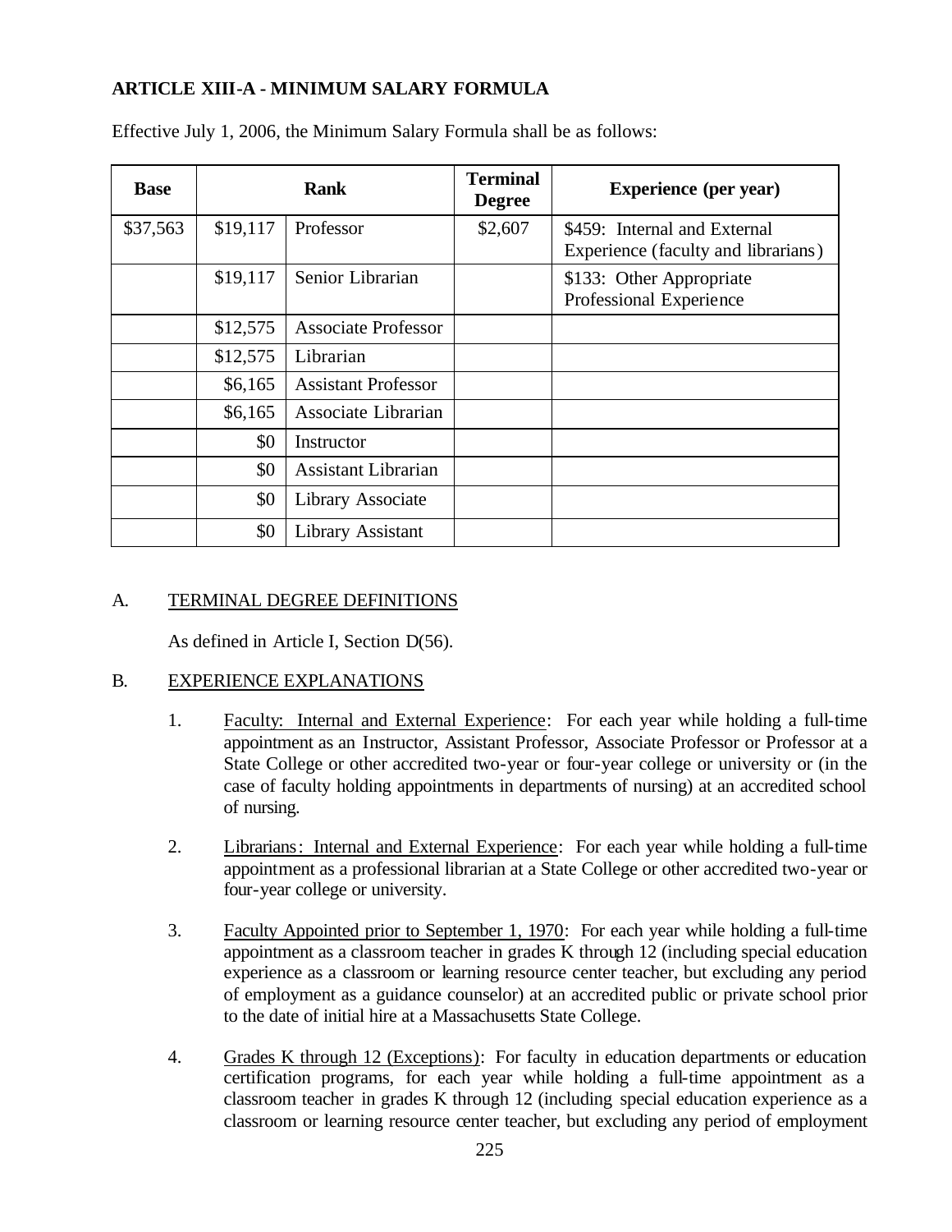**ARTICLE XIII-A - MINIMUM SALARY FORMULA**

Effective July 1, 2006, the Minimum Salary Formula shall be as follows:

| Base | Rank | | Terminal Degree | Experience (per year) |
|---|---|---|---|---|
| $37,563 | $19,117 | Professor | $2,607 | $459: Internal and External Experience (faculty and librarians) |
| | $19,117 | Senior Librarian | | $133: Other Appropriate Professional Experience |
| | $12,575 | Associate Professor | | |
| | $12,575 | Librarian | | |
| | $6,165 | Assistant Professor | | |
| | $6,165 | Associate Librarian | | |
| | $0 | Instructor | | |
| | $0 | Assistant Librarian | | |
| | $0 | Library Associate | | |
| | $0 | Library Assistant | | |

A. TERMINAL DEGREE DEFINITIONS

As defined in Article I, Section D(56).

B. EXPERIENCE EXPLANATIONS

1. Faculty: Internal and External Experience: For each year while holding a full-time appointment as an Instructor, Assistant Professor, Associate Professor or Professor at a State College or other accredited two-year or four-year college or university or (in the case of faculty holding appointments in departments of nursing) at an accredited school of nursing.

2. Librarians: Internal and External Experience: For each year while holding a full-time appointment as a professional librarian at a State College or other accredited two-year or four-year college or university.

3. Faculty Appointed prior to September 1, 1970: For each year while holding a full-time appointment as a classroom teacher in grades K through 12 (including special education experience as a classroom or learning resource center teacher, but excluding any period of employment as a guidance counselor) at an accredited public or private school prior to the date of initial hire at a Massachusetts State College.

4. Grades K through 12 (Exceptions): For faculty in education departments or education certification programs, for each year while holding a full-time appointment as a classroom teacher in grades K through 12 (including special education experience as a classroom or learning resource center teacher, but excluding any period of employment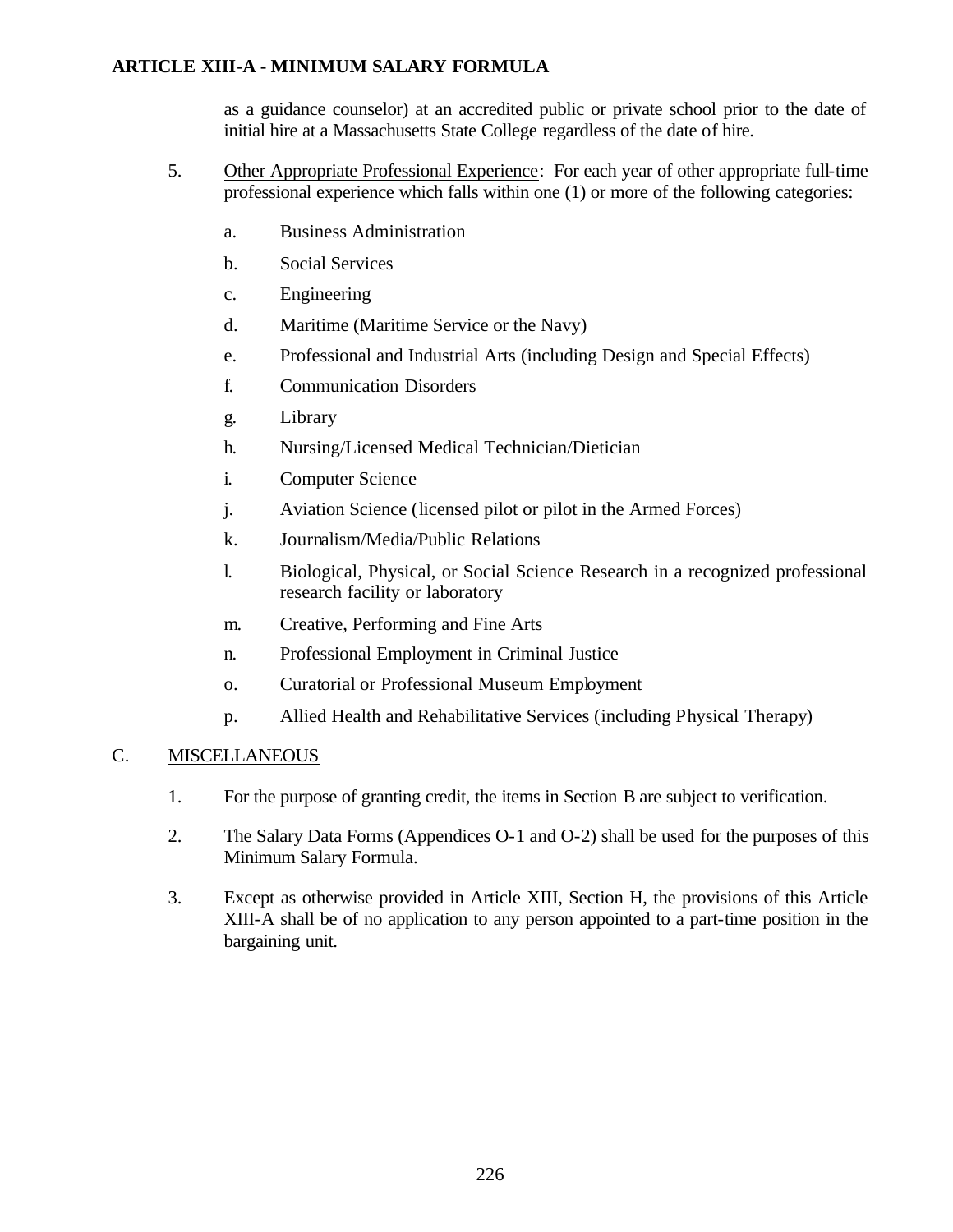as a guidance counselor) at an accredited public or private school prior to the date of initial hire at a Massachusetts State College regardless of the date of hire.

5. Other Appropriate Professional Experience: For each year of other appropriate full-time professional experience which falls within one (1) or more of the following categories:

   a. Business Administration

   b. Social Services

   c. Engineering

   d. Maritime (Maritime Service or the Navy)

   e. Professional and Industrial Arts (including Design and Special Effects)

   f. Communication Disorders

   g. Library

   h. Nursing/Licensed Medical Technician/Dietician

   i. Computer Science

   j. Aviation Science (licensed pilot or pilot in the Armed Forces)

   k. Journalism/Media/Public Relations

   l. Biological, Physical, or Social Science Research in a recognized professional research facility or laboratory

   m. Creative, Performing and Fine Arts

   n. Professional Employment in Criminal Justice

   o. Curatorial or Professional Museum Employment

   p. Allied Health and Rehabilitative Services (including Physical Therapy)

C. MISCELLANEOUS

1. For the purpose of granting credit, the items in Section B are subject to verification.

2. The Salary Data Forms (Appendices O-1 and O-2) shall be used for the purposes of this Minimum Salary Formula.

3. Except as otherwise provided in Article XIII, Section H, the provisions of this Article XIII-A shall be of no application to any person appointed to a part-time position in the bargaining unit.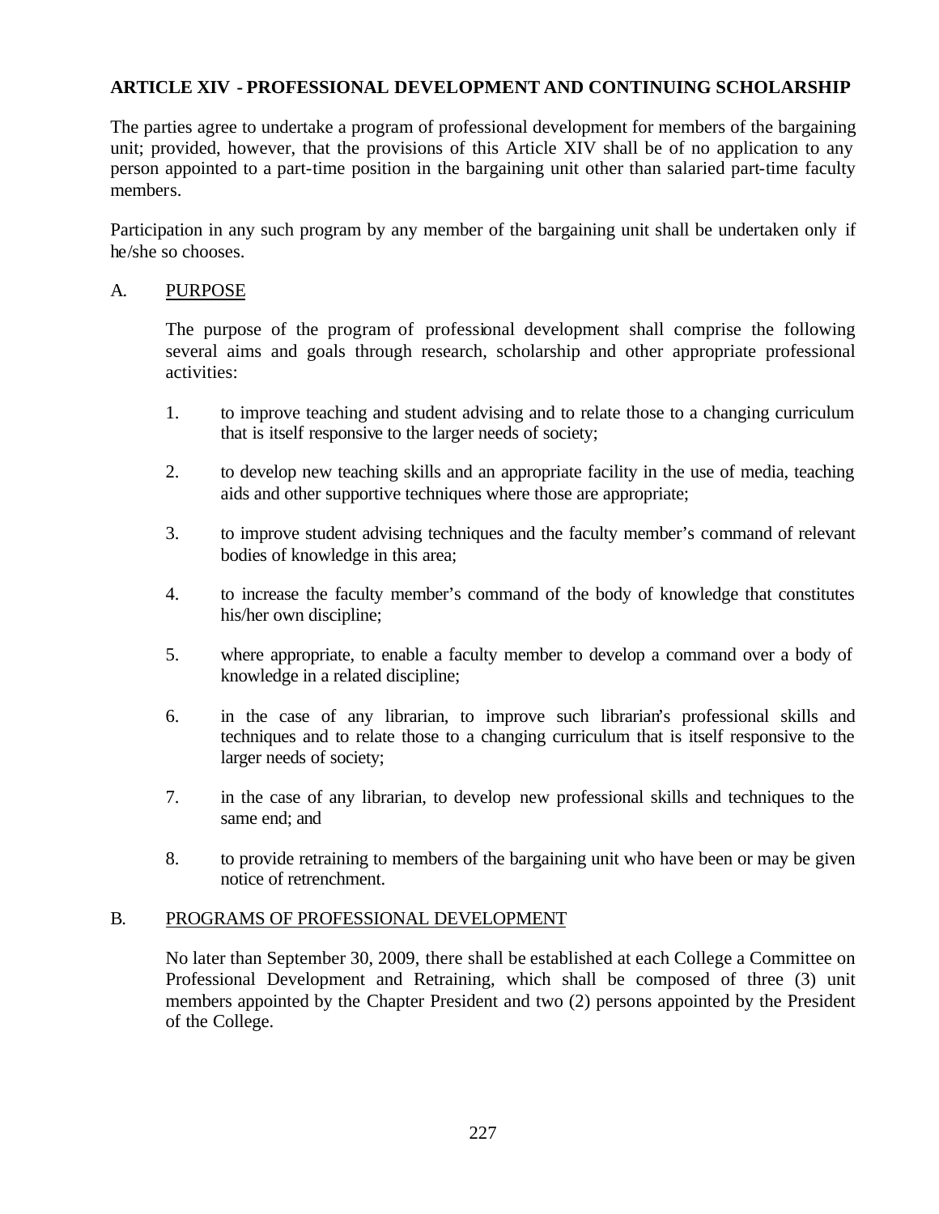## ARTICLE XIV - PROFESSIONAL DEVELOPMENT AND CONTINUING SCHOLARSHIP

The parties agree to undertake a program of professional development for members of the bargaining unit; provided, however, that the provisions of this Article XIV shall be of no application to any person appointed to a part-time position in the bargaining unit other than salaried part-time faculty members.

Participation in any such program by any member of the bargaining unit shall be undertaken only if he/she so chooses.

### A. PURPOSE

The purpose of the program of professional development shall comprise the following several aims and goals through research, scholarship and other appropriate professional activities:

1. to improve teaching and student advising and to relate those to a changing curriculum that is itself responsive to the larger needs of society;
2. to develop new teaching skills and an appropriate facility in the use of media, teaching aids and other supportive techniques where those are appropriate;
3. to improve student advising techniques and the faculty member's command of relevant bodies of knowledge in this area;
4. to increase the faculty member's command of the body of knowledge that constitutes his/her own discipline;
5. where appropriate, to enable a faculty member to develop a command over a body of knowledge in a related discipline;
6. in the case of any librarian, to improve such librarian's professional skills and techniques and to relate those to a changing curriculum that is itself responsive to the larger needs of society;
7. in the case of any librarian, to develop new professional skills and techniques to the same end; and
8. to provide retraining to members of the bargaining unit who have been or may be given notice of retrenchment.

### B. PROGRAMS OF PROFESSIONAL DEVELOPMENT

No later than September 30, 2009, there shall be established at each College a Committee on Professional Development and Retraining, which shall be composed of three (3) unit members appointed by the Chapter President and two (2) persons appointed by the President of the College.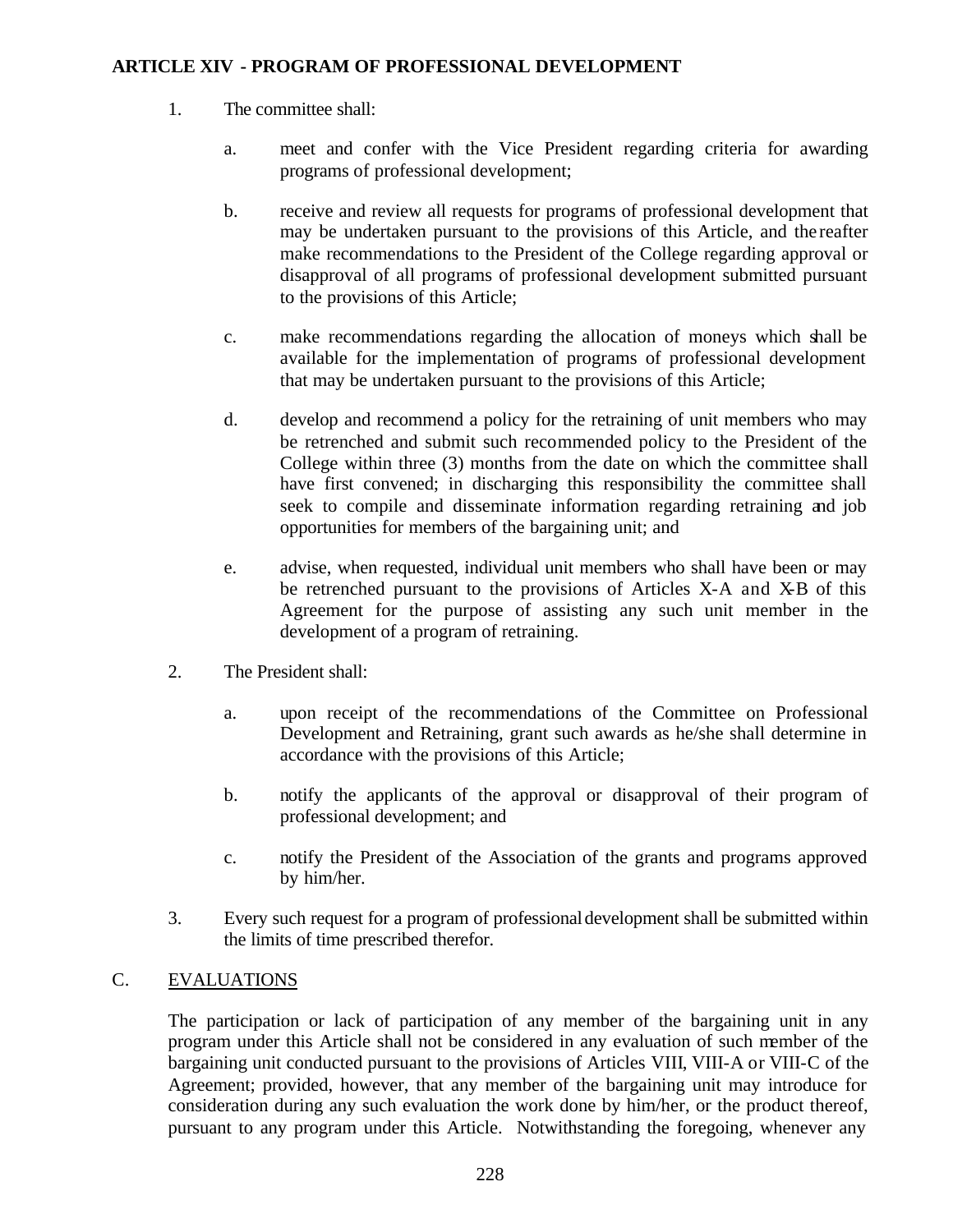**ARTICLE XIV - PROGRAM OF PROFESSIONAL DEVELOPMENT**

1. The committee shall:

   a. meet and confer with the Vice President regarding criteria for awarding programs of professional development;

   b. receive and review all requests for programs of professional development that may be undertaken pursuant to the provisions of this Article, and thereafter make recommendations to the President of the College regarding approval or disapproval of all programs of professional development submitted pursuant to the provisions of this Article;

   c. make recommendations regarding the allocation of moneys which shall be available for the implementation of programs of professional development that may be undertaken pursuant to the provisions of this Article;

   d. develop and recommend a policy for the retraining of unit members who may be retrenched and submit such recommended policy to the President of the College within three (3) months from the date on which the committee shall have first convened; in discharging this responsibility the committee shall seek to compile and disseminate information regarding retraining and job opportunities for members of the bargaining unit; and

   e. advise, when requested, individual unit members who shall have been or may be retrenched pursuant to the provisions of Articles X-A and X-B of this Agreement for the purpose of assisting any such unit member in the development of a program of retraining.

2. The President shall:

   a. upon receipt of the recommendations of the Committee on Professional Development and Retraining, grant such awards as he/she shall determine in accordance with the provisions of this Article;

   b. notify the applicants of the approval or disapproval of their program of professional development; and

   c. notify the President of the Association of the grants and programs approved by him/her.

3. Every such request for a program of professional development shall be submitted within the limits of time prescribed therefor.

C. <u>EVALUATIONS</u>

The participation or lack of participation of any member of the bargaining unit in any program under this Article shall not be considered in any evaluation of such member of the bargaining unit conducted pursuant to the provisions of Articles VIII, VIII-A or VIII-C of the Agreement; provided, however, that any member of the bargaining unit may introduce for consideration during any such evaluation the work done by him/her, or the product thereof, pursuant to any program under this Article. Notwithstanding the foregoing, whenever any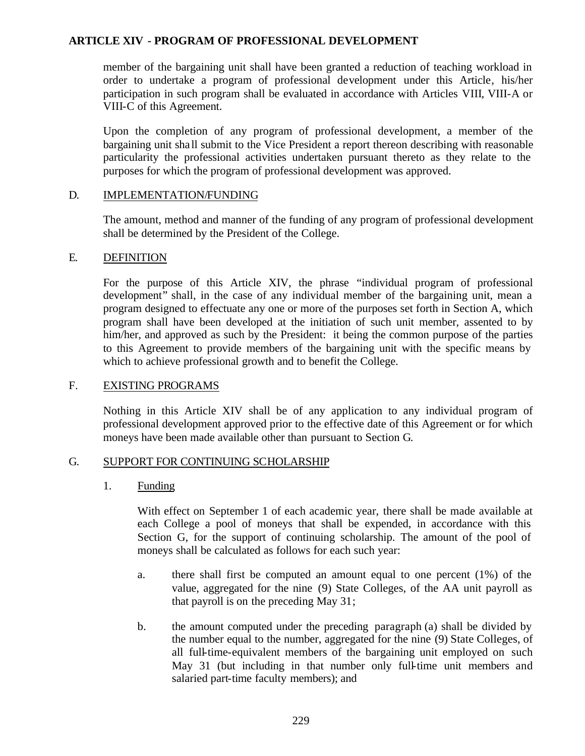## ARTICLE XIV - PROGRAM OF PROFESSIONAL DEVELOPMENT

member of the bargaining unit shall have been granted a reduction of teaching workload in order to undertake a program of professional development under this Article, his/her participation in such program shall be evaluated in accordance with Articles VIII, VIII-A or VIII-C of this Agreement.

Upon the completion of any program of professional development, a member of the bargaining unit shall submit to the Vice President a report thereon describing with reasonable particularity the professional activities undertaken pursuant thereto as they relate to the purposes for which the program of professional development was approved.

### D. IMPLEMENTATION/FUNDING

The amount, method and manner of the funding of any program of professional development shall be determined by the President of the College.

### E. DEFINITION

For the purpose of this Article XIV, the phrase "individual program of professional development" shall, in the case of any individual member of the bargaining unit, mean a program designed to effectuate any one or more of the purposes set forth in Section A, which program shall have been developed at the initiation of such unit member, assented to by him/her, and approved as such by the President: it being the common purpose of the parties to this Agreement to provide members of the bargaining unit with the specific means by which to achieve professional growth and to benefit the College.

### F. EXISTING PROGRAMS

Nothing in this Article XIV shall be of any application to any individual program of professional development approved prior to the effective date of this Agreement or for which moneys have been made available other than pursuant to Section G.

### G. SUPPORT FOR CONTINUING SCHOLARSHIP

1. Funding

   With effect on September 1 of each academic year, there shall be made available at each College a pool of moneys that shall be expended, in accordance with this Section G, for the support of continuing scholarship. The amount of the pool of moneys shall be calculated as follows for each such year:

   a. there shall first be computed an amount equal to one percent (1%) of the value, aggregated for the nine (9) State Colleges, of the AA unit payroll as that payroll is on the preceding May 31;

   b. the amount computed under the preceding paragraph (a) shall be divided by the number equal to the number, aggregated for the nine (9) State Colleges, of all full-time-equivalent members of the bargaining unit employed on such May 31 (but including in that number only full-time unit members and salaried part-time faculty members); and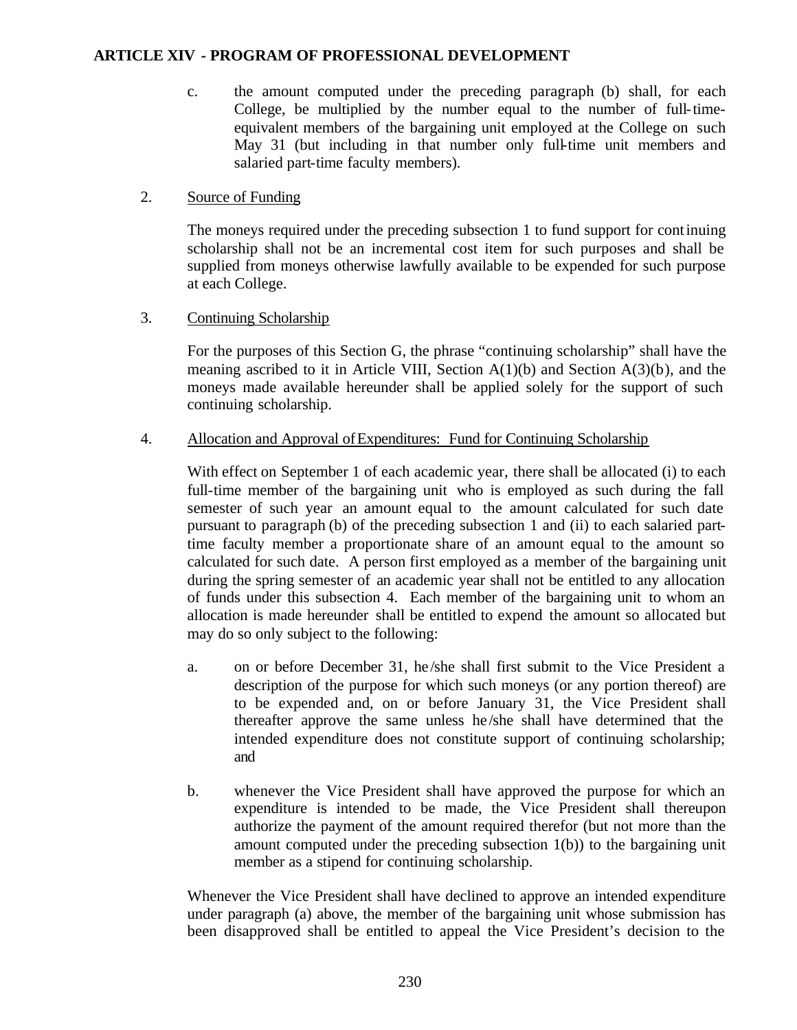c. the amount computed under the preceding paragraph (b) shall, for each College, be multiplied by the number equal to the number of full-time-equivalent members of the bargaining unit employed at the College on such May 31 (but including in that number only full-time unit members and salaried part-time faculty members).

2. <u>Source of Funding</u>

The moneys required under the preceding subsection 1 to fund support for continuing scholarship shall not be an incremental cost item for such purposes and shall be supplied from moneys otherwise lawfully available to be expended for such purpose at each College.

3. <u>Continuing Scholarship</u>

For the purposes of this Section G, the phrase "continuing scholarship" shall have the meaning ascribed to it in Article VIII, Section A(1)(b) and Section A(3)(b), and the moneys made available hereunder shall be applied solely for the support of such continuing scholarship.

4. <u>Allocation and Approval of Expenditures: Fund for Continuing Scholarship</u>

With effect on September 1 of each academic year, there shall be allocated (i) to each full-time member of the bargaining unit who is employed as such during the fall semester of such year an amount equal to the amount calculated for such date pursuant to paragraph (b) of the preceding subsection 1 and (ii) to each salaried part-time faculty member a proportionate share of an amount equal to the amount so calculated for such date. A person first employed as a member of the bargaining unit during the spring semester of an academic year shall not be entitled to any allocation of funds under this subsection 4. Each member of the bargaining unit to whom an allocation is made hereunder shall be entitled to expend the amount so allocated but may do so only subject to the following:

a. on or before December 31, he/she shall first submit to the Vice President a description of the purpose for which such moneys (or any portion thereof) are to be expended and, on or before January 31, the Vice President shall thereafter approve the same unless he/she shall have determined that the intended expenditure does not constitute support of continuing scholarship; and

b. whenever the Vice President shall have approved the purpose for which an expenditure is intended to be made, the Vice President shall thereupon authorize the payment of the amount required therefor (but not more than the amount computed under the preceding subsection 1(b)) to the bargaining unit member as a stipend for continuing scholarship.

Whenever the Vice President shall have declined to approve an intended expenditure under paragraph (a) above, the member of the bargaining unit whose submission has been disapproved shall be entitled to appeal the Vice President's decision to the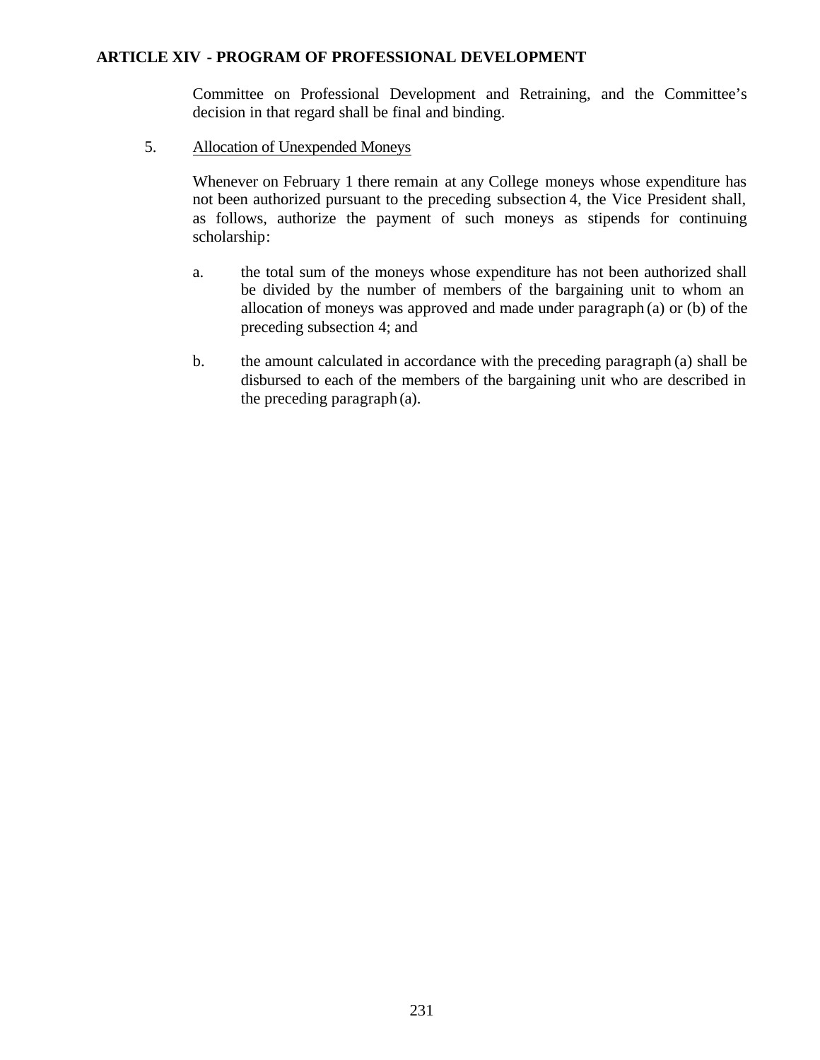Committee on Professional Development and Retraining, and the Committee's decision in that regard shall be final and binding.

5. Allocation of Unexpended Moneys

   Whenever on February 1 there remain at any College moneys whose expenditure has not been authorized pursuant to the preceding subsection 4, the Vice President shall, as follows, authorize the payment of such moneys as stipends for continuing scholarship:

   a. the total sum of the moneys whose expenditure has not been authorized shall be divided by the number of members of the bargaining unit to whom an allocation of moneys was approved and made under paragraph (a) or (b) of the preceding subsection 4; and

   b. the amount calculated in accordance with the preceding paragraph (a) shall be disbursed to each of the members of the bargaining unit who are described in the preceding paragraph (a).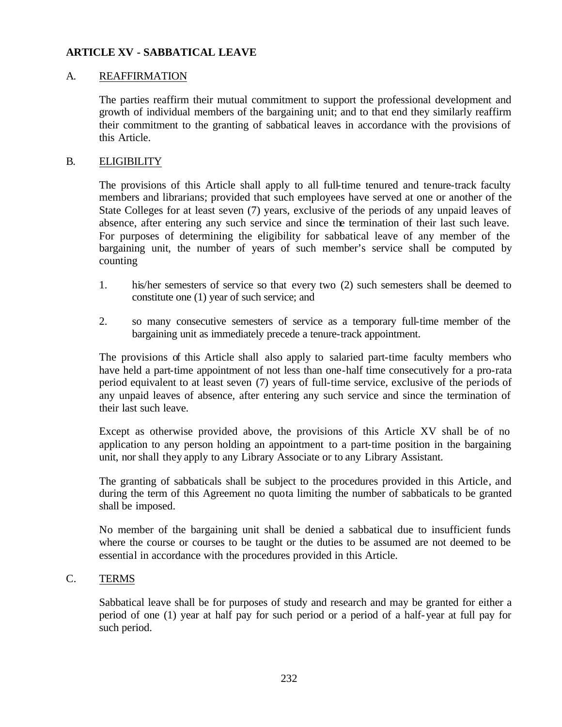## ARTICLE XV - SABBATICAL LEAVE

### A. REAFFIRMATION

The parties reaffirm their mutual commitment to support the professional development and growth of individual members of the bargaining unit; and to that end they similarly reaffirm their commitment to the granting of sabbatical leaves in accordance with the provisions of this Article.

### B. ELIGIBILITY

The provisions of this Article shall apply to all full-time tenured and tenure-track faculty members and librarians; provided that such employees have served at one or another of the State Colleges for at least seven (7) years, exclusive of the periods of any unpaid leaves of absence, after entering any such service and since the termination of their last such leave. For purposes of determining the eligibility for sabbatical leave of any member of the bargaining unit, the number of years of such member's service shall be computed by counting

1. his/her semesters of service so that every two (2) such semesters shall be deemed to constitute one (1) year of such service; and
2. so many consecutive semesters of service as a temporary full-time member of the bargaining unit as immediately precede a tenure-track appointment.

The provisions of this Article shall also apply to salaried part-time faculty members who have held a part-time appointment of not less than one-half time consecutively for a pro-rata period equivalent to at least seven (7) years of full-time service, exclusive of the periods of any unpaid leaves of absence, after entering any such service and since the termination of their last such leave.

Except as otherwise provided above, the provisions of this Article XV shall be of no application to any person holding an appointment to a part-time position in the bargaining unit, nor shall they apply to any Library Associate or to any Library Assistant.

The granting of sabbaticals shall be subject to the procedures provided in this Article, and during the term of this Agreement no quota limiting the number of sabbaticals to be granted shall be imposed.

No member of the bargaining unit shall be denied a sabbatical due to insufficient funds where the course or courses to be taught or the duties to be assumed are not deemed to be essential in accordance with the procedures provided in this Article.

### C. TERMS

Sabbatical leave shall be for purposes of study and research and may be granted for either a period of one (1) year at half pay for such period or a period of a half-year at full pay for such period.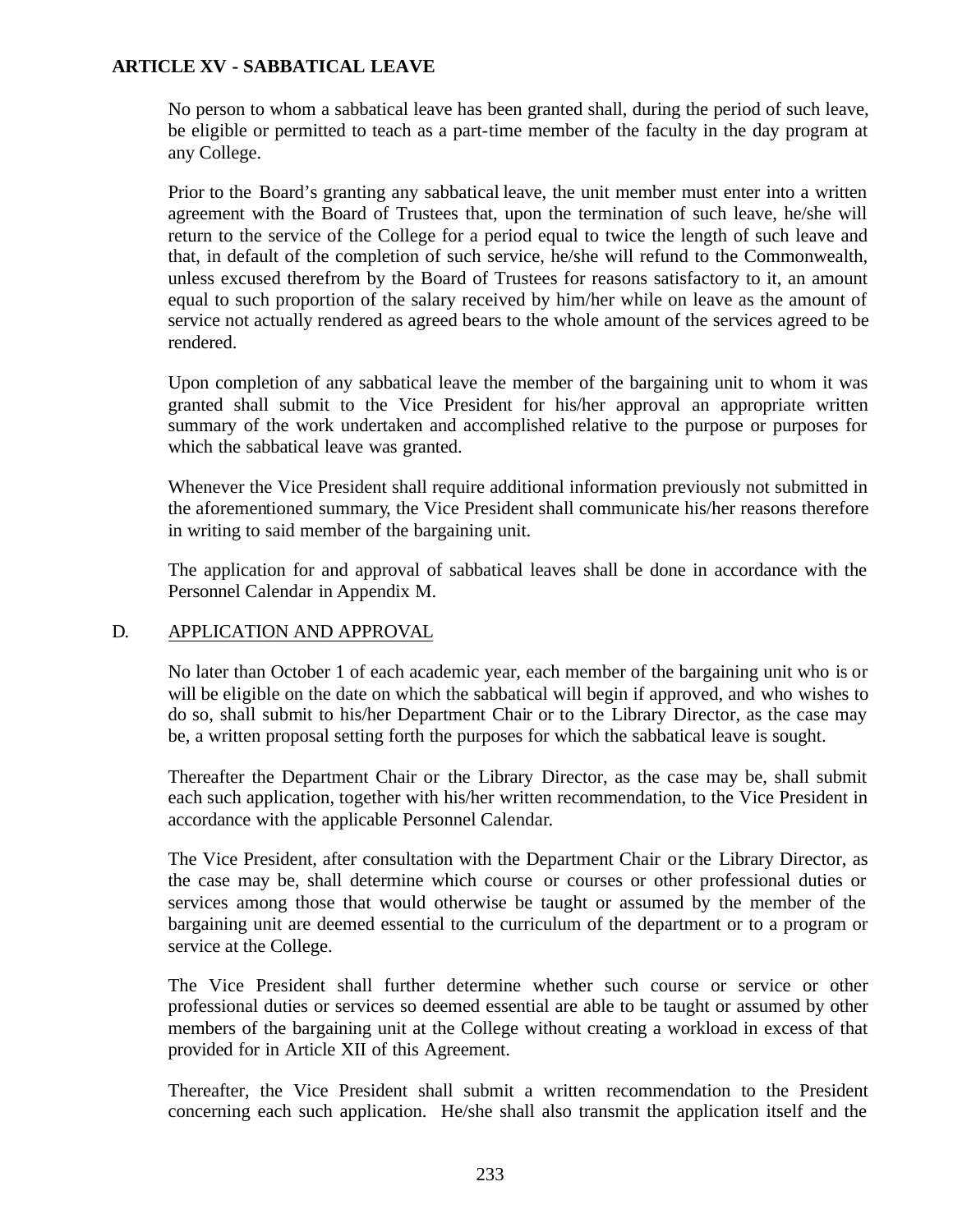## ARTICLE XV - SABBATICAL LEAVE

No person to whom a sabbatical leave has been granted shall, during the period of such leave, be eligible or permitted to teach as a part-time member of the faculty in the day program at any College.

Prior to the Board's granting any sabbatical leave, the unit member must enter into a written agreement with the Board of Trustees that, upon the termination of such leave, he/she will return to the service of the College for a period equal to twice the length of such leave and that, in default of the completion of such service, he/she will refund to the Commonwealth, unless excused therefrom by the Board of Trustees for reasons satisfactory to it, an amount equal to such proportion of the salary received by him/her while on leave as the amount of service not actually rendered as agreed bears to the whole amount of the services agreed to be rendered.

Upon completion of any sabbatical leave the member of the bargaining unit to whom it was granted shall submit to the Vice President for his/her approval an appropriate written summary of the work undertaken and accomplished relative to the purpose or purposes for which the sabbatical leave was granted.

Whenever the Vice President shall require additional information previously not submitted in the aforementioned summary, the Vice President shall communicate his/her reasons therefore in writing to said member of the bargaining unit.

The application for and approval of sabbatical leaves shall be done in accordance with the Personnel Calendar in Appendix M.

D. <u>APPLICATION AND APPROVAL</u>

No later than October 1 of each academic year, each member of the bargaining unit who is or will be eligible on the date on which the sabbatical will begin if approved, and who wishes to do so, shall submit to his/her Department Chair or to the Library Director, as the case may be, a written proposal setting forth the purposes for which the sabbatical leave is sought.

Thereafter the Department Chair or the Library Director, as the case may be, shall submit each such application, together with his/her written recommendation, to the Vice President in accordance with the applicable Personnel Calendar.

The Vice President, after consultation with the Department Chair or the Library Director, as the case may be, shall determine which course or courses or other professional duties or services among those that would otherwise be taught or assumed by the member of the bargaining unit are deemed essential to the curriculum of the department or to a program or service at the College.

The Vice President shall further determine whether such course or service or other professional duties or services so deemed essential are able to be taught or assumed by other members of the bargaining unit at the College without creating a workload in excess of that provided for in Article XII of this Agreement.

Thereafter, the Vice President shall submit a written recommendation to the President concerning each such application. He/she shall also transmit the application itself and the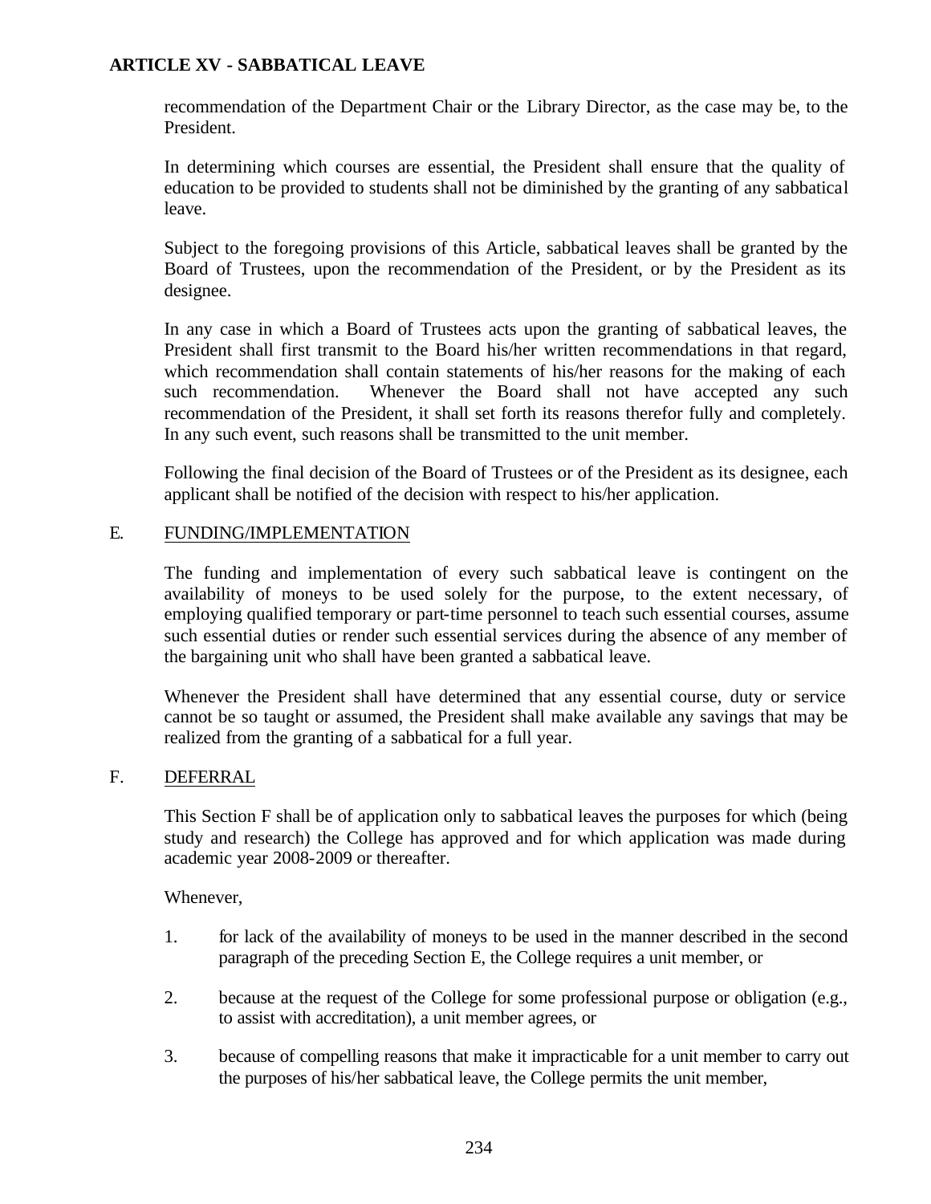recommendation of the Department Chair or the Library Director, as the case may be, to the President.

In determining which courses are essential, the President shall ensure that the quality of education to be provided to students shall not be diminished by the granting of any sabbatical leave.

Subject to the foregoing provisions of this Article, sabbatical leaves shall be granted by the Board of Trustees, upon the recommendation of the President, or by the President as its designee.

In any case in which a Board of Trustees acts upon the granting of sabbatical leaves, the President shall first transmit to the Board his/her written recommendations in that regard, which recommendation shall contain statements of his/her reasons for the making of each such recommendation. Whenever the Board shall not have accepted any such recommendation of the President, it shall set forth its reasons therefor fully and completely. In any such event, such reasons shall be transmitted to the unit member.

Following the final decision of the Board of Trustees or of the President as its designee, each applicant shall be notified of the decision with respect to his/her application.

## E. FUNDING/IMPLEMENTATION

The funding and implementation of every such sabbatical leave is contingent on the availability of moneys to be used solely for the purpose, to the extent necessary, of employing qualified temporary or part-time personnel to teach such essential courses, assume such essential duties or render such essential services during the absence of any member of the bargaining unit who shall have been granted a sabbatical leave.

Whenever the President shall have determined that any essential course, duty or service cannot be so taught or assumed, the President shall make available any savings that may be realized from the granting of a sabbatical for a full year.

## F. DEFERRAL

This Section F shall be of application only to sabbatical leaves the purposes for which (being study and research) the College has approved and for which application was made during academic year 2008-2009 or thereafter.

Whenever,

1. for lack of the availability of moneys to be used in the manner described in the second paragraph of the preceding Section E, the College requires a unit member, or

2. because at the request of the College for some professional purpose or obligation (e.g., to assist with accreditation), a unit member agrees, or

3. because of compelling reasons that make it impracticable for a unit member to carry out the purposes of his/her sabbatical leave, the College permits the unit member,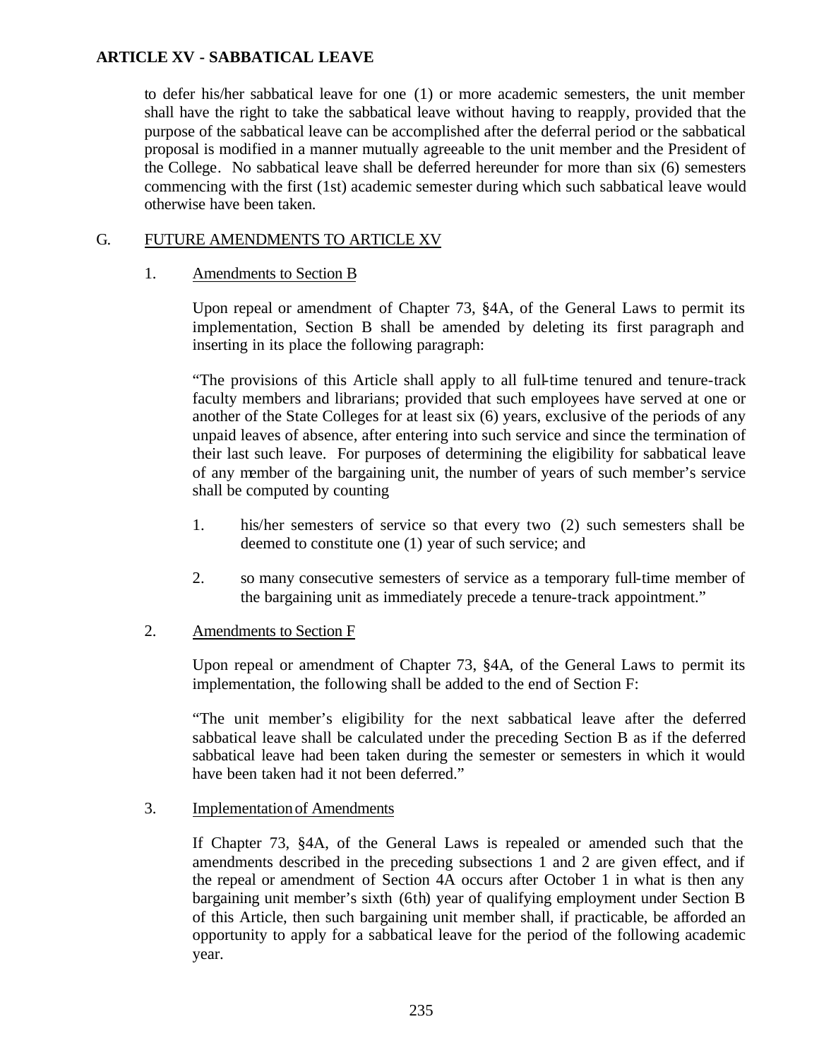to defer his/her sabbatical leave for one (1) or more academic semesters, the unit member shall have the right to take the sabbatical leave without having to reapply, provided that the purpose of the sabbatical leave can be accomplished after the deferral period or the sabbatical proposal is modified in a manner mutually agreeable to the unit member and the President of the College. No sabbatical leave shall be deferred hereunder for more than six (6) semesters commencing with the first (1st) academic semester during which such sabbatical leave would otherwise have been taken.

## G. FUTURE AMENDMENTS TO ARTICLE XV

### 1. Amendments to Section B

Upon repeal or amendment of Chapter 73, §4A, of the General Laws to permit its implementation, Section B shall be amended by deleting its first paragraph and inserting in its place the following paragraph:

"The provisions of this Article shall apply to all full-time tenured and tenure-track faculty members and librarians; provided that such employees have served at one or another of the State Colleges for at least six (6) years, exclusive of the periods of any unpaid leaves of absence, after entering into such service and since the termination of their last such leave. For purposes of determining the eligibility for sabbatical leave of any member of the bargaining unit, the number of years of such member's service shall be computed by counting

1. his/her semesters of service so that every two (2) such semesters shall be deemed to constitute one (1) year of such service; and

2. so many consecutive semesters of service as a temporary full-time member of the bargaining unit as immediately precede a tenure-track appointment."

### 2. Amendments to Section F

Upon repeal or amendment of Chapter 73, §4A, of the General Laws to permit its implementation, the following shall be added to the end of Section F:

"The unit member's eligibility for the next sabbatical leave after the deferred sabbatical leave shall be calculated under the preceding Section B as if the deferred sabbatical leave had been taken during the semester or semesters in which it would have been taken had it not been deferred."

### 3. Implementation of Amendments

If Chapter 73, §4A, of the General Laws is repealed or amended such that the amendments described in the preceding subsections 1 and 2 are given effect, and if the repeal or amendment of Section 4A occurs after October 1 in what is then any bargaining unit member's sixth (6th) year of qualifying employment under Section B of this Article, then such bargaining unit member shall, if practicable, be afforded an opportunity to apply for a sabbatical leave for the period of the following academic year.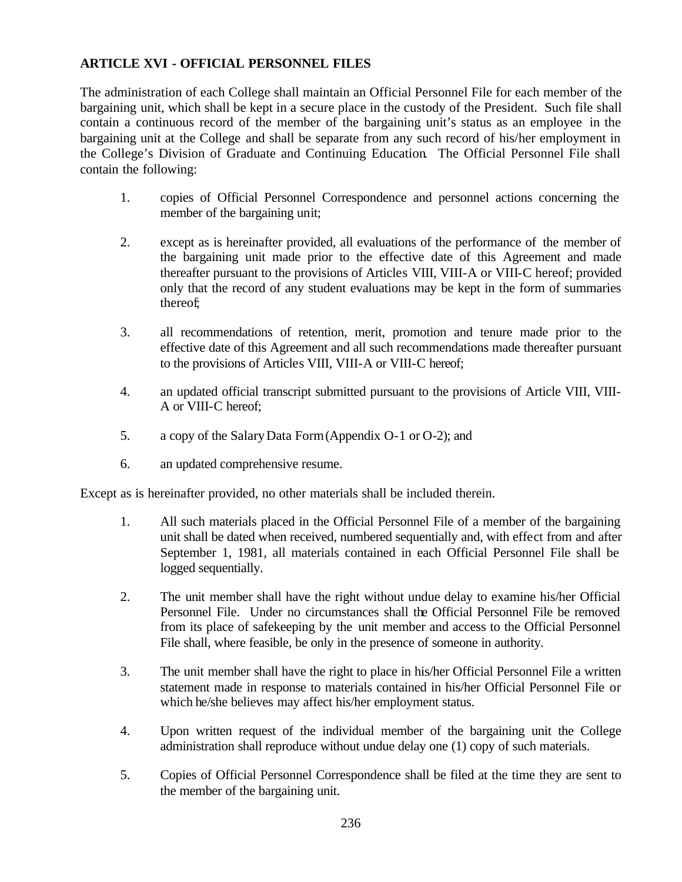**ARTICLE XVI - OFFICIAL PERSONNEL FILES**

The administration of each College shall maintain an Official Personnel File for each member of the bargaining unit, which shall be kept in a secure place in the custody of the President. Such file shall contain a continuous record of the member of the bargaining unit's status as an employee in the bargaining unit at the College and shall be separate from any such record of his/her employment in the College's Division of Graduate and Continuing Education. The Official Personnel File shall contain the following:

1. copies of Official Personnel Correspondence and personnel actions concerning the member of the bargaining unit;
2. except as is hereinafter provided, all evaluations of the performance of the member of the bargaining unit made prior to the effective date of this Agreement and made thereafter pursuant to the provisions of Articles VIII, VIII-A or VIII-C hereof; provided only that the record of any student evaluations may be kept in the form of summaries thereof;
3. all recommendations of retention, merit, promotion and tenure made prior to the effective date of this Agreement and all such recommendations made thereafter pursuant to the provisions of Articles VIII, VIII-A or VIII-C hereof;
4. an updated official transcript submitted pursuant to the provisions of Article VIII, VIII-A or VIII-C hereof;
5. a copy of the Salary Data Form (Appendix O-1 or O-2); and
6. an updated comprehensive resume.

Except as is hereinafter provided, no other materials shall be included therein.

1. All such materials placed in the Official Personnel File of a member of the bargaining unit shall be dated when received, numbered sequentially and, with effect from and after September 1, 1981, all materials contained in each Official Personnel File shall be logged sequentially.
2. The unit member shall have the right without undue delay to examine his/her Official Personnel File. Under no circumstances shall the Official Personnel File be removed from its place of safekeeping by the unit member and access to the Official Personnel File shall, where feasible, be only in the presence of someone in authority.
3. The unit member shall have the right to place in his/her Official Personnel File a written statement made in response to materials contained in his/her Official Personnel File or which he/she believes may affect his/her employment status.
4. Upon written request of the individual member of the bargaining unit the College administration shall reproduce without undue delay one (1) copy of such materials.
5. Copies of Official Personnel Correspondence shall be filed at the time they are sent to the member of the bargaining unit.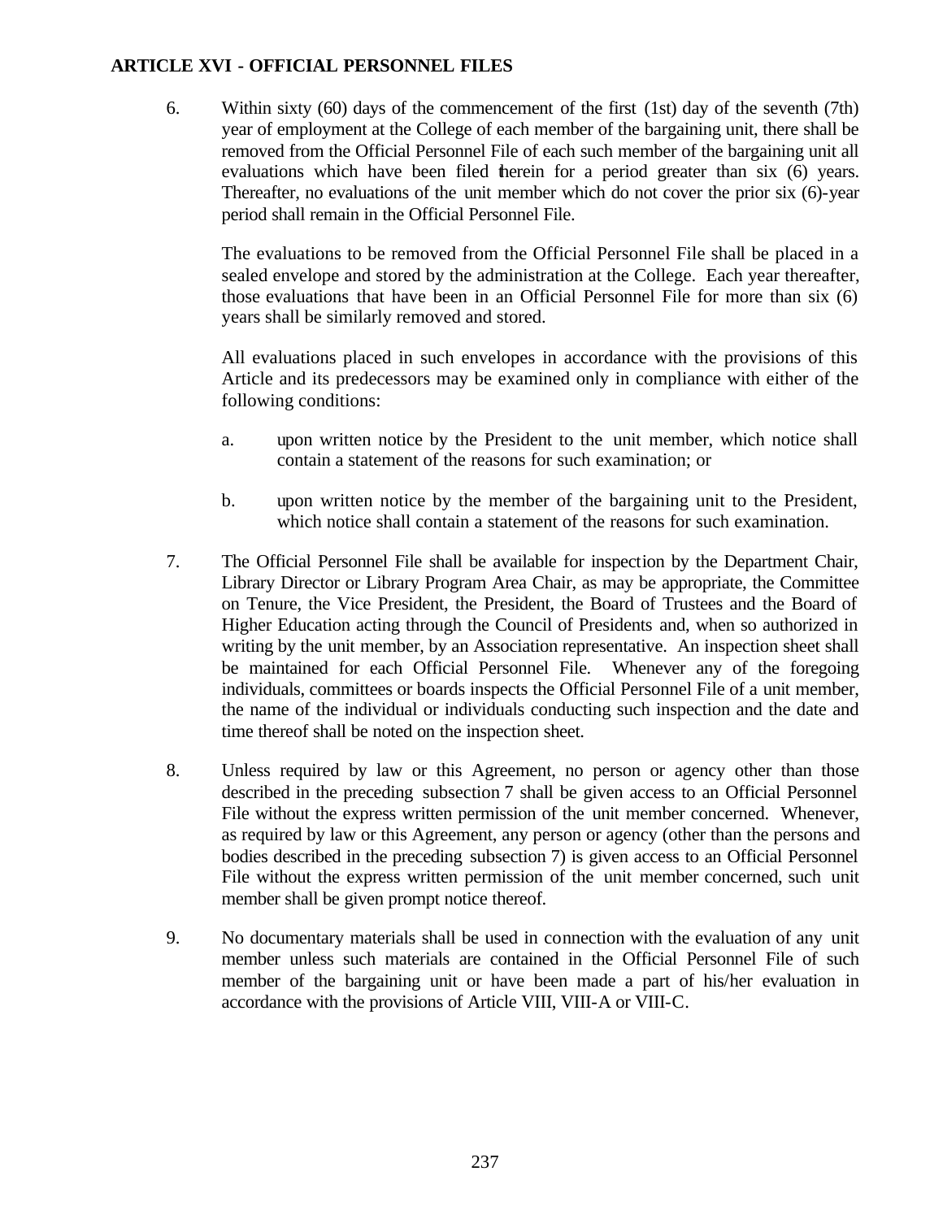## ARTICLE XVI - OFFICIAL PERSONNEL FILES

6. Within sixty (60) days of the commencement of the first (1st) day of the seventh (7th) year of employment at the College of each member of the bargaining unit, there shall be removed from the Official Personnel File of each such member of the bargaining unit all evaluations which have been filed therein for a period greater than six (6) years. Thereafter, no evaluations of the unit member which do not cover the prior six (6)-year period shall remain in the Official Personnel File.

   The evaluations to be removed from the Official Personnel File shall be placed in a sealed envelope and stored by the administration at the College. Each year thereafter, those evaluations that have been in an Official Personnel File for more than six (6) years shall be similarly removed and stored.

   All evaluations placed in such envelopes in accordance with the provisions of this Article and its predecessors may be examined only in compliance with either of the following conditions:

   a. upon written notice by the President to the unit member, which notice shall contain a statement of the reasons for such examination; or

   b. upon written notice by the member of the bargaining unit to the President, which notice shall contain a statement of the reasons for such examination.

7. The Official Personnel File shall be available for inspection by the Department Chair, Library Director or Library Program Area Chair, as may be appropriate, the Committee on Tenure, the Vice President, the President, the Board of Trustees and the Board of Higher Education acting through the Council of Presidents and, when so authorized in writing by the unit member, by an Association representative. An inspection sheet shall be maintained for each Official Personnel File. Whenever any of the foregoing individuals, committees or boards inspects the Official Personnel File of a unit member, the name of the individual or individuals conducting such inspection and the date and time thereof shall be noted on the inspection sheet.

8. Unless required by law or this Agreement, no person or agency other than those described in the preceding subsection 7 shall be given access to an Official Personnel File without the express written permission of the unit member concerned. Whenever, as required by law or this Agreement, any person or agency (other than the persons and bodies described in the preceding subsection 7) is given access to an Official Personnel File without the express written permission of the unit member concerned, such unit member shall be given prompt notice thereof.

9. No documentary materials shall be used in connection with the evaluation of any unit member unless such materials are contained in the Official Personnel File of such member of the bargaining unit or have been made a part of his/her evaluation in accordance with the provisions of Article VIII, VIII-A or VIII-C.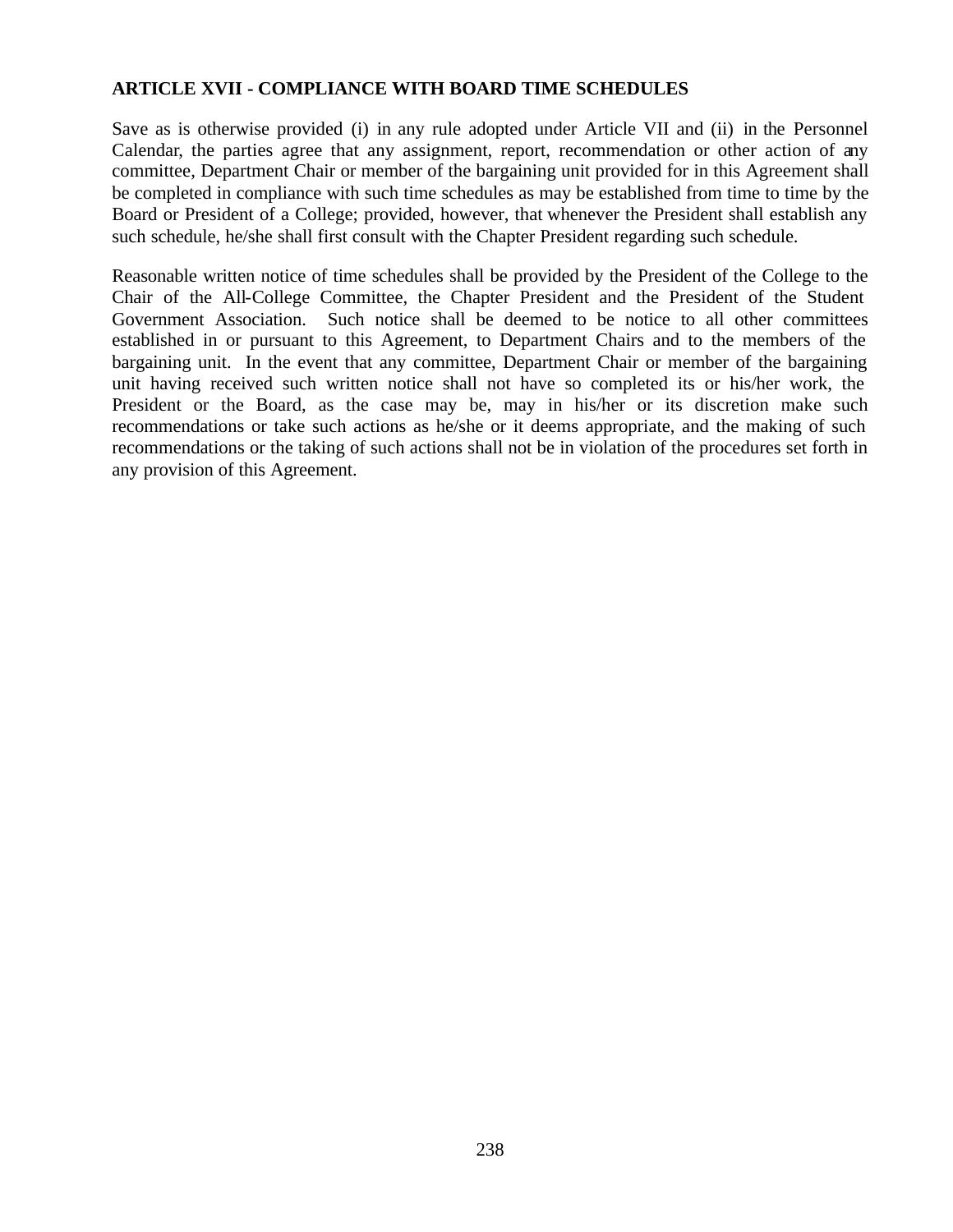## ARTICLE XVII - COMPLIANCE WITH BOARD TIME SCHEDULES

Save as is otherwise provided (i) in any rule adopted under Article VII and (ii) in the Personnel Calendar, the parties agree that any assignment, report, recommendation or other action of any committee, Department Chair or member of the bargaining unit provided for in this Agreement shall be completed in compliance with such time schedules as may be established from time to time by the Board or President of a College; provided, however, that whenever the President shall establish any such schedule, he/she shall first consult with the Chapter President regarding such schedule.

Reasonable written notice of time schedules shall be provided by the President of the College to the Chair of the All-College Committee, the Chapter President and the President of the Student Government Association. Such notice shall be deemed to be notice to all other committees established in or pursuant to this Agreement, to Department Chairs and to the members of the bargaining unit. In the event that any committee, Department Chair or member of the bargaining unit having received such written notice shall not have so completed its or his/her work, the President or the Board, as the case may be, may in his/her or its discretion make such recommendations or take such actions as he/she or it deems appropriate, and the making of such recommendations or the taking of such actions shall not be in violation of the procedures set forth in any provision of this Agreement.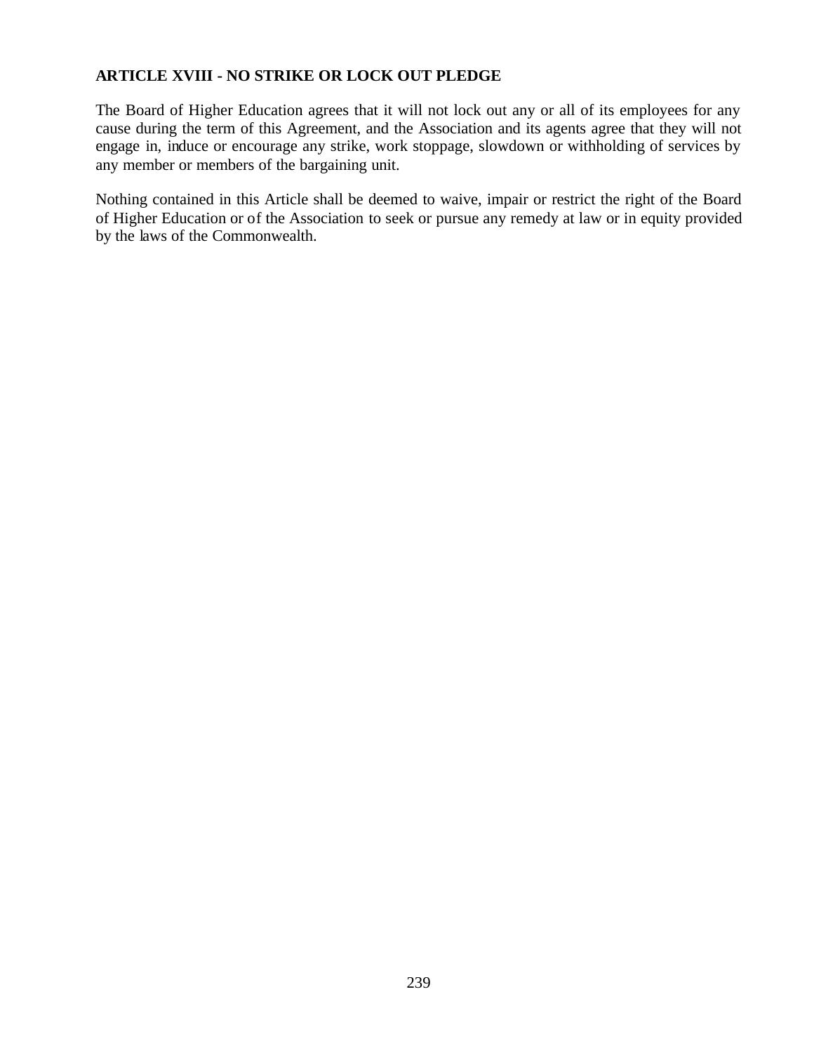## ARTICLE XVIII - NO STRIKE OR LOCK OUT PLEDGE

The Board of Higher Education agrees that it will not lock out any or all of its employees for any cause during the term of this Agreement, and the Association and its agents agree that they will not engage in, induce or encourage any strike, work stoppage, slowdown or withholding of services by any member or members of the bargaining unit.

Nothing contained in this Article shall be deemed to waive, impair or restrict the right of the Board of Higher Education or of the Association to seek or pursue any remedy at law or in equity provided by the laws of the Commonwealth.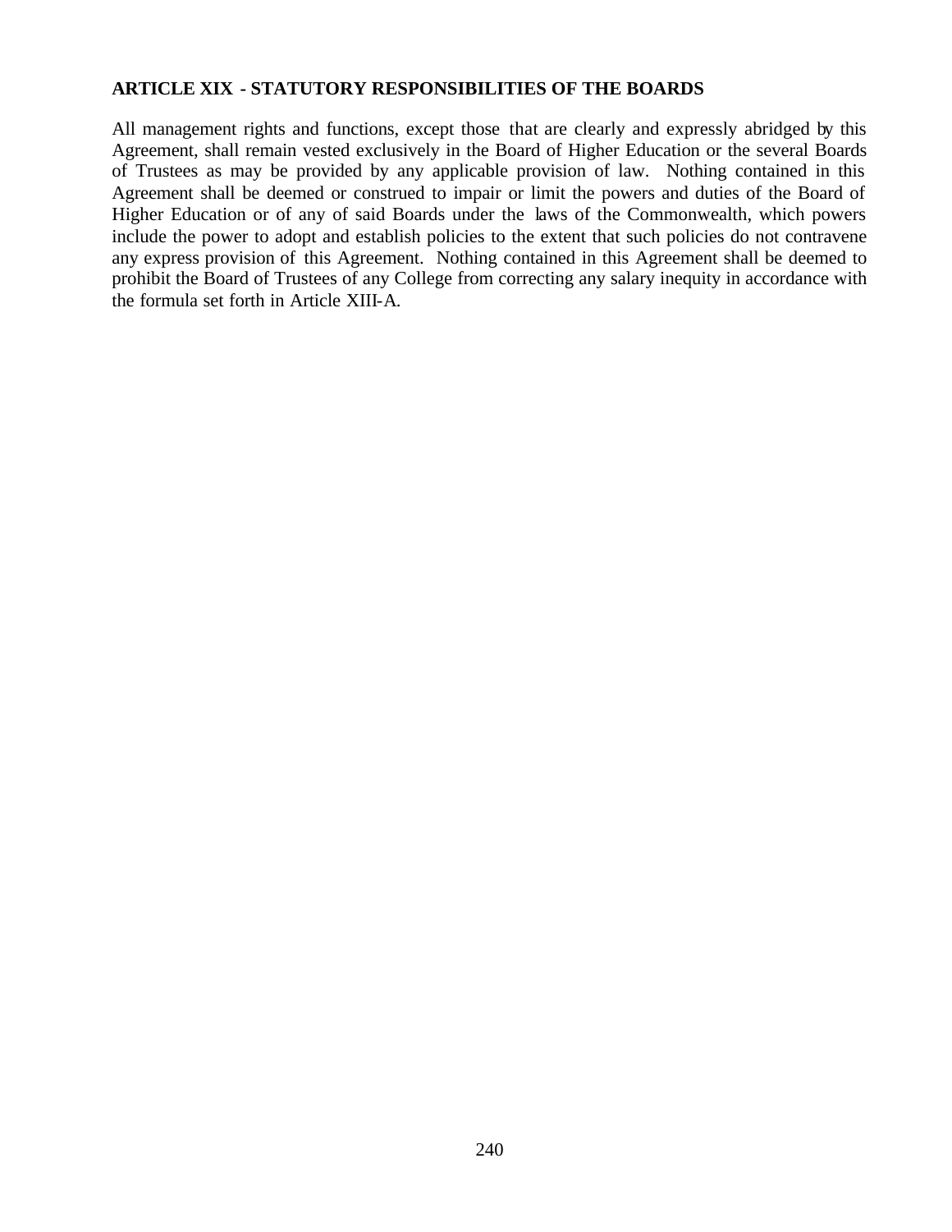## ARTICLE XIX - STATUTORY RESPONSIBILITIES OF THE BOARDS

All management rights and functions, except those that are clearly and expressly abridged by this Agreement, shall remain vested exclusively in the Board of Higher Education or the several Boards of Trustees as may be provided by any applicable provision of law. Nothing contained in this Agreement shall be deemed or construed to impair or limit the powers and duties of the Board of Higher Education or of any of said Boards under the laws of the Commonwealth, which powers include the power to adopt and establish policies to the extent that such policies do not contravene any express provision of this Agreement. Nothing contained in this Agreement shall be deemed to prohibit the Board of Trustees of any College from correcting any salary inequity in accordance with the formula set forth in Article XIII-A.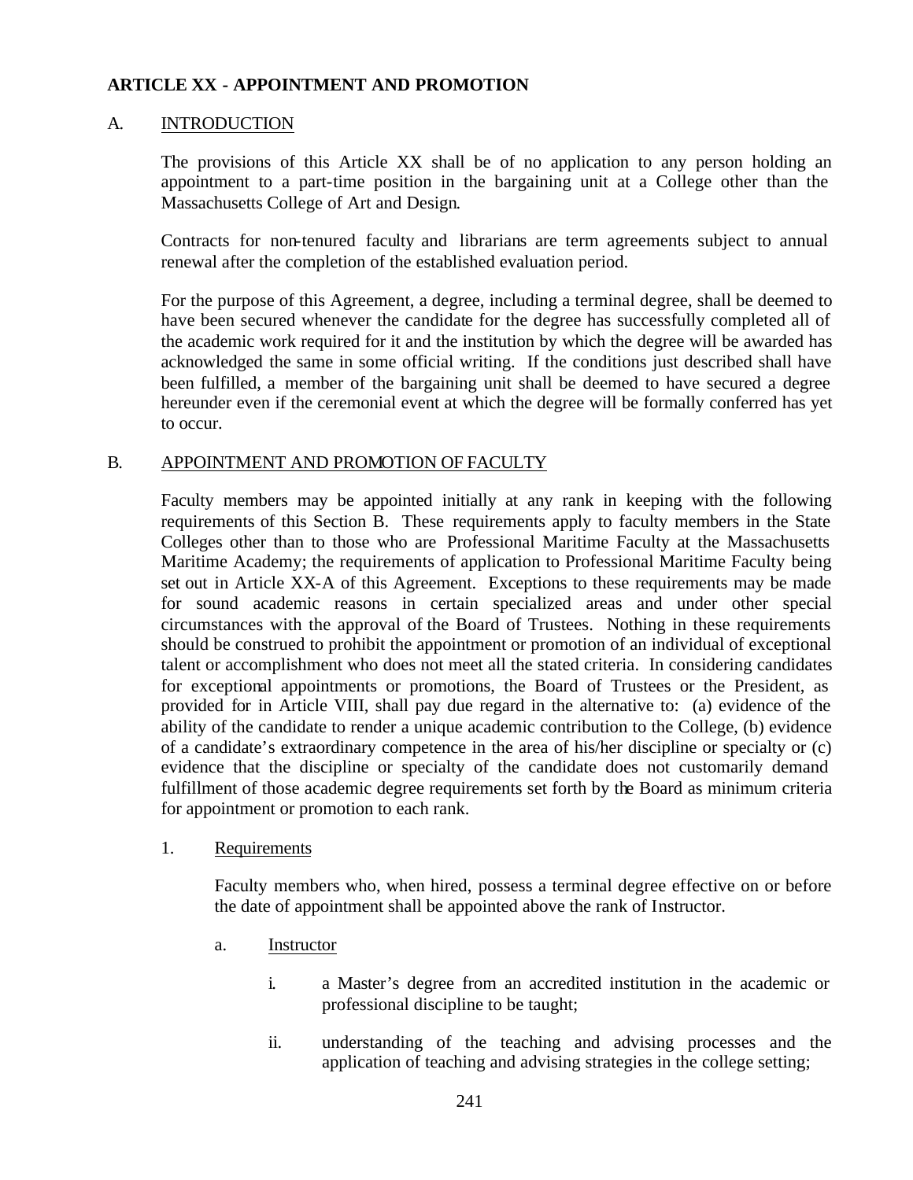## ARTICLE XX - APPOINTMENT AND PROMOTION

### A. INTRODUCTION

The provisions of this Article XX shall be of no application to any person holding an appointment to a part-time position in the bargaining unit at a College other than the Massachusetts College of Art and Design.

Contracts for non-tenured faculty and librarians are term agreements subject to annual renewal after the completion of the established evaluation period.

For the purpose of this Agreement, a degree, including a terminal degree, shall be deemed to have been secured whenever the candidate for the degree has successfully completed all of the academic work required for it and the institution by which the degree will be awarded has acknowledged the same in some official writing. If the conditions just described shall have been fulfilled, a member of the bargaining unit shall be deemed to have secured a degree hereunder even if the ceremonial event at which the degree will be formally conferred has yet to occur.

### B. APPOINTMENT AND PROMOTION OF FACULTY

Faculty members may be appointed initially at any rank in keeping with the following requirements of this Section B. These requirements apply to faculty members in the State Colleges other than to those who are Professional Maritime Faculty at the Massachusetts Maritime Academy; the requirements of application to Professional Maritime Faculty being set out in Article XX-A of this Agreement. Exceptions to these requirements may be made for sound academic reasons in certain specialized areas and under other special circumstances with the approval of the Board of Trustees. Nothing in these requirements should be construed to prohibit the appointment or promotion of an individual of exceptional talent or accomplishment who does not meet all the stated criteria. In considering candidates for exceptional appointments or promotions, the Board of Trustees or the President, as provided for in Article VIII, shall pay due regard in the alternative to: (a) evidence of the ability of the candidate to render a unique academic contribution to the College, (b) evidence of a candidate's extraordinary competence in the area of his/her discipline or specialty or (c) evidence that the discipline or specialty of the candidate does not customarily demand fulfillment of those academic degree requirements set forth by the Board as minimum criteria for appointment or promotion to each rank.

1. Requirements

   Faculty members who, when hired, possess a terminal degree effective on or before the date of appointment shall be appointed above the rank of Instructor.

   a. Instructor

      i. a Master's degree from an accredited institution in the academic or professional discipline to be taught;

      ii. understanding of the teaching and advising processes and the application of teaching and advising strategies in the college setting;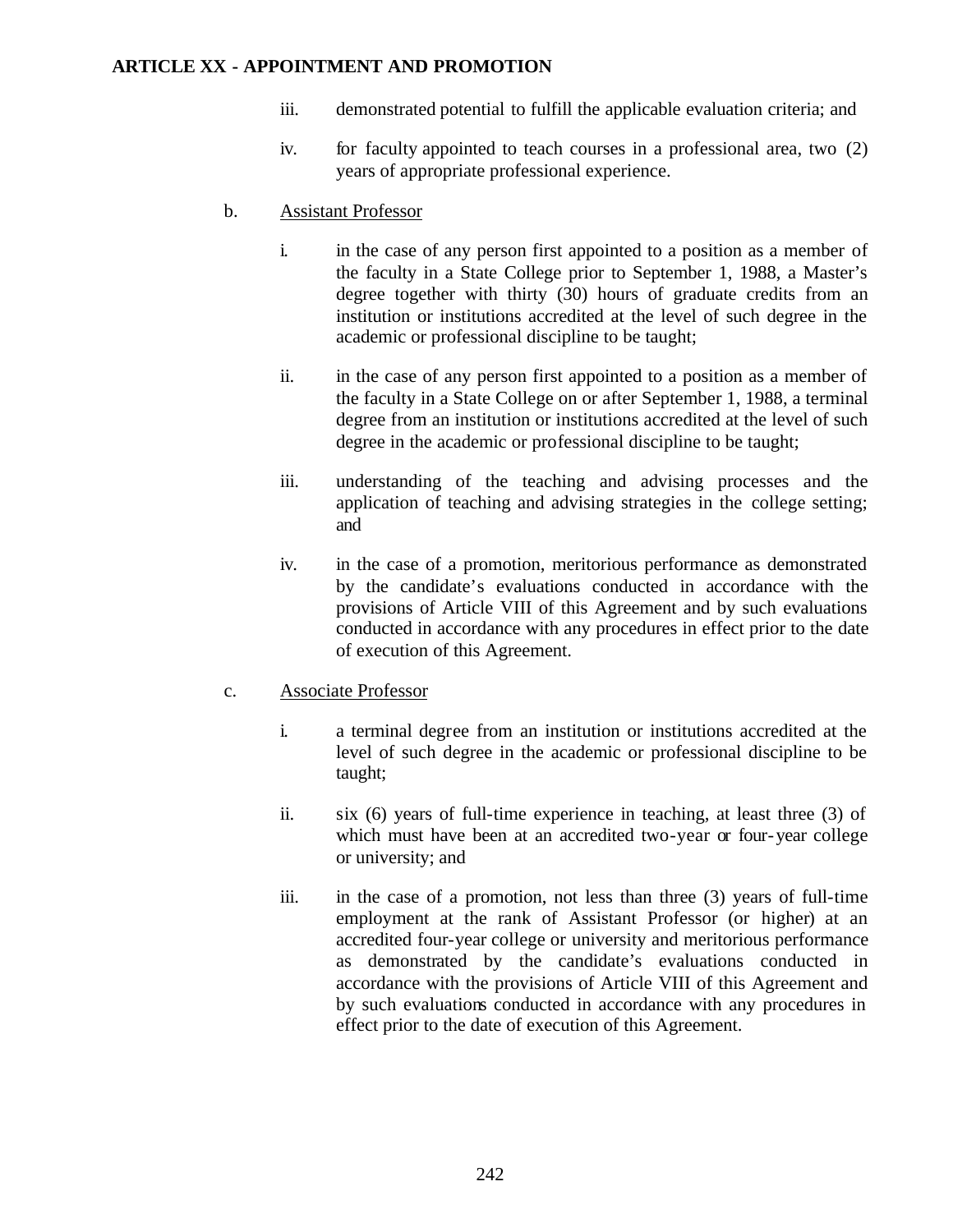iii. demonstrated potential to fulfill the applicable evaluation criteria; and

iv. for faculty appointed to teach courses in a professional area, two (2) years of appropriate professional experience.

b. Assistant Professor

i. in the case of any person first appointed to a position as a member of the faculty in a State College prior to September 1, 1988, a Master's degree together with thirty (30) hours of graduate credits from an institution or institutions accredited at the level of such degree in the academic or professional discipline to be taught;

ii. in the case of any person first appointed to a position as a member of the faculty in a State College on or after September 1, 1988, a terminal degree from an institution or institutions accredited at the level of such degree in the academic or professional discipline to be taught;

iii. understanding of the teaching and advising processes and the application of teaching and advising strategies in the college setting; and

iv. in the case of a promotion, meritorious performance as demonstrated by the candidate's evaluations conducted in accordance with the provisions of Article VIII of this Agreement and by such evaluations conducted in accordance with any procedures in effect prior to the date of execution of this Agreement.

c. Associate Professor

i. a terminal degree from an institution or institutions accredited at the level of such degree in the academic or professional discipline to be taught;

ii. six (6) years of full-time experience in teaching, at least three (3) of which must have been at an accredited two-year or four-year college or university; and

iii. in the case of a promotion, not less than three (3) years of full-time employment at the rank of Assistant Professor (or higher) at an accredited four-year college or university and meritorious performance as demonstrated by the candidate's evaluations conducted in accordance with the provisions of Article VIII of this Agreement and by such evaluations conducted in accordance with any procedures in effect prior to the date of execution of this Agreement.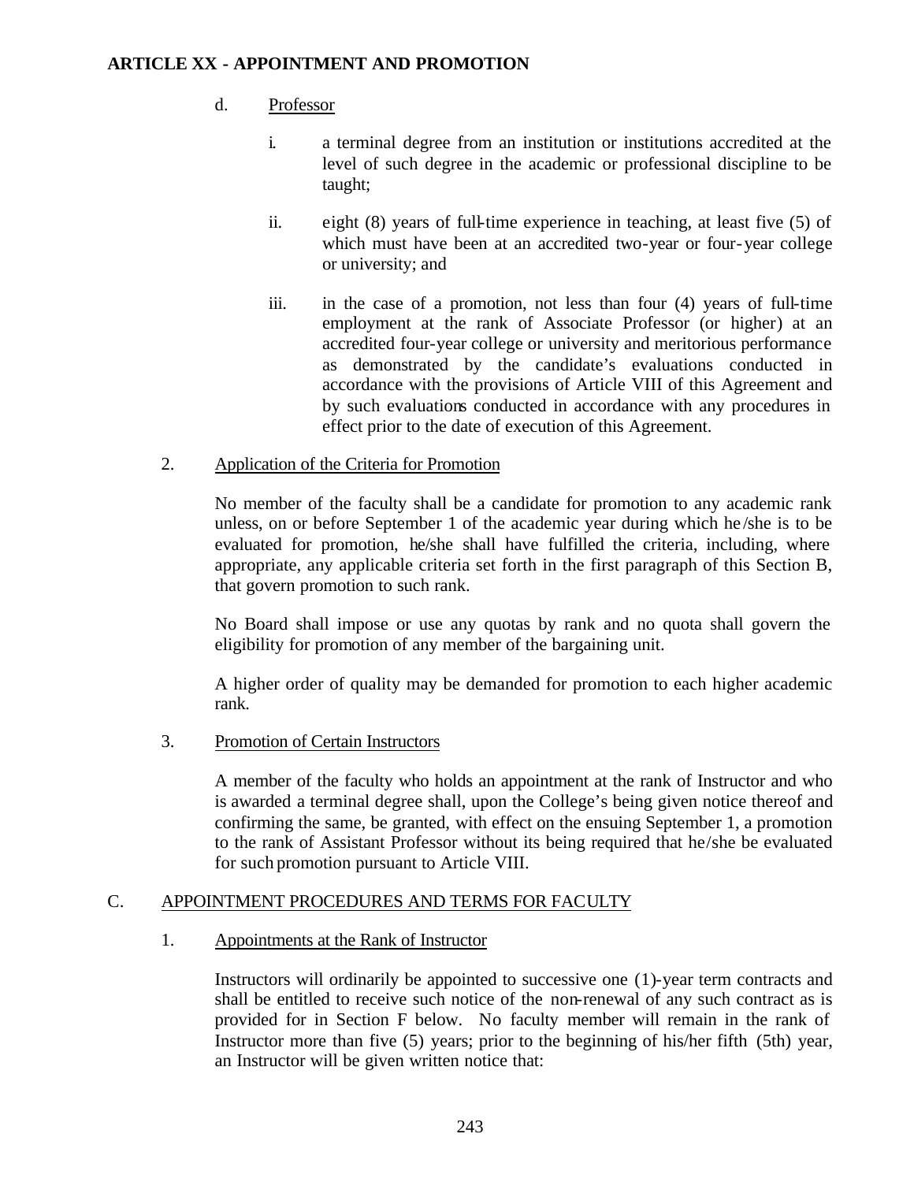d. Professor

   i. a terminal degree from an institution or institutions accredited at the level of such degree in the academic or professional discipline to be taught;

   ii. eight (8) years of full-time experience in teaching, at least five (5) of which must have been at an accredited two-year or four-year college or university; and

   iii. in the case of a promotion, not less than four (4) years of full-time employment at the rank of Associate Professor (or higher) at an accredited four-year college or university and meritorious performance as demonstrated by the candidate's evaluations conducted in accordance with the provisions of Article VIII of this Agreement and by such evaluations conducted in accordance with any procedures in effect prior to the date of execution of this Agreement.

2. Application of the Criteria for Promotion

No member of the faculty shall be a candidate for promotion to any academic rank unless, on or before September 1 of the academic year during which he/she is to be evaluated for promotion, he/she shall have fulfilled the criteria, including, where appropriate, any applicable criteria set forth in the first paragraph of this Section B, that govern promotion to such rank.

No Board shall impose or use any quotas by rank and no quota shall govern the eligibility for promotion of any member of the bargaining unit.

A higher order of quality may be demanded for promotion to each higher academic rank.

3. Promotion of Certain Instructors

A member of the faculty who holds an appointment at the rank of Instructor and who is awarded a terminal degree shall, upon the College's being given notice thereof and confirming the same, be granted, with effect on the ensuing September 1, a promotion to the rank of Assistant Professor without its being required that he/she be evaluated for such promotion pursuant to Article VIII.

## C. APPOINTMENT PROCEDURES AND TERMS FOR FACULTY

1. Appointments at the Rank of Instructor

Instructors will ordinarily be appointed to successive one (1)-year term contracts and shall be entitled to receive such notice of the non-renewal of any such contract as is provided for in Section F below. No faculty member will remain in the rank of Instructor more than five (5) years; prior to the beginning of his/her fifth (5th) year, an Instructor will be given written notice that: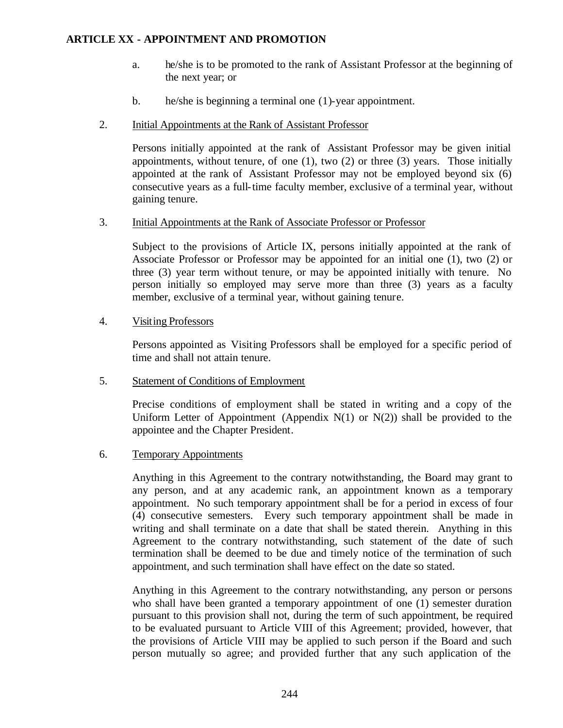**ARTICLE XX - APPOINTMENT AND PROMOTION**

a. he/she is to be promoted to the rank of Assistant Professor at the beginning of the next year; or

b. he/she is beginning a terminal one (1)-year appointment.

2. Initial Appointments at the Rank of Assistant Professor

Persons initially appointed at the rank of Assistant Professor may be given initial appointments, without tenure, of one (1), two (2) or three (3) years. Those initially appointed at the rank of Assistant Professor may not be employed beyond six (6) consecutive years as a full-time faculty member, exclusive of a terminal year, without gaining tenure.

3. Initial Appointments at the Rank of Associate Professor or Professor

Subject to the provisions of Article IX, persons initially appointed at the rank of Associate Professor or Professor may be appointed for an initial one (1), two (2) or three (3) year term without tenure, or may be appointed initially with tenure. No person initially so employed may serve more than three (3) years as a faculty member, exclusive of a terminal year, without gaining tenure.

4. Visiting Professors

Persons appointed as Visiting Professors shall be employed for a specific period of time and shall not attain tenure.

5. Statement of Conditions of Employment

Precise conditions of employment shall be stated in writing and a copy of the Uniform Letter of Appointment (Appendix N(1) or N(2)) shall be provided to the appointee and the Chapter President.

6. Temporary Appointments

Anything in this Agreement to the contrary notwithstanding, the Board may grant to any person, and at any academic rank, an appointment known as a temporary appointment. No such temporary appointment shall be for a period in excess of four (4) consecutive semesters. Every such temporary appointment shall be made in writing and shall terminate on a date that shall be stated therein. Anything in this Agreement to the contrary notwithstanding, such statement of the date of such termination shall be deemed to be due and timely notice of the termination of such appointment, and such termination shall have effect on the date so stated.

Anything in this Agreement to the contrary notwithstanding, any person or persons who shall have been granted a temporary appointment of one (1) semester duration pursuant to this provision shall not, during the term of such appointment, be required to be evaluated pursuant to Article VIII of this Agreement; provided, however, that the provisions of Article VIII may be applied to such person if the Board and such person mutually so agree; and provided further that any such application of the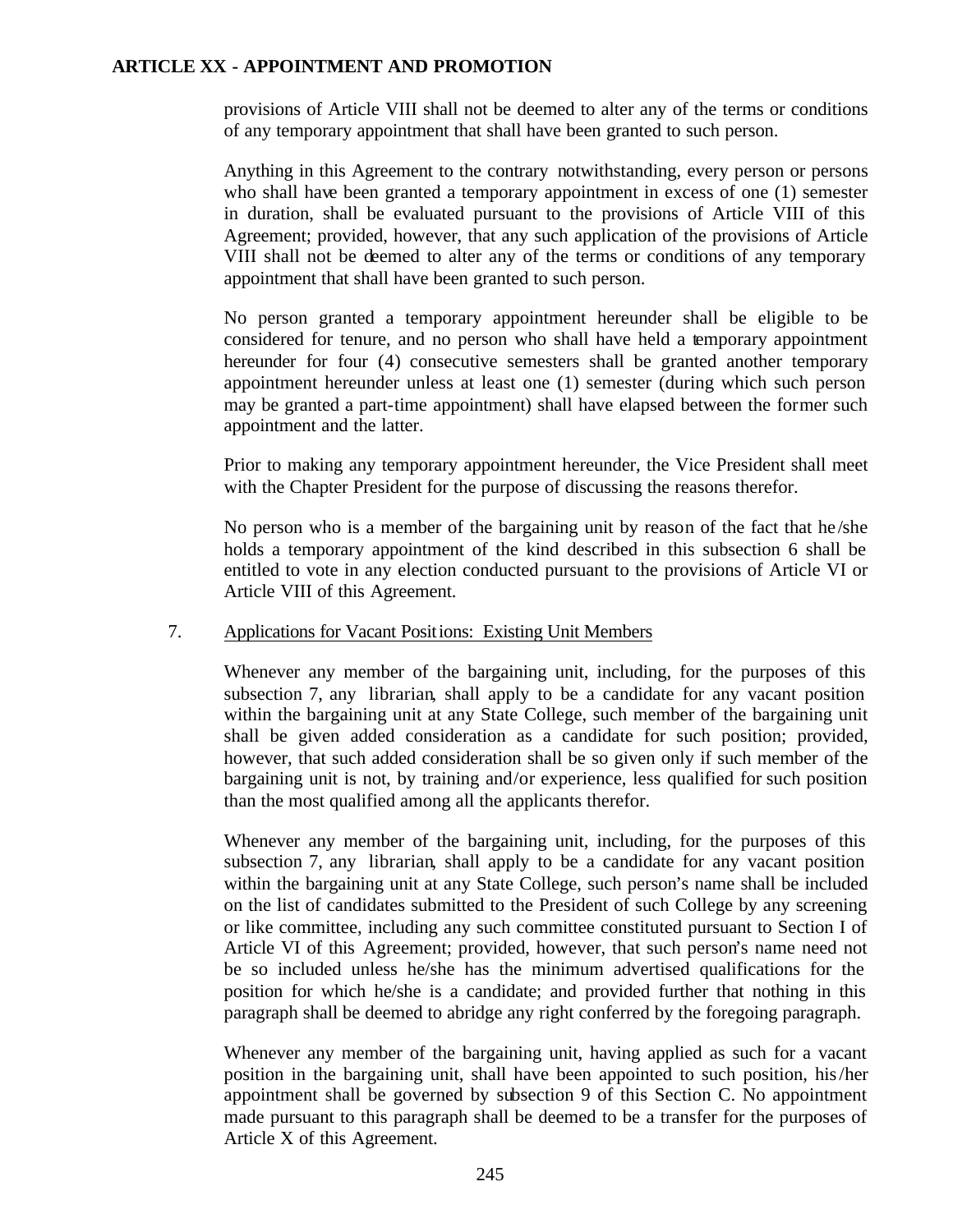provisions of Article VIII shall not be deemed to alter any of the terms or conditions of any temporary appointment that shall have been granted to such person.

Anything in this Agreement to the contrary notwithstanding, every person or persons who shall have been granted a temporary appointment in excess of one (1) semester in duration, shall be evaluated pursuant to the provisions of Article VIII of this Agreement; provided, however, that any such application of the provisions of Article VIII shall not be deemed to alter any of the terms or conditions of any temporary appointment that shall have been granted to such person.

No person granted a temporary appointment hereunder shall be eligible to be considered for tenure, and no person who shall have held a temporary appointment hereunder for four (4) consecutive semesters shall be granted another temporary appointment hereunder unless at least one (1) semester (during which such person may be granted a part-time appointment) shall have elapsed between the former such appointment and the latter.

Prior to making any temporary appointment hereunder, the Vice President shall meet with the Chapter President for the purpose of discussing the reasons therefor.

No person who is a member of the bargaining unit by reason of the fact that he/she holds a temporary appointment of the kind described in this subsection 6 shall be entitled to vote in any election conducted pursuant to the provisions of Article VI or Article VIII of this Agreement.

7. Applications for Vacant Positions: Existing Unit Members

Whenever any member of the bargaining unit, including, for the purposes of this subsection 7, any librarian, shall apply to be a candidate for any vacant position within the bargaining unit at any State College, such member of the bargaining unit shall be given added consideration as a candidate for such position; provided, however, that such added consideration shall be so given only if such member of the bargaining unit is not, by training and/or experience, less qualified for such position than the most qualified among all the applicants therefor.

Whenever any member of the bargaining unit, including, for the purposes of this subsection 7, any librarian, shall apply to be a candidate for any vacant position within the bargaining unit at any State College, such person's name shall be included on the list of candidates submitted to the President of such College by any screening or like committee, including any such committee constituted pursuant to Section I of Article VI of this Agreement; provided, however, that such person's name need not be so included unless he/she has the minimum advertised qualifications for the position for which he/she is a candidate; and provided further that nothing in this paragraph shall be deemed to abridge any right conferred by the foregoing paragraph.

Whenever any member of the bargaining unit, having applied as such for a vacant position in the bargaining unit, shall have been appointed to such position, his/her appointment shall be governed by subsection 9 of this Section C. No appointment made pursuant to this paragraph shall be deemed to be a transfer for the purposes of Article X of this Agreement.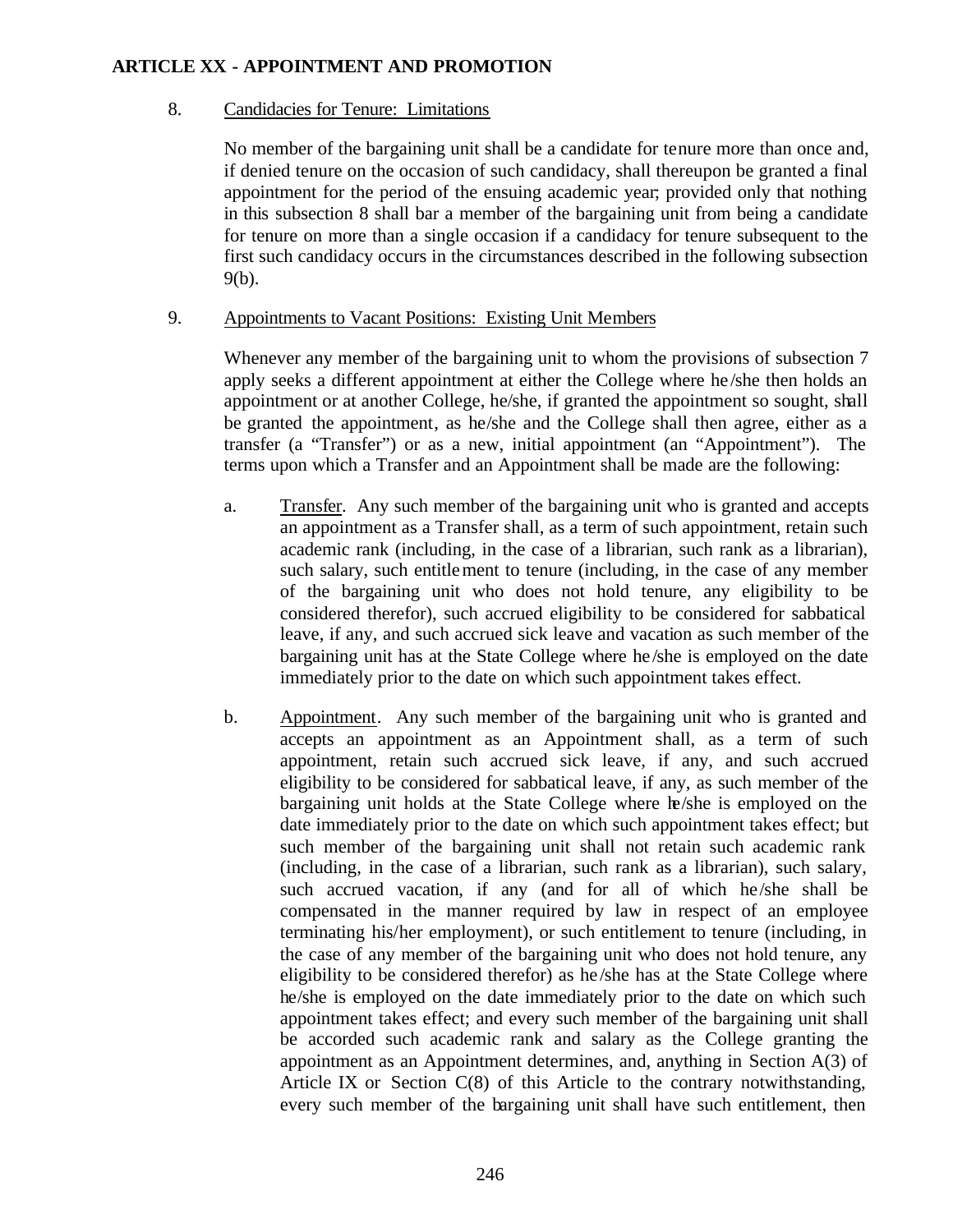**ARTICLE XX - APPOINTMENT AND PROMOTION**

8. Candidacies for Tenure: Limitations

No member of the bargaining unit shall be a candidate for tenure more than once and, if denied tenure on the occasion of such candidacy, shall thereupon be granted a final appointment for the period of the ensuing academic year; provided only that nothing in this subsection 8 shall bar a member of the bargaining unit from being a candidate for tenure on more than a single occasion if a candidacy for tenure subsequent to the first such candidacy occurs in the circumstances described in the following subsection 9(b).

9. Appointments to Vacant Positions: Existing Unit Members

Whenever any member of the bargaining unit to whom the provisions of subsection 7 apply seeks a different appointment at either the College where he/she then holds an appointment or at another College, he/she, if granted the appointment so sought, shall be granted the appointment, as he/she and the College shall then agree, either as a transfer (a "Transfer") or as a new, initial appointment (an "Appointment"). The terms upon which a Transfer and an Appointment shall be made are the following:

a. Transfer. Any such member of the bargaining unit who is granted and accepts an appointment as a Transfer shall, as a term of such appointment, retain such academic rank (including, in the case of a librarian, such rank as a librarian), such salary, such entitlement to tenure (including, in the case of any member of the bargaining unit who does not hold tenure, any eligibility to be considered therefor), such accrued eligibility to be considered for sabbatical leave, if any, and such accrued sick leave and vacation as such member of the bargaining unit has at the State College where he/she is employed on the date immediately prior to the date on which such appointment takes effect.

b. Appointment. Any such member of the bargaining unit who is granted and accepts an appointment as an Appointment shall, as a term of such appointment, retain such accrued sick leave, if any, and such accrued eligibility to be considered for sabbatical leave, if any, as such member of the bargaining unit holds at the State College where he/she is employed on the date immediately prior to the date on which such appointment takes effect; but such member of the bargaining unit shall not retain such academic rank (including, in the case of a librarian, such rank as a librarian), such salary, such accrued vacation, if any (and for all of which he/she shall be compensated in the manner required by law in respect of an employee terminating his/her employment), or such entitlement to tenure (including, in the case of any member of the bargaining unit who does not hold tenure, any eligibility to be considered therefor) as he/she has at the State College where he/she is employed on the date immediately prior to the date on which such appointment takes effect; and every such member of the bargaining unit shall be accorded such academic rank and salary as the College granting the appointment as an Appointment determines, and, anything in Section A(3) of Article IX or Section C(8) of this Article to the contrary notwithstanding, every such member of the bargaining unit shall have such entitlement, then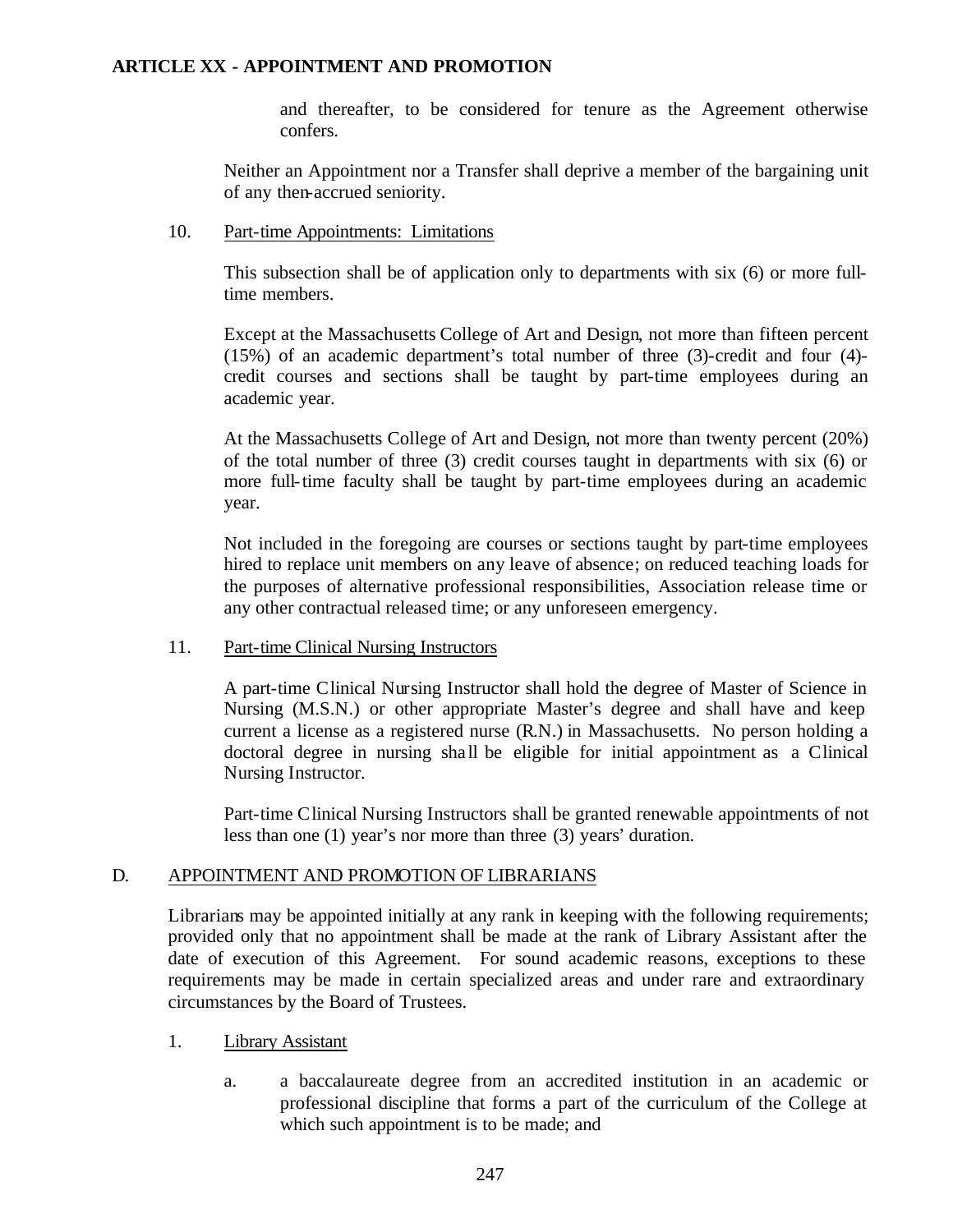and thereafter, to be considered for tenure as the Agreement otherwise confers.

Neither an Appointment nor a Transfer shall deprive a member of the bargaining unit of any then-accrued seniority.

10. Part-time Appointments: Limitations

This subsection shall be of application only to departments with six (6) or more full-time members.

Except at the Massachusetts College of Art and Design, not more than fifteen percent (15%) of an academic department's total number of three (3)-credit and four (4)-credit courses and sections shall be taught by part-time employees during an academic year.

At the Massachusetts College of Art and Design, not more than twenty percent (20%) of the total number of three (3) credit courses taught in departments with six (6) or more full-time faculty shall be taught by part-time employees during an academic year.

Not included in the foregoing are courses or sections taught by part-time employees hired to replace unit members on any leave of absence; on reduced teaching loads for the purposes of alternative professional responsibilities, Association release time or any other contractual released time; or any unforeseen emergency.

11. Part-time Clinical Nursing Instructors

A part-time Clinical Nursing Instructor shall hold the degree of Master of Science in Nursing (M.S.N.) or other appropriate Master's degree and shall have and keep current a license as a registered nurse (R.N.) in Massachusetts. No person holding a doctoral degree in nursing shall be eligible for initial appointment as a Clinical Nursing Instructor.

Part-time Clinical Nursing Instructors shall be granted renewable appointments of not less than one (1) year's nor more than three (3) years' duration.

D. APPOINTMENT AND PROMOTION OF LIBRARIANS

Librarians may be appointed initially at any rank in keeping with the following requirements; provided only that no appointment shall be made at the rank of Library Assistant after the date of execution of this Agreement. For sound academic reasons, exceptions to these requirements may be made in certain specialized areas and under rare and extraordinary circumstances by the Board of Trustees.

1. Library Assistant

   a. a baccalaureate degree from an accredited institution in an academic or professional discipline that forms a part of the curriculum of the College at which such appointment is to be made; and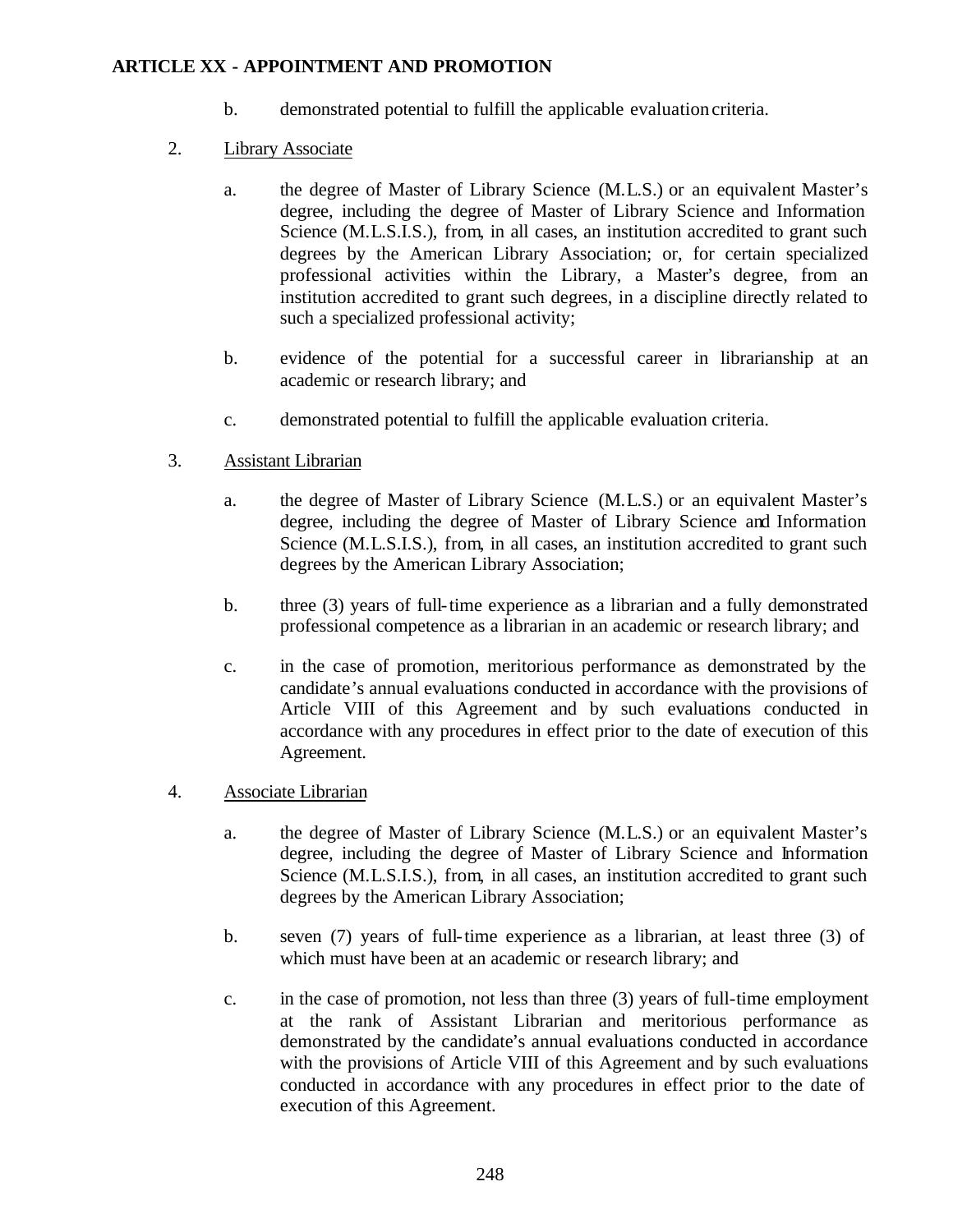**ARTICLE XX - APPOINTMENT AND PROMOTION**

b. demonstrated potential to fulfill the applicable evaluation criteria.

2. Library Associate

   a. the degree of Master of Library Science (M.L.S.) or an equivalent Master's degree, including the degree of Master of Library Science and Information Science (M.L.S.I.S.), from, in all cases, an institution accredited to grant such degrees by the American Library Association; or, for certain specialized professional activities within the Library, a Master's degree, from an institution accredited to grant such degrees, in a discipline directly related to such a specialized professional activity;

   b. evidence of the potential for a successful career in librarianship at an academic or research library; and

   c. demonstrated potential to fulfill the applicable evaluation criteria.

3. Assistant Librarian

   a. the degree of Master of Library Science (M.L.S.) or an equivalent Master's degree, including the degree of Master of Library Science and Information Science (M.L.S.I.S.), from, in all cases, an institution accredited to grant such degrees by the American Library Association;

   b. three (3) years of full-time experience as a librarian and a fully demonstrated professional competence as a librarian in an academic or research library; and

   c. in the case of promotion, meritorious performance as demonstrated by the candidate's annual evaluations conducted in accordance with the provisions of Article VIII of this Agreement and by such evaluations conducted in accordance with any procedures in effect prior to the date of execution of this Agreement.

4. Associate Librarian

   a. the degree of Master of Library Science (M.L.S.) or an equivalent Master's degree, including the degree of Master of Library Science and Information Science (M.L.S.I.S.), from, in all cases, an institution accredited to grant such degrees by the American Library Association;

   b. seven (7) years of full-time experience as a librarian, at least three (3) of which must have been at an academic or research library; and

   c. in the case of promotion, not less than three (3) years of full-time employment at the rank of Assistant Librarian and meritorious performance as demonstrated by the candidate's annual evaluations conducted in accordance with the provisions of Article VIII of this Agreement and by such evaluations conducted in accordance with any procedures in effect prior to the date of execution of this Agreement.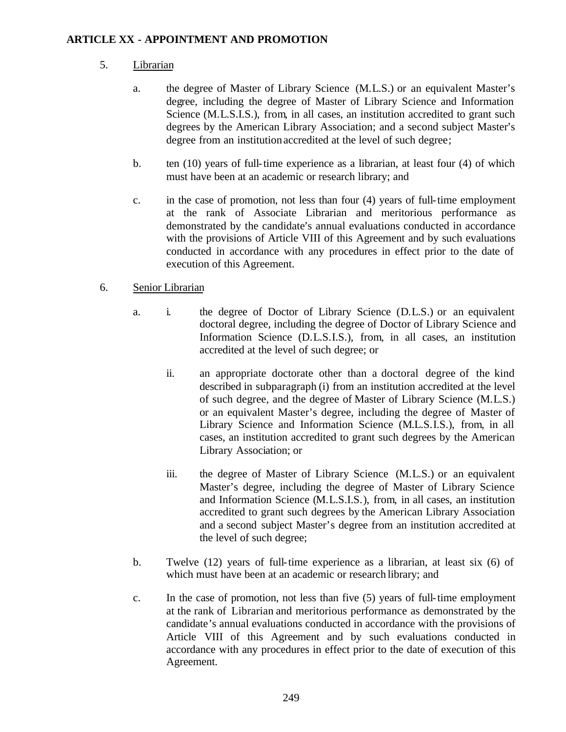**ARTICLE XX - APPOINTMENT AND PROMOTION**

5. Librarian

   a. the degree of Master of Library Science (M.L.S.) or an equivalent Master's degree, including the degree of Master of Library Science and Information Science (M.L.S.I.S.), from, in all cases, an institution accredited to grant such degrees by the American Library Association; and a second subject Master's degree from an institution accredited at the level of such degree;

   b. ten (10) years of full-time experience as a librarian, at least four (4) of which must have been at an academic or research library; and

   c. in the case of promotion, not less than four (4) years of full-time employment at the rank of Associate Librarian and meritorious performance as demonstrated by the candidate's annual evaluations conducted in accordance with the provisions of Article VIII of this Agreement and by such evaluations conducted in accordance with any procedures in effect prior to the date of execution of this Agreement.

6. Senior Librarian

   a. i. the degree of Doctor of Library Science (D.L.S.) or an equivalent doctoral degree, including the degree of Doctor of Library Science and Information Science (D.L.S.I.S.), from, in all cases, an institution accredited at the level of such degree; or

      ii. an appropriate doctorate other than a doctoral degree of the kind described in subparagraph (i) from an institution accredited at the level of such degree, and the degree of Master of Library Science (M.L.S.) or an equivalent Master's degree, including the degree of Master of Library Science and Information Science (M.L.S.I.S.), from, in all cases, an institution accredited to grant such degrees by the American Library Association; or

      iii. the degree of Master of Library Science (M.L.S.) or an equivalent Master's degree, including the degree of Master of Library Science and Information Science (M.L.S.I.S.), from, in all cases, an institution accredited to grant such degrees by the American Library Association and a second subject Master's degree from an institution accredited at the level of such degree;

   b. Twelve (12) years of full-time experience as a librarian, at least six (6) of which must have been at an academic or research library; and

   c. In the case of promotion, not less than five (5) years of full-time employment at the rank of Librarian and meritorious performance as demonstrated by the candidate's annual evaluations conducted in accordance with the provisions of Article VIII of this Agreement and by such evaluations conducted in accordance with any procedures in effect prior to the date of execution of this Agreement.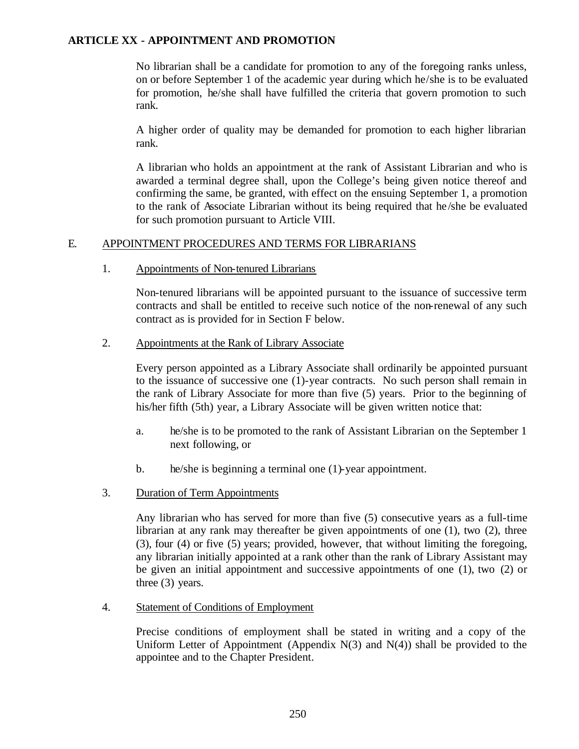**ARTICLE XX - APPOINTMENT AND PROMOTION**

No librarian shall be a candidate for promotion to any of the foregoing ranks unless, on or before September 1 of the academic year during which he/she is to be evaluated for promotion, he/she shall have fulfilled the criteria that govern promotion to such rank.

A higher order of quality may be demanded for promotion to each higher librarian rank.

A librarian who holds an appointment at the rank of Assistant Librarian and who is awarded a terminal degree shall, upon the College's being given notice thereof and confirming the same, be granted, with effect on the ensuing September 1, a promotion to the rank of Associate Librarian without its being required that he/she be evaluated for such promotion pursuant to Article VIII.

E. APPOINTMENT PROCEDURES AND TERMS FOR LIBRARIANS

1. Appointments of Non-tenured Librarians

Non-tenured librarians will be appointed pursuant to the issuance of successive term contracts and shall be entitled to receive such notice of the non-renewal of any such contract as is provided for in Section F below.

2. Appointments at the Rank of Library Associate

Every person appointed as a Library Associate shall ordinarily be appointed pursuant to the issuance of successive one (1)-year contracts. No such person shall remain in the rank of Library Associate for more than five (5) years. Prior to the beginning of his/her fifth (5th) year, a Library Associate will be given written notice that:

a. he/she is to be promoted to the rank of Assistant Librarian on the September 1 next following, or

b. he/she is beginning a terminal one (1)-year appointment.

3. Duration of Term Appointments

Any librarian who has served for more than five (5) consecutive years as a full-time librarian at any rank may thereafter be given appointments of one (1), two (2), three (3), four (4) or five (5) years; provided, however, that without limiting the foregoing, any librarian initially appointed at a rank other than the rank of Library Assistant may be given an initial appointment and successive appointments of one (1), two (2) or three (3) years.

4. Statement of Conditions of Employment

Precise conditions of employment shall be stated in writing and a copy of the Uniform Letter of Appointment (Appendix N(3) and N(4)) shall be provided to the appointee and to the Chapter President.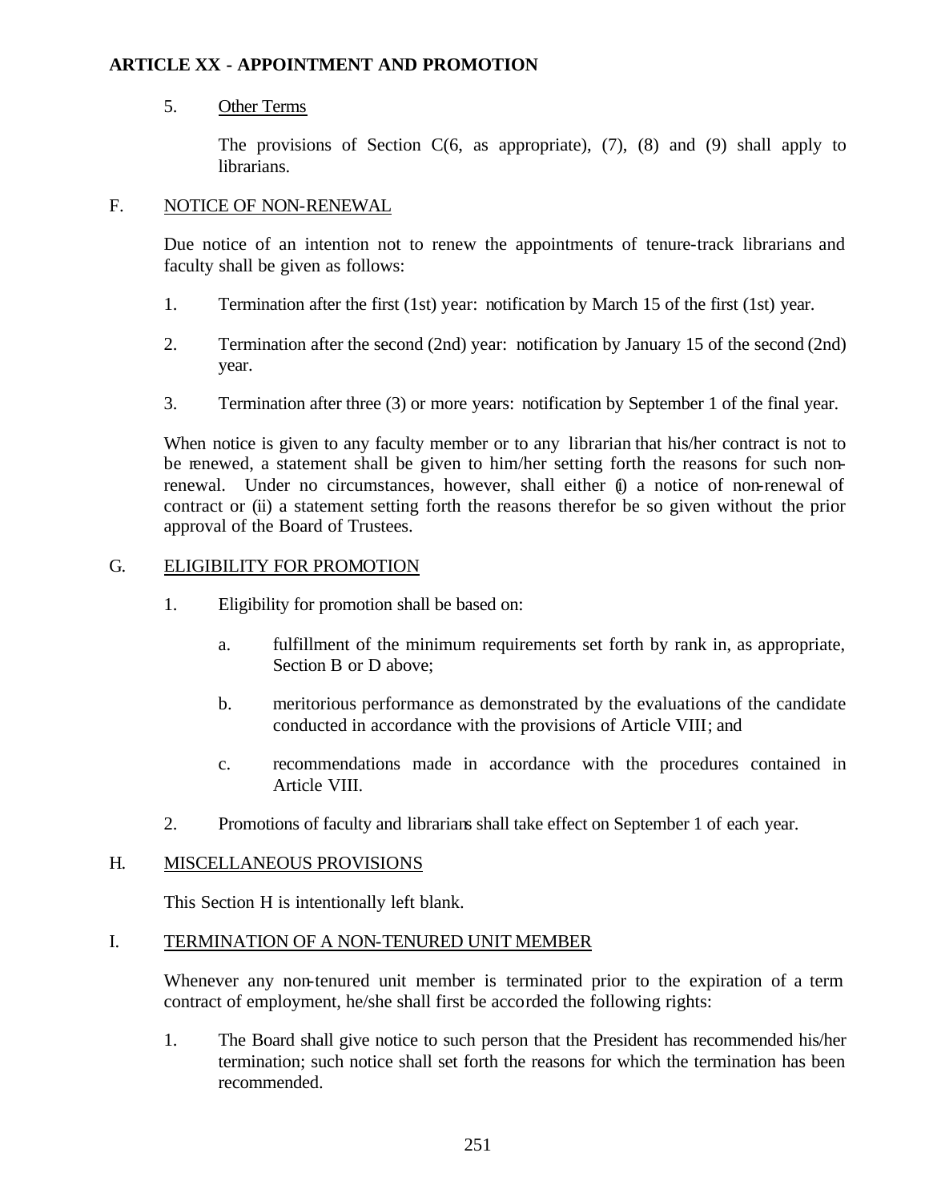# ARTICLE XX - APPOINTMENT AND PROMOTION

5. Other Terms

   The provisions of Section C(6, as appropriate), (7), (8) and (9) shall apply to librarians.

## F. NOTICE OF NON-RENEWAL

Due notice of an intention not to renew the appointments of tenure-track librarians and faculty shall be given as follows:

1. Termination after the first (1st) year: notification by March 15 of the first (1st) year.

2. Termination after the second (2nd) year: notification by January 15 of the second (2nd) year.

3. Termination after three (3) or more years: notification by September 1 of the final year.

When notice is given to any faculty member or to any librarian that his/her contract is not to be renewed, a statement shall be given to him/her setting forth the reasons for such non-renewal. Under no circumstances, however, shall either (i) a notice of non-renewal of contract or (ii) a statement setting forth the reasons therefor be so given without the prior approval of the Board of Trustees.

## G. ELIGIBILITY FOR PROMOTION

1. Eligibility for promotion shall be based on:

   a. fulfillment of the minimum requirements set forth by rank in, as appropriate, Section B or D above;

   b. meritorious performance as demonstrated by the evaluations of the candidate conducted in accordance with the provisions of Article VIII; and

   c. recommendations made in accordance with the procedures contained in Article VIII.

2. Promotions of faculty and librarians shall take effect on September 1 of each year.

## H. MISCELLANEOUS PROVISIONS

This Section H is intentionally left blank.

## I. TERMINATION OF A NON-TENURED UNIT MEMBER

Whenever any non-tenured unit member is terminated prior to the expiration of a term contract of employment, he/she shall first be accorded the following rights:

1. The Board shall give notice to such person that the President has recommended his/her termination; such notice shall set forth the reasons for which the termination has been recommended.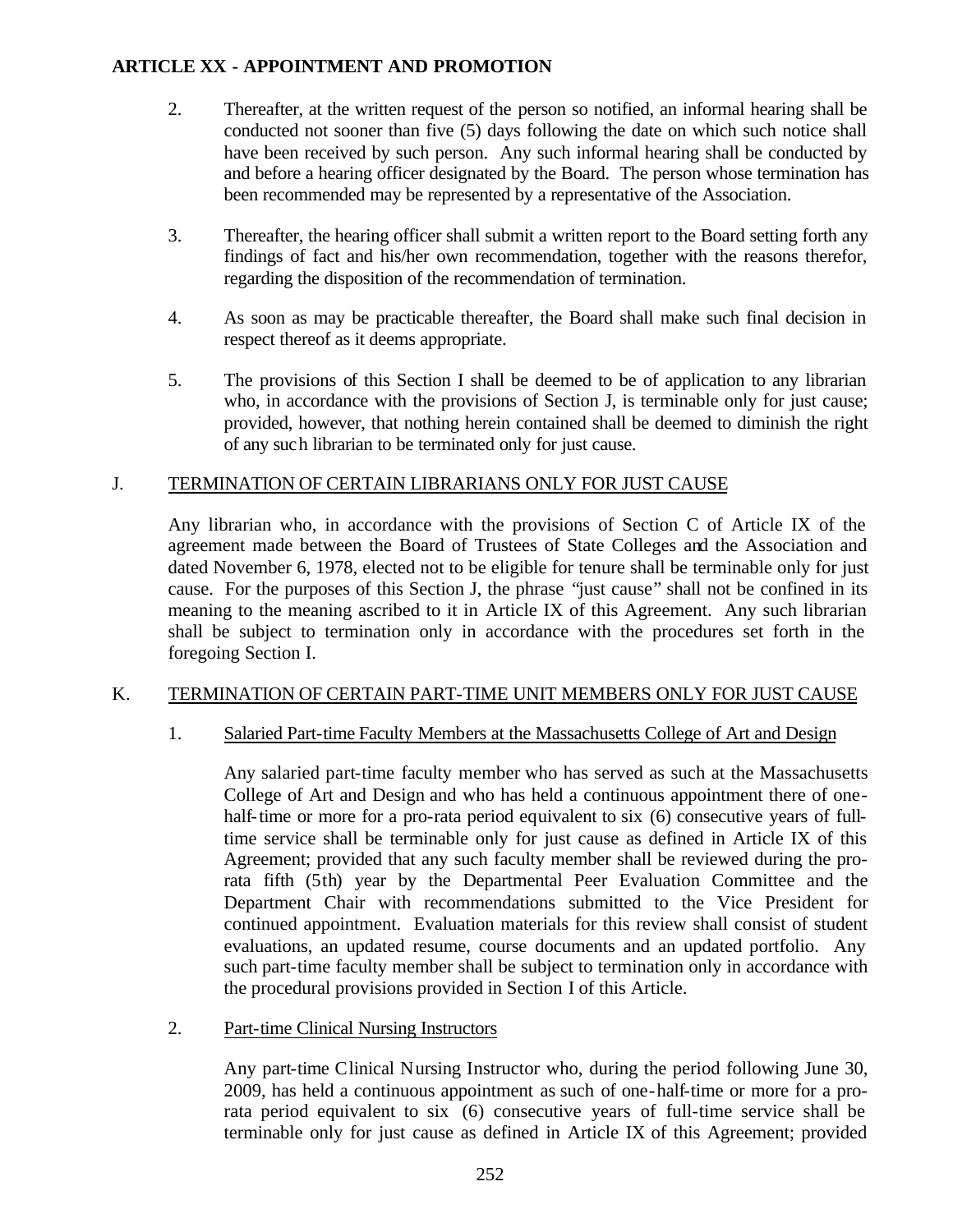2. Thereafter, at the written request of the person so notified, an informal hearing shall be conducted not sooner than five (5) days following the date on which such notice shall have been received by such person. Any such informal hearing shall be conducted by and before a hearing officer designated by the Board. The person whose termination has been recommended may be represented by a representative of the Association.

3. Thereafter, the hearing officer shall submit a written report to the Board setting forth any findings of fact and his/her own recommendation, together with the reasons therefor, regarding the disposition of the recommendation of termination.

4. As soon as may be practicable thereafter, the Board shall make such final decision in respect thereof as it deems appropriate.

5. The provisions of this Section I shall be deemed to be of application to any librarian who, in accordance with the provisions of Section J, is terminable only for just cause; provided, however, that nothing herein contained shall be deemed to diminish the right of any such librarian to be terminated only for just cause.

## J. TERMINATION OF CERTAIN LIBRARIANS ONLY FOR JUST CAUSE

Any librarian who, in accordance with the provisions of Section C of Article IX of the agreement made between the Board of Trustees of State Colleges and the Association and dated November 6, 1978, elected not to be eligible for tenure shall be terminable only for just cause. For the purposes of this Section J, the phrase "just cause" shall not be confined in its meaning to the meaning ascribed to it in Article IX of this Agreement. Any such librarian shall be subject to termination only in accordance with the procedures set forth in the foregoing Section I.

## K. TERMINATION OF CERTAIN PART-TIME UNIT MEMBERS ONLY FOR JUST CAUSE

### 1. Salaried Part-time Faculty Members at the Massachusetts College of Art and Design

Any salaried part-time faculty member who has served as such at the Massachusetts College of Art and Design and who has held a continuous appointment there of one-half-time or more for a pro-rata period equivalent to six (6) consecutive years of full-time service shall be terminable only for just cause as defined in Article IX of this Agreement; provided that any such faculty member shall be reviewed during the pro-rata fifth (5th) year by the Departmental Peer Evaluation Committee and the Department Chair with recommendations submitted to the Vice President for continued appointment. Evaluation materials for this review shall consist of student evaluations, an updated resume, course documents and an updated portfolio. Any such part-time faculty member shall be subject to termination only in accordance with the procedural provisions provided in Section I of this Article.

### 2. Part-time Clinical Nursing Instructors

Any part-time Clinical Nursing Instructor who, during the period following June 30, 2009, has held a continuous appointment as such of one-half-time or more for a pro-rata period equivalent to six (6) consecutive years of full-time service shall be terminable only for just cause as defined in Article IX of this Agreement; provided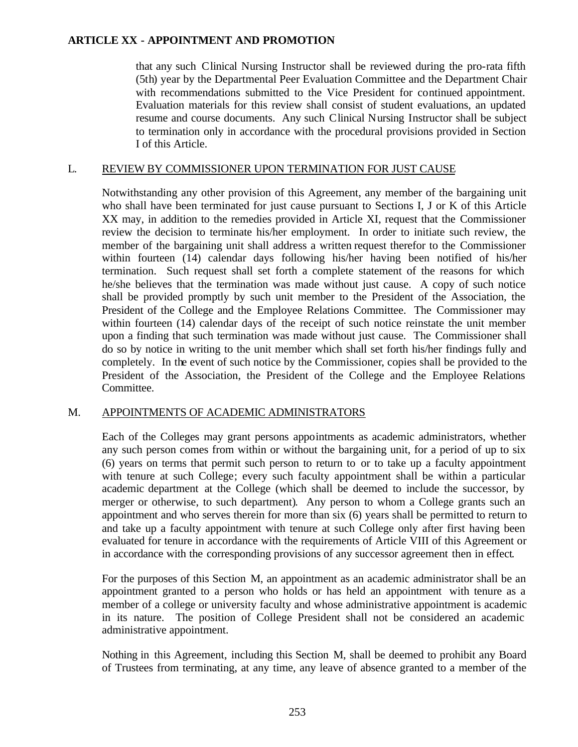that any such Clinical Nursing Instructor shall be reviewed during the pro-rata fifth (5th) year by the Departmental Peer Evaluation Committee and the Department Chair with recommendations submitted to the Vice President for continued appointment. Evaluation materials for this review shall consist of student evaluations, an updated resume and course documents. Any such Clinical Nursing Instructor shall be subject to termination only in accordance with the procedural provisions provided in Section I of this Article.

## L. REVIEW BY COMMISSIONER UPON TERMINATION FOR JUST CAUSE

Notwithstanding any other provision of this Agreement, any member of the bargaining unit who shall have been terminated for just cause pursuant to Sections I, J or K of this Article XX may, in addition to the remedies provided in Article XI, request that the Commissioner review the decision to terminate his/her employment. In order to initiate such review, the member of the bargaining unit shall address a written request therefor to the Commissioner within fourteen (14) calendar days following his/her having been notified of his/her termination. Such request shall set forth a complete statement of the reasons for which he/she believes that the termination was made without just cause. A copy of such notice shall be provided promptly by such unit member to the President of the Association, the President of the College and the Employee Relations Committee. The Commissioner may within fourteen (14) calendar days of the receipt of such notice reinstate the unit member upon a finding that such termination was made without just cause. The Commissioner shall do so by notice in writing to the unit member which shall set forth his/her findings fully and completely. In the event of such notice by the Commissioner, copies shall be provided to the President of the Association, the President of the College and the Employee Relations Committee.

## M. APPOINTMENTS OF ACADEMIC ADMINISTRATORS

Each of the Colleges may grant persons appointments as academic administrators, whether any such person comes from within or without the bargaining unit, for a period of up to six (6) years on terms that permit such person to return to or to take up a faculty appointment with tenure at such College; every such faculty appointment shall be within a particular academic department at the College (which shall be deemed to include the successor, by merger or otherwise, to such department). Any person to whom a College grants such an appointment and who serves therein for more than six (6) years shall be permitted to return to and take up a faculty appointment with tenure at such College only after first having been evaluated for tenure in accordance with the requirements of Article VIII of this Agreement or in accordance with the corresponding provisions of any successor agreement then in effect.

For the purposes of this Section M, an appointment as an academic administrator shall be an appointment granted to a person who holds or has held an appointment with tenure as a member of a college or university faculty and whose administrative appointment is academic in its nature. The position of College President shall not be considered an academic administrative appointment.

Nothing in this Agreement, including this Section M, shall be deemed to prohibit any Board of Trustees from terminating, at any time, any leave of absence granted to a member of the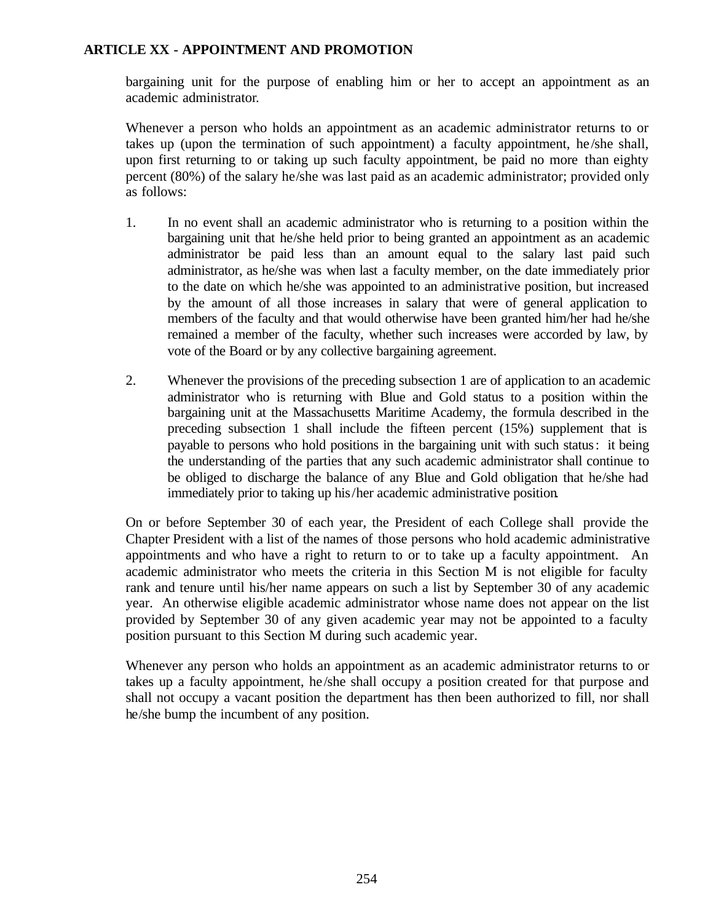bargaining unit for the purpose of enabling him or her to accept an appointment as an academic administrator.

Whenever a person who holds an appointment as an academic administrator returns to or takes up (upon the termination of such appointment) a faculty appointment, he/she shall, upon first returning to or taking up such faculty appointment, be paid no more than eighty percent (80%) of the salary he/she was last paid as an academic administrator; provided only as follows:

1. In no event shall an academic administrator who is returning to a position within the bargaining unit that he/she held prior to being granted an appointment as an academic administrator be paid less than an amount equal to the salary last paid such administrator, as he/she was when last a faculty member, on the date immediately prior to the date on which he/she was appointed to an administrative position, but increased by the amount of all those increases in salary that were of general application to members of the faculty and that would otherwise have been granted him/her had he/she remained a member of the faculty, whether such increases were accorded by law, by vote of the Board or by any collective bargaining agreement.

2. Whenever the provisions of the preceding subsection 1 are of application to an academic administrator who is returning with Blue and Gold status to a position within the bargaining unit at the Massachusetts Maritime Academy, the formula described in the preceding subsection 1 shall include the fifteen percent (15%) supplement that is payable to persons who hold positions in the bargaining unit with such status: it being the understanding of the parties that any such academic administrator shall continue to be obliged to discharge the balance of any Blue and Gold obligation that he/she had immediately prior to taking up his/her academic administrative position.

On or before September 30 of each year, the President of each College shall provide the Chapter President with a list of the names of those persons who hold academic administrative appointments and who have a right to return to or to take up a faculty appointment. An academic administrator who meets the criteria in this Section M is not eligible for faculty rank and tenure until his/her name appears on such a list by September 30 of any academic year. An otherwise eligible academic administrator whose name does not appear on the list provided by September 30 of any given academic year may not be appointed to a faculty position pursuant to this Section M during such academic year.

Whenever any person who holds an appointment as an academic administrator returns to or takes up a faculty appointment, he/she shall occupy a position created for that purpose and shall not occupy a vacant position the department has then been authorized to fill, nor shall he/she bump the incumbent of any position.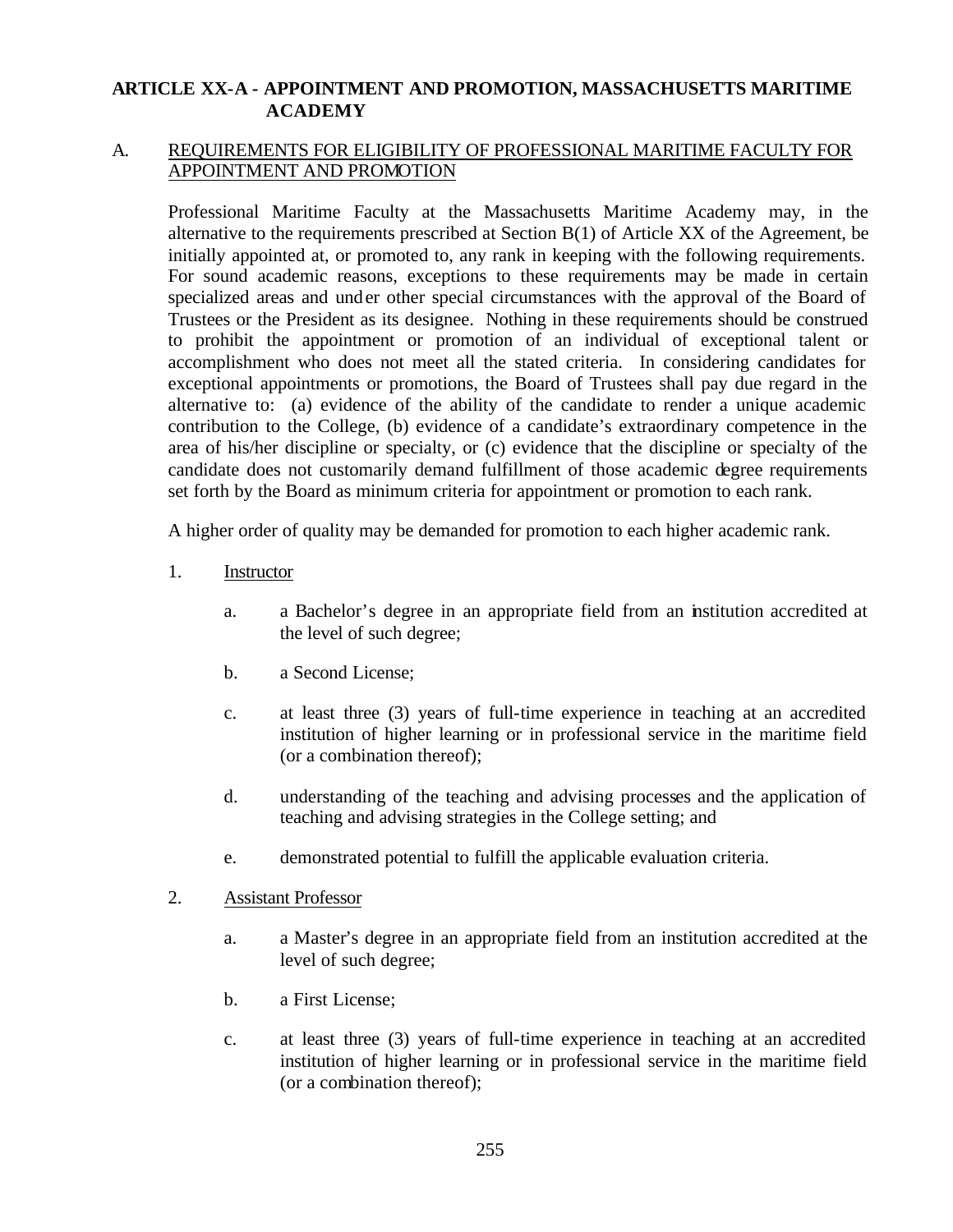## ARTICLE XX-A - APPOINTMENT AND PROMOTION, MASSACHUSETTS MARITIME ACADEMY

### A. REQUIREMENTS FOR ELIGIBILITY OF PROFESSIONAL MARITIME FACULTY FOR APPOINTMENT AND PROMOTION

Professional Maritime Faculty at the Massachusetts Maritime Academy may, in the alternative to the requirements prescribed at Section B(1) of Article XX of the Agreement, be initially appointed at, or promoted to, any rank in keeping with the following requirements. For sound academic reasons, exceptions to these requirements may be made in certain specialized areas and under other special circumstances with the approval of the Board of Trustees or the President as its designee. Nothing in these requirements should be construed to prohibit the appointment or promotion of an individual of exceptional talent or accomplishment who does not meet all the stated criteria. In considering candidates for exceptional appointments or promotions, the Board of Trustees shall pay due regard in the alternative to: (a) evidence of the ability of the candidate to render a unique academic contribution to the College, (b) evidence of a candidate's extraordinary competence in the area of his/her discipline or specialty, or (c) evidence that the discipline or specialty of the candidate does not customarily demand fulfillment of those academic degree requirements set forth by the Board as minimum criteria for appointment or promotion to each rank.

A higher order of quality may be demanded for promotion to each higher academic rank.

1. Instructor

   a. a Bachelor's degree in an appropriate field from an institution accredited at the level of such degree;

   b. a Second License;

   c. at least three (3) years of full-time experience in teaching at an accredited institution of higher learning or in professional service in the maritime field (or a combination thereof);

   d. understanding of the teaching and advising processes and the application of teaching and advising strategies in the College setting; and

   e. demonstrated potential to fulfill the applicable evaluation criteria.

2. Assistant Professor

   a. a Master's degree in an appropriate field from an institution accredited at the level of such degree;

   b. a First License;

   c. at least three (3) years of full-time experience in teaching at an accredited institution of higher learning or in professional service in the maritime field (or a combination thereof);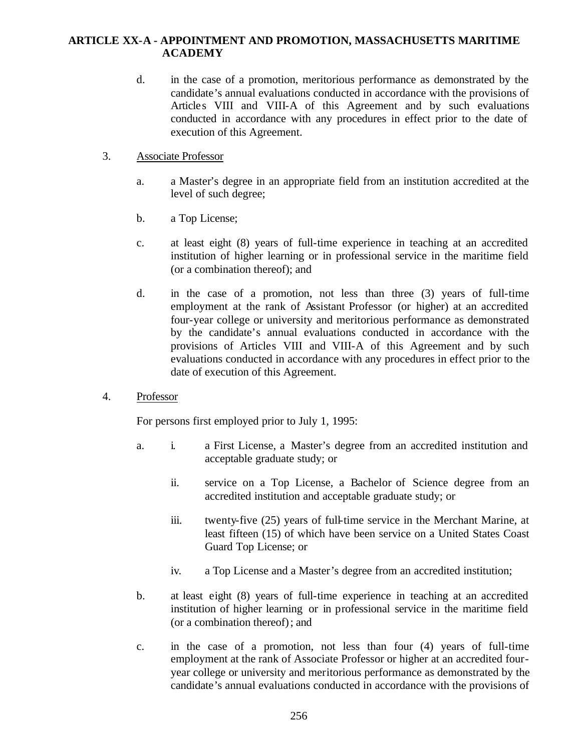d. in the case of a promotion, meritorious performance as demonstrated by the candidate's annual evaluations conducted in accordance with the provisions of Articles VIII and VIII-A of this Agreement and by such evaluations conducted in accordance with any procedures in effect prior to the date of execution of this Agreement.

3. Associate Professor

   a. a Master's degree in an appropriate field from an institution accredited at the level of such degree;

   b. a Top License;

   c. at least eight (8) years of full-time experience in teaching at an accredited institution of higher learning or in professional service in the maritime field (or a combination thereof); and

   d. in the case of a promotion, not less than three (3) years of full-time employment at the rank of Assistant Professor (or higher) at an accredited four-year college or university and meritorious performance as demonstrated by the candidate's annual evaluations conducted in accordance with the provisions of Articles VIII and VIII-A of this Agreement and by such evaluations conducted in accordance with any procedures in effect prior to the date of execution of this Agreement.

4. Professor

   For persons first employed prior to July 1, 1995:

   a. i. a First License, a Master's degree from an accredited institution and acceptable graduate study; or

      ii. service on a Top License, a Bachelor of Science degree from an accredited institution and acceptable graduate study; or

      iii. twenty-five (25) years of full-time service in the Merchant Marine, at least fifteen (15) of which have been service on a United States Coast Guard Top License; or

      iv. a Top License and a Master's degree from an accredited institution;

   b. at least eight (8) years of full-time experience in teaching at an accredited institution of higher learning or in professional service in the maritime field (or a combination thereof); and

   c. in the case of a promotion, not less than four (4) years of full-time employment at the rank of Associate Professor or higher at an accredited four-year college or university and meritorious performance as demonstrated by the candidate's annual evaluations conducted in accordance with the provisions of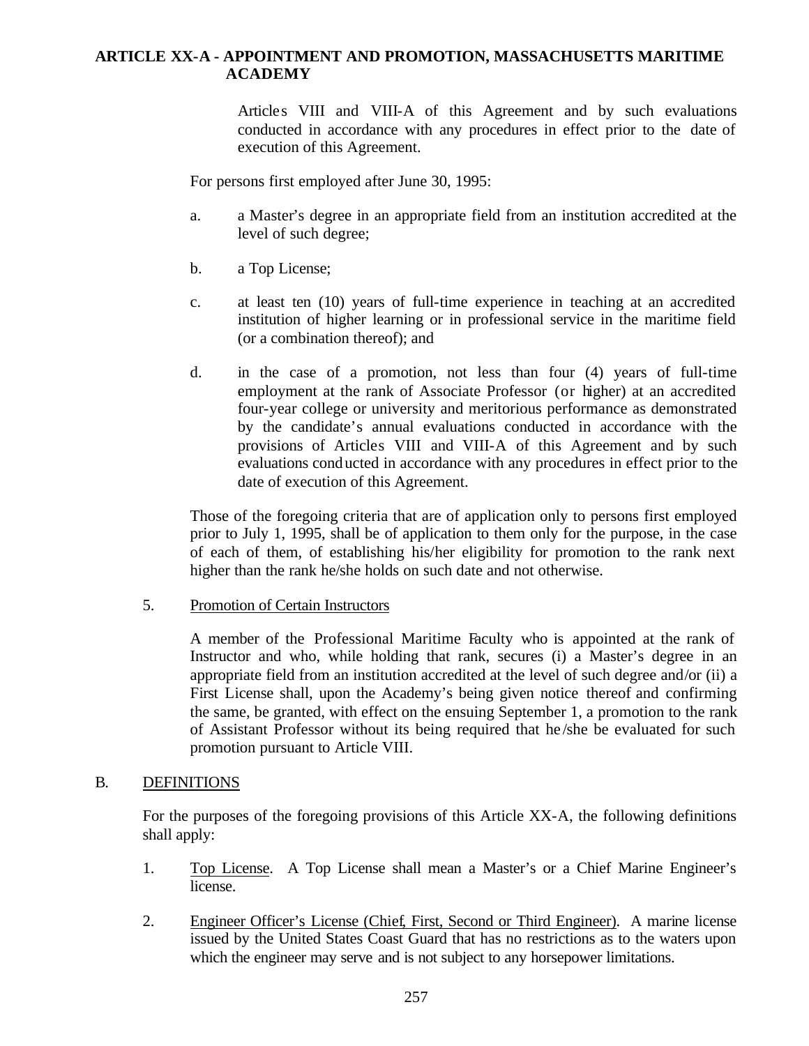Articles VIII and VIII-A of this Agreement and by such evaluations conducted in accordance with any procedures in effect prior to the date of execution of this Agreement.

For persons first employed after June 30, 1995:

a. a Master's degree in an appropriate field from an institution accredited at the level of such degree;

b. a Top License;

c. at least ten (10) years of full-time experience in teaching at an accredited institution of higher learning or in professional service in the maritime field (or a combination thereof); and

d. in the case of a promotion, not less than four (4) years of full-time employment at the rank of Associate Professor (or higher) at an accredited four-year college or university and meritorious performance as demonstrated by the candidate's annual evaluations conducted in accordance with the provisions of Articles VIII and VIII-A of this Agreement and by such evaluations conducted in accordance with any procedures in effect prior to the date of execution of this Agreement.

Those of the foregoing criteria that are of application only to persons first employed prior to July 1, 1995, shall be of application to them only for the purpose, in the case of each of them, of establishing his/her eligibility for promotion to the rank next higher than the rank he/she holds on such date and not otherwise.

5. Promotion of Certain Instructors

A member of the Professional Maritime Faculty who is appointed at the rank of Instructor and who, while holding that rank, secures (i) a Master's degree in an appropriate field from an institution accredited at the level of such degree and/or (ii) a First License shall, upon the Academy's being given notice thereof and confirming the same, be granted, with effect on the ensuing September 1, a promotion to the rank of Assistant Professor without its being required that he/she be evaluated for such promotion pursuant to Article VIII.

B. DEFINITIONS

For the purposes of the foregoing provisions of this Article XX-A, the following definitions shall apply:

1. Top License. A Top License shall mean a Master's or a Chief Marine Engineer's license.

2. Engineer Officer's License (Chief, First, Second or Third Engineer). A marine license issued by the United States Coast Guard that has no restrictions as to the waters upon which the engineer may serve and is not subject to any horsepower limitations.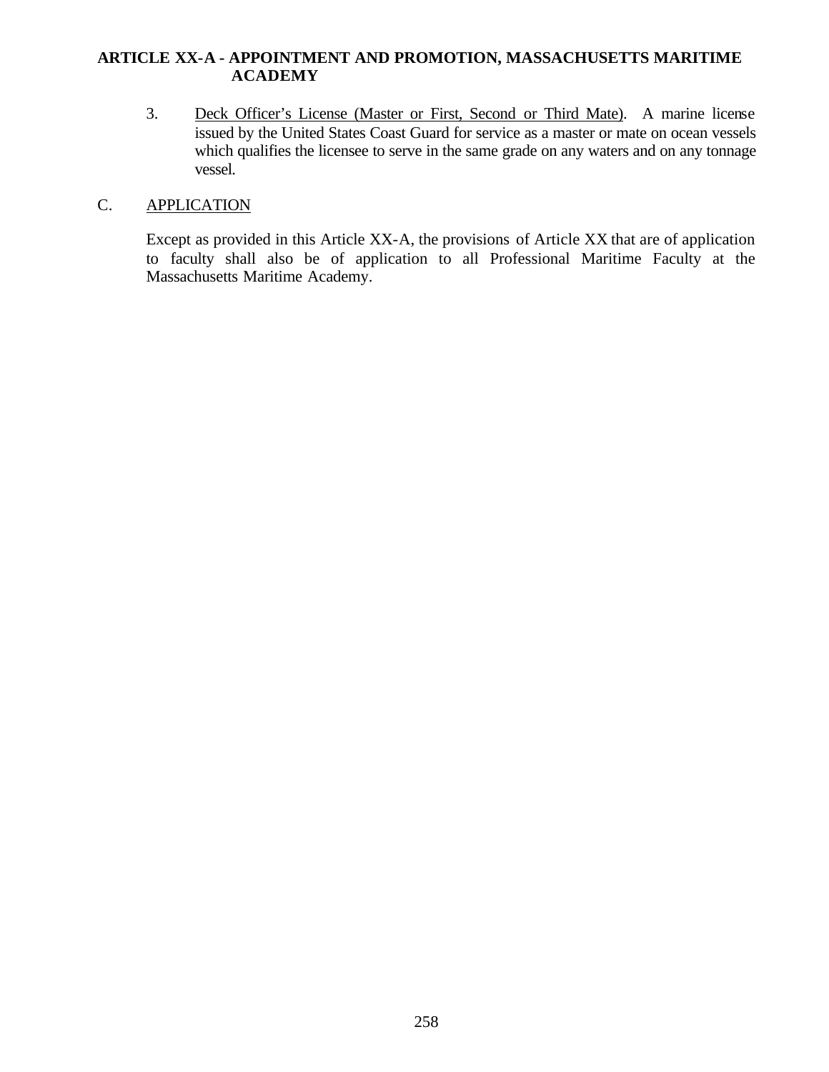3. Deck Officer's License (Master or First, Second or Third Mate). A marine license issued by the United States Coast Guard for service as a master or mate on ocean vessels which qualifies the licensee to serve in the same grade on any waters and on any tonnage vessel.

C. APPLICATION

Except as provided in this Article XX-A, the provisions of Article XX that are of application to faculty shall also be of application to all Professional Maritime Faculty at the Massachusetts Maritime Academy.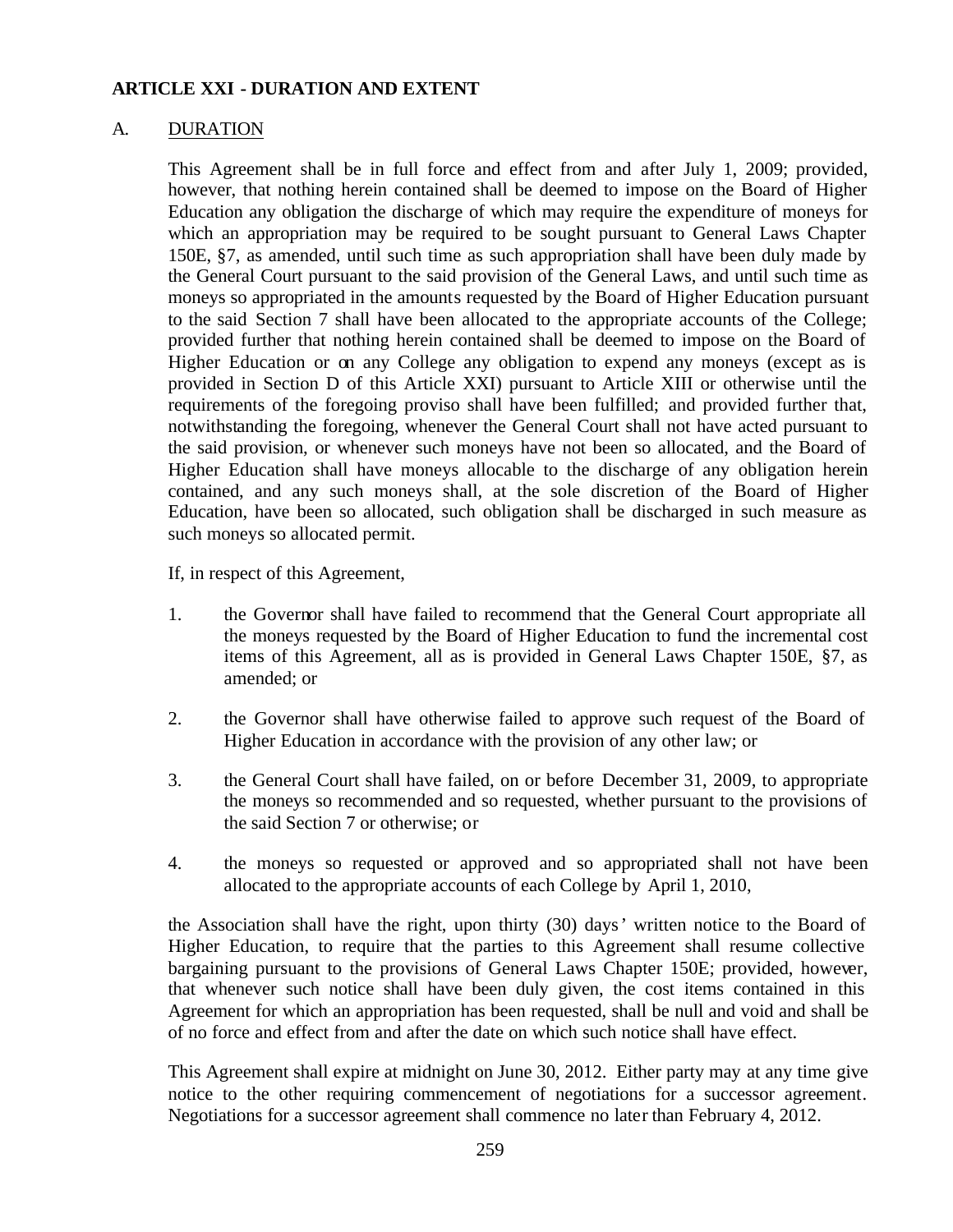## ARTICLE XXI - DURATION AND EXTENT

A. DURATION

This Agreement shall be in full force and effect from and after July 1, 2009; provided, however, that nothing herein contained shall be deemed to impose on the Board of Higher Education any obligation the discharge of which may require the expenditure of moneys for which an appropriation may be required to be sought pursuant to General Laws Chapter 150E, §7, as amended, until such time as such appropriation shall have been duly made by the General Court pursuant to the said provision of the General Laws, and until such time as moneys so appropriated in the amounts requested by the Board of Higher Education pursuant to the said Section 7 shall have been allocated to the appropriate accounts of the College; provided further that nothing herein contained shall be deemed to impose on the Board of Higher Education or on any College any obligation to expend any moneys (except as is provided in Section D of this Article XXI) pursuant to Article XIII or otherwise until the requirements of the foregoing proviso shall have been fulfilled; and provided further that, notwithstanding the foregoing, whenever the General Court shall not have acted pursuant to the said provision, or whenever such moneys have not been so allocated, and the Board of Higher Education shall have moneys allocable to the discharge of any obligation herein contained, and any such moneys shall, at the sole discretion of the Board of Higher Education, have been so allocated, such obligation shall be discharged in such measure as such moneys so allocated permit.

If, in respect of this Agreement,

1. the Governor shall have failed to recommend that the General Court appropriate all the moneys requested by the Board of Higher Education to fund the incremental cost items of this Agreement, all as is provided in General Laws Chapter 150E, §7, as amended; or

2. the Governor shall have otherwise failed to approve such request of the Board of Higher Education in accordance with the provision of any other law; or

3. the General Court shall have failed, on or before December 31, 2009, to appropriate the moneys so recommended and so requested, whether pursuant to the provisions of the said Section 7 or otherwise; or

4. the moneys so requested or approved and so appropriated shall not have been allocated to the appropriate accounts of each College by April 1, 2010,

the Association shall have the right, upon thirty (30) days' written notice to the Board of Higher Education, to require that the parties to this Agreement shall resume collective bargaining pursuant to the provisions of General Laws Chapter 150E; provided, however, that whenever such notice shall have been duly given, the cost items contained in this Agreement for which an appropriation has been requested, shall be null and void and shall be of no force and effect from and after the date on which such notice shall have effect.

This Agreement shall expire at midnight on June 30, 2012. Either party may at any time give notice to the other requiring commencement of negotiations for a successor agreement. Negotiations for a successor agreement shall commence no later than February 4, 2012.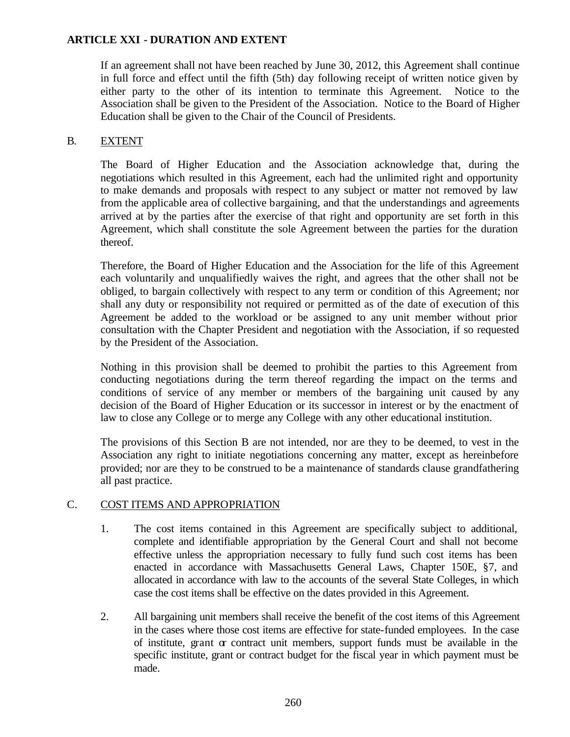## ARTICLE XXI - DURATION AND EXTENT

If an agreement shall not have been reached by June 30, 2012, this Agreement shall continue in full force and effect until the fifth (5th) day following receipt of written notice given by either party to the other of its intention to terminate this Agreement. Notice to the Association shall be given to the President of the Association. Notice to the Board of Higher Education shall be given to the Chair of the Council of Presidents.

### B. EXTENT

The Board of Higher Education and the Association acknowledge that, during the negotiations which resulted in this Agreement, each had the unlimited right and opportunity to make demands and proposals with respect to any subject or matter not removed by law from the applicable area of collective bargaining, and that the understandings and agreements arrived at by the parties after the exercise of that right and opportunity are set forth in this Agreement, which shall constitute the sole Agreement between the parties for the duration thereof.

Therefore, the Board of Higher Education and the Association for the life of this Agreement each voluntarily and unqualifiedly waives the right, and agrees that the other shall not be obliged, to bargain collectively with respect to any term or condition of this Agreement; nor shall any duty or responsibility not required or permitted as of the date of execution of this Agreement be added to the workload or be assigned to any unit member without prior consultation with the Chapter President and negotiation with the Association, if so requested by the President of the Association.

Nothing in this provision shall be deemed to prohibit the parties to this Agreement from conducting negotiations during the term thereof regarding the impact on the terms and conditions of service of any member or members of the bargaining unit caused by any decision of the Board of Higher Education or its successor in interest or by the enactment of law to close any College or to merge any College with any other educational institution.

The provisions of this Section B are not intended, nor are they to be deemed, to vest in the Association any right to initiate negotiations concerning any matter, except as hereinbefore provided; nor are they to be construed to be a maintenance of standards clause grandfathering all past practice.

### C. COST ITEMS AND APPROPRIATION

1. The cost items contained in this Agreement are specifically subject to additional, complete and identifiable appropriation by the General Court and shall not become effective unless the appropriation necessary to fully fund such cost items has been enacted in accordance with Massachusetts General Laws, Chapter 150E, §7, and allocated in accordance with law to the accounts of the several State Colleges, in which case the cost items shall be effective on the dates provided in this Agreement.

2. All bargaining unit members shall receive the benefit of the cost items of this Agreement in the cases where those cost items are effective for state-funded employees. In the case of institute, grant or contract unit members, support funds must be available in the specific institute, grant or contract budget for the fiscal year in which payment must be made.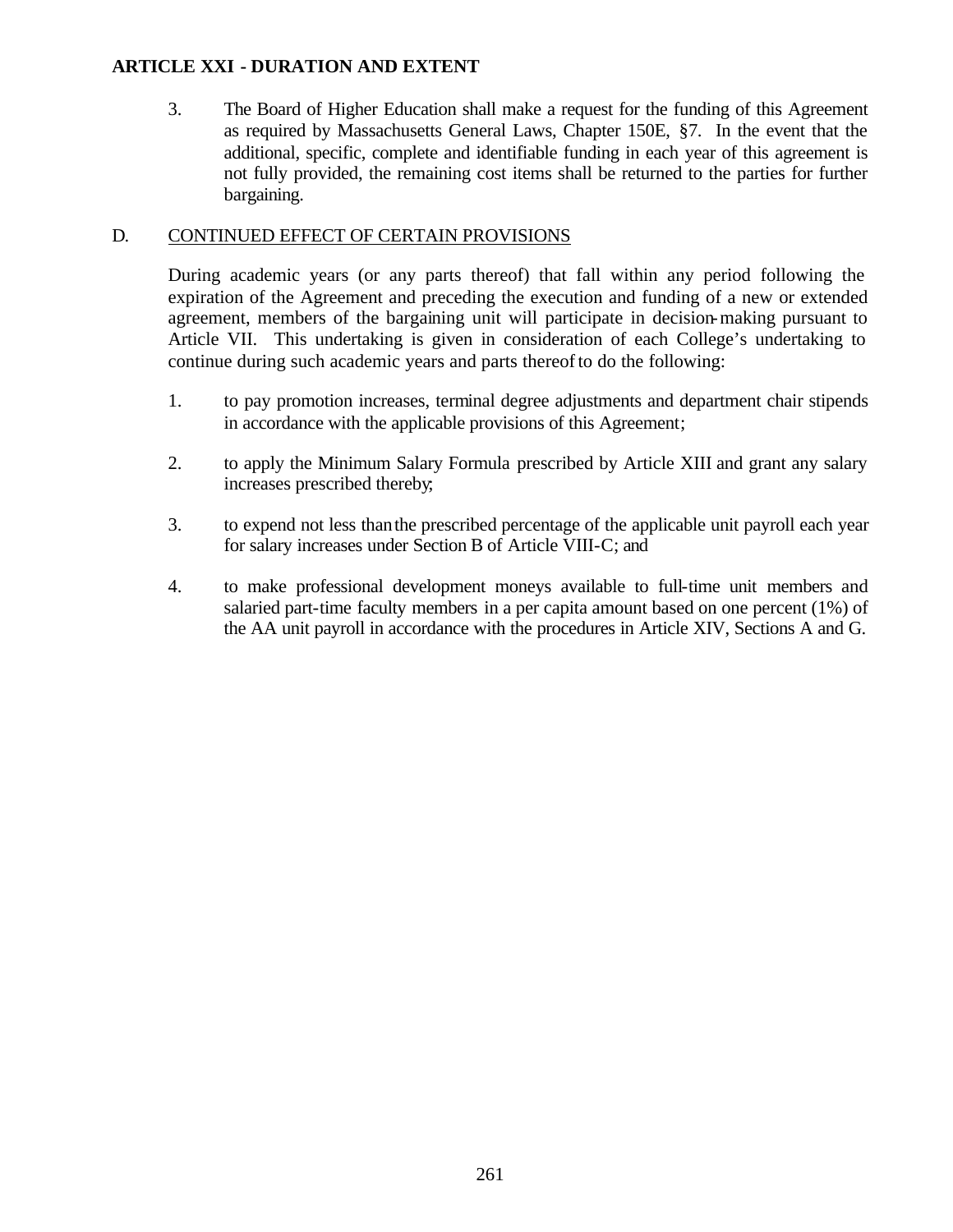# ARTICLE XXI - DURATION AND EXTENT

3. The Board of Higher Education shall make a request for the funding of this Agreement as required by Massachusetts General Laws, Chapter 150E, §7. In the event that the additional, specific, complete and identifiable funding in each year of this agreement is not fully provided, the remaining cost items shall be returned to the parties for further bargaining.

D. CONTINUED EFFECT OF CERTAIN PROVISIONS

During academic years (or any parts thereof) that fall within any period following the expiration of the Agreement and preceding the execution and funding of a new or extended agreement, members of the bargaining unit will participate in decision-making pursuant to Article VII. This undertaking is given in consideration of each College's undertaking to continue during such academic years and parts thereof to do the following:

1. to pay promotion increases, terminal degree adjustments and department chair stipends in accordance with the applicable provisions of this Agreement;

2. to apply the Minimum Salary Formula prescribed by Article XIII and grant any salary increases prescribed thereby;

3. to expend not less than the prescribed percentage of the applicable unit payroll each year for salary increases under Section B of Article VIII-C; and

4. to make professional development moneys available to full-time unit members and salaried part-time faculty members in a per capita amount based on one percent (1%) of the AA unit payroll in accordance with the procedures in Article XIV, Sections A and G.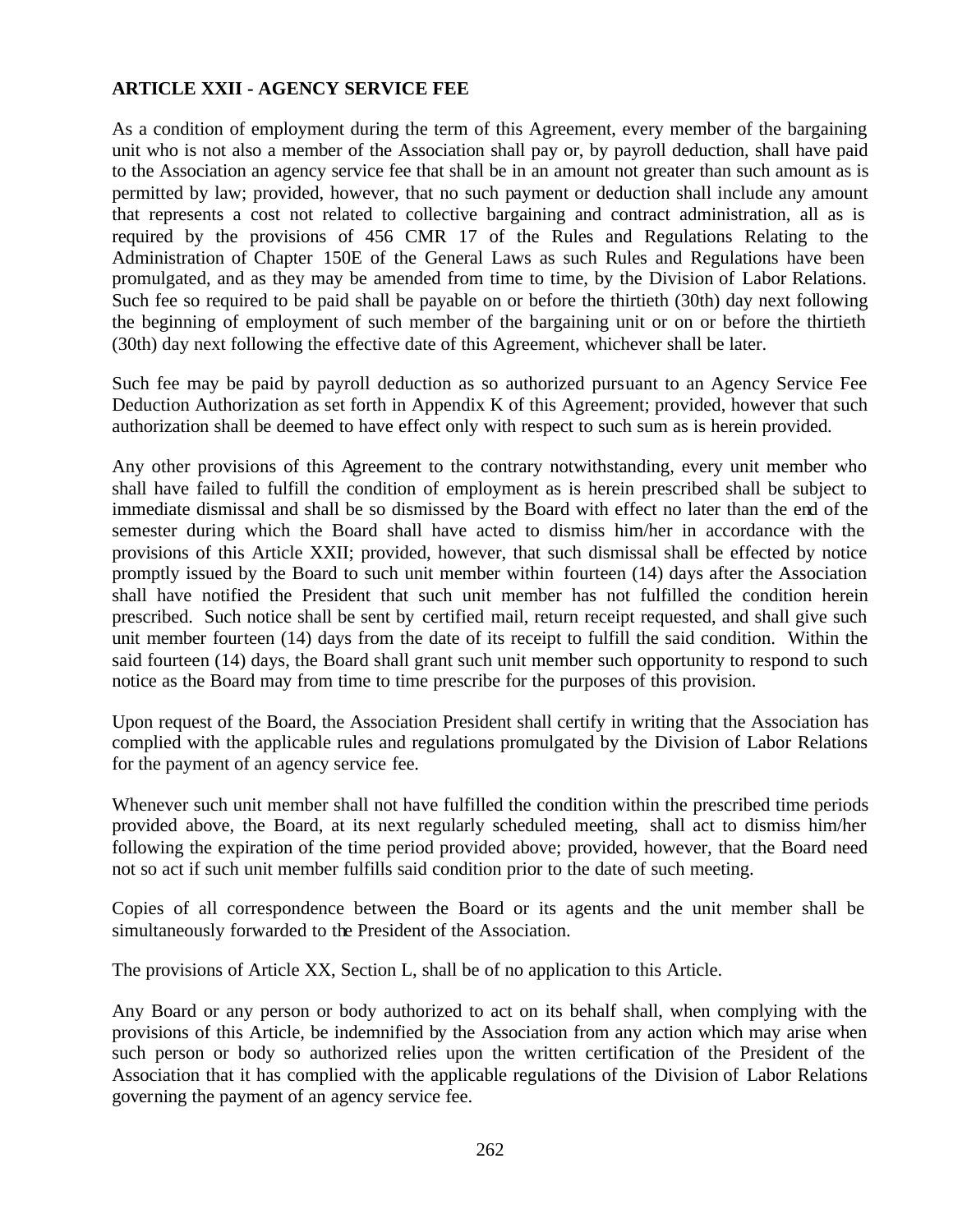**ARTICLE XXII - AGENCY SERVICE FEE**

As a condition of employment during the term of this Agreement, every member of the bargaining unit who is not also a member of the Association shall pay or, by payroll deduction, shall have paid to the Association an agency service fee that shall be in an amount not greater than such amount as is permitted by law; provided, however, that no such payment or deduction shall include any amount that represents a cost not related to collective bargaining and contract administration, all as is required by the provisions of 456 CMR 17 of the Rules and Regulations Relating to the Administration of Chapter 150E of the General Laws as such Rules and Regulations have been promulgated, and as they may be amended from time to time, by the Division of Labor Relations. Such fee so required to be paid shall be payable on or before the thirtieth (30th) day next following the beginning of employment of such member of the bargaining unit or on or before the thirtieth (30th) day next following the effective date of this Agreement, whichever shall be later.

Such fee may be paid by payroll deduction as so authorized pursuant to an Agency Service Fee Deduction Authorization as set forth in Appendix K of this Agreement; provided, however that such authorization shall be deemed to have effect only with respect to such sum as is herein provided.

Any other provisions of this Agreement to the contrary notwithstanding, every unit member who shall have failed to fulfill the condition of employment as is herein prescribed shall be subject to immediate dismissal and shall be so dismissed by the Board with effect no later than the end of the semester during which the Board shall have acted to dismiss him/her in accordance with the provisions of this Article XXII; provided, however, that such dismissal shall be effected by notice promptly issued by the Board to such unit member within fourteen (14) days after the Association shall have notified the President that such unit member has not fulfilled the condition herein prescribed. Such notice shall be sent by certified mail, return receipt requested, and shall give such unit member fourteen (14) days from the date of its receipt to fulfill the said condition. Within the said fourteen (14) days, the Board shall grant such unit member such opportunity to respond to such notice as the Board may from time to time prescribe for the purposes of this provision.

Upon request of the Board, the Association President shall certify in writing that the Association has complied with the applicable rules and regulations promulgated by the Division of Labor Relations for the payment of an agency service fee.

Whenever such unit member shall not have fulfilled the condition within the prescribed time periods provided above, the Board, at its next regularly scheduled meeting, shall act to dismiss him/her following the expiration of the time period provided above; provided, however, that the Board need not so act if such unit member fulfills said condition prior to the date of such meeting.

Copies of all correspondence between the Board or its agents and the unit member shall be simultaneously forwarded to the President of the Association.

The provisions of Article XX, Section L, shall be of no application to this Article.

Any Board or any person or body authorized to act on its behalf shall, when complying with the provisions of this Article, be indemnified by the Association from any action which may arise when such person or body so authorized relies upon the written certification of the President of the Association that it has complied with the applicable regulations of the Division of Labor Relations governing the payment of an agency service fee.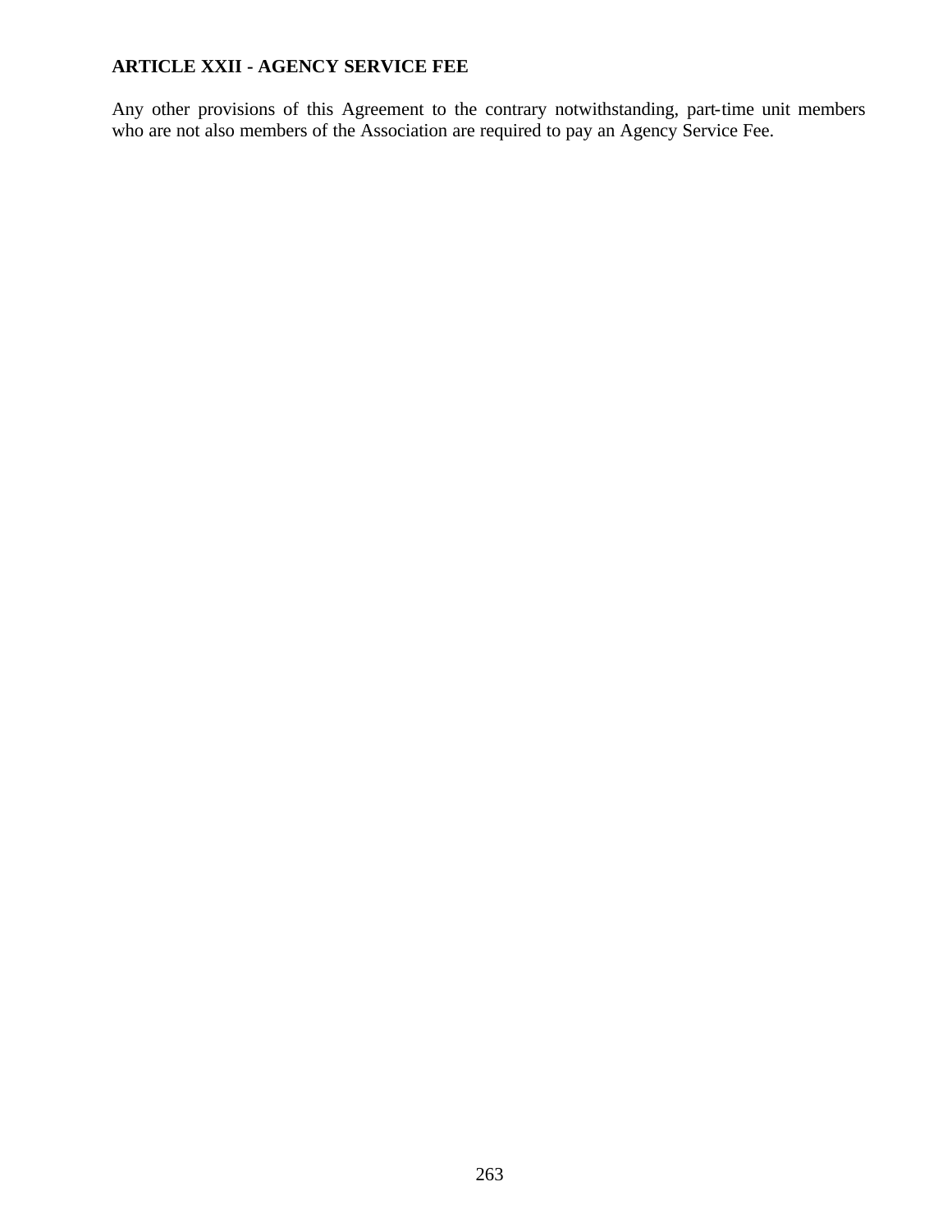**ARTICLE XXII - AGENCY SERVICE FEE**

Any other provisions of this Agreement to the contrary notwithstanding, part-time unit members who are not also members of the Association are required to pay an Agency Service Fee.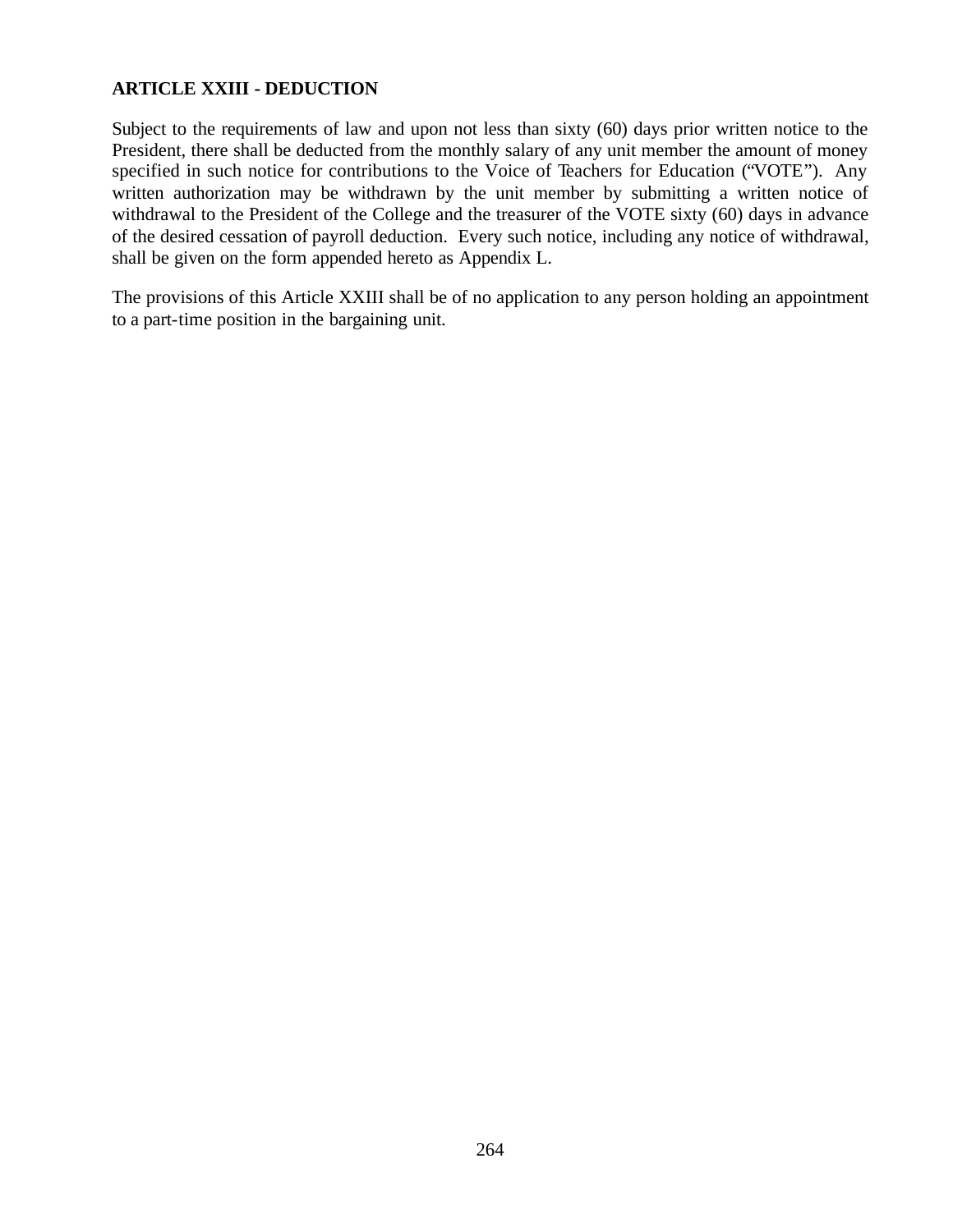**ARTICLE XXIII - DEDUCTION**

Subject to the requirements of law and upon not less than sixty (60) days prior written notice to the President, there shall be deducted from the monthly salary of any unit member the amount of money specified in such notice for contributions to the Voice of Teachers for Education ("VOTE"). Any written authorization may be withdrawn by the unit member by submitting a written notice of withdrawal to the President of the College and the treasurer of the VOTE sixty (60) days in advance of the desired cessation of payroll deduction. Every such notice, including any notice of withdrawal, shall be given on the form appended hereto as Appendix L.

The provisions of this Article XXIII shall be of no application to any person holding an appointment to a part-time position in the bargaining unit.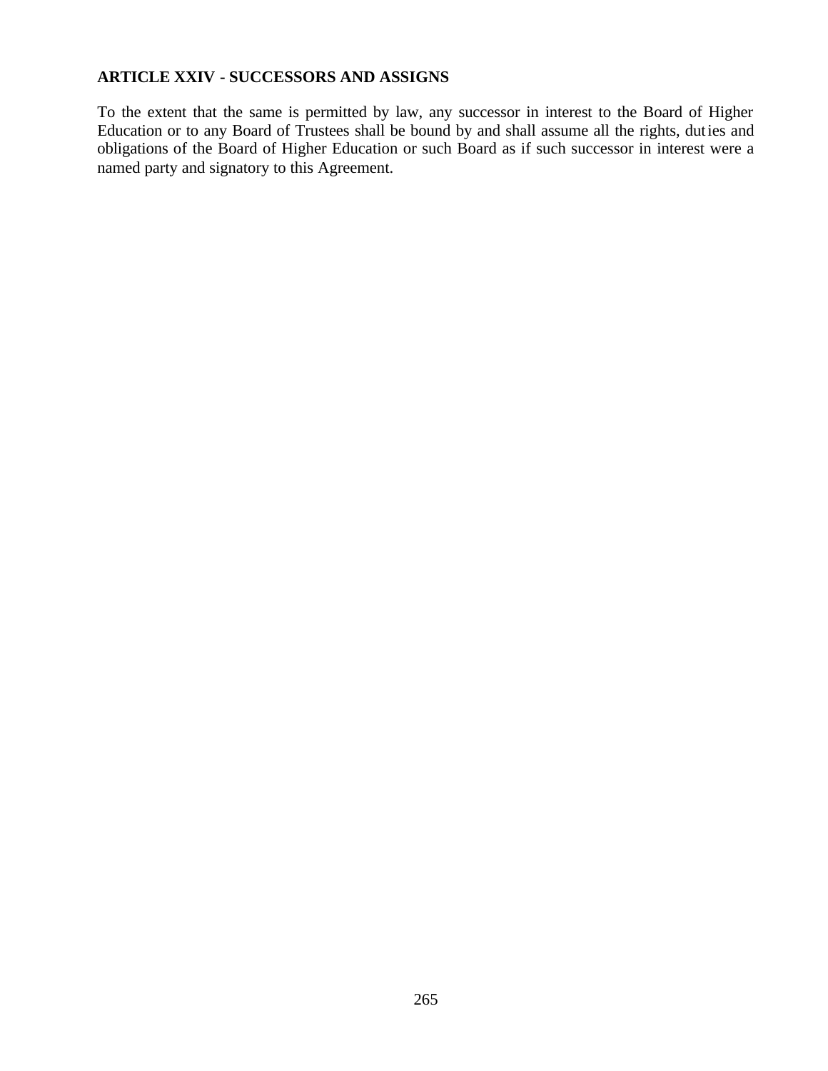**ARTICLE XXIV - SUCCESSORS AND ASSIGNS**

To the extent that the same is permitted by law, any successor in interest to the Board of Higher Education or to any Board of Trustees shall be bound by and shall assume all the rights, duties and obligations of the Board of Higher Education or such Board as if such successor in interest were a named party and signatory to this Agreement.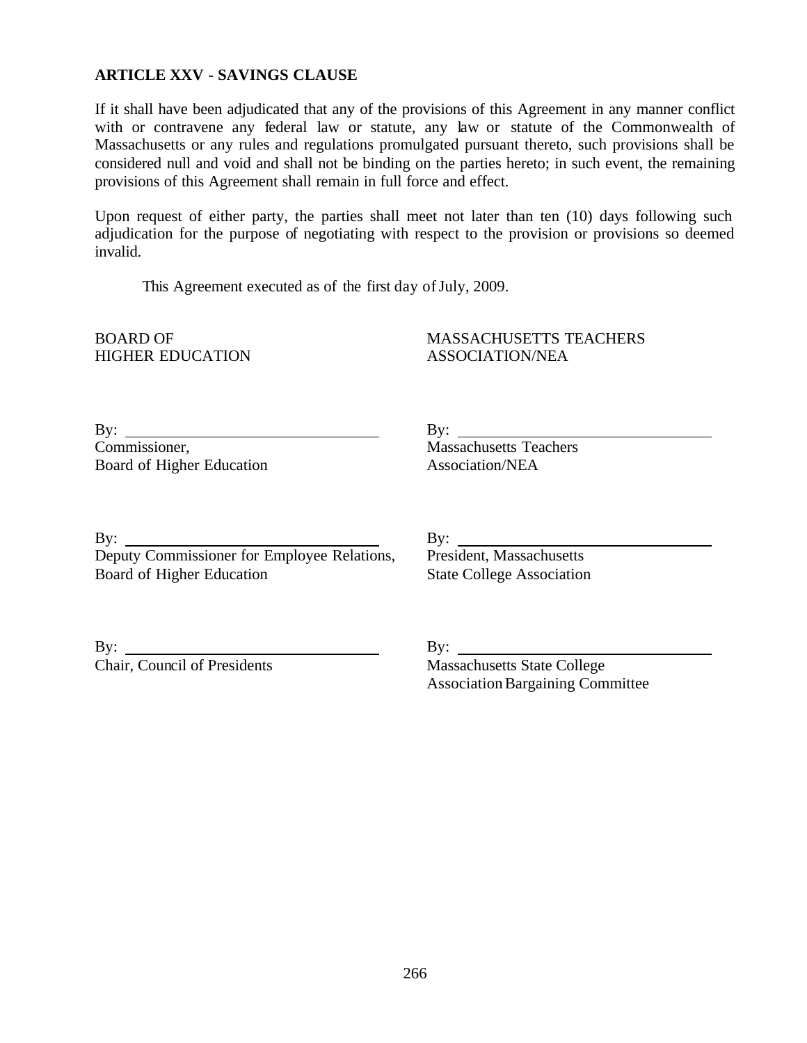**ARTICLE XXV - SAVINGS CLAUSE**

If it shall have been adjudicated that any of the provisions of this Agreement in any manner conflict with or contravene any federal law or statute, any law or statute of the Commonwealth of Massachusetts or any rules and regulations promulgated pursuant thereto, such provisions shall be considered null and void and shall not be binding on the parties hereto; in such event, the remaining provisions of this Agreement shall remain in full force and effect.

Upon request of either party, the parties shall meet not later than ten (10) days following such adjudication for the purpose of negotiating with respect to the provision or provisions so deemed invalid.

This Agreement executed as of the first day of July, 2009.

| BOARD OF HIGHER EDUCATION | MASSACHUSETTS TEACHERS ASSOCIATION/NEA |
| --- | --- |
| By: ______________________ | By: ______________________ |
| Commissioner, Board of Higher Education | Massachusetts Teachers Association/NEA |
| By: ______________________ | By: ______________________ |
| Deputy Commissioner for Employee Relations, Board of Higher Education | President, Massachusetts State College Association |
| By: ______________________ | By: ______________________ |
| Chair, Council of Presidents | Massachusetts State College Association Bargaining Committee |